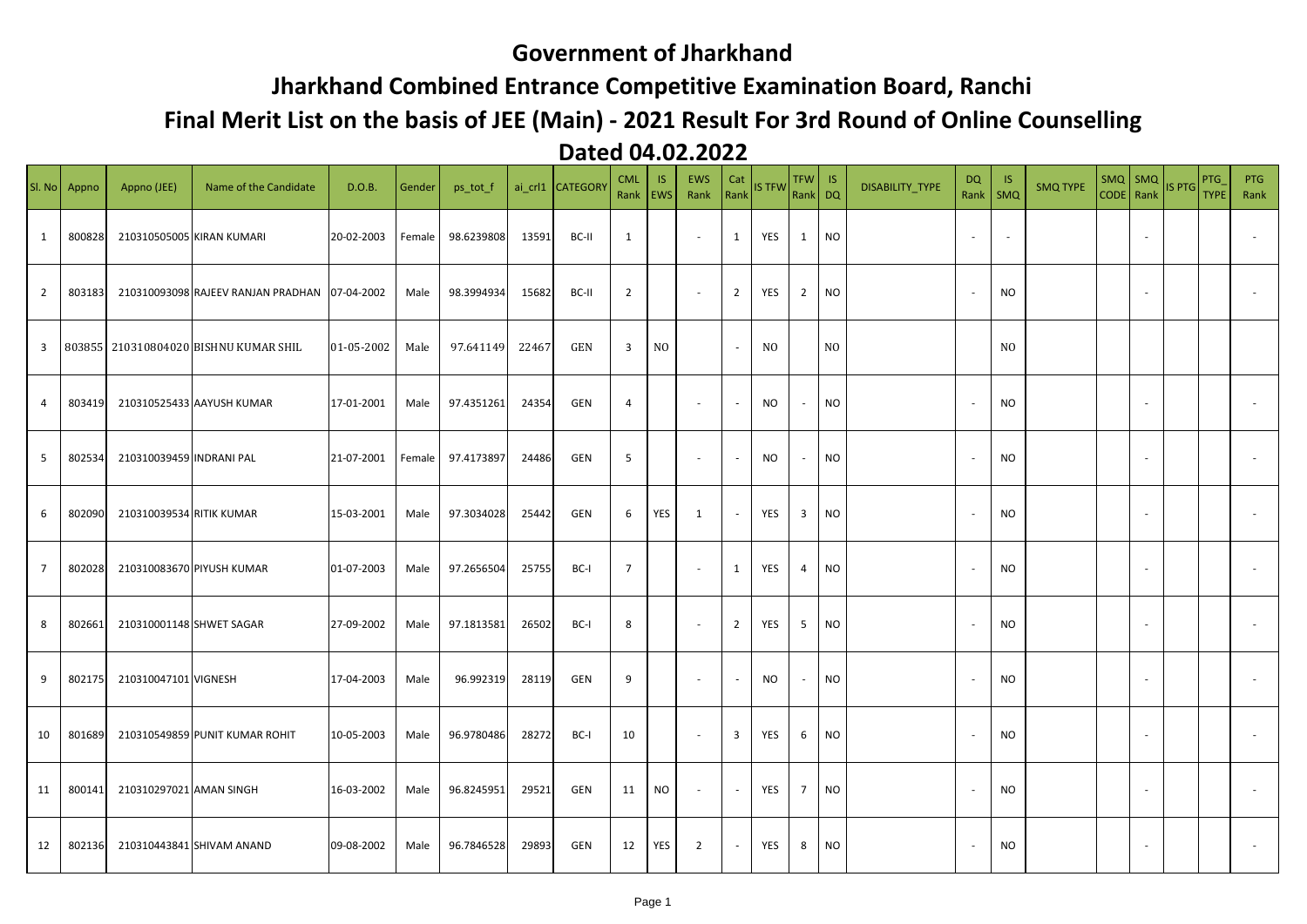# Government of Jharkhand

## Jharkhand Combined Entrance Competitive Examination Board, Ranchi

## Final Merit List on the basis of JEE (Main) - 2021 Result For 3rd Round of Online Counselling

## Dated 04.02.2022

| Sl. No | Appno | Appno (JEE) | Name of the Candidate | D.O.B. | Gender | ps_tot_f | ai_crl1 | CATEGORY | CML Rank | IS EWS | EWS Rank | Cat Rank | IS TFW | TFW Rank | IS DQ | DISABILITY_TYPE | DQ Rank | IS SMQ | SMQ TYPE | SMQ CODE | SMQ Rank | IS PTG | PTG_TYPE | PTG Rank |
|---|---|---|---|---|---|---|---|---|---|---|---|---|---|---|---|---|---|---|---|---|---|---|---|---|
| 1 | 800828 | 210310505005 | KIRAN KUMARI | 20-02-2003 | Female | 98.6239808 | 13591 | BC-II | 1 | | - | 1 | YES | 1 | NO | | - | - | | | - | | | - |
| 2 | 803183 | 210310093098 | RAJEEV RANJAN PRADHAN | 07-04-2002 | Male | 98.3994934 | 15682 | BC-II | 2 | | - | 2 | YES | 2 | NO | | - | NO | | | - | | | - |
| 3 | 803855 | 210310804020 | BISHNU KUMAR SHIL | 01-05-2002 | Male | 97.641149 | 22467 | GEN | 3 | NO | | - | NO | | NO | | | NO | | | | | | |
| 4 | 803419 | 210310525433 | AAYUSH KUMAR | 17-01-2001 | Male | 97.4351261 | 24354 | GEN | 4 | | - | - | NO | - | NO | | - | NO | | | - | | | - |
| 5 | 802534 | 210310039459 | INDRANI PAL | 21-07-2001 | Female | 97.4173897 | 24486 | GEN | 5 | | - | - | NO | - | NO | | - | NO | | | - | | | - |
| 6 | 802090 | 210310039534 | RITIK KUMAR | 15-03-2001 | Male | 97.3034028 | 25442 | GEN | 6 | YES | 1 | - | YES | 3 | NO | | - | NO | | | - | | | - |
| 7 | 802028 | 210310083670 | PIYUSH KUMAR | 01-07-2003 | Male | 97.2656504 | 25755 | BC-I | 7 | | - | 1 | YES | 4 | NO | | - | NO | | | - | | | - |
| 8 | 802661 | 210310001148 | SHWET SAGAR | 27-09-2002 | Male | 97.1813581 | 26502 | BC-I | 8 | | - | 2 | YES | 5 | NO | | - | NO | | | - | | | - |
| 9 | 802175 | 210310047101 | VIGNESH | 17-04-2003 | Male | 96.992319 | 28119 | GEN | 9 | | - | - | NO | - | NO | | - | NO | | | - | | | - |
| 10 | 801689 | 210310549859 | PUNIT KUMAR ROHIT | 10-05-2003 | Male | 96.9780486 | 28272 | BC-I | 10 | | - | 3 | YES | 6 | NO | | - | NO | | | - | | | - |
| 11 | 800141 | 210310297021 | AMAN SINGH | 16-03-2002 | Male | 96.8245951 | 29521 | GEN | 11 | NO | - | - | YES | 7 | NO | | - | NO | | | - | | | - |
| 12 | 802136 | 210310443841 | SHIVAM ANAND | 09-08-2002 | Male | 96.7846528 | 29893 | GEN | 12 | YES | 2 | - | YES | 8 | NO | | - | NO | | | - | | | - |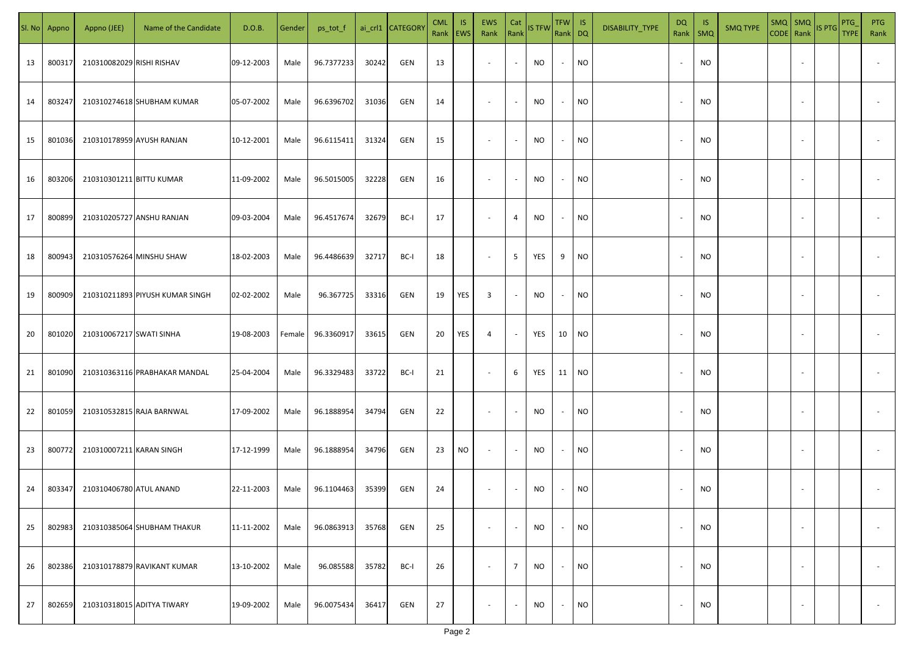| Sl. No | Appno | Appno (JEE) | Name of the Candidate | D.O.B. | Gender | ps_tot_f | ai_crl1 | CATEGORY | CML Rank | IS EWS | EWS Rank | Cat Rank | IS TFW | TFW Rank | IS DQ | DISABILITY_TYPE | DQ Rank | IS SMQ | SMQ TYPE | SMQ CODE | SMQ Rank | IS PTG | PTG_TYPE | PTG Rank |
|---|---|---|---|---|---|---|---|---|---|---|---|---|---|---|---|---|---|---|---|---|---|---|---|---|
| 13 | 800317 | 210310082029 | RISHI RISHAV | 09-12-2003 | Male | 96.7377233 | 30242 | GEN | 13 | | - | - | NO | - | NO | | - | NO | | | - | | | - |
| 14 | 803247 | 210310274618 | SHUBHAM KUMAR | 05-07-2002 | Male | 96.6396702 | 31036 | GEN | 14 | | - | - | NO | - | NO | | - | NO | | | - | | | - |
| 15 | 801036 | 210310178959 | AYUSH RANJAN | 10-12-2001 | Male | 96.6115411 | 31324 | GEN | 15 | | - | - | NO | - | NO | | - | NO | | | - | | | - |
| 16 | 803206 | 210310301211 | BITTU KUMAR | 11-09-2002 | Male | 96.5015005 | 32228 | GEN | 16 | | - | - | NO | - | NO | | - | NO | | | - | | | - |
| 17 | 800899 | 210310205727 | ANSHU RANJAN | 09-03-2004 | Male | 96.4517674 | 32679 | BC-I | 17 | | - | 4 | NO | - | NO | | - | NO | | | - | | | - |
| 18 | 800943 | 210310576264 | MINSHU SHAW | 18-02-2003 | Male | 96.4486639 | 32717 | BC-I | 18 | | - | 5 | YES | 9 | NO | | - | NO | | | - | | | - |
| 19 | 800909 | 210310211893 | PIYUSH KUMAR SINGH | 02-02-2002 | Male | 96.367725 | 33316 | GEN | 19 | YES | 3 | - | NO | - | NO | | - | NO | | | - | | | - |
| 20 | 801020 | 210310067217 | SWATI SINHA | 19-08-2003 | Female | 96.3360917 | 33615 | GEN | 20 | YES | 4 | - | YES | 10 | NO | | - | NO | | | - | | | - |
| 21 | 801090 | 210310363116 | PRABHAKAR MANDAL | 25-04-2004 | Male | 96.3329483 | 33722 | BC-I | 21 | | - | 6 | YES | 11 | NO | | - | NO | | | - | | | - |
| 22 | 801059 | 210310532815 | RAJA BARNWAL | 17-09-2002 | Male | 96.1888954 | 34794 | GEN | 22 | | - | - | NO | - | NO | | - | NO | | | - | | | - |
| 23 | 800772 | 210310007211 | KARAN SINGH | 17-12-1999 | Male | 96.1888954 | 34796 | GEN | 23 | NO | - | - | NO | - | NO | | - | NO | | | - | | | - |
| 24 | 803347 | 210310406780 | ATUL ANAND | 22-11-2003 | Male | 96.1104463 | 35399 | GEN | 24 | | - | - | NO | - | NO | | - | NO | | | - | | | - |
| 25 | 802983 | 210310385064 | SHUBHAM THAKUR | 11-11-2002 | Male | 96.0863913 | 35768 | GEN | 25 | | - | - | NO | - | NO | | - | NO | | | - | | | - |
| 26 | 802386 | 210310178879 | RAVIKANT KUMAR | 13-10-2002 | Male | 96.085588 | 35782 | BC-I | 26 | | - | 7 | NO | - | NO | | - | NO | | | - | | | - |
| 27 | 802659 | 210310318015 | ADITYA TIWARY | 19-09-2002 | Male | 96.0075434 | 36417 | GEN | 27 | | - | - | NO | - | NO | | - | NO | | | - | | | - |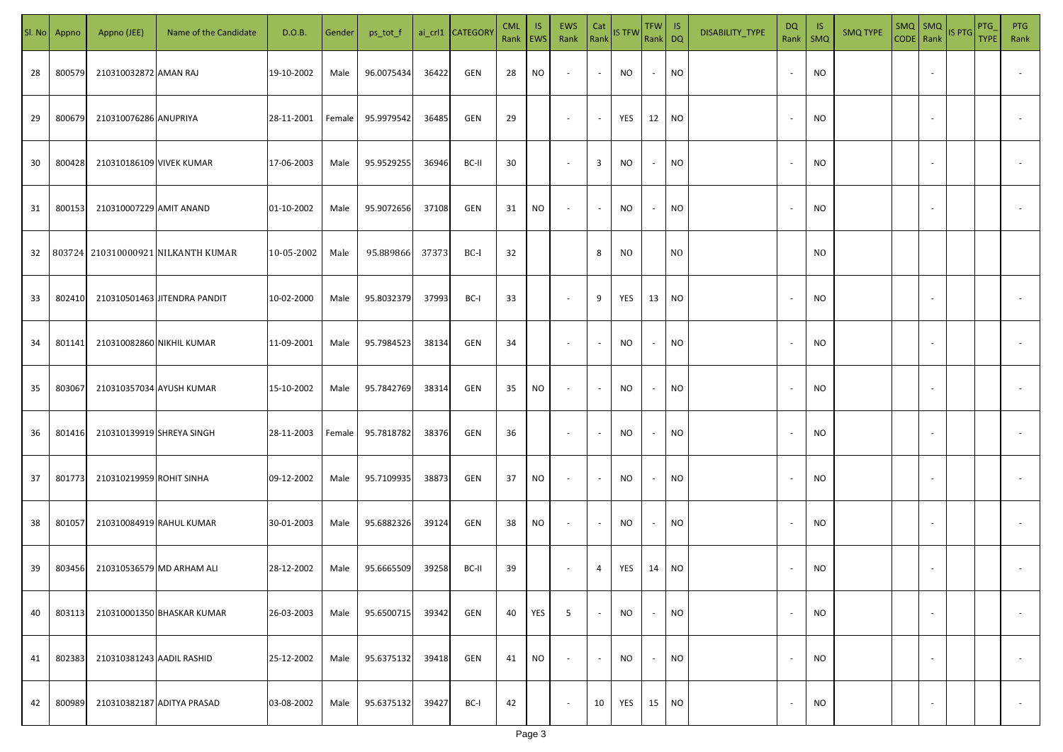| Sl. No | Appno | Appno (JEE) | Name of the Candidate | D.O.B. | Gender | ps_tot_f | ai_crl1 | CATEGORY | CML Rank | IS EWS | EWS Rank | Cat Rank | IS TFW | TFW Rank | IS DQ | DISABILITY_TYPE | DQ Rank | IS SMQ | SMQ TYPE | SMQ CODE | SMQ Rank | IS PTG | PTG_TYPE | PTG Rank |
|---|---|---|---|---|---|---|---|---|---|---|---|---|---|---|---|---|---|---|---|---|---|---|---|---|
| 28 | 800579 | 210310032872 | AMAN RAJ | 19-10-2002 | Male | 96.0075434 | 36422 | GEN | 28 | NO | - | - | NO | - | NO | | - | NO | | | - | | | - |
| 29 | 800679 | 210310076286 | ANUPRIYA | 28-11-2001 | Female | 95.9979542 | 36485 | GEN | 29 | | - | - | YES | 12 | NO | | - | NO | | | - | | | - |
| 30 | 800428 | 210310186109 | VIVEK KUMAR | 17-06-2003 | Male | 95.9529255 | 36946 | BC-II | 30 | | - | 3 | NO | - | NO | | - | NO | | | - | | | - |
| 31 | 800153 | 210310007229 | AMIT ANAND | 01-10-2002 | Male | 95.9072656 | 37108 | GEN | 31 | NO | - | - | NO | - | NO | | - | NO | | | - | | | - |
| 32 | 803724 | 210310000921 | NILKANTH KUMAR | 10-05-2002 | Male | 95.889866 | 37373 | BC-I | 32 | | | 8 | NO | | NO | | | NO | | | | | | |
| 33 | 802410 | 210310501463 | JITENDRA PANDIT | 10-02-2000 | Male | 95.8032379 | 37993 | BC-I | 33 | | - | 9 | YES | 13 | NO | | - | NO | | | - | | | - |
| 34 | 801141 | 210310082860 | NIKHIL KUMAR | 11-09-2001 | Male | 95.7984523 | 38134 | GEN | 34 | | - | - | NO | - | NO | | - | NO | | | - | | | - |
| 35 | 803067 | 210310357034 | AYUSH KUMAR | 15-10-2002 | Male | 95.7842769 | 38314 | GEN | 35 | NO | - | - | NO | - | NO | | - | NO | | | - | | | - |
| 36 | 801416 | 210310139919 | SHREYA SINGH | 28-11-2003 | Female | 95.7818782 | 38376 | GEN | 36 | | - | - | NO | - | NO | | - | NO | | | - | | | - |
| 37 | 801773 | 210310219959 | ROHIT SINHA | 09-12-2002 | Male | 95.7109935 | 38873 | GEN | 37 | NO | - | - | NO | - | NO | | - | NO | | | - | | | - |
| 38 | 801057 | 210310084919 | RAHUL KUMAR | 30-01-2003 | Male | 95.6882326 | 39124 | GEN | 38 | NO | - | - | NO | - | NO | | - | NO | | | - | | | - |
| 39 | 803456 | 210310536579 | MD ARHAM ALI | 28-12-2002 | Male | 95.6665509 | 39258 | BC-II | 39 | | - | 4 | YES | 14 | NO | | - | NO | | | - | | | - |
| 40 | 803113 | 210310001350 | BHASKAR KUMAR | 26-03-2003 | Male | 95.6500715 | 39342 | GEN | 40 | YES | 5 | - | NO | - | NO | | - | NO | | | - | | | - |
| 41 | 802383 | 210310381243 | AADIL RASHID | 25-12-2002 | Male | 95.6375132 | 39418 | GEN | 41 | NO | - | - | NO | - | NO | | - | NO | | | - | | | - |
| 42 | 800989 | 210310382187 | ADITYA PRASAD | 03-08-2002 | Male | 95.6375132 | 39427 | BC-I | 42 | | - | 10 | YES | 15 | NO | | - | NO | | | - | | | - |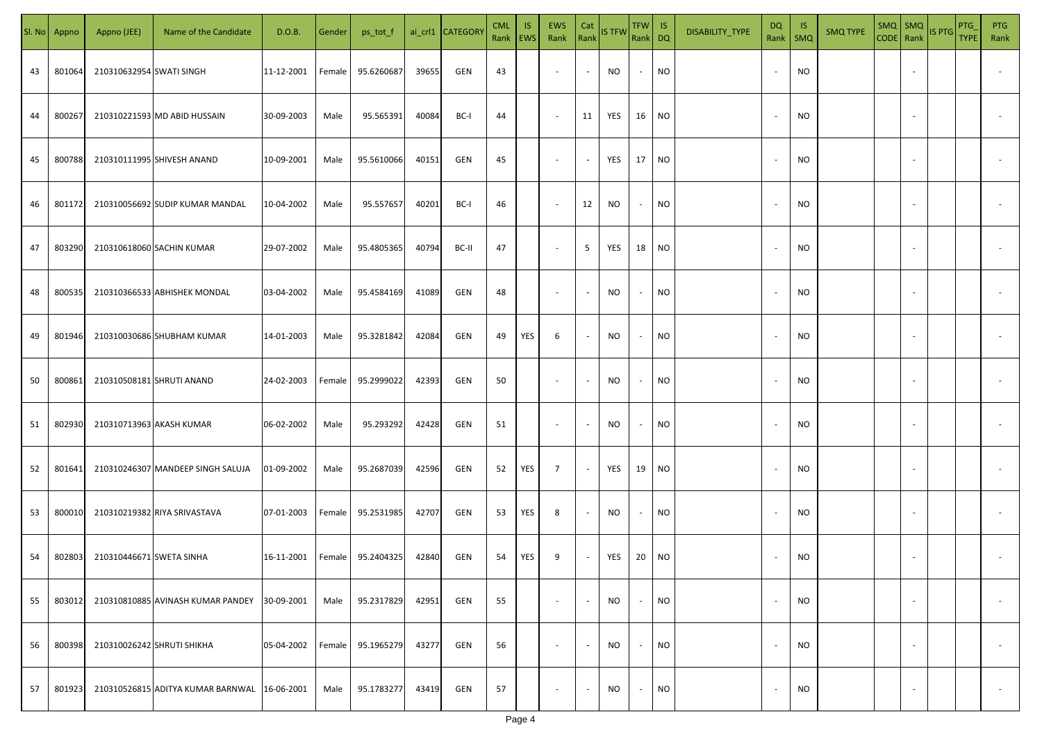| Sl. No | Appno | Appno (JEE) | Name of the Candidate | D.O.B. | Gender | ps_tot_f | ai_crl1 | CATEGORY | CML Rank | IS EWS | EWS Rank | Cat Rank | IS TFW | TFW Rank | IS DQ | DISABILITY_TYPE | DQ Rank | IS SMQ | SMQ TYPE | SMQ CODE | SMQ Rank | IS PTG | PTG_TYPE | PTG Rank |
|---|---|---|---|---|---|---|---|---|---|---|---|---|---|---|---|---|---|---|---|---|---|---|---|---|
| 43 | 801064 | 210310632954 | SWATI SINGH | 11-12-2001 | Female | 95.6260687 | 39655 | GEN | 43 | | - | - | NO | - | NO | | - | NO | | | - | | | - |
| 44 | 800267 | 210310221593 | MD ABID HUSSAIN | 30-09-2003 | Male | 95.565391 | 40084 | BC-I | 44 | | - | 11 | YES | 16 | NO | | - | NO | | | - | | | - |
| 45 | 800788 | 210310111995 | SHIVESH ANAND | 10-09-2001 | Male | 95.5610066 | 40151 | GEN | 45 | | - | - | YES | 17 | NO | | - | NO | | | - | | | - |
| 46 | 801172 | 210310056692 | SUDIP KUMAR MANDAL | 10-04-2002 | Male | 95.557657 | 40201 | BC-I | 46 | | - | 12 | NO | - | NO | | - | NO | | | - | | | - |
| 47 | 803290 | 210310618060 | SACHIN KUMAR | 29-07-2002 | Male | 95.4805365 | 40794 | BC-II | 47 | | - | 5 | YES | 18 | NO | | - | NO | | | - | | | - |
| 48 | 800535 | 210310366533 | ABHISHEK MONDAL | 03-04-2002 | Male | 95.4584169 | 41089 | GEN | 48 | | - | - | NO | - | NO | | - | NO | | | - | | | - |
| 49 | 801946 | 210310030686 | SHUBHAM KUMAR | 14-01-2003 | Male | 95.3281842 | 42084 | GEN | 49 | YES | 6 | - | NO | - | NO | | - | NO | | | - | | | - |
| 50 | 800861 | 210310508181 | SHRUTI ANAND | 24-02-2003 | Female | 95.2999022 | 42393 | GEN | 50 | | - | - | NO | - | NO | | - | NO | | | - | | | - |
| 51 | 802930 | 210310713963 | AKASH KUMAR | 06-02-2002 | Male | 95.293292 | 42428 | GEN | 51 | | - | - | NO | - | NO | | - | NO | | | - | | | - |
| 52 | 801641 | 210310246307 | MANDEEP SINGH SALUJA | 01-09-2002 | Male | 95.2687039 | 42596 | GEN | 52 | YES | 7 | - | YES | 19 | NO | | - | NO | | | - | | | - |
| 53 | 800010 | 210310219382 | RIYA SRIVASTAVA | 07-01-2003 | Female | 95.2531985 | 42707 | GEN | 53 | YES | 8 | - | NO | - | NO | | - | NO | | | - | | | - |
| 54 | 802803 | 210310446671 | SWETA SINHA | 16-11-2001 | Female | 95.2404325 | 42840 | GEN | 54 | YES | 9 | - | YES | 20 | NO | | - | NO | | | - | | | - |
| 55 | 803012 | 210310810885 | AVINASH KUMAR PANDEY | 30-09-2001 | Male | 95.2317829 | 42951 | GEN | 55 | | - | - | NO | - | NO | | - | NO | | | - | | | - |
| 56 | 800398 | 210310026242 | SHRUTI SHIKHA | 05-04-2002 | Female | 95.1965279 | 43277 | GEN | 56 | | - | - | NO | - | NO | | - | NO | | | - | | | - |
| 57 | 801923 | 210310526815 | ADITYA KUMAR BARNWAL | 16-06-2001 | Male | 95.1783277 | 43419 | GEN | 57 | | - | - | NO | - | NO | | - | NO | | | - | | | - |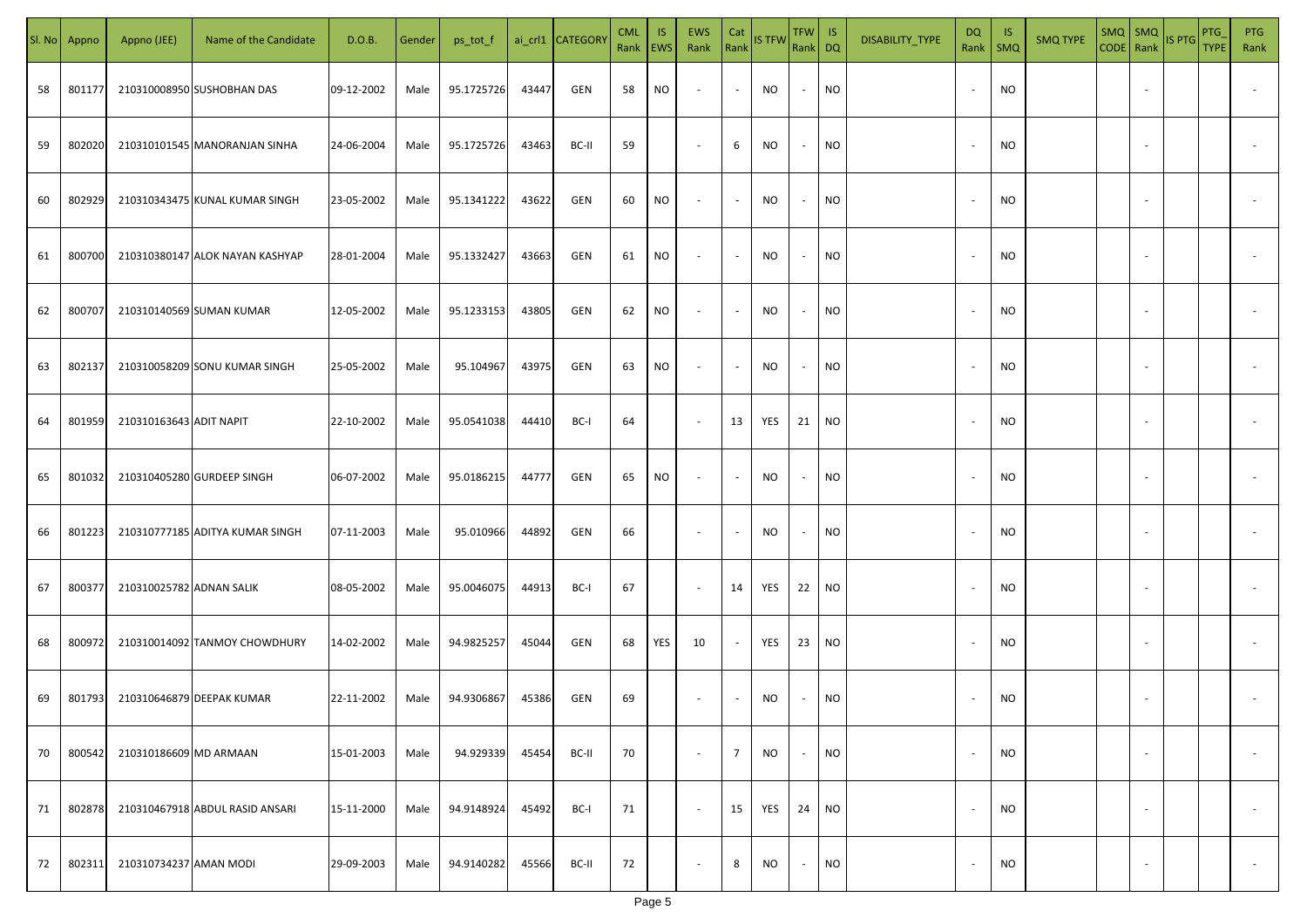| Sl. No | Appno | Appno (JEE) | Name of the Candidate | D.O.B. | Gender | ps_tot_f | ai_crl1 | CATEGORY | CML Rank | IS EWS | EWS Rank | Cat Rank | IS TFW | TFW Rank | IS DQ | DISABILITY_TYPE | DQ Rank | IS SMQ | SMQ TYPE | SMQ CODE | SMQ Rank | IS PTG | PTG_TYPE | PTG Rank |
|---|---|---|---|---|---|---|---|---|---|---|---|---|---|---|---|---|---|---|---|---|---|---|---|---|
| 58 | 801177 | 210310008950 | SUSHOBHAN DAS | 09-12-2002 | Male | 95.1725726 | 43447 | GEN | 58 | NO | - | - | NO | - | NO | | - | NO | | | - | | | - |
| 59 | 802020 | 210310101545 | MANORANJAN SINHA | 24-06-2004 | Male | 95.1725726 | 43463 | BC-II | 59 | | - | 6 | NO | - | NO | | - | NO | | | - | | | - |
| 60 | 802929 | 210310343475 | KUNAL KUMAR SINGH | 23-05-2002 | Male | 95.1341222 | 43622 | GEN | 60 | NO | - | - | NO | - | NO | | - | NO | | | - | | | - |
| 61 | 800700 | 210310380147 | ALOK NAYAN KASHYAP | 28-01-2004 | Male | 95.1332427 | 43663 | GEN | 61 | NO | - | - | NO | - | NO | | - | NO | | | - | | | - |
| 62 | 800707 | 210310140569 | SUMAN KUMAR | 12-05-2002 | Male | 95.1233153 | 43805 | GEN | 62 | NO | - | - | NO | - | NO | | - | NO | | | - | | | - |
| 63 | 802137 | 210310058209 | SONU KUMAR SINGH | 25-05-2002 | Male | 95.104967 | 43975 | GEN | 63 | NO | - | - | NO | - | NO | | - | NO | | | - | | | - |
| 64 | 801959 | 210310163643 | ADIT NAPIT | 22-10-2002 | Male | 95.0541038 | 44410 | BC-I | 64 | | - | 13 | YES | 21 | NO | | - | NO | | | - | | | - |
| 65 | 801032 | 210310405280 | GURDEEP SINGH | 06-07-2002 | Male | 95.0186215 | 44777 | GEN | 65 | NO | - | - | NO | - | NO | | - | NO | | | - | | | - |
| 66 | 801223 | 210310777185 | ADITYA KUMAR SINGH | 07-11-2003 | Male | 95.010966 | 44892 | GEN | 66 | | - | - | NO | - | NO | | - | NO | | | - | | | - |
| 67 | 800377 | 210310025782 | ADNAN SALIK | 08-05-2002 | Male | 95.0046075 | 44913 | BC-I | 67 | | - | 14 | YES | 22 | NO | | - | NO | | | - | | | - |
| 68 | 800972 | 210310014092 | TANMOY CHOWDHURY | 14-02-2002 | Male | 94.9825257 | 45044 | GEN | 68 | YES | 10 | - | YES | 23 | NO | | - | NO | | | - | | | - |
| 69 | 801793 | 210310646879 | DEEPAK KUMAR | 22-11-2002 | Male | 94.9306867 | 45386 | GEN | 69 | | - | - | NO | - | NO | | - | NO | | | - | | | - |
| 70 | 800542 | 210310186609 | MD ARMAAN | 15-01-2003 | Male | 94.929339 | 45454 | BC-II | 70 | | - | 7 | NO | - | NO | | - | NO | | | - | | | - |
| 71 | 802878 | 210310467918 | ABDUL RASID ANSARI | 15-11-2000 | Male | 94.9148924 | 45492 | BC-I | 71 | | - | 15 | YES | 24 | NO | | - | NO | | | - | | | - |
| 72 | 802311 | 210310734237 | AMAN MODI | 29-09-2003 | Male | 94.9140282 | 45566 | BC-II | 72 | | - | 8 | NO | - | NO | | - | NO | | | - | | | - |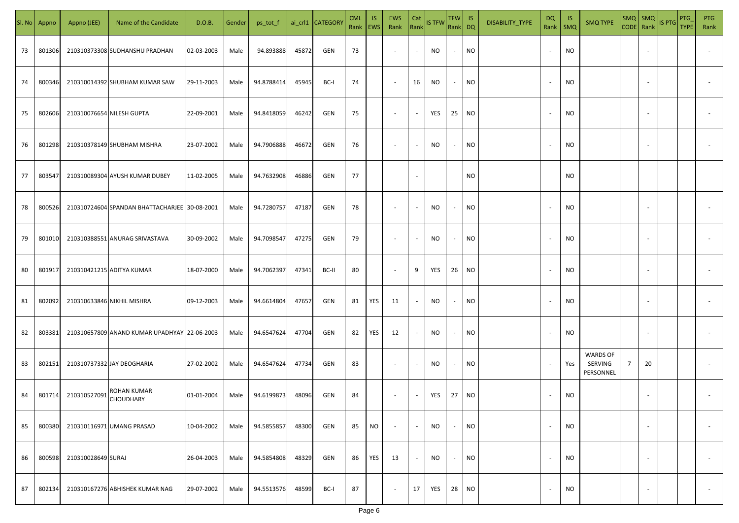| Sl. No | Appno | Appno (JEE) | Name of the Candidate | D.O.B. | Gender | ps_tot_f | ai_crl1 | CATEGORY | CML Rank | IS EWS | EWS Rank | Cat Rank | IS TFW | TFW Rank | IS DQ | DISABILITY_TYPE | DQ Rank | IS SMQ | SMQ TYPE | SMQ CODE | SMQ Rank | IS PTG | PTG_TYPE | PTG Rank |
|---|---|---|---|---|---|---|---|---|---|---|---|---|---|---|---|---|---|---|---|---|---|---|---|---|
| 73 | 801306 | 210310373308 | SUDHANSHU PRADHAN | 02-03-2003 | Male | 94.893888 | 45872 | GEN | 73 | | - | - | NO | - | NO | | - | NO | | | - | | | - |
| 74 | 800346 | 210310014392 | SHUBHAM KUMAR SAW | 29-11-2003 | Male | 94.8788414 | 45945 | BC-I | 74 | | - | 16 | NO | - | NO | | - | NO | | | - | | | - |
| 75 | 802606 | 210310076654 | NILESH GUPTA | 22-09-2001 | Male | 94.8418059 | 46242 | GEN | 75 | | - | - | YES | 25 | NO | | - | NO | | | - | | | - |
| 76 | 801298 | 210310378149 | SHUBHAM MISHRA | 23-07-2002 | Male | 94.7906888 | 46672 | GEN | 76 | | - | - | NO | - | NO | | - | NO | | | - | | | - |
| 77 | 803547 | 210310089304 | AYUSH KUMAR DUBEY | 11-02-2005 | Male | 94.7632908 | 46886 | GEN | 77 | | | - | | | NO | | | NO | | | | | | |
| 78 | 800526 | 210310724604 | SPANDAN BHATTACHARJEE | 30-08-2001 | Male | 94.7280757 | 47187 | GEN | 78 | | - | - | NO | - | NO | | - | NO | | | - | | | - |
| 79 | 801010 | 210310388551 | ANURAG SRIVASTAVA | 30-09-2002 | Male | 94.7098547 | 47275 | GEN | 79 | | - | - | NO | - | NO | | - | NO | | | - | | | - |
| 80 | 801917 | 210310421215 | ADITYA KUMAR | 18-07-2000 | Male | 94.7062397 | 47341 | BC-II | 80 | | - | 9 | YES | 26 | NO | | - | NO | | | - | | | - |
| 81 | 802092 | 210310633846 | NIKHIL MISHRA | 09-12-2003 | Male | 94.6614804 | 47657 | GEN | 81 | YES | 11 | - | NO | - | NO | | - | NO | | | - | | | - |
| 82 | 803381 | 210310657809 | ANAND KUMAR UPADHYAY | 22-06-2003 | Male | 94.6547624 | 47704 | GEN | 82 | YES | 12 | - | NO | - | NO | | - | NO | | | - | | | - |
| 83 | 802151 | 210310737332 | JAY DEOGHARIA | 27-02-2002 | Male | 94.6547624 | 47734 | GEN | 83 | | - | - | NO | - | NO | | - | Yes | WARDS OF SERVING PERSONNEL | 7 | 20 | | | - |
| 84 | 801714 | 210310527091 | ROHAN KUMAR CHOUDHARY | 01-01-2004 | Male | 94.6199873 | 48096 | GEN | 84 | | - | - | YES | 27 | NO | | - | NO | | | - | | | - |
| 85 | 800380 | 210310116971 | UMANG PRASAD | 10-04-2002 | Male | 94.5855857 | 48300 | GEN | 85 | NO | - | - | NO | - | NO | | - | NO | | | - | | | - |
| 86 | 800598 | 210310028649 | SURAJ | 26-04-2003 | Male | 94.5854808 | 48329 | GEN | 86 | YES | 13 | - | NO | - | NO | | - | NO | | | - | | | - |
| 87 | 802134 | 210310167276 | ABHISHEK KUMAR NAG | 29-07-2002 | Male | 94.5513576 | 48599 | BC-I | 87 | | - | 17 | YES | 28 | NO | | - | NO | | | - | | | - |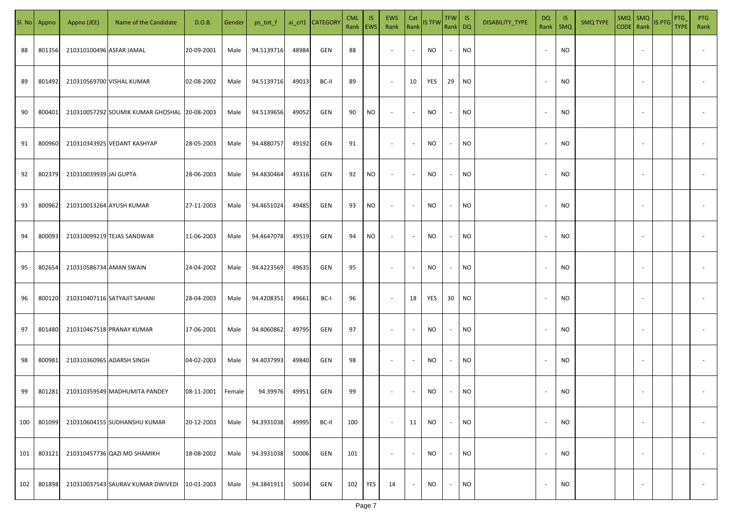| Sl. No | Appno | Appno (JEE) | Name of the Candidate | D.O.B. | Gender | ps_tot_f | ai_crl1 | CATEGORY | CML Rank | IS EWS | EWS Rank | Cat Rank | IS TFW | TFW Rank | IS DQ | DISABILITY_TYPE | DQ Rank | IS SMQ | SMQ TYPE | SMQ CODE | SMQ Rank | IS PTG | PTG_TYPE | PTG Rank |
|---|---|---|---|---|---|---|---|---|---|---|---|---|---|---|---|---|---|---|---|---|---|---|---|---|
| 88 | 801356 | 210310100496 | ASFAR JAMAL | 20-09-2001 | Male | 94.5139716 | 48984 | GEN | 88 | | - | - | NO | - | NO | | - | NO | | | - | | | - |
| 89 | 801492 | 210310569700 | VISHAL KUMAR | 02-08-2002 | Male | 94.5139716 | 49013 | BC-II | 89 | | - | 10 | YES | 29 | NO | | - | NO | | | - | | | - |
| 90 | 800401 | 210310057292 | SOUMIK KUMAR GHOSHAL | 20-08-2003 | Male | 94.5139656 | 49052 | GEN | 90 | NO | - | - | NO | - | NO | | - | NO | | | - | | | - |
| 91 | 800960 | 210310343925 | VEDANT KASHYAP | 28-05-2003 | Male | 94.4880757 | 49192 | GEN | 91 | | - | - | NO | - | NO | | - | NO | | | - | | | - |
| 92 | 802379 | 210310039939 | JAI GUPTA | 28-06-2003 | Male | 94.4830464 | 49316 | GEN | 92 | NO | - | - | NO | - | NO | | - | NO | | | - | | | - |
| 93 | 800962 | 210310013264 | AYUSH KUMAR | 27-11-2003 | Male | 94.4651024 | 49485 | GEN | 93 | NO | - | - | NO | - | NO | | - | NO | | | - | | | - |
| 94 | 800093 | 210310099219 | TEJAS SANDWAR | 11-06-2003 | Male | 94.4647078 | 49519 | GEN | 94 | NO | - | - | NO | - | NO | | - | NO | | | - | | | - |
| 95 | 802654 | 210310586734 | AMAN SWAIN | 24-04-2002 | Male | 94.4223569 | 49635 | GEN | 95 | | - | - | NO | - | NO | | - | NO | | | - | | | - |
| 96 | 800120 | 210310407116 | SATYAJIT SAHANI | 28-04-2003 | Male | 94.4208351 | 49661 | BC-I | 96 | | - | 18 | YES | 30 | NO | | - | NO | | | - | | | - |
| 97 | 801480 | 210310467518 | PRANAY KUMAR | 17-06-2001 | Male | 94.4060862 | 49795 | GEN | 97 | | - | - | NO | - | NO | | - | NO | | | - | | | - |
| 98 | 800981 | 210310360965 | ADARSH SINGH | 04-02-2003 | Male | 94.4037993 | 49840 | GEN | 98 | | - | - | NO | - | NO | | - | NO | | | - | | | - |
| 99 | 801281 | 210310359549 | MADHUMITA PANDEY | 08-11-2001 | Female | 94.39976 | 49951 | GEN | 99 | | - | - | NO | - | NO | | - | NO | | | - | | | - |
| 100 | 801099 | 210310604155 | SUDHANSHU KUMAR | 20-12-2003 | Male | 94.3931038 | 49995 | BC-II | 100 | | - | 11 | NO | - | NO | | - | NO | | | - | | | - |
| 101 | 803121 | 210310457736 | QAZI MD SHAMIKH | 18-08-2002 | Male | 94.3931038 | 50006 | GEN | 101 | | - | - | NO | - | NO | | - | NO | | | - | | | - |
| 102 | 801898 | 210310037543 | SAURAV KUMAR DWIVEDI | 10-01-2003 | Male | 94.3841911 | 50034 | GEN | 102 | YES | 14 | - | NO | - | NO | | - | NO | | | - | | | - |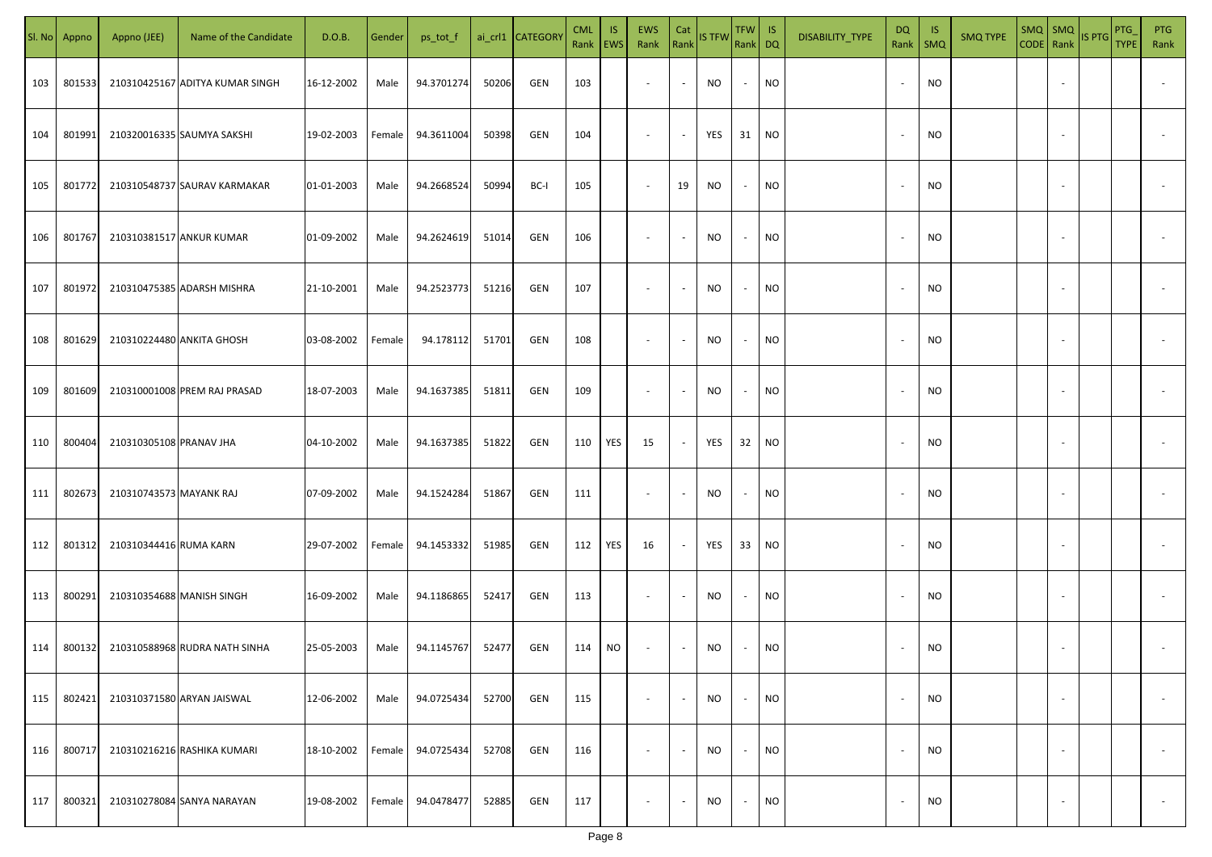| Sl. No | Appno | Appno (JEE) | Name of the Candidate | D.O.B. | Gender | ps_tot_f | ai_crl1 | CATEGORY | CML Rank | IS EWS | EWS Rank | Cat Rank | IS TFW | TFW Rank | IS DQ | DISABILITY_TYPE | DQ Rank | IS SMQ | SMQ TYPE | SMQ CODE | SMQ Rank | IS PTG | PTG_TYPE | PTG Rank |
|---|---|---|---|---|---|---|---|---|---|---|---|---|---|---|---|---|---|---|---|---|---|---|---|---|
| 103 | 801533 | 210310425167 | ADITYA KUMAR SINGH | 16-12-2002 | Male | 94.3701274 | 50206 | GEN | 103 | | - | - | NO | - | NO | | - | NO | | | - | | | - |
| 104 | 801991 | 210320016335 | SAUMYA SAKSHI | 19-02-2003 | Female | 94.3611004 | 50398 | GEN | 104 | | - | - | YES | 31 | NO | | - | NO | | | - | | | - |
| 105 | 801772 | 210310548737 | SAURAV KARMAKAR | 01-01-2003 | Male | 94.2668524 | 50994 | BC-I | 105 | | - | 19 | NO | - | NO | | - | NO | | | - | | | - |
| 106 | 801767 | 210310381517 | ANKUR KUMAR | 01-09-2002 | Male | 94.2624619 | 51014 | GEN | 106 | | - | - | NO | - | NO | | - | NO | | | - | | | - |
| 107 | 801972 | 210310475385 | ADARSH MISHRA | 21-10-2001 | Male | 94.2523773 | 51216 | GEN | 107 | | - | - | NO | - | NO | | - | NO | | | - | | | - |
| 108 | 801629 | 210310224480 | ANKITA GHOSH | 03-08-2002 | Female | 94.178112 | 51701 | GEN | 108 | | - | - | NO | - | NO | | - | NO | | | - | | | - |
| 109 | 801609 | 210310001008 | PREM RAJ PRASAD | 18-07-2003 | Male | 94.1637385 | 51811 | GEN | 109 | | - | - | NO | - | NO | | - | NO | | | - | | | - |
| 110 | 800404 | 210310305108 | PRANAV JHA | 04-10-2002 | Male | 94.1637385 | 51822 | GEN | 110 | YES | 15 | - | YES | 32 | NO | | - | NO | | | - | | | - |
| 111 | 802673 | 210310743573 | MAYANK RAJ | 07-09-2002 | Male | 94.1524284 | 51867 | GEN | 111 | | - | - | NO | - | NO | | - | NO | | | - | | | - |
| 112 | 801312 | 210310344416 | RUMA KARN | 29-07-2002 | Female | 94.1453332 | 51985 | GEN | 112 | YES | 16 | - | YES | 33 | NO | | - | NO | | | - | | | - |
| 113 | 800291 | 210310354688 | MANISH SINGH | 16-09-2002 | Male | 94.1186865 | 52417 | GEN | 113 | | - | - | NO | - | NO | | - | NO | | | - | | | - |
| 114 | 800132 | 210310588968 | RUDRA NATH SINHA | 25-05-2003 | Male | 94.1145767 | 52477 | GEN | 114 | NO | - | - | NO | - | NO | | - | NO | | | - | | | - |
| 115 | 802421 | 210310371580 | ARYAN JAISWAL | 12-06-2002 | Male | 94.0725434 | 52700 | GEN | 115 | | - | - | NO | - | NO | | - | NO | | | - | | | - |
| 116 | 800717 | 210310216216 | RASHIKA KUMARI | 18-10-2002 | Female | 94.0725434 | 52708 | GEN | 116 | | - | - | NO | - | NO | | - | NO | | | - | | | - |
| 117 | 800321 | 210310278084 | SANYA NARAYAN | 19-08-2002 | Female | 94.0478477 | 52885 | GEN | 117 | | - | - | NO | - | NO | | - | NO | | | - | | | - |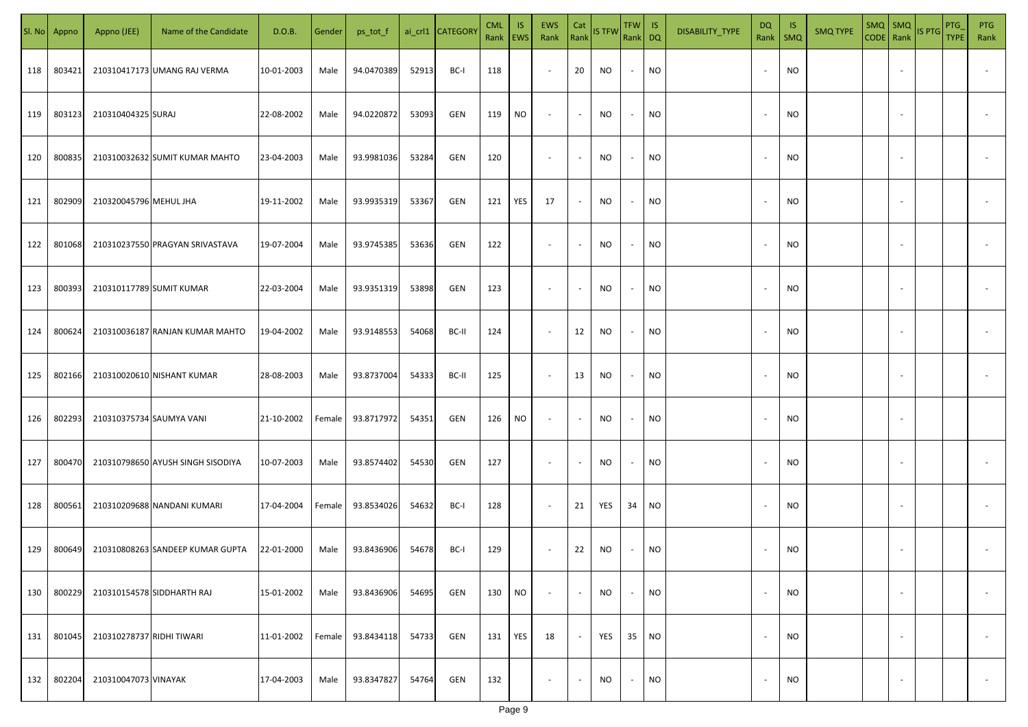| Sl. No | Appno | Appno (JEE) | Name of the Candidate | D.O.B. | Gender | ps_tot_f | ai_crl1 | CATEGORY | CML Rank | IS EWS | EWS Rank | Cat Rank | IS TFW | TFW Rank | IS DQ | DISABILITY_TYPE | DQ Rank | IS SMQ | SMQ TYPE | SMQ CODE | SMQ Rank | IS PTG | PTG_TYPE | PTG Rank |
|---|---|---|---|---|---|---|---|---|---|---|---|---|---|---|---|---|---|---|---|---|---|---|---|---|
| 118 | 803421 | 210310417173 | UMANG RAJ VERMA | 10-01-2003 | Male | 94.0470389 | 52913 | BC-I | 118 | | - | 20 | NO | - | NO | | - | NO | | | - | | | - |
| 119 | 803123 | 210310404325 | SURAJ | 22-08-2002 | Male | 94.0220872 | 53093 | GEN | 119 | NO | - | - | NO | - | NO | | - | NO | | | - | | | - |
| 120 | 800835 | 210310032632 | SUMIT KUMAR MAHTO | 23-04-2003 | Male | 93.9981036 | 53284 | GEN | 120 | | - | - | NO | - | NO | | - | NO | | | - | | | - |
| 121 | 802909 | 210320045796 | MEHUL JHA | 19-11-2002 | Male | 93.9935319 | 53367 | GEN | 121 | YES | 17 | - | NO | - | NO | | - | NO | | | - | | | - |
| 122 | 801068 | 210310237550 | PRAGYAN SRIVASTAVA | 19-07-2004 | Male | 93.9745385 | 53636 | GEN | 122 | | - | - | NO | - | NO | | - | NO | | | - | | | - |
| 123 | 800393 | 210310117789 | SUMIT KUMAR | 22-03-2004 | Male | 93.9351319 | 53898 | GEN | 123 | | - | - | NO | - | NO | | - | NO | | | - | | | - |
| 124 | 800624 | 210310036187 | RANJAN KUMAR MAHTO | 19-04-2002 | Male | 93.9148553 | 54068 | BC-II | 124 | | - | 12 | NO | - | NO | | - | NO | | | - | | | - |
| 125 | 802166 | 210310020610 | NISHANT KUMAR | 28-08-2003 | Male | 93.8737004 | 54333 | BC-II | 125 | | - | 13 | NO | - | NO | | - | NO | | | - | | | - |
| 126 | 802293 | 210310375734 | SAUMYA VANI | 21-10-2002 | Female | 93.8717972 | 54351 | GEN | 126 | NO | - | - | NO | - | NO | | - | NO | | | - | | | |
| 127 | 800470 | 210310798650 | AYUSH SINGH SISODIYA | 10-07-2003 | Male | 93.8574402 | 54530 | GEN | 127 | | - | - | NO | - | NO | | - | NO | | | - | | | - |
| 128 | 800561 | 210310209688 | NANDANI KUMARI | 17-04-2004 | Female | 93.8534026 | 54632 | BC-I | 128 | | - | 21 | YES | 34 | NO | | - | NO | | | - | | | - |
| 129 | 800649 | 210310808263 | SANDEEP KUMAR GUPTA | 22-01-2000 | Male | 93.8436906 | 54678 | BC-I | 129 | | - | 22 | NO | - | NO | | - | NO | | | - | | | - |
| 130 | 800229 | 210310154578 | SIDDHARTH RAJ | 15-01-2002 | Male | 93.8436906 | 54695 | GEN | 130 | NO | - | - | NO | - | NO | | - | NO | | | - | | | - |
| 131 | 801045 | 210310278737 | RIDHI TIWARI | 11-01-2002 | Female | 93.8434118 | 54733 | GEN | 131 | YES | 18 | - | YES | 35 | NO | | - | NO | | | - | | | - |
| 132 | 802204 | 210310047073 | VINAYAK | 17-04-2003 | Male | 93.8347827 | 54764 | GEN | 132 | | - | - | NO | - | NO | | - | NO | | | - | | | - |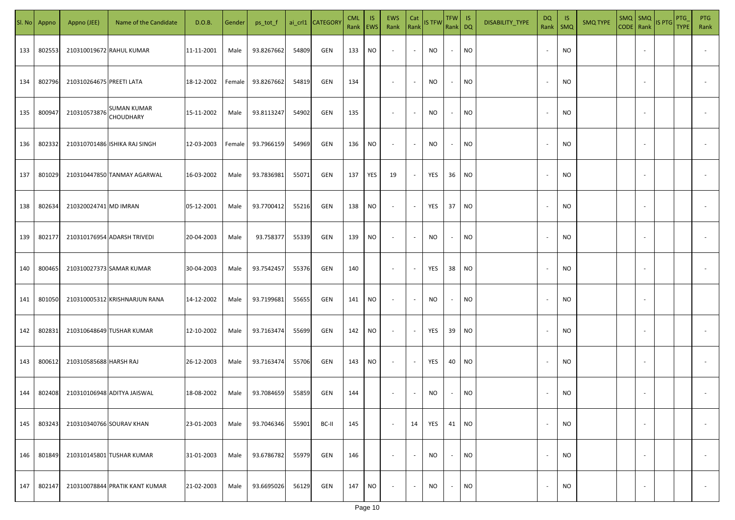| Sl. No | Appno | Appno (JEE) | Name of the Candidate | D.O.B. | Gender | ps_tot_f | ai_crl1 | CATEGORY | CML Rank | IS EWS | EWS Rank | Cat Rank | IS TFW | TFW Rank | IS DQ | DISABILITY_TYPE | DQ Rank | IS SMQ | SMQ TYPE | SMQ CODE | SMQ Rank | IS PTG | PTG_TYPE | PTG Rank |
|---|---|---|---|---|---|---|---|---|---|---|---|---|---|---|---|---|---|---|---|---|---|---|---|---|
| 133 | 802553 | 210310019672 | RAHUL KUMAR | 11-11-2001 | Male | 93.8267662 | 54809 | GEN | 133 | NO | - | - | NO | - | NO | | - | NO | | | - | | | - |
| 134 | 802796 | 210310264675 | PREETI LATA | 18-12-2002 | Female | 93.8267662 | 54819 | GEN | 134 | | - | - | NO | - | NO | | - | NO | | | - | | | - |
| 135 | 800947 | 210310573876 | SUMAN KUMAR CHOUDHARY | 15-11-2002 | Male | 93.8113247 | 54902 | GEN | 135 | | - | - | NO | - | NO | | - | NO | | | - | | | - |
| 136 | 802332 | 210310701486 | ISHIKA RAJ SINGH | 12-03-2003 | Female | 93.7966159 | 54969 | GEN | 136 | NO | - | - | NO | - | NO | | - | NO | | | - | | | - |
| 137 | 801029 | 210310447850 | TANMAY AGARWAL | 16-03-2002 | Male | 93.7836981 | 55071 | GEN | 137 | YES | 19 | - | YES | 36 | NO | | - | NO | | | - | | | - |
| 138 | 802634 | 210320024741 | MD IMRAN | 05-12-2001 | Male | 93.7700412 | 55216 | GEN | 138 | NO | - | - | YES | 37 | NO | | - | NO | | | - | | | - |
| 139 | 802177 | 210310176954 | ADARSH TRIVEDI | 20-04-2003 | Male | 93.758377 | 55339 | GEN | 139 | NO | - | - | NO | - | NO | | - | NO | | | - | | | - |
| 140 | 800465 | 210310027373 | SAMAR KUMAR | 30-04-2003 | Male | 93.7542457 | 55376 | GEN | 140 | | - | - | YES | 38 | NO | | - | NO | | | - | | | - |
| 141 | 801050 | 210310005312 | KRISHNARJUN RANA | 14-12-2002 | Male | 93.7199681 | 55655 | GEN | 141 | NO | - | - | NO | - | NO | | - | NO | | | - | | | |
| 142 | 802831 | 210310648649 | TUSHAR KUMAR | 12-10-2002 | Male | 93.7163474 | 55699 | GEN | 142 | NO | - | - | YES | 39 | NO | | - | NO | | | - | | | - |
| 143 | 800612 | 210310585688 | HARSH RAJ | 26-12-2003 | Male | 93.7163474 | 55706 | GEN | 143 | NO | - | - | YES | 40 | NO | | - | NO | | | - | | | - |
| 144 | 802408 | 210310106948 | ADITYA JAISWAL | 18-08-2002 | Male | 93.7084659 | 55859 | GEN | 144 | | - | - | NO | - | NO | | - | NO | | | - | | | - |
| 145 | 803243 | 210310340766 | SOURAV KHAN | 23-01-2003 | Male | 93.7046346 | 55901 | BC-II | 145 | | - | 14 | YES | 41 | NO | | - | NO | | | - | | | - |
| 146 | 801849 | 210310145801 | TUSHAR KUMAR | 31-01-2003 | Male | 93.6786782 | 55979 | GEN | 146 | | - | - | NO | - | NO | | - | NO | | | - | | | - |
| 147 | 802147 | 210310078844 | PRATIK KANT KUMAR | 21-02-2003 | Male | 93.6695026 | 56129 | GEN | 147 | NO | - | - | NO | - | NO | | - | NO | | | - | | | - |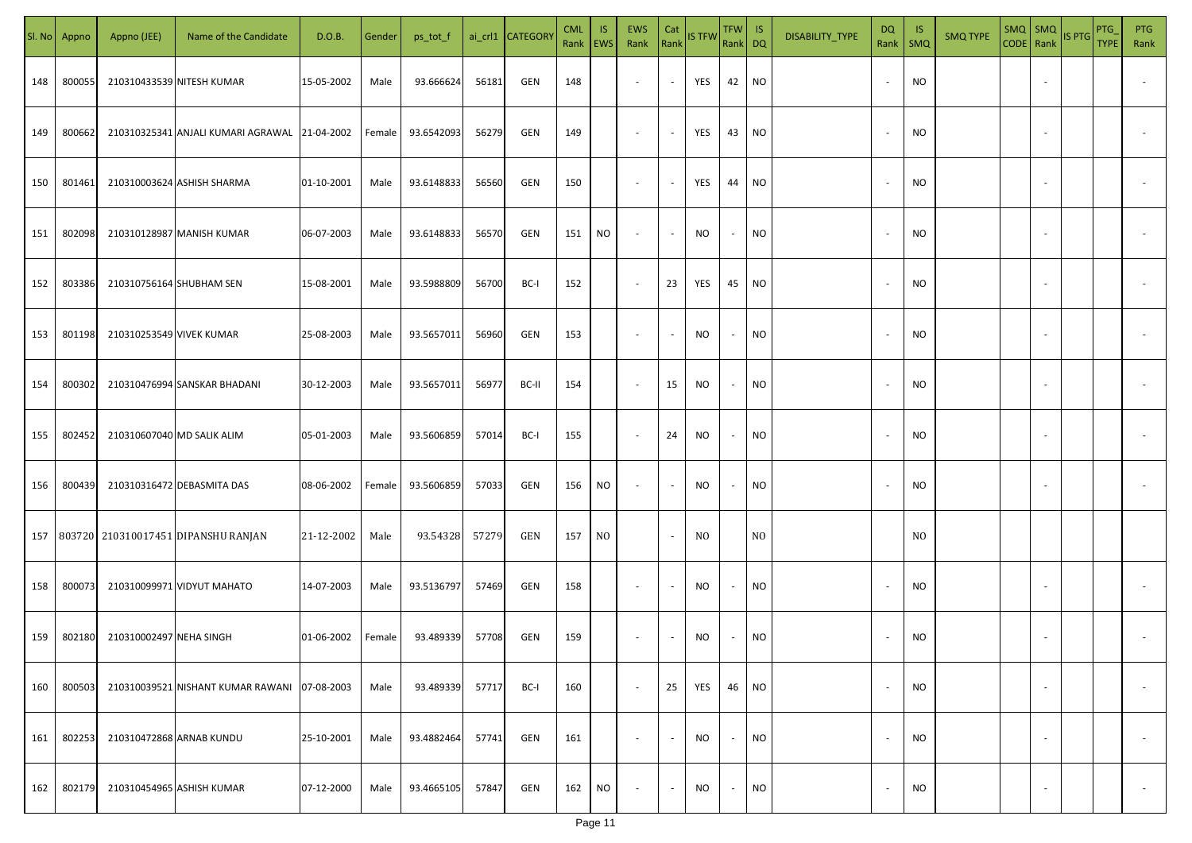| Sl. No | Appno | Appno (JEE) | Name of the Candidate | D.O.B. | Gender | ps_tot_f | ai_crl1 | CATEGORY | CML Rank | IS EWS | EWS Rank | Cat Rank | IS TFW | TFW Rank | IS DQ | DISABILITY_TYPE | DQ Rank | IS SMQ | SMQ TYPE | SMQ CODE | SMQ Rank | IS PTG | PTG_TYPE | PTG Rank |
|---|---|---|---|---|---|---|---|---|---|---|---|---|---|---|---|---|---|---|---|---|---|---|---|---|
| 148 | 800055 | 210310433539 | NITESH KUMAR | 15-05-2002 | Male | 93.666624 | 56181 | GEN | 148 | | - | - | YES | 42 | NO | | - | NO | | | - | | | - |
| 149 | 800662 | 210310325341 | ANJALI KUMARI AGRAWAL | 21-04-2002 | Female | 93.6542093 | 56279 | GEN | 149 | | - | - | YES | 43 | NO | | - | NO | | | - | | | - |
| 150 | 801461 | 210310003624 | ASHISH SHARMA | 01-10-2001 | Male | 93.6148833 | 56560 | GEN | 150 | | - | - | YES | 44 | NO | | - | NO | | | - | | | - |
| 151 | 802098 | 210310128987 | MANISH KUMAR | 06-07-2003 | Male | 93.6148833 | 56570 | GEN | 151 | NO | - | - | NO | - | NO | | - | NO | | | - | | | - |
| 152 | 803386 | 210310756164 | SHUBHAM SEN | 15-08-2001 | Male | 93.5988809 | 56700 | BC-I | 152 | | - | 23 | YES | 45 | NO | | - | NO | | | - | | | - |
| 153 | 801198 | 210310253549 | VIVEK KUMAR | 25-08-2003 | Male | 93.5657011 | 56960 | GEN | 153 | | - | - | NO | - | NO | | - | NO | | | - | | | - |
| 154 | 800302 | 210310476994 | SANSKAR BHADANI | 30-12-2003 | Male | 93.5657011 | 56977 | BC-II | 154 | | - | 15 | NO | - | NO | | - | NO | | | - | | | - |
| 155 | 802452 | 210310607040 | MD SALIK ALIM | 05-01-2003 | Male | 93.5606859 | 57014 | BC-I | 155 | | - | 24 | NO | - | NO | | - | NO | | | - | | | - |
| 156 | 800439 | 210310316472 | DEBASMITA DAS | 08-06-2002 | Female | 93.5606859 | 57033 | GEN | 156 | NO | - | - | NO | - | NO | | - | NO | | | - | | | - |
| 157 | 803720 | 210310017451 | DIPANSHU RANJAN | 21-12-2002 | Male | 93.54328 | 57279 | GEN | 157 | NO | | - | NO | | NO | | | NO | | | | | | |
| 158 | 800073 | 210310099971 | VIDYUT MAHATO | 14-07-2003 | Male | 93.5136797 | 57469 | GEN | 158 | | - | - | NO | - | NO | | - | NO | | | - | | | - |
| 159 | 802180 | 210310002497 | NEHA SINGH | 01-06-2002 | Female | 93.489339 | 57708 | GEN | 159 | | - | - | NO | - | NO | | - | NO | | | - | | | - |
| 160 | 800503 | 210310039521 | NISHANT KUMAR RAWANI | 07-08-2003 | Male | 93.489339 | 57717 | BC-I | 160 | | - | 25 | YES | 46 | NO | | - | NO | | | - | | | - |
| 161 | 802253 | 210310472868 | ARNAB KUNDU | 25-10-2001 | Male | 93.4882464 | 57741 | GEN | 161 | | - | - | NO | - | NO | | - | NO | | | - | | | - |
| 162 | 802179 | 210310454965 | ASHISH KUMAR | 07-12-2000 | Male | 93.4665105 | 57847 | GEN | 162 | NO | - | - | NO | - | NO | | - | NO | | | - | | | - |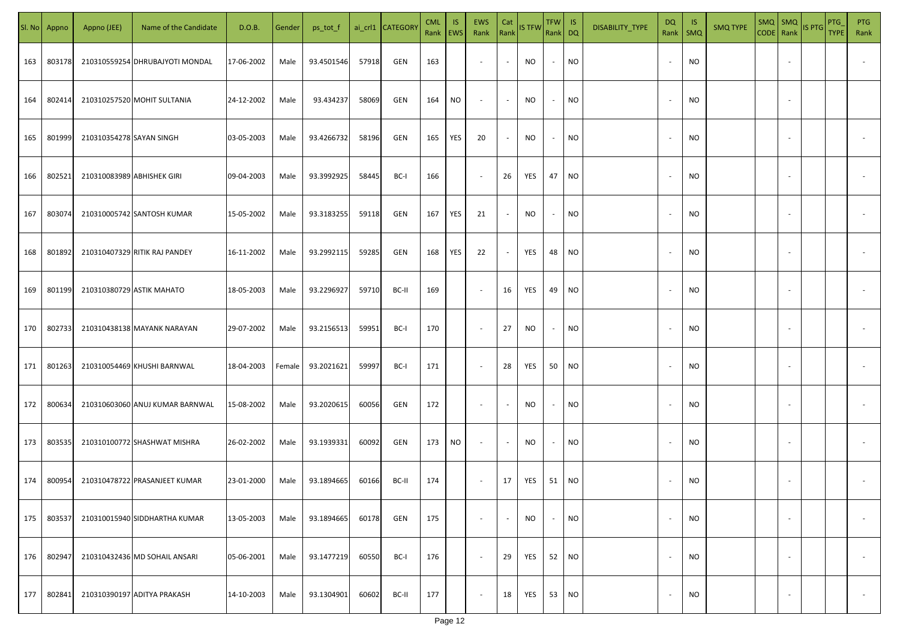| Sl. No | Appno | Appno (JEE) | Name of the Candidate | D.O.B. | Gender | ps_tot_f | ai_crl1 | CATEGORY | CML Rank | IS EWS | EWS Rank | Cat Rank | IS TFW | TFW Rank | IS DQ | DISABILITY_TYPE | DQ Rank | IS SMQ | SMQ TYPE | SMQ CODE | SMQ Rank | IS PTG | PTG_TYPE | PTG Rank |
|---|---|---|---|---|---|---|---|---|---|---|---|---|---|---|---|---|---|---|---|---|---|---|---|---|
| 163 | 803178 | 210310559254 | DHRUBAJYOTI MONDAL | 17-06-2002 | Male | 93.4501546 | 57918 | GEN | 163 | | - | - | NO | - | NO | | - | NO | | | - | | | - |
| 164 | 802414 | 210310257520 | MOHIT SULTANIA | 24-12-2002 | Male | 93.434237 | 58069 | GEN | 164 | NO | - | - | NO | - | NO | | - | NO | | | - | | | |
| 165 | 801999 | 210310354278 | SAYAN SINGH | 03-05-2003 | Male | 93.4266732 | 58196 | GEN | 165 | YES | 20 | - | NO | - | NO | | - | NO | | | - | | | - |
| 166 | 802521 | 210310083989 | ABHISHEK GIRI | 09-04-2003 | Male | 93.3992925 | 58445 | BC-I | 166 | | - | 26 | YES | 47 | NO | | - | NO | | | - | | | - |
| 167 | 803074 | 210310005742 | SANTOSH KUMAR | 15-05-2002 | Male | 93.3183255 | 59118 | GEN | 167 | YES | 21 | - | NO | - | NO | | - | NO | | | - | | | - |
| 168 | 801892 | 210310407329 | RITIK RAJ PANDEY | 16-11-2002 | Male | 93.2992115 | 59285 | GEN | 168 | YES | 22 | - | YES | 48 | NO | | - | NO | | | - | | | - |
| 169 | 801199 | 210310380729 | ASTIK MAHATO | 18-05-2003 | Male | 93.2296927 | 59710 | BC-II | 169 | | - | 16 | YES | 49 | NO | | - | NO | | | - | | | - |
| 170 | 802733 | 210310438138 | MAYANK NARAYAN | 29-07-2002 | Male | 93.2156513 | 59951 | BC-I | 170 | | - | 27 | NO | - | NO | | - | NO | | | - | | | - |
| 171 | 801263 | 210310054469 | KHUSHI BARNWAL | 18-04-2003 | Female | 93.2021621 | 59997 | BC-I | 171 | | - | 28 | YES | 50 | NO | | - | NO | | | - | | | - |
| 172 | 800634 | 210310603060 | ANUJ KUMAR BARNWAL | 15-08-2002 | Male | 93.2020615 | 60056 | GEN | 172 | | - | - | NO | - | NO | | - | NO | | | - | | | - |
| 173 | 803535 | 210310100772 | SHASHWAT MISHRA | 26-02-2002 | Male | 93.1939331 | 60092 | GEN | 173 | NO | - | - | NO | - | NO | | - | NO | | | - | | | - |
| 174 | 800954 | 210310478722 | PRASANJEET KUMAR | 23-01-2000 | Male | 93.1894665 | 60166 | BC-II | 174 | | - | 17 | YES | 51 | NO | | - | NO | | | - | | | - |
| 175 | 803537 | 210310015940 | SIDDHARTHA KUMAR | 13-05-2003 | Male | 93.1894665 | 60178 | GEN | 175 | | - | - | NO | - | NO | | - | NO | | | - | | | - |
| 176 | 802947 | 210310432436 | MD SOHAIL ANSARI | 05-06-2001 | Male | 93.1477219 | 60550 | BC-I | 176 | | - | 29 | YES | 52 | NO | | - | NO | | | - | | | - |
| 177 | 802841 | 210310390197 | ADITYA PRAKASH | 14-10-2003 | Male | 93.1304901 | 60602 | BC-II | 177 | | - | 18 | YES | 53 | NO | | - | NO | | | - | | | - |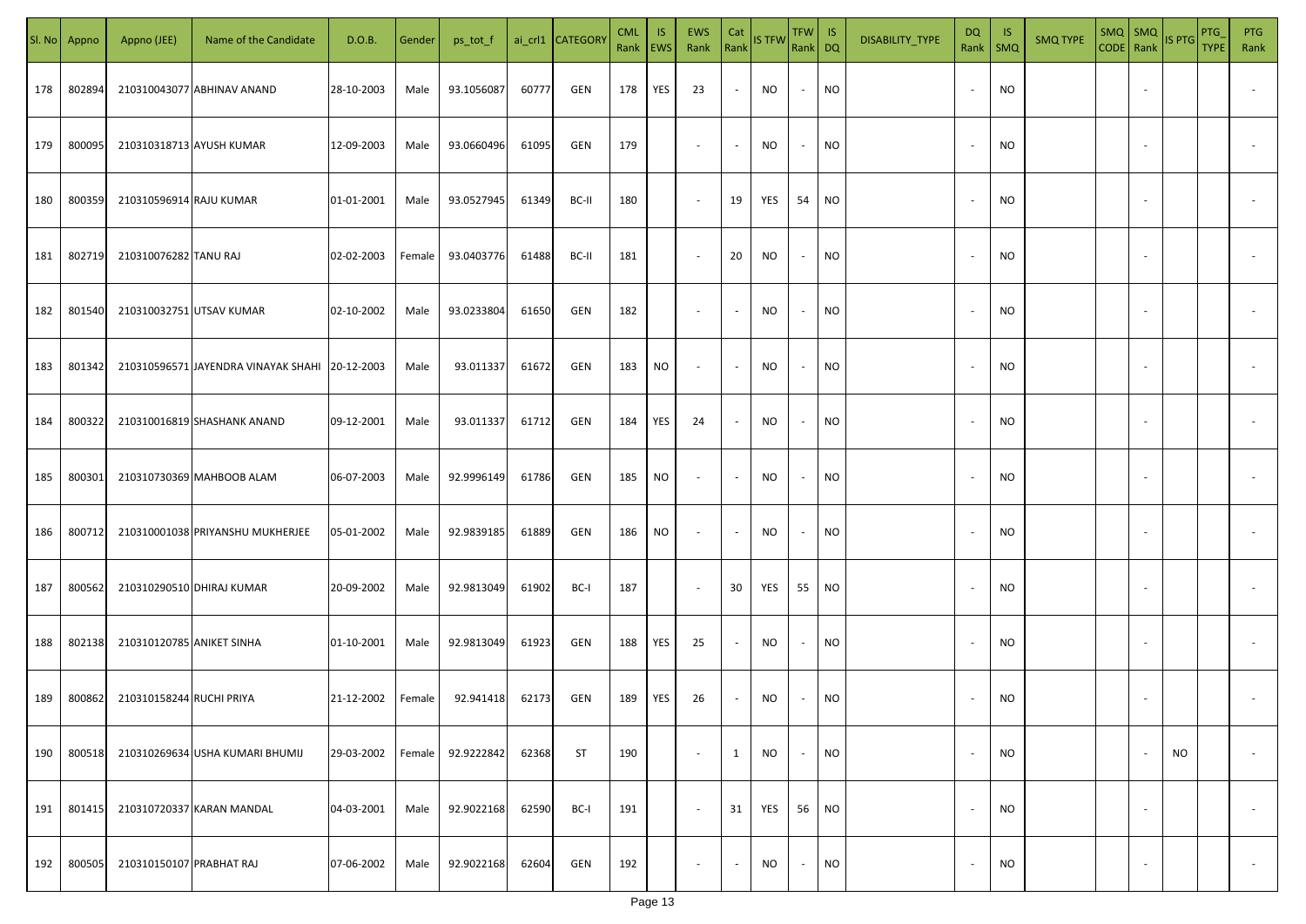| Sl. No | Appno | Appno (JEE) | Name of the Candidate | D.O.B. | Gender | ps_tot_f | ai_crl1 | CATEGORY | CML Rank | IS EWS | EWS Rank | Cat Rank | IS TFW | TFW Rank | IS DQ | DISABILITY_TYPE | DQ Rank | IS SMQ | SMQ TYPE | SMQ CODE | SMQ Rank | IS PTG | PTG_TYPE | PTG Rank |
|---|---|---|---|---|---|---|---|---|---|---|---|---|---|---|---|---|---|---|---|---|---|---|---|---|
| 178 | 802894 | 210310043077 | ABHINAV ANAND | 28-10-2003 | Male | 93.1056087 | 60777 | GEN | 178 | YES | 23 | - | NO | - | NO | | - | NO | | | - | | | - |
| 179 | 800095 | 210310318713 | AYUSH KUMAR | 12-09-2003 | Male | 93.0660496 | 61095 | GEN | 179 | | - | - | NO | - | NO | | - | NO | | | - | | | - |
| 180 | 800359 | 210310596914 | RAJU KUMAR | 01-01-2001 | Male | 93.0527945 | 61349 | BC-II | 180 | | - | 19 | YES | 54 | NO | | - | NO | | | - | | | - |
| 181 | 802719 | 210310076282 | TANU RAJ | 02-02-2003 | Female | 93.0403776 | 61488 | BC-II | 181 | | - | 20 | NO | - | NO | | - | NO | | | - | | | - |
| 182 | 801540 | 210310032751 | UTSAV KUMAR | 02-10-2002 | Male | 93.0233804 | 61650 | GEN | 182 | | - | - | NO | - | NO | | - | NO | | | - | | | - |
| 183 | 801342 | 210310596571 | JAYENDRA VINAYAK SHAHI | 20-12-2003 | Male | 93.011337 | 61672 | GEN | 183 | NO | - | - | NO | - | NO | | - | NO | | | - | | | - |
| 184 | 800322 | 210310016819 | SHASHANK ANAND | 09-12-2001 | Male | 93.011337 | 61712 | GEN | 184 | YES | 24 | - | NO | - | NO | | - | NO | | | - | | | - |
| 185 | 800301 | 210310730369 | MAHBOOB ALAM | 06-07-2003 | Male | 92.9996149 | 61786 | GEN | 185 | NO | - | - | NO | - | NO | | - | NO | | | - | | | - |
| 186 | 800712 | 210310001038 | PRIYANSHU MUKHERJEE | 05-01-2002 | Male | 92.9839185 | 61889 | GEN | 186 | NO | - | - | NO | - | NO | | - | NO | | | - | | | - |
| 187 | 800562 | 210310290510 | DHIRAJ KUMAR | 20-09-2002 | Male | 92.9813049 | 61902 | BC-I | 187 | | - | 30 | YES | 55 | NO | | - | NO | | | - | | | - |
| 188 | 802138 | 210310120785 | ANIKET SINHA | 01-10-2001 | Male | 92.9813049 | 61923 | GEN | 188 | YES | 25 | - | NO | - | NO | | - | NO | | | - | | | - |
| 189 | 800862 | 210310158244 | RUCHI PRIYA | 21-12-2002 | Female | 92.941418 | 62173 | GEN | 189 | YES | 26 | - | NO | - | NO | | - | NO | | | - | | | - |
| 190 | 800518 | 210310269634 | USHA KUMARI BHUMIJ | 29-03-2002 | Female | 92.9222842 | 62368 | ST | 190 | | - | 1 | NO | - | NO | | - | NO | | | - | NO | | - |
| 191 | 801415 | 210310720337 | KARAN MANDAL | 04-03-2001 | Male | 92.9022168 | 62590 | BC-I | 191 | | - | 31 | YES | 56 | NO | | - | NO | | | - | | | - |
| 192 | 800505 | 210310150107 | PRABHAT RAJ | 07-06-2002 | Male | 92.9022168 | 62604 | GEN | 192 | | - | - | NO | - | NO | | - | NO | | | - | | | - |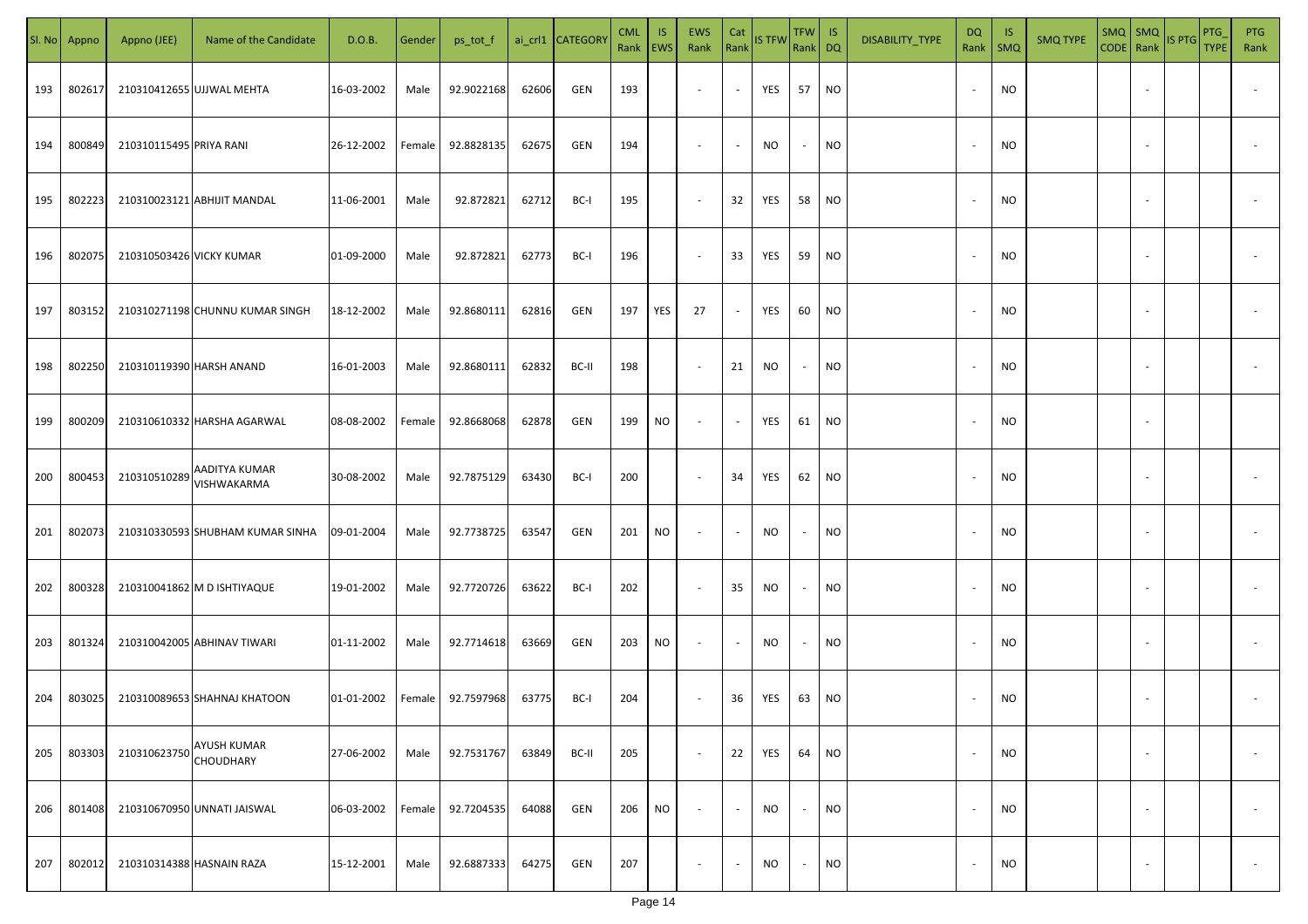| Sl. No | Appno | Appno (JEE) | Name of the Candidate | D.O.B. | Gender | ps_tot_f | ai_crl1 | CATEGORY | CML Rank | IS EWS | EWS Rank | Cat Rank | IS TFW | TFW Rank | IS DQ | DISABILITY_TYPE | DQ Rank | IS SMQ | SMQ TYPE | SMQ CODE | SMQ Rank | IS PTG | PTG_TYPE | PTG Rank |
|---|---|---|---|---|---|---|---|---|---|---|---|---|---|---|---|---|---|---|---|---|---|---|---|---|
| 193 | 802617 | 210310412655 | UJJWAL MEHTA | 16-03-2002 | Male | 92.9022168 | 62606 | GEN | 193 | | - | - | YES | 57 | NO | | - | NO | | | - | | | - |
| 194 | 800849 | 210310115495 | PRIYA RANI | 26-12-2002 | Female | 92.8828135 | 62675 | GEN | 194 | | - | - | NO | - | NO | | - | NO | | | - | | | - |
| 195 | 802223 | 210310023121 | ABHIJIT MANDAL | 11-06-2001 | Male | 92.872821 | 62712 | BC-I | 195 | | - | 32 | YES | 58 | NO | | - | NO | | | - | | | - |
| 196 | 802075 | 210310503426 | VICKY KUMAR | 01-09-2000 | Male | 92.872821 | 62773 | BC-I | 196 | | - | 33 | YES | 59 | NO | | - | NO | | | - | | | - |
| 197 | 803152 | 210310271198 | CHUNNU KUMAR SINGH | 18-12-2002 | Male | 92.8680111 | 62816 | GEN | 197 | YES | 27 | - | YES | 60 | NO | | - | NO | | | - | | | - |
| 198 | 802250 | 210310119390 | HARSH ANAND | 16-01-2003 | Male | 92.8680111 | 62832 | BC-II | 198 | | - | 21 | NO | - | NO | | - | NO | | | - | | | - |
| 199 | 800209 | 210310610332 | HARSHA AGARWAL | 08-08-2002 | Female | 92.8668068 | 62878 | GEN | 199 | NO | - | - | YES | 61 | NO | | - | NO | | | - | | | - |
| 200 | 800453 | 210310510289 | AADITYA KUMAR VISHWAKARMA | 30-08-2002 | Male | 92.7875129 | 63430 | BC-I | 200 | | - | 34 | YES | 62 | NO | | - | NO | | | - | | | - |
| 201 | 802073 | 210310330593 | SHUBHAM KUMAR SINHA | 09-01-2004 | Male | 92.7738725 | 63547 | GEN | 201 | NO | - | - | NO | - | NO | | - | NO | | | - | | | - |
| 202 | 800328 | 210310041862 | M D ISHTIYAQUE | 19-01-2002 | Male | 92.7720726 | 63622 | BC-I | 202 | | - | 35 | NO | - | NO | | - | NO | | | - | | | - |
| 203 | 801324 | 210310042005 | ABHINAV TIWARI | 01-11-2002 | Male | 92.7714618 | 63669 | GEN | 203 | NO | - | - | NO | - | NO | | - | NO | | | - | | | - |
| 204 | 803025 | 210310089653 | SHAHNAJ KHATOON | 01-01-2002 | Female | 92.7597968 | 63775 | BC-I | 204 | | - | 36 | YES | 63 | NO | | - | NO | | | - | | | - |
| 205 | 803303 | 210310623750 | AYUSH KUMAR CHOUDHARY | 27-06-2002 | Male | 92.7531767 | 63849 | BC-II | 205 | | - | 22 | YES | 64 | NO | | - | NO | | | - | | | - |
| 206 | 801408 | 210310670950 | UNNATI JAISWAL | 06-03-2002 | Female | 92.7204535 | 64088 | GEN | 206 | NO | - | - | NO | - | NO | | - | NO | | | - | | | - |
| 207 | 802012 | 210310314388 | HASNAIN RAZA | 15-12-2001 | Male | 92.6887333 | 64275 | GEN | 207 | | - | - | NO | - | NO | | - | NO | | | - | | | - |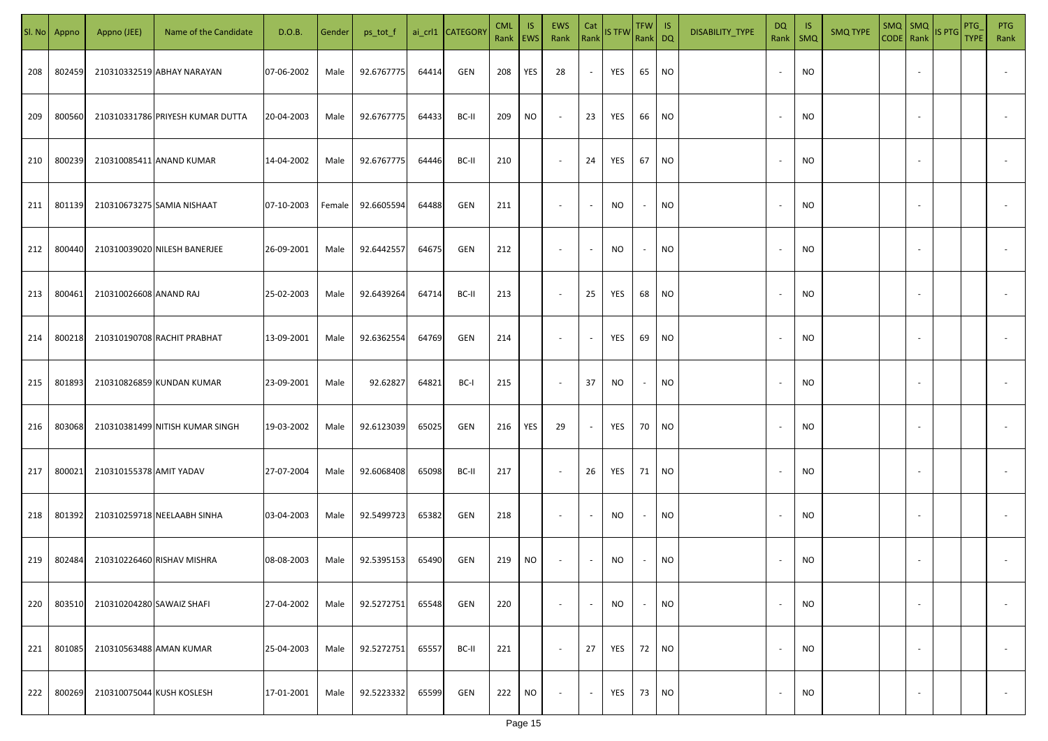| Sl. No | Appno | Appno (JEE) | Name of the Candidate | D.O.B. | Gender | ps_tot_f | ai_crl1 | CATEGORY | CML Rank | IS EWS | EWS Rank | Cat Rank | IS TFW | TFW Rank | IS DQ | DISABILITY_TYPE | DQ Rank | IS SMQ | SMQ TYPE | SMQ CODE | SMQ Rank | IS PTG | PTG_TYPE | PTG Rank |
|---|---|---|---|---|---|---|---|---|---|---|---|---|---|---|---|---|---|---|---|---|---|---|---|---|
| 208 | 802459 | 210310332519 | ABHAY NARAYAN | 07-06-2002 | Male | 92.6767775 | 64414 | GEN | 208 | YES | 28 | - | YES | 65 | NO | | - | NO | | | - | | | - |
| 209 | 800560 | 210310331786 | PRIYESH KUMAR DUTTA | 20-04-2003 | Male | 92.6767775 | 64433 | BC-II | 209 | NO | - | 23 | YES | 66 | NO | | - | NO | | | - | | | - |
| 210 | 800239 | 210310085411 | ANAND KUMAR | 14-04-2002 | Male | 92.6767775 | 64446 | BC-II | 210 | | - | 24 | YES | 67 | NO | | - | NO | | | - | | | - |
| 211 | 801139 | 210310673275 | SAMIA NISHAAT | 07-10-2003 | Female | 92.6605594 | 64488 | GEN | 211 | | - | - | NO | - | NO | | - | NO | | | - | | | - |
| 212 | 800440 | 210310039020 | NILESH BANERJEE | 26-09-2001 | Male | 92.6442557 | 64675 | GEN | 212 | | - | - | NO | - | NO | | - | NO | | | - | | | - |
| 213 | 800461 | 210310026608 | ANAND RAJ | 25-02-2003 | Male | 92.6439264 | 64714 | BC-II | 213 | | - | 25 | YES | 68 | NO | | - | NO | | | - | | | - |
| 214 | 800218 | 210310190708 | RACHIT PRABHAT | 13-09-2001 | Male | 92.6362554 | 64769 | GEN | 214 | | - | - | YES | 69 | NO | | - | NO | | | - | | | - |
| 215 | 801893 | 210310826859 | KUNDAN KUMAR | 23-09-2001 | Male | 92.62827 | 64821 | BC-I | 215 | | - | 37 | NO | - | NO | | - | NO | | | - | | | - |
| 216 | 803068 | 210310381499 | NITISH KUMAR SINGH | 19-03-2002 | Male | 92.6123039 | 65025 | GEN | 216 | YES | 29 | - | YES | 70 | NO | | - | NO | | | - | | | - |
| 217 | 800021 | 210310155378 | AMIT YADAV | 27-07-2004 | Male | 92.6068408 | 65098 | BC-II | 217 | | - | 26 | YES | 71 | NO | | - | NO | | | - | | | - |
| 218 | 801392 | 210310259718 | NEELAABH SINHA | 03-04-2003 | Male | 92.5499723 | 65382 | GEN | 218 | | - | - | NO | - | NO | | - | NO | | | - | | | - |
| 219 | 802484 | 210310226460 | RISHAV MISHRA | 08-08-2003 | Male | 92.5395153 | 65490 | GEN | 219 | NO | - | - | NO | - | NO | | - | NO | | | - | | | - |
| 220 | 803510 | 210310204280 | SAWAIZ SHAFI | 27-04-2002 | Male | 92.5272751 | 65548 | GEN | 220 | | - | - | NO | - | NO | | - | NO | | | - | | | - |
| 221 | 801085 | 210310563488 | AMAN KUMAR | 25-04-2003 | Male | 92.5272751 | 65557 | BC-II | 221 | | - | 27 | YES | 72 | NO | | - | NO | | | - | | | - |
| 222 | 800269 | 210310075044 | KUSH KOSLESH | 17-01-2001 | Male | 92.5223332 | 65599 | GEN | 222 | NO | - | - | YES | 73 | NO | | - | NO | | | - | | | - |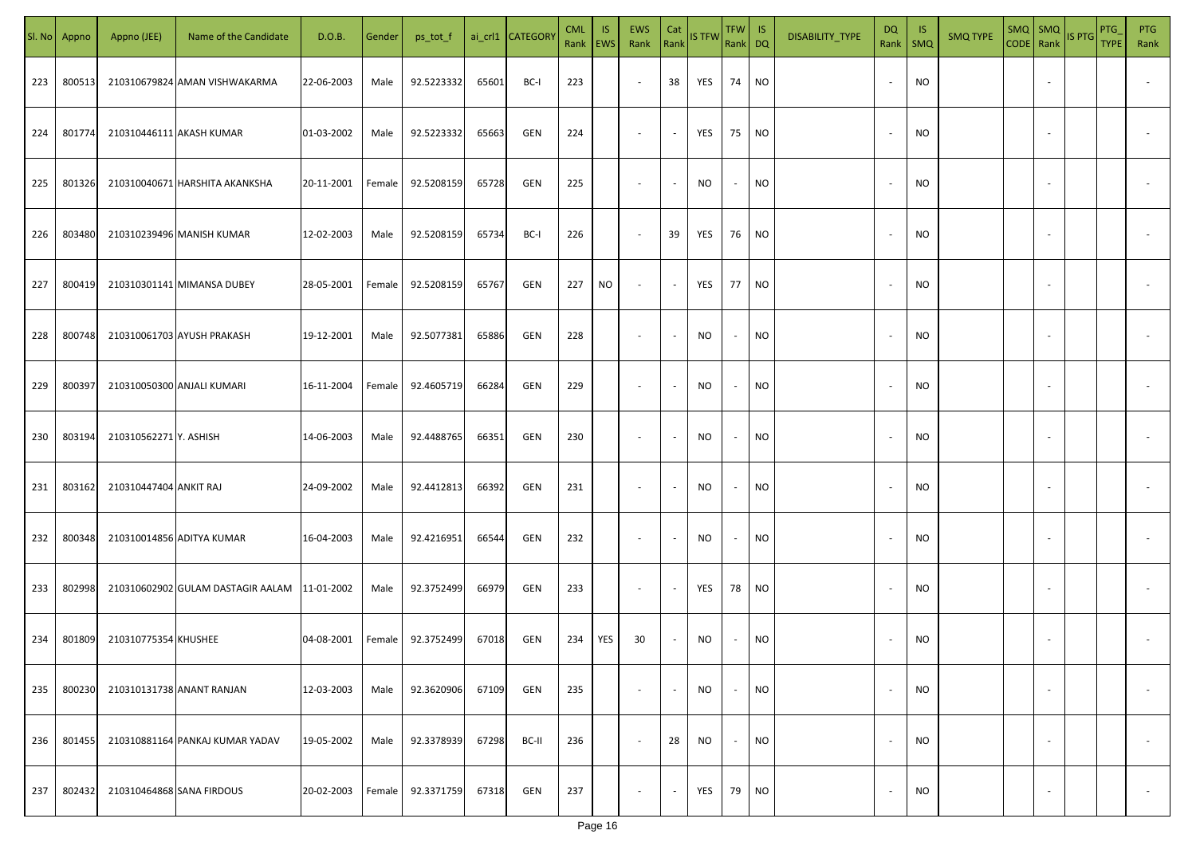| Sl. No | Appno | Appno (JEE) | Name of the Candidate | D.O.B. | Gender | ps_tot_f | ai_crl1 | CATEGORY | CML Rank | IS EWS | EWS Rank | Cat Rank | IS TFW | TFW Rank | IS DQ | DISABILITY_TYPE | DQ Rank | IS SMQ | SMQ TYPE | SMQ CODE | SMQ Rank | IS PTG | PTG_TYPE | PTG Rank |
|---|---|---|---|---|---|---|---|---|---|---|---|---|---|---|---|---|---|---|---|---|---|---|---|---|
| 223 | 800513 | 210310679824 | AMAN VISHWAKARMA | 22-06-2003 | Male | 92.5223332 | 65601 | BC-I | 223 | | - | 38 | YES | 74 | NO | | - | NO | | | - | | | - |
| 224 | 801774 | 210310446111 | AKASH KUMAR | 01-03-2002 | Male | 92.5223332 | 65663 | GEN | 224 | | - | - | YES | 75 | NO | | - | NO | | | - | | | - |
| 225 | 801326 | 210310040671 | HARSHITA AKANKSHA | 20-11-2001 | Female | 92.5208159 | 65728 | GEN | 225 | | - | - | NO | - | NO | | - | NO | | | - | | | - |
| 226 | 803480 | 210310239496 | MANISH KUMAR | 12-02-2003 | Male | 92.5208159 | 65734 | BC-I | 226 | | - | 39 | YES | 76 | NO | | - | NO | | | - | | | - |
| 227 | 800419 | 210310301141 | MIMANSA DUBEY | 28-05-2001 | Female | 92.5208159 | 65767 | GEN | 227 | NO | - | - | YES | 77 | NO | | - | NO | | | - | | | - |
| 228 | 800748 | 210310061703 | AYUSH PRAKASH | 19-12-2001 | Male | 92.5077381 | 65886 | GEN | 228 | | - | - | NO | - | NO | | - | NO | | | - | | | - |
| 229 | 800397 | 210310050300 | ANJALI KUMARI | 16-11-2004 | Female | 92.4605719 | 66284 | GEN | 229 | | - | - | NO | - | NO | | - | NO | | | - | | | - |
| 230 | 803194 | 210310562271 | Y. ASHISH | 14-06-2003 | Male | 92.4488765 | 66351 | GEN | 230 | | - | - | NO | - | NO | | - | NO | | | - | | | - |
| 231 | 803162 | 210310447404 | ANKIT RAJ | 24-09-2002 | Male | 92.4412813 | 66392 | GEN | 231 | | - | - | NO | - | NO | | - | NO | | | - | | | - |
| 232 | 800348 | 210310014856 | ADITYA KUMAR | 16-04-2003 | Male | 92.4216951 | 66544 | GEN | 232 | | - | - | NO | - | NO | | - | NO | | | - | | | - |
| 233 | 802998 | 210310602902 | GULAM DASTAGIR AALAM | 11-01-2002 | Male | 92.3752499 | 66979 | GEN | 233 | | - | - | YES | 78 | NO | | - | NO | | | - | | | - |
| 234 | 801809 | 210310775354 | KHUSHEE | 04-08-2001 | Female | 92.3752499 | 67018 | GEN | 234 | YES | 30 | - | NO | - | NO | | - | NO | | | - | | | - |
| 235 | 800230 | 210310131738 | ANANT RANJAN | 12-03-2003 | Male | 92.3620906 | 67109 | GEN | 235 | | - | - | NO | - | NO | | - | NO | | | - | | | - |
| 236 | 801455 | 210310881164 | PANKAJ KUMAR YADAV | 19-05-2002 | Male | 92.3378939 | 67298 | BC-II | 236 | | - | 28 | NO | - | NO | | - | NO | | | - | | | - |
| 237 | 802432 | 210310464868 | SANA FIRDOUS | 20-02-2003 | Female | 92.3371759 | 67318 | GEN | 237 | | - | - | YES | 79 | NO | | - | NO | | | - | | | - |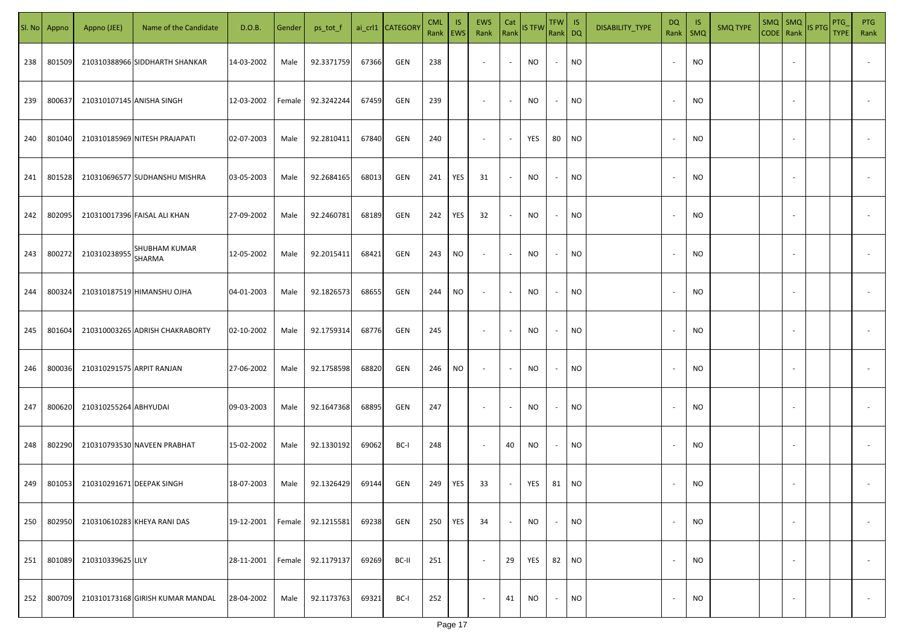| Sl. No | Appno | Appno (JEE) | Name of the Candidate | D.O.B. | Gender | ps_tot_f | ai_crl1 | CATEGORY | CML Rank | IS EWS | EWS Rank | Cat Rank | IS TFW | TFW Rank | IS DQ | DISABILITY_TYPE | DQ Rank | IS SMQ | SMQ TYPE | SMQ CODE | SMQ Rank | IS PTG | PTG_TYPE | PTG Rank |
|---|---|---|---|---|---|---|---|---|---|---|---|---|---|---|---|---|---|---|---|---|---|---|---|---|
| 238 | 801509 | 210310388966 | SIDDHARTH SHANKAR | 14-03-2002 | Male | 92.3371759 | 67366 | GEN | 238 | | - | - | NO | - | NO | | - | NO | | | - | | | - |
| 239 | 800637 | 210310107145 | ANISHA SINGH | 12-03-2002 | Female | 92.3242244 | 67459 | GEN | 239 | | - | - | NO | - | NO | | - | NO | | | - | | | - |
| 240 | 801040 | 210310185969 | NITESH PRAJAPATI | 02-07-2003 | Male | 92.2810411 | 67840 | GEN | 240 | | - | - | YES | 80 | NO | | - | NO | | | - | | | - |
| 241 | 801528 | 210310696577 | SUDHANSHU MISHRA | 03-05-2003 | Male | 92.2684165 | 68013 | GEN | 241 | YES | 31 | - | NO | - | NO | | - | NO | | | - | | | - |
| 242 | 802095 | 210310017396 | FAISAL ALI KHAN | 27-09-2002 | Male | 92.2460781 | 68189 | GEN | 242 | YES | 32 | - | NO | - | NO | | - | NO | | | - | | | - |
| 243 | 800272 | 210310238955 | SHUBHAM KUMAR SHARMA | 12-05-2002 | Male | 92.2015411 | 68421 | GEN | 243 | NO | - | - | NO | - | NO | | - | NO | | | - | | | - |
| 244 | 800324 | 210310187519 | HIMANSHU OJHA | 04-01-2003 | Male | 92.1826573 | 68655 | GEN | 244 | NO | - | - | NO | - | NO | | - | NO | | | - | | | - |
| 245 | 801604 | 210310003265 | ADRISH CHAKRABORTY | 02-10-2002 | Male | 92.1759314 | 68776 | GEN | 245 | | - | - | NO | - | NO | | - | NO | | | - | | | - |
| 246 | 800036 | 210310291575 | ARPIT RANJAN | 27-06-2002 | Male | 92.1758598 | 68820 | GEN | 246 | NO | - | - | NO | - | NO | | - | NO | | | - | | | - |
| 247 | 800620 | 210310255264 | ABHYUDAI | 09-03-2003 | Male | 92.1647368 | 68895 | GEN | 247 | | - | - | NO | - | NO | | - | NO | | | - | | | - |
| 248 | 802290 | 210310793530 | NAVEEN PRABHAT | 15-02-2002 | Male | 92.1330192 | 69062 | BC-I | 248 | | - | 40 | NO | - | NO | | - | NO | | | - | | | - |
| 249 | 801053 | 210310291671 | DEEPAK SINGH | 18-07-2003 | Male | 92.1326429 | 69144 | GEN | 249 | YES | 33 | - | YES | 81 | NO | | - | NO | | | - | | | - |
| 250 | 802950 | 210310610283 | KHEYA RANI DAS | 19-12-2001 | Female | 92.1215581 | 69238 | GEN | 250 | YES | 34 | - | NO | - | NO | | - | NO | | | - | | | - |
| 251 | 801089 | 210310339625 | LILY | 28-11-2001 | Female | 92.1179137 | 69269 | BC-II | 251 | | - | 29 | YES | 82 | NO | | - | NO | | | - | | | - |
| 252 | 800709 | 210310173168 | GIRISH KUMAR MANDAL | 28-04-2002 | Male | 92.1173763 | 69321 | BC-I | 252 | | - | 41 | NO | - | NO | | - | NO | | | - | | | - |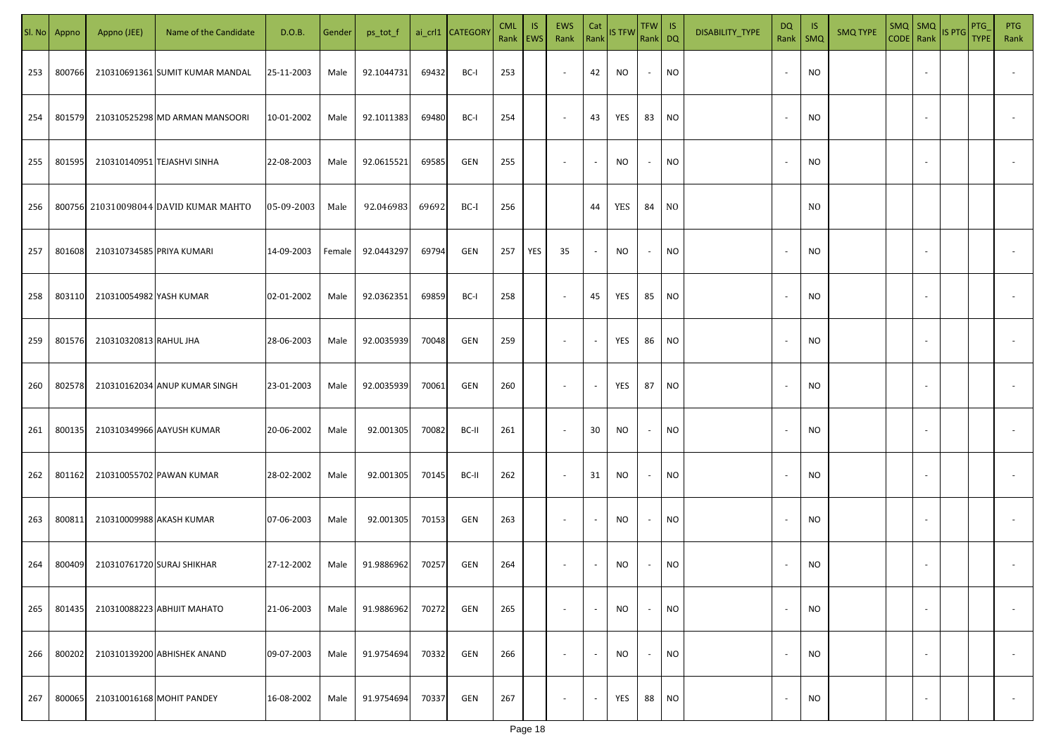| Sl. No | Appno | Appno (JEE) | Name of the Candidate | D.O.B. | Gender | ps_tot_f | ai_crl1 | CATEGORY | CML Rank | IS EWS | EWS Rank | Cat Rank | IS TFW | TFW Rank | IS DQ | DISABILITY_TYPE | DQ Rank | IS SMQ | SMQ TYPE | SMQ CODE | SMQ Rank | IS PTG | PTG_TYPE | PTG Rank |
|---|---|---|---|---|---|---|---|---|---|---|---|---|---|---|---|---|---|---|---|---|---|---|---|---|
| 253 | 800766 | 210310691361 | SUMIT KUMAR MANDAL | 25-11-2003 | Male | 92.1044731 | 69432 | BC-I | 253 | | - | 42 | NO | - | NO | | - | NO | | | - | | | - |
| 254 | 801579 | 210310525298 | MD ARMAN MANSOORI | 10-01-2002 | Male | 92.1011383 | 69480 | BC-I | 254 | | - | 43 | YES | 83 | NO | | - | NO | | | - | | | - |
| 255 | 801595 | 210310140951 | TEJASHVI SINHA | 22-08-2003 | Male | 92.0615521 | 69585 | GEN | 255 | | - | - | NO | - | NO | | - | NO | | | - | | | - |
| 256 | 800756 | 210310098044 | DAVID KUMAR MAHTO | 05-09-2003 | Male | 92.046983 | 69692 | BC-I | 256 | | | 44 | YES | 84 | NO | | | NO | | | | | | |
| 257 | 801608 | 210310734585 | PRIYA KUMARI | 14-09-2003 | Female | 92.0443297 | 69794 | GEN | 257 | YES | 35 | - | NO | - | NO | | - | NO | | | - | | | - |
| 258 | 803110 | 210310054982 | YASH KUMAR | 02-01-2002 | Male | 92.0362351 | 69859 | BC-I | 258 | | - | 45 | YES | 85 | NO | | - | NO | | | - | | | - |
| 259 | 801576 | 210310320813 | RAHUL JHA | 28-06-2003 | Male | 92.0035939 | 70048 | GEN | 259 | | - | - | YES | 86 | NO | | - | NO | | | - | | | - |
| 260 | 802578 | 210310162034 | ANUP KUMAR SINGH | 23-01-2003 | Male | 92.0035939 | 70061 | GEN | 260 | | - | - | YES | 87 | NO | | - | NO | | | - | | | - |
| 261 | 800135 | 210310349966 | AAYUSH KUMAR | 20-06-2002 | Male | 92.001305 | 70082 | BC-II | 261 | | - | 30 | NO | - | NO | | - | NO | | | - | | | - |
| 262 | 801162 | 210310055702 | PAWAN KUMAR | 28-02-2002 | Male | 92.001305 | 70145 | BC-II | 262 | | - | 31 | NO | - | NO | | - | NO | | | - | | | - |
| 263 | 800811 | 210310009988 | AKASH KUMAR | 07-06-2003 | Male | 92.001305 | 70153 | GEN | 263 | | - | - | NO | - | NO | | - | NO | | | - | | | - |
| 264 | 800409 | 210310761720 | SURAJ SHIKHAR | 27-12-2002 | Male | 91.9886962 | 70257 | GEN | 264 | | - | - | NO | - | NO | | - | NO | | | - | | | - |
| 265 | 801435 | 210310088223 | ABHIJIT MAHATO | 21-06-2003 | Male | 91.9886962 | 70272 | GEN | 265 | | - | - | NO | - | NO | | - | NO | | | - | | | - |
| 266 | 800202 | 210310139200 | ABHISHEK ANAND | 09-07-2003 | Male | 91.9754694 | 70332 | GEN | 266 | | - | - | NO | - | NO | | - | NO | | | - | | | - |
| 267 | 800065 | 210310016168 | MOHIT PANDEY | 16-08-2002 | Male | 91.9754694 | 70337 | GEN | 267 | | - | - | YES | 88 | NO | | - | NO | | | - | | | - |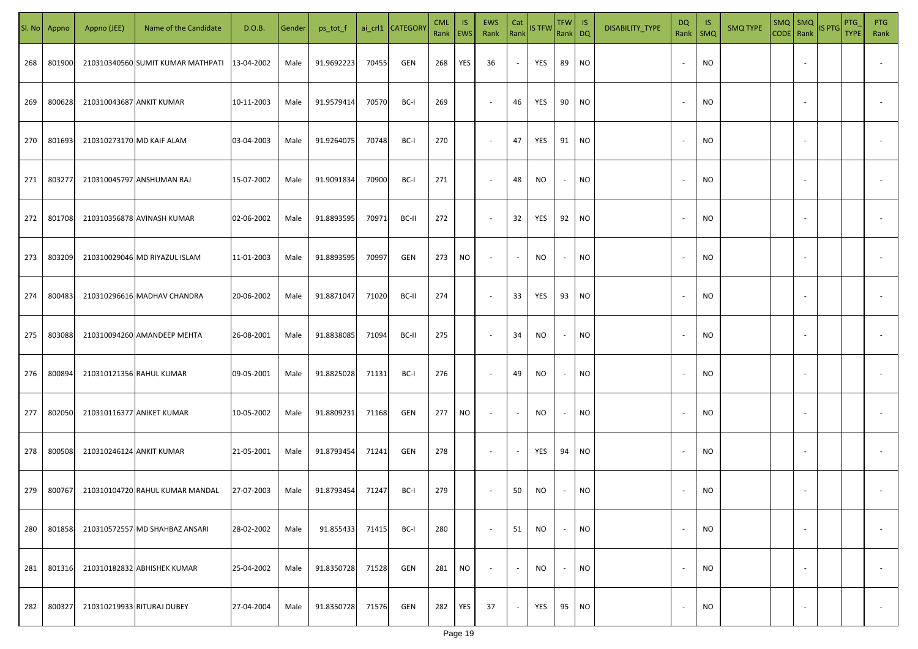| Sl. No | Appno | Appno (JEE) | Name of the Candidate | D.O.B. | Gender | ps_tot_f | ai_crl1 | CATEGORY | CML Rank | IS EWS | EWS Rank | Cat Rank | IS TFW | TFW Rank | IS DQ | DISABILITY_TYPE | DQ Rank | IS SMQ | SMQ TYPE | SMQ CODE | SMQ Rank | IS PTG | PTG_TYPE | PTG Rank |
|---|---|---|---|---|---|---|---|---|---|---|---|---|---|---|---|---|---|---|---|---|---|---|---|---|
| 268 | 801900 | 210310340560 | SUMIT KUMAR MATHPATI | 13-04-2002 | Male | 91.9692223 | 70455 | GEN | 268 | YES | 36 | - | YES | 89 | NO | | - | NO | | | - | | | - |
| 269 | 800628 | 210310043687 | ANKIT KUMAR | 10-11-2003 | Male | 91.9579414 | 70570 | BC-I | 269 | | - | 46 | YES | 90 | NO | | - | NO | | | - | | | - |
| 270 | 801693 | 210310273170 | MD KAIF ALAM | 03-04-2003 | Male | 91.9264075 | 70748 | BC-I | 270 | | - | 47 | YES | 91 | NO | | - | NO | | | - | | | - |
| 271 | 803277 | 210310045797 | ANSHUMAN RAJ | 15-07-2002 | Male | 91.9091834 | 70900 | BC-I | 271 | | - | 48 | NO | - | NO | | - | NO | | | - | | | - |
| 272 | 801708 | 210310356878 | AVINASH KUMAR | 02-06-2002 | Male | 91.8893595 | 70971 | BC-II | 272 | | - | 32 | YES | 92 | NO | | - | NO | | | - | | | - |
| 273 | 803209 | 210310029046 | MD RIYAZUL ISLAM | 11-01-2003 | Male | 91.8893595 | 70997 | GEN | 273 | NO | - | - | NO | - | NO | | - | NO | | | - | | | - |
| 274 | 800483 | 210310296616 | MADHAV CHANDRA | 20-06-2002 | Male | 91.8871047 | 71020 | BC-II | 274 | | - | 33 | YES | 93 | NO | | - | NO | | | - | | | - |
| 275 | 803088 | 210310094260 | AMANDEEP MEHTA | 26-08-2001 | Male | 91.8838085 | 71094 | BC-II | 275 | | - | 34 | NO | - | NO | | - | NO | | | - | | | - |
| 276 | 800894 | 210310121356 | RAHUL KUMAR | 09-05-2001 | Male | 91.8825028 | 71131 | BC-I | 276 | | - | 49 | NO | - | NO | | - | NO | | | - | | | - |
| 277 | 802050 | 210310116377 | ANIKET KUMAR | 10-05-2002 | Male | 91.8809231 | 71168 | GEN | 277 | NO | - | - | NO | - | NO | | - | NO | | | - | | | - |
| 278 | 800508 | 210310246124 | ANKIT KUMAR | 21-05-2001 | Male | 91.8793454 | 71241 | GEN | 278 | | - | - | YES | 94 | NO | | - | NO | | | - | | | - |
| 279 | 800767 | 210310104720 | RAHUL KUMAR MANDAL | 27-07-2003 | Male | 91.8793454 | 71247 | BC-I | 279 | | - | 50 | NO | - | NO | | - | NO | | | - | | | - |
| 280 | 801858 | 210310572557 | MD SHAHBAZ ANSARI | 28-02-2002 | Male | 91.855433 | 71415 | BC-I | 280 | | - | 51 | NO | - | NO | | - | NO | | | - | | | - |
| 281 | 801316 | 210310182832 | ABHISHEK KUMAR | 25-04-2002 | Male | 91.8350728 | 71528 | GEN | 281 | NO | - | - | NO | - | NO | | - | NO | | | - | | | - |
| 282 | 800327 | 210310219933 | RITURAJ DUBEY | 27-04-2004 | Male | 91.8350728 | 71576 | GEN | 282 | YES | 37 | - | YES | 95 | NO | | - | NO | | | - | | | - |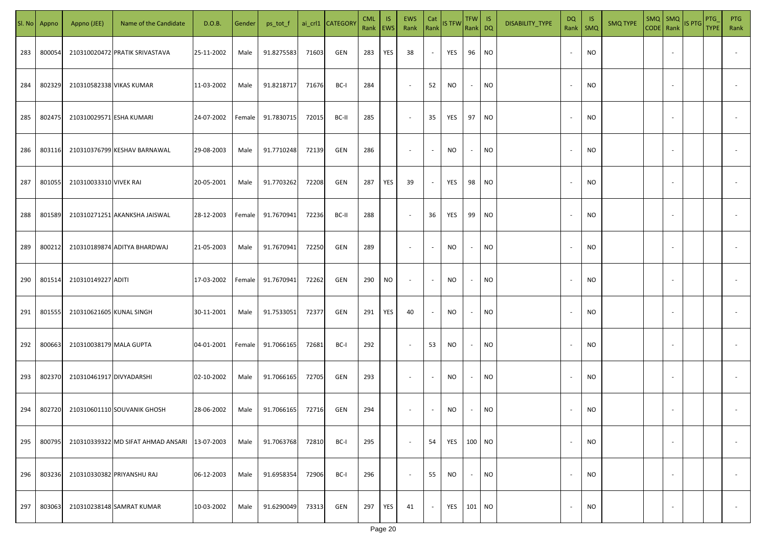| Sl. No | Appno | Appno (JEE) | Name of the Candidate | D.O.B. | Gender | ps_tot_f | ai_crl1 | CATEGORY | CML Rank | IS EWS | EWS Rank | Cat Rank | IS TFW | TFW Rank | IS DQ | DISABILITY_TYPE | DQ Rank | IS SMQ | SMQ TYPE | SMQ CODE | SMQ Rank | IS PTG | PTG_TYPE | PTG Rank |
|---|---|---|---|---|---|---|---|---|---|---|---|---|---|---|---|---|---|---|---|---|---|---|---|---|
| 283 | 800054 | 210310020472 | PRATIK SRIVASTAVA | 25-11-2002 | Male | 91.8275583 | 71603 | GEN | 283 | YES | 38 | - | YES | 96 | NO | | - | NO | | | - | | | - |
| 284 | 802329 | 210310582338 | VIKAS KUMAR | 11-03-2002 | Male | 91.8218717 | 71676 | BC-I | 284 | | - | 52 | NO | - | NO | | - | NO | | | - | | | - |
| 285 | 802475 | 210310029571 | ESHA KUMARI | 24-07-2002 | Female | 91.7830715 | 72015 | BC-II | 285 | | - | 35 | YES | 97 | NO | | - | NO | | | - | | | - |
| 286 | 803116 | 210310376799 | KESHAV BARNAWAL | 29-08-2003 | Male | 91.7710248 | 72139 | GEN | 286 | | - | - | NO | - | NO | | - | NO | | | - | | | - |
| 287 | 801055 | 210310033310 | VIVEK RAI | 20-05-2001 | Male | 91.7703262 | 72208 | GEN | 287 | YES | 39 | - | YES | 98 | NO | | - | NO | | | - | | | - |
| 288 | 801589 | 210310271251 | AKANKSHA JAISWAL | 28-12-2003 | Female | 91.7670941 | 72236 | BC-II | 288 | | - | 36 | YES | 99 | NO | | - | NO | | | - | | | - |
| 289 | 800212 | 210310189874 | ADITYA BHARDWAJ | 21-05-2003 | Male | 91.7670941 | 72250 | GEN | 289 | | - | - | NO | - | NO | | - | NO | | | - | | | - |
| 290 | 801514 | 210310149227 | ADITI | 17-03-2002 | Female | 91.7670941 | 72262 | GEN | 290 | NO | - | - | NO | - | NO | | - | NO | | | - | | | - |
| 291 | 801555 | 210310621605 | KUNAL SINGH | 30-11-2001 | Male | 91.7533051 | 72377 | GEN | 291 | YES | 40 | - | NO | - | NO | | - | NO | | | - | | | - |
| 292 | 800663 | 210310038179 | MALA GUPTA | 04-01-2001 | Female | 91.7066165 | 72681 | BC-I | 292 | | - | 53 | NO | - | NO | | - | NO | | | - | | | - |
| 293 | 802370 | 210310461917 | DIVYADARSHI | 02-10-2002 | Male | 91.7066165 | 72705 | GEN | 293 | | - | - | NO | - | NO | | - | NO | | | - | | | - |
| 294 | 802720 | 210310601110 | SOUVANIK GHOSH | 28-06-2002 | Male | 91.7066165 | 72716 | GEN | 294 | | - | - | NO | - | NO | | - | NO | | | - | | | - |
| 295 | 800795 | 210310339322 | MD SIFAT AHMAD ANSARI | 13-07-2003 | Male | 91.7063768 | 72810 | BC-I | 295 | | - | 54 | YES | 100 | NO | | - | NO | | | - | | | - |
| 296 | 803236 | 210310330382 | PRIYANSHU RAJ | 06-12-2003 | Male | 91.6958354 | 72906 | BC-I | 296 | | - | 55 | NO | - | NO | | - | NO | | | - | | | - |
| 297 | 803063 | 210310238148 | SAMRAT KUMAR | 10-03-2002 | Male | 91.6290049 | 73313 | GEN | 297 | YES | 41 | - | YES | 101 | NO | | - | NO | | | - | | | - |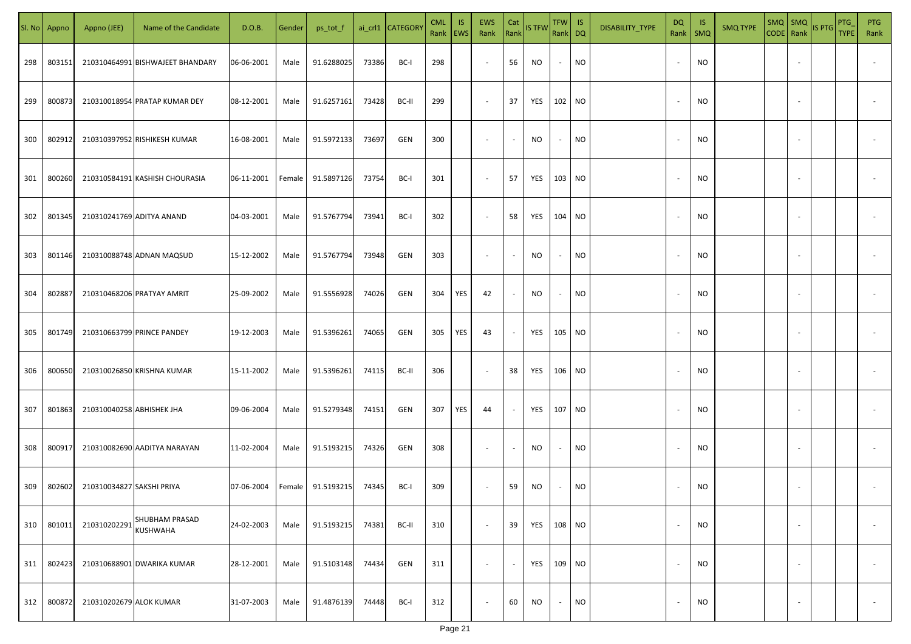| Sl. No | Appno | Appno (JEE) | Name of the Candidate | D.O.B. | Gender | ps_tot_f | ai_crl1 | CATEGORY | CML Rank | IS EWS | EWS Rank | Cat Rank | IS TFW | TFW Rank | IS DQ | DISABILITY_TYPE | DQ Rank | IS SMQ | SMQ TYPE | SMQ CODE | SMQ Rank | IS PTG | PTG_TYPE | PTG Rank |
|---|---|---|---|---|---|---|---|---|---|---|---|---|---|---|---|---|---|---|---|---|---|---|---|---|
| 298 | 803151 | 210310464991 | BISHWAJEET BHANDARY | 06-06-2001 | Male | 91.6288025 | 73386 | BC-I | 298 | | - | 56 | NO | - | NO | | - | NO | | | - | | | - |
| 299 | 800873 | 210310018954 | PRATAP KUMAR DEY | 08-12-2001 | Male | 91.6257161 | 73428 | BC-II | 299 | | - | 37 | YES | 102 | NO | | - | NO | | | - | | | - |
| 300 | 802912 | 210310397952 | RISHIKESH KUMAR | 16-08-2001 | Male | 91.5972133 | 73697 | GEN | 300 | | - | - | NO | - | NO | | - | NO | | | - | | | - |
| 301 | 800260 | 210310584191 | KASHISH CHOURASIA | 06-11-2001 | Female | 91.5897126 | 73754 | BC-I | 301 | | - | 57 | YES | 103 | NO | | - | NO | | | - | | | - |
| 302 | 801345 | 210310241769 | ADITYA ANAND | 04-03-2001 | Male | 91.5767794 | 73941 | BC-I | 302 | | - | 58 | YES | 104 | NO | | - | NO | | | - | | | - |
| 303 | 801146 | 210310088748 | ADNAN MAQSUD | 15-12-2002 | Male | 91.5767794 | 73948 | GEN | 303 | | - | - | NO | - | NO | | - | NO | | | - | | | - |
| 304 | 802887 | 210310468206 | PRATYAY AMRIT | 25-09-2002 | Male | 91.5556928 | 74026 | GEN | 304 | YES | 42 | - | NO | - | NO | | - | NO | | | - | | | - |
| 305 | 801749 | 210310663799 | PRINCE PANDEY | 19-12-2003 | Male | 91.5396261 | 74065 | GEN | 305 | YES | 43 | - | YES | 105 | NO | | - | NO | | | - | | | - |
| 306 | 800650 | 210310026850 | KRISHNA KUMAR | 15-11-2002 | Male | 91.5396261 | 74115 | BC-II | 306 | | - | 38 | YES | 106 | NO | | - | NO | | | - | | | - |
| 307 | 801863 | 210310040258 | ABHISHEK JHA | 09-06-2004 | Male | 91.5279348 | 74151 | GEN | 307 | YES | 44 | - | YES | 107 | NO | | - | NO | | | - | | | - |
| 308 | 800917 | 210310082690 | AADITYA NARAYAN | 11-02-2004 | Male | 91.5193215 | 74326 | GEN | 308 | | - | - | NO | - | NO | | - | NO | | | - | | | - |
| 309 | 802602 | 210310034827 | SAKSHI PRIYA | 07-06-2004 | Female | 91.5193215 | 74345 | BC-I | 309 | | - | 59 | NO | - | NO | | - | NO | | | - | | | - |
| 310 | 801011 | 210310202291 | SHUBHAM PRASAD KUSHWAHA | 24-02-2003 | Male | 91.5193215 | 74381 | BC-II | 310 | | - | 39 | YES | 108 | NO | | - | NO | | | - | | | - |
| 311 | 802423 | 210310688901 | DWARIKA KUMAR | 28-12-2001 | Male | 91.5103148 | 74434 | GEN | 311 | | - | - | YES | 109 | NO | | - | NO | | | - | | | - |
| 312 | 800872 | 210310202679 | ALOK KUMAR | 31-07-2003 | Male | 91.4876139 | 74448 | BC-I | 312 | | - | 60 | NO | - | NO | | - | NO | | | - | | | - |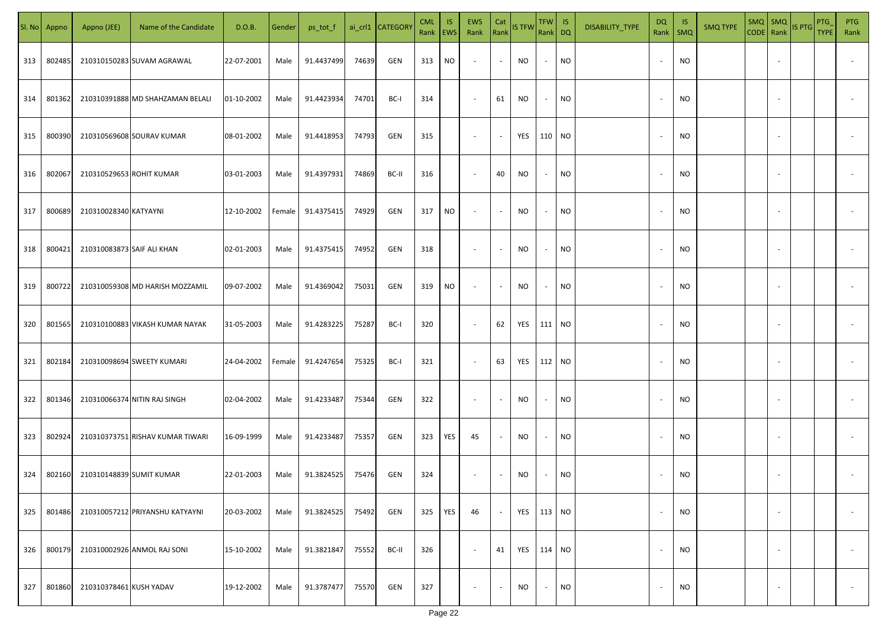| Sl. No | Appno | Appno (JEE) | Name of the Candidate | D.O.B. | Gender | ps_tot_f | ai_crl1 | CATEGORY | CML Rank | IS EWS | EWS Rank | Cat Rank | IS TFW | TFW Rank | IS DQ | DISABILITY_TYPE | DQ Rank | IS SMQ | SMQ TYPE | SMQ CODE | SMQ Rank | IS PTG | PTG_TYPE | PTG Rank |
|---|---|---|---|---|---|---|---|---|---|---|---|---|---|---|---|---|---|---|---|---|---|---|---|---|
| 313 | 802485 | 210310150283 | SUVAM AGRAWAL | 22-07-2001 | Male | 91.4437499 | 74639 | GEN | 313 | NO | - | - | NO | - | NO | | - | NO | | | - | | | - |
| 314 | 801362 | 210310391888 | MD SHAHZAMAN BELALI | 01-10-2002 | Male | 91.4423934 | 74701 | BC-I | 314 | | - | 61 | NO | - | NO | | - | NO | | | - | | | - |
| 315 | 800390 | 210310569608 | SOURAV KUMAR | 08-01-2002 | Male | 91.4418953 | 74793 | GEN | 315 | | - | - | YES | 110 | NO | | - | NO | | | - | | | - |
| 316 | 802067 | 210310529653 | ROHIT KUMAR | 03-01-2003 | Male | 91.4397931 | 74869 | BC-II | 316 | | - | 40 | NO | - | NO | | - | NO | | | - | | | - |
| 317 | 800689 | 210310028340 | KATYAYNI | 12-10-2002 | Female | 91.4375415 | 74929 | GEN | 317 | NO | - | - | NO | - | NO | | - | NO | | | - | | | - |
| 318 | 800421 | 210310083873 | SAIF ALI KHAN | 02-01-2003 | Male | 91.4375415 | 74952 | GEN | 318 | | - | - | NO | - | NO | | - | NO | | | - | | | - |
| 319 | 800722 | 210310059308 | MD HARISH MOZZAMIL | 09-07-2002 | Male | 91.4369042 | 75031 | GEN | 319 | NO | - | - | NO | - | NO | | - | NO | | | - | | | - |
| 320 | 801565 | 210310100883 | VIKASH KUMAR NAYAK | 31-05-2003 | Male | 91.4283225 | 75287 | BC-I | 320 | | - | 62 | YES | 111 | NO | | - | NO | | | - | | | - |
| 321 | 802184 | 210310098694 | SWEETY KUMARI | 24-04-2002 | Female | 91.4247654 | 75325 | BC-I | 321 | | - | 63 | YES | 112 | NO | | - | NO | | | - | | | - |
| 322 | 801346 | 210310066374 | NITIN RAJ SINGH | 02-04-2002 | Male | 91.4233487 | 75344 | GEN | 322 | | - | - | NO | - | NO | | - | NO | | | - | | | - |
| 323 | 802924 | 210310373751 | RISHAV KUMAR TIWARI | 16-09-1999 | Male | 91.4233487 | 75357 | GEN | 323 | YES | 45 | - | NO | - | NO | | - | NO | | | - | | | - |
| 324 | 802160 | 210310148839 | SUMIT KUMAR | 22-01-2003 | Male | 91.3824525 | 75476 | GEN | 324 | | - | - | NO | - | NO | | - | NO | | | - | | | - |
| 325 | 801486 | 210310057212 | PRIYANSHU KATYAYNI | 20-03-2002 | Male | 91.3824525 | 75492 | GEN | 325 | YES | 46 | - | YES | 113 | NO | | - | NO | | | - | | | - |
| 326 | 800179 | 210310002926 | ANMOL RAJ SONI | 15-10-2002 | Male | 91.3821847 | 75552 | BC-II | 326 | | - | 41 | YES | 114 | NO | | - | NO | | | - | | | - |
| 327 | 801860 | 210310378461 | KUSH YADAV | 19-12-2002 | Male | 91.3787477 | 75570 | GEN | 327 | | - | - | NO | - | NO | | - | NO | | | - | | | - |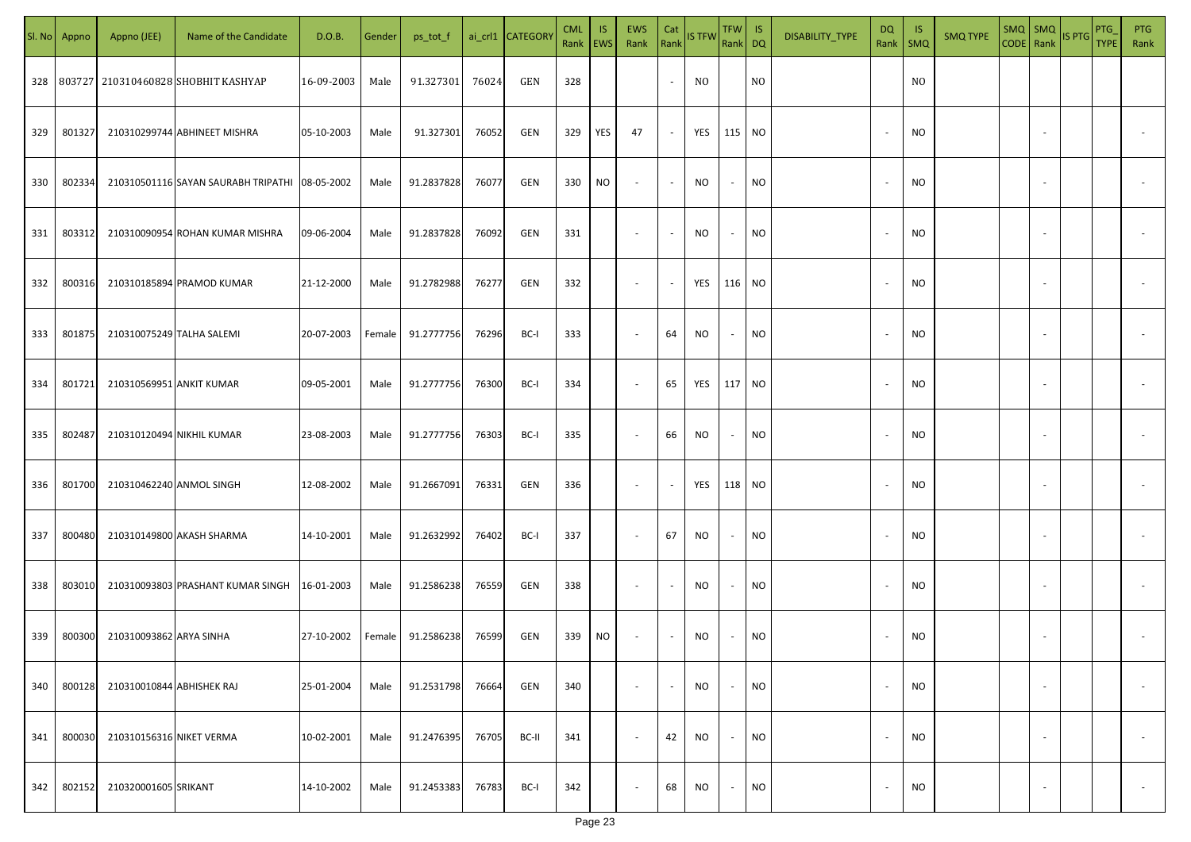| Sl. No | Appno | Appno (JEE) | Name of the Candidate | D.O.B. | Gender | ps_tot_f | ai_crl1 | CATEGORY | CML Rank | IS EWS | EWS Rank | Cat Rank | IS TFW | TFW Rank | IS DQ | DISABILITY_TYPE | DQ Rank | IS SMQ | SMQ TYPE | SMQ CODE | SMQ Rank | IS PTG | PTG_TYPE | PTG Rank |
|---|---|---|---|---|---|---|---|---|---|---|---|---|---|---|---|---|---|---|---|---|---|---|---|---|
| 328 | 803727 | 210310460828 | SHOBHIT KASHYAP | 16-09-2003 | Male | 91.327301 | 76024 | GEN | 328 | | | - | NO | | NO | | | NO | | | | | | |
| 329 | 801327 | 210310299744 | ABHINEET MISHRA | 05-10-2003 | Male | 91.327301 | 76052 | GEN | 329 | YES | 47 | - | YES | 115 | NO | | - | NO | | | - | | | - |
| 330 | 802334 | 210310501116 | SAYAN SAURABH TRIPATHI | 08-05-2002 | Male | 91.2837828 | 76077 | GEN | 330 | NO | - | - | NO | - | NO | | - | NO | | | - | | | - |
| 331 | 803312 | 210310090954 | ROHAN KUMAR MISHRA | 09-06-2004 | Male | 91.2837828 | 76092 | GEN | 331 | | - | - | NO | - | NO | | - | NO | | | - | | | - |
| 332 | 800316 | 210310185894 | PRAMOD KUMAR | 21-12-2000 | Male | 91.2782988 | 76277 | GEN | 332 | | - | - | YES | 116 | NO | | - | NO | | | - | | | - |
| 333 | 801875 | 210310075249 | TALHA SALEMI | 20-07-2003 | Female | 91.2777756 | 76296 | BC-I | 333 | | - | 64 | NO | - | NO | | - | NO | | | - | | | - |
| 334 | 801721 | 210310569951 | ANKIT KUMAR | 09-05-2001 | Male | 91.2777756 | 76300 | BC-I | 334 | | - | 65 | YES | 117 | NO | | - | NO | | | - | | | - |
| 335 | 802487 | 210310120494 | NIKHIL KUMAR | 23-08-2003 | Male | 91.2777756 | 76303 | BC-I | 335 | | - | 66 | NO | - | NO | | - | NO | | | - | | | - |
| 336 | 801700 | 210310462240 | ANMOL SINGH | 12-08-2002 | Male | 91.2667091 | 76331 | GEN | 336 | | - | - | YES | 118 | NO | | - | NO | | | - | | | - |
| 337 | 800480 | 210310149800 | AKASH SHARMA | 14-10-2001 | Male | 91.2632992 | 76402 | BC-I | 337 | | - | 67 | NO | - | NO | | - | NO | | | - | | | - |
| 338 | 803010 | 210310093803 | PRASHANT KUMAR SINGH | 16-01-2003 | Male | 91.2586238 | 76559 | GEN | 338 | | - | - | NO | - | NO | | - | NO | | | - | | | - |
| 339 | 800300 | 210310093862 | ARYA SINHA | 27-10-2002 | Female | 91.2586238 | 76599 | GEN | 339 | NO | - | - | NO | - | NO | | - | NO | | | - | | | - |
| 340 | 800128 | 210310010844 | ABHISHEK RAJ | 25-01-2004 | Male | 91.2531798 | 76664 | GEN | 340 | | - | - | NO | - | NO | | - | NO | | | - | | | - |
| 341 | 800030 | 210310156316 | NIKET VERMA | 10-02-2001 | Male | 91.2476395 | 76705 | BC-II | 341 | | - | 42 | NO | - | NO | | - | NO | | | - | | | - |
| 342 | 802152 | 210320001605 | SRIKANT | 14-10-2002 | Male | 91.2453383 | 76783 | BC-I | 342 | | - | 68 | NO | - | NO | | - | NO | | | - | | | - |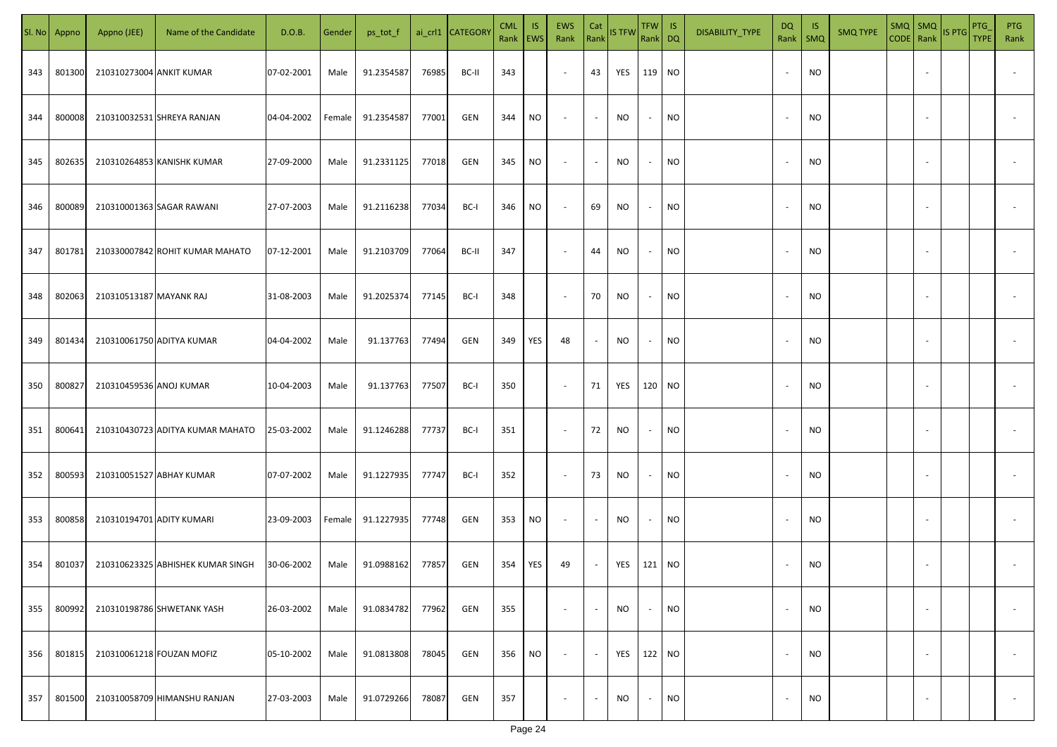| Sl. No | Appno | Appno (JEE) | Name of the Candidate | D.O.B. | Gender | ps_tot_f | ai_crl1 | CATEGORY | CML Rank | IS EWS | EWS Rank | Cat Rank | IS TFW | TFW Rank | IS DQ | DISABILITY_TYPE | DQ Rank | IS SMQ | SMQ TYPE | SMQ CODE | SMQ Rank | IS PTG | PTG_TYPE | PTG Rank |
|---|---|---|---|---|---|---|---|---|---|---|---|---|---|---|---|---|---|---|---|---|---|---|---|---|
| 343 | 801300 | 210310273004 | ANKIT KUMAR | 07-02-2001 | Male | 91.2354587 | 76985 | BC-II | 343 | | - | 43 | YES | 119 | NO | | - | NO | | | - | | | - |
| 344 | 800008 | 210310032531 | SHREYA RANJAN | 04-04-2002 | Female | 91.2354587 | 77001 | GEN | 344 | NO | - | - | NO | - | NO | | - | NO | | | - | | | - |
| 345 | 802635 | 210310264853 | KANISHK KUMAR | 27-09-2000 | Male | 91.2331125 | 77018 | GEN | 345 | NO | - | - | NO | - | NO | | - | NO | | | - | | | - |
| 346 | 800089 | 210310001363 | SAGAR RAWANI | 27-07-2003 | Male | 91.2116238 | 77034 | BC-I | 346 | NO | - | 69 | NO | - | NO | | - | NO | | | - | | | - |
| 347 | 801781 | 210330007842 | ROHIT KUMAR MAHATO | 07-12-2001 | Male | 91.2103709 | 77064 | BC-II | 347 | | - | 44 | NO | - | NO | | - | NO | | | - | | | - |
| 348 | 802063 | 210310513187 | MAYANK RAJ | 31-08-2003 | Male | 91.2025374 | 77145 | BC-I | 348 | | - | 70 | NO | - | NO | | - | NO | | | - | | | - |
| 349 | 801434 | 210310061750 | ADITYA KUMAR | 04-04-2002 | Male | 91.137763 | 77494 | GEN | 349 | YES | 48 | - | NO | - | NO | | - | NO | | | - | | | - |
| 350 | 800827 | 210310459536 | ANOJ KUMAR | 10-04-2003 | Male | 91.137763 | 77507 | BC-I | 350 | | - | 71 | YES | 120 | NO | | - | NO | | | - | | | - |
| 351 | 800641 | 210310430723 | ADITYA KUMAR MAHATO | 25-03-2002 | Male | 91.1246288 | 77737 | BC-I | 351 | | - | 72 | NO | - | NO | | - | NO | | | - | | | - |
| 352 | 800593 | 210310051527 | ABHAY KUMAR | 07-07-2002 | Male | 91.1227935 | 77747 | BC-I | 352 | | - | 73 | NO | - | NO | | - | NO | | | - | | | - |
| 353 | 800858 | 210310194701 | ADITY KUMARI | 23-09-2003 | Female | 91.1227935 | 77748 | GEN | 353 | NO | - | - | NO | - | NO | | - | NO | | | - | | | - |
| 354 | 801037 | 210310623325 | ABHISHEK KUMAR SINGH | 30-06-2002 | Male | 91.0988162 | 77857 | GEN | 354 | YES | 49 | - | YES | 121 | NO | | - | NO | | | - | | | - |
| 355 | 800992 | 210310198786 | SHWETANK YASH | 26-03-2002 | Male | 91.0834782 | 77962 | GEN | 355 | | - | - | NO | - | NO | | - | NO | | | - | | | - |
| 356 | 801815 | 210310061218 | FOUZAN MOFIZ | 05-10-2002 | Male | 91.0813808 | 78045 | GEN | 356 | NO | - | - | YES | 122 | NO | | - | NO | | | - | | | - |
| 357 | 801500 | 210310058709 | HIMANSHU RANJAN | 27-03-2003 | Male | 91.0729266 | 78087 | GEN | 357 | | - | - | NO | - | NO | | - | NO | | | - | | | - |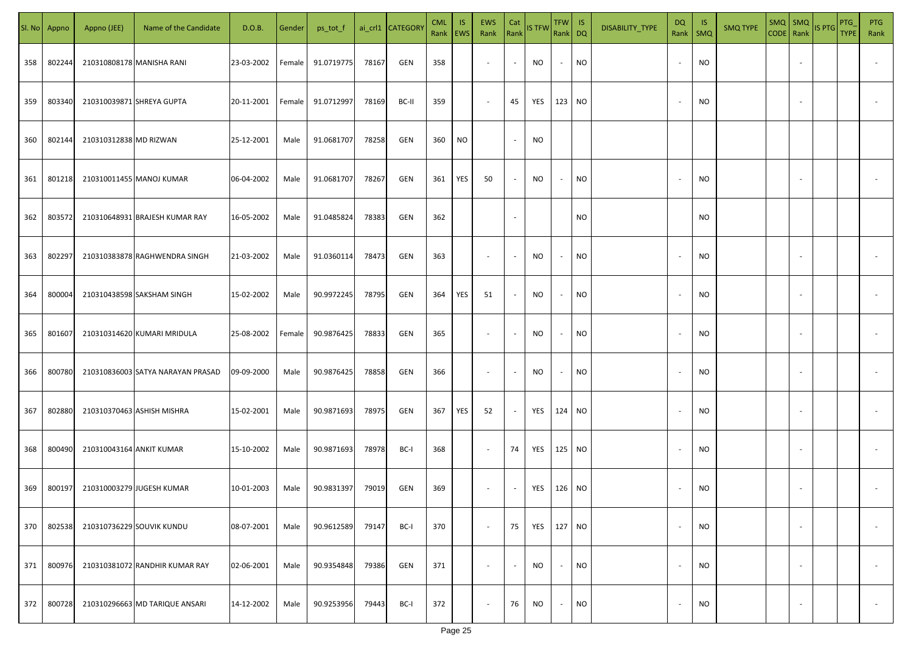| Sl. No | Appno | Appno (JEE) | Name of the Candidate | D.O.B. | Gender | ps_tot_f | ai_crl1 | CATEGORY | CML Rank | IS EWS | EWS Rank | Cat Rank | IS TFW | TFW Rank | IS DQ | DISABILITY_TYPE | DQ Rank | IS SMQ | SMQ TYPE | SMQ CODE | SMQ Rank | IS PTG | PTG_TYPE | PTG Rank |
|---|---|---|---|---|---|---|---|---|---|---|---|---|---|---|---|---|---|---|---|---|---|---|---|---|
| 358 | 802244 | 210310808178 | MANISHA RANI | 23-03-2002 | Female | 91.0719775 | 78167 | GEN | 358 | | - | - | NO | - | NO | | - | NO | | | - | | | - |
| 359 | 803340 | 210310039871 | SHREYA GUPTA | 20-11-2001 | Female | 91.0712997 | 78169 | BC-II | 359 | | - | 45 | YES | 123 | NO | | - | NO | | | - | | | - |
| 360 | 802144 | 210310312838 | MD RIZWAN | 25-12-2001 | Male | 91.0681707 | 78258 | GEN | 360 | NO | | - | NO | | | | | | | | | | | |
| 361 | 801218 | 210310011455 | MANOJ KUMAR | 06-04-2002 | Male | 91.0681707 | 78267 | GEN | 361 | YES | 50 | - | NO | - | NO | | - | NO | | | - | | | - |
| 362 | 803572 | 210310648931 | BRAJESH KUMAR RAY | 16-05-2002 | Male | 91.0485824 | 78383 | GEN | 362 | | | - | | | NO | | | NO | | | | | | |
| 363 | 802297 | 210310383878 | RAGHWENDRA SINGH | 21-03-2002 | Male | 91.0360114 | 78473 | GEN | 363 | | - | - | NO | - | NO | | - | NO | | | - | | | - |
| 364 | 800004 | 210310438598 | SAKSHAM SINGH | 15-02-2002 | Male | 90.9972245 | 78795 | GEN | 364 | YES | 51 | - | NO | - | NO | | - | NO | | | - | | | - |
| 365 | 801607 | 210310314620 | KUMARI MRIDULA | 25-08-2002 | Female | 90.9876425 | 78833 | GEN | 365 | | - | - | NO | - | NO | | - | NO | | | - | | | - |
| 366 | 800780 | 210310836003 | SATYA NARAYAN PRASAD | 09-09-2000 | Male | 90.9876425 | 78858 | GEN | 366 | | - | - | NO | - | NO | | - | NO | | | - | | | - |
| 367 | 802880 | 210310370463 | ASHISH MISHRA | 15-02-2001 | Male | 90.9871693 | 78975 | GEN | 367 | YES | 52 | - | YES | 124 | NO | | - | NO | | | - | | | - |
| 368 | 800490 | 210310043164 | ANKIT KUMAR | 15-10-2002 | Male | 90.9871693 | 78978 | BC-I | 368 | | - | 74 | YES | 125 | NO | | - | NO | | | - | | | - |
| 369 | 800197 | 210310003279 | JUGESH KUMAR | 10-01-2003 | Male | 90.9831397 | 79019 | GEN | 369 | | - | - | YES | 126 | NO | | - | NO | | | - | | | - |
| 370 | 802538 | 210310736229 | SOUVIK KUNDU | 08-07-2001 | Male | 90.9612589 | 79147 | BC-I | 370 | | - | 75 | YES | 127 | NO | | - | NO | | | - | | | - |
| 371 | 800976 | 210310381072 | RANDHIR KUMAR RAY | 02-06-2001 | Male | 90.9354848 | 79386 | GEN | 371 | | - | - | NO | - | NO | | - | NO | | | - | | | - |
| 372 | 800728 | 210310296663 | MD TARIQUE ANSARI | 14-12-2002 | Male | 90.9253956 | 79443 | BC-I | 372 | | - | 76 | NO | - | NO | | - | NO | | | - | | | - |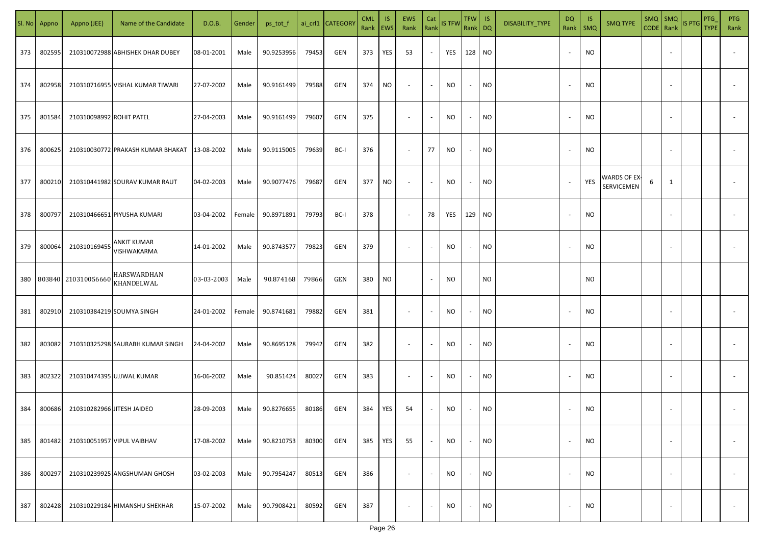| Sl. No | Appno | Appno (JEE) | Name of the Candidate | D.O.B. | Gender | ps_tot_f | ai_crl1 | CATEGORY | CML Rank | IS EWS | EWS Rank | Cat Rank | IS TFW | TFW Rank | IS DQ | DISABILITY_TYPE | DQ Rank | IS SMQ | SMQ TYPE | SMQ CODE | SMQ Rank | IS PTG | PTG_TYPE | PTG Rank |
|---|---|---|---|---|---|---|---|---|---|---|---|---|---|---|---|---|---|---|---|---|---|---|---|---|
| 373 | 802595 | 210310072988 | ABHISHEK DHAR DUBEY | 08-01-2001 | Male | 90.9253956 | 79453 | GEN | 373 | YES | 53 | - | YES | 128 | NO | | - | NO | | | - | | | - |
| 374 | 802958 | 210310716955 | VISHAL KUMAR TIWARI | 27-07-2002 | Male | 90.9161499 | 79588 | GEN | 374 | NO | - | - | NO | - | NO | | - | NO | | | - | | | - |
| 375 | 801584 | 210310098992 | ROHIT PATEL | 27-04-2003 | Male | 90.9161499 | 79607 | GEN | 375 | | - | - | NO | - | NO | | - | NO | | | - | | | - |
| 376 | 800625 | 210310030772 | PRAKASH KUMAR BHAKAT | 13-08-2002 | Male | 90.9115005 | 79639 | BC-I | 376 | | - | 77 | NO | - | NO | | - | NO | | | - | | | - |
| 377 | 800210 | 210310441982 | SOURAV KUMAR RAUT | 04-02-2003 | Male | 90.9077476 | 79687 | GEN | 377 | NO | - | - | NO | - | NO | | - | YES | WARDS OF EX-SERVICEMEN | 6 | 1 | | | - |
| 378 | 800797 | 210310466651 | PIYUSHA KUMARI | 03-04-2002 | Female | 90.8971891 | 79793 | BC-I | 378 | | - | 78 | YES | 129 | NO | | - | NO | | | - | | | - |
| 379 | 800064 | 210310169455 | ANKIT KUMAR VISHWAKARMA | 14-01-2002 | Male | 90.8743577 | 79823 | GEN | 379 | | - | - | NO | - | NO | | - | NO | | | - | | | - |
| 380 | 803840 | 210310056660 | HARSWARDHAN KHANDELWAL | 03-03-2003 | Male | 90.874168 | 79866 | GEN | 380 | NO | | - | NO | | NO | | | NO | | | | | | |
| 381 | 802910 | 210310384219 | SOUMYA SINGH | 24-01-2002 | Female | 90.8741681 | 79882 | GEN | 381 | | - | - | NO | - | NO | | - | NO | | | - | | | - |
| 382 | 803082 | 210310325298 | SAURABH KUMAR SINGH | 24-04-2002 | Male | 90.8695128 | 79942 | GEN | 382 | | - | - | NO | - | NO | | - | NO | | | - | | | - |
| 383 | 802322 | 210310474395 | UJJWAL KUMAR | 16-06-2002 | Male | 90.851424 | 80027 | GEN | 383 | | - | - | NO | - | NO | | - | NO | | | - | | | - |
| 384 | 800686 | 210310282966 | JITESH JAIDEO | 28-09-2003 | Male | 90.8276655 | 80186 | GEN | 384 | YES | 54 | - | NO | - | NO | | - | NO | | | - | | | - |
| 385 | 801482 | 210310051957 | VIPUL VAIBHAV | 17-08-2002 | Male | 90.8210753 | 80300 | GEN | 385 | YES | 55 | - | NO | - | NO | | - | NO | | | - | | | - |
| 386 | 800297 | 210310239925 | ANGSHUMAN GHOSH | 03-02-2003 | Male | 90.7954247 | 80513 | GEN | 386 | | - | - | NO | - | NO | | - | NO | | | - | | | - |
| 387 | 802428 | 210310229184 | HIMANSHU SHEKHAR | 15-07-2002 | Male | 90.7908421 | 80592 | GEN | 387 | | - | - | NO | - | NO | | - | NO | | | - | | | - |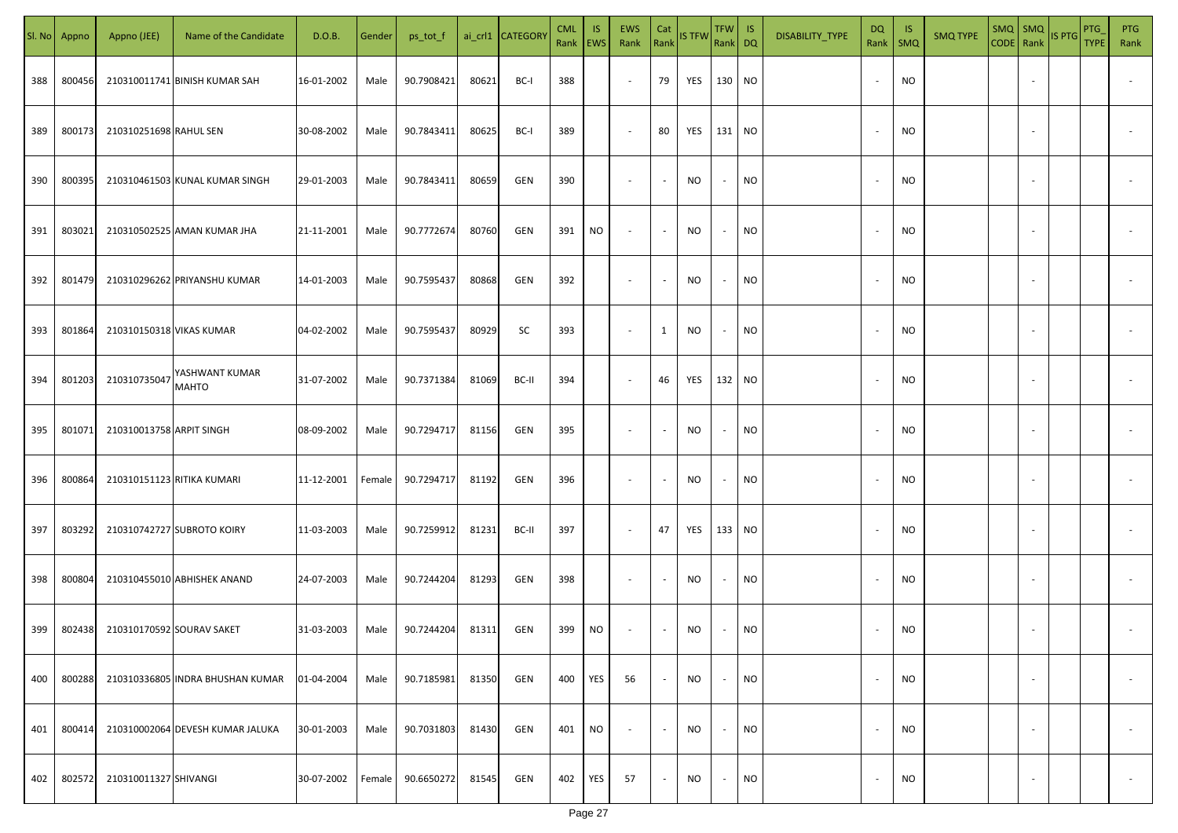| Sl. No | Appno | Appno (JEE) | Name of the Candidate | D.O.B. | Gender | ps_tot_f | ai_crl1 | CATEGORY | CML Rank | IS EWS | EWS Rank | Cat Rank | IS TFW | TFW Rank | IS DQ | DISABILITY_TYPE | DQ Rank | IS SMQ | SMQ TYPE | SMQ CODE | SMQ Rank | IS PTG | PTG_TYPE | PTG Rank |
|---|---|---|---|---|---|---|---|---|---|---|---|---|---|---|---|---|---|---|---|---|---|---|---|---|
| 388 | 800456 | 210310011741 | BINISH KUMAR SAH | 16-01-2002 | Male | 90.7908421 | 80621 | BC-I | 388 | | - | 79 | YES | 130 | NO | | - | NO | | | - | | | - |
| 389 | 800173 | 210310251698 | RAHUL SEN | 30-08-2002 | Male | 90.7843411 | 80625 | BC-I | 389 | | - | 80 | YES | 131 | NO | | - | NO | | | - | | | - |
| 390 | 800395 | 210310461503 | KUNAL KUMAR SINGH | 29-01-2003 | Male | 90.7843411 | 80659 | GEN | 390 | | - | - | NO | - | NO | | - | NO | | | - | | | - |
| 391 | 803021 | 210310502525 | AMAN KUMAR JHA | 21-11-2001 | Male | 90.7772674 | 80760 | GEN | 391 | NO | - | - | NO | - | NO | | - | NO | | | - | | | - |
| 392 | 801479 | 210310296262 | PRIYANSHU KUMAR | 14-01-2003 | Male | 90.7595437 | 80868 | GEN | 392 | | - | - | NO | - | NO | | - | NO | | | - | | | - |
| 393 | 801864 | 210310150318 | VIKAS KUMAR | 04-02-2002 | Male | 90.7595437 | 80929 | SC | 393 | | - | 1 | NO | - | NO | | - | NO | | | - | | | - |
| 394 | 801203 | 210310735047 | YASHWANT KUMAR MAHTO | 31-07-2002 | Male | 90.7371384 | 81069 | BC-II | 394 | | - | 46 | YES | 132 | NO | | - | NO | | | - | | | - |
| 395 | 801071 | 210310013758 | ARPIT SINGH | 08-09-2002 | Male | 90.7294717 | 81156 | GEN | 395 | | - | - | NO | - | NO | | - | NO | | | - | | | - |
| 396 | 800864 | 210310151123 | RITIKA KUMARI | 11-12-2001 | Female | 90.7294717 | 81192 | GEN | 396 | | - | - | NO | - | NO | | - | NO | | | - | | | - |
| 397 | 803292 | 210310742727 | SUBROTO KOIRY | 11-03-2003 | Male | 90.7259912 | 81231 | BC-II | 397 | | - | 47 | YES | 133 | NO | | - | NO | | | - | | | - |
| 398 | 800804 | 210310455010 | ABHISHEK ANAND | 24-07-2003 | Male | 90.7244204 | 81293 | GEN | 398 | | - | - | NO | - | NO | | - | NO | | | - | | | - |
| 399 | 802438 | 210310170592 | SOURAV SAKET | 31-03-2003 | Male | 90.7244204 | 81311 | GEN | 399 | NO | - | - | NO | - | NO | | - | NO | | | - | | | - |
| 400 | 800288 | 210310336805 | INDRA BHUSHAN KUMAR | 01-04-2004 | Male | 90.7185981 | 81350 | GEN | 400 | YES | 56 | - | NO | - | NO | | - | NO | | | - | | | - |
| 401 | 800414 | 210310002064 | DEVESH KUMAR JALUKA | 30-01-2003 | Male | 90.7031803 | 81430 | GEN | 401 | NO | - | - | NO | - | NO | | - | NO | | | - | | | - |
| 402 | 802572 | 210310011327 | SHIVANGI | 30-07-2002 | Female | 90.6650272 | 81545 | GEN | 402 | YES | 57 | - | NO | - | NO | | - | NO | | | - | | | - |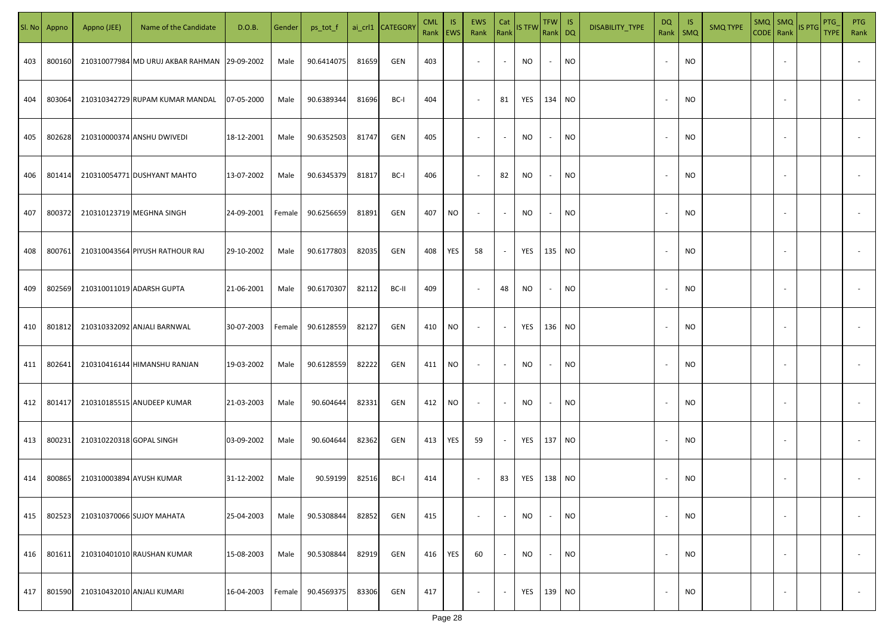| Sl. No | Appno | Appno (JEE) | Name of the Candidate | D.O.B. | Gender | ps_tot_f | ai_crl1 | CATEGORY | CML Rank | IS EWS | EWS Rank | Cat Rank | IS TFW | TFW Rank | IS DQ | DISABILITY_TYPE | DQ Rank | IS SMQ | SMQ TYPE | SMQ CODE | SMQ Rank | IS PTG | PTG_TYPE | PTG Rank |
|---|---|---|---|---|---|---|---|---|---|---|---|---|---|---|---|---|---|---|---|---|---|---|---|---|
| 403 | 800160 | 210310077984 | MD URUJ AKBAR RAHMAN | 29-09-2002 | Male | 90.6414075 | 81659 | GEN | 403 | | - | - | NO | - | NO | | - | NO | | | - | | | - |
| 404 | 803064 | 210310342729 | RUPAM KUMAR MANDAL | 07-05-2000 | Male | 90.6389344 | 81696 | BC-I | 404 | | - | 81 | YES | 134 | NO | | - | NO | | | - | | | - |
| 405 | 802628 | 210310000374 | ANSHU DWIVEDI | 18-12-2001 | Male | 90.6352503 | 81747 | GEN | 405 | | - | - | NO | - | NO | | - | NO | | | - | | | - |
| 406 | 801414 | 210310054771 | DUSHYANT MAHTO | 13-07-2002 | Male | 90.6345379 | 81817 | BC-I | 406 | | - | 82 | NO | - | NO | | - | NO | | | - | | | - |
| 407 | 800372 | 210310123719 | MEGHNA SINGH | 24-09-2001 | Female | 90.6256659 | 81891 | GEN | 407 | NO | - | - | NO | - | NO | | - | NO | | | - | | | - |
| 408 | 800761 | 210310043564 | PIYUSH RATHOUR RAJ | 29-10-2002 | Male | 90.6177803 | 82035 | GEN | 408 | YES | 58 | - | YES | 135 | NO | | - | NO | | | - | | | - |
| 409 | 802569 | 210310011019 | ADARSH GUPTA | 21-06-2001 | Male | 90.6170307 | 82112 | BC-II | 409 | | - | 48 | NO | - | NO | | - | NO | | | - | | | - |
| 410 | 801812 | 210310332092 | ANJALI BARNWAL | 30-07-2003 | Female | 90.6128559 | 82127 | GEN | 410 | NO | - | - | YES | 136 | NO | | - | NO | | | - | | | - |
| 411 | 802641 | 210310416144 | HIMANSHU RANJAN | 19-03-2002 | Male | 90.6128559 | 82222 | GEN | 411 | NO | - | - | NO | - | NO | | - | NO | | | - | | | - |
| 412 | 801417 | 210310185515 | ANUDEEP KUMAR | 21-03-2003 | Male | 90.604644 | 82331 | GEN | 412 | NO | - | - | NO | - | NO | | - | NO | | | - | | | - |
| 413 | 800231 | 210310220318 | GOPAL SINGH | 03-09-2002 | Male | 90.604644 | 82362 | GEN | 413 | YES | 59 | - | YES | 137 | NO | | - | NO | | | - | | | - |
| 414 | 800865 | 210310003894 | AYUSH KUMAR | 31-12-2002 | Male | 90.59199 | 82516 | BC-I | 414 | | - | 83 | YES | 138 | NO | | - | NO | | | - | | | - |
| 415 | 802523 | 210310370066 | SUJOY MAHATA | 25-04-2003 | Male | 90.5308844 | 82852 | GEN | 415 | | - | - | NO | - | NO | | - | NO | | | - | | | - |
| 416 | 801611 | 210310401010 | RAUSHAN KUMAR | 15-08-2003 | Male | 90.5308844 | 82919 | GEN | 416 | YES | 60 | - | NO | - | NO | | - | NO | | | - | | | - |
| 417 | 801590 | 210310432010 | ANJALI KUMARI | 16-04-2003 | Female | 90.4569375 | 83306 | GEN | 417 | | - | - | YES | 139 | NO | | - | NO | | | - | | | - |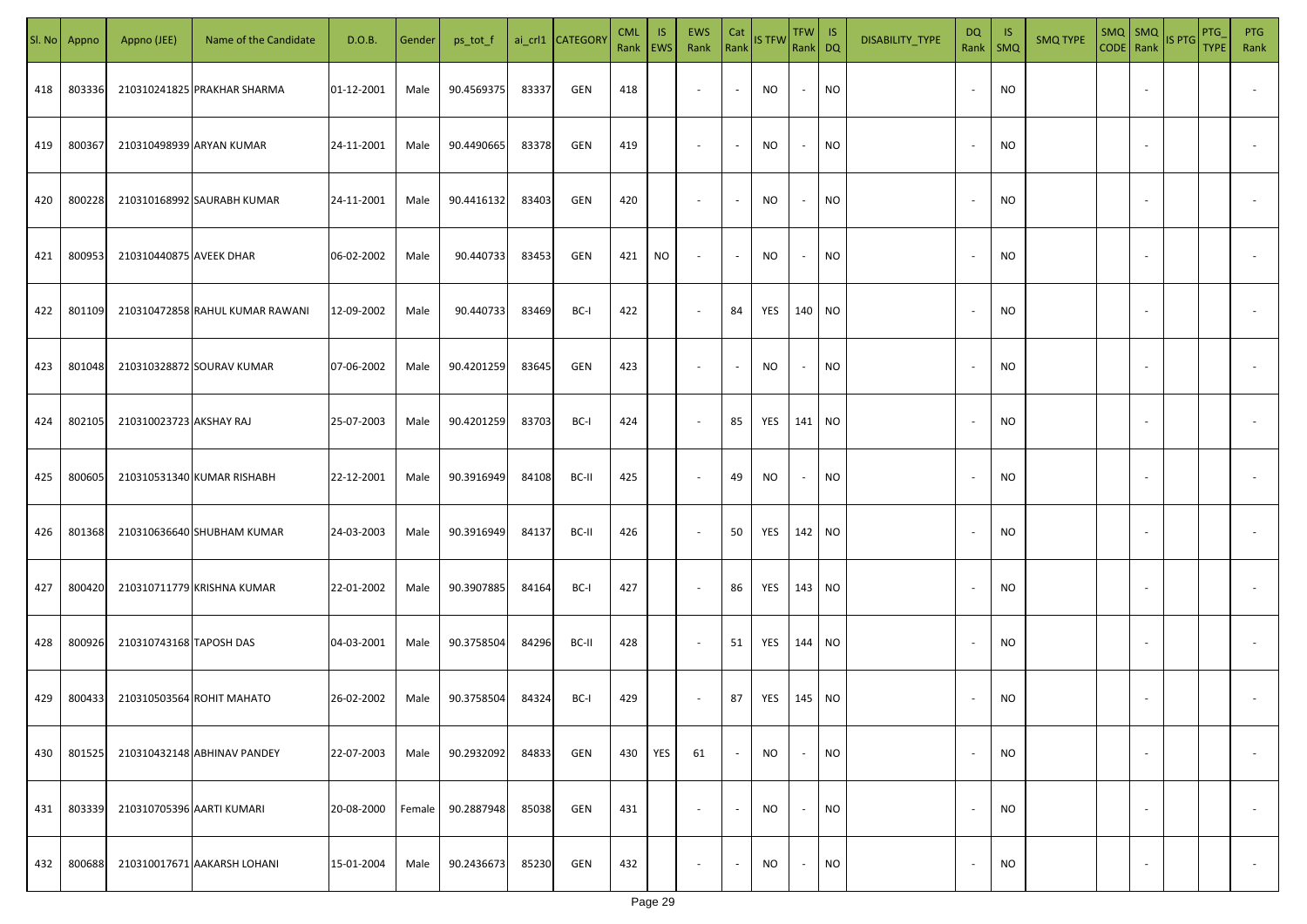| Sl. No | Appno | Appno (JEE) | Name of the Candidate | D.O.B. | Gender | ps_tot_f | ai_crl1 | CATEGORY | CML Rank | IS EWS | EWS Rank | Cat Rank | IS TFW | TFW Rank | IS DQ | DISABILITY_TYPE | DQ Rank | IS SMQ | SMQ TYPE | SMQ CODE | SMQ Rank | IS PTG | PTG_TYPE | PTG Rank |
|---|---|---|---|---|---|---|---|---|---|---|---|---|---|---|---|---|---|---|---|---|---|---|---|---|
| 418 | 803336 | 210310241825 | PRAKHAR SHARMA | 01-12-2001 | Male | 90.4569375 | 83337 | GEN | 418 | | - | - | NO | - | NO | | - | NO | | | - | | | - |
| 419 | 800367 | 210310498939 | ARYAN KUMAR | 24-11-2001 | Male | 90.4490665 | 83378 | GEN | 419 | | - | - | NO | - | NO | | - | NO | | | - | | | - |
| 420 | 800228 | 210310168992 | SAURABH KUMAR | 24-11-2001 | Male | 90.4416132 | 83403 | GEN | 420 | | - | - | NO | - | NO | | - | NO | | | - | | | - |
| 421 | 800953 | 210310440875 | AVEEK DHAR | 06-02-2002 | Male | 90.440733 | 83453 | GEN | 421 | NO | - | - | NO | - | NO | | - | NO | | | - | | | - |
| 422 | 801109 | 210310472858 | RAHUL KUMAR RAWANI | 12-09-2002 | Male | 90.440733 | 83469 | BC-I | 422 | | - | 84 | YES | 140 | NO | | - | NO | | | - | | | - |
| 423 | 801048 | 210310328872 | SOURAV KUMAR | 07-06-2002 | Male | 90.4201259 | 83645 | GEN | 423 | | - | - | NO | - | NO | | - | NO | | | - | | | - |
| 424 | 802105 | 210310023723 | AKSHAY RAJ | 25-07-2003 | Male | 90.4201259 | 83703 | BC-I | 424 | | - | 85 | YES | 141 | NO | | - | NO | | | - | | | - |
| 425 | 800605 | 210310531340 | KUMAR RISHABH | 22-12-2001 | Male | 90.3916949 | 84108 | BC-II | 425 | | - | 49 | NO | - | NO | | - | NO | | | - | | | - |
| 426 | 801368 | 210310636640 | SHUBHAM KUMAR | 24-03-2003 | Male | 90.3916949 | 84137 | BC-II | 426 | | - | 50 | YES | 142 | NO | | - | NO | | | - | | | - |
| 427 | 800420 | 210310711779 | KRISHNA KUMAR | 22-01-2002 | Male | 90.3907885 | 84164 | BC-I | 427 | | - | 86 | YES | 143 | NO | | - | NO | | | - | | | - |
| 428 | 800926 | 210310743168 | TAPOSH DAS | 04-03-2001 | Male | 90.3758504 | 84296 | BC-II | 428 | | - | 51 | YES | 144 | NO | | - | NO | | | - | | | - |
| 429 | 800433 | 210310503564 | ROHIT MAHATO | 26-02-2002 | Male | 90.3758504 | 84324 | BC-I | 429 | | - | 87 | YES | 145 | NO | | - | NO | | | - | | | - |
| 430 | 801525 | 210310432148 | ABHINAV PANDEY | 22-07-2003 | Male | 90.2932092 | 84833 | GEN | 430 | YES | 61 | - | NO | - | NO | | - | NO | | | - | | | - |
| 431 | 803339 | 210310705396 | AARTI KUMARI | 20-08-2000 | Female | 90.2887948 | 85038 | GEN | 431 | | - | - | NO | - | NO | | - | NO | | | - | | | - |
| 432 | 800688 | 210310017671 | AAKARSH LOHANI | 15-01-2004 | Male | 90.2436673 | 85230 | GEN | 432 | | - | - | NO | - | NO | | - | NO | | | - | | | - |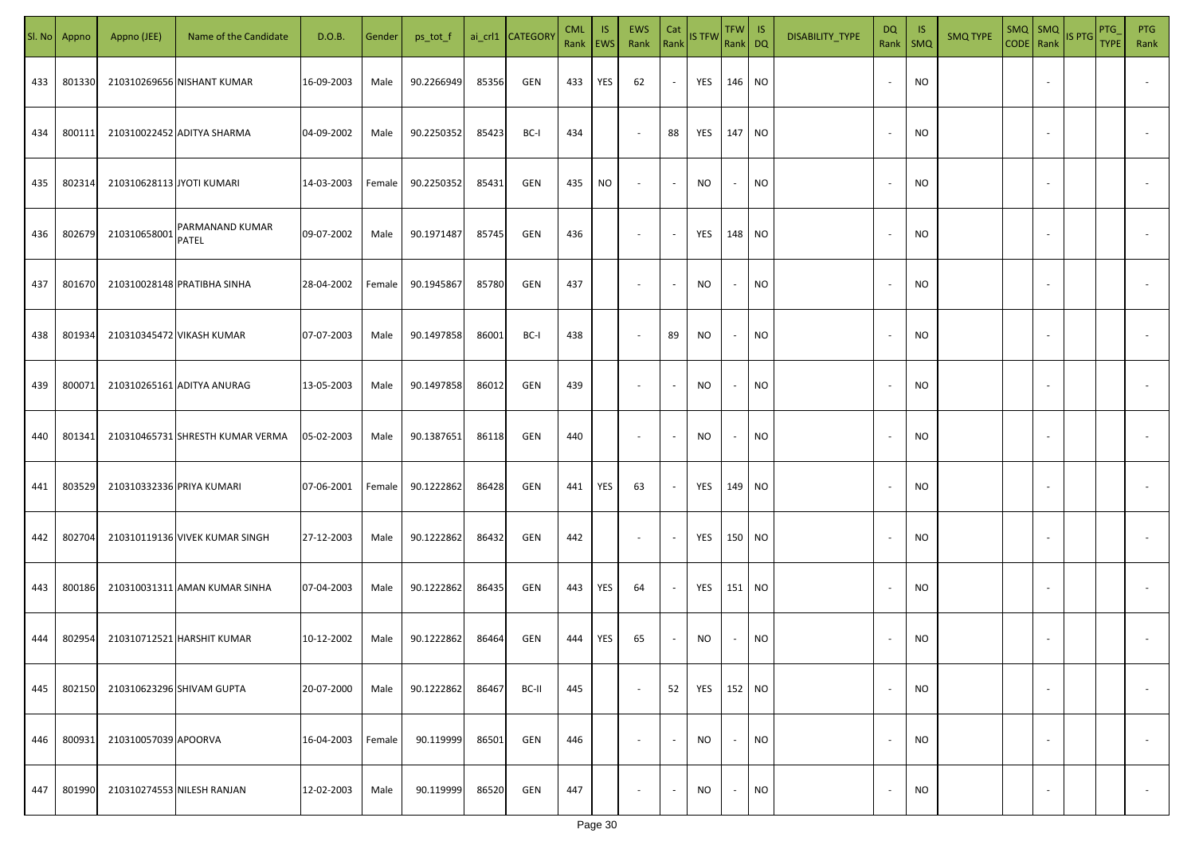| Sl. No | Appno | Appno (JEE) | Name of the Candidate | D.O.B. | Gender | ps_tot_f | ai_crl1 | CATEGORY | CML Rank | IS EWS | EWS Rank | Cat Rank | IS TFW | TFW Rank | IS DQ | DISABILITY_TYPE | DQ Rank | IS SMQ | SMQ TYPE | SMQ CODE | SMQ Rank | IS PTG | PTG_TYPE | PTG Rank |
|---|---|---|---|---|---|---|---|---|---|---|---|---|---|---|---|---|---|---|---|---|---|---|---|---|
| 433 | 801330 | 210310269656 | NISHANT KUMAR | 16-09-2003 | Male | 90.2266949 | 85356 | GEN | 433 | YES | 62 | - | YES | 146 | NO | | - | NO | | | - | | | - |
| 434 | 800111 | 210310022452 | ADITYA SHARMA | 04-09-2002 | Male | 90.2250352 | 85423 | BC-I | 434 | | - | 88 | YES | 147 | NO | | - | NO | | | - | | | - |
| 435 | 802314 | 210310628113 | JYOTI KUMARI | 14-03-2003 | Female | 90.2250352 | 85431 | GEN | 435 | NO | - | - | NO | - | NO | | - | NO | | | - | | | - |
| 436 | 802679 | 210310658001 | PARMANAND KUMAR PATEL | 09-07-2002 | Male | 90.1971487 | 85745 | GEN | 436 | | - | - | YES | 148 | NO | | - | NO | | | - | | | - |
| 437 | 801670 | 210310028148 | PRATIBHA SINHA | 28-04-2002 | Female | 90.1945867 | 85780 | GEN | 437 | | - | - | NO | - | NO | | - | NO | | | - | | | - |
| 438 | 801934 | 210310345472 | VIKASH KUMAR | 07-07-2003 | Male | 90.1497858 | 86001 | BC-I | 438 | | - | 89 | NO | - | NO | | - | NO | | | - | | | - |
| 439 | 800071 | 210310265161 | ADITYA ANURAG | 13-05-2003 | Male | 90.1497858 | 86012 | GEN | 439 | | - | - | NO | - | NO | | - | NO | | | - | | | - |
| 440 | 801341 | 210310465731 | SHRESTH KUMAR VERMA | 05-02-2003 | Male | 90.1387651 | 86118 | GEN | 440 | | - | - | NO | - | NO | | - | NO | | | - | | | - |
| 441 | 803529 | 210310332336 | PRIYA KUMARI | 07-06-2001 | Female | 90.1222862 | 86428 | GEN | 441 | YES | 63 | - | YES | 149 | NO | | - | NO | | | - | | | - |
| 442 | 802704 | 210310119136 | VIVEK KUMAR SINGH | 27-12-2003 | Male | 90.1222862 | 86432 | GEN | 442 | | - | - | YES | 150 | NO | | - | NO | | | - | | | - |
| 443 | 800186 | 210310031311 | AMAN KUMAR SINHA | 07-04-2003 | Male | 90.1222862 | 86435 | GEN | 443 | YES | 64 | - | YES | 151 | NO | | - | NO | | | - | | | - |
| 444 | 802954 | 210310712521 | HARSHIT KUMAR | 10-12-2002 | Male | 90.1222862 | 86464 | GEN | 444 | YES | 65 | - | NO | - | NO | | - | NO | | | - | | | - |
| 445 | 802150 | 210310623296 | SHIVAM GUPTA | 20-07-2000 | Male | 90.1222862 | 86467 | BC-II | 445 | | - | 52 | YES | 152 | NO | | - | NO | | | - | | | - |
| 446 | 800931 | 210310057039 | APOORVA | 16-04-2003 | Female | 90.119999 | 86501 | GEN | 446 | | - | - | NO | - | NO | | - | NO | | | - | | | - |
| 447 | 801990 | 210310274553 | NILESH RANJAN | 12-02-2003 | Male | 90.119999 | 86520 | GEN | 447 | | - | - | NO | - | NO | | - | NO | | | - | | | - |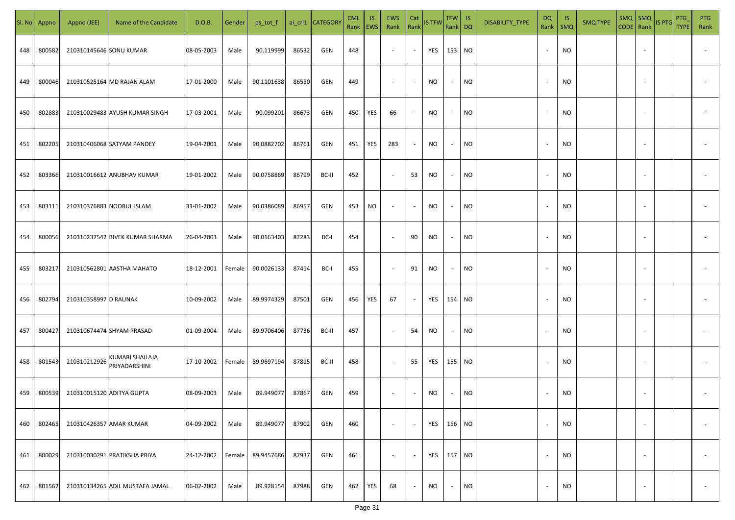| Sl. No | Appno | Appno (JEE) | Name of the Candidate | D.O.B. | Gender | ps_tot_f | ai_crl1 | CATEGORY | CML Rank | IS EWS | EWS Rank | Cat Rank | IS TFW | TFW Rank | IS DQ | DISABILITY_TYPE | DQ Rank | IS SMQ | SMQ TYPE | SMQ CODE | SMQ Rank | IS PTG | PTG_TYPE | PTG Rank |
|---|---|---|---|---|---|---|---|---|---|---|---|---|---|---|---|---|---|---|---|---|---|---|---|---|
| 448 | 800582 | 210310145646 | SONU KUMAR | 08-05-2003 | Male | 90.119999 | 86532 | GEN | 448 | | - | - | YES | 153 | NO | | - | NO | | | - | | | - |
| 449 | 800046 | 210310525164 | MD RAJAN ALAM | 17-01-2000 | Male | 90.1101638 | 86550 | GEN | 449 | | - | - | NO | - | NO | | - | NO | | | - | | | - |
| 450 | 802883 | 210310029483 | AYUSH KUMAR SINGH | 17-03-2001 | Male | 90.099201 | 86673 | GEN | 450 | YES | 66 | - | NO | - | NO | | - | NO | | | - | | | - |
| 451 | 802205 | 210310406068 | SATYAM PANDEY | 19-04-2001 | Male | 90.0882702 | 86761 | GEN | 451 | YES | 283 | - | NO | - | NO | | - | NO | | | - | | | - |
| 452 | 803366 | 210310016612 | ANUBHAV KUMAR | 19-01-2002 | Male | 90.0758869 | 86799 | BC-II | 452 | | - | 53 | NO | - | NO | | - | NO | | | - | | | - |
| 453 | 803111 | 210310376883 | NOORUL ISLAM | 31-01-2002 | Male | 90.0386089 | 86957 | GEN | 453 | NO | - | - | NO | - | NO | | - | NO | | | - | | | - |
| 454 | 800056 | 210310237542 | BIVEK KUMAR SHARMA | 26-04-2003 | Male | 90.0163403 | 87283 | BC-I | 454 | | - | 90 | NO | - | NO | | - | NO | | | - | | | - |
| 455 | 803217 | 210310562801 | AASTHA MAHATO | 18-12-2001 | Female | 90.0026133 | 87414 | BC-I | 455 | | - | 91 | NO | - | NO | | - | NO | | | - | | | - |
| 456 | 802794 | 210310358997 | D RAUNAK | 10-09-2002 | Male | 89.9974329 | 87501 | GEN | 456 | YES | 67 | - | YES | 154 | NO | | - | NO | | | - | | | - |
| 457 | 800427 | 210310674474 | SHYAM PRASAD | 01-09-2004 | Male | 89.9706406 | 87736 | BC-II | 457 | | - | 54 | NO | - | NO | | - | NO | | | - | | | - |
| 458 | 801543 | 210310212926 | KUMARI SHAILAJA PRIYADARSHINI | 17-10-2002 | Female | 89.9697194 | 87815 | BC-II | 458 | | - | 55 | YES | 155 | NO | | - | NO | | | - | | | - |
| 459 | 800539 | 210310015120 | ADITYA GUPTA | 08-09-2003 | Male | 89.949077 | 87867 | GEN | 459 | | - | - | NO | - | NO | | - | NO | | | - | | | - |
| 460 | 802465 | 210310426357 | AMAR KUMAR | 04-09-2002 | Male | 89.949077 | 87902 | GEN | 460 | | - | - | YES | 156 | NO | | - | NO | | | - | | | - |
| 461 | 800029 | 210310030291 | PRATIKSHA PRIYA | 24-12-2002 | Female | 89.9457686 | 87937 | GEN | 461 | | - | - | YES | 157 | NO | | - | NO | | | - | | | - |
| 462 | 801562 | 210310134265 | ADIL MUSTAFA JAMAL | 06-02-2002 | Male | 89.928154 | 87988 | GEN | 462 | YES | 68 | - | NO | - | NO | | - | NO | | | - | | | - |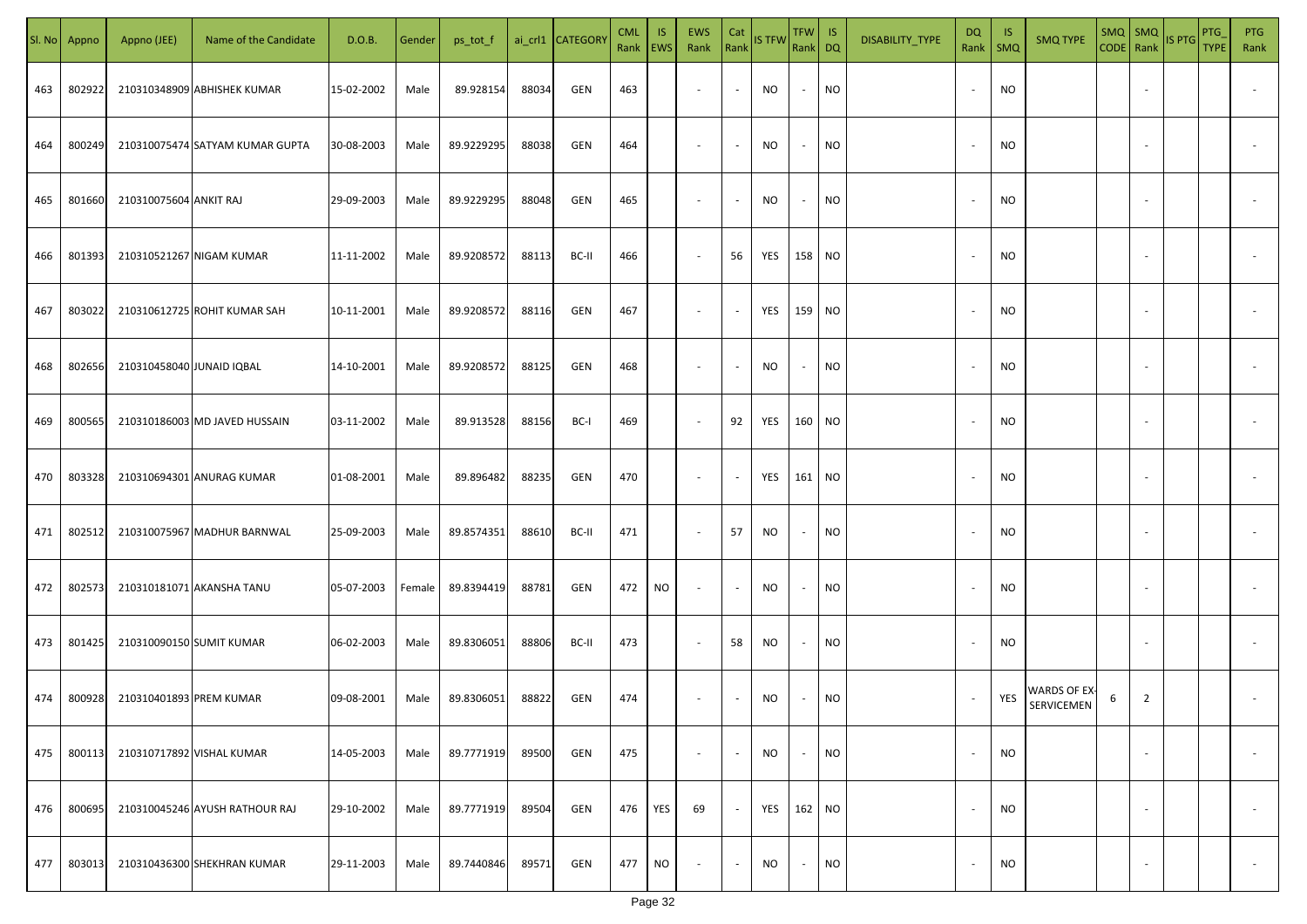| Sl. No | Appno | Appno (JEE) | Name of the Candidate | D.O.B. | Gender | ps_tot_f | ai_crl1 | CATEGORY | CML Rank | IS EWS | EWS Rank | Cat Rank | IS TFW | TFW Rank | IS DQ | DISABILITY_TYPE | DQ Rank | IS SMQ | SMQ TYPE | SMQ CODE | SMQ Rank | IS PTG | PTG_TYPE | PTG Rank |
|---|---|---|---|---|---|---|---|---|---|---|---|---|---|---|---|---|---|---|---|---|---|---|---|---|
| 463 | 802922 | 210310348909 | ABHISHEK KUMAR | 15-02-2002 | Male | 89.928154 | 88034 | GEN | 463 | | - | - | NO | - | NO | | - | NO | | | - | | | - |
| 464 | 800249 | 210310075474 | SATYAM KUMAR GUPTA | 30-08-2003 | Male | 89.9229295 | 88038 | GEN | 464 | | - | - | NO | - | NO | | - | NO | | | - | | | - |
| 465 | 801660 | 210310075604 | ANKIT RAJ | 29-09-2003 | Male | 89.9229295 | 88048 | GEN | 465 | | - | - | NO | - | NO | | - | NO | | | - | | | - |
| 466 | 801393 | 210310521267 | NIGAM KUMAR | 11-11-2002 | Male | 89.9208572 | 88113 | BC-II | 466 | | - | 56 | YES | 158 | NO | | - | NO | | | - | | | - |
| 467 | 803022 | 210310612725 | ROHIT KUMAR SAH | 10-11-2001 | Male | 89.9208572 | 88116 | GEN | 467 | | - | - | YES | 159 | NO | | - | NO | | | - | | | - |
| 468 | 802656 | 210310458040 | JUNAID IQBAL | 14-10-2001 | Male | 89.9208572 | 88125 | GEN | 468 | | - | - | NO | - | NO | | - | NO | | | - | | | - |
| 469 | 800565 | 210310186003 | MD JAVED HUSSAIN | 03-11-2002 | Male | 89.913528 | 88156 | BC-I | 469 | | - | 92 | YES | 160 | NO | | - | NO | | | - | | | - |
| 470 | 803328 | 210310694301 | ANURAG KUMAR | 01-08-2001 | Male | 89.896482 | 88235 | GEN | 470 | | - | - | YES | 161 | NO | | - | NO | | | - | | | - |
| 471 | 802512 | 210310075967 | MADHUR BARNWAL | 25-09-2003 | Male | 89.8574351 | 88610 | BC-II | 471 | | - | 57 | NO | - | NO | | - | NO | | | - | | | - |
| 472 | 802573 | 210310181071 | AKANSHA TANU | 05-07-2003 | Female | 89.8394419 | 88781 | GEN | 472 | NO | - | - | NO | - | NO | | - | NO | | | - | | | - |
| 473 | 801425 | 210310090150 | SUMIT KUMAR | 06-02-2003 | Male | 89.8306051 | 88806 | BC-II | 473 | | - | 58 | NO | - | NO | | - | NO | | | - | | | - |
| 474 | 800928 | 210310401893 | PREM KUMAR | 09-08-2001 | Male | 89.8306051 | 88822 | GEN | 474 | | - | - | NO | - | NO | | - | YES | WARDS OF EX-SERVICEMEN | 6 | 2 | | | - |
| 475 | 800113 | 210310717892 | VISHAL KUMAR | 14-05-2003 | Male | 89.7771919 | 89500 | GEN | 475 | | - | - | NO | - | NO | | - | NO | | | - | | | - |
| 476 | 800695 | 210310045246 | AYUSH RATHOUR RAJ | 29-10-2002 | Male | 89.7771919 | 89504 | GEN | 476 | YES | 69 | - | YES | 162 | NO | | - | NO | | | - | | | - |
| 477 | 803013 | 210310436300 | SHEKHRAN KUMAR | 29-11-2003 | Male | 89.7440846 | 89571 | GEN | 477 | NO | - | - | NO | - | NO | | - | NO | | | - | | | - |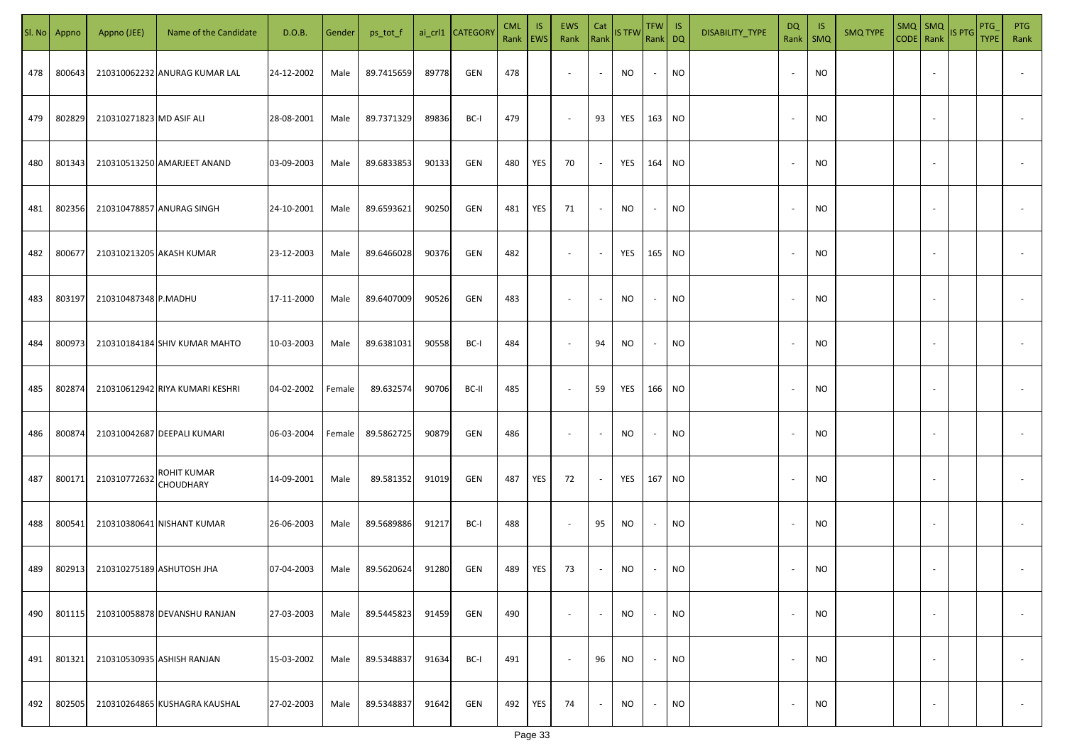| Sl. No | Appno | Appno (JEE) | Name of the Candidate | D.O.B. | Gender | ps_tot_f | ai_crl1 | CATEGORY | CML Rank | IS EWS | EWS Rank | Cat Rank | IS TFW | TFW Rank | IS DQ | DISABILITY_TYPE | DQ Rank | IS SMQ | SMQ TYPE | SMQ CODE | SMQ Rank | IS PTG | PTG_TYPE | PTG Rank |
|---|---|---|---|---|---|---|---|---|---|---|---|---|---|---|---|---|---|---|---|---|---|---|---|---|
| 478 | 800643 | 210310062232 | ANURAG KUMAR LAL | 24-12-2002 | Male | 89.7415659 | 89778 | GEN | 478 | | - | - | NO | - | NO | | - | NO | | | - | | | - |
| 479 | 802829 | 210310271823 | MD ASIF ALI | 28-08-2001 | Male | 89.7371329 | 89836 | BC-I | 479 | | - | 93 | YES | 163 | NO | | - | NO | | | - | | | - |
| 480 | 801343 | 210310513250 | AMARJEET ANAND | 03-09-2003 | Male | 89.6833853 | 90133 | GEN | 480 | YES | 70 | - | YES | 164 | NO | | - | NO | | | - | | | - |
| 481 | 802356 | 210310478857 | ANURAG SINGH | 24-10-2001 | Male | 89.6593621 | 90250 | GEN | 481 | YES | 71 | - | NO | - | NO | | - | NO | | | - | | | - |
| 482 | 800677 | 210310213205 | AKASH KUMAR | 23-12-2003 | Male | 89.6466028 | 90376 | GEN | 482 | | - | - | YES | 165 | NO | | - | NO | | | - | | | - |
| 483 | 803197 | 210310487348 | P.MADHU | 17-11-2000 | Male | 89.6407009 | 90526 | GEN | 483 | | - | - | NO | - | NO | | - | NO | | | - | | | - |
| 484 | 800973 | 210310184184 | SHIV KUMAR MAHTO | 10-03-2003 | Male | 89.6381031 | 90558 | BC-I | 484 | | - | 94 | NO | - | NO | | - | NO | | | - | | | - |
| 485 | 802874 | 210310612942 | RIYA KUMARI KESHRI | 04-02-2002 | Female | 89.632574 | 90706 | BC-II | 485 | | - | 59 | YES | 166 | NO | | - | NO | | | - | | | - |
| 486 | 800874 | 210310042687 | DEEPALI KUMARI | 06-03-2004 | Female | 89.5862725 | 90879 | GEN | 486 | | - | - | NO | - | NO | | - | NO | | | - | | | - |
| 487 | 800171 | 210310772632 | ROHIT KUMAR CHOUDHARY | 14-09-2001 | Male | 89.581352 | 91019 | GEN | 487 | YES | 72 | - | YES | 167 | NO | | - | NO | | | - | | | - |
| 488 | 800541 | 210310380641 | NISHANT KUMAR | 26-06-2003 | Male | 89.5689886 | 91217 | BC-I | 488 | | - | 95 | NO | - | NO | | - | NO | | | - | | | - |
| 489 | 802913 | 210310275189 | ASHUTOSH JHA | 07-04-2003 | Male | 89.5620624 | 91280 | GEN | 489 | YES | 73 | - | NO | - | NO | | - | NO | | | - | | | - |
| 490 | 801115 | 210310058878 | DEVANSHU RANJAN | 27-03-2003 | Male | 89.5445823 | 91459 | GEN | 490 | | - | - | NO | - | NO | | - | NO | | | - | | | - |
| 491 | 801321 | 210310530935 | ASHISH RANJAN | 15-03-2002 | Male | 89.5348837 | 91634 | BC-I | 491 | | - | 96 | NO | - | NO | | - | NO | | | - | | | - |
| 492 | 802505 | 210310264865 | KUSHAGRA KAUSHAL | 27-02-2003 | Male | 89.5348837 | 91642 | GEN | 492 | YES | 74 | - | NO | - | NO | | - | NO | | | - | | | - |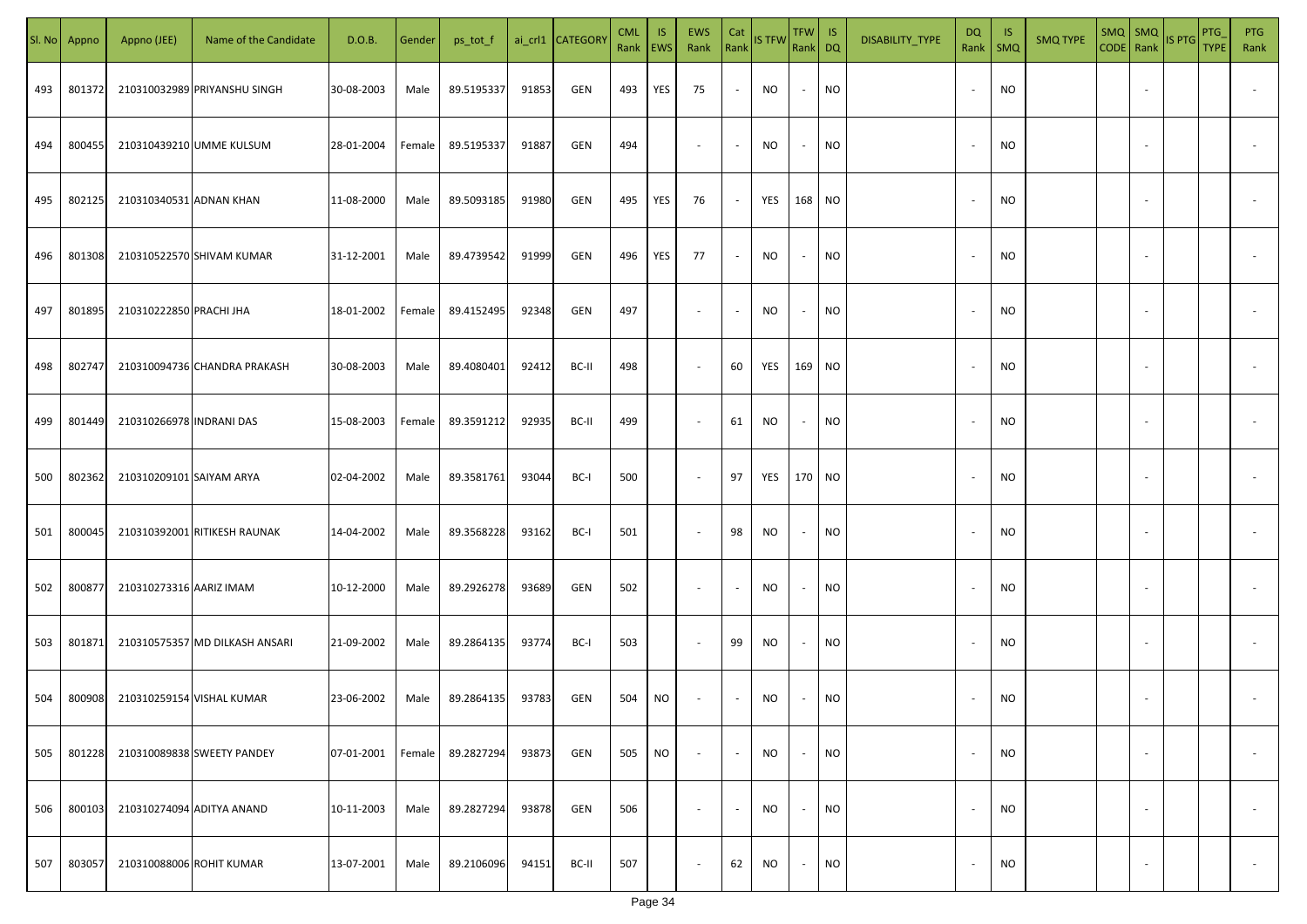| Sl. No | Appno | Appno (JEE) | Name of the Candidate | D.O.B. | Gender | ps_tot_f | ai_crl1 | CATEGORY | CML Rank | IS EWS | EWS Rank | Cat Rank | IS TFW | TFW Rank | IS DQ | DISABILITY_TYPE | DQ Rank | IS SMQ | SMQ TYPE | SMQ CODE | SMQ Rank | IS PTG | PTG_TYPE | PTG Rank |
|---|---|---|---|---|---|---|---|---|---|---|---|---|---|---|---|---|---|---|---|---|---|---|---|---|
| 493 | 801372 | 210310032989 | PRIYANSHU SINGH | 30-08-2003 | Male | 89.5195337 | 91853 | GEN | 493 | YES | 75 | - | NO | - | NO | | - | NO | | | - | | | - |
| 494 | 800455 | 210310439210 | UMME KULSUM | 28-01-2004 | Female | 89.5195337 | 91887 | GEN | 494 | | - | - | NO | - | NO | | - | NO | | | - | | | - |
| 495 | 802125 | 210310340531 | ADNAN KHAN | 11-08-2000 | Male | 89.5093185 | 91980 | GEN | 495 | YES | 76 | - | YES | 168 | NO | | - | NO | | | - | | | - |
| 496 | 801308 | 210310522570 | SHIVAM KUMAR | 31-12-2001 | Male | 89.4739542 | 91999 | GEN | 496 | YES | 77 | - | NO | - | NO | | - | NO | | | - | | | - |
| 497 | 801895 | 210310222850 | PRACHI JHA | 18-01-2002 | Female | 89.4152495 | 92348 | GEN | 497 | | - | - | NO | - | NO | | - | NO | | | - | | | - |
| 498 | 802747 | 210310094736 | CHANDRA PRAKASH | 30-08-2003 | Male | 89.4080401 | 92412 | BC-II | 498 | | - | 60 | YES | 169 | NO | | - | NO | | | - | | | - |
| 499 | 801449 | 210310266978 | INDRANI DAS | 15-08-2003 | Female | 89.3591212 | 92935 | BC-II | 499 | | - | 61 | NO | - | NO | | - | NO | | | - | | | - |
| 500 | 802362 | 210310209101 | SAIYAM ARYA | 02-04-2002 | Male | 89.3581761 | 93044 | BC-I | 500 | | - | 97 | YES | 170 | NO | | - | NO | | | - | | | - |
| 501 | 800045 | 210310392001 | RITIKESH RAUNAK | 14-04-2002 | Male | 89.3568228 | 93162 | BC-I | 501 | | - | 98 | NO | - | NO | | - | NO | | | - | | | - |
| 502 | 800877 | 210310273316 | AARIZ IMAM | 10-12-2000 | Male | 89.2926278 | 93689 | GEN | 502 | | - | - | NO | - | NO | | - | NO | | | - | | | - |
| 503 | 801871 | 210310575357 | MD DILKASH ANSARI | 21-09-2002 | Male | 89.2864135 | 93774 | BC-I | 503 | | - | 99 | NO | - | NO | | - | NO | | | - | | | - |
| 504 | 800908 | 210310259154 | VISHAL KUMAR | 23-06-2002 | Male | 89.2864135 | 93783 | GEN | 504 | NO | - | - | NO | - | NO | | - | NO | | | - | | | - |
| 505 | 801228 | 210310089838 | SWEETY PANDEY | 07-01-2001 | Female | 89.2827294 | 93873 | GEN | 505 | NO | - | - | NO | - | NO | | - | NO | | | - | | | - |
| 506 | 800103 | 210310274094 | ADITYA ANAND | 10-11-2003 | Male | 89.2827294 | 93878 | GEN | 506 | | - | - | NO | - | NO | | - | NO | | | - | | | - |
| 507 | 803057 | 210310088006 | ROHIT KUMAR | 13-07-2001 | Male | 89.2106096 | 94151 | BC-II | 507 | | - | 62 | NO | - | NO | | - | NO | | | - | | | - |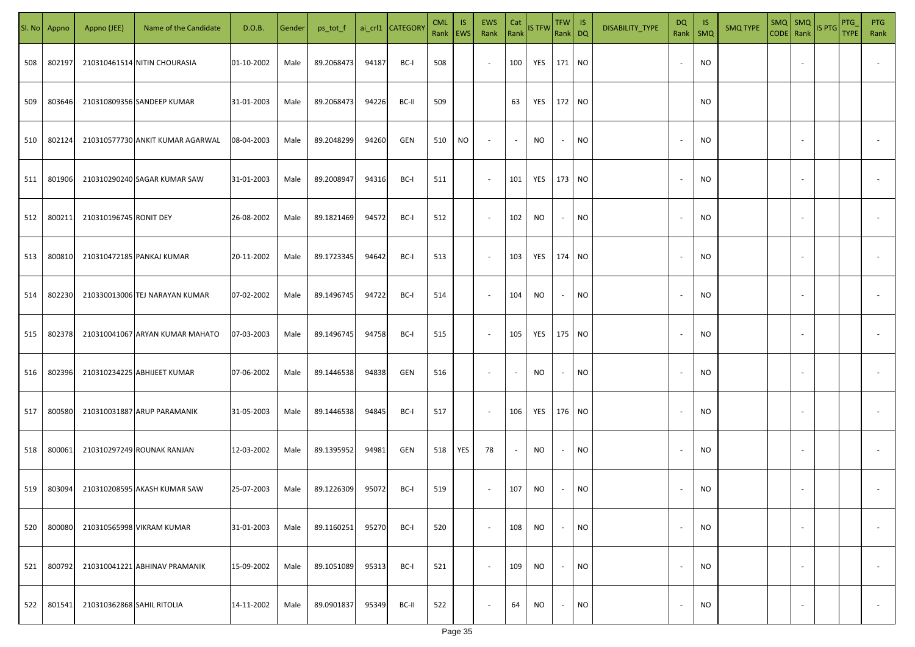| Sl. No | Appno | Appno (JEE) | Name of the Candidate | D.O.B. | Gender | ps_tot_f | ai_crl1 | CATEGORY | CML Rank | IS EWS | EWS Rank | Cat Rank | IS TFW | TFW Rank | IS DQ | DISABILITY_TYPE | DQ Rank | IS SMQ | SMQ TYPE | SMQ CODE | SMQ Rank | IS PTG | PTG_TYPE | PTG Rank |
|---|---|---|---|---|---|---|---|---|---|---|---|---|---|---|---|---|---|---|---|---|---|---|---|---|
| 508 | 802197 | 210310461514 | NITIN CHOURASIA | 01-10-2002 | Male | 89.2068473 | 94187 | BC-I | 508 | | - | 100 | YES | 171 | NO | | - | NO | | | - | | | - |
| 509 | 803646 | 210310809356 | SANDEEP KUMAR | 31-01-2003 | Male | 89.2068473 | 94226 | BC-II | 509 | | | 63 | YES | 172 | NO | | | NO | | | | | | |
| 510 | 802124 | 210310577730 | ANKIT KUMAR AGARWAL | 08-04-2003 | Male | 89.2048299 | 94260 | GEN | 510 | NO | - | - | NO | - | NO | | - | NO | | | - | | | - |
| 511 | 801906 | 210310290240 | SAGAR KUMAR SAW | 31-01-2003 | Male | 89.2008947 | 94316 | BC-I | 511 | | - | 101 | YES | 173 | NO | | - | NO | | | - | | | - |
| 512 | 800211 | 210310196745 | RONIT DEY | 26-08-2002 | Male | 89.1821469 | 94572 | BC-I | 512 | | - | 102 | NO | - | NO | | - | NO | | | - | | | - |
| 513 | 800810 | 210310472185 | PANKAJ KUMAR | 20-11-2002 | Male | 89.1723345 | 94642 | BC-I | 513 | | - | 103 | YES | 174 | NO | | - | NO | | | - | | | - |
| 514 | 802230 | 210330013006 | TEJ NARAYAN KUMAR | 07-02-2002 | Male | 89.1496745 | 94722 | BC-I | 514 | | - | 104 | NO | - | NO | | - | NO | | | - | | | - |
| 515 | 802378 | 210310041067 | ARYAN KUMAR MAHATO | 07-03-2003 | Male | 89.1496745 | 94758 | BC-I | 515 | | - | 105 | YES | 175 | NO | | - | NO | | | - | | | - |
| 516 | 802396 | 210310234225 | ABHIJEET KUMAR | 07-06-2002 | Male | 89.1446538 | 94838 | GEN | 516 | | - | - | NO | - | NO | | - | NO | | | - | | | - |
| 517 | 800580 | 210310031887 | ARUP PARAMANIK | 31-05-2003 | Male | 89.1446538 | 94845 | BC-I | 517 | | - | 106 | YES | 176 | NO | | - | NO | | | - | | | - |
| 518 | 800061 | 210310297249 | ROUNAK RANJAN | 12-03-2002 | Male | 89.1395952 | 94981 | GEN | 518 | YES | 78 | - | NO | - | NO | | - | NO | | | - | | | - |
| 519 | 803094 | 210310208595 | AKASH KUMAR SAW | 25-07-2003 | Male | 89.1226309 | 95072 | BC-I | 519 | | - | 107 | NO | - | NO | | - | NO | | | - | | | - |
| 520 | 800080 | 210310565998 | VIKRAM KUMAR | 31-01-2003 | Male | 89.1160251 | 95270 | BC-I | 520 | | - | 108 | NO | - | NO | | - | NO | | | - | | | - |
| 521 | 800792 | 210310041221 | ABHINAV PRAMANIK | 15-09-2002 | Male | 89.1051089 | 95313 | BC-I | 521 | | - | 109 | NO | - | NO | | - | NO | | | - | | | - |
| 522 | 801541 | 210310362868 | SAHIL RITOLIA | 14-11-2002 | Male | 89.0901837 | 95349 | BC-II | 522 | | - | 64 | NO | - | NO | | - | NO | | | - | | | - |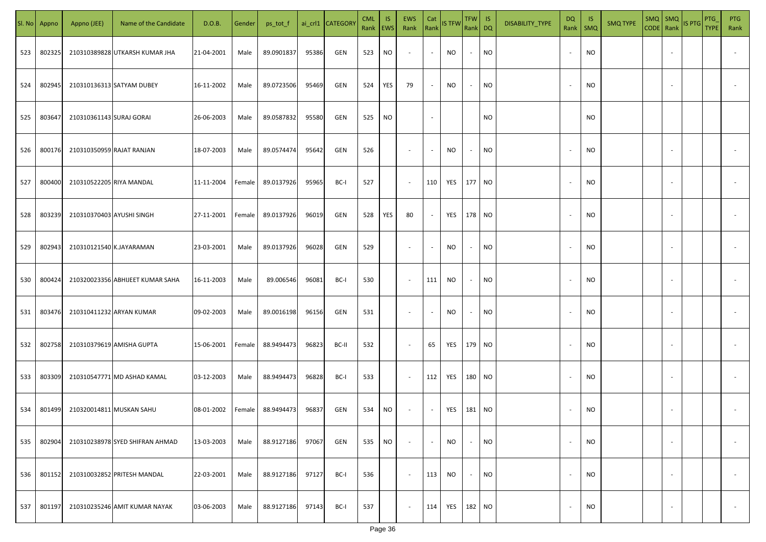| Sl. No | Appno | Appno (JEE) | Name of the Candidate | D.O.B. | Gender | ps_tot_f | ai_crl1 | CATEGORY | CML Rank | IS EWS | EWS Rank | Cat Rank | IS TFW | TFW Rank | IS DQ | DISABILITY_TYPE | DQ Rank | IS SMQ | SMQ TYPE | SMQ CODE | SMQ Rank | IS PTG | PTG_TYPE | PTG Rank |
|---|---|---|---|---|---|---|---|---|---|---|---|---|---|---|---|---|---|---|---|---|---|---|---|---|
| 523 | 802325 | 210310389828 | UTKARSH KUMAR JHA | 21-04-2001 | Male | 89.0901837 | 95386 | GEN | 523 | NO | - | - | NO | - | NO | | - | NO | | | - | | | - |
| 524 | 802945 | 210310136313 | SATYAM DUBEY | 16-11-2002 | Male | 89.0723506 | 95469 | GEN | 524 | YES | 79 | - | NO | - | NO | | - | NO | | | - | | | - |
| 525 | 803647 | 210310361143 | SURAJ GORAI | 26-06-2003 | Male | 89.0587832 | 95580 | GEN | 525 | NO | | - | | | NO | | | NO | | | | | | |
| 526 | 800176 | 210310350959 | RAJAT RANJAN | 18-07-2003 | Male | 89.0574474 | 95642 | GEN | 526 | | - | - | NO | - | NO | | - | NO | | | - | | | - |
| 527 | 800400 | 210310522205 | RIYA MANDAL | 11-11-2004 | Female | 89.0137926 | 95965 | BC-I | 527 | | - | 110 | YES | 177 | NO | | - | NO | | | - | | | - |
| 528 | 803239 | 210310370403 | AYUSHI SINGH | 27-11-2001 | Female | 89.0137926 | 96019 | GEN | 528 | YES | 80 | - | YES | 178 | NO | | - | NO | | | - | | | - |
| 529 | 802943 | 210310121540 | K.JAYARAMAN | 23-03-2001 | Male | 89.0137926 | 96028 | GEN | 529 | | - | - | NO | - | NO | | - | NO | | | - | | | - |
| 530 | 800424 | 210320023356 | ABHIJEET KUMAR SAHA | 16-11-2003 | Male | 89.006546 | 96081 | BC-I | 530 | | - | 111 | NO | - | NO | | - | NO | | | - | | | - |
| 531 | 803476 | 210310411232 | ARYAN KUMAR | 09-02-2003 | Male | 89.0016198 | 96156 | GEN | 531 | | - | - | NO | - | NO | | - | NO | | | - | | | - |
| 532 | 802758 | 210310379619 | AMISHA GUPTA | 15-06-2001 | Female | 88.9494473 | 96823 | BC-II | 532 | | - | 65 | YES | 179 | NO | | - | NO | | | - | | | - |
| 533 | 803309 | 210310547771 | MD ASHAD KAMAL | 03-12-2003 | Male | 88.9494473 | 96828 | BC-I | 533 | | - | 112 | YES | 180 | NO | | - | NO | | | - | | | - |
| 534 | 801499 | 210320014811 | MUSKAN SAHU | 08-01-2002 | Female | 88.9494473 | 96837 | GEN | 534 | NO | - | - | YES | 181 | NO | | - | NO | | | - | | | - |
| 535 | 802904 | 210310238978 | SYED SHIFRAN AHMAD | 13-03-2003 | Male | 88.9127186 | 97067 | GEN | 535 | NO | - | - | NO | - | NO | | - | NO | | | - | | | - |
| 536 | 801152 | 210310032852 | PRITESH MANDAL | 22-03-2001 | Male | 88.9127186 | 97127 | BC-I | 536 | | - | 113 | NO | - | NO | | - | NO | | | - | | | - |
| 537 | 801197 | 210310235246 | AMIT KUMAR NAYAK | 03-06-2003 | Male | 88.9127186 | 97143 | BC-I | 537 | | - | 114 | YES | 182 | NO | | - | NO | | | - | | | - |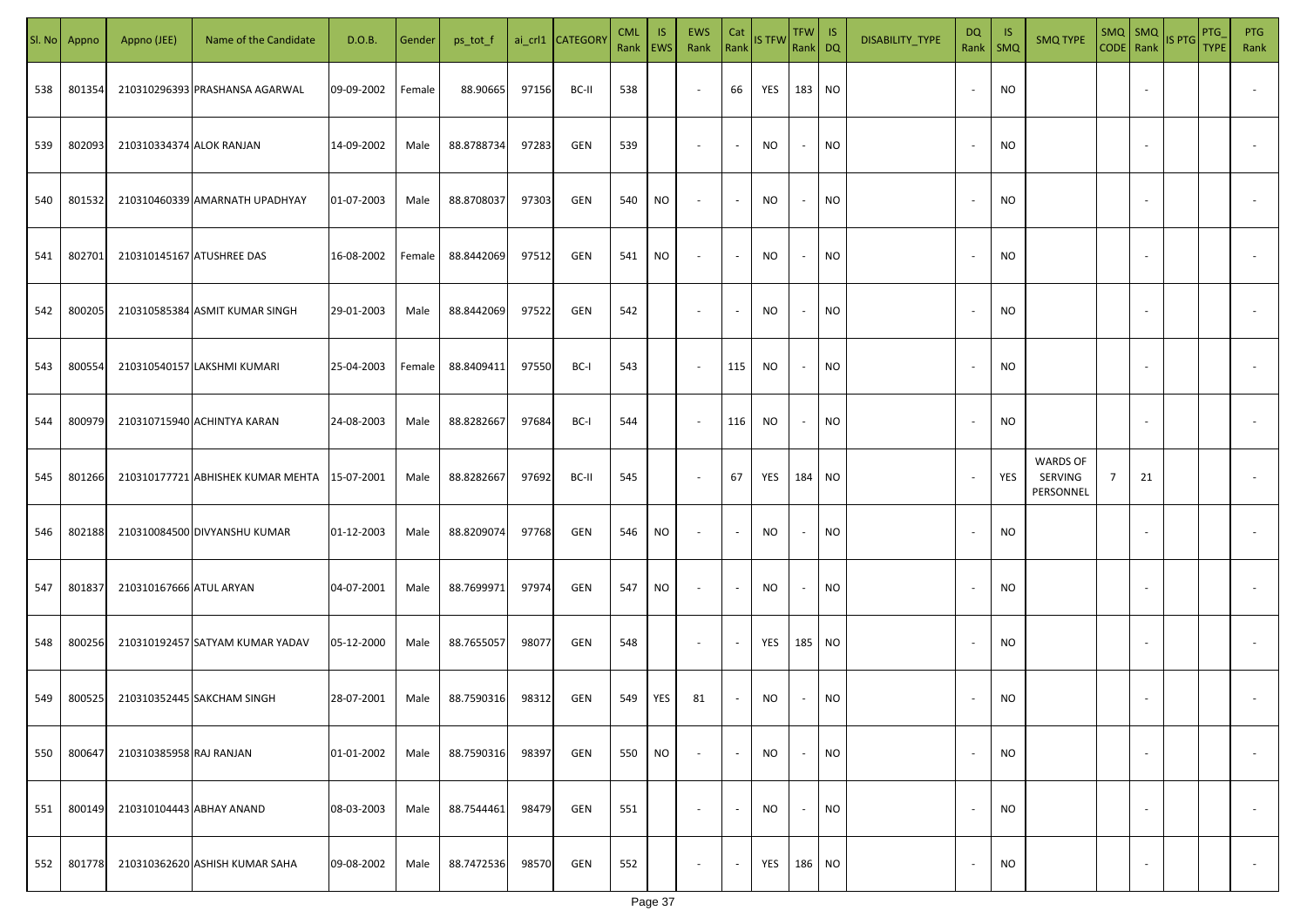| Sl. No | Appno | Appno (JEE) | Name of the Candidate | D.O.B. | Gender | ps_tot_f | ai_crl1 | CATEGORY | CML Rank | IS EWS | EWS Rank | Cat Rank | IS TFW | TFW Rank | IS DQ | DISABILITY_TYPE | DQ Rank | IS SMQ | SMQ TYPE | SMQ CODE | SMQ Rank | IS PTG | PTG_TYPE | PTG Rank |
|---|---|---|---|---|---|---|---|---|---|---|---|---|---|---|---|---|---|---|---|---|---|---|---|---|
| 538 | 801354 | 210310296393 | PRASHANSA AGARWAL | 09-09-2002 | Female | 88.90665 | 97156 | BC-II | 538 | | - | 66 | YES | 183 | NO | | - | NO | | | - | | | - |
| 539 | 802093 | 210310334374 | ALOK RANJAN | 14-09-2002 | Male | 88.8788734 | 97283 | GEN | 539 | | - | - | NO | - | NO | | - | NO | | | - | | | - |
| 540 | 801532 | 210310460339 | AMARNATH UPADHYAY | 01-07-2003 | Male | 88.8708037 | 97303 | GEN | 540 | NO | - | - | NO | - | NO | | - | NO | | | - | | | - |
| 541 | 802701 | 210310145167 | ATUSHREE DAS | 16-08-2002 | Female | 88.8442069 | 97512 | GEN | 541 | NO | - | - | NO | - | NO | | - | NO | | | - | | | - |
| 542 | 800205 | 210310585384 | ASMIT KUMAR SINGH | 29-01-2003 | Male | 88.8442069 | 97522 | GEN | 542 | | - | - | NO | - | NO | | - | NO | | | - | | | - |
| 543 | 800554 | 210310540157 | LAKSHMI KUMARI | 25-04-2003 | Female | 88.8409411 | 97550 | BC-I | 543 | | - | 115 | NO | - | NO | | - | NO | | | - | | | - |
| 544 | 800979 | 210310715940 | ACHINTYA KARAN | 24-08-2003 | Male | 88.8282667 | 97684 | BC-I | 544 | | - | 116 | NO | - | NO | | - | NO | | | - | | | - |
| 545 | 801266 | 210310177721 | ABHISHEK KUMAR MEHTA | 15-07-2001 | Male | 88.8282667 | 97692 | BC-II | 545 | | - | 67 | YES | 184 | NO | | - | YES | WARDS OF SERVING PERSONNEL | 7 | 21 | | | - |
| 546 | 802188 | 210310084500 | DIVYANSHU KUMAR | 01-12-2003 | Male | 88.8209074 | 97768 | GEN | 546 | NO | - | - | NO | - | NO | | - | NO | | | - | | | - |
| 547 | 801837 | 210310167666 | ATUL ARYAN | 04-07-2001 | Male | 88.7699971 | 97974 | GEN | 547 | NO | - | - | NO | - | NO | | - | NO | | | - | | | - |
| 548 | 800256 | 210310192457 | SATYAM KUMAR YADAV | 05-12-2000 | Male | 88.7655057 | 98077 | GEN | 548 | | - | - | YES | 185 | NO | | - | NO | | | - | | | - |
| 549 | 800525 | 210310352445 | SAKCHAM SINGH | 28-07-2001 | Male | 88.7590316 | 98312 | GEN | 549 | YES | 81 | - | NO | - | NO | | - | NO | | | - | | | - |
| 550 | 800647 | 210310385958 | RAJ RANJAN | 01-01-2002 | Male | 88.7590316 | 98397 | GEN | 550 | NO | - | - | NO | - | NO | | - | NO | | | - | | | - |
| 551 | 800149 | 210310104443 | ABHAY ANAND | 08-03-2003 | Male | 88.7544461 | 98479 | GEN | 551 | | - | - | NO | - | NO | | - | NO | | | - | | | - |
| 552 | 801778 | 210310362620 | ASHISH KUMAR SAHA | 09-08-2002 | Male | 88.7472536 | 98570 | GEN | 552 | | - | - | YES | 186 | NO | | - | NO | | | - | | | - |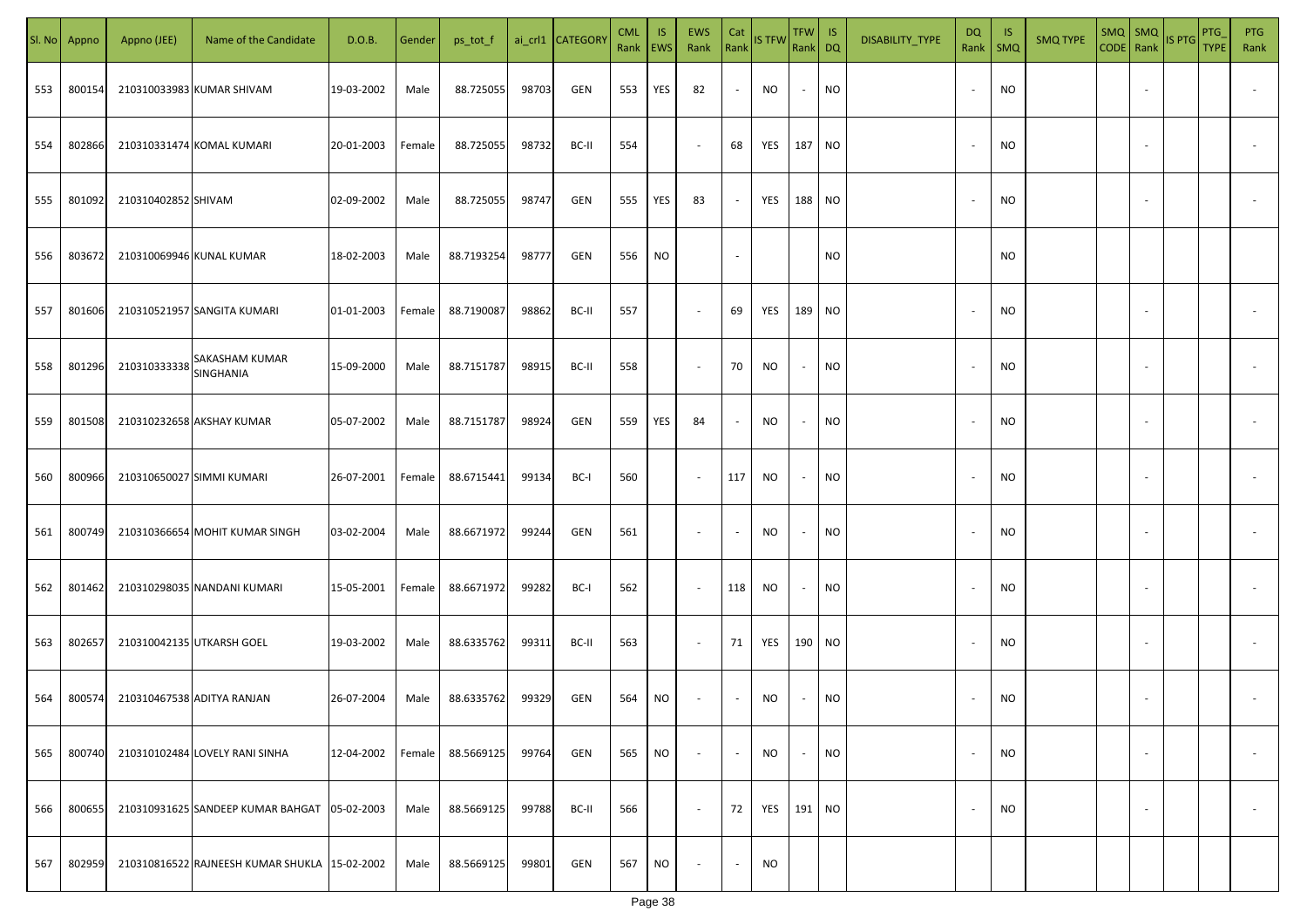| Sl. No | Appno | Appno (JEE) | Name of the Candidate | D.O.B. | Gender | ps_tot_f | ai_crl1 | CATEGORY | CML Rank | IS EWS | EWS Rank | Cat Rank | IS TFW | TFW Rank | IS DQ | DISABILITY_TYPE | DQ Rank | IS SMQ | SMQ TYPE | SMQ CODE | SMQ Rank | IS PTG | PTG_TYPE | PTG Rank |
|---|---|---|---|---|---|---|---|---|---|---|---|---|---|---|---|---|---|---|---|---|---|---|---|---|
| 553 | 800154 | 210310033983 | KUMAR SHIVAM | 19-03-2002 | Male | 88.725055 | 98703 | GEN | 553 | YES | 82 | - | NO | - | NO | | - | NO | | | - | | | - |
| 554 | 802866 | 210310331474 | KOMAL KUMARI | 20-01-2003 | Female | 88.725055 | 98732 | BC-II | 554 | | - | 68 | YES | 187 | NO | | - | NO | | | - | | | - |
| 555 | 801092 | 210310402852 | SHIVAM | 02-09-2002 | Male | 88.725055 | 98747 | GEN | 555 | YES | 83 | - | YES | 188 | NO | | - | NO | | | - | | | - |
| 556 | 803672 | 210310069946 | KUNAL KUMAR | 18-02-2003 | Male | 88.7193254 | 98777 | GEN | 556 | NO | | - | | | NO | | | NO | | | | | | |
| 557 | 801606 | 210310521957 | SANGITA KUMARI | 01-01-2003 | Female | 88.7190087 | 98862 | BC-II | 557 | | - | 69 | YES | 189 | NO | | - | NO | | | - | | | - |
| 558 | 801296 | 210310333338 | SAKASHAM KUMAR SINGHANIA | 15-09-2000 | Male | 88.7151787 | 98915 | BC-II | 558 | | - | 70 | NO | - | NO | | - | NO | | | - | | | - |
| 559 | 801508 | 210310232658 | AKSHAY KUMAR | 05-07-2002 | Male | 88.7151787 | 98924 | GEN | 559 | YES | 84 | - | NO | - | NO | | - | NO | | | - | | | - |
| 560 | 800966 | 210310650027 | SIMMI KUMARI | 26-07-2001 | Female | 88.6715441 | 99134 | BC-I | 560 | | - | 117 | NO | - | NO | | - | NO | | | - | | | - |
| 561 | 800749 | 210310366654 | MOHIT KUMAR SINGH | 03-02-2004 | Male | 88.6671972 | 99244 | GEN | 561 | | - | - | NO | - | NO | | - | NO | | | - | | | - |
| 562 | 801462 | 210310298035 | NANDANI KUMARI | 15-05-2001 | Female | 88.6671972 | 99282 | BC-I | 562 | | - | 118 | NO | - | NO | | - | NO | | | - | | | - |
| 563 | 802657 | 210310042135 | UTKARSH GOEL | 19-03-2002 | Male | 88.6335762 | 99311 | BC-II | 563 | | - | 71 | YES | 190 | NO | | - | NO | | | - | | | - |
| 564 | 800574 | 210310467538 | ADITYA RANJAN | 26-07-2004 | Male | 88.6335762 | 99329 | GEN | 564 | NO | - | - | NO | - | NO | | - | NO | | | - | | | - |
| 565 | 800740 | 210310102484 | LOVELY RANI SINHA | 12-04-2002 | Female | 88.5669125 | 99764 | GEN | 565 | NO | - | - | NO | - | NO | | - | NO | | | - | | | - |
| 566 | 800655 | 210310931625 | SANDEEP KUMAR BAHGAT | 05-02-2003 | Male | 88.5669125 | 99788 | BC-II | 566 | | - | 72 | YES | 191 | NO | | - | NO | | | - | | | - |
| 567 | 802959 | 210310816522 | RAJNEESH KUMAR SHUKLA | 15-02-2002 | Male | 88.5669125 | 99801 | GEN | 567 | NO | - | - | NO | | | | | | | | | | | |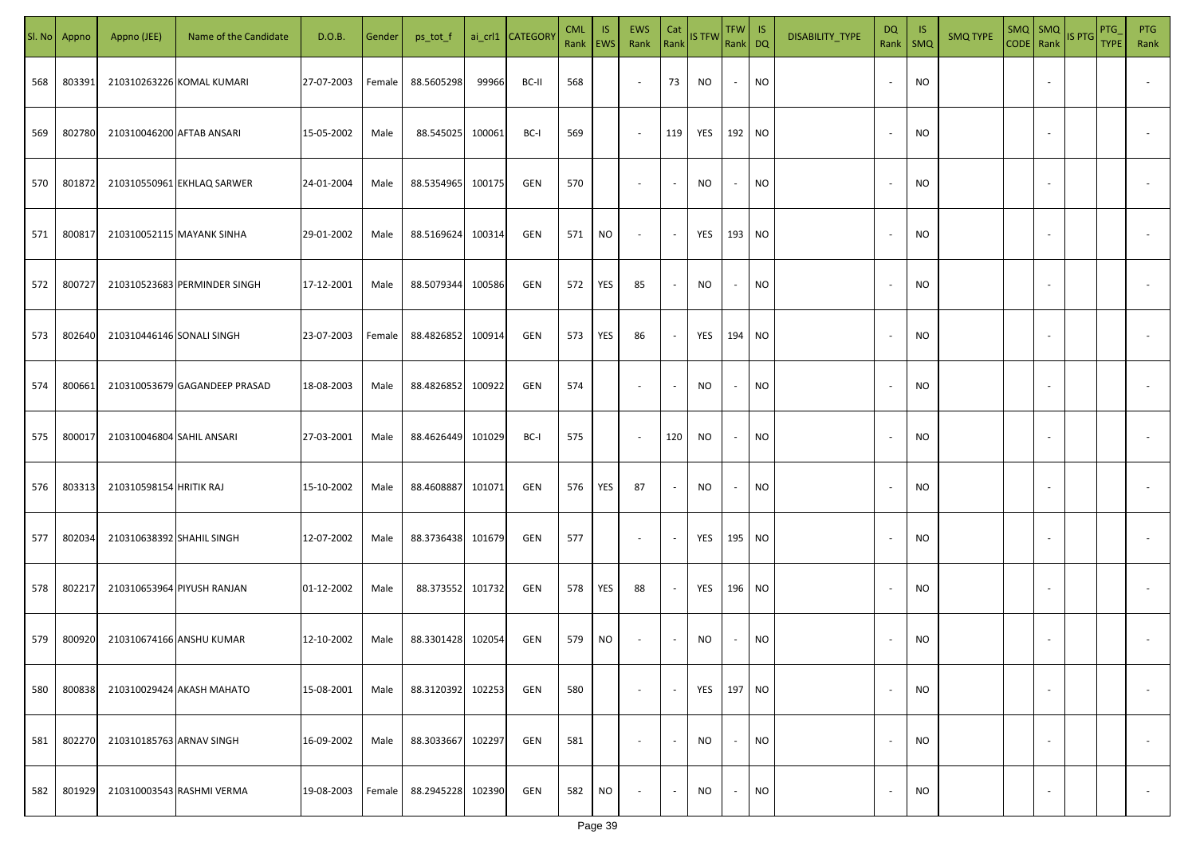| Sl. No | Appno | Appno (JEE) | Name of the Candidate | D.O.B. | Gender | ps_tot_f | ai_crl1 | CATEGORY | CML Rank | IS EWS | EWS Rank | Cat Rank | IS TFW | TFW Rank | IS DQ | DISABILITY_TYPE | DQ Rank | IS SMQ | SMQ TYPE | SMQ CODE | SMQ Rank | IS PTG | PTG_TYPE | PTG Rank |
|---|---|---|---|---|---|---|---|---|---|---|---|---|---|---|---|---|---|---|---|---|---|---|---|---|
| 568 | 803391 | 210310263226 | KOMAL KUMARI | 27-07-2003 | Female | 88.5605298 | 99966 | BC-II | 568 | | - | 73 | NO | - | NO | | - | NO | | | - | | | - |
| 569 | 802780 | 210310046200 | AFTAB ANSARI | 15-05-2002 | Male | 88.545025 | 100061 | BC-I | 569 | | - | 119 | YES | 192 | NO | | - | NO | | | - | | | - |
| 570 | 801872 | 210310550961 | EKHLAQ SARWER | 24-01-2004 | Male | 88.5354965 | 100175 | GEN | 570 | | - | - | NO | - | NO | | - | NO | | | - | | | - |
| 571 | 800817 | 210310052115 | MAYANK SINHA | 29-01-2002 | Male | 88.5169624 | 100314 | GEN | 571 | NO | - | - | YES | 193 | NO | | - | NO | | | - | | | - |
| 572 | 800727 | 210310523683 | PERMINDER SINGH | 17-12-2001 | Male | 88.5079344 | 100586 | GEN | 572 | YES | 85 | - | NO | - | NO | | - | NO | | | - | | | - |
| 573 | 802640 | 210310446146 | SONALI SINGH | 23-07-2003 | Female | 88.4826852 | 100914 | GEN | 573 | YES | 86 | - | YES | 194 | NO | | - | NO | | | - | | | - |
| 574 | 800661 | 210310053679 | GAGANDEEP PRASAD | 18-08-2003 | Male | 88.4826852 | 100922 | GEN | 574 | | - | - | NO | - | NO | | - | NO | | | - | | | - |
| 575 | 800017 | 210310046804 | SAHIL ANSARI | 27-03-2001 | Male | 88.4626449 | 101029 | BC-I | 575 | | - | 120 | NO | - | NO | | - | NO | | | - | | | - |
| 576 | 803313 | 210310598154 | HRITIK RAJ | 15-10-2002 | Male | 88.4608887 | 101071 | GEN | 576 | YES | 87 | - | NO | - | NO | | - | NO | | | - | | | - |
| 577 | 802034 | 210310638392 | SHAHIL SINGH | 12-07-2002 | Male | 88.3736438 | 101679 | GEN | 577 | | - | - | YES | 195 | NO | | - | NO | | | - | | | - |
| 578 | 802217 | 210310653964 | PIYUSH RANJAN | 01-12-2002 | Male | 88.373552 | 101732 | GEN | 578 | YES | 88 | - | YES | 196 | NO | | - | NO | | | - | | | - |
| 579 | 800920 | 210310674166 | ANSHU KUMAR | 12-10-2002 | Male | 88.3301428 | 102054 | GEN | 579 | NO | - | - | NO | - | NO | | - | NO | | | - | | | - |
| 580 | 800838 | 210310029424 | AKASH MAHATO | 15-08-2001 | Male | 88.3120392 | 102253 | GEN | 580 | | - | - | YES | 197 | NO | | - | NO | | | - | | | - |
| 581 | 802270 | 210310185763 | ARNAV SINGH | 16-09-2002 | Male | 88.3033667 | 102297 | GEN | 581 | | - | - | NO | - | NO | | - | NO | | | - | | | - |
| 582 | 801929 | 210310003543 | RASHMI VERMA | 19-08-2003 | Female | 88.2945228 | 102390 | GEN | 582 | NO | - | - | NO | - | NO | | - | NO | | | - | | | - |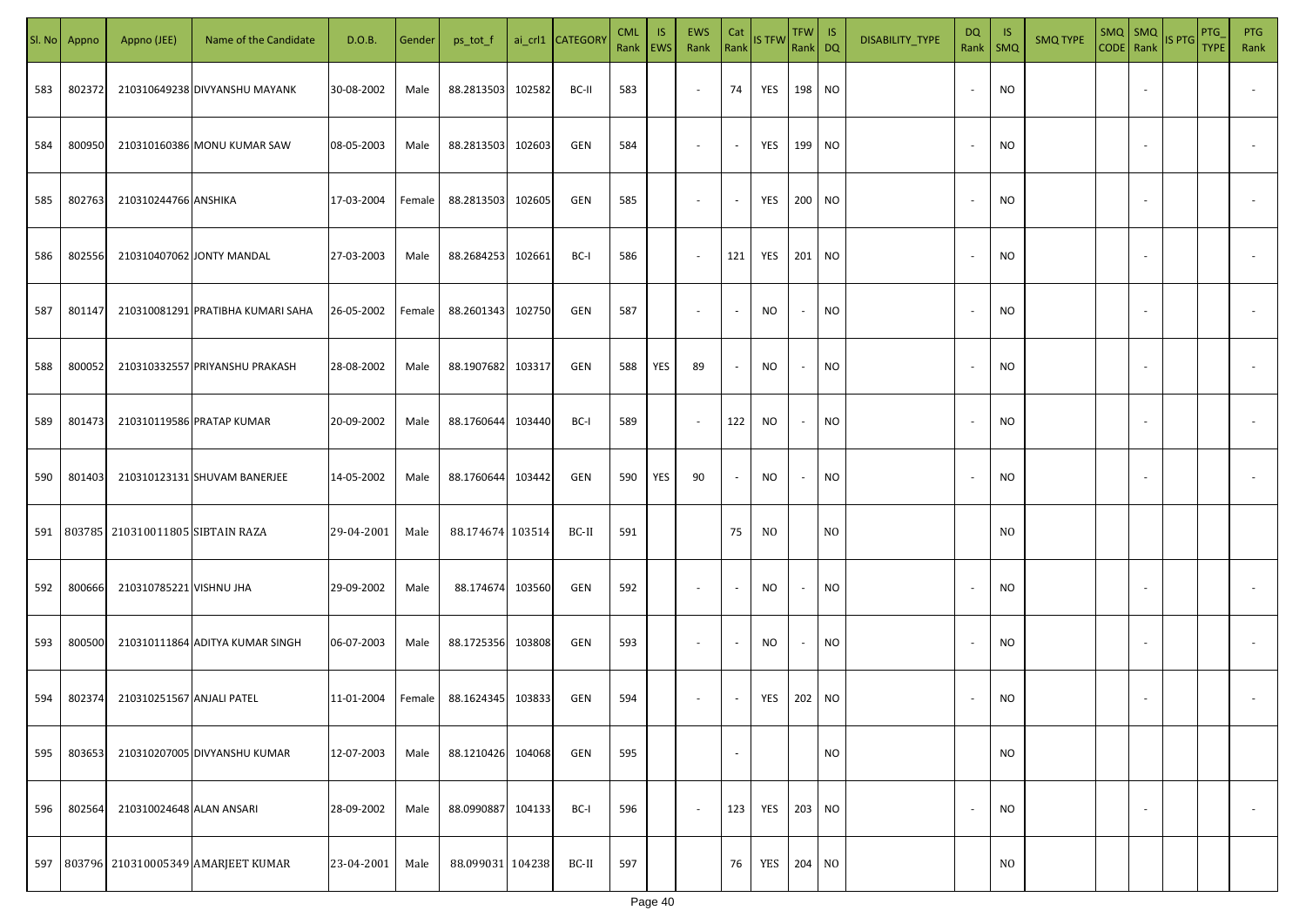| Sl. No | Appno | Appno (JEE) | Name of the Candidate | D.O.B. | Gender | ps_tot_f | ai_crl1 | CATEGORY | CML Rank | IS EWS | EWS Rank | Cat Rank | IS TFW | TFW Rank | IS DQ | DISABILITY_TYPE | DQ Rank | IS SMQ | SMQ TYPE | SMQ CODE | SMQ Rank | IS PTG | PTG_TYPE | PTG Rank |
|---|---|---|---|---|---|---|---|---|---|---|---|---|---|---|---|---|---|---|---|---|---|---|---|---|
| 583 | 802372 | 210310649238 | DIVYANSHU MAYANK | 30-08-2002 | Male | 88.2813503 | 102582 | BC-II | 583 | | - | 74 | YES | 198 | NO | | - | NO | | | - | | | - |
| 584 | 800950 | 210310160386 | MONU KUMAR SAW | 08-05-2003 | Male | 88.2813503 | 102603 | GEN | 584 | | - | - | YES | 199 | NO | | - | NO | | | - | | | - |
| 585 | 802763 | 210310244766 | ANSHIKA | 17-03-2004 | Female | 88.2813503 | 102605 | GEN | 585 | | - | - | YES | 200 | NO | | - | NO | | | - | | | - |
| 586 | 802556 | 210310407062 | JONTY MANDAL | 27-03-2003 | Male | 88.2684253 | 102661 | BC-I | 586 | | - | 121 | YES | 201 | NO | | - | NO | | | - | | | - |
| 587 | 801147 | 210310081291 | PRATIBHA KUMARI SAHA | 26-05-2002 | Female | 88.2601343 | 102750 | GEN | 587 | | - | - | NO | - | NO | | - | NO | | | - | | | - |
| 588 | 800052 | 210310332557 | PRIYANSHU PRAKASH | 28-08-2002 | Male | 88.1907682 | 103317 | GEN | 588 | YES | 89 | - | NO | - | NO | | - | NO | | | - | | | - |
| 589 | 801473 | 210310119586 | PRATAP KUMAR | 20-09-2002 | Male | 88.1760644 | 103440 | BC-I | 589 | | - | 122 | NO | - | NO | | - | NO | | | - | | | - |
| 590 | 801403 | 210310123131 | SHUVAM BANERJEE | 14-05-2002 | Male | 88.1760644 | 103442 | GEN | 590 | YES | 90 | - | NO | - | NO | | - | NO | | | - | | | - |
| 591 | 803785 | 210310011805 | SIBTAIN RAZA | 29-04-2001 | Male | 88.174674 | 103514 | BC-II | 591 | | | 75 | NO | | NO | | | NO | | | | | | |
| 592 | 800666 | 210310785221 | VISHNU JHA | 29-09-2002 | Male | 88.174674 | 103560 | GEN | 592 | | - | - | NO | - | NO | | - | NO | | | - | | | - |
| 593 | 800500 | 210310111864 | ADITYA KUMAR SINGH | 06-07-2003 | Male | 88.1725356 | 103808 | GEN | 593 | | - | - | NO | - | NO | | - | NO | | | - | | | - |
| 594 | 802374 | 210310251567 | ANJALI PATEL | 11-01-2004 | Female | 88.1624345 | 103833 | GEN | 594 | | - | - | YES | 202 | NO | | - | NO | | | - | | | - |
| 595 | 803653 | 210310207005 | DIVYANSHU KUMAR | 12-07-2003 | Male | 88.1210426 | 104068 | GEN | 595 | | | - | | | NO | | | NO | | | | | | |
| 596 | 802564 | 210310024648 | ALAN ANSARI | 28-09-2002 | Male | 88.0990887 | 104133 | BC-I | 596 | | - | 123 | YES | 203 | NO | | - | NO | | | - | | | - |
| 597 | 803796 | 210310005349 | AMARJEET KUMAR | 23-04-2001 | Male | 88.099031 | 104238 | BC-II | 597 | | | 76 | YES | 204 | NO | | | NO | | | | | | |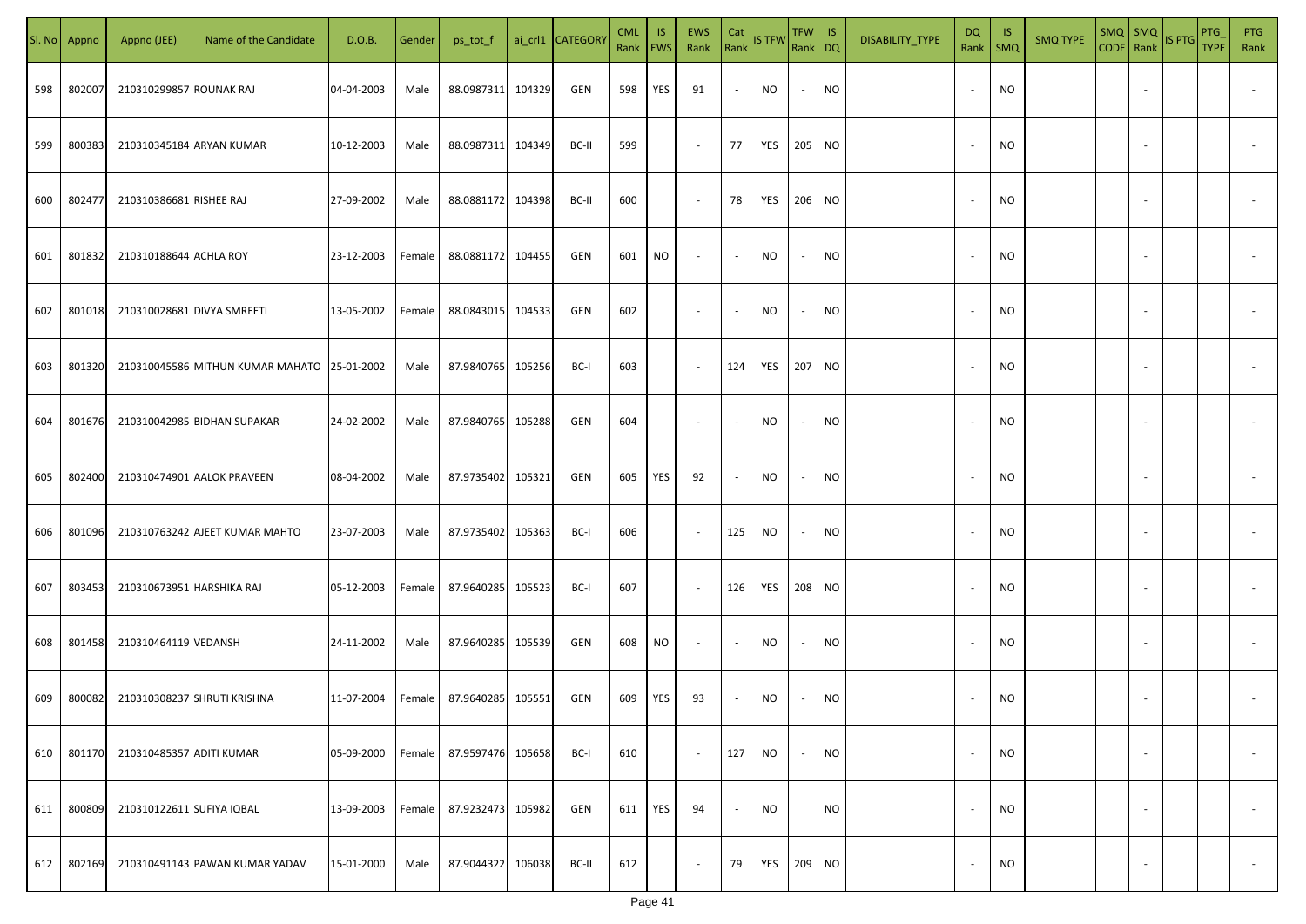| Sl. No | Appno | Appno (JEE) | Name of the Candidate | D.O.B. | Gender | ps_tot_f | ai_crl1 | CATEGORY | CML Rank | IS EWS | EWS Rank | Cat Rank | IS TFW | TFW Rank | IS DQ | DISABILITY_TYPE | DQ Rank | IS SMQ | SMQ TYPE | SMQ CODE | SMQ Rank | IS PTG | PTG_TYPE | PTG Rank |
|---|---|---|---|---|---|---|---|---|---|---|---|---|---|---|---|---|---|---|---|---|---|---|---|---|
| 598 | 802007 | 210310299857 | ROUNAK RAJ | 04-04-2003 | Male | 88.0987311 | 104329 | GEN | 598 | YES | 91 | - | NO | - | NO | | - | NO | | | - | | | - |
| 599 | 800383 | 210310345184 | ARYAN KUMAR | 10-12-2003 | Male | 88.0987311 | 104349 | BC-II | 599 | | - | 77 | YES | 205 | NO | | - | NO | | | - | | | - |
| 600 | 802477 | 210310386681 | RISHEE RAJ | 27-09-2002 | Male | 88.0881172 | 104398 | BC-II | 600 | | - | 78 | YES | 206 | NO | | - | NO | | | - | | | - |
| 601 | 801832 | 210310188644 | ACHLA ROY | 23-12-2003 | Female | 88.0881172 | 104455 | GEN | 601 | NO | - | - | NO | - | NO | | - | NO | | | - | | | - |
| 602 | 801018 | 210310028681 | DIVYA SMREETI | 13-05-2002 | Female | 88.0843015 | 104533 | GEN | 602 | | - | - | NO | - | NO | | - | NO | | | - | | | - |
| 603 | 801320 | 210310045586 | MITHUN KUMAR MAHATO | 25-01-2002 | Male | 87.9840765 | 105256 | BC-I | 603 | | - | 124 | YES | 207 | NO | | - | NO | | | - | | | - |
| 604 | 801676 | 210310042985 | BIDHAN SUPAKAR | 24-02-2002 | Male | 87.9840765 | 105288 | GEN | 604 | | - | - | NO | - | NO | | - | NO | | | - | | | - |
| 605 | 802400 | 210310474901 | AALOK PRAVEEN | 08-04-2002 | Male | 87.9735402 | 105321 | GEN | 605 | YES | 92 | - | NO | - | NO | | - | NO | | | - | | | - |
| 606 | 801096 | 210310763242 | AJEET KUMAR MAHTO | 23-07-2003 | Male | 87.9735402 | 105363 | BC-I | 606 | | - | 125 | NO | - | NO | | - | NO | | | - | | | - |
| 607 | 803453 | 210310673951 | HARSHIKA RAJ | 05-12-2003 | Female | 87.9640285 | 105523 | BC-I | 607 | | - | 126 | YES | 208 | NO | | - | NO | | | - | | | - |
| 608 | 801458 | 210310464119 | VEDANSH | 24-11-2002 | Male | 87.9640285 | 105539 | GEN | 608 | NO | - | - | NO | - | NO | | - | NO | | | - | | | - |
| 609 | 800082 | 210310308237 | SHRUTI KRISHNA | 11-07-2004 | Female | 87.9640285 | 105551 | GEN | 609 | YES | 93 | - | NO | - | NO | | - | NO | | | - | | | - |
| 610 | 801170 | 210310485357 | ADITI KUMAR | 05-09-2000 | Female | 87.9597476 | 105658 | BC-I | 610 | | - | 127 | NO | - | NO | | - | NO | | | - | | | - |
| 611 | 800809 | 210310122611 | SUFIYA IQBAL | 13-09-2003 | Female | 87.9232473 | 105982 | GEN | 611 | YES | 94 | - | NO | | NO | | - | NO | | | - | | | - |
| 612 | 802169 | 210310491143 | PAWAN KUMAR YADAV | 15-01-2000 | Male | 87.9044322 | 106038 | BC-II | 612 | | - | 79 | YES | 209 | NO | | - | NO | | | - | | | - |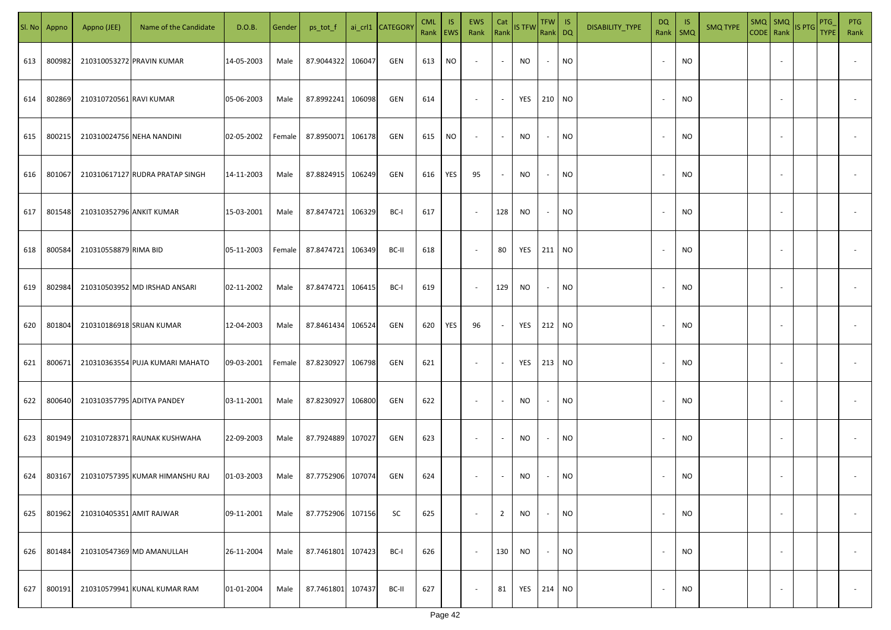| Sl. No | Appno | Appno (JEE) | Name of the Candidate | D.O.B. | Gender | ps_tot_f | ai_crl1 | CATEGORY | CML Rank | IS EWS | EWS Rank | Cat Rank | IS TFW | TFW Rank | IS DQ | DISABILITY_TYPE | DQ Rank | IS SMQ | SMQ TYPE | SMQ CODE | SMQ Rank | IS PTG | PTG_TYPE | PTG Rank |
|---|---|---|---|---|---|---|---|---|---|---|---|---|---|---|---|---|---|---|---|---|---|---|---|---|
| 613 | 800982 | 210310053272 | PRAVIN KUMAR | 14-05-2003 | Male | 87.9044322 | 106047 | GEN | 613 | NO | - | - | NO | - | NO | | - | NO | | | - | | | - |
| 614 | 802869 | 210310720561 | RAVI KUMAR | 05-06-2003 | Male | 87.8992241 | 106098 | GEN | 614 | | - | - | YES | 210 | NO | | - | NO | | | - | | | - |
| 615 | 800215 | 210310024756 | NEHA NANDINI | 02-05-2002 | Female | 87.8950071 | 106178 | GEN | 615 | NO | - | - | NO | - | NO | | - | NO | | | - | | | - |
| 616 | 801067 | 210310617127 | RUDRA PRATAP SINGH | 14-11-2003 | Male | 87.8824915 | 106249 | GEN | 616 | YES | 95 | - | NO | - | NO | | - | NO | | | - | | | - |
| 617 | 801548 | 210310352796 | ANKIT KUMAR | 15-03-2001 | Male | 87.8474721 | 106329 | BC-I | 617 | | - | 128 | NO | - | NO | | - | NO | | | - | | | - |
| 618 | 800584 | 210310558879 | RIMA BID | 05-11-2003 | Female | 87.8474721 | 106349 | BC-II | 618 | | - | 80 | YES | 211 | NO | | - | NO | | | - | | | - |
| 619 | 802984 | 210310503952 | MD IRSHAD ANSARI | 02-11-2002 | Male | 87.8474721 | 106415 | BC-I | 619 | | - | 129 | NO | - | NO | | - | NO | | | - | | | - |
| 620 | 801804 | 210310186918 | SRIJAN KUMAR | 12-04-2003 | Male | 87.8461434 | 106524 | GEN | 620 | YES | 96 | - | YES | 212 | NO | | - | NO | | | - | | | - |
| 621 | 800671 | 210310363554 | PUJA KUMARI MAHATO | 09-03-2001 | Female | 87.8230927 | 106798 | GEN | 621 | | - | - | YES | 213 | NO | | - | NO | | | - | | | - |
| 622 | 800640 | 210310357795 | ADITYA PANDEY | 03-11-2001 | Male | 87.8230927 | 106800 | GEN | 622 | | - | - | NO | - | NO | | - | NO | | | - | | | - |
| 623 | 801949 | 210310728371 | RAUNAK KUSHWAHA | 22-09-2003 | Male | 87.7924889 | 107027 | GEN | 623 | | - | - | NO | - | NO | | - | NO | | | - | | | - |
| 624 | 803167 | 210310757395 | KUMAR HIMANSHU RAJ | 01-03-2003 | Male | 87.7752906 | 107074 | GEN | 624 | | - | - | NO | - | NO | | - | NO | | | - | | | - |
| 625 | 801962 | 210310405351 | AMIT RAJWAR | 09-11-2001 | Male | 87.7752906 | 107156 | SC | 625 | | - | 2 | NO | - | NO | | - | NO | | | - | | | - |
| 626 | 801484 | 210310547369 | MD AMANULLAH | 26-11-2004 | Male | 87.7461801 | 107423 | BC-I | 626 | | - | 130 | NO | - | NO | | - | NO | | | - | | | - |
| 627 | 800191 | 210310579941 | KUNAL KUMAR RAM | 01-01-2004 | Male | 87.7461801 | 107437 | BC-II | 627 | | - | 81 | YES | 214 | NO | | - | NO | | | - | | | - |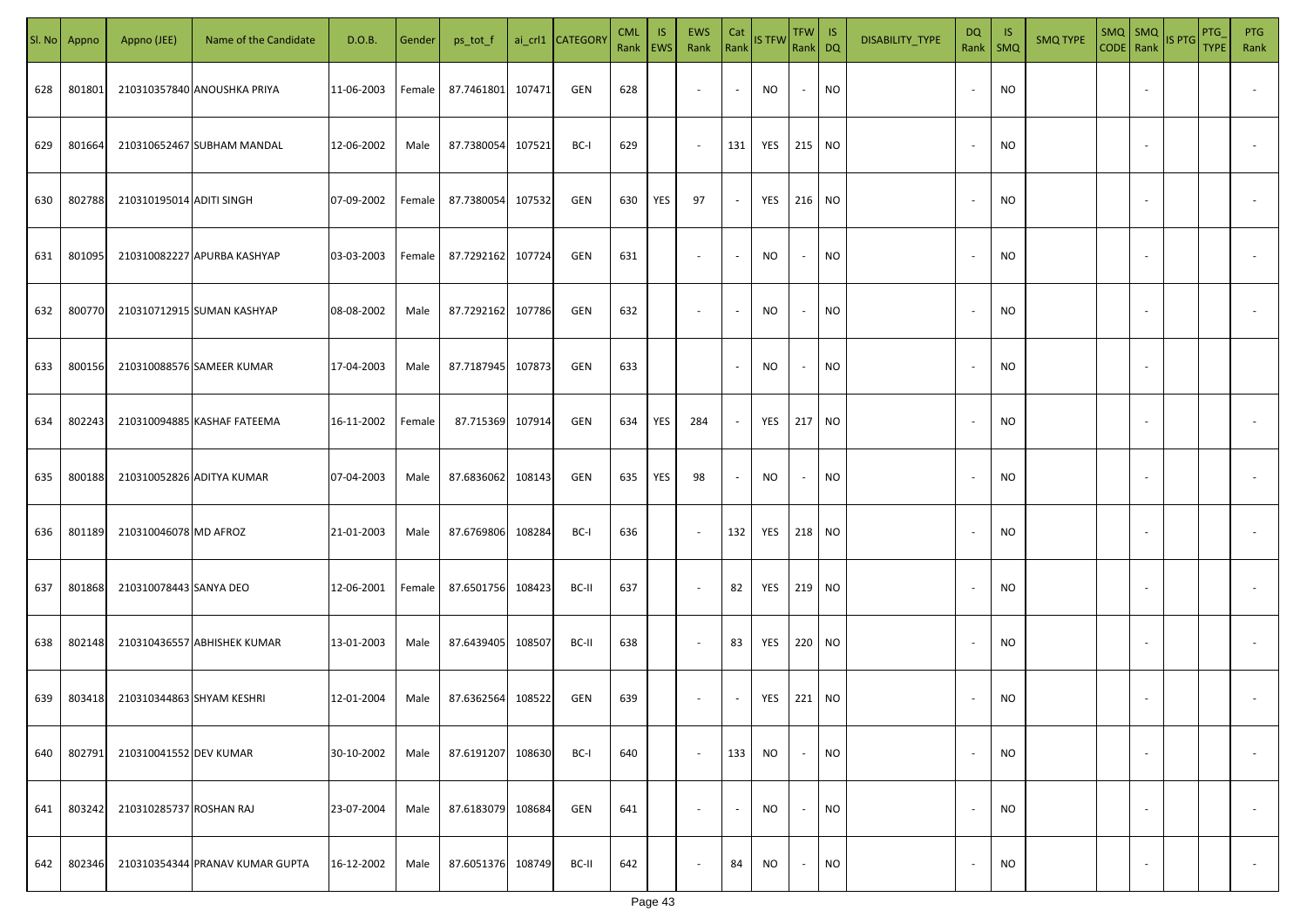| Sl. No | Appno | Appno (JEE) | Name of the Candidate | D.O.B. | Gender | ps_tot_f | ai_crl1 | CATEGORY | CML Rank | IS EWS | EWS Rank | Cat Rank | IS TFW | TFW Rank | IS DQ | DISABILITY_TYPE | DQ Rank | IS SMQ | SMQ TYPE | SMQ CODE | SMQ Rank | IS PTG | PTG_TYPE | PTG Rank |
|---|---|---|---|---|---|---|---|---|---|---|---|---|---|---|---|---|---|---|---|---|---|---|---|---|
| 628 | 801801 | 210310357840 | ANOUSHKA PRIYA | 11-06-2003 | Female | 87.7461801 | 107471 | GEN | 628 | | - | - | NO | - | NO | | - | NO | | | - | | | - |
| 629 | 801664 | 210310652467 | SUBHAM MANDAL | 12-06-2002 | Male | 87.7380054 | 107521 | BC-I | 629 | | - | 131 | YES | 215 | NO | | - | NO | | | - | | | - |
| 630 | 802788 | 210310195014 | ADITI SINGH | 07-09-2002 | Female | 87.7380054 | 107532 | GEN | 630 | YES | 97 | - | YES | 216 | NO | | - | NO | | | - | | | - |
| 631 | 801095 | 210310082227 | APURBA KASHYAP | 03-03-2003 | Female | 87.7292162 | 107724 | GEN | 631 | | - | - | NO | - | NO | | - | NO | | | - | | | - |
| 632 | 800770 | 210310712915 | SUMAN KASHYAP | 08-08-2002 | Male | 87.7292162 | 107786 | GEN | 632 | | - | - | NO | - | NO | | - | NO | | | - | | | - |
| 633 | 800156 | 210310088576 | SAMEER KUMAR | 17-04-2003 | Male | 87.7187945 | 107873 | GEN | 633 | | | - | NO | - | NO | | - | NO | | | - | | | |
| 634 | 802243 | 210310094885 | KASHAF FATEEMA | 16-11-2002 | Female | 87.715369 | 107914 | GEN | 634 | YES | 284 | - | YES | 217 | NO | | - | NO | | | - | | | - |
| 635 | 800188 | 210310052826 | ADITYA KUMAR | 07-04-2003 | Male | 87.6836062 | 108143 | GEN | 635 | YES | 98 | - | NO | - | NO | | - | NO | | | - | | | - |
| 636 | 801189 | 210310046078 | MD AFROZ | 21-01-2003 | Male | 87.6769806 | 108284 | BC-I | 636 | | - | 132 | YES | 218 | NO | | - | NO | | | - | | | - |
| 637 | 801868 | 210310078443 | SANYA DEO | 12-06-2001 | Female | 87.6501756 | 108423 | BC-II | 637 | | - | 82 | YES | 219 | NO | | - | NO | | | - | | | - |
| 638 | 802148 | 210310436557 | ABHISHEK KUMAR | 13-01-2003 | Male | 87.6439405 | 108507 | BC-II | 638 | | - | 83 | YES | 220 | NO | | - | NO | | | - | | | - |
| 639 | 803418 | 210310344863 | SHYAM KESHRI | 12-01-2004 | Male | 87.6362564 | 108522 | GEN | 639 | | - | - | YES | 221 | NO | | - | NO | | | - | | | - |
| 640 | 802791 | 210310041552 | DEV KUMAR | 30-10-2002 | Male | 87.6191207 | 108630 | BC-I | 640 | | - | 133 | NO | - | NO | | - | NO | | | - | | | - |
| 641 | 803242 | 210310285737 | ROSHAN RAJ | 23-07-2004 | Male | 87.6183079 | 108684 | GEN | 641 | | - | - | NO | - | NO | | - | NO | | | - | | | - |
| 642 | 802346 | 210310354344 | PRANAV KUMAR GUPTA | 16-12-2002 | Male | 87.6051376 | 108749 | BC-II | 642 | | - | 84 | NO | - | NO | | - | NO | | | - | | | - |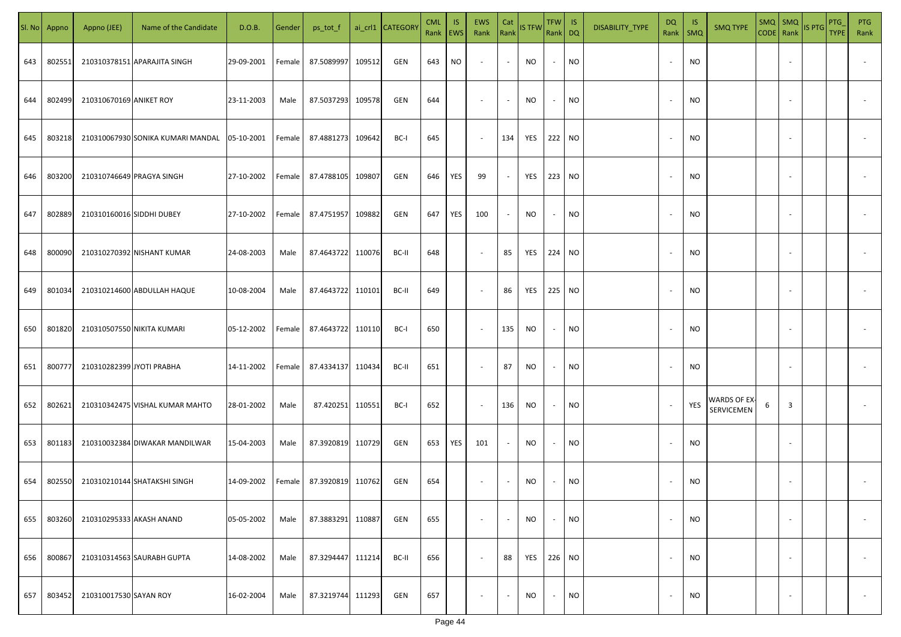| Sl. No | Appno | Appno (JEE) | Name of the Candidate | D.O.B. | Gender | ps_tot_f | ai_crl1 | CATEGORY | CML Rank | IS EWS | EWS Rank | Cat Rank | IS TFW | TFW Rank | IS DQ | DISABILITY_TYPE | DQ Rank | IS SMQ | SMQ TYPE | SMQ CODE | SMQ Rank | IS PTG | PTG_TYPE | PTG Rank |
|---|---|---|---|---|---|---|---|---|---|---|---|---|---|---|---|---|---|---|---|---|---|---|---|---|
| 643 | 802551 | 210310378151 | APARAJITA SINGH | 29-09-2001 | Female | 87.5089997 | 109512 | GEN | 643 | NO | - | - | NO | - | NO | | - | NO | | | - | | | - |
| 644 | 802499 | 210310670169 | ANIKET ROY | 23-11-2003 | Male | 87.5037293 | 109578 | GEN | 644 | | - | - | NO | - | NO | | - | NO | | | - | | | - |
| 645 | 803218 | 210310067930 | SONIKA KUMARI MANDAL | 05-10-2001 | Female | 87.4881273 | 109642 | BC-I | 645 | | - | 134 | YES | 222 | NO | | - | NO | | | - | | | - |
| 646 | 803200 | 210310746649 | PRAGYA SINGH | 27-10-2002 | Female | 87.4788105 | 109807 | GEN | 646 | YES | 99 | - | YES | 223 | NO | | - | NO | | | - | | | - |
| 647 | 802889 | 210310160016 | SIDDHI DUBEY | 27-10-2002 | Female | 87.4751957 | 109882 | GEN | 647 | YES | 100 | - | NO | - | NO | | - | NO | | | - | | | - |
| 648 | 800090 | 210310270392 | NISHANT KUMAR | 24-08-2003 | Male | 87.4643722 | 110076 | BC-II | 648 | | - | 85 | YES | 224 | NO | | - | NO | | | - | | | - |
| 649 | 801034 | 210310214600 | ABDULLAH HAQUE | 10-08-2004 | Male | 87.4643722 | 110101 | BC-II | 649 | | - | 86 | YES | 225 | NO | | - | NO | | | - | | | - |
| 650 | 801820 | 210310507550 | NIKITA KUMARI | 05-12-2002 | Female | 87.4643722 | 110110 | BC-I | 650 | | - | 135 | NO | - | NO | | - | NO | | | - | | | - |
| 651 | 800777 | 210310282399 | JYOTI PRABHA | 14-11-2002 | Female | 87.4334137 | 110434 | BC-II | 651 | | - | 87 | NO | - | NO | | - | NO | | | - | | | - |
| 652 | 802621 | 210310342475 | VISHAL KUMAR MAHTO | 28-01-2002 | Male | 87.420251 | 110551 | BC-I | 652 | | - | 136 | NO | - | NO | | - | YES | WARDS OF EX-SERVICEMEN | 6 | 3 | | | - |
| 653 | 801183 | 210310032384 | DIWAKAR MANDILWAR | 15-04-2003 | Male | 87.3920819 | 110729 | GEN | 653 | YES | 101 | - | NO | - | NO | | - | NO | | | - | | | |
| 654 | 802550 | 210310210144 | SHATAKSHI SINGH | 14-09-2002 | Female | 87.3920819 | 110762 | GEN | 654 | | - | - | NO | - | NO | | - | NO | | | - | | | - |
| 655 | 803260 | 210310295333 | AKASH ANAND | 05-05-2002 | Male | 87.3883291 | 110887 | GEN | 655 | | - | - | NO | - | NO | | - | NO | | | - | | | - |
| 656 | 800867 | 210310314563 | SAURABH GUPTA | 14-08-2002 | Male | 87.3294447 | 111214 | BC-II | 656 | | - | 88 | YES | 226 | NO | | - | NO | | | - | | | - |
| 657 | 803452 | 210310017530 | SAYAN ROY | 16-02-2004 | Male | 87.3219744 | 111293 | GEN | 657 | | - | - | NO | - | NO | | - | NO | | | - | | | - |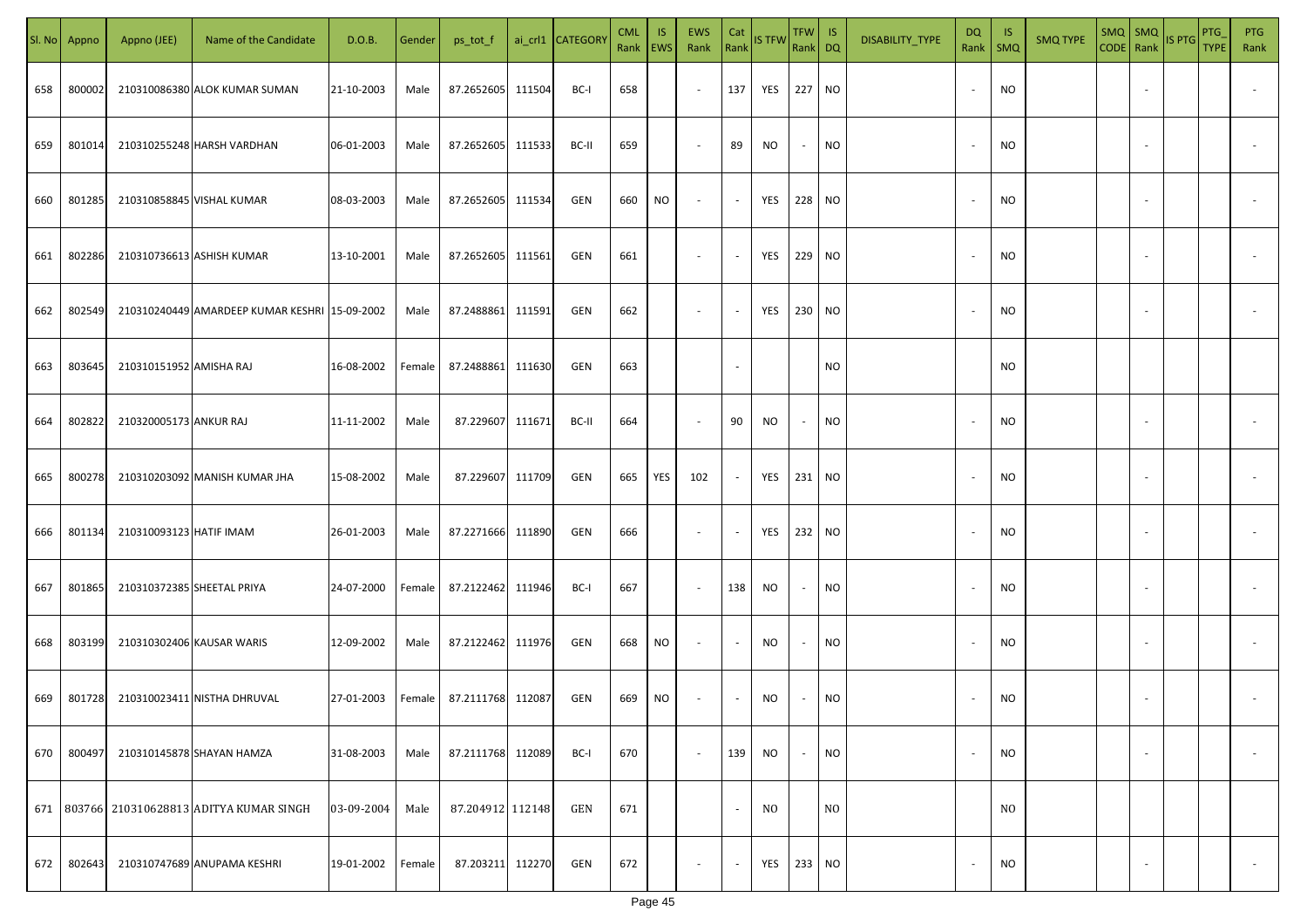| Sl. No | Appno | Appno (JEE) | Name of the Candidate | D.O.B. | Gender | ps_tot_f | ai_crl1 | CATEGORY | CML Rank | IS EWS | EWS Rank | Cat Rank | IS TFW | TFW Rank | IS DQ | DISABILITY_TYPE | DQ Rank | IS SMQ | SMQ TYPE | SMQ CODE | SMQ Rank | IS PTG | PTG_TYPE | PTG Rank |
|---|---|---|---|---|---|---|---|---|---|---|---|---|---|---|---|---|---|---|---|---|---|---|---|---|
| 658 | 800002 | 210310086380 | ALOK KUMAR SUMAN | 21-10-2003 | Male | 87.2652605 | 111504 | BC-I | 658 | | - | 137 | YES | 227 | NO | | - | NO | | | - | | | - |
| 659 | 801014 | 210310255248 | HARSH VARDHAN | 06-01-2003 | Male | 87.2652605 | 111533 | BC-II | 659 | | - | 89 | NO | - | NO | | - | NO | | | - | | | - |
| 660 | 801285 | 210310858845 | VISHAL KUMAR | 08-03-2003 | Male | 87.2652605 | 111534 | GEN | 660 | NO | - | - | YES | 228 | NO | | - | NO | | | - | | | - |
| 661 | 802286 | 210310736613 | ASHISH KUMAR | 13-10-2001 | Male | 87.2652605 | 111561 | GEN | 661 | | - | - | YES | 229 | NO | | - | NO | | | - | | | - |
| 662 | 802549 | 210310240449 | AMARDEEP KUMAR KESHRI | 15-09-2002 | Male | 87.2488861 | 111591 | GEN | 662 | | - | - | YES | 230 | NO | | - | NO | | | - | | | - |
| 663 | 803645 | 210310151952 | AMISHA RAJ | 16-08-2002 | Female | 87.2488861 | 111630 | GEN | 663 | | | - | | | NO | | | NO | | | | | | |
| 664 | 802822 | 210320005173 | ANKUR RAJ | 11-11-2002 | Male | 87.229607 | 111671 | BC-II | 664 | | - | 90 | NO | - | NO | | - | NO | | | - | | | - |
| 665 | 800278 | 210310203092 | MANISH KUMAR JHA | 15-08-2002 | Male | 87.229607 | 111709 | GEN | 665 | YES | 102 | - | YES | 231 | NO | | - | NO | | | - | | | - |
| 666 | 801134 | 210310093123 | HATIF IMAM | 26-01-2003 | Male | 87.2271666 | 111890 | GEN | 666 | | - | - | YES | 232 | NO | | - | NO | | | - | | | - |
| 667 | 801865 | 210310372385 | SHEETAL PRIYA | 24-07-2000 | Female | 87.2122462 | 111946 | BC-I | 667 | | - | 138 | NO | - | NO | | - | NO | | | - | | | - |
| 668 | 803199 | 210310302406 | KAUSAR WARIS | 12-09-2002 | Male | 87.2122462 | 111976 | GEN | 668 | NO | - | - | NO | - | NO | | - | NO | | | - | | | - |
| 669 | 801728 | 210310023411 | NISTHA DHRUVAL | 27-01-2003 | Female | 87.2111768 | 112087 | GEN | 669 | NO | - | - | NO | - | NO | | - | NO | | | - | | | - |
| 670 | 800497 | 210310145878 | SHAYAN HAMZA | 31-08-2003 | Male | 87.2111768 | 112089 | BC-I | 670 | | - | 139 | NO | - | NO | | - | NO | | | - | | | - |
| 671 | 803766 | 210310628813 | ADITYA KUMAR SINGH | 03-09-2004 | Male | 87.204912 | 112148 | GEN | 671 | | | - | NO | | NO | | | NO | | | | | | |
| 672 | 802643 | 210310747689 | ANUPAMA KESHRI | 19-01-2002 | Female | 87.203211 | 112270 | GEN | 672 | | - | - | YES | 233 | NO | | - | NO | | | - | | | - |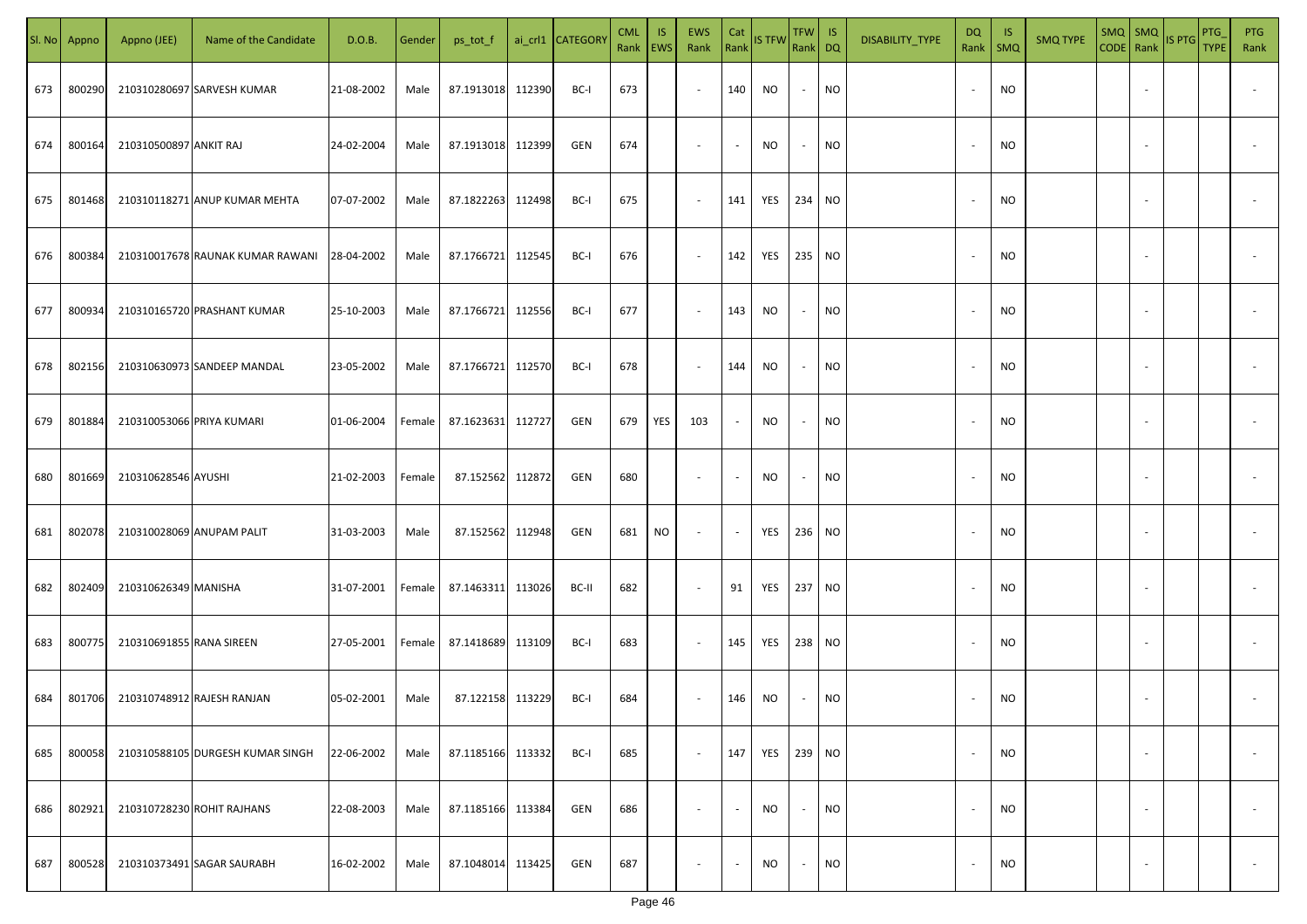| Sl. No | Appno | Appno (JEE) | Name of the Candidate | D.O.B. | Gender | ps_tot_f | ai_crl1 | CATEGORY | CML Rank | IS EWS | EWS Rank | Cat Rank | IS TFW | TFW Rank | IS DQ | DISABILITY_TYPE | DQ Rank | IS SMQ | SMQ TYPE | SMQ CODE | SMQ Rank | IS PTG | PTG_TYPE | PTG Rank |
|---|---|---|---|---|---|---|---|---|---|---|---|---|---|---|---|---|---|---|---|---|---|---|---|---|
| 673 | 800290 | 210310280697 | SARVESH KUMAR | 21-08-2002 | Male | 87.1913018 | 112390 | BC-I | 673 | | - | 140 | NO | - | NO | | - | NO | | | - | | | - |
| 674 | 800164 | 210310500897 | ANKIT RAJ | 24-02-2004 | Male | 87.1913018 | 112399 | GEN | 674 | | - | - | NO | - | NO | | - | NO | | | - | | | - |
| 675 | 801468 | 210310118271 | ANUP KUMAR MEHTA | 07-07-2002 | Male | 87.1822263 | 112498 | BC-I | 675 | | - | 141 | YES | 234 | NO | | - | NO | | | - | | | - |
| 676 | 800384 | 210310017678 | RAUNAK KUMAR RAWANI | 28-04-2002 | Male | 87.1766721 | 112545 | BC-I | 676 | | - | 142 | YES | 235 | NO | | - | NO | | | - | | | - |
| 677 | 800934 | 210310165720 | PRASHANT KUMAR | 25-10-2003 | Male | 87.1766721 | 112556 | BC-I | 677 | | - | 143 | NO | - | NO | | - | NO | | | - | | | - |
| 678 | 802156 | 210310630973 | SANDEEP MANDAL | 23-05-2002 | Male | 87.1766721 | 112570 | BC-I | 678 | | - | 144 | NO | - | NO | | - | NO | | | - | | | - |
| 679 | 801884 | 210310053066 | PRIYA KUMARI | 01-06-2004 | Female | 87.1623631 | 112727 | GEN | 679 | YES | 103 | - | NO | - | NO | | - | NO | | | - | | | - |
| 680 | 801669 | 210310628546 | AYUSHI | 21-02-2003 | Female | 87.152562 | 112872 | GEN | 680 | | - | - | NO | - | NO | | - | NO | | | - | | | - |
| 681 | 802078 | 210310028069 | ANUPAM PALIT | 31-03-2003 | Male | 87.152562 | 112948 | GEN | 681 | NO | - | - | YES | 236 | NO | | - | NO | | | - | | | - |
| 682 | 802409 | 210310626349 | MANISHA | 31-07-2001 | Female | 87.1463311 | 113026 | BC-II | 682 | | - | 91 | YES | 237 | NO | | - | NO | | | - | | | - |
| 683 | 800775 | 210310691855 | RANA SIREEN | 27-05-2001 | Female | 87.1418689 | 113109 | BC-I | 683 | | - | 145 | YES | 238 | NO | | - | NO | | | - | | | - |
| 684 | 801706 | 210310748912 | RAJESH RANJAN | 05-02-2001 | Male | 87.122158 | 113229 | BC-I | 684 | | - | 146 | NO | - | NO | | - | NO | | | - | | | - |
| 685 | 800058 | 210310588105 | DURGESH KUMAR SINGH | 22-06-2002 | Male | 87.1185166 | 113332 | BC-I | 685 | | - | 147 | YES | 239 | NO | | - | NO | | | - | | | - |
| 686 | 802921 | 210310728230 | ROHIT RAJHANS | 22-08-2003 | Male | 87.1185166 | 113384 | GEN | 686 | | - | - | NO | - | NO | | - | NO | | | - | | | - |
| 687 | 800528 | 210310373491 | SAGAR SAURABH | 16-02-2002 | Male | 87.1048014 | 113425 | GEN | 687 | | - | - | NO | - | NO | | - | NO | | | - | | | - |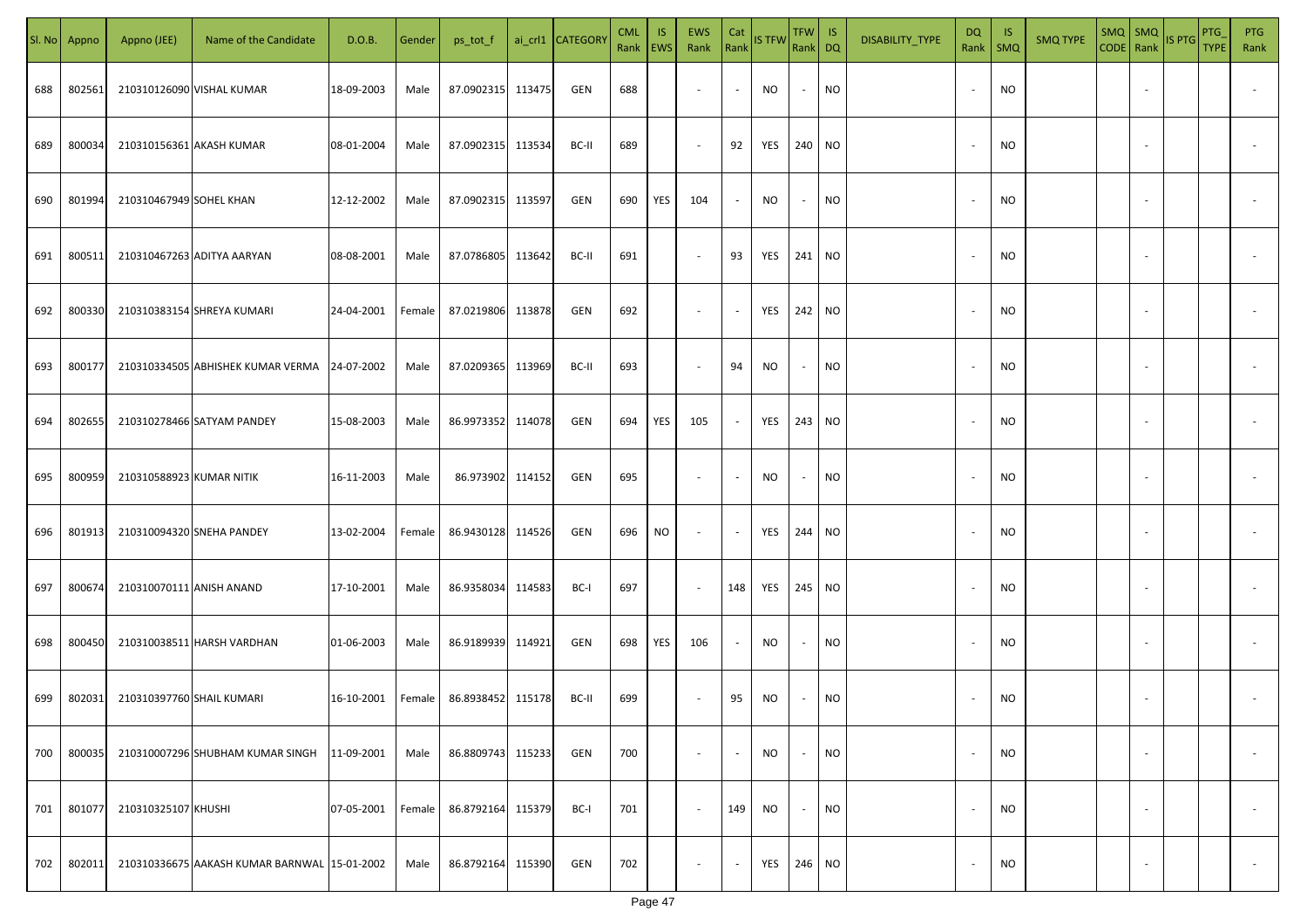| Sl. No | Appno | Appno (JEE) | Name of the Candidate | D.O.B. | Gender | ps_tot_f | ai_crl1 | CATEGORY | CML Rank | IS EWS | EWS Rank | Cat Rank | IS TFW | TFW Rank | IS DQ | DISABILITY_TYPE | DQ Rank | IS SMQ | SMQ TYPE | SMQ CODE | SMQ Rank | IS PTG | PTG_TYPE | PTG Rank |
|---|---|---|---|---|---|---|---|---|---|---|---|---|---|---|---|---|---|---|---|---|---|---|---|---|
| 688 | 802561 | 210310126090 | VISHAL KUMAR | 18-09-2003 | Male | 87.0902315 | 113475 | GEN | 688 | | - | - | NO | - | NO | | - | NO | | | - | | | - |
| 689 | 800034 | 210310156361 | AKASH KUMAR | 08-01-2004 | Male | 87.0902315 | 113534 | BC-II | 689 | | - | 92 | YES | 240 | NO | | - | NO | | | - | | | - |
| 690 | 801994 | 210310467949 | SOHEL KHAN | 12-12-2002 | Male | 87.0902315 | 113597 | GEN | 690 | YES | 104 | - | NO | - | NO | | - | NO | | | - | | | - |
| 691 | 800511 | 210310467263 | ADITYA AARYAN | 08-08-2001 | Male | 87.0786805 | 113642 | BC-II | 691 | | - | 93 | YES | 241 | NO | | - | NO | | | - | | | - |
| 692 | 800330 | 210310383154 | SHREYA KUMARI | 24-04-2001 | Female | 87.0219806 | 113878 | GEN | 692 | | - | - | YES | 242 | NO | | - | NO | | | - | | | - |
| 693 | 800177 | 210310334505 | ABHISHEK KUMAR VERMA | 24-07-2002 | Male | 87.0209365 | 113969 | BC-II | 693 | | - | 94 | NO | - | NO | | - | NO | | | - | | | - |
| 694 | 802655 | 210310278466 | SATYAM PANDEY | 15-08-2003 | Male | 86.9973352 | 114078 | GEN | 694 | YES | 105 | - | YES | 243 | NO | | - | NO | | | - | | | - |
| 695 | 800959 | 210310588923 | KUMAR NITIK | 16-11-2003 | Male | 86.973902 | 114152 | GEN | 695 | | - | - | NO | - | NO | | - | NO | | | - | | | - |
| 696 | 801913 | 210310094320 | SNEHA PANDEY | 13-02-2004 | Female | 86.9430128 | 114526 | GEN | 696 | NO | - | - | YES | 244 | NO | | - | NO | | | - | | | - |
| 697 | 800674 | 210310070111 | ANISH ANAND | 17-10-2001 | Male | 86.9358034 | 114583 | BC-I | 697 | | - | 148 | YES | 245 | NO | | - | NO | | | - | | | - |
| 698 | 800450 | 210310038511 | HARSH VARDHAN | 01-06-2003 | Male | 86.9189939 | 114921 | GEN | 698 | YES | 106 | - | NO | - | NO | | - | NO | | | - | | | - |
| 699 | 802031 | 210310397760 | SHAIL KUMARI | 16-10-2001 | Female | 86.8938452 | 115178 | BC-II | 699 | | - | 95 | NO | - | NO | | - | NO | | | - | | | - |
| 700 | 800035 | 210310007296 | SHUBHAM KUMAR SINGH | 11-09-2001 | Male | 86.8809743 | 115233 | GEN | 700 | | - | - | NO | - | NO | | - | NO | | | - | | | - |
| 701 | 801077 | 210310325107 | KHUSHI | 07-05-2001 | Female | 86.8792164 | 115379 | BC-I | 701 | | - | 149 | NO | - | NO | | - | NO | | | - | | | - |
| 702 | 802011 | 210310336675 | AAKASH KUMAR BARNWAL | 15-01-2002 | Male | 86.8792164 | 115390 | GEN | 702 | | - | - | YES | 246 | NO | | - | NO | | | - | | | - |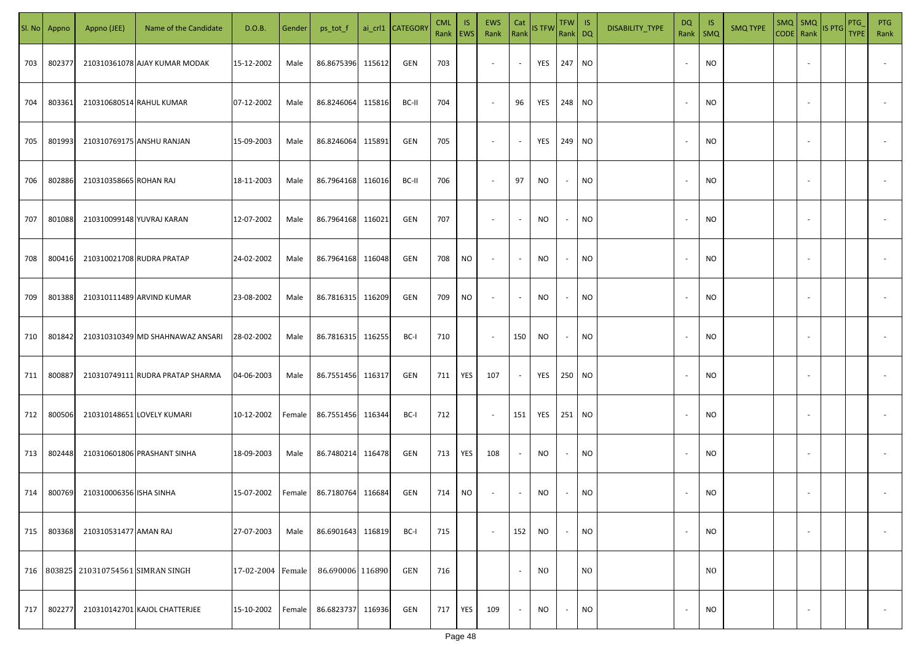| Sl. No | Appno | Appno (JEE) | Name of the Candidate | D.O.B. | Gender | ps_tot_f | ai_crl1 | CATEGORY | CML Rank | IS EWS | EWS Rank | Cat Rank | IS TFW | TFW Rank | IS DQ | DISABILITY_TYPE | DQ Rank | IS SMQ | SMQ TYPE | SMQ CODE | SMQ Rank | IS PTG | PTG_TYPE | PTG Rank |
|---|---|---|---|---|---|---|---|---|---|---|---|---|---|---|---|---|---|---|---|---|---|---|---|---|
| 703 | 802377 | 210310361078 | AJAY KUMAR MODAK | 15-12-2002 | Male | 86.8675396 | 115612 | GEN | 703 | | - | - | YES | 247 | NO | | - | NO | | | - | | | - |
| 704 | 803361 | 210310680514 | RAHUL KUMAR | 07-12-2002 | Male | 86.8246064 | 115816 | BC-II | 704 | | - | 96 | YES | 248 | NO | | - | NO | | | - | | | - |
| 705 | 801993 | 210310769175 | ANSHU RANJAN | 15-09-2003 | Male | 86.8246064 | 115891 | GEN | 705 | | - | - | YES | 249 | NO | | - | NO | | | - | | | - |
| 706 | 802886 | 210310358665 | ROHAN RAJ | 18-11-2003 | Male | 86.7964168 | 116016 | BC-II | 706 | | - | 97 | NO | - | NO | | - | NO | | | - | | | - |
| 707 | 801088 | 210310099148 | YUVRAJ KARAN | 12-07-2002 | Male | 86.7964168 | 116021 | GEN | 707 | | - | - | NO | - | NO | | - | NO | | | - | | | - |
| 708 | 800416 | 210310021708 | RUDRA PRATAP | 24-02-2002 | Male | 86.7964168 | 116048 | GEN | 708 | NO | - | - | NO | - | NO | | - | NO | | | - | | | - |
| 709 | 801388 | 210310111489 | ARVIND KUMAR | 23-08-2002 | Male | 86.7816315 | 116209 | GEN | 709 | NO | - | - | NO | - | NO | | - | NO | | | - | | | - |
| 710 | 801842 | 210310310349 | MD SHAHNAWAZ ANSARI | 28-02-2002 | Male | 86.7816315 | 116255 | BC-I | 710 | | - | 150 | NO | - | NO | | - | NO | | | - | | | - |
| 711 | 800887 | 210310749111 | RUDRA PRATAP SHARMA | 04-06-2003 | Male | 86.7551456 | 116317 | GEN | 711 | YES | 107 | - | YES | 250 | NO | | - | NO | | | - | | | - |
| 712 | 800506 | 210310148651 | LOVELY KUMARI | 10-12-2002 | Female | 86.7551456 | 116344 | BC-I | 712 | | - | 151 | YES | 251 | NO | | - | NO | | | - | | | - |
| 713 | 802448 | 210310601806 | PRASHANT SINHA | 18-09-2003 | Male | 86.7480214 | 116478 | GEN | 713 | YES | 108 | - | NO | - | NO | | - | NO | | | - | | | - |
| 714 | 800769 | 210310006356 | ISHA SINHA | 15-07-2002 | Female | 86.7180764 | 116684 | GEN | 714 | NO | - | - | NO | - | NO | | - | NO | | | - | | | - |
| 715 | 803368 | 210310531477 | AMAN RAJ | 27-07-2003 | Male | 86.6901643 | 116819 | BC-I | 715 | | - | 152 | NO | - | NO | | - | NO | | | - | | | - |
| 716 | 803825 | 210310754561 | SIMRAN SINGH | 17-02-2004 | Female | 86.690006 | 116890 | GEN | 716 | | | - | NO | | NO | | | NO | | | | | | |
| 717 | 802277 | 210310142701 | KAJOL CHATTERJEE | 15-10-2002 | Female | 86.6823737 | 116936 | GEN | 717 | YES | 109 | - | NO | - | NO | | - | NO | | | - | | | - |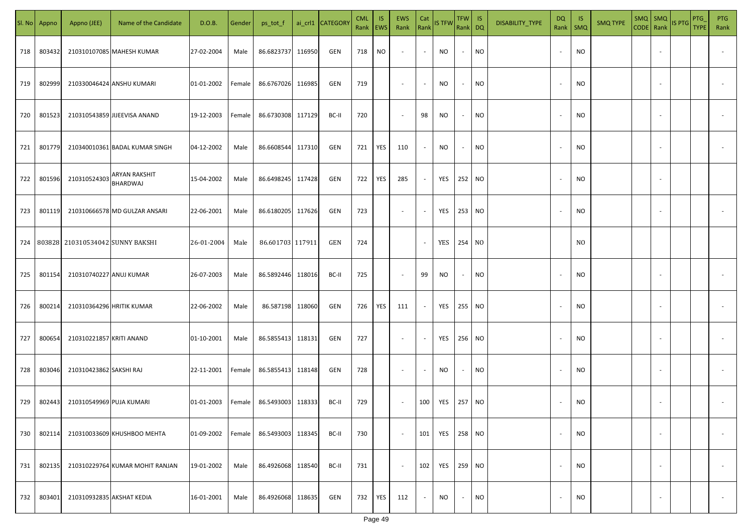| Sl. No | Appno | Appno (JEE) | Name of the Candidate | D.O.B. | Gender | ps_tot_f | ai_crl1 | CATEGORY | CML Rank | IS EWS | EWS Rank | Cat Rank | IS TFW | TFW Rank | IS DQ | DISABILITY_TYPE | DQ Rank | IS SMQ | SMQ TYPE | SMQ CODE | SMQ Rank | IS PTG | PTG_TYPE | PTG Rank |
|---|---|---|---|---|---|---|---|---|---|---|---|---|---|---|---|---|---|---|---|---|---|---|---|---|
| 718 | 803432 | 210310107085 | MAHESH KUMAR | 27-02-2004 | Male | 86.6823737 | 116950 | GEN | 718 | NO | - | - | NO | - | NO | | - | NO | | | - | | | - |
| 719 | 802999 | 210330046424 | ANSHU KUMARI | 01-01-2002 | Female | 86.6767026 | 116985 | GEN | 719 | | - | - | NO | - | NO | | - | NO | | | - | | | - |
| 720 | 801523 | 210310543859 | JIJEEVISA ANAND | 19-12-2003 | Female | 86.6730308 | 117129 | BC-II | 720 | | - | 98 | NO | - | NO | | - | NO | | | - | | | - |
| 721 | 801779 | 210340010361 | BADAL KUMAR SINGH | 04-12-2002 | Male | 86.6608544 | 117310 | GEN | 721 | YES | 110 | - | NO | - | NO | | - | NO | | | - | | | - |
| 722 | 801596 | 210310524303 | ARYAN RAKSHIT BHARDWAJ | 15-04-2002 | Male | 86.6498245 | 117428 | GEN | 722 | YES | 285 | - | YES | 252 | NO | | - | NO | | | - | | | |
| 723 | 801119 | 210310666578 | MD GULZAR ANSARI | 22-06-2001 | Male | 86.6180205 | 117626 | GEN | 723 | | - | - | YES | 253 | NO | | - | NO | | | - | | | - |
| 724 | 803828 | 210310534042 | SUNNY BAKSHI | 26-01-2004 | Male | 86.601703 | 117911 | GEN | 724 | | | - | YES | 254 | NO | | | NO | | | | | | |
| 725 | 801154 | 210310740227 | ANUJ KUMAR | 26-07-2003 | Male | 86.5892446 | 118016 | BC-II | 725 | | - | 99 | NO | - | NO | | - | NO | | | - | | | - |
| 726 | 800214 | 210310364296 | HRITIK KUMAR | 22-06-2002 | Male | 86.587198 | 118060 | GEN | 726 | YES | 111 | - | YES | 255 | NO | | - | NO | | | - | | | - |
| 727 | 800654 | 210310221857 | KRITI ANAND | 01-10-2001 | Male | 86.5855413 | 118131 | GEN | 727 | | - | - | YES | 256 | NO | | - | NO | | | - | | | - |
| 728 | 803046 | 210310423862 | SAKSHI RAJ | 22-11-2001 | Female | 86.5855413 | 118148 | GEN | 728 | | - | - | NO | - | NO | | - | NO | | | - | | | - |
| 729 | 802443 | 210310549969 | PUJA KUMARI | 01-01-2003 | Female | 86.5493003 | 118333 | BC-II | 729 | | - | 100 | YES | 257 | NO | | - | NO | | | - | | | - |
| 730 | 802114 | 210310033609 | KHUSHBOO MEHTA | 01-09-2002 | Female | 86.5493003 | 118345 | BC-II | 730 | | - | 101 | YES | 258 | NO | | - | NO | | | - | | | - |
| 731 | 802135 | 210310229764 | KUMAR MOHIT RANJAN | 19-01-2002 | Male | 86.4926068 | 118540 | BC-II | 731 | | - | 102 | YES | 259 | NO | | - | NO | | | - | | | - |
| 732 | 803401 | 210310932835 | AKSHAT KEDIA | 16-01-2001 | Male | 86.4926068 | 118635 | GEN | 732 | YES | 112 | - | NO | - | NO | | - | NO | | | - | | | - |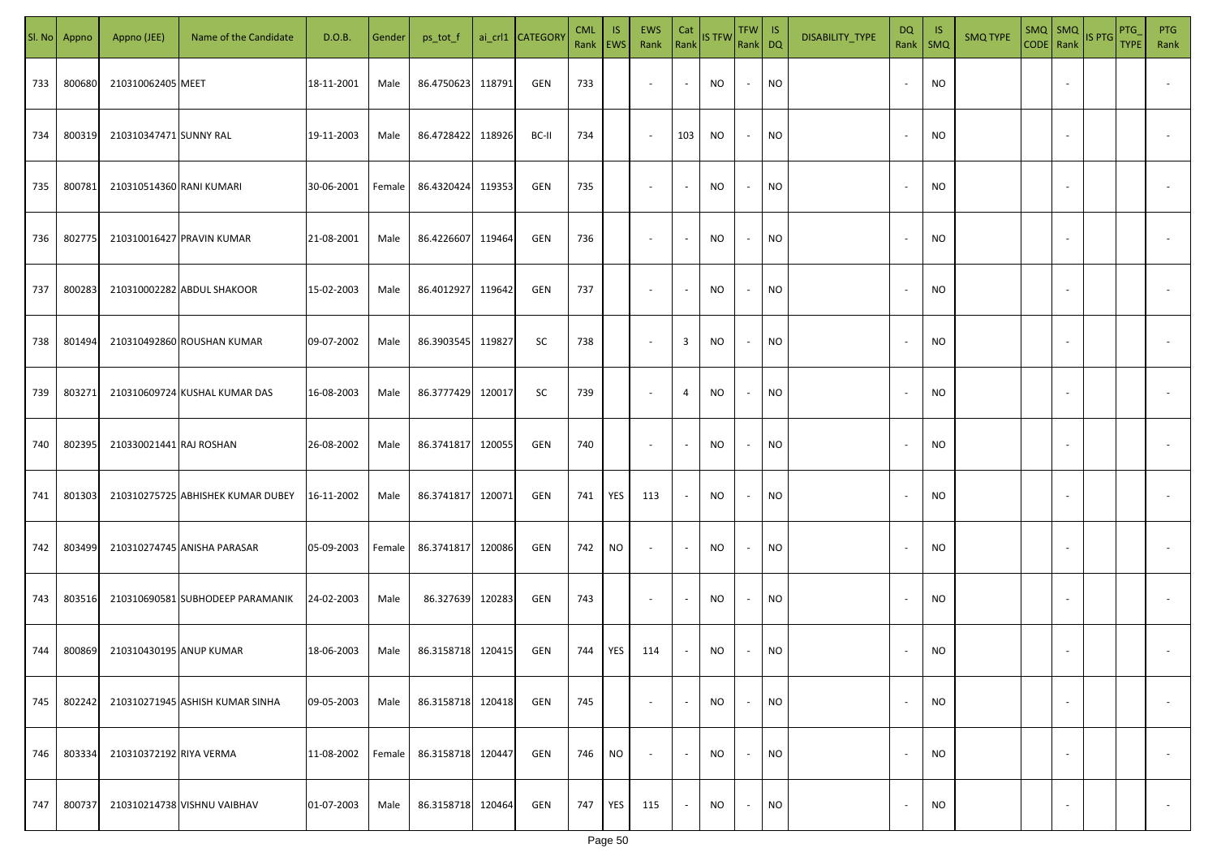| Sl. No | Appno | Appno (JEE) | Name of the Candidate | D.O.B. | Gender | ps_tot_f | ai_crl1 | CATEGORY | CML Rank | IS EWS | EWS Rank | Cat Rank | IS TFW | TFW Rank | IS DQ | DISABILITY_TYPE | DQ Rank | IS SMQ | SMQ TYPE | SMQ CODE | SMQ Rank | IS PTG | PTG_TYPE | PTG Rank |
|---|---|---|---|---|---|---|---|---|---|---|---|---|---|---|---|---|---|---|---|---|---|---|---|---|
| 733 | 800680 | 210310062405 | MEET | 18-11-2001 | Male | 86.4750623 | 118791 | GEN | 733 | | - | - | NO | - | NO | | - | NO | | | - | | | - |
| 734 | 800319 | 210310347471 | SUNNY RAL | 19-11-2003 | Male | 86.4728422 | 118926 | BC-II | 734 | | - | 103 | NO | - | NO | | - | NO | | | - | | | - |
| 735 | 800781 | 210310514360 | RANI KUMARI | 30-06-2001 | Female | 86.4320424 | 119353 | GEN | 735 | | - | - | NO | - | NO | | - | NO | | | - | | | - |
| 736 | 802775 | 210310016427 | PRAVIN KUMAR | 21-08-2001 | Male | 86.4226607 | 119464 | GEN | 736 | | - | - | NO | - | NO | | - | NO | | | - | | | - |
| 737 | 800283 | 210310002282 | ABDUL SHAKOOR | 15-02-2003 | Male | 86.4012927 | 119642 | GEN | 737 | | - | - | NO | - | NO | | - | NO | | | - | | | - |
| 738 | 801494 | 210310492860 | ROUSHAN KUMAR | 09-07-2002 | Male | 86.3903545 | 119827 | SC | 738 | | - | 3 | NO | - | NO | | - | NO | | | - | | | - |
| 739 | 803271 | 210310609724 | KUSHAL KUMAR DAS | 16-08-2003 | Male | 86.3777429 | 120017 | SC | 739 | | - | 4 | NO | - | NO | | - | NO | | | - | | | - |
| 740 | 802395 | 210330021441 | RAJ ROSHAN | 26-08-2002 | Male | 86.3741817 | 120055 | GEN | 740 | | - | - | NO | - | NO | | - | NO | | | - | | | - |
| 741 | 801303 | 210310275725 | ABHISHEK KUMAR DUBEY | 16-11-2002 | Male | 86.3741817 | 120071 | GEN | 741 | YES | 113 | - | NO | - | NO | | - | NO | | | - | | | - |
| 742 | 803499 | 210310274745 | ANISHA PARASAR | 05-09-2003 | Female | 86.3741817 | 120086 | GEN | 742 | NO | - | - | NO | - | NO | | - | NO | | | - | | | - |
| 743 | 803516 | 210310690581 | SUBHODEEP PARAMANIK | 24-02-2003 | Male | 86.327639 | 120283 | GEN | 743 | | - | - | NO | - | NO | | - | NO | | | - | | | - |
| 744 | 800869 | 210310430195 | ANUP KUMAR | 18-06-2003 | Male | 86.3158718 | 120415 | GEN | 744 | YES | 114 | - | NO | - | NO | | - | NO | | | - | | | - |
| 745 | 802242 | 210310271945 | ASHISH KUMAR SINHA | 09-05-2003 | Male | 86.3158718 | 120418 | GEN | 745 | | - | - | NO | - | NO | | - | NO | | | - | | | - |
| 746 | 803334 | 210310372192 | RIYA VERMA | 11-08-2002 | Female | 86.3158718 | 120447 | GEN | 746 | NO | - | - | NO | - | NO | | - | NO | | | - | | | - |
| 747 | 800737 | 210310214738 | VISHNU VAIBHAV | 01-07-2003 | Male | 86.3158718 | 120464 | GEN | 747 | YES | 115 | - | NO | - | NO | | - | NO | | | - | | | - |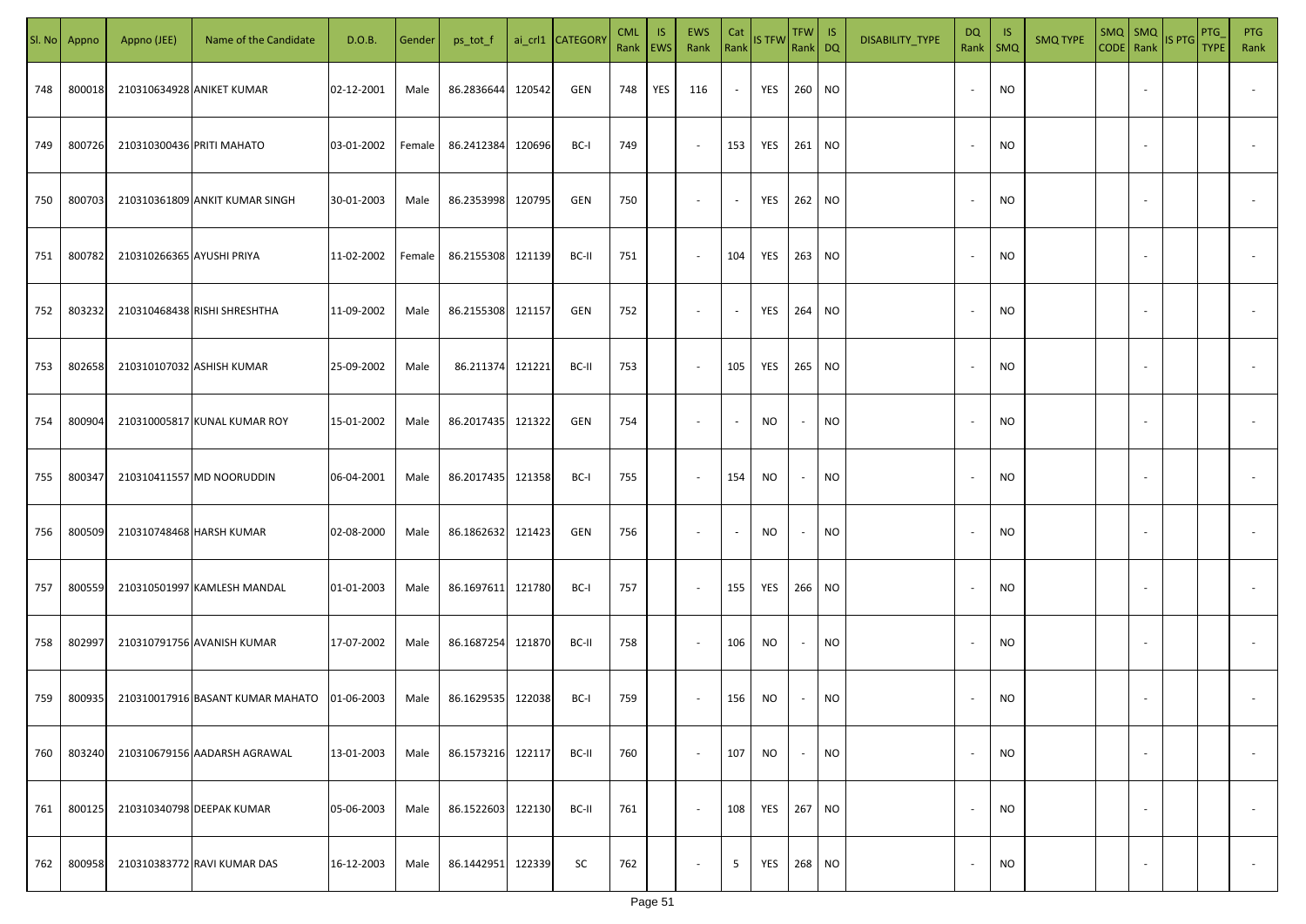| Sl. No | Appno | Appno (JEE) | Name of the Candidate | D.O.B. | Gender | ps_tot_f | ai_crl1 | CATEGORY | CML Rank | IS EWS | EWS Rank | Cat Rank | IS TFW | TFW Rank | IS DQ | DISABILITY_TYPE | DQ Rank | IS SMQ | SMQ TYPE | SMQ CODE | SMQ Rank | IS PTG | PTG_TYPE | PTG Rank |
|---|---|---|---|---|---|---|---|---|---|---|---|---|---|---|---|---|---|---|---|---|---|---|---|---|
| 748 | 800018 | 210310634928 | ANIKET KUMAR | 02-12-2001 | Male | 86.2836644 | 120542 | GEN | 748 | YES | 116 | - | YES | 260 | NO | | - | NO | | | - | | | - |
| 749 | 800726 | 210310300436 | PRITI MAHATO | 03-01-2002 | Female | 86.2412384 | 120696 | BC-I | 749 | | - | 153 | YES | 261 | NO | | - | NO | | | - | | | - |
| 750 | 800703 | 210310361809 | ANKIT KUMAR SINGH | 30-01-2003 | Male | 86.2353998 | 120795 | GEN | 750 | | - | - | YES | 262 | NO | | - | NO | | | - | | | - |
| 751 | 800782 | 210310266365 | AYUSHI PRIYA | 11-02-2002 | Female | 86.2155308 | 121139 | BC-II | 751 | | - | 104 | YES | 263 | NO | | - | NO | | | - | | | - |
| 752 | 803232 | 210310468438 | RISHI SHRESHTHA | 11-09-2002 | Male | 86.2155308 | 121157 | GEN | 752 | | - | - | YES | 264 | NO | | - | NO | | | - | | | - |
| 753 | 802658 | 210310107032 | ASHISH KUMAR | 25-09-2002 | Male | 86.211374 | 121221 | BC-II | 753 | | - | 105 | YES | 265 | NO | | - | NO | | | - | | | - |
| 754 | 800904 | 210310005817 | KUNAL KUMAR ROY | 15-01-2002 | Male | 86.2017435 | 121322 | GEN | 754 | | - | - | NO | - | NO | | - | NO | | | - | | | - |
| 755 | 800347 | 210310411557 | MD NOORUDDIN | 06-04-2001 | Male | 86.2017435 | 121358 | BC-I | 755 | | - | 154 | NO | - | NO | | - | NO | | | - | | | - |
| 756 | 800509 | 210310748468 | HARSH KUMAR | 02-08-2000 | Male | 86.1862632 | 121423 | GEN | 756 | | - | - | NO | - | NO | | - | NO | | | - | | | - |
| 757 | 800559 | 210310501997 | KAMLESH MANDAL | 01-01-2003 | Male | 86.1697611 | 121780 | BC-I | 757 | | - | 155 | YES | 266 | NO | | - | NO | | | - | | | - |
| 758 | 802997 | 210310791756 | AVANISH KUMAR | 17-07-2002 | Male | 86.1687254 | 121870 | BC-II | 758 | | - | 106 | NO | - | NO | | - | NO | | | - | | | - |
| 759 | 800935 | 210310017916 | BASANT KUMAR MAHATO | 01-06-2003 | Male | 86.1629535 | 122038 | BC-I | 759 | | - | 156 | NO | - | NO | | - | NO | | | - | | | - |
| 760 | 803240 | 210310679156 | AADARSH AGRAWAL | 13-01-2003 | Male | 86.1573216 | 122117 | BC-II | 760 | | - | 107 | NO | - | NO | | - | NO | | | - | | | - |
| 761 | 800125 | 210310340798 | DEEPAK KUMAR | 05-06-2003 | Male | 86.1522603 | 122130 | BC-II | 761 | | - | 108 | YES | 267 | NO | | - | NO | | | - | | | - |
| 762 | 800958 | 210310383772 | RAVI KUMAR DAS | 16-12-2003 | Male | 86.1442951 | 122339 | SC | 762 | | - | 5 | YES | 268 | NO | | - | NO | | | - | | | - |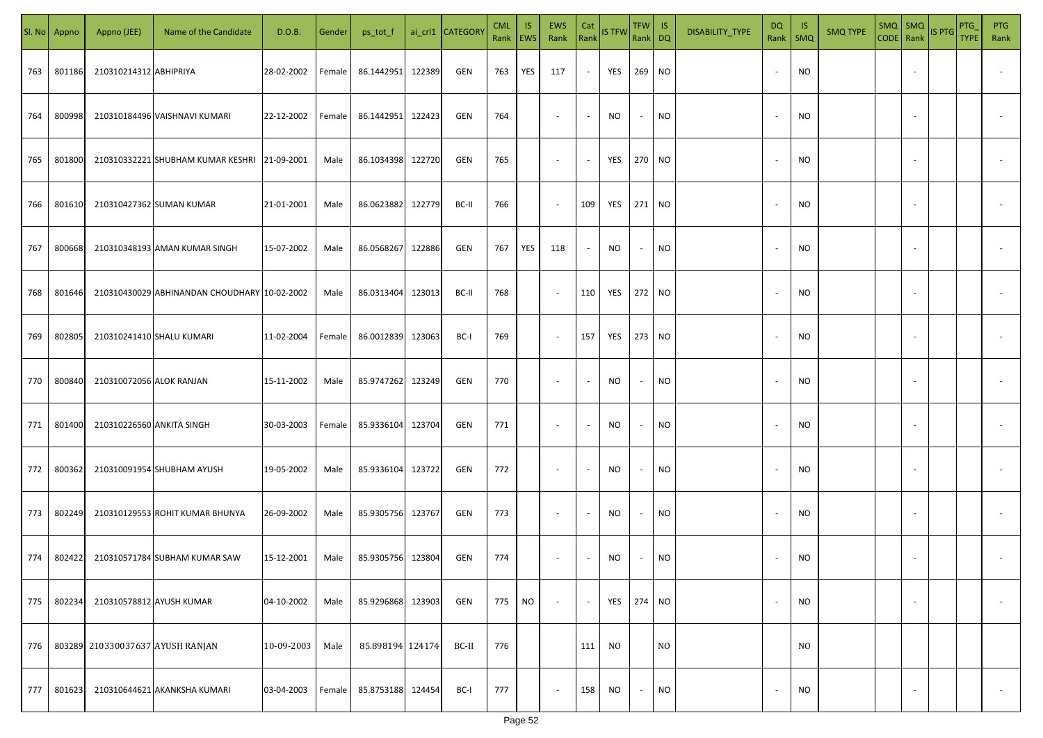| Sl. No | Appno | Appno (JEE) | Name of the Candidate | D.O.B. | Gender | ps_tot_f | ai_crl1 | CATEGORY | CML Rank | IS EWS | EWS Rank | Cat Rank | IS TFW | TFW Rank | IS DQ | DISABILITY_TYPE | DQ Rank | IS SMQ | SMQ TYPE | SMQ CODE | SMQ Rank | IS PTG | PTG_TYPE | PTG Rank |
|---|---|---|---|---|---|---|---|---|---|---|---|---|---|---|---|---|---|---|---|---|---|---|---|---|
| 763 | 801186 | 210310214312 | ABHIPRIYA | 28-02-2002 | Female | 86.1442951 | 122389 | GEN | 763 | YES | 117 | - | YES | 269 | NO | | - | NO | | | - | | | - |
| 764 | 800998 | 210310184496 | VAISHNAVI KUMARI | 22-12-2002 | Female | 86.1442951 | 122423 | GEN | 764 | | - | - | NO | - | NO | | - | NO | | | - | | | - |
| 765 | 801800 | 210310332221 | SHUBHAM KUMAR KESHRI | 21-09-2001 | Male | 86.1034398 | 122720 | GEN | 765 | | - | - | YES | 270 | NO | | - | NO | | | - | | | - |
| 766 | 801610 | 210310427362 | SUMAN KUMAR | 21-01-2001 | Male | 86.0623882 | 122779 | BC-II | 766 | | - | 109 | YES | 271 | NO | | - | NO | | | - | | | - |
| 767 | 800668 | 210310348193 | AMAN KUMAR SINGH | 15-07-2002 | Male | 86.0568267 | 122886 | GEN | 767 | YES | 118 | - | NO | - | NO | | - | NO | | | - | | | - |
| 768 | 801646 | 210310430029 | ABHINANDAN CHOUDHARY | 10-02-2002 | Male | 86.0313404 | 123013 | BC-II | 768 | | - | 110 | YES | 272 | NO | | - | NO | | | - | | | - |
| 769 | 802805 | 210310241410 | SHALU KUMARI | 11-02-2004 | Female | 86.0012839 | 123063 | BC-I | 769 | | - | 157 | YES | 273 | NO | | - | NO | | | - | | | - |
| 770 | 800840 | 210310072056 | ALOK RANJAN | 15-11-2002 | Male | 85.9747262 | 123249 | GEN | 770 | | - | - | NO | - | NO | | - | NO | | | - | | | - |
| 771 | 801400 | 210310226560 | ANKITA SINGH | 30-03-2003 | Female | 85.9336104 | 123704 | GEN | 771 | | - | - | NO | - | NO | | - | NO | | | - | | | - |
| 772 | 800362 | 210310091954 | SHUBHAM AYUSH | 19-05-2002 | Male | 85.9336104 | 123722 | GEN | 772 | | - | - | NO | - | NO | | - | NO | | | - | | | - |
| 773 | 802249 | 210310129553 | ROHIT KUMAR BHUNYA | 26-09-2002 | Male | 85.9305756 | 123767 | GEN | 773 | | - | - | NO | - | NO | | - | NO | | | - | | | - |
| 774 | 802422 | 210310571784 | SUBHAM KUMAR SAW | 15-12-2001 | Male | 85.9305756 | 123804 | GEN | 774 | | - | - | NO | - | NO | | - | NO | | | - | | | - |
| 775 | 802234 | 210310578812 | AYUSH KUMAR | 04-10-2002 | Male | 85.9296868 | 123903 | GEN | 775 | NO | - | - | YES | 274 | NO | | - | NO | | | - | | | - |
| 776 | 803289 | 210330037637 | AYUSH RANJAN | 10-09-2003 | Male | 85.898194 | 124174 | BC-II | 776 | | | 111 | NO | | NO | | | NO | | | | | | |
| 777 | 801623 | 210310644621 | AKANKSHA KUMARI | 03-04-2003 | Female | 85.8753188 | 124454 | BC-I | 777 | | - | 158 | NO | - | NO | | - | NO | | | - | | | - |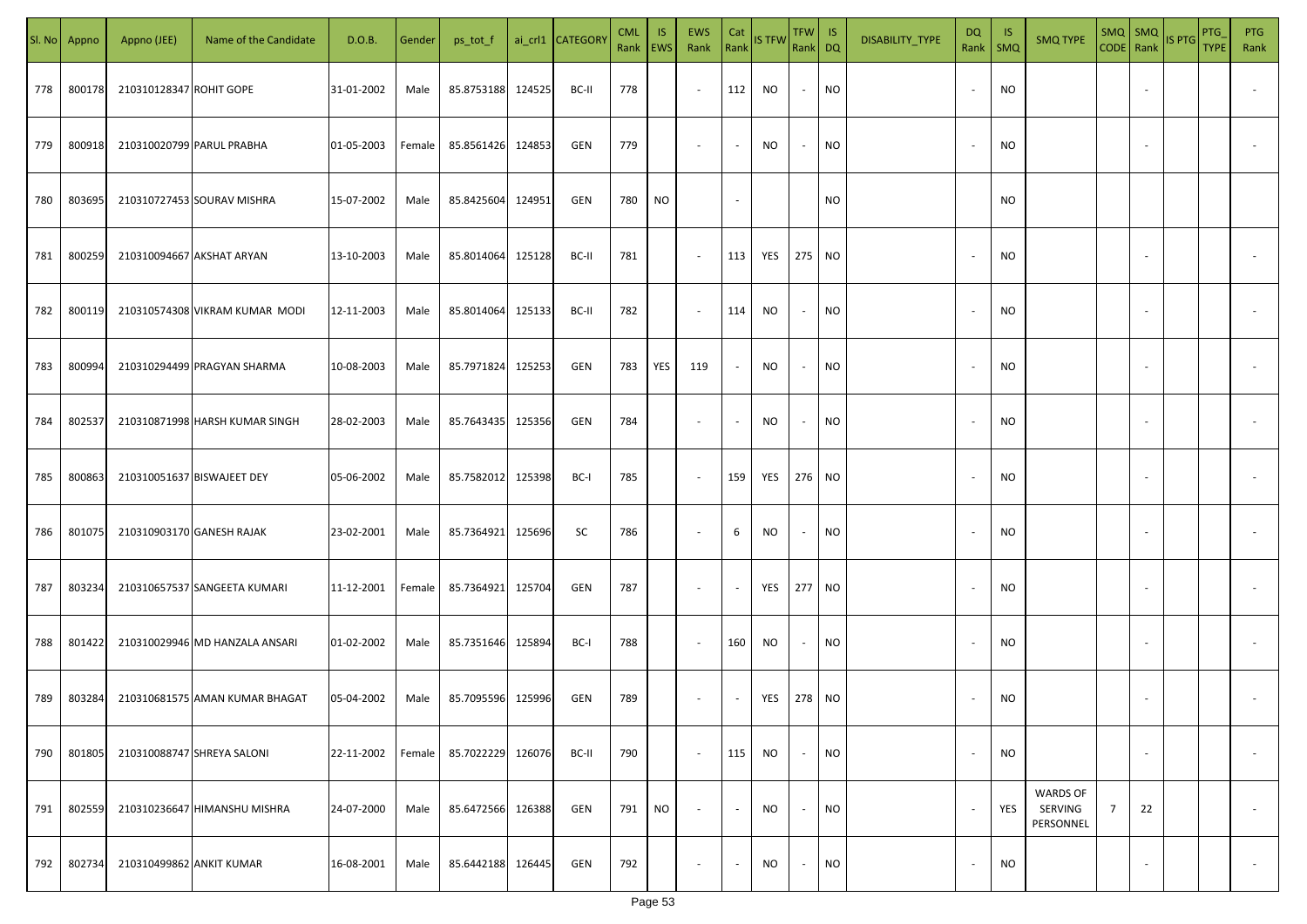| Sl. No | Appno | Appno (JEE) | Name of the Candidate | D.O.B. | Gender | ps_tot_f | ai_crl1 | CATEGORY | CML Rank | IS EWS | EWS Rank | Cat Rank | IS TFW | TFW Rank | IS DQ | DISABILITY_TYPE | DQ Rank | IS SMQ | SMQ TYPE | SMQ CODE | SMQ Rank | IS PTG | PTG_TYPE | PTG Rank |
|---|---|---|---|---|---|---|---|---|---|---|---|---|---|---|---|---|---|---|---|---|---|---|---|---|
| 778 | 800178 | 210310128347 | ROHIT GOPE | 31-01-2002 | Male | 85.8753188 | 124525 | BC-II | 778 | | - | 112 | NO | - | NO | | - | NO | | | - | | | - |
| 779 | 800918 | 210310020799 | PARUL PRABHA | 01-05-2003 | Female | 85.8561426 | 124853 | GEN | 779 | | - | - | NO | - | NO | | - | NO | | | - | | | - |
| 780 | 803695 | 210310727453 | SOURAV MISHRA | 15-07-2002 | Male | 85.8425604 | 124951 | GEN | 780 | NO | | - | | | NO | | | NO | | | | | | |
| 781 | 800259 | 210310094667 | AKSHAT ARYAN | 13-10-2003 | Male | 85.8014064 | 125128 | BC-II | 781 | | - | 113 | YES | 275 | NO | | - | NO | | | - | | | - |
| 782 | 800119 | 210310574308 | VIKRAM KUMAR MODI | 12-11-2003 | Male | 85.8014064 | 125133 | BC-II | 782 | | - | 114 | NO | - | NO | | - | NO | | | - | | | - |
| 783 | 800994 | 210310294499 | PRAGYAN SHARMA | 10-08-2003 | Male | 85.7971824 | 125253 | GEN | 783 | YES | 119 | - | NO | - | NO | | - | NO | | | - | | | - |
| 784 | 802537 | 210310871998 | HARSH KUMAR SINGH | 28-02-2003 | Male | 85.7643435 | 125356 | GEN | 784 | | - | - | NO | - | NO | | - | NO | | | - | | | - |
| 785 | 800863 | 210310051637 | BISWAJEET DEY | 05-06-2002 | Male | 85.7582012 | 125398 | BC-I | 785 | | - | 159 | YES | 276 | NO | | - | NO | | | - | | | - |
| 786 | 801075 | 210310903170 | GANESH RAJAK | 23-02-2001 | Male | 85.7364921 | 125696 | SC | 786 | | - | 6 | NO | - | NO | | - | NO | | | - | | | - |
| 787 | 803234 | 210310657537 | SANGEETA KUMARI | 11-12-2001 | Female | 85.7364921 | 125704 | GEN | 787 | | - | - | YES | 277 | NO | | - | NO | | | - | | | - |
| 788 | 801422 | 210310029946 | MD HANZALA ANSARI | 01-02-2002 | Male | 85.7351646 | 125894 | BC-I | 788 | | - | 160 | NO | - | NO | | - | NO | | | - | | | - |
| 789 | 803284 | 210310681575 | AMAN KUMAR BHAGAT | 05-04-2002 | Male | 85.7095596 | 125996 | GEN | 789 | | - | - | YES | 278 | NO | | - | NO | | | - | | | - |
| 790 | 801805 | 210310088747 | SHREYA SALONI | 22-11-2002 | Female | 85.7022229 | 126076 | BC-II | 790 | | - | 115 | NO | - | NO | | - | NO | | | - | | | - |
| 791 | 802559 | 210310236647 | HIMANSHU MISHRA | 24-07-2000 | Male | 85.6472566 | 126388 | GEN | 791 | NO | - | - | NO | - | NO | | - | YES | WARDS OF SERVING PERSONNEL | 7 | 22 | | | - |
| 792 | 802734 | 210310499862 | ANKIT KUMAR | 16-08-2001 | Male | 85.6442188 | 126445 | GEN | 792 | | - | - | NO | - | NO | | - | NO | | | - | | | - |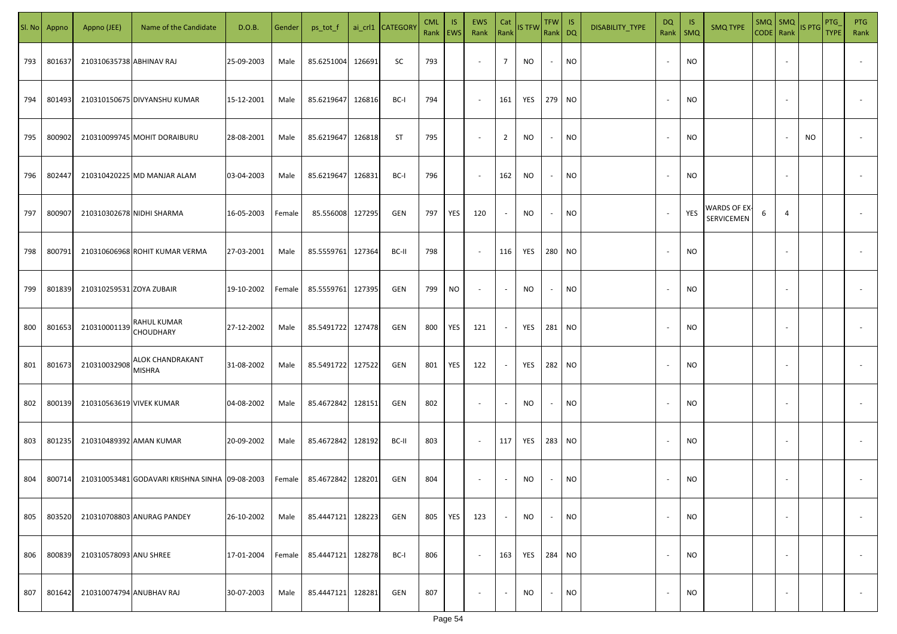| Sl. No | Appno | Appno (JEE) | Name of the Candidate | D.O.B. | Gender | ps_tot_f | ai_crl1 | CATEGORY | CML Rank | IS EWS | EWS Rank | Cat Rank | IS TFW | TFW Rank | IS DQ | DISABILITY_TYPE | DQ Rank | IS SMQ | SMQ TYPE | SMQ CODE | SMQ Rank | IS PTG | PTG_TYPE | PTG Rank |
|---|---|---|---|---|---|---|---|---|---|---|---|---|---|---|---|---|---|---|---|---|---|---|---|---|
| 793 | 801637 | 210310635738 | ABHINAV RAJ | 25-09-2003 | Male | 85.6251004 | 126691 | SC | 793 | | - | 7 | NO | - | NO | | - | NO | | | - | | | - |
| 794 | 801493 | 210310150675 | DIVYANSHU KUMAR | 15-12-2001 | Male | 85.6219647 | 126816 | BC-I | 794 | | - | 161 | YES | 279 | NO | | - | NO | | | - | | | - |
| 795 | 800902 | 210310099745 | MOHIT DORAIBURU | 28-08-2001 | Male | 85.6219647 | 126818 | ST | 795 | | - | 2 | NO | - | NO | | - | NO | | | - | NO | | - |
| 796 | 802447 | 210310420225 | MD MANJAR ALAM | 03-04-2003 | Male | 85.6219647 | 126831 | BC-I | 796 | | - | 162 | NO | - | NO | | - | NO | | | - | | | - |
| 797 | 800907 | 210310302678 | NIDHI SHARMA | 16-05-2003 | Female | 85.556008 | 127295 | GEN | 797 | YES | 120 | - | NO | - | NO | | - | YES | WARDS OF EX-SERVICEMEN | 6 | 4 | | | - |
| 798 | 800791 | 210310606968 | ROHIT KUMAR VERMA | 27-03-2001 | Male | 85.5559761 | 127364 | BC-II | 798 | | - | 116 | YES | 280 | NO | | - | NO | | | - | | | - |
| 799 | 801839 | 210310259531 | ZOYA ZUBAIR | 19-10-2002 | Female | 85.5559761 | 127395 | GEN | 799 | NO | - | - | NO | - | NO | | - | NO | | | - | | | - |
| 800 | 801653 | 210310001139 | RAHUL KUMAR CHOUDHARY | 27-12-2002 | Male | 85.5491722 | 127478 | GEN | 800 | YES | 121 | - | YES | 281 | NO | | - | NO | | | - | | | - |
| 801 | 801673 | 210310032908 | ALOK CHANDRAKANT MISHRA | 31-08-2002 | Male | 85.5491722 | 127522 | GEN | 801 | YES | 122 | - | YES | 282 | NO | | - | NO | | | - | | | - |
| 802 | 800139 | 210310563619 | VIVEK KUMAR | 04-08-2002 | Male | 85.4672842 | 128151 | GEN | 802 | | - | - | NO | - | NO | | - | NO | | | - | | | - |
| 803 | 801235 | 210310489392 | AMAN KUMAR | 20-09-2002 | Male | 85.4672842 | 128192 | BC-II | 803 | | - | 117 | YES | 283 | NO | | - | NO | | | - | | | - |
| 804 | 800714 | 210310053481 | GODAVARI KRISHNA SINHA | 09-08-2003 | Female | 85.4672842 | 128201 | GEN | 804 | | - | - | NO | - | NO | | - | NO | | | - | | | - |
| 805 | 803520 | 210310708803 | ANURAG PANDEY | 26-10-2002 | Male | 85.4447121 | 128223 | GEN | 805 | YES | 123 | - | NO | - | NO | | - | NO | | | - | | | - |
| 806 | 800839 | 210310578093 | ANU SHREE | 17-01-2004 | Female | 85.4447121 | 128278 | BC-I | 806 | | - | 163 | YES | 284 | NO | | - | NO | | | - | | | - |
| 807 | 801642 | 210310074794 | ANUBHAV RAJ | 30-07-2003 | Male | 85.4447121 | 128281 | GEN | 807 | | - | - | NO | - | NO | | - | NO | | | - | | | - |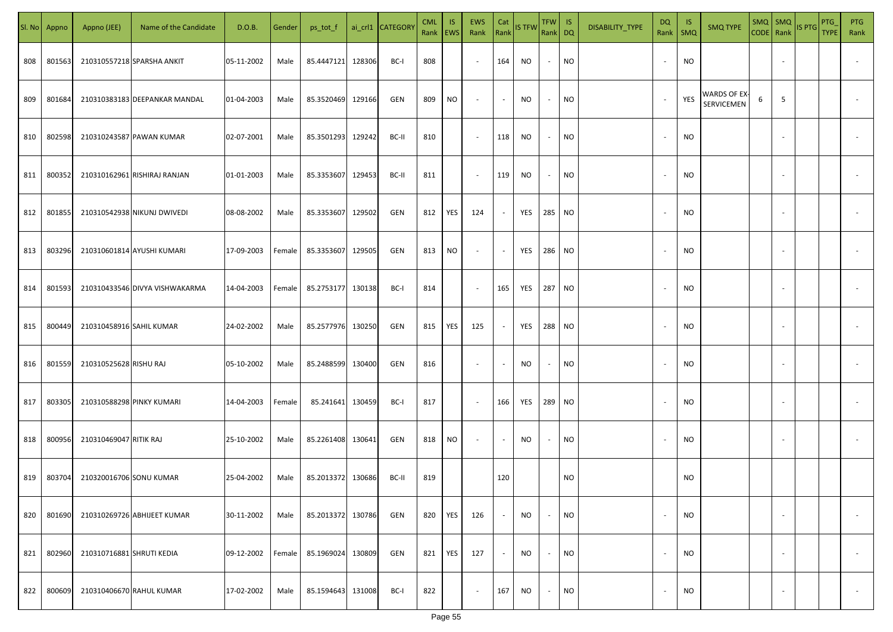| Sl. No | Appno | Appno (JEE) | Name of the Candidate | D.O.B. | Gender | ps_tot_f | ai_crl1 | CATEGORY | CML Rank | IS EWS | EWS Rank | Cat Rank | IS TFW | TFW Rank | IS DQ | DISABILITY_TYPE | DQ Rank | IS SMQ | SMQ TYPE | SMQ CODE | SMQ Rank | IS PTG | PTG_TYPE | PTG Rank |
|---|---|---|---|---|---|---|---|---|---|---|---|---|---|---|---|---|---|---|---|---|---|---|---|---|
| 808 | 801563 | 210310557218 | SPARSHA ANKIT | 05-11-2002 | Male | 85.4447121 | 128306 | BC-I | 808 | | - | 164 | NO | - | NO | | - | NO | | | - | | | - |
| 809 | 801684 | 210310383183 | DEEPANKAR MANDAL | 01-04-2003 | Male | 85.3520469 | 129166 | GEN | 809 | NO | - | - | NO | - | NO | | - | YES | WARDS OF EX-SERVICEMEN | 6 | 5 | | | - |
| 810 | 802598 | 210310243587 | PAWAN KUMAR | 02-07-2001 | Male | 85.3501293 | 129242 | BC-II | 810 | | - | 118 | NO | - | NO | | - | NO | | | - | | | - |
| 811 | 800352 | 210310162961 | RISHIRAJ RANJAN | 01-01-2003 | Male | 85.3353607 | 129453 | BC-II | 811 | | - | 119 | NO | - | NO | | - | NO | | | - | | | - |
| 812 | 801855 | 210310542938 | NIKUNJ DWIVEDI | 08-08-2002 | Male | 85.3353607 | 129502 | GEN | 812 | YES | 124 | - | YES | 285 | NO | | - | NO | | | - | | | - |
| 813 | 803296 | 210310601814 | AYUSHI KUMARI | 17-09-2003 | Female | 85.3353607 | 129505 | GEN | 813 | NO | - | - | YES | 286 | NO | | - | NO | | | - | | | - |
| 814 | 801593 | 210310433546 | DIVYA VISHWAKARMA | 14-04-2003 | Female | 85.2753177 | 130138 | BC-I | 814 | | - | 165 | YES | 287 | NO | | - | NO | | | - | | | - |
| 815 | 800449 | 210310458916 | SAHIL KUMAR | 24-02-2002 | Male | 85.2577976 | 130250 | GEN | 815 | YES | 125 | - | YES | 288 | NO | | - | NO | | | - | | | - |
| 816 | 801559 | 210310525628 | RISHU RAJ | 05-10-2002 | Male | 85.2488599 | 130400 | GEN | 816 | | - | - | NO | - | NO | | - | NO | | | - | | | - |
| 817 | 803305 | 210310588298 | PINKY KUMARI | 14-04-2003 | Female | 85.241641 | 130459 | BC-I | 817 | | - | 166 | YES | 289 | NO | | - | NO | | | - | | | - |
| 818 | 800956 | 210310469047 | RITIK RAJ | 25-10-2002 | Male | 85.2261408 | 130641 | GEN | 818 | NO | - | - | NO | - | NO | | - | NO | | | - | | | - |
| 819 | 803704 | 210320016706 | SONU KUMAR | 25-04-2002 | Male | 85.2013372 | 130686 | BC-II | 819 | | | 120 | | | NO | | | NO | | | | | | |
| 820 | 801690 | 210310269726 | ABHIJEET KUMAR | 30-11-2002 | Male | 85.2013372 | 130786 | GEN | 820 | YES | 126 | - | NO | - | NO | | - | NO | | | - | | | - |
| 821 | 802960 | 210310716881 | SHRUTI KEDIA | 09-12-2002 | Female | 85.1969024 | 130809 | GEN | 821 | YES | 127 | - | NO | - | NO | | - | NO | | | - | | | - |
| 822 | 800609 | 210310406670 | RAHUL KUMAR | 17-02-2002 | Male | 85.1594643 | 131008 | BC-I | 822 | | - | 167 | NO | - | NO | | - | NO | | | - | | | - |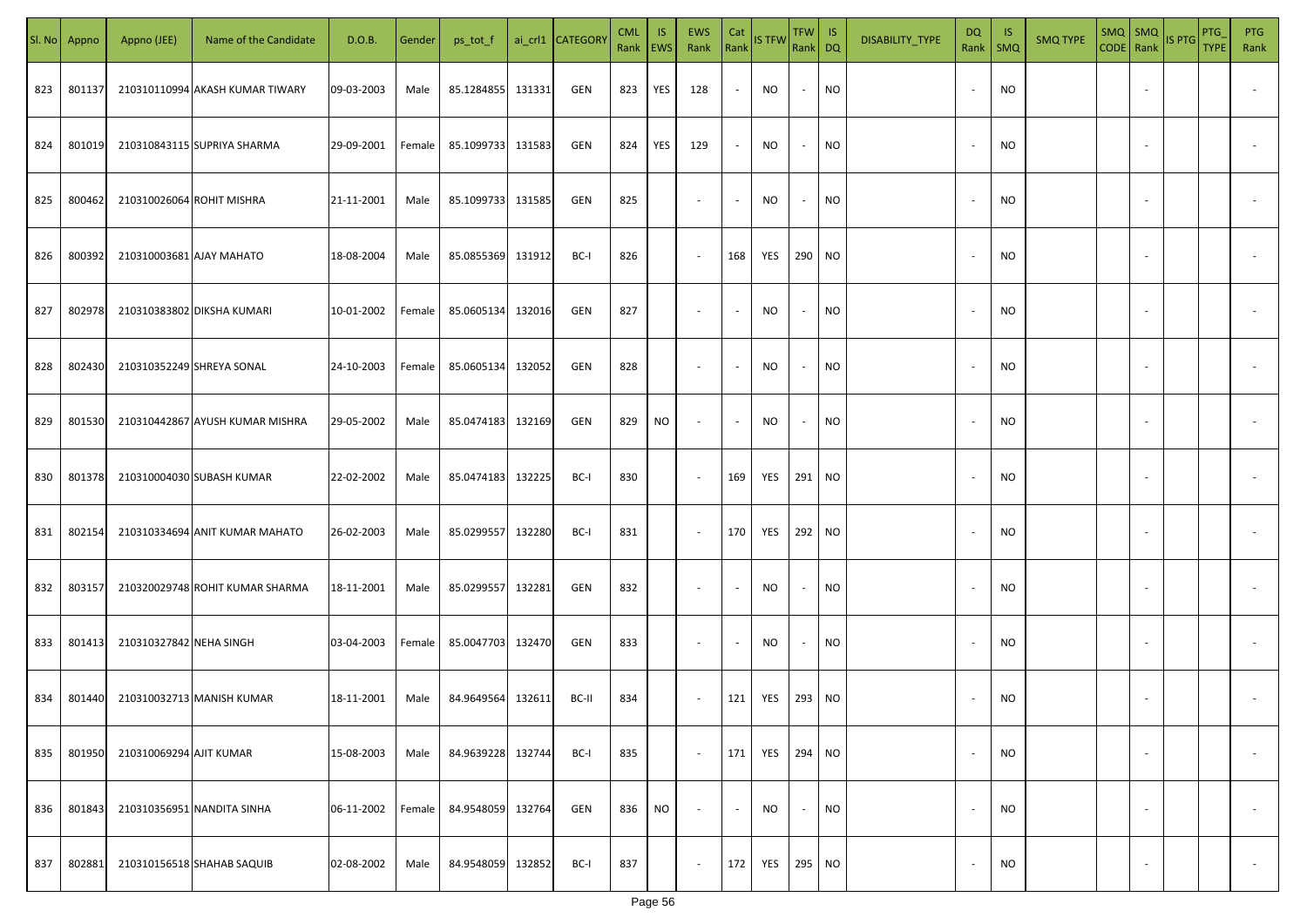| Sl. No | Appno | Appno (JEE) | Name of the Candidate | D.O.B. | Gender | ps_tot_f | ai_crl1 | CATEGORY | CML Rank | IS EWS | EWS Rank | Cat Rank | IS TFW | TFW Rank | IS DQ | DISABILITY_TYPE | DQ Rank | IS SMQ | SMQ TYPE | SMQ CODE | SMQ Rank | IS PTG | PTG_TYPE | PTG Rank |
|---|---|---|---|---|---|---|---|---|---|---|---|---|---|---|---|---|---|---|---|---|---|---|---|---|
| 823 | 801137 | 210310110994 | AKASH KUMAR TIWARY | 09-03-2003 | Male | 85.1284855 | 131331 | GEN | 823 | YES | 128 | - | NO | - | NO | | - | NO | | | - | | | - |
| 824 | 801019 | 210310843115 | SUPRIYA SHARMA | 29-09-2001 | Female | 85.1099733 | 131583 | GEN | 824 | YES | 129 | - | NO | - | NO | | - | NO | | | - | | | - |
| 825 | 800462 | 210310026064 | ROHIT MISHRA | 21-11-2001 | Male | 85.1099733 | 131585 | GEN | 825 | | - | - | NO | - | NO | | - | NO | | | - | | | - |
| 826 | 800392 | 210310003681 | AJAY MAHATO | 18-08-2004 | Male | 85.0855369 | 131912 | BC-I | 826 | | - | 168 | YES | 290 | NO | | - | NO | | | - | | | - |
| 827 | 802978 | 210310383802 | DIKSHA KUMARI | 10-01-2002 | Female | 85.0605134 | 132016 | GEN | 827 | | - | - | NO | - | NO | | - | NO | | | - | | | - |
| 828 | 802430 | 210310352249 | SHREYA SONAL | 24-10-2003 | Female | 85.0605134 | 132052 | GEN | 828 | | - | - | NO | - | NO | | - | NO | | | - | | | - |
| 829 | 801530 | 210310442867 | AYUSH KUMAR MISHRA | 29-05-2002 | Male | 85.0474183 | 132169 | GEN | 829 | NO | - | - | NO | - | NO | | - | NO | | | - | | | - |
| 830 | 801378 | 210310004030 | SUBASH KUMAR | 22-02-2002 | Male | 85.0474183 | 132225 | BC-I | 830 | | - | 169 | YES | 291 | NO | | - | NO | | | - | | | - |
| 831 | 802154 | 210310334694 | ANIT KUMAR MAHATO | 26-02-2003 | Male | 85.0299557 | 132280 | BC-I | 831 | | - | 170 | YES | 292 | NO | | - | NO | | | - | | | - |
| 832 | 803157 | 210320029748 | ROHIT KUMAR SHARMA | 18-11-2001 | Male | 85.0299557 | 132281 | GEN | 832 | | - | - | NO | - | NO | | - | NO | | | - | | | - |
| 833 | 801413 | 210310327842 | NEHA SINGH | 03-04-2003 | Female | 85.0047703 | 132470 | GEN | 833 | | - | - | NO | - | NO | | - | NO | | | - | | | - |
| 834 | 801440 | 210310032713 | MANISH KUMAR | 18-11-2001 | Male | 84.9649564 | 132611 | BC-II | 834 | | - | 121 | YES | 293 | NO | | - | NO | | | - | | | - |
| 835 | 801950 | 210310069294 | AJIT KUMAR | 15-08-2003 | Male | 84.9639228 | 132744 | BC-I | 835 | | - | 171 | YES | 294 | NO | | - | NO | | | - | | | - |
| 836 | 801843 | 210310356951 | NANDITA SINHA | 06-11-2002 | Female | 84.9548059 | 132764 | GEN | 836 | NO | - | - | NO | - | NO | | - | NO | | | - | | | - |
| 837 | 802881 | 210310156518 | SHAHAB SAQUIB | 02-08-2002 | Male | 84.9548059 | 132852 | BC-I | 837 | | - | 172 | YES | 295 | NO | | - | NO | | | - | | | - |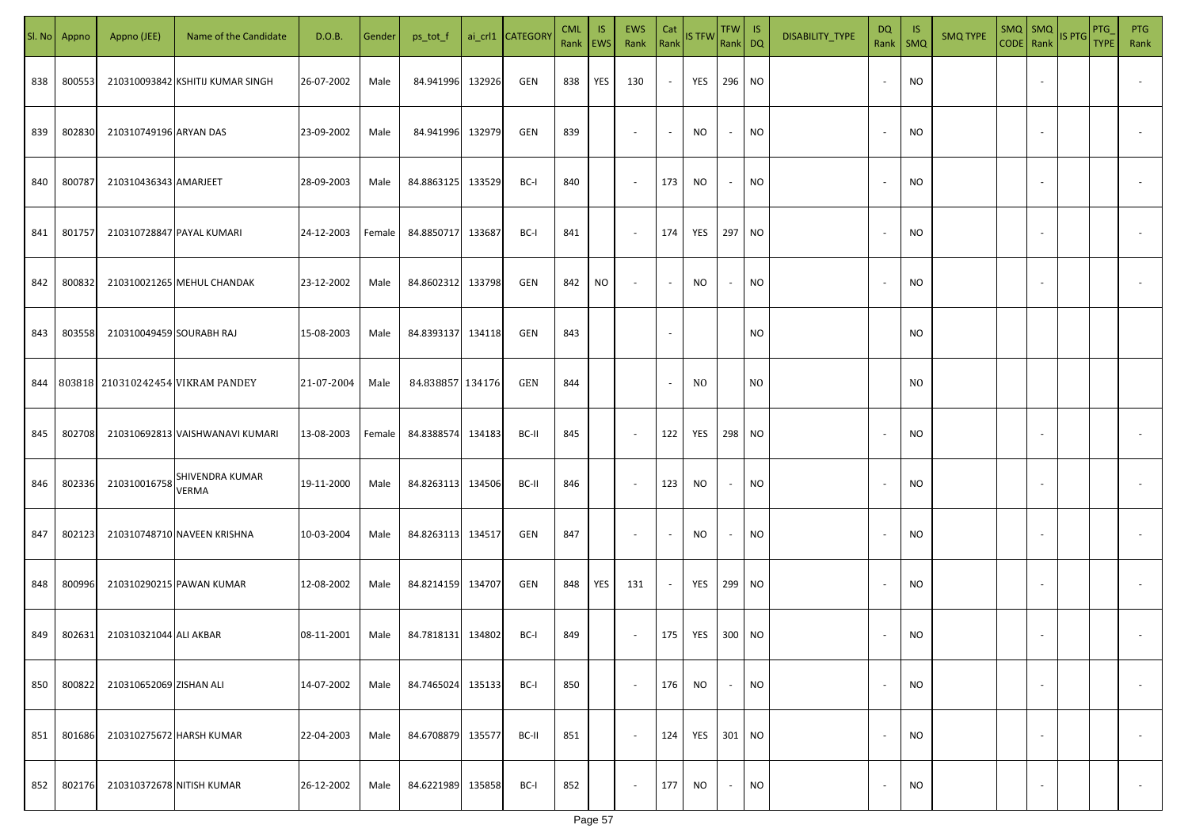| Sl. No | Appno | Appno (JEE) | Name of the Candidate | D.O.B. | Gender | ps_tot_f | ai_crl1 | CATEGORY | CML Rank | IS EWS | EWS Rank | Cat Rank | IS TFW | TFW Rank | IS DQ | DISABILITY_TYPE | DQ Rank | IS SMQ | SMQ TYPE | SMQ CODE | SMQ Rank | IS PTG | PTG_TYPE | PTG Rank |
|---|---|---|---|---|---|---|---|---|---|---|---|---|---|---|---|---|---|---|---|---|---|---|---|---|
| 838 | 800553 | 210310093842 | KSHITIJ KUMAR SINGH | 26-07-2002 | Male | 84.941996 | 132926 | GEN | 838 | YES | 130 | - | YES | 296 | NO | | - | NO | | | - | | | - |
| 839 | 802830 | 210310749196 | ARYAN DAS | 23-09-2002 | Male | 84.941996 | 132979 | GEN | 839 | | - | - | NO | - | NO | | - | NO | | | - | | | - |
| 840 | 800787 | 210310436343 | AMARJEET | 28-09-2003 | Male | 84.8863125 | 133529 | BC-I | 840 | | - | 173 | NO | - | NO | | - | NO | | | - | | | - |
| 841 | 801757 | 210310728847 | PAYAL KUMARI | 24-12-2003 | Female | 84.8850717 | 133687 | BC-I | 841 | | - | 174 | YES | 297 | NO | | - | NO | | | - | | | - |
| 842 | 800832 | 210310021265 | MEHUL CHANDAK | 23-12-2002 | Male | 84.8602312 | 133798 | GEN | 842 | NO | - | - | NO | - | NO | | - | NO | | | - | | | - |
| 843 | 803558 | 210310049459 | SOURABH RAJ | 15-08-2003 | Male | 84.8393137 | 134118 | GEN | 843 | | | - | | | NO | | | NO | | | | | | |
| 844 | 803818 | 210310242454 | VIKRAM PANDEY | 21-07-2004 | Male | 84.838857 | 134176 | GEN | 844 | | | - | NO | | NO | | | NO | | | | | | |
| 845 | 802708 | 210310692813 | VAISHWANAVI KUMARI | 13-08-2003 | Female | 84.8388574 | 134183 | BC-II | 845 | | - | 122 | YES | 298 | NO | | - | NO | | | - | | | - |
| 846 | 802336 | 210310016758 | SHIVENDRA KUMAR VERMA | 19-11-2000 | Male | 84.8263113 | 134506 | BC-II | 846 | | - | 123 | NO | - | NO | | - | NO | | | - | | | - |
| 847 | 802123 | 210310748710 | NAVEEN KRISHNA | 10-03-2004 | Male | 84.8263113 | 134517 | GEN | 847 | | - | - | NO | - | NO | | - | NO | | | - | | | - |
| 848 | 800996 | 210310290215 | PAWAN KUMAR | 12-08-2002 | Male | 84.8214159 | 134707 | GEN | 848 | YES | 131 | - | YES | 299 | NO | | - | NO | | | - | | | - |
| 849 | 802631 | 210310321044 | ALI AKBAR | 08-11-2001 | Male | 84.7818131 | 134802 | BC-I | 849 | | - | 175 | YES | 300 | NO | | - | NO | | | - | | | - |
| 850 | 800822 | 210310652069 | ZISHAN ALI | 14-07-2002 | Male | 84.7465024 | 135133 | BC-I | 850 | | - | 176 | NO | - | NO | | - | NO | | | - | | | - |
| 851 | 801686 | 210310275672 | HARSH KUMAR | 22-04-2003 | Male | 84.6708879 | 135577 | BC-II | 851 | | - | 124 | YES | 301 | NO | | - | NO | | | - | | | - |
| 852 | 802176 | 210310372678 | NITISH KUMAR | 26-12-2002 | Male | 84.6221989 | 135858 | BC-I | 852 | | - | 177 | NO | - | NO | | - | NO | | | - | | | - |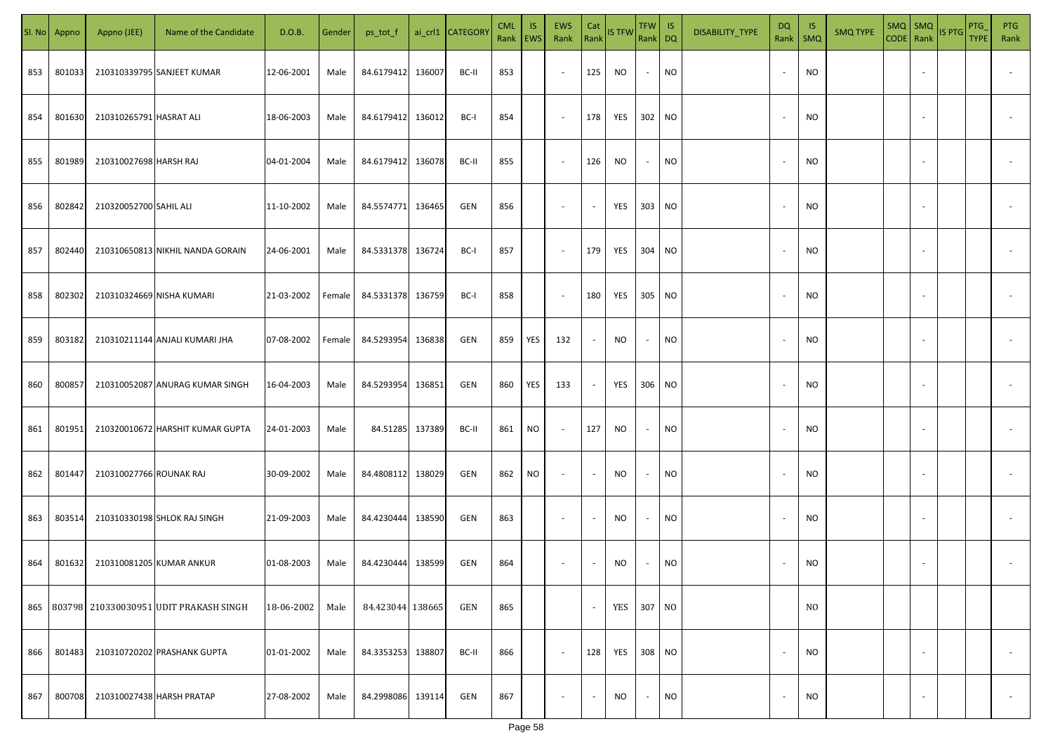| Sl. No | Appno | Appno (JEE) | Name of the Candidate | D.O.B. | Gender | ps_tot_f | ai_crl1 | CATEGORY | CML Rank | IS EWS | EWS Rank | Cat Rank | IS TFW | TFW Rank | IS DQ | DISABILITY_TYPE | DQ Rank | IS SMQ | SMQ TYPE | SMQ CODE | SMQ Rank | IS PTG | PTG_TYPE | PTG Rank |
|---|---|---|---|---|---|---|---|---|---|---|---|---|---|---|---|---|---|---|---|---|---|---|---|---|
| 853 | 801033 | 210310339795 | SANJEET KUMAR | 12-06-2001 | Male | 84.6179412 | 136007 | BC-II | 853 | | - | 125 | NO | - | NO | | - | NO | | | - | | | - |
| 854 | 801630 | 210310265791 | HASRAT ALI | 18-06-2003 | Male | 84.6179412 | 136012 | BC-I | 854 | | - | 178 | YES | 302 | NO | | - | NO | | | - | | | - |
| 855 | 801989 | 210310027698 | HARSH RAJ | 04-01-2004 | Male | 84.6179412 | 136078 | BC-II | 855 | | - | 126 | NO | - | NO | | - | NO | | | - | | | - |
| 856 | 802842 | 210320052700 | SAHIL ALI | 11-10-2002 | Male | 84.5574771 | 136465 | GEN | 856 | | - | - | YES | 303 | NO | | - | NO | | | - | | | - |
| 857 | 802440 | 210310650813 | NIKHIL NANDA GORAIN | 24-06-2001 | Male | 84.5331378 | 136724 | BC-I | 857 | | - | 179 | YES | 304 | NO | | - | NO | | | - | | | - |
| 858 | 802302 | 210310324669 | NISHA KUMARI | 21-03-2002 | Female | 84.5331378 | 136759 | BC-I | 858 | | - | 180 | YES | 305 | NO | | - | NO | | | - | | | - |
| 859 | 803182 | 210310211144 | ANJALI KUMARI JHA | 07-08-2002 | Female | 84.5293954 | 136838 | GEN | 859 | YES | 132 | - | NO | - | NO | | - | NO | | | - | | | - |
| 860 | 800857 | 210310052087 | ANURAG KUMAR SINGH | 16-04-2003 | Male | 84.5293954 | 136851 | GEN | 860 | YES | 133 | - | YES | 306 | NO | | - | NO | | | - | | | - |
| 861 | 801951 | 210320010672 | HARSHIT KUMAR GUPTA | 24-01-2003 | Male | 84.51285 | 137389 | BC-II | 861 | NO | - | 127 | NO | - | NO | | - | NO | | | - | | | - |
| 862 | 801447 | 210310027766 | ROUNAK RAJ | 30-09-2002 | Male | 84.4808112 | 138029 | GEN | 862 | NO | - | - | NO | - | NO | | - | NO | | | - | | | - |
| 863 | 803514 | 210310330198 | SHLOK RAJ SINGH | 21-09-2003 | Male | 84.4230444 | 138590 | GEN | 863 | | - | - | NO | - | NO | | - | NO | | | - | | | - |
| 864 | 801632 | 210310081205 | KUMAR ANKUR | 01-08-2003 | Male | 84.4230444 | 138599 | GEN | 864 | | - | - | NO | - | NO | | - | NO | | | - | | | - |
| 865 | 803798 | 210330030951 | UDIT PRAKASH SINGH | 18-06-2002 | Male | 84.423044 | 138665 | GEN | 865 | | | - | YES | 307 | NO | | | NO | | | | | | |
| 866 | 801483 | 210310720202 | PRASHANK GUPTA | 01-01-2002 | Male | 84.3353253 | 138807 | BC-II | 866 | | - | 128 | YES | 308 | NO | | - | NO | | | - | | | - |
| 867 | 800708 | 210310027438 | HARSH PRATAP | 27-08-2002 | Male | 84.2998086 | 139114 | GEN | 867 | | - | - | NO | - | NO | | - | NO | | | - | | | - |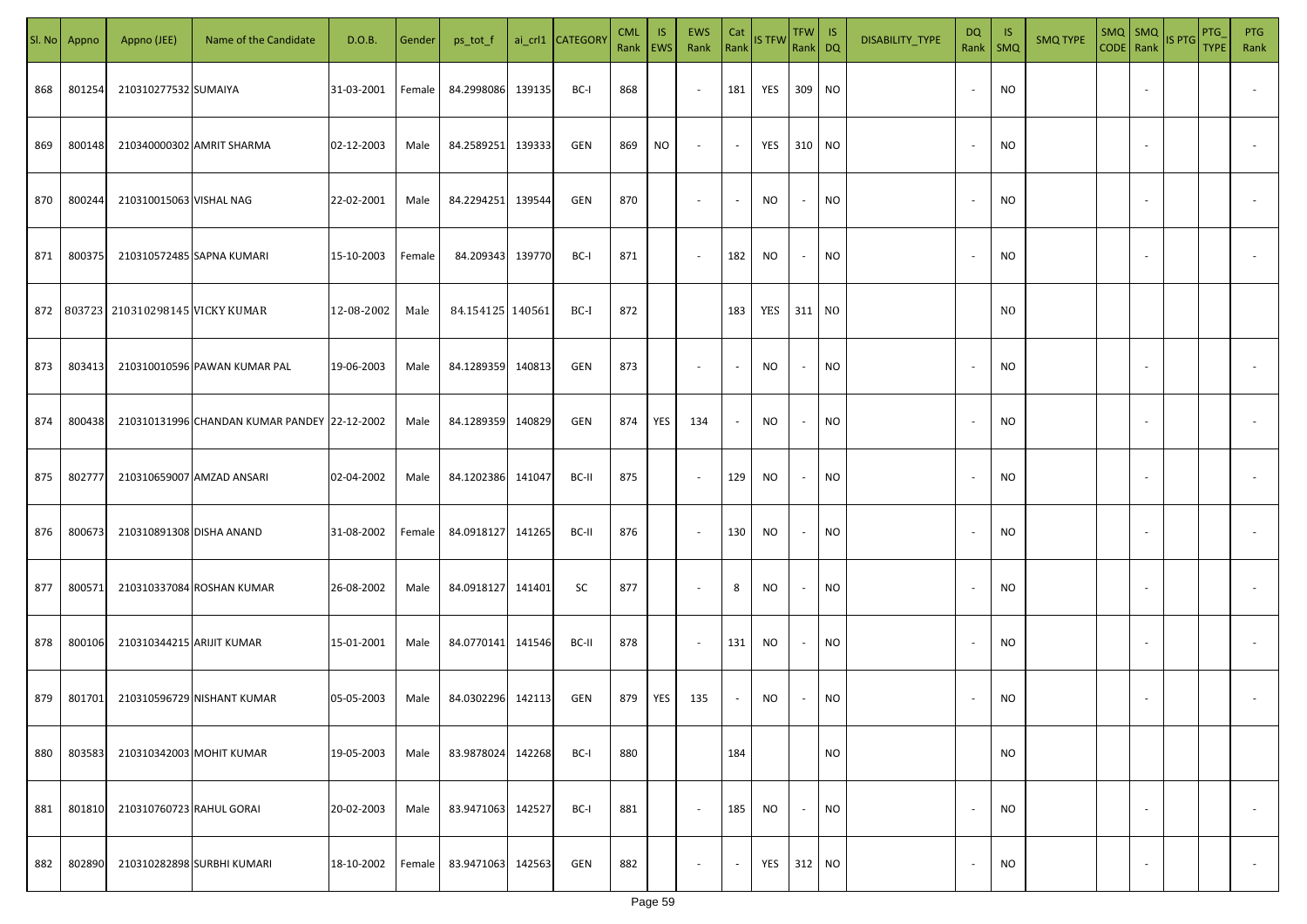| Sl. No | Appno | Appno (JEE) | Name of the Candidate | D.O.B. | Gender | ps_tot_f | ai_crl1 | CATEGORY | CML Rank | IS EWS | EWS Rank | Cat Rank | IS TFW | TFW Rank | IS DQ | DISABILITY_TYPE | DQ Rank | IS SMQ | SMQ TYPE | SMQ CODE | SMQ Rank | IS PTG | PTG_TYPE | PTG Rank |
|---|---|---|---|---|---|---|---|---|---|---|---|---|---|---|---|---|---|---|---|---|---|---|---|---|
| 868 | 801254 | 210310277532 | SUMAIYA | 31-03-2001 | Female | 84.2998086 | 139135 | BC-I | 868 | | - | 181 | YES | 309 | NO | | - | NO | | | - | | | - |
| 869 | 800148 | 210340000302 | AMRIT SHARMA | 02-12-2003 | Male | 84.2589251 | 139333 | GEN | 869 | NO | - | - | YES | 310 | NO | | - | NO | | | - | | | - |
| 870 | 800244 | 210310015063 | VISHAL NAG | 22-02-2001 | Male | 84.2294251 | 139544 | GEN | 870 | | - | - | NO | - | NO | | - | NO | | | - | | | - |
| 871 | 800375 | 210310572485 | SAPNA KUMARI | 15-10-2003 | Female | 84.209343 | 139770 | BC-I | 871 | | - | 182 | NO | - | NO | | - | NO | | | - | | | - |
| 872 | 803723 | 210310298145 | VICKY KUMAR | 12-08-2002 | Male | 84.154125 | 140561 | BC-I | 872 | | | 183 | YES | 311 | NO | | | NO | | | | | | |
| 873 | 803413 | 210310010596 | PAWAN KUMAR PAL | 19-06-2003 | Male | 84.1289359 | 140813 | GEN | 873 | | - | - | NO | - | NO | | - | NO | | | - | | | - |
| 874 | 800438 | 210310131996 | CHANDAN KUMAR PANDEY | 22-12-2002 | Male | 84.1289359 | 140829 | GEN | 874 | YES | 134 | - | NO | - | NO | | - | NO | | | - | | | - |
| 875 | 802777 | 210310659007 | AMZAD ANSARI | 02-04-2002 | Male | 84.1202386 | 141047 | BC-II | 875 | | - | 129 | NO | - | NO | | - | NO | | | - | | | - |
| 876 | 800673 | 210310891308 | DISHA ANAND | 31-08-2002 | Female | 84.0918127 | 141265 | BC-II | 876 | | - | 130 | NO | - | NO | | - | NO | | | - | | | - |
| 877 | 800571 | 210310337084 | ROSHAN KUMAR | 26-08-2002 | Male | 84.0918127 | 141401 | SC | 877 | | - | 8 | NO | - | NO | | - | NO | | | - | | | - |
| 878 | 800106 | 210310344215 | ARIJIT KUMAR | 15-01-2001 | Male | 84.0770141 | 141546 | BC-II | 878 | | - | 131 | NO | - | NO | | - | NO | | | - | | | - |
| 879 | 801701 | 210310596729 | NISHANT KUMAR | 05-05-2003 | Male | 84.0302296 | 142113 | GEN | 879 | YES | 135 | - | NO | - | NO | | - | NO | | | - | | | - |
| 880 | 803583 | 210310342003 | MOHIT KUMAR | 19-05-2003 | Male | 83.9878024 | 142268 | BC-I | 880 | | | 184 | | | NO | | | NO | | | | | | |
| 881 | 801810 | 210310760723 | RAHUL GORAI | 20-02-2003 | Male | 83.9471063 | 142527 | BC-I | 881 | | - | 185 | NO | - | NO | | - | NO | | | - | | | - |
| 882 | 802890 | 210310282898 | SURBHI KUMARI | 18-10-2002 | Female | 83.9471063 | 142563 | GEN | 882 | | - | - | YES | 312 | NO | | - | NO | | | - | | | - |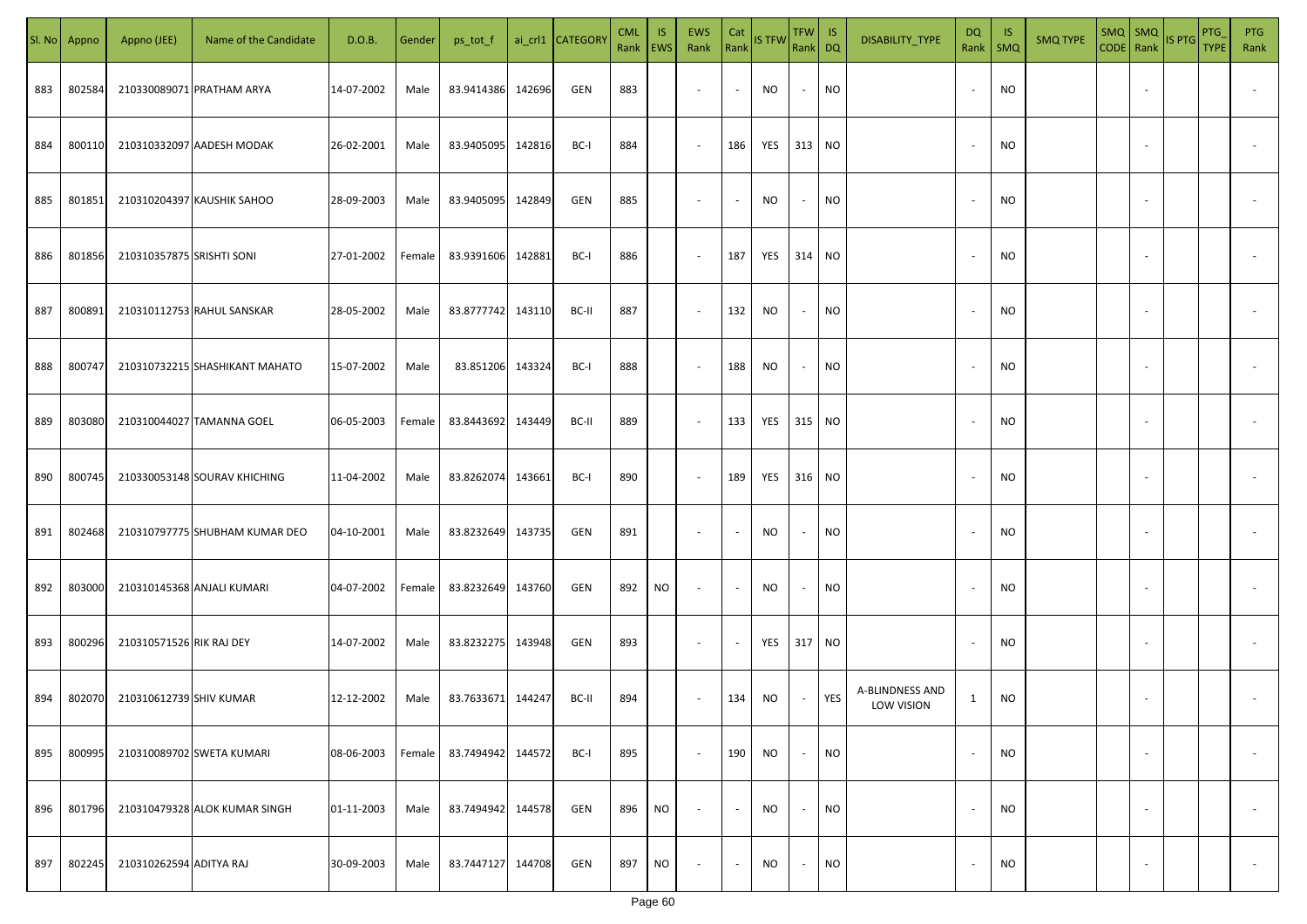| Sl. No | Appno | Appno (JEE) | Name of the Candidate | D.O.B. | Gender | ps_tot_f | ai_crl1 | CATEGORY | CML Rank | IS EWS | EWS Rank | Cat Rank | IS TFW | TFW Rank | IS DQ | DISABILITY_TYPE | DQ Rank | IS SMQ | SMQ TYPE | SMQ CODE | SMQ Rank | IS PTG | PTG_TYPE | PTG Rank |
|---|---|---|---|---|---|---|---|---|---|---|---|---|---|---|---|---|---|---|---|---|---|---|---|---|
| 883 | 802584 | 210330089071 | PRATHAM ARYA | 14-07-2002 | Male | 83.9414386 | 142696 | GEN | 883 | | - | - | NO | - | NO | | - | NO | | | - | | | - |
| 884 | 800110 | 210310332097 | AADESH MODAK | 26-02-2001 | Male | 83.9405095 | 142816 | BC-I | 884 | | - | 186 | YES | 313 | NO | | - | NO | | | - | | | - |
| 885 | 801851 | 210310204397 | KAUSHIK SAHOO | 28-09-2003 | Male | 83.9405095 | 142849 | GEN | 885 | | - | - | NO | - | NO | | - | NO | | | - | | | - |
| 886 | 801856 | 210310357875 | SRISHTI SONI | 27-01-2002 | Female | 83.9391606 | 142881 | BC-I | 886 | | - | 187 | YES | 314 | NO | | - | NO | | | - | | | - |
| 887 | 800891 | 210310112753 | RAHUL SANSKAR | 28-05-2002 | Male | 83.8777742 | 143110 | BC-II | 887 | | - | 132 | NO | - | NO | | - | NO | | | - | | | - |
| 888 | 800747 | 210310732215 | SHASHIKANT MAHATO | 15-07-2002 | Male | 83.851206 | 143324 | BC-I | 888 | | - | 188 | NO | - | NO | | - | NO | | | - | | | - |
| 889 | 803080 | 210310044027 | TAMANNA GOEL | 06-05-2003 | Female | 83.8443692 | 143449 | BC-II | 889 | | - | 133 | YES | 315 | NO | | - | NO | | | - | | | - |
| 890 | 800745 | 210330053148 | SOURAV KHICHING | 11-04-2002 | Male | 83.8262074 | 143661 | BC-I | 890 | | - | 189 | YES | 316 | NO | | - | NO | | | - | | | - |
| 891 | 802468 | 210310797775 | SHUBHAM KUMAR DEO | 04-10-2001 | Male | 83.8232649 | 143735 | GEN | 891 | | - | - | NO | - | NO | | - | NO | | | - | | | - |
| 892 | 803000 | 210310145368 | ANJALI KUMARI | 04-07-2002 | Female | 83.8232649 | 143760 | GEN | 892 | NO | - | - | NO | - | NO | | - | NO | | | - | | | - |
| 893 | 800296 | 210310571526 | RIK RAJ DEY | 14-07-2002 | Male | 83.8232275 | 143948 | GEN | 893 | | - | - | YES | 317 | NO | | - | NO | | | - | | | - |
| 894 | 802070 | 210310612739 | SHIV KUMAR | 12-12-2002 | Male | 83.7633671 | 144247 | BC-II | 894 | | - | 134 | NO | - | YES | A-BLINDNESS AND LOW VISION | 1 | NO | | | - | | | - |
| 895 | 800995 | 210310089702 | SWETA KUMARI | 08-06-2003 | Female | 83.7494942 | 144572 | BC-I | 895 | | - | 190 | NO | - | NO | | - | NO | | | - | | | - |
| 896 | 801796 | 210310479328 | ALOK KUMAR SINGH | 01-11-2003 | Male | 83.7494942 | 144578 | GEN | 896 | NO | - | - | NO | - | NO | | - | NO | | | - | | | - |
| 897 | 802245 | 210310262594 | ADITYA RAJ | 30-09-2003 | Male | 83.7447127 | 144708 | GEN | 897 | NO | - | - | NO | - | NO | | - | NO | | | - | | | - |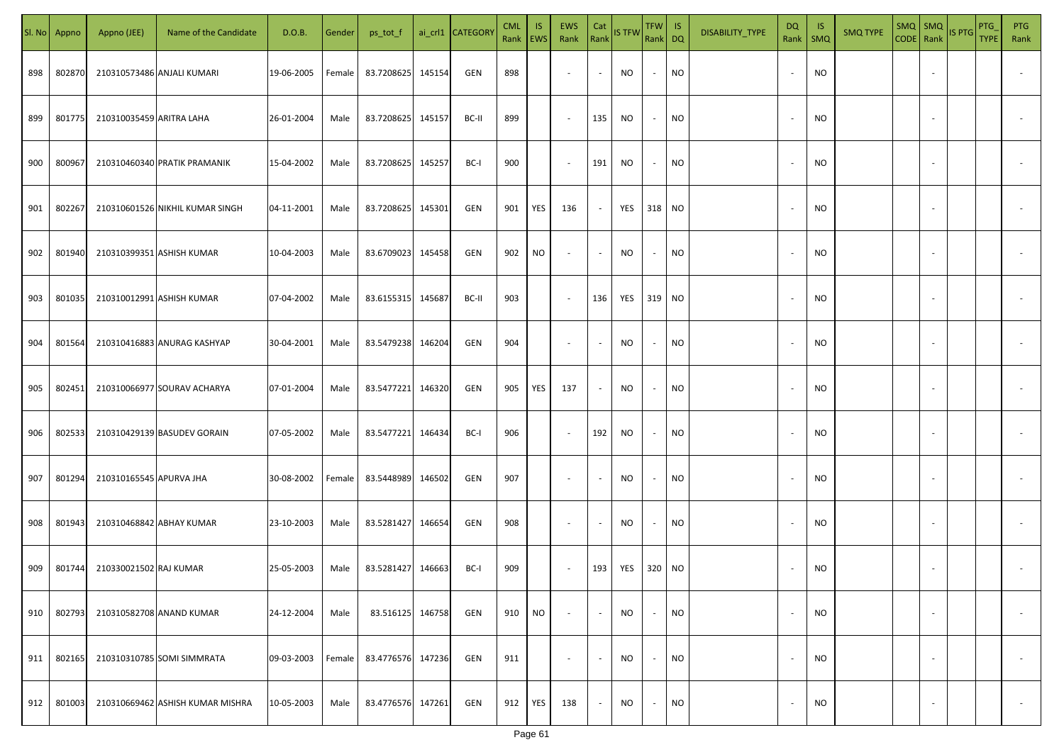| Sl. No | Appno | Appno (JEE) | Name of the Candidate | D.O.B. | Gender | ps_tot_f | ai_crl1 | CATEGORY | CML Rank | IS EWS | EWS Rank | Cat Rank | IS TFW | TFW Rank | IS DQ | DISABILITY_TYPE | DQ Rank | IS SMQ | SMQ TYPE | SMQ CODE | SMQ Rank | IS PTG | PTG_TYPE | PTG Rank |
|---|---|---|---|---|---|---|---|---|---|---|---|---|---|---|---|---|---|---|---|---|---|---|---|---|
| 898 | 802870 | 210310573486 | ANJALI KUMARI | 19-06-2005 | Female | 83.7208625 | 145154 | GEN | 898 | | - | - | NO | - | NO | | - | NO | | | - | | | - |
| 899 | 801775 | 210310035459 | ARITRA LAHA | 26-01-2004 | Male | 83.7208625 | 145157 | BC-II | 899 | | - | 135 | NO | - | NO | | - | NO | | | - | | | - |
| 900 | 800967 | 210310460340 | PRATIK PRAMANIK | 15-04-2002 | Male | 83.7208625 | 145257 | BC-I | 900 | | - | 191 | NO | - | NO | | - | NO | | | - | | | - |
| 901 | 802267 | 210310601526 | NIKHIL KUMAR SINGH | 04-11-2001 | Male | 83.7208625 | 145301 | GEN | 901 | YES | 136 | - | YES | 318 | NO | | - | NO | | | - | | | - |
| 902 | 801940 | 210310399351 | ASHISH KUMAR | 10-04-2003 | Male | 83.6709023 | 145458 | GEN | 902 | NO | - | - | NO | - | NO | | - | NO | | | - | | | - |
| 903 | 801035 | 210310012991 | ASHISH KUMAR | 07-04-2002 | Male | 83.6155315 | 145687 | BC-II | 903 | | - | 136 | YES | 319 | NO | | - | NO | | | - | | | - |
| 904 | 801564 | 210310416883 | ANURAG KASHYAP | 30-04-2001 | Male | 83.5479238 | 146204 | GEN | 904 | | - | - | NO | - | NO | | - | NO | | | - | | | - |
| 905 | 802451 | 210310066977 | SOURAV ACHARYA | 07-01-2004 | Male | 83.5477221 | 146320 | GEN | 905 | YES | 137 | - | NO | - | NO | | - | NO | | | - | | | - |
| 906 | 802533 | 210310429139 | BASUDEV GORAIN | 07-05-2002 | Male | 83.5477221 | 146434 | BC-I | 906 | | - | 192 | NO | - | NO | | - | NO | | | - | | | - |
| 907 | 801294 | 210310165545 | APURVA JHA | 30-08-2002 | Female | 83.5448989 | 146502 | GEN | 907 | | - | - | NO | - | NO | | - | NO | | | - | | | - |
| 908 | 801943 | 210310468842 | ABHAY KUMAR | 23-10-2003 | Male | 83.5281427 | 146654 | GEN | 908 | | - | - | NO | - | NO | | - | NO | | | - | | | - |
| 909 | 801744 | 210330021502 | RAJ KUMAR | 25-05-2003 | Male | 83.5281427 | 146663 | BC-I | 909 | | - | 193 | YES | 320 | NO | | - | NO | | | - | | | - |
| 910 | 802793 | 210310582708 | ANAND KUMAR | 24-12-2004 | Male | 83.516125 | 146758 | GEN | 910 | NO | - | - | NO | - | NO | | - | NO | | | - | | | - |
| 911 | 802165 | 210310310785 | SOMI SIMMRATA | 09-03-2003 | Female | 83.4776576 | 147236 | GEN | 911 | | - | - | NO | - | NO | | - | NO | | | - | | | - |
| 912 | 801003 | 210310669462 | ASHISH KUMAR MISHRA | 10-05-2003 | Male | 83.4776576 | 147261 | GEN | 912 | YES | 138 | - | NO | - | NO | | - | NO | | | - | | | - |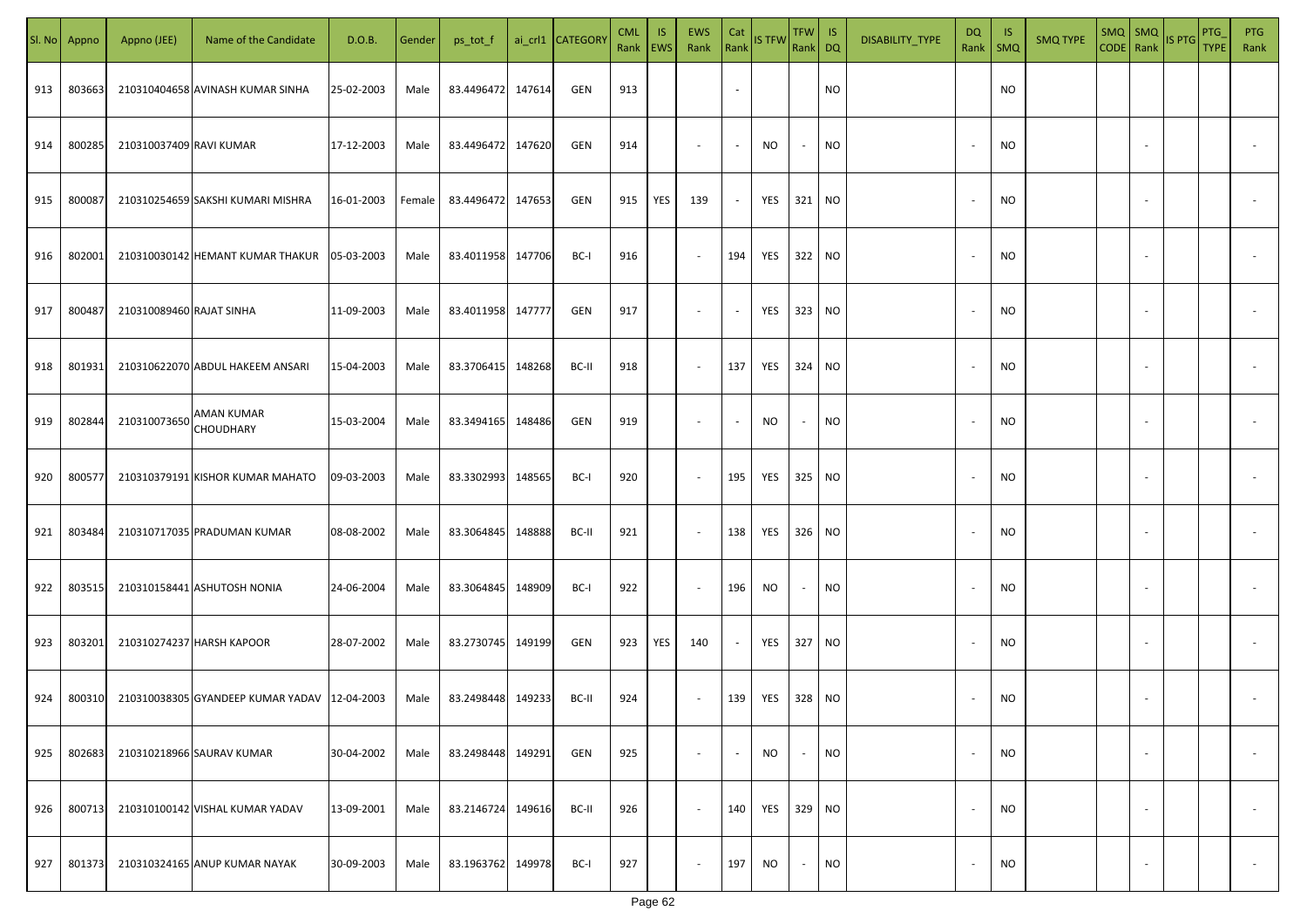| Sl. No | Appno | Appno (JEE) | Name of the Candidate | D.O.B. | Gender | ps_tot_f | ai_crl1 | CATEGORY | CML Rank | IS EWS | EWS Rank | Cat Rank | IS TFW | TFW Rank | IS DQ | DISABILITY_TYPE | DQ Rank | IS SMQ | SMQ TYPE | SMQ CODE | SMQ Rank | IS PTG | PTG_TYPE | PTG Rank |
|---|---|---|---|---|---|---|---|---|---|---|---|---|---|---|---|---|---|---|---|---|---|---|---|---|
| 913 | 803663 | 210310404658 | AVINASH KUMAR SINHA | 25-02-2003 | Male | 83.4496472 | 147614 | GEN | 913 | | | - | | | NO | | | NO | | | | | | |
| 914 | 800285 | 210310037409 | RAVI KUMAR | 17-12-2003 | Male | 83.4496472 | 147620 | GEN | 914 | | - | - | NO | - | NO | | - | NO | | | - | | | - |
| 915 | 800087 | 210310254659 | SAKSHI KUMARI MISHRA | 16-01-2003 | Female | 83.4496472 | 147653 | GEN | 915 | YES | 139 | - | YES | 321 | NO | | - | NO | | | - | | | - |
| 916 | 802001 | 210310030142 | HEMANT KUMAR THAKUR | 05-03-2003 | Male | 83.4011958 | 147706 | BC-I | 916 | | - | 194 | YES | 322 | NO | | - | NO | | | - | | | - |
| 917 | 800487 | 210310089460 | RAJAT SINHA | 11-09-2003 | Male | 83.4011958 | 147777 | GEN | 917 | | - | - | YES | 323 | NO | | - | NO | | | - | | | - |
| 918 | 801931 | 210310622070 | ABDUL HAKEEM ANSARI | 15-04-2003 | Male | 83.3706415 | 148268 | BC-II | 918 | | - | 137 | YES | 324 | NO | | - | NO | | | - | | | - |
| 919 | 802844 | 210310073650 | AMAN KUMAR CHOUDHARY | 15-03-2004 | Male | 83.3494165 | 148486 | GEN | 919 | | - | - | NO | - | NO | | - | NO | | | - | | | - |
| 920 | 800577 | 210310379191 | KISHOR KUMAR MAHATO | 09-03-2003 | Male | 83.3302993 | 148565 | BC-I | 920 | | - | 195 | YES | 325 | NO | | - | NO | | | - | | | - |
| 921 | 803484 | 210310717035 | PRADUMAN KUMAR | 08-08-2002 | Male | 83.3064845 | 148888 | BC-II | 921 | | - | 138 | YES | 326 | NO | | - | NO | | | - | | | - |
| 922 | 803515 | 210310158441 | ASHUTOSH NONIA | 24-06-2004 | Male | 83.3064845 | 148909 | BC-I | 922 | | - | 196 | NO | - | NO | | - | NO | | | - | | | - |
| 923 | 803201 | 210310274237 | HARSH KAPOOR | 28-07-2002 | Male | 83.2730745 | 149199 | GEN | 923 | YES | 140 | - | YES | 327 | NO | | - | NO | | | - | | | - |
| 924 | 800310 | 210310038305 | GYANDEEP KUMAR YADAV | 12-04-2003 | Male | 83.2498448 | 149233 | BC-II | 924 | | - | 139 | YES | 328 | NO | | - | NO | | | - | | | - |
| 925 | 802683 | 210310218966 | SAURAV KUMAR | 30-04-2002 | Male | 83.2498448 | 149291 | GEN | 925 | | - | - | NO | - | NO | | - | NO | | | - | | | - |
| 926 | 800713 | 210310100142 | VISHAL KUMAR YADAV | 13-09-2001 | Male | 83.2146724 | 149616 | BC-II | 926 | | - | 140 | YES | 329 | NO | | - | NO | | | - | | | - |
| 927 | 801373 | 210310324165 | ANUP KUMAR NAYAK | 30-09-2003 | Male | 83.1963762 | 149978 | BC-I | 927 | | - | 197 | NO | - | NO | | - | NO | | | - | | | - |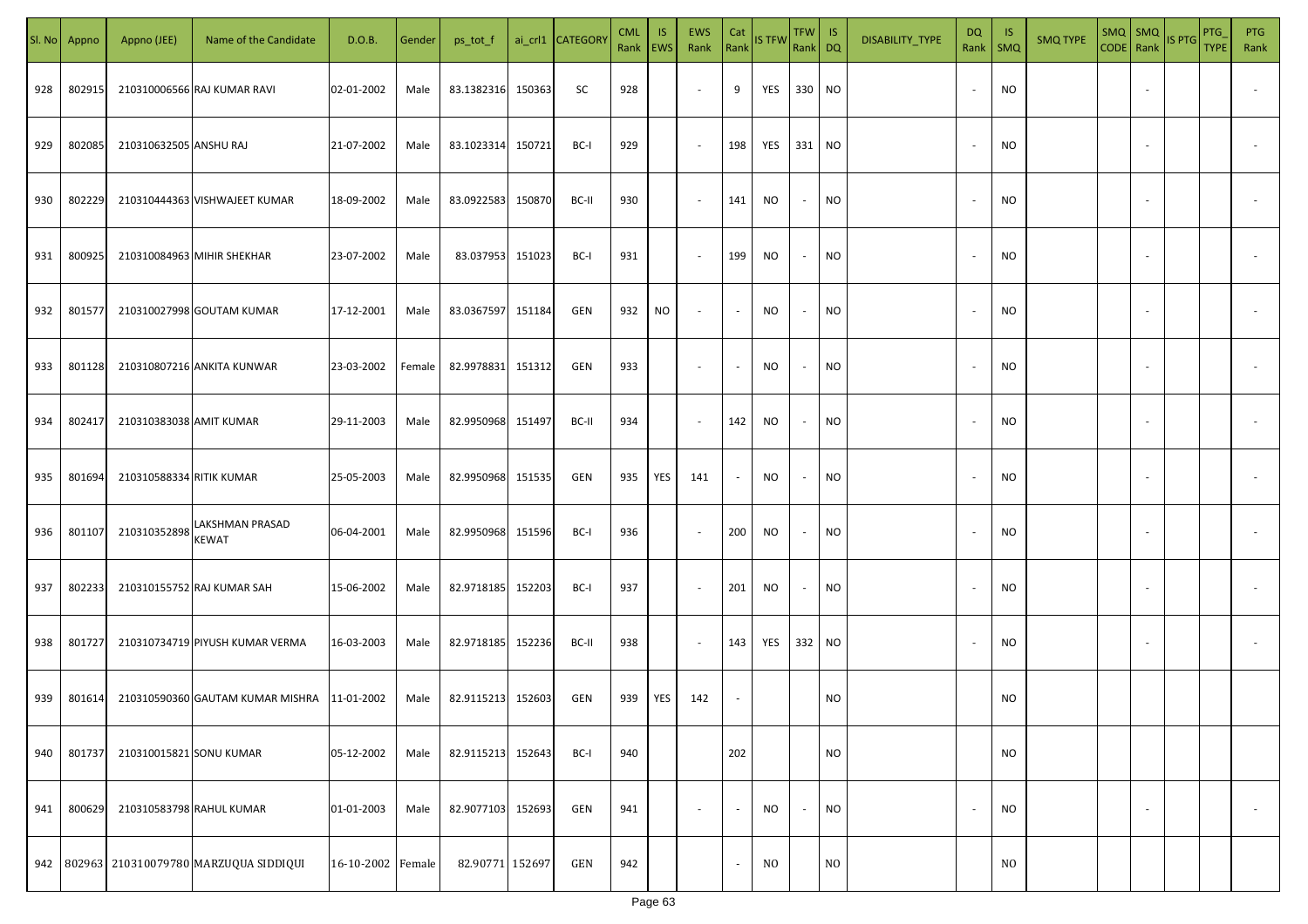| Sl. No | Appno | Appno (JEE) | Name of the Candidate | D.O.B. | Gender | ps_tot_f | ai_crl1 | CATEGORY | CML Rank | IS EWS | EWS Rank | Cat Rank | IS TFW | TFW Rank | IS DQ | DISABILITY_TYPE | DQ Rank | IS SMQ | SMQ TYPE | SMQ CODE | SMQ Rank | IS PTG | PTG_TYPE | PTG Rank |
|---|---|---|---|---|---|---|---|---|---|---|---|---|---|---|---|---|---|---|---|---|---|---|---|---|
| 928 | 802915 | 210310006566 | RAJ KUMAR RAVI | 02-01-2002 | Male | 83.1382316 | 150363 | SC | 928 | | - | 9 | YES | 330 | NO | | - | NO | | | - | | | - |
| 929 | 802085 | 210310632505 | ANSHU RAJ | 21-07-2002 | Male | 83.1023314 | 150721 | BC-I | 929 | | - | 198 | YES | 331 | NO | | - | NO | | | - | | | - |
| 930 | 802229 | 210310444363 | VISHWAJEET KUMAR | 18-09-2002 | Male | 83.0922583 | 150870 | BC-II | 930 | | - | 141 | NO | - | NO | | - | NO | | | - | | | - |
| 931 | 800925 | 210310084963 | MIHIR SHEKHAR | 23-07-2002 | Male | 83.037953 | 151023 | BC-I | 931 | | - | 199 | NO | - | NO | | - | NO | | | - | | | - |
| 932 | 801577 | 210310027998 | GOUTAM KUMAR | 17-12-2001 | Male | 83.0367597 | 151184 | GEN | 932 | NO | - | - | NO | - | NO | | - | NO | | | - | | | - |
| 933 | 801128 | 210310807216 | ANKITA KUNWAR | 23-03-2002 | Female | 82.9978831 | 151312 | GEN | 933 | | - | - | NO | - | NO | | - | NO | | | - | | | - |
| 934 | 802417 | 210310383038 | AMIT KUMAR | 29-11-2003 | Male | 82.9950968 | 151497 | BC-II | 934 | | - | 142 | NO | - | NO | | - | NO | | | - | | | - |
| 935 | 801694 | 210310588334 | RITIK KUMAR | 25-05-2003 | Male | 82.9950968 | 151535 | GEN | 935 | YES | 141 | - | NO | - | NO | | - | NO | | | - | | | - |
| 936 | 801107 | 210310352898 | LAKSHMAN PRASAD KEWAT | 06-04-2001 | Male | 82.9950968 | 151596 | BC-I | 936 | | - | 200 | NO | - | NO | | - | NO | | | - | | | - |
| 937 | 802233 | 210310155752 | RAJ KUMAR SAH | 15-06-2002 | Male | 82.9718185 | 152203 | BC-I | 937 | | - | 201 | NO | - | NO | | - | NO | | | - | | | - |
| 938 | 801727 | 210310734719 | PIYUSH KUMAR VERMA | 16-03-2003 | Male | 82.9718185 | 152236 | BC-II | 938 | | - | 143 | YES | 332 | NO | | - | NO | | | - | | | - |
| 939 | 801614 | 210310590360 | GAUTAM KUMAR MISHRA | 11-01-2002 | Male | 82.9115213 | 152603 | GEN | 939 | YES | 142 | - | | | NO | | | NO | | | | | | |
| 940 | 801737 | 210310015821 | SONU KUMAR | 05-12-2002 | Male | 82.9115213 | 152643 | BC-I | 940 | | | 202 | | | NO | | | NO | | | | | | |
| 941 | 800629 | 210310583798 | RAHUL KUMAR | 01-01-2003 | Male | 82.9077103 | 152693 | GEN | 941 | | - | - | NO | - | NO | | - | NO | | | - | | | - |
| 942 | 802963 | 210310079780 | MARZUQUA SIDDIQUI | 16-10-2002 | Female | 82.90771 | 152697 | GEN | 942 | | | - | NO | | NO | | | NO | | | | | | |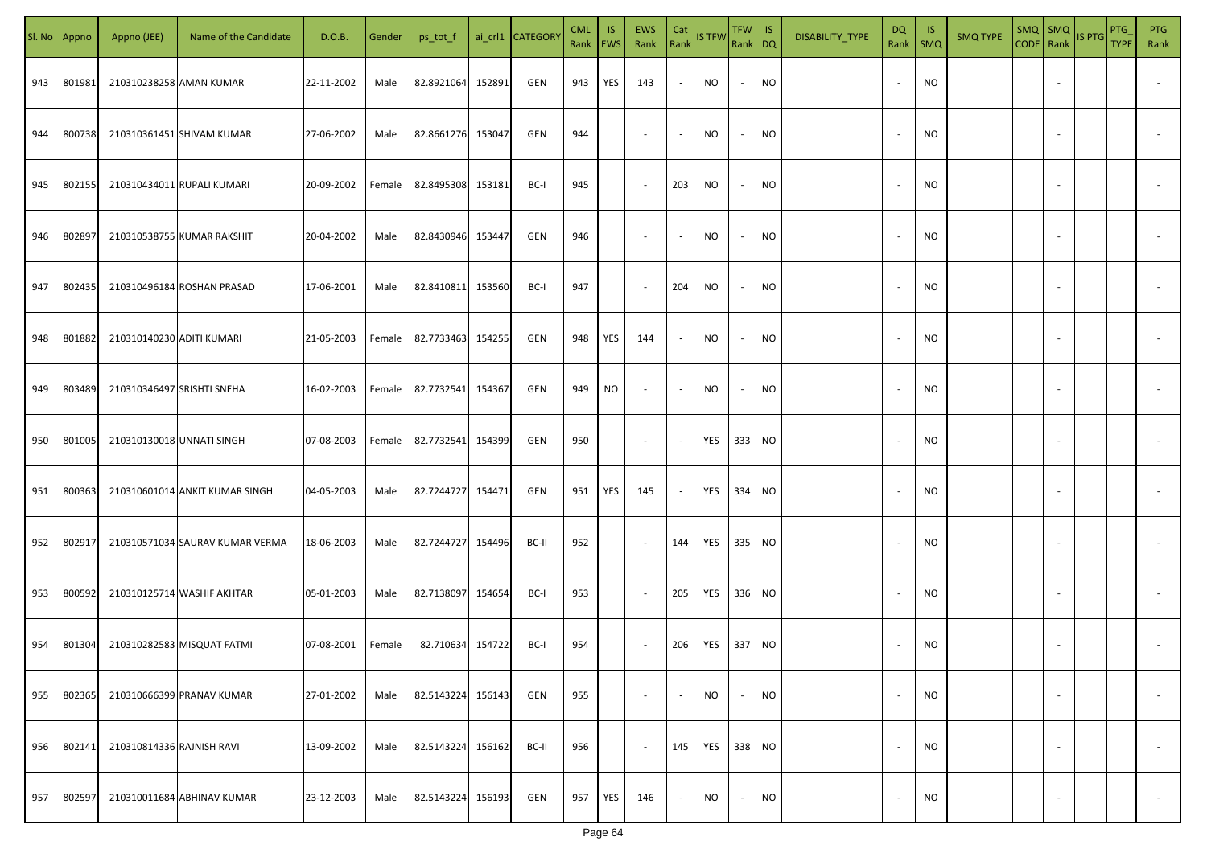| Sl. No | Appno | Appno (JEE) | Name of the Candidate | D.O.B. | Gender | ps_tot_f | ai_crl1 | CATEGORY | CML Rank | IS EWS | EWS Rank | Cat Rank | IS TFW | TFW Rank | IS DQ | DISABILITY_TYPE | DQ Rank | IS SMQ | SMQ TYPE | SMQ CODE | SMQ Rank | IS PTG | PTG_TYPE | PTG Rank |
|---|---|---|---|---|---|---|---|---|---|---|---|---|---|---|---|---|---|---|---|---|---|---|---|---|
| 943 | 801981 | 210310238258 | AMAN KUMAR | 22-11-2002 | Male | 82.8921064 | 152891 | GEN | 943 | YES | 143 | - | NO | - | NO | | - | NO | | | - | | | - |
| 944 | 800738 | 210310361451 | SHIVAM KUMAR | 27-06-2002 | Male | 82.8661276 | 153047 | GEN | 944 | | - | - | NO | - | NO | | - | NO | | | - | | | - |
| 945 | 802155 | 210310434011 | RUPALI KUMARI | 20-09-2002 | Female | 82.8495308 | 153181 | BC-I | 945 | | - | 203 | NO | - | NO | | - | NO | | | - | | | - |
| 946 | 802897 | 210310538755 | KUMAR RAKSHIT | 20-04-2002 | Male | 82.8430946 | 153447 | GEN | 946 | | - | - | NO | - | NO | | - | NO | | | - | | | - |
| 947 | 802435 | 210310496184 | ROSHAN PRASAD | 17-06-2001 | Male | 82.8410811 | 153560 | BC-I | 947 | | - | 204 | NO | - | NO | | - | NO | | | - | | | - |
| 948 | 801882 | 210310140230 | ADITI KUMARI | 21-05-2003 | Female | 82.7733463 | 154255 | GEN | 948 | YES | 144 | - | NO | - | NO | | - | NO | | | - | | | - |
| 949 | 803489 | 210310346497 | SRISHTI SNEHA | 16-02-2003 | Female | 82.7732541 | 154367 | GEN | 949 | NO | - | - | NO | - | NO | | - | NO | | | - | | | - |
| 950 | 801005 | 210310130018 | UNNATI SINGH | 07-08-2003 | Female | 82.7732541 | 154399 | GEN | 950 | | - | - | YES | 333 | NO | | - | NO | | | - | | | - |
| 951 | 800363 | 210310601014 | ANKIT KUMAR SINGH | 04-05-2003 | Male | 82.7244727 | 154471 | GEN | 951 | YES | 145 | - | YES | 334 | NO | | - | NO | | | - | | | - |
| 952 | 802917 | 210310571034 | SAURAV KUMAR VERMA | 18-06-2003 | Male | 82.7244727 | 154496 | BC-II | 952 | | - | 144 | YES | 335 | NO | | - | NO | | | - | | | - |
| 953 | 800592 | 210310125714 | WASHIF AKHTAR | 05-01-2003 | Male | 82.7138097 | 154654 | BC-I | 953 | | - | 205 | YES | 336 | NO | | - | NO | | | - | | | - |
| 954 | 801304 | 210310282583 | MISQUAT FATMI | 07-08-2001 | Female | 82.710634 | 154722 | BC-I | 954 | | - | 206 | YES | 337 | NO | | - | NO | | | - | | | - |
| 955 | 802365 | 210310666399 | PRANAV KUMAR | 27-01-2002 | Male | 82.5143224 | 156143 | GEN | 955 | | - | - | NO | - | NO | | - | NO | | | - | | | - |
| 956 | 802141 | 210310814336 | RAJNISH RAVI | 13-09-2002 | Male | 82.5143224 | 156162 | BC-II | 956 | | - | 145 | YES | 338 | NO | | - | NO | | | - | | | - |
| 957 | 802597 | 210310011684 | ABHINAV KUMAR | 23-12-2003 | Male | 82.5143224 | 156193 | GEN | 957 | YES | 146 | - | NO | - | NO | | - | NO | | | - | | | - |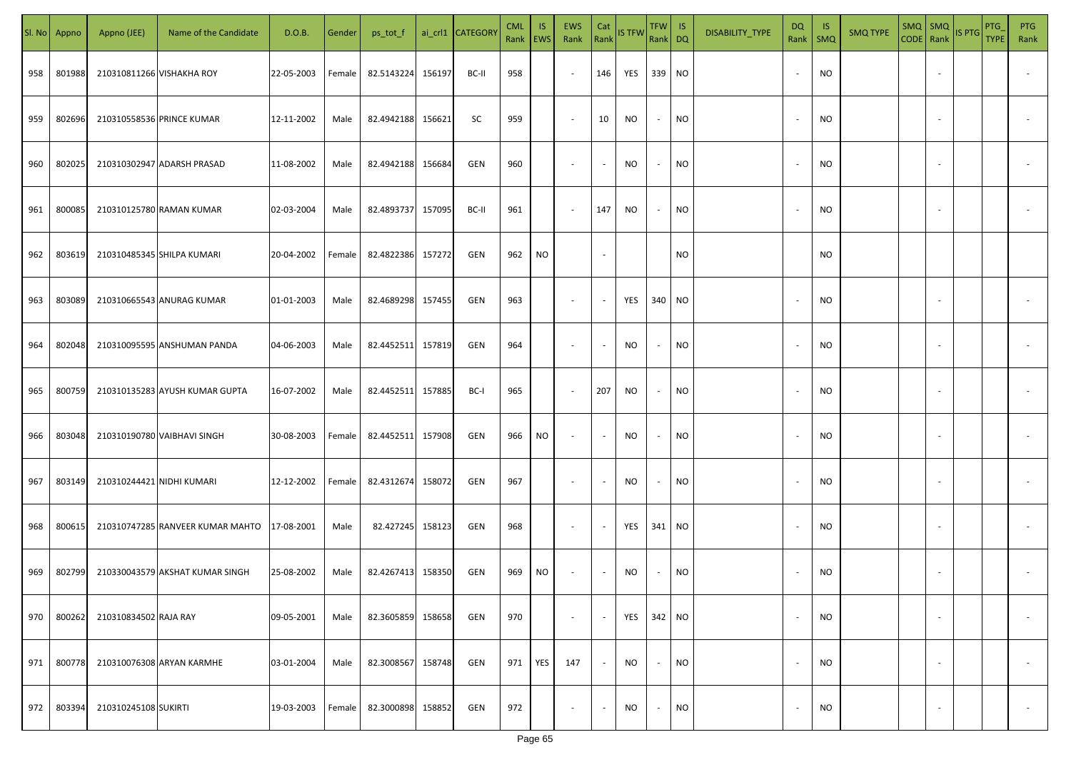| Sl. No | Appno | Appno (JEE) | Name of the Candidate | D.O.B. | Gender | ps_tot_f | ai_crl1 | CATEGORY | CML Rank | IS EWS | EWS Rank | Cat Rank | IS TFW | TFW Rank | IS DQ | DISABILITY_TYPE | DQ Rank | IS SMQ | SMQ TYPE | SMQ CODE | SMQ Rank | IS PTG | PTG_TYPE | PTG Rank |
|---|---|---|---|---|---|---|---|---|---|---|---|---|---|---|---|---|---|---|---|---|---|---|---|---|
| 958 | 801988 | 210310811266 | VISHAKHA ROY | 22-05-2003 | Female | 82.5143224 | 156197 | BC-II | 958 | | - | 146 | YES | 339 | NO | | - | NO | | | - | | | - |
| 959 | 802696 | 210310558536 | PRINCE KUMAR | 12-11-2002 | Male | 82.4942188 | 156621 | SC | 959 | | - | 10 | NO | - | NO | | - | NO | | | - | | | - |
| 960 | 802025 | 210310302947 | ADARSH PRASAD | 11-08-2002 | Male | 82.4942188 | 156684 | GEN | 960 | | - | - | NO | - | NO | | - | NO | | | - | | | - |
| 961 | 800085 | 210310125780 | RAMAN KUMAR | 02-03-2004 | Male | 82.4893737 | 157095 | BC-II | 961 | | - | 147 | NO | - | NO | | - | NO | | | - | | | - |
| 962 | 803619 | 210310485345 | SHILPA KUMARI | 20-04-2002 | Female | 82.4822386 | 157272 | GEN | 962 | NO | | - | | | NO | | | NO | | | | | | |
| 963 | 803089 | 210310665543 | ANURAG KUMAR | 01-01-2003 | Male | 82.4689298 | 157455 | GEN | 963 | | - | - | YES | 340 | NO | | - | NO | | | - | | | - |
| 964 | 802048 | 210310095595 | ANSHUMAN PANDA | 04-06-2003 | Male | 82.4452511 | 157819 | GEN | 964 | | - | - | NO | - | NO | | - | NO | | | - | | | - |
| 965 | 800759 | 210310135283 | AYUSH KUMAR GUPTA | 16-07-2002 | Male | 82.4452511 | 157885 | BC-I | 965 | | - | 207 | NO | - | NO | | - | NO | | | - | | | - |
| 966 | 803048 | 210310190780 | VAIBHAVI SINGH | 30-08-2003 | Female | 82.4452511 | 157908 | GEN | 966 | NO | - | - | NO | - | NO | | - | NO | | | - | | | - |
| 967 | 803149 | 210310244421 | NIDHI KUMARI | 12-12-2002 | Female | 82.4312674 | 158072 | GEN | 967 | | - | - | NO | - | NO | | - | NO | | | - | | | - |
| 968 | 800615 | 210310747285 | RANVEER KUMAR MAHTO | 17-08-2001 | Male | 82.427245 | 158123 | GEN | 968 | | - | - | YES | 341 | NO | | - | NO | | | - | | | - |
| 969 | 802799 | 210330043579 | AKSHAT KUMAR SINGH | 25-08-2002 | Male | 82.4267413 | 158350 | GEN | 969 | NO | - | - | NO | - | NO | | - | NO | | | - | | | - |
| 970 | 800262 | 210310834502 | RAJA RAY | 09-05-2001 | Male | 82.3605859 | 158658 | GEN | 970 | | - | - | YES | 342 | NO | | - | NO | | | - | | | - |
| 971 | 800778 | 210310076308 | ARYAN KARMHE | 03-01-2004 | Male | 82.3008567 | 158748 | GEN | 971 | YES | 147 | - | NO | - | NO | | - | NO | | | - | | | - |
| 972 | 803394 | 210310245108 | SUKIRTI | 19-03-2003 | Female | 82.3000898 | 158852 | GEN | 972 | | - | - | NO | - | NO | | - | NO | | | - | | | - |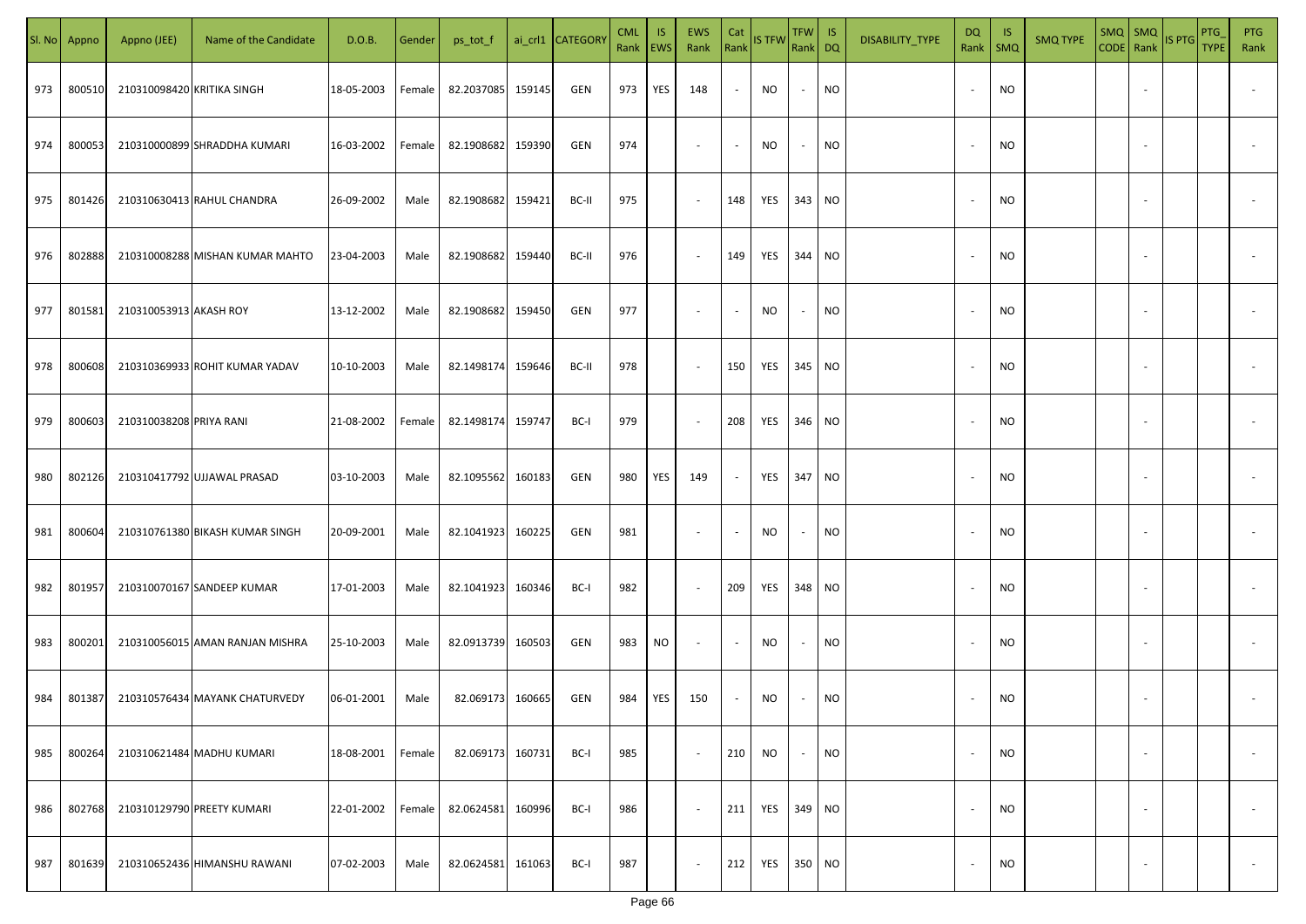| Sl. No | Appno | Appno (JEE) | Name of the Candidate | D.O.B. | Gender | ps_tot_f | ai_crl1 | CATEGORY | CML Rank | IS EWS | EWS Rank | Cat Rank | IS TFW | TFW Rank | IS DQ | DISABILITY_TYPE | DQ Rank | IS SMQ | SMQ TYPE | SMQ CODE | SMQ Rank | IS PTG | PTG_TYPE | PTG Rank |
|---|---|---|---|---|---|---|---|---|---|---|---|---|---|---|---|---|---|---|---|---|---|---|---|---|
| 973 | 800510 | 210310098420 | KRITIKA SINGH | 18-05-2003 | Female | 82.2037085 | 159145 | GEN | 973 | YES | 148 | - | NO | - | NO | | - | NO | | | - | | | - |
| 974 | 800053 | 210310000899 | SHRADDHA KUMARI | 16-03-2002 | Female | 82.1908682 | 159390 | GEN | 974 | | - | - | NO | - | NO | | - | NO | | | - | | | - |
| 975 | 801426 | 210310630413 | RAHUL CHANDRA | 26-09-2002 | Male | 82.1908682 | 159421 | BC-II | 975 | | - | 148 | YES | 343 | NO | | - | NO | | | - | | | - |
| 976 | 802888 | 210310008288 | MISHAN KUMAR MAHTO | 23-04-2003 | Male | 82.1908682 | 159440 | BC-II | 976 | | - | 149 | YES | 344 | NO | | - | NO | | | - | | | - |
| 977 | 801581 | 210310053913 | AKASH ROY | 13-12-2002 | Male | 82.1908682 | 159450 | GEN | 977 | | - | - | NO | - | NO | | - | NO | | | - | | | - |
| 978 | 800608 | 210310369933 | ROHIT KUMAR YADAV | 10-10-2003 | Male | 82.1498174 | 159646 | BC-II | 978 | | - | 150 | YES | 345 | NO | | - | NO | | | - | | | - |
| 979 | 800603 | 210310038208 | PRIYA RANI | 21-08-2002 | Female | 82.1498174 | 159747 | BC-I | 979 | | - | 208 | YES | 346 | NO | | - | NO | | | - | | | - |
| 980 | 802126 | 210310417792 | UJJAWAL PRASAD | 03-10-2003 | Male | 82.1095562 | 160183 | GEN | 980 | YES | 149 | - | YES | 347 | NO | | - | NO | | | - | | | - |
| 981 | 800604 | 210310761380 | BIKASH KUMAR SINGH | 20-09-2001 | Male | 82.1041923 | 160225 | GEN | 981 | | - | - | NO | - | NO | | - | NO | | | - | | | - |
| 982 | 801957 | 210310070167 | SANDEEP KUMAR | 17-01-2003 | Male | 82.1041923 | 160346 | BC-I | 982 | | - | 209 | YES | 348 | NO | | - | NO | | | - | | | - |
| 983 | 800201 | 210310056015 | AMAN RANJAN MISHRA | 25-10-2003 | Male | 82.0913739 | 160503 | GEN | 983 | NO | - | - | NO | - | NO | | - | NO | | | - | | | - |
| 984 | 801387 | 210310576434 | MAYANK CHATURVEDY | 06-01-2001 | Male | 82.069173 | 160665 | GEN | 984 | YES | 150 | - | NO | - | NO | | - | NO | | | - | | | - |
| 985 | 800264 | 210310621484 | MADHU KUMARI | 18-08-2001 | Female | 82.069173 | 160731 | BC-I | 985 | | - | 210 | NO | - | NO | | - | NO | | | - | | | - |
| 986 | 802768 | 210310129790 | PREETY KUMARI | 22-01-2002 | Female | 82.0624581 | 160996 | BC-I | 986 | | - | 211 | YES | 349 | NO | | - | NO | | | - | | | - |
| 987 | 801639 | 210310652436 | HIMANSHU RAWANI | 07-02-2003 | Male | 82.0624581 | 161063 | BC-I | 987 | | - | 212 | YES | 350 | NO | | - | NO | | | - | | | - |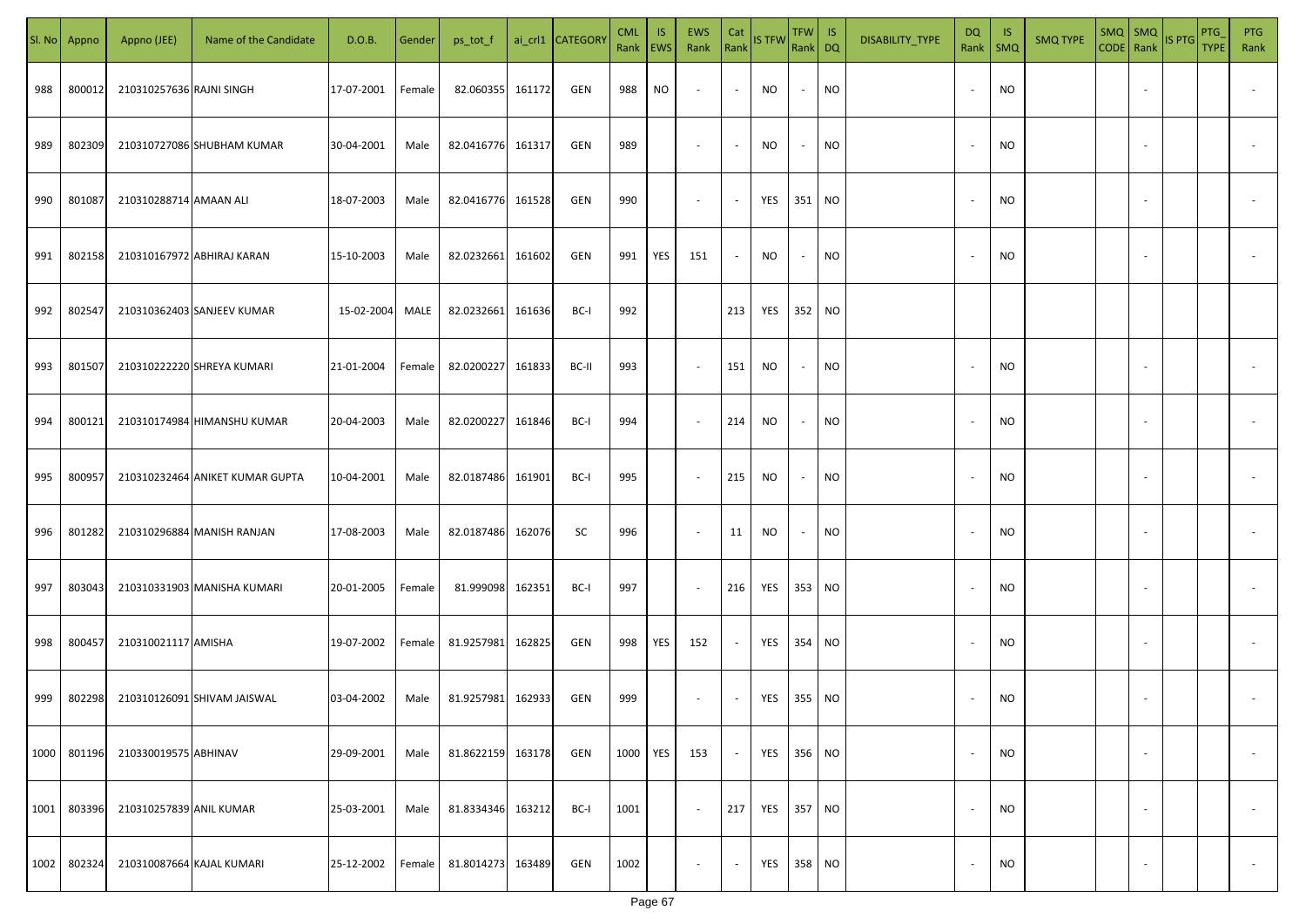| Sl. No | Appno | Appno (JEE) | Name of the Candidate | D.O.B. | Gender | ps_tot_f | ai_crl1 | CATEGORY | CML Rank | IS EWS | EWS Rank | Cat Rank | IS TFW | TFW Rank | IS DQ | DISABILITY_TYPE | DQ Rank | IS SMQ | SMQ TYPE | SMQ CODE | SMQ Rank | IS PTG | PTG_TYPE | PTG Rank |
|---|---|---|---|---|---|---|---|---|---|---|---|---|---|---|---|---|---|---|---|---|---|---|---|---|
| 988 | 800012 | 210310257636 | RAJNI SINGH | 17-07-2001 | Female | 82.060355 | 161172 | GEN | 988 | NO | - | - | NO | - | NO | | - | NO | | | - | | | - |
| 989 | 802309 | 210310727086 | SHUBHAM KUMAR | 30-04-2001 | Male | 82.0416776 | 161317 | GEN | 989 | | - | - | NO | - | NO | | - | NO | | | - | | | - |
| 990 | 801087 | 210310288714 | AMAAN ALI | 18-07-2003 | Male | 82.0416776 | 161528 | GEN | 990 | | - | - | YES | 351 | NO | | - | NO | | | - | | | - |
| 991 | 802158 | 210310167972 | ABHIRAJ KARAN | 15-10-2003 | Male | 82.0232661 | 161602 | GEN | 991 | YES | 151 | - | NO | - | NO | | - | NO | | | - | | | - |
| 992 | 802547 | 210310362403 | SANJEEV KUMAR | 15-02-2004 | MALE | 82.0232661 | 161636 | BC-I | 992 | | | 213 | YES | 352 | NO | | | | | | | | | |
| 993 | 801507 | 210310222220 | SHREYA KUMARI | 21-01-2004 | Female | 82.0200227 | 161833 | BC-II | 993 | | - | 151 | NO | - | NO | | - | NO | | | - | | | - |
| 994 | 800121 | 210310174984 | HIMANSHU KUMAR | 20-04-2003 | Male | 82.0200227 | 161846 | BC-I | 994 | | - | 214 | NO | - | NO | | - | NO | | | - | | | - |
| 995 | 800957 | 210310232464 | ANIKET KUMAR GUPTA | 10-04-2001 | Male | 82.0187486 | 161901 | BC-I | 995 | | - | 215 | NO | - | NO | | - | NO | | | - | | | - |
| 996 | 801282 | 210310296884 | MANISH RANJAN | 17-08-2003 | Male | 82.0187486 | 162076 | SC | 996 | | - | 11 | NO | - | NO | | - | NO | | | - | | | - |
| 997 | 803043 | 210310331903 | MANISHA KUMARI | 20-01-2005 | Female | 81.999098 | 162351 | BC-I | 997 | | - | 216 | YES | 353 | NO | | - | NO | | | - | | | - |
| 998 | 800457 | 210310021117 | AMISHA | 19-07-2002 | Female | 81.9257981 | 162825 | GEN | 998 | YES | 152 | - | YES | 354 | NO | | - | NO | | | - | | | - |
| 999 | 802298 | 210310126091 | SHIVAM JAISWAL | 03-04-2002 | Male | 81.9257981 | 162933 | GEN | 999 | | - | - | YES | 355 | NO | | - | NO | | | - | | | - |
| 1000 | 801196 | 210330019575 | ABHINAV | 29-09-2001 | Male | 81.8622159 | 163178 | GEN | 1000 | YES | 153 | - | YES | 356 | NO | | - | NO | | | - | | | - |
| 1001 | 803396 | 210310257839 | ANIL KUMAR | 25-03-2001 | Male | 81.8334346 | 163212 | BC-I | 1001 | | - | 217 | YES | 357 | NO | | - | NO | | | - | | | - |
| 1002 | 802324 | 210310087664 | KAJAL KUMARI | 25-12-2002 | Female | 81.8014273 | 163489 | GEN | 1002 | | - | - | YES | 358 | NO | | - | NO | | | - | | | - |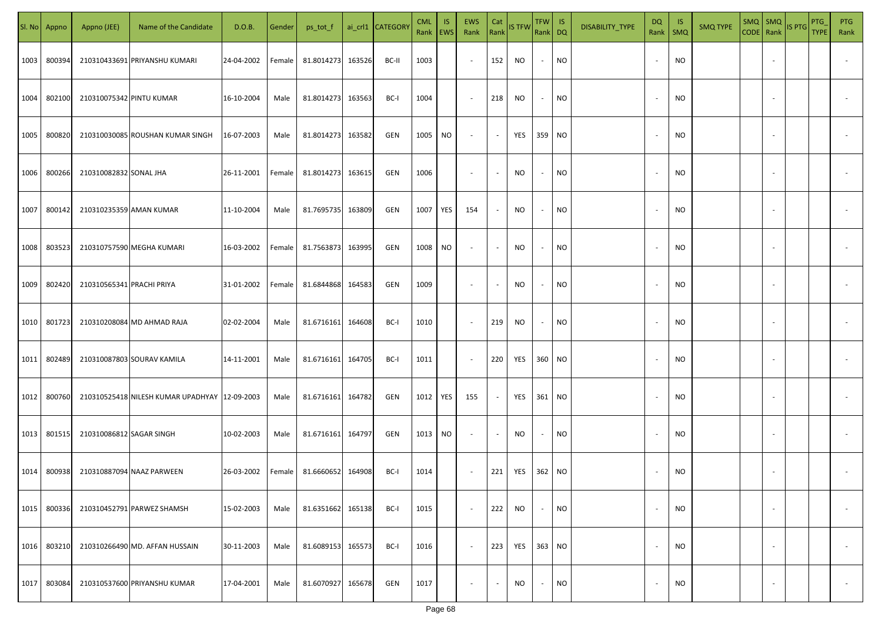| Sl. No | Appno | Appno (JEE) | Name of the Candidate | D.O.B. | Gender | ps_tot_f | ai_crl1 | CATEGORY | CML Rank | IS EWS | EWS Rank | Cat Rank | IS TFW | TFW Rank | IS DQ | DISABILITY_TYPE | DQ Rank | IS SMQ | SMQ TYPE | SMQ CODE | SMQ Rank | IS PTG | PTG_TYPE | PTG Rank |
|---|---|---|---|---|---|---|---|---|---|---|---|---|---|---|---|---|---|---|---|---|---|---|---|---|
| 1003 | 800394 | 210310433691 | PRIYANSHU KUMARI | 24-04-2002 | Female | 81.8014273 | 163526 | BC-II | 1003 | | - | 152 | NO | - | NO | | - | NO | | | - | | | - |
| 1004 | 802100 | 210310075342 | PINTU KUMAR | 16-10-2004 | Male | 81.8014273 | 163563 | BC-I | 1004 | | - | 218 | NO | - | NO | | - | NO | | | - | | | - |
| 1005 | 800820 | 210310030085 | ROUSHAN KUMAR SINGH | 16-07-2003 | Male | 81.8014273 | 163582 | GEN | 1005 | NO | - | - | YES | 359 | NO | | - | NO | | | - | | | - |
| 1006 | 800266 | 210310082832 | SONAL JHA | 26-11-2001 | Female | 81.8014273 | 163615 | GEN | 1006 | | - | - | NO | - | NO | | - | NO | | | - | | | - |
| 1007 | 800142 | 210310235359 | AMAN KUMAR | 11-10-2004 | Male | 81.7695735 | 163809 | GEN | 1007 | YES | 154 | - | NO | - | NO | | - | NO | | | - | | | - |
| 1008 | 803523 | 210310757590 | MEGHA KUMARI | 16-03-2002 | Female | 81.7563873 | 163995 | GEN | 1008 | NO | - | - | NO | - | NO | | - | NO | | | - | | | - |
| 1009 | 802420 | 210310565341 | PRACHI PRIYA | 31-01-2002 | Female | 81.6844868 | 164583 | GEN | 1009 | | - | - | NO | - | NO | | - | NO | | | - | | | - |
| 1010 | 801723 | 210310208084 | MD AHMAD RAJA | 02-02-2004 | Male | 81.6716161 | 164608 | BC-I | 1010 | | - | 219 | NO | - | NO | | - | NO | | | - | | | - |
| 1011 | 802489 | 210310087803 | SOURAV KAMILA | 14-11-2001 | Male | 81.6716161 | 164705 | BC-I | 1011 | | - | 220 | YES | 360 | NO | | - | NO | | | - | | | - |
| 1012 | 800760 | 210310525418 | NILESH KUMAR UPADHYAY | 12-09-2003 | Male | 81.6716161 | 164782 | GEN | 1012 | YES | 155 | - | YES | 361 | NO | | - | NO | | | - | | | - |
| 1013 | 801515 | 210310086812 | SAGAR SINGH | 10-02-2003 | Male | 81.6716161 | 164797 | GEN | 1013 | NO | - | - | NO | - | NO | | - | NO | | | - | | | - |
| 1014 | 800938 | 210310887094 | NAAZ PARWEEN | 26-03-2002 | Female | 81.6660652 | 164908 | BC-I | 1014 | | - | 221 | YES | 362 | NO | | - | NO | | | - | | | - |
| 1015 | 800336 | 210310452791 | PARWEZ SHAMSH | 15-02-2003 | Male | 81.6351662 | 165138 | BC-I | 1015 | | - | 222 | NO | - | NO | | - | NO | | | - | | | - |
| 1016 | 803210 | 210310266490 | MD. AFFAN HUSSAIN | 30-11-2003 | Male | 81.6089153 | 165573 | BC-I | 1016 | | - | 223 | YES | 363 | NO | | - | NO | | | - | | | - |
| 1017 | 803084 | 210310537600 | PRIYANSHU KUMAR | 17-04-2001 | Male | 81.6070927 | 165678 | GEN | 1017 | | - | - | NO | - | NO | | - | NO | | | - | | | - |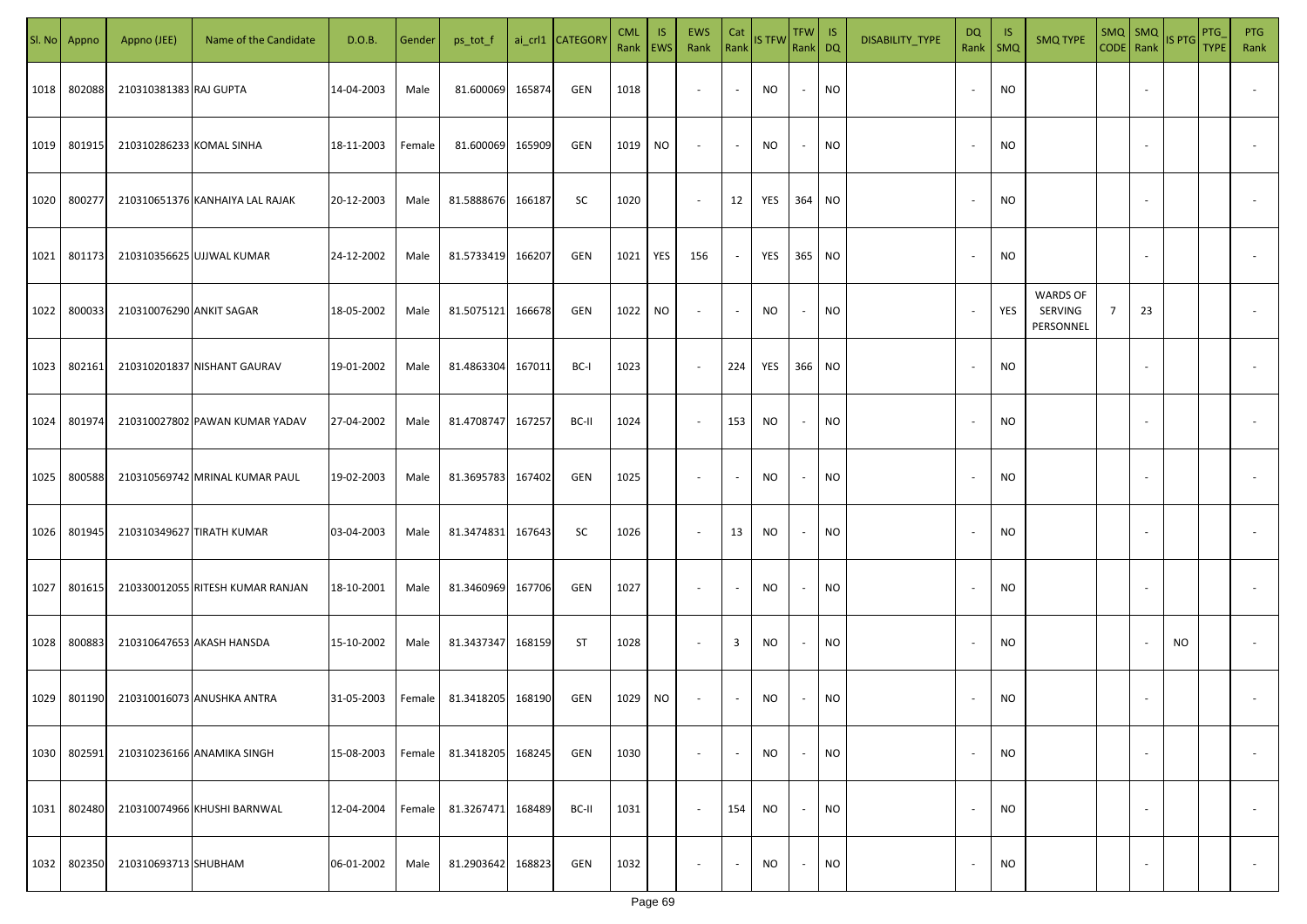| Sl. No | Appno | Appno (JEE) | Name of the Candidate | D.O.B. | Gender | ps_tot_f | ai_crl1 | CATEGORY | CML Rank | IS EWS | EWS Rank | Cat Rank | IS TFW | TFW Rank | IS DQ | DISABILITY_TYPE | DQ Rank | IS SMQ | SMQ TYPE | SMQ CODE | SMQ Rank | IS PTG | PTG_TYPE | PTG Rank |
|---|---|---|---|---|---|---|---|---|---|---|---|---|---|---|---|---|---|---|---|---|---|---|---|---|
| 1018 | 802088 | 210310381383 | RAJ GUPTA | 14-04-2003 | Male | 81.600069 | 165874 | GEN | 1018 | | - | - | NO | - | NO | | - | NO | | | - | | | - |
| 1019 | 801915 | 210310286233 | KOMAL SINHA | 18-11-2003 | Female | 81.600069 | 165909 | GEN | 1019 | NO | - | - | NO | - | NO | | - | NO | | | - | | | - |
| 1020 | 800277 | 210310651376 | KANHAIYA LAL RAJAK | 20-12-2003 | Male | 81.5888676 | 166187 | SC | 1020 | | - | 12 | YES | 364 | NO | | - | NO | | | - | | | - |
| 1021 | 801173 | 210310356625 | UJJWAL KUMAR | 24-12-2002 | Male | 81.5733419 | 166207 | GEN | 1021 | YES | 156 | - | YES | 365 | NO | | - | NO | | | - | | | - |
| 1022 | 800033 | 210310076290 | ANKIT SAGAR | 18-05-2002 | Male | 81.5075121 | 166678 | GEN | 1022 | NO | - | - | NO | - | NO | | - | YES | WARDS OF SERVING PERSONNEL | 7 | 23 | | | - |
| 1023 | 802161 | 210310201837 | NISHANT GAURAV | 19-01-2002 | Male | 81.4863304 | 167011 | BC-I | 1023 | | - | 224 | YES | 366 | NO | | - | NO | | | - | | | - |
| 1024 | 801974 | 210310027802 | PAWAN KUMAR YADAV | 27-04-2002 | Male | 81.4708747 | 167257 | BC-II | 1024 | | - | 153 | NO | - | NO | | - | NO | | | - | | | - |
| 1025 | 800588 | 210310569742 | MRINAL KUMAR PAUL | 19-02-2003 | Male | 81.3695783 | 167402 | GEN | 1025 | | - | - | NO | - | NO | | - | NO | | | - | | | - |
| 1026 | 801945 | 210310349627 | TIRATH KUMAR | 03-04-2003 | Male | 81.3474831 | 167643 | SC | 1026 | | - | 13 | NO | - | NO | | - | NO | | | - | | | - |
| 1027 | 801615 | 210330012055 | RITESH KUMAR RANJAN | 18-10-2001 | Male | 81.3460969 | 167706 | GEN | 1027 | | - | - | NO | - | NO | | - | NO | | | - | | | - |
| 1028 | 800883 | 210310647653 | AKASH HANSDA | 15-10-2002 | Male | 81.3437347 | 168159 | ST | 1028 | | - | 3 | NO | - | NO | | - | NO | | | - | NO | | - |
| 1029 | 801190 | 210310016073 | ANUSHKA ANTRA | 31-05-2003 | Female | 81.3418205 | 168190 | GEN | 1029 | NO | - | - | NO | - | NO | | - | NO | | | - | | | - |
| 1030 | 802591 | 210310236166 | ANAMIKA SINGH | 15-08-2003 | Female | 81.3418205 | 168245 | GEN | 1030 | | - | - | NO | - | NO | | - | NO | | | - | | | - |
| 1031 | 802480 | 210310074966 | KHUSHI BARNWAL | 12-04-2004 | Female | 81.3267471 | 168489 | BC-II | 1031 | | - | 154 | NO | - | NO | | - | NO | | | - | | | - |
| 1032 | 802350 | 210310693713 | SHUBHAM | 06-01-2002 | Male | 81.2903642 | 168823 | GEN | 1032 | | - | - | NO | - | NO | | - | NO | | | - | | | - |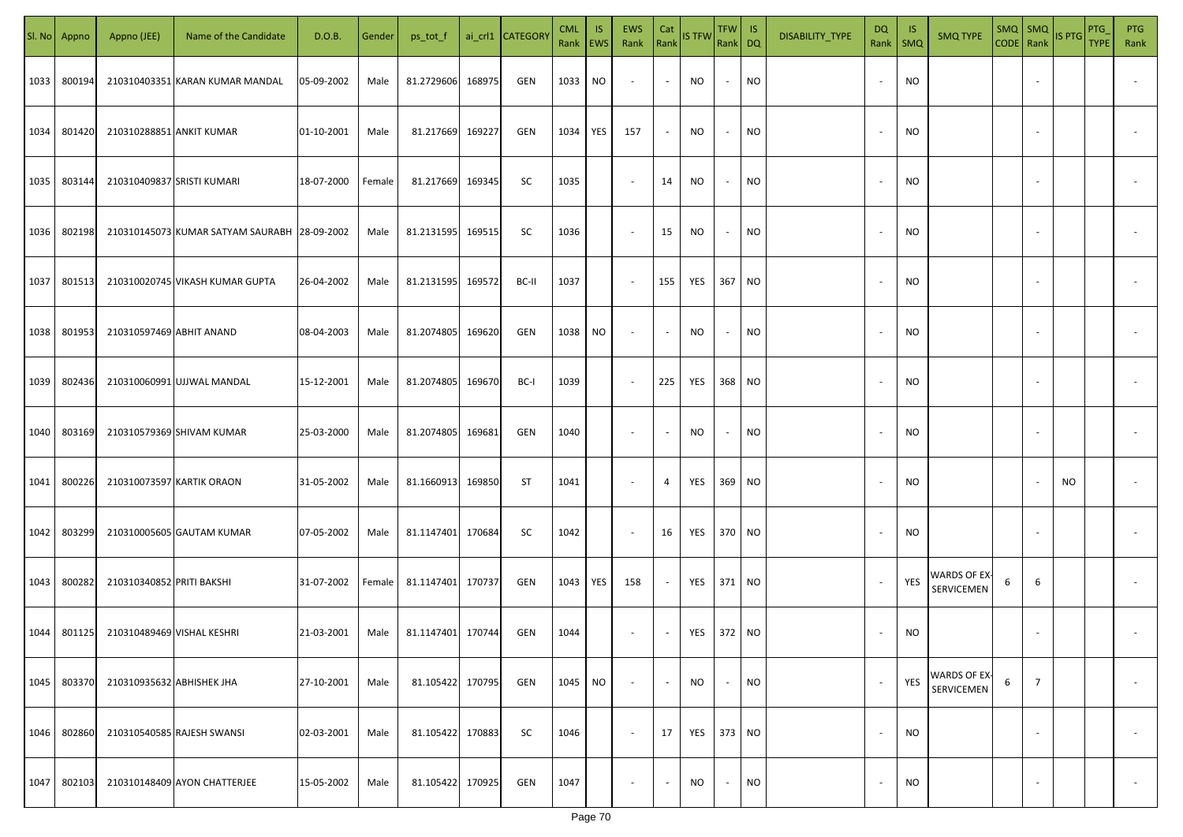| Sl. No | Appno | Appno (JEE) | Name of the Candidate | D.O.B. | Gender | ps_tot_f | ai_crl1 | CATEGORY | CML Rank | IS EWS | EWS Rank | Cat Rank | IS TFW | TFW Rank | IS DQ | DISABILITY_TYPE | DQ Rank | IS SMQ | SMQ TYPE | SMQ CODE | SMQ Rank | IS PTG | PTG_TYPE | PTG Rank |
|---|---|---|---|---|---|---|---|---|---|---|---|---|---|---|---|---|---|---|---|---|---|---|---|---|
| 1033 | 800194 | 210310403351 | KARAN KUMAR MANDAL | 05-09-2002 | Male | 81.2729606 | 168975 | GEN | 1033 | NO | - | - | NO | - | NO | | - | NO | | | - | | | - |
| 1034 | 801420 | 210310288851 | ANKIT KUMAR | 01-10-2001 | Male | 81.217669 | 169227 | GEN | 1034 | YES | 157 | - | NO | - | NO | | - | NO | | | - | | | - |
| 1035 | 803144 | 210310409837 | SRISTI KUMARI | 18-07-2000 | Female | 81.217669 | 169345 | SC | 1035 | | - | 14 | NO | - | NO | | - | NO | | | - | | | - |
| 1036 | 802198 | 210310145073 | KUMAR SATYAM SAURABH | 28-09-2002 | Male | 81.2131595 | 169515 | SC | 1036 | | - | 15 | NO | - | NO | | - | NO | | | - | | | - |
| 1037 | 801513 | 210310020745 | VIKASH KUMAR GUPTA | 26-04-2002 | Male | 81.2131595 | 169572 | BC-II | 1037 | | - | 155 | YES | 367 | NO | | - | NO | | | - | | | - |
| 1038 | 801953 | 210310597469 | ABHIT ANAND | 08-04-2003 | Male | 81.2074805 | 169620 | GEN | 1038 | NO | - | - | NO | - | NO | | - | NO | | | - | | | - |
| 1039 | 802436 | 210310060991 | UJJWAL MANDAL | 15-12-2001 | Male | 81.2074805 | 169670 | BC-I | 1039 | | - | 225 | YES | 368 | NO | | - | NO | | | - | | | - |
| 1040 | 803169 | 210310579369 | SHIVAM KUMAR | 25-03-2000 | Male | 81.2074805 | 169681 | GEN | 1040 | | - | - | NO | - | NO | | - | NO | | | - | | | - |
| 1041 | 800226 | 210310073597 | KARTIK ORAON | 31-05-2002 | Male | 81.1660913 | 169850 | ST | 1041 | | - | 4 | YES | 369 | NO | | - | NO | | | - | NO | | - |
| 1042 | 803299 | 210310005605 | GAUTAM KUMAR | 07-05-2002 | Male | 81.1147401 | 170684 | SC | 1042 | | - | 16 | YES | 370 | NO | | - | NO | | | - | | | - |
| 1043 | 800282 | 210310340852 | PRITI BAKSHI | 31-07-2002 | Female | 81.1147401 | 170737 | GEN | 1043 | YES | 158 | - | YES | 371 | NO | | - | YES | WARDS OF EX-SERVICEMEN | 6 | 6 | | | - |
| 1044 | 801125 | 210310489469 | VISHAL KESHRI | 21-03-2001 | Male | 81.1147401 | 170744 | GEN | 1044 | | - | - | YES | 372 | NO | | - | NO | | | - | | | - |
| 1045 | 803370 | 210310935632 | ABHISHEK JHA | 27-10-2001 | Male | 81.105422 | 170795 | GEN | 1045 | NO | - | - | NO | - | NO | | - | YES | WARDS OF EX-SERVICEMEN | 6 | 7 | | | - |
| 1046 | 802860 | 210310540585 | RAJESH SWANSI | 02-03-2001 | Male | 81.105422 | 170883 | SC | 1046 | | - | 17 | YES | 373 | NO | | - | NO | | | - | | | - |
| 1047 | 802103 | 210310148409 | AYON CHATTERJEE | 15-05-2002 | Male | 81.105422 | 170925 | GEN | 1047 | | - | - | NO | - | NO | | - | NO | | | - | | | - |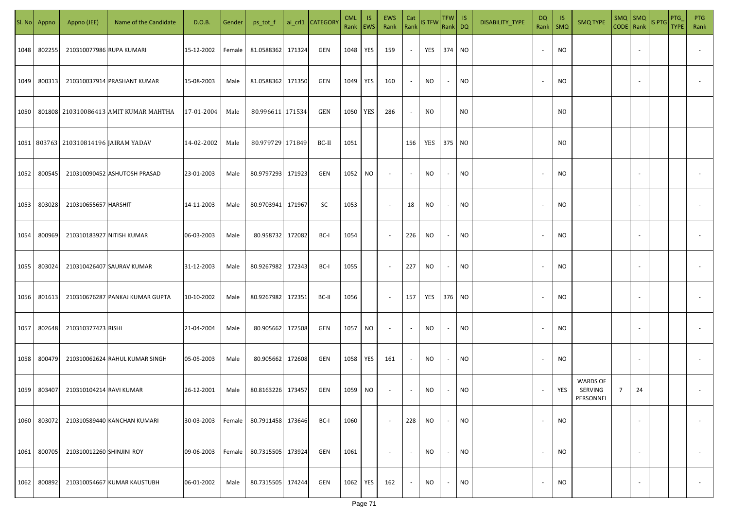| Sl. No | Appno | Appno (JEE) | Name of the Candidate | D.O.B. | Gender | ps_tot_f | ai_crl1 | CATEGORY | CML Rank | IS EWS | EWS Rank | Cat Rank | IS TFW | TFW Rank | IS DQ | DISABILITY_TYPE | DQ Rank | IS SMQ | SMQ TYPE | SMQ CODE | SMQ Rank | IS PTG | PTG_TYPE | PTG Rank |
|---|---|---|---|---|---|---|---|---|---|---|---|---|---|---|---|---|---|---|---|---|---|---|---|---|
| 1048 | 802255 | 210310077986 | RUPA KUMARI | 15-12-2002 | Female | 81.0588362 | 171324 | GEN | 1048 | YES | 159 | - | YES | 374 | NO | | - | NO | | | - | | | - |
| 1049 | 800313 | 210310037914 | PRASHANT KUMAR | 15-08-2003 | Male | 81.0588362 | 171350 | GEN | 1049 | YES | 160 | - | NO | - | NO | | - | NO | | | - | | | - |
| 1050 | 801808 | 210310086413 | AMIT KUMAR MAHTHA | 17-01-2004 | Male | 80.996611 | 171534 | GEN | 1050 | YES | 286 | - | NO | | NO | | | NO | | | | | | |
| 1051 | 803763 | 210310814196 | JAIRAM YADAV | 14-02-2002 | Male | 80.979729 | 171849 | BC-II | 1051 | | | 156 | YES | 375 | NO | | | NO | | | | | | |
| 1052 | 800545 | 210310090452 | ASHUTOSH PRASAD | 23-01-2003 | Male | 80.9797293 | 171923 | GEN | 1052 | NO | - | - | NO | - | NO | | - | NO | | | - | | | - |
| 1053 | 803028 | 210310655657 | HARSHIT | 14-11-2003 | Male | 80.9703941 | 171967 | SC | 1053 | | - | 18 | NO | - | NO | | - | NO | | | - | | | - |
| 1054 | 800969 | 210310183927 | NITISH KUMAR | 06-03-2003 | Male | 80.958732 | 172082 | BC-I | 1054 | | - | 226 | NO | - | NO | | - | NO | | | - | | | - |
| 1055 | 803024 | 210310426407 | SAURAV KUMAR | 31-12-2003 | Male | 80.9267982 | 172343 | BC-I | 1055 | | - | 227 | NO | - | NO | | - | NO | | | - | | | - |
| 1056 | 801613 | 210310676287 | PANKAJ KUMAR GUPTA | 10-10-2002 | Male | 80.9267982 | 172351 | BC-II | 1056 | | - | 157 | YES | 376 | NO | | - | NO | | | - | | | - |
| 1057 | 802648 | 210310377423 | RISHI | 21-04-2004 | Male | 80.905662 | 172508 | GEN | 1057 | NO | - | - | NO | - | NO | | - | NO | | | - | | | - |
| 1058 | 800479 | 210310062624 | RAHUL KUMAR SINGH | 05-05-2003 | Male | 80.905662 | 172608 | GEN | 1058 | YES | 161 | - | NO | - | NO | | - | NO | | | - | | | - |
| 1059 | 803407 | 210310104214 | RAVI KUMAR | 26-12-2001 | Male | 80.8163226 | 173457 | GEN | 1059 | NO | - | - | NO | - | NO | | - | YES | WARDS OF SERVING PERSONNEL | 7 | 24 | | | - |
| 1060 | 803072 | 210310589440 | KANCHAN KUMARI | 30-03-2003 | Female | 80.7911458 | 173646 | BC-I | 1060 | | - | 228 | NO | - | NO | | - | NO | | | - | | | - |
| 1061 | 800705 | 210310012260 | SHINJINI ROY | 09-06-2003 | Female | 80.7315505 | 173924 | GEN | 1061 | | - | - | NO | - | NO | | - | NO | | | - | | | - |
| 1062 | 800892 | 210310054667 | KUMAR KAUSTUBH | 06-01-2002 | Male | 80.7315505 | 174244 | GEN | 1062 | YES | 162 | - | NO | - | NO | | - | NO | | | - | | | - |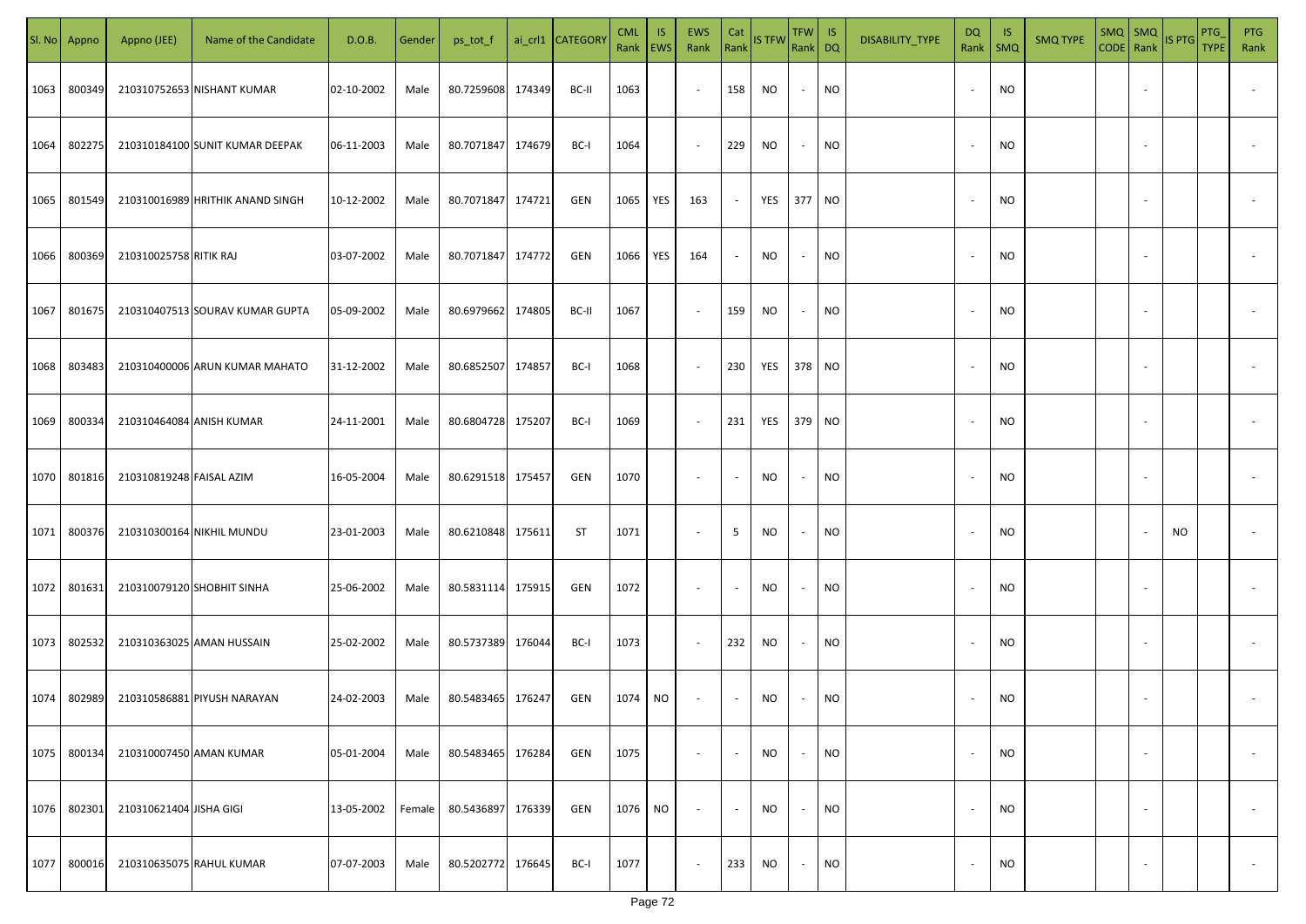| Sl. No | Appno | Appno (JEE) | Name of the Candidate | D.O.B. | Gender | ps_tot_f | ai_crl1 | CATEGORY | CML Rank | IS EWS | EWS Rank | Cat Rank | IS TFW | TFW Rank | IS DQ | DISABILITY_TYPE | DQ Rank | IS SMQ | SMQ TYPE | SMQ CODE | SMQ Rank | IS PTG | PTG_TYPE | PTG Rank |
|---|---|---|---|---|---|---|---|---|---|---|---|---|---|---|---|---|---|---|---|---|---|---|---|---|
| 1063 | 800349 | 210310752653 | NISHANT KUMAR | 02-10-2002 | Male | 80.7259608 | 174349 | BC-II | 1063 | | - | 158 | NO | - | NO | | - | NO | | | - | | | - |
| 1064 | 802275 | 210310184100 | SUNIT KUMAR DEEPAK | 06-11-2003 | Male | 80.7071847 | 174679 | BC-I | 1064 | | - | 229 | NO | - | NO | | - | NO | | | - | | | - |
| 1065 | 801549 | 210310016989 | HRITHIK ANAND SINGH | 10-12-2002 | Male | 80.7071847 | 174721 | GEN | 1065 | YES | 163 | - | YES | 377 | NO | | - | NO | | | - | | | - |
| 1066 | 800369 | 210310025758 | RITIK RAJ | 03-07-2002 | Male | 80.7071847 | 174772 | GEN | 1066 | YES | 164 | - | NO | - | NO | | - | NO | | | - | | | - |
| 1067 | 801675 | 210310407513 | SOURAV KUMAR GUPTA | 05-09-2002 | Male | 80.6979662 | 174805 | BC-II | 1067 | | - | 159 | NO | - | NO | | - | NO | | | - | | | - |
| 1068 | 803483 | 210310400006 | ARUN KUMAR MAHATO | 31-12-2002 | Male | 80.6852507 | 174857 | BC-I | 1068 | | - | 230 | YES | 378 | NO | | - | NO | | | - | | | - |
| 1069 | 800334 | 210310464084 | ANISH KUMAR | 24-11-2001 | Male | 80.6804728 | 175207 | BC-I | 1069 | | - | 231 | YES | 379 | NO | | - | NO | | | - | | | - |
| 1070 | 801816 | 210310819248 | FAISAL AZIM | 16-05-2004 | Male | 80.6291518 | 175457 | GEN | 1070 | | - | - | NO | - | NO | | - | NO | | | - | | | - |
| 1071 | 800376 | 210310300164 | NIKHIL MUNDU | 23-01-2003 | Male | 80.6210848 | 175611 | ST | 1071 | | - | 5 | NO | - | NO | | - | NO | | | - | NO | | - |
| 1072 | 801631 | 210310079120 | SHOBHIT SINHA | 25-06-2002 | Male | 80.5831114 | 175915 | GEN | 1072 | | - | - | NO | - | NO | | - | NO | | | - | | | - |
| 1073 | 802532 | 210310363025 | AMAN HUSSAIN | 25-02-2002 | Male | 80.5737389 | 176044 | BC-I | 1073 | | - | 232 | NO | - | NO | | - | NO | | | - | | | - |
| 1074 | 802989 | 210310586881 | PIYUSH NARAYAN | 24-02-2003 | Male | 80.5483465 | 176247 | GEN | 1074 | NO | - | - | NO | - | NO | | - | NO | | | - | | | - |
| 1075 | 800134 | 210310007450 | AMAN KUMAR | 05-01-2004 | Male | 80.5483465 | 176284 | GEN | 1075 | | - | - | NO | - | NO | | - | NO | | | - | | | - |
| 1076 | 802301 | 210310621404 | JISHA GIGI | 13-05-2002 | Female | 80.5436897 | 176339 | GEN | 1076 | NO | - | - | NO | - | NO | | - | NO | | | - | | | - |
| 1077 | 800016 | 210310635075 | RAHUL KUMAR | 07-07-2003 | Male | 80.5202772 | 176645 | BC-I | 1077 | | - | 233 | NO | - | NO | | - | NO | | | - | | | - |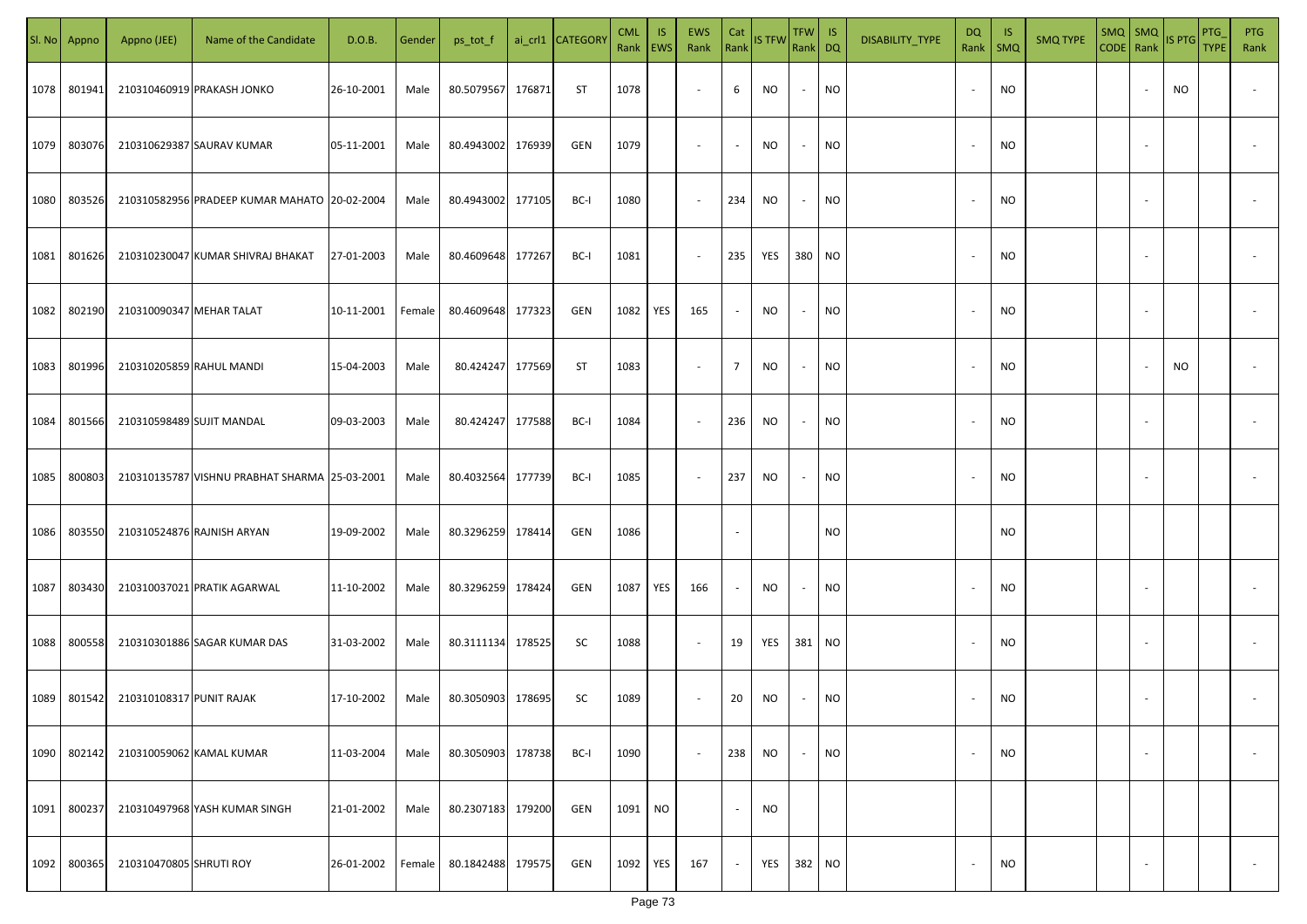| Sl. No | Appno | Appno (JEE) | Name of the Candidate | D.O.B. | Gender | ps_tot_f | ai_crl1 | CATEGORY | CML Rank | IS EWS | EWS Rank | Cat Rank | IS TFW | TFW Rank | IS DQ | DISABILITY_TYPE | DQ Rank | IS SMQ | SMQ TYPE | SMQ CODE | SMQ Rank | IS PTG | PTG_TYPE | PTG Rank |
|---|---|---|---|---|---|---|---|---|---|---|---|---|---|---|---|---|---|---|---|---|---|---|---|---|
| 1078 | 801941 | 210310460919 | PRAKASH JONKO | 26-10-2001 | Male | 80.5079567 | 176871 | ST | 1078 | | - | 6 | NO | - | NO | | - | NO | | | - | NO | | - |
| 1079 | 803076 | 210310629387 | SAURAV KUMAR | 05-11-2001 | Male | 80.4943002 | 176939 | GEN | 1079 | | - | - | NO | - | NO | | - | NO | | | - | | | - |
| 1080 | 803526 | 210310582956 | PRADEEP KUMAR MAHATO | 20-02-2004 | Male | 80.4943002 | 177105 | BC-I | 1080 | | - | 234 | NO | - | NO | | - | NO | | | - | | | - |
| 1081 | 801626 | 210310230047 | KUMAR SHIVRAJ BHAKAT | 27-01-2003 | Male | 80.4609648 | 177267 | BC-I | 1081 | | - | 235 | YES | 380 | NO | | - | NO | | | - | | | - |
| 1082 | 802190 | 210310090347 | MEHAR TALAT | 10-11-2001 | Female | 80.4609648 | 177323 | GEN | 1082 | YES | 165 | - | NO | - | NO | | - | NO | | | - | | | - |
| 1083 | 801996 | 210310205859 | RAHUL MANDI | 15-04-2003 | Male | 80.424247 | 177569 | ST | 1083 | | - | 7 | NO | - | NO | | - | NO | | | - | NO | | - |
| 1084 | 801566 | 210310598489 | SUJIT MANDAL | 09-03-2003 | Male | 80.424247 | 177588 | BC-I | 1084 | | - | 236 | NO | - | NO | | - | NO | | | - | | | - |
| 1085 | 800803 | 210310135787 | VISHNU PRABHAT SHARMA | 25-03-2001 | Male | 80.4032564 | 177739 | BC-I | 1085 | | - | 237 | NO | - | NO | | - | NO | | | - | | | - |
| 1086 | 803550 | 210310524876 | RAJNISH ARYAN | 19-09-2002 | Male | 80.3296259 | 178414 | GEN | 1086 | | | - | | | NO | | | NO | | | | | | |
| 1087 | 803430 | 210310037021 | PRATIK AGARWAL | 11-10-2002 | Male | 80.3296259 | 178424 | GEN | 1087 | YES | 166 | - | NO | - | NO | | - | NO | | | - | | | - |
| 1088 | 800558 | 210310301886 | SAGAR KUMAR DAS | 31-03-2002 | Male | 80.3111134 | 178525 | SC | 1088 | | - | 19 | YES | 381 | NO | | - | NO | | | - | | | - |
| 1089 | 801542 | 210310108317 | PUNIT RAJAK | 17-10-2002 | Male | 80.3050903 | 178695 | SC | 1089 | | - | 20 | NO | - | NO | | - | NO | | | - | | | - |
| 1090 | 802142 | 210310059062 | KAMAL KUMAR | 11-03-2004 | Male | 80.3050903 | 178738 | BC-I | 1090 | | - | 238 | NO | - | NO | | - | NO | | | - | | | - |
| 1091 | 800237 | 210310497968 | YASH KUMAR SINGH | 21-01-2002 | Male | 80.2307183 | 179200 | GEN | 1091 | NO | | - | NO | | | | | | | | | | | |
| 1092 | 800365 | 210310470805 | SHRUTI ROY | 26-01-2002 | Female | 80.1842488 | 179575 | GEN | 1092 | YES | 167 | - | YES | 382 | NO | | - | NO | | | - | | | - |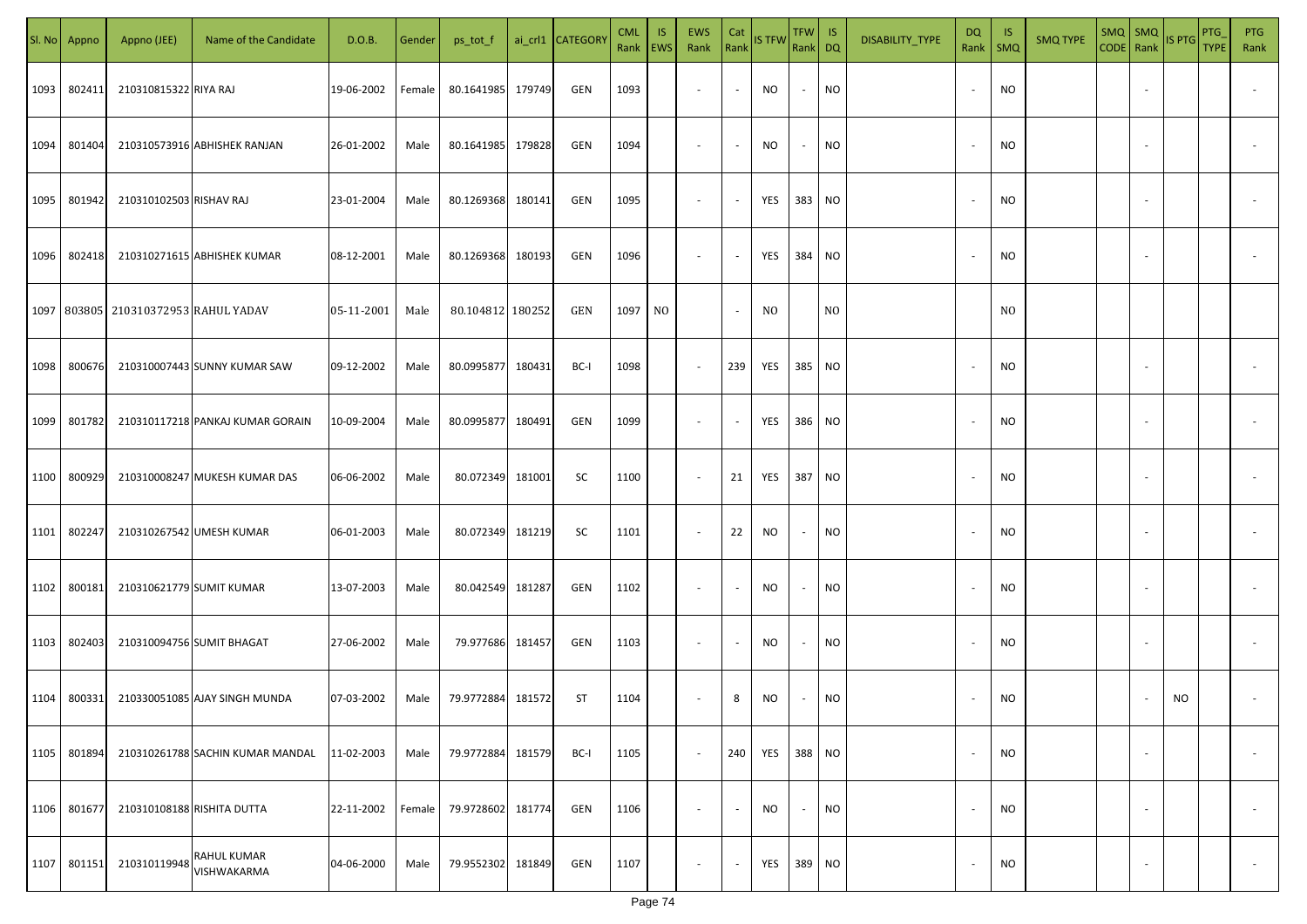| Sl. No | Appno | Appno (JEE) | Name of the Candidate | D.O.B. | Gender | ps_tot_f | ai_crl1 | CATEGORY | CML Rank | IS EWS | EWS Rank | Cat Rank | IS TFW | TFW Rank | IS DQ | DISABILITY_TYPE | DQ Rank | IS SMQ | SMQ TYPE | SMQ CODE | SMQ Rank | IS PTG | PTG_TYPE | PTG Rank |
|---|---|---|---|---|---|---|---|---|---|---|---|---|---|---|---|---|---|---|---|---|---|---|---|---|
| 1093 | 802411 | 210310815322 | RIYA RAJ | 19-06-2002 | Female | 80.1641985 | 179749 | GEN | 1093 | | - | - | NO | - | NO | | - | NO | | | - | | | - |
| 1094 | 801404 | 210310573916 | ABHISHEK RANJAN | 26-01-2002 | Male | 80.1641985 | 179828 | GEN | 1094 | | - | - | NO | - | NO | | - | NO | | | - | | | - |
| 1095 | 801942 | 210310102503 | RISHAV RAJ | 23-01-2004 | Male | 80.1269368 | 180141 | GEN | 1095 | | - | - | YES | 383 | NO | | - | NO | | | - | | | - |
| 1096 | 802418 | 210310271615 | ABHISHEK KUMAR | 08-12-2001 | Male | 80.1269368 | 180193 | GEN | 1096 | | - | - | YES | 384 | NO | | - | NO | | | - | | | - |
| 1097 | 803805 | 210310372953 | RAHUL YADAV | 05-11-2001 | Male | 80.104812 | 180252 | GEN | 1097 | NO | | - | NO | | NO | | | NO | | | | | | |
| 1098 | 800676 | 210310007443 | SUNNY KUMAR SAW | 09-12-2002 | Male | 80.0995877 | 180431 | BC-I | 1098 | | - | 239 | YES | 385 | NO | | - | NO | | | - | | | - |
| 1099 | 801782 | 210310117218 | PANKAJ KUMAR GORAIN | 10-09-2004 | Male | 80.0995877 | 180491 | GEN | 1099 | | - | - | YES | 386 | NO | | - | NO | | | - | | | - |
| 1100 | 800929 | 210310008247 | MUKESH KUMAR DAS | 06-06-2002 | Male | 80.072349 | 181001 | SC | 1100 | | - | 21 | YES | 387 | NO | | - | NO | | | - | | | - |
| 1101 | 802247 | 210310267542 | UMESH KUMAR | 06-01-2003 | Male | 80.072349 | 181219 | SC | 1101 | | - | 22 | NO | - | NO | | - | NO | | | - | | | - |
| 1102 | 800181 | 210310621779 | SUMIT KUMAR | 13-07-2003 | Male | 80.042549 | 181287 | GEN | 1102 | | - | - | NO | - | NO | | - | NO | | | - | | | - |
| 1103 | 802403 | 210310094756 | SUMIT BHAGAT | 27-06-2002 | Male | 79.977686 | 181457 | GEN | 1103 | | - | - | NO | - | NO | | - | NO | | | - | | | - |
| 1104 | 800331 | 210330051085 | AJAY SINGH MUNDA | 07-03-2002 | Male | 79.9772884 | 181572 | ST | 1104 | | - | 8 | NO | - | NO | | - | NO | | | - | NO | | - |
| 1105 | 801894 | 210310261788 | SACHIN KUMAR MANDAL | 11-02-2003 | Male | 79.9772884 | 181579 | BC-I | 1105 | | - | 240 | YES | 388 | NO | | - | NO | | | - | | | - |
| 1106 | 801677 | 210310108188 | RISHITA DUTTA | 22-11-2002 | Female | 79.9728602 | 181774 | GEN | 1106 | | - | - | NO | - | NO | | - | NO | | | - | | | - |
| 1107 | 801151 | 210310119948 | RAHUL KUMAR VISHWAKARMA | 04-06-2000 | Male | 79.9552302 | 181849 | GEN | 1107 | | - | - | YES | 389 | NO | | - | NO | | | - | | | - |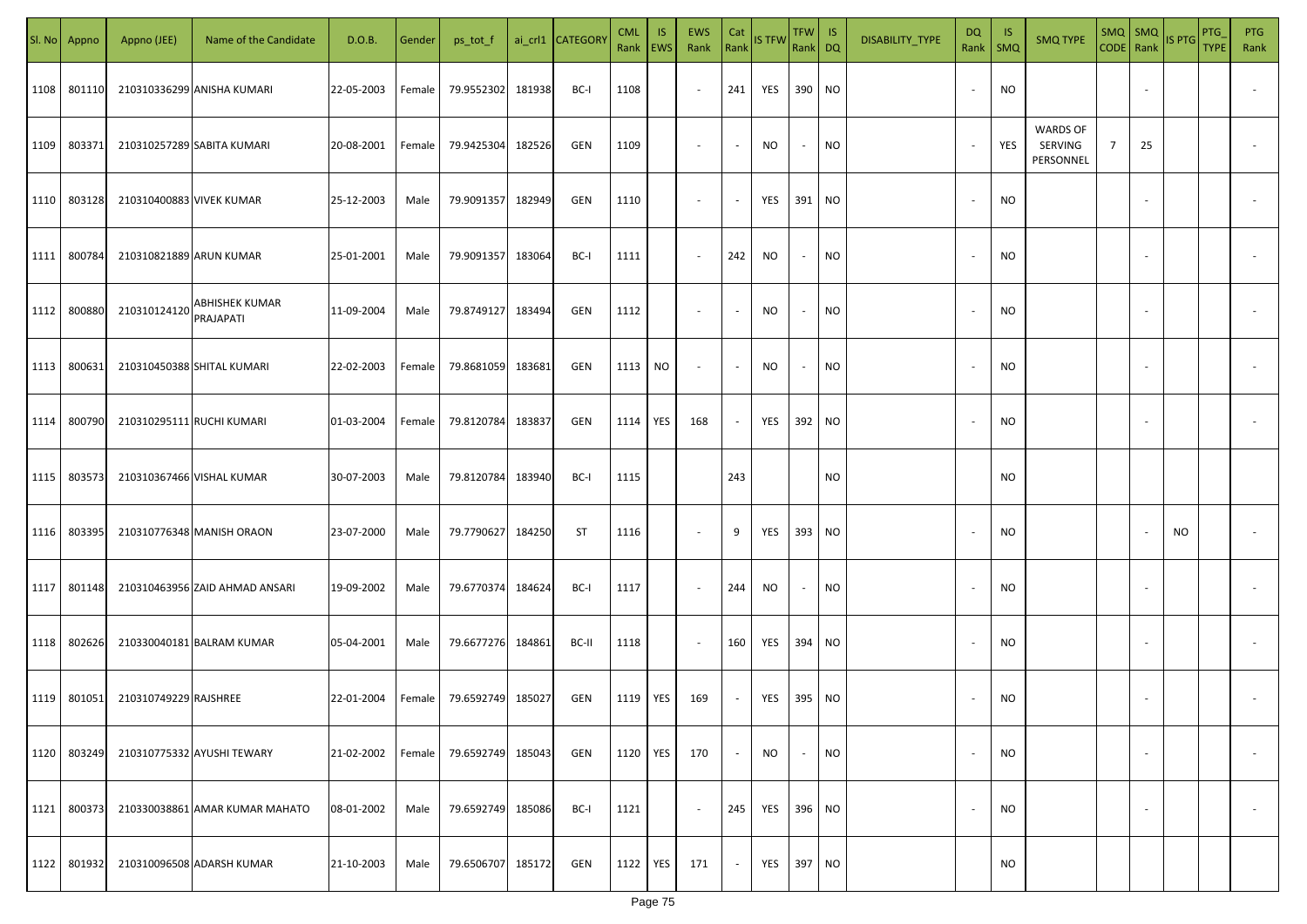| Sl. No | Appno | Appno (JEE) | Name of the Candidate | D.O.B. | Gender | ps_tot_f | ai_crl1 | CATEGORY | CML Rank | IS EWS | EWS Rank | Cat Rank | IS TFW | TFW Rank | IS DQ | DISABILITY_TYPE | DQ Rank | IS SMQ | SMQ TYPE | SMQ CODE | SMQ Rank | IS PTG | PTG_TYPE | PTG Rank |
|---|---|---|---|---|---|---|---|---|---|---|---|---|---|---|---|---|---|---|---|---|---|---|---|---|
| 1108 | 801110 | 210310336299 | ANISHA KUMARI | 22-05-2003 | Female | 79.9552302 | 181938 | BC-I | 1108 | | - | 241 | YES | 390 | NO | | - | NO | | | - | | | - |
| 1109 | 803371 | 210310257289 | SABITA KUMARI | 20-08-2001 | Female | 79.9425304 | 182526 | GEN | 1109 | | - | - | NO | - | NO | | - | YES | WARDS OF SERVING PERSONNEL | 7 | 25 | | | - |
| 1110 | 803128 | 210310400883 | VIVEK KUMAR | 25-12-2003 | Male | 79.9091357 | 182949 | GEN | 1110 | | - | - | YES | 391 | NO | | - | NO | | | - | | | - |
| 1111 | 800784 | 210310821889 | ARUN KUMAR | 25-01-2001 | Male | 79.9091357 | 183064 | BC-I | 1111 | | - | 242 | NO | - | NO | | - | NO | | | - | | | - |
| 1112 | 800880 | 210310124120 | ABHISHEK KUMAR PRAJAPATI | 11-09-2004 | Male | 79.8749127 | 183494 | GEN | 1112 | | - | - | NO | - | NO | | - | NO | | | - | | | - |
| 1113 | 800631 | 210310450388 | SHITAL KUMARI | 22-02-2003 | Female | 79.8681059 | 183681 | GEN | 1113 | NO | - | - | NO | - | NO | | - | NO | | | - | | | - |
| 1114 | 800790 | 210310295111 | RUCHI KUMARI | 01-03-2004 | Female | 79.8120784 | 183837 | GEN | 1114 | YES | 168 | - | YES | 392 | NO | | - | NO | | | - | | | - |
| 1115 | 803573 | 210310367466 | VISHAL KUMAR | 30-07-2003 | Male | 79.8120784 | 183940 | BC-I | 1115 | | | 243 | | | NO | | | NO | | | | | | |
| 1116 | 803395 | 210310776348 | MANISH ORAON | 23-07-2000 | Male | 79.7790627 | 184250 | ST | 1116 | | - | 9 | YES | 393 | NO | | - | NO | | | - | NO | | - |
| 1117 | 801148 | 210310463956 | ZAID AHMAD ANSARI | 19-09-2002 | Male | 79.6770374 | 184624 | BC-I | 1117 | | - | 244 | NO | - | NO | | - | NO | | | - | | | - |
| 1118 | 802626 | 210330040181 | BALRAM KUMAR | 05-04-2001 | Male | 79.6677276 | 184861 | BC-II | 1118 | | - | 160 | YES | 394 | NO | | - | NO | | | - | | | - |
| 1119 | 801051 | 210310749229 | RAJSHREE | 22-01-2004 | Female | 79.6592749 | 185027 | GEN | 1119 | YES | 169 | - | YES | 395 | NO | | - | NO | | | - | | | - |
| 1120 | 803249 | 210310775332 | AYUSHI TEWARY | 21-02-2002 | Female | 79.6592749 | 185043 | GEN | 1120 | YES | 170 | - | NO | - | NO | | - | NO | | | - | | | - |
| 1121 | 800373 | 210330038861 | AMAR KUMAR MAHATO | 08-01-2002 | Male | 79.6592749 | 185086 | BC-I | 1121 | | - | 245 | YES | 396 | NO | | - | NO | | | - | | | - |
| 1122 | 801932 | 210310096508 | ADARSH KUMAR | 21-10-2003 | Male | 79.6506707 | 185172 | GEN | 1122 | YES | 171 | - | YES | 397 | NO | | | NO | | | | | | |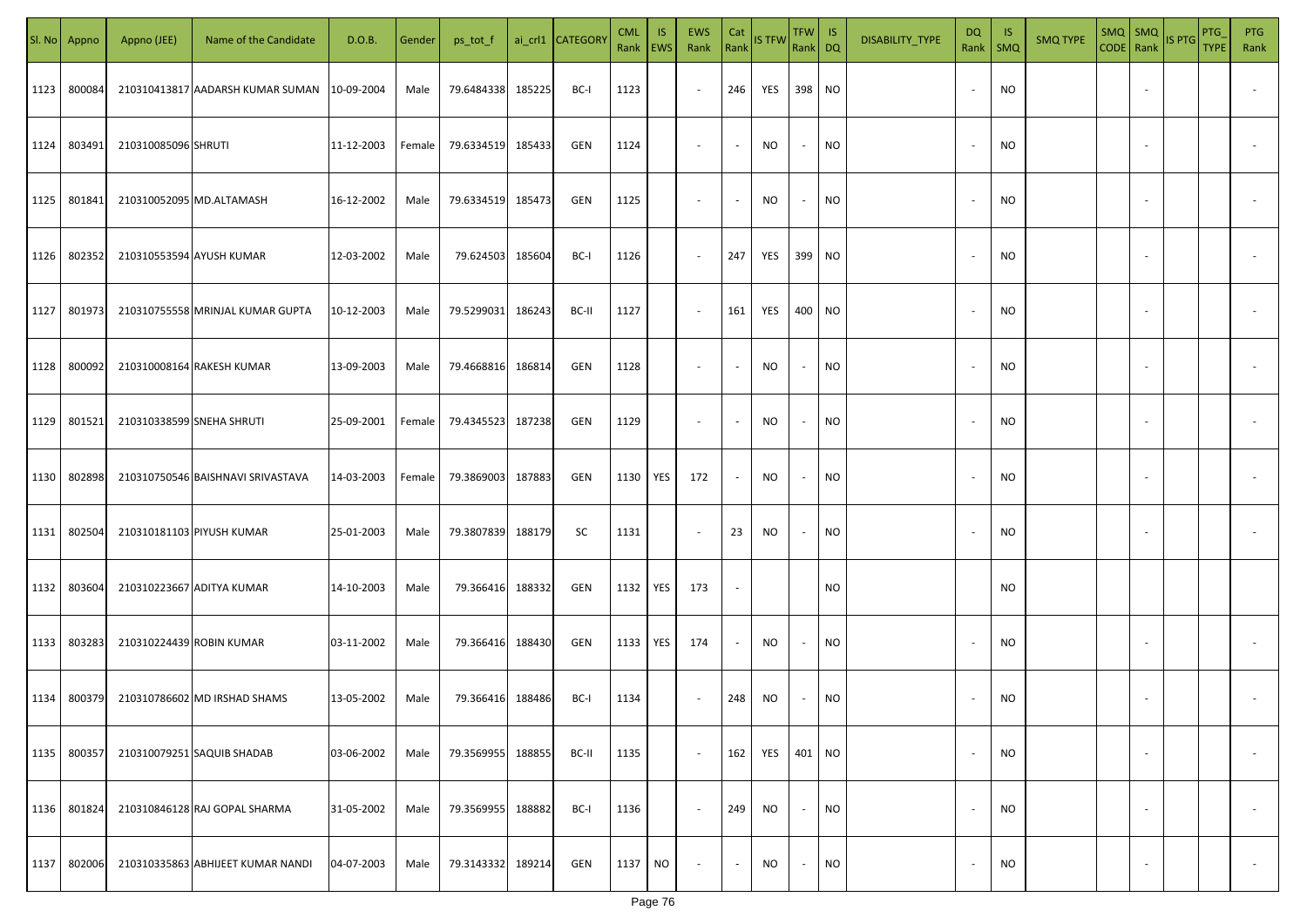| Sl. No | Appno | Appno (JEE) | Name of the Candidate | D.O.B. | Gender | ps_tot_f | ai_crl1 | CATEGORY | CML Rank | IS EWS | EWS Rank | Cat Rank | IS TFW | TFW Rank | IS DQ | DISABILITY_TYPE | DQ Rank | IS SMQ | SMQ TYPE | SMQ CODE | SMQ Rank | IS PTG | PTG_TYPE | PTG Rank |
|---|---|---|---|---|---|---|---|---|---|---|---|---|---|---|---|---|---|---|---|---|---|---|---|---|
| 1123 | 800084 | 210310413817 | AADARSH KUMAR SUMAN | 10-09-2004 | Male | 79.6484338 | 185225 | BC-I | 1123 | | - | 246 | YES | 398 | NO | | - | NO | | | - | | | - |
| 1124 | 803491 | 210310085096 | SHRUTI | 11-12-2003 | Female | 79.6334519 | 185433 | GEN | 1124 | | - | - | NO | - | NO | | - | NO | | | - | | | - |
| 1125 | 801841 | 210310052095 | MD.ALTAMASH | 16-12-2002 | Male | 79.6334519 | 185473 | GEN | 1125 | | - | - | NO | - | NO | | - | NO | | | - | | | - |
| 1126 | 802352 | 210310553594 | AYUSH KUMAR | 12-03-2002 | Male | 79.624503 | 185604 | BC-I | 1126 | | - | 247 | YES | 399 | NO | | - | NO | | | - | | | - |
| 1127 | 801973 | 210310755558 | MRINJAL KUMAR GUPTA | 10-12-2003 | Male | 79.5299031 | 186243 | BC-II | 1127 | | - | 161 | YES | 400 | NO | | - | NO | | | - | | | - |
| 1128 | 800092 | 210310008164 | RAKESH KUMAR | 13-09-2003 | Male | 79.4668816 | 186814 | GEN | 1128 | | - | - | NO | - | NO | | - | NO | | | - | | | - |
| 1129 | 801521 | 210310338599 | SNEHA SHRUTI | 25-09-2001 | Female | 79.4345523 | 187238 | GEN | 1129 | | - | - | NO | - | NO | | - | NO | | | - | | | - |
| 1130 | 802898 | 210310750546 | BAISHNAVI SRIVASTAVA | 14-03-2003 | Female | 79.3869003 | 187883 | GEN | 1130 | YES | 172 | - | NO | - | NO | | - | NO | | | - | | | - |
| 1131 | 802504 | 210310181103 | PIYUSH KUMAR | 25-01-2003 | Male | 79.3807839 | 188179 | SC | 1131 | | - | 23 | NO | - | NO | | - | NO | | | - | | | - |
| 1132 | 803604 | 210310223667 | ADITYA KUMAR | 14-10-2003 | Male | 79.366416 | 188332 | GEN | 1132 | YES | 173 | - | | | NO | | | NO | | | | | | |
| 1133 | 803283 | 210310224439 | ROBIN KUMAR | 03-11-2002 | Male | 79.366416 | 188430 | GEN | 1133 | YES | 174 | - | NO | - | NO | | - | NO | | | - | | | - |
| 1134 | 800379 | 210310786602 | MD IRSHAD SHAMS | 13-05-2002 | Male | 79.366416 | 188486 | BC-I | 1134 | | - | 248 | NO | - | NO | | - | NO | | | - | | | - |
| 1135 | 800357 | 210310079251 | SAQUIB SHADAB | 03-06-2002 | Male | 79.3569955 | 188855 | BC-II | 1135 | | - | 162 | YES | 401 | NO | | - | NO | | | - | | | - |
| 1136 | 801824 | 210310846128 | RAJ GOPAL SHARMA | 31-05-2002 | Male | 79.3569955 | 188882 | BC-I | 1136 | | - | 249 | NO | - | NO | | - | NO | | | - | | | - |
| 1137 | 802006 | 210310335863 | ABHIJEET KUMAR NANDI | 04-07-2003 | Male | 79.3143332 | 189214 | GEN | 1137 | NO | - | - | NO | - | NO | | - | NO | | | - | | | - |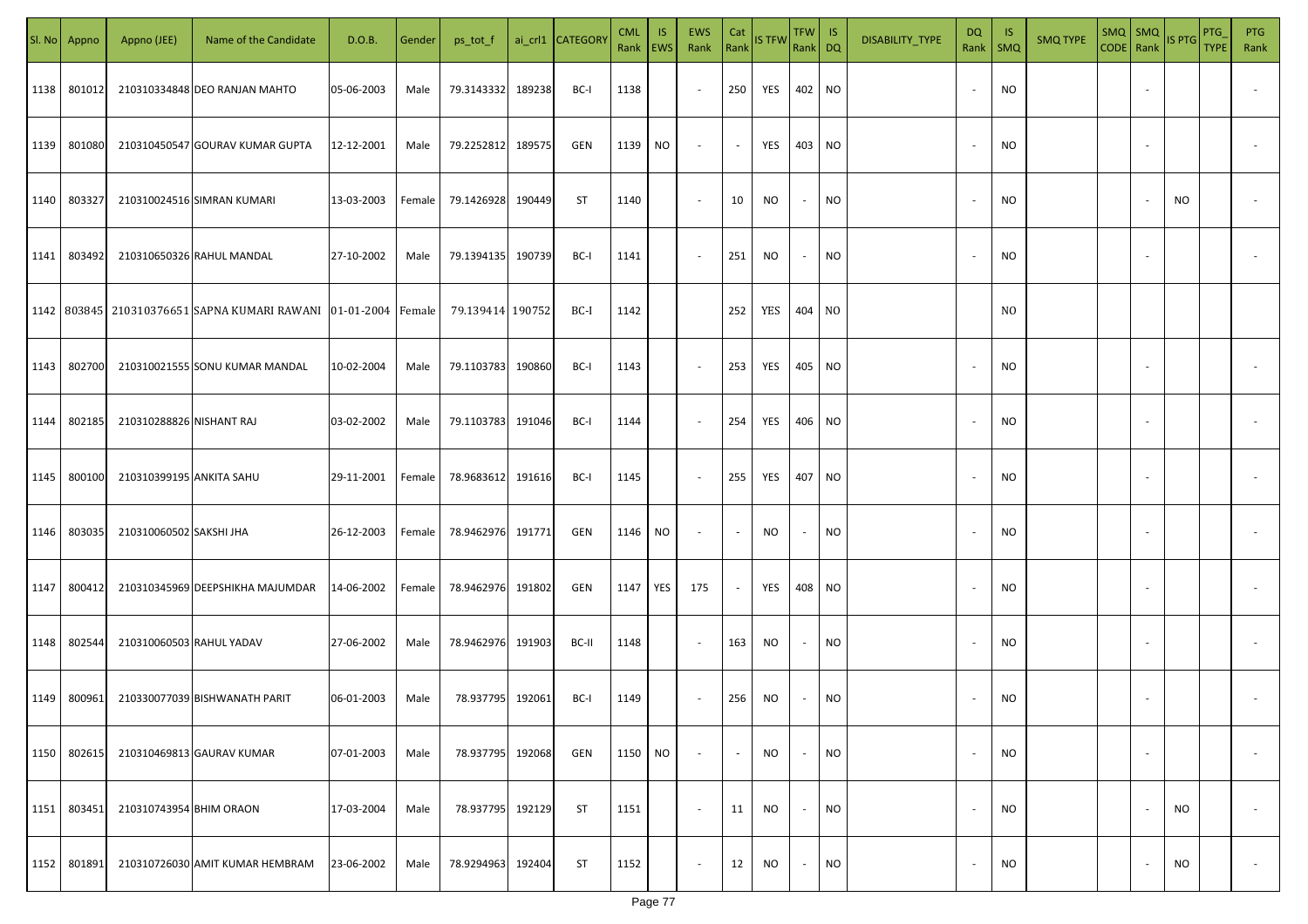| Sl. No | Appno | Appno (JEE) | Name of the Candidate | D.O.B. | Gender | ps_tot_f | ai_crl1 | CATEGORY | CML Rank | IS EWS | EWS Rank | Cat Rank | IS TFW | TFW Rank | IS DQ | DISABILITY_TYPE | DQ Rank | IS SMQ | SMQ TYPE | SMQ CODE | SMQ Rank | IS PTG | PTG_TYPE | PTG Rank |
|---|---|---|---|---|---|---|---|---|---|---|---|---|---|---|---|---|---|---|---|---|---|---|---|---|
| 1138 | 801012 | 210310334848 | DEO RANJAN MAHTO | 05-06-2003 | Male | 79.3143332 | 189238 | BC-I | 1138 | | - | 250 | YES | 402 | NO | | - | NO | | | - | | | - |
| 1139 | 801080 | 210310450547 | GOURAV KUMAR GUPTA | 12-12-2001 | Male | 79.2252812 | 189575 | GEN | 1139 | NO | - | - | YES | 403 | NO | | - | NO | | | - | | | - |
| 1140 | 803327 | 210310024516 | SIMRAN KUMARI | 13-03-2003 | Female | 79.1426928 | 190449 | ST | 1140 | | - | 10 | NO | - | NO | | - | NO | | | - | NO | | - |
| 1141 | 803492 | 210310650326 | RAHUL MANDAL | 27-10-2002 | Male | 79.1394135 | 190739 | BC-I | 1141 | | - | 251 | NO | - | NO | | - | NO | | | - | | | - |
| 1142 | 803845 | 210310376651 | SAPNA KUMARI RAWANI | 01-01-2004 | Female | 79.139414 | 190752 | BC-I | 1142 | | | 252 | YES | 404 | NO | | | NO | | | | | | |
| 1143 | 802700 | 210310021555 | SONU KUMAR MANDAL | 10-02-2004 | Male | 79.1103783 | 190860 | BC-I | 1143 | | - | 253 | YES | 405 | NO | | - | NO | | | - | | | - |
| 1144 | 802185 | 210310288826 | NISHANT RAJ | 03-02-2002 | Male | 79.1103783 | 191046 | BC-I | 1144 | | - | 254 | YES | 406 | NO | | - | NO | | | - | | | - |
| 1145 | 800100 | 210310399195 | ANKITA SAHU | 29-11-2001 | Female | 78.9683612 | 191616 | BC-I | 1145 | | - | 255 | YES | 407 | NO | | - | NO | | | - | | | - |
| 1146 | 803035 | 210310060502 | SAKSHI JHA | 26-12-2003 | Female | 78.9462976 | 191771 | GEN | 1146 | NO | - | - | NO | - | NO | | - | NO | | | - | | | - |
| 1147 | 800412 | 210310345969 | DEEPSHIKHA MAJUMDAR | 14-06-2002 | Female | 78.9462976 | 191802 | GEN | 1147 | YES | 175 | - | YES | 408 | NO | | - | NO | | | - | | | - |
| 1148 | 802544 | 210310060503 | RAHUL YADAV | 27-06-2002 | Male | 78.9462976 | 191903 | BC-II | 1148 | | - | 163 | NO | - | NO | | - | NO | | | - | | | - |
| 1149 | 800961 | 210330077039 | BISHWANATH PARIT | 06-01-2003 | Male | 78.937795 | 192061 | BC-I | 1149 | | - | 256 | NO | - | NO | | - | NO | | | - | | | - |
| 1150 | 802615 | 210310469813 | GAURAV KUMAR | 07-01-2003 | Male | 78.937795 | 192068 | GEN | 1150 | NO | - | - | NO | - | NO | | - | NO | | | - | | | - |
| 1151 | 803451 | 210310743954 | BHIM ORAON | 17-03-2004 | Male | 78.937795 | 192129 | ST | 1151 | | - | 11 | NO | - | NO | | - | NO | | | - | NO | | - |
| 1152 | 801891 | 210310726030 | AMIT KUMAR HEMBRAM | 23-06-2002 | Male | 78.9294963 | 192404 | ST | 1152 | | - | 12 | NO | - | NO | | - | NO | | | - | NO | | - |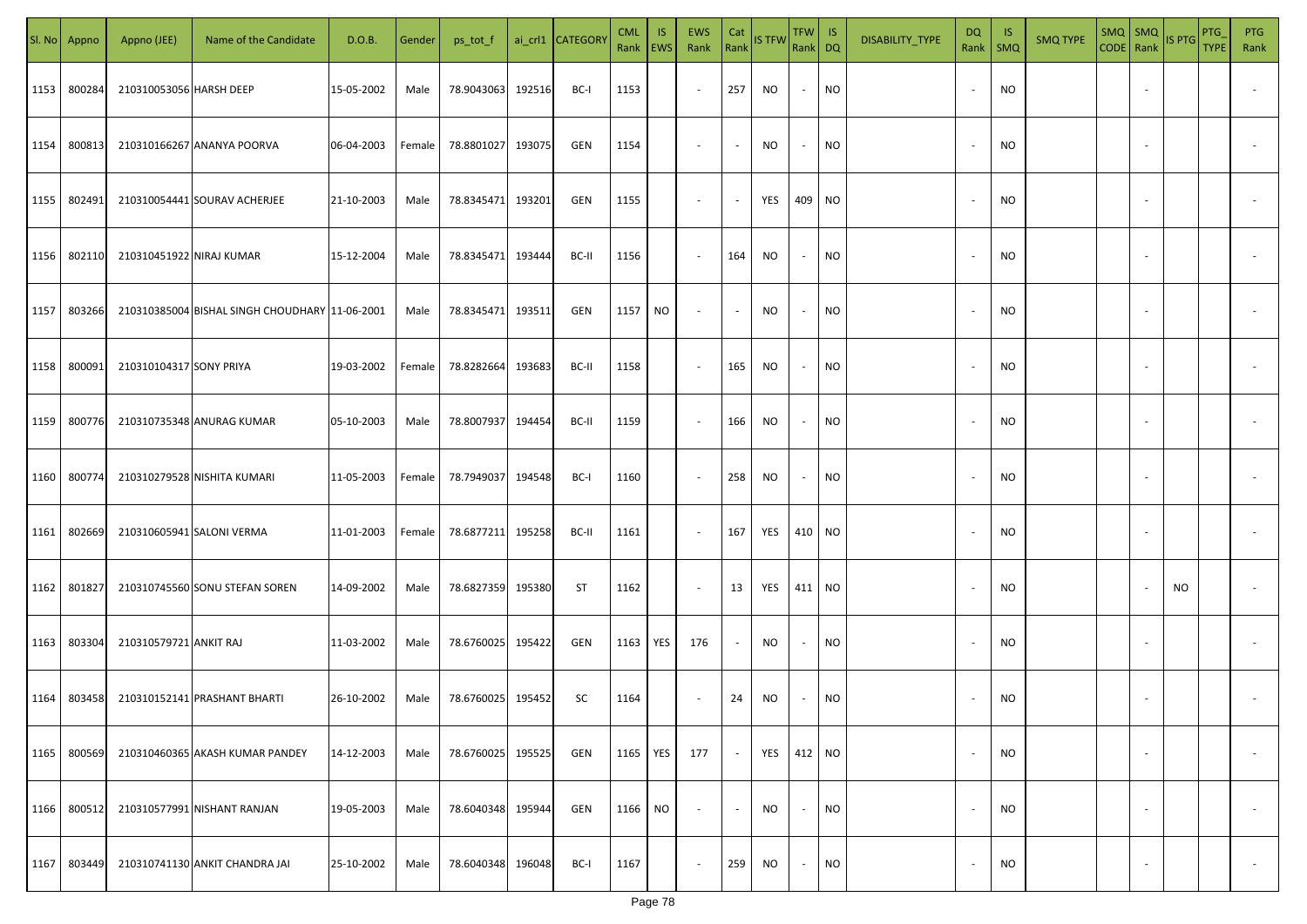| Sl. No | Appno | Appno (JEE) | Name of the Candidate | D.O.B. | Gender | ps_tot_f | ai_crl1 | CATEGORY | CML Rank | IS EWS | EWS Rank | Cat Rank | IS TFW | TFW Rank | IS DQ | DISABILITY_TYPE | DQ Rank | IS SMQ | SMQ TYPE | SMQ CODE | SMQ Rank | IS PTG | PTG_TYPE | PTG Rank |
|---|---|---|---|---|---|---|---|---|---|---|---|---|---|---|---|---|---|---|---|---|---|---|---|---|
| 1153 | 800284 | 210310053056 | HARSH DEEP | 15-05-2002 | Male | 78.9043063 | 192516 | BC-I | 1153 | | - | 257 | NO | - | NO | | - | NO | | | - | | | - |
| 1154 | 800813 | 210310166267 | ANANYA POORVA | 06-04-2003 | Female | 78.8801027 | 193075 | GEN | 1154 | | - | - | NO | - | NO | | - | NO | | | - | | | - |
| 1155 | 802491 | 210310054441 | SOURAV ACHERJEE | 21-10-2003 | Male | 78.8345471 | 193201 | GEN | 1155 | | - | - | YES | 409 | NO | | - | NO | | | - | | | - |
| 1156 | 802110 | 210310451922 | NIRAJ KUMAR | 15-12-2004 | Male | 78.8345471 | 193444 | BC-II | 1156 | | - | 164 | NO | - | NO | | - | NO | | | - | | | - |
| 1157 | 803266 | 210310385004 | BISHAL SINGH CHOUDHARY | 11-06-2001 | Male | 78.8345471 | 193511 | GEN | 1157 | NO | - | - | NO | - | NO | | - | NO | | | - | | | - |
| 1158 | 800091 | 210310104317 | SONY PRIYA | 19-03-2002 | Female | 78.8282664 | 193683 | BC-II | 1158 | | - | 165 | NO | - | NO | | - | NO | | | - | | | - |
| 1159 | 800776 | 210310735348 | ANURAG KUMAR | 05-10-2003 | Male | 78.8007937 | 194454 | BC-II | 1159 | | - | 166 | NO | - | NO | | - | NO | | | - | | | - |
| 1160 | 800774 | 210310279528 | NISHITA KUMARI | 11-05-2003 | Female | 78.7949037 | 194548 | BC-I | 1160 | | - | 258 | NO | - | NO | | - | NO | | | - | | | - |
| 1161 | 802669 | 210310605941 | SALONI VERMA | 11-01-2003 | Female | 78.6877211 | 195258 | BC-II | 1161 | | - | 167 | YES | 410 | NO | | - | NO | | | - | | | - |
| 1162 | 801827 | 210310745560 | SONU STEFAN SOREN | 14-09-2002 | Male | 78.6827359 | 195380 | ST | 1162 | | - | 13 | YES | 411 | NO | | - | NO | | | - | NO | | - |
| 1163 | 803304 | 210310579721 | ANKIT RAJ | 11-03-2002 | Male | 78.6760025 | 195422 | GEN | 1163 | YES | 176 | - | NO | - | NO | | - | NO | | | - | | | - |
| 1164 | 803458 | 210310152141 | PRASHANT BHARTI | 26-10-2002 | Male | 78.6760025 | 195452 | SC | 1164 | | - | 24 | NO | - | NO | | - | NO | | | - | | | - |
| 1165 | 800569 | 210310460365 | AKASH KUMAR PANDEY | 14-12-2003 | Male | 78.6760025 | 195525 | GEN | 1165 | YES | 177 | - | YES | 412 | NO | | - | NO | | | - | | | - |
| 1166 | 800512 | 210310577991 | NISHANT RANJAN | 19-05-2003 | Male | 78.6040348 | 195944 | GEN | 1166 | NO | - | - | NO | - | NO | | - | NO | | | - | | | - |
| 1167 | 803449 | 210310741130 | ANKIT CHANDRA JAI | 25-10-2002 | Male | 78.6040348 | 196048 | BC-I | 1167 | | - | 259 | NO | - | NO | | - | NO | | | - | | | - |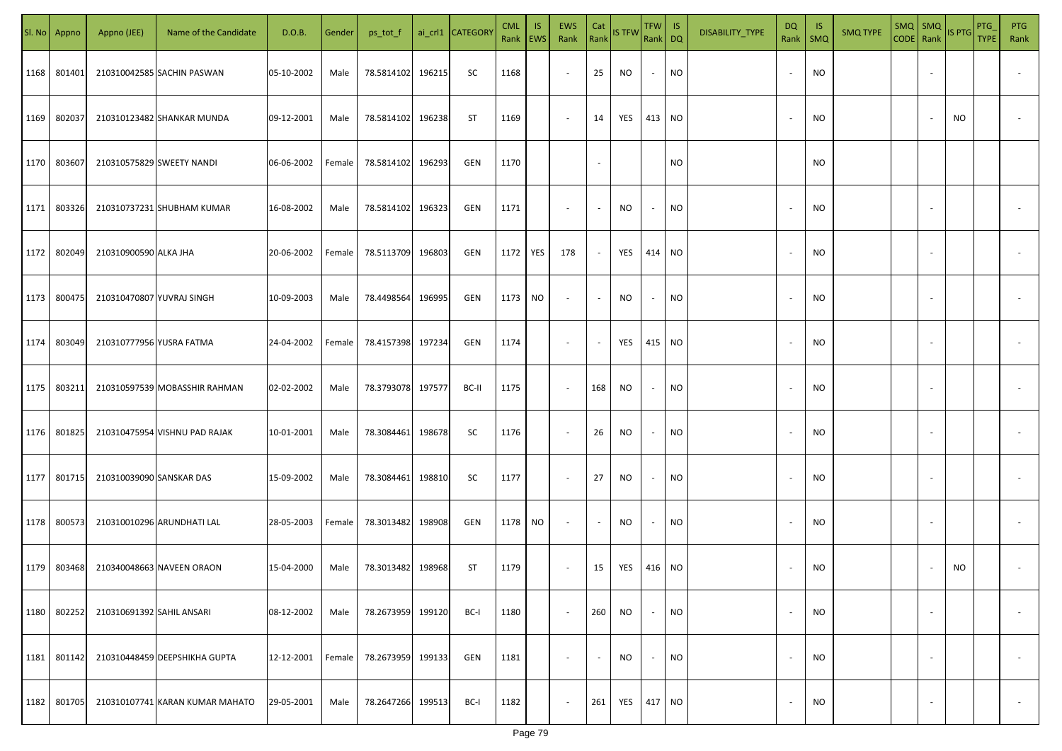| Sl. No | Appno | Appno (JEE) | Name of the Candidate | D.O.B. | Gender | ps_tot_f | ai_crl1 | CATEGORY | CML Rank | IS EWS | EWS Rank | Cat Rank | IS TFW | TFW Rank | IS DQ | DISABILITY_TYPE | DQ Rank | IS SMQ | SMQ TYPE | SMQ CODE | SMQ Rank | IS PTG | PTG_TYPE | PTG Rank |
|---|---|---|---|---|---|---|---|---|---|---|---|---|---|---|---|---|---|---|---|---|---|---|---|---|
| 1168 | 801401 | 210310042585 | SACHIN PASWAN | 05-10-2002 | Male | 78.5814102 | 196215 | SC | 1168 | | - | 25 | NO | - | NO | | - | NO | | | - | | | - |
| 1169 | 802037 | 210310123482 | SHANKAR MUNDA | 09-12-2001 | Male | 78.5814102 | 196238 | ST | 1169 | | - | 14 | YES | 413 | NO | | - | NO | | | - | NO | | - |
| 1170 | 803607 | 210310575829 | SWEETY NANDI | 06-06-2002 | Female | 78.5814102 | 196293 | GEN | 1170 | | | - | | | NO | | | NO | | | | | | |
| 1171 | 803326 | 210310737231 | SHUBHAM KUMAR | 16-08-2002 | Male | 78.5814102 | 196323 | GEN | 1171 | | - | - | NO | - | NO | | - | NO | | | - | | | - |
| 1172 | 802049 | 210310900590 | ALKA JHA | 20-06-2002 | Female | 78.5113709 | 196803 | GEN | 1172 | YES | 178 | - | YES | 414 | NO | | - | NO | | | - | | | - |
| 1173 | 800475 | 210310470807 | YUVRAJ SINGH | 10-09-2003 | Male | 78.4498564 | 196995 | GEN | 1173 | NO | - | - | NO | - | NO | | - | NO | | | - | | | - |
| 1174 | 803049 | 210310777956 | YUSRA FATMA | 24-04-2002 | Female | 78.4157398 | 197234 | GEN | 1174 | | - | - | YES | 415 | NO | | - | NO | | | - | | | - |
| 1175 | 803211 | 210310597539 | MOBASSHIR RAHMAN | 02-02-2002 | Male | 78.3793078 | 197577 | BC-II | 1175 | | - | 168 | NO | - | NO | | - | NO | | | - | | | - |
| 1176 | 801825 | 210310475954 | VISHNU PAD RAJAK | 10-01-2001 | Male | 78.3084461 | 198678 | SC | 1176 | | - | 26 | NO | - | NO | | - | NO | | | - | | | - |
| 1177 | 801715 | 210310039090 | SANSKAR DAS | 15-09-2002 | Male | 78.3084461 | 198810 | SC | 1177 | | - | 27 | NO | - | NO | | - | NO | | | - | | | - |
| 1178 | 800573 | 210310010296 | ARUNDHATI LAL | 28-05-2003 | Female | 78.3013482 | 198908 | GEN | 1178 | NO | - | - | NO | - | NO | | - | NO | | | - | | | - |
| 1179 | 803468 | 210340048663 | NAVEEN ORAON | 15-04-2000 | Male | 78.3013482 | 198968 | ST | 1179 | | - | 15 | YES | 416 | NO | | - | NO | | | - | NO | | - |
| 1180 | 802252 | 210310691392 | SAHIL ANSARI | 08-12-2002 | Male | 78.2673959 | 199120 | BC-I | 1180 | | - | 260 | NO | - | NO | | - | NO | | | - | | | - |
| 1181 | 801142 | 210310448459 | DEEPSHIKHA GUPTA | 12-12-2001 | Female | 78.2673959 | 199133 | GEN | 1181 | | - | - | NO | - | NO | | - | NO | | | - | | | - |
| 1182 | 801705 | 210310107741 | KARAN KUMAR MAHATO | 29-05-2001 | Male | 78.2647266 | 199513 | BC-I | 1182 | | - | 261 | YES | 417 | NO | | - | NO | | | - | | | - |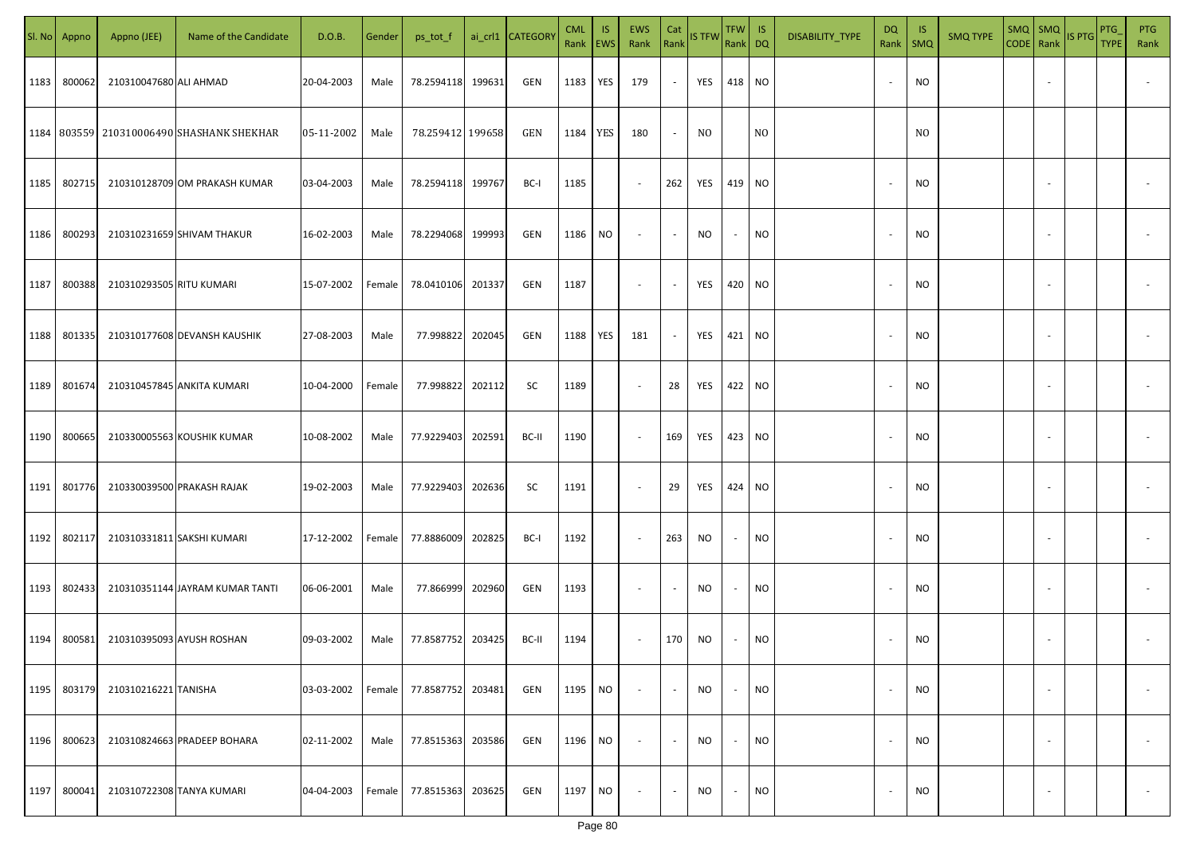| Sl. No | Appno | Appno (JEE) | Name of the Candidate | D.O.B. | Gender | ps_tot_f | ai_crl1 | CATEGORY | CML Rank | IS EWS | EWS Rank | Cat Rank | IS TFW | TFW Rank | IS DQ | DISABILITY_TYPE | DQ Rank | IS SMQ | SMQ TYPE | SMQ CODE | SMQ Rank | IS PTG | PTG_TYPE | PTG Rank |
|---|---|---|---|---|---|---|---|---|---|---|---|---|---|---|---|---|---|---|---|---|---|---|---|---|
| 1183 | 800062 | 210310047680 | ALI AHMAD | 20-04-2003 | Male | 78.2594118 | 199631 | GEN | 1183 | YES | 179 | - | YES | 418 | NO | | - | NO | | | - | | | - |
| 1184 | 803559 | 210310006490 | SHASHANK SHEKHAR | 05-11-2002 | Male | 78.259412 | 199658 | GEN | 1184 | YES | 180 | - | NO | | NO | | | NO | | | | | | |
| 1185 | 802715 | 210310128709 | OM PRAKASH KUMAR | 03-04-2003 | Male | 78.2594118 | 199767 | BC-I | 1185 | | - | 262 | YES | 419 | NO | | - | NO | | | - | | | - |
| 1186 | 800293 | 210310231659 | SHIVAM THAKUR | 16-02-2003 | Male | 78.2294068 | 199993 | GEN | 1186 | NO | - | - | NO | - | NO | | - | NO | | | - | | | - |
| 1187 | 800388 | 210310293505 | RITU KUMARI | 15-07-2002 | Female | 78.0410106 | 201337 | GEN | 1187 | | - | - | YES | 420 | NO | | - | NO | | | - | | | - |
| 1188 | 801335 | 210310177608 | DEVANSH KAUSHIK | 27-08-2003 | Male | 77.998822 | 202045 | GEN | 1188 | YES | 181 | - | YES | 421 | NO | | - | NO | | | - | | | - |
| 1189 | 801674 | 210310457845 | ANKITA KUMARI | 10-04-2000 | Female | 77.998822 | 202112 | SC | 1189 | | - | 28 | YES | 422 | NO | | - | NO | | | - | | | - |
| 1190 | 800665 | 210330005563 | KOUSHIK KUMAR | 10-08-2002 | Male | 77.9229403 | 202591 | BC-II | 1190 | | - | 169 | YES | 423 | NO | | - | NO | | | - | | | - |
| 1191 | 801776 | 210330039500 | PRAKASH RAJAK | 19-02-2003 | Male | 77.9229403 | 202636 | SC | 1191 | | - | 29 | YES | 424 | NO | | - | NO | | | - | | | - |
| 1192 | 802117 | 210310331811 | SAKSHI KUMARI | 17-12-2002 | Female | 77.8886009 | 202825 | BC-I | 1192 | | - | 263 | NO | - | NO | | - | NO | | | - | | | - |
| 1193 | 802433 | 210310351144 | JAYRAM KUMAR TANTI | 06-06-2001 | Male | 77.866999 | 202960 | GEN | 1193 | | - | - | NO | - | NO | | - | NO | | | - | | | - |
| 1194 | 800581 | 210310395093 | AYUSH ROSHAN | 09-03-2002 | Male | 77.8587752 | 203425 | BC-II | 1194 | | - | 170 | NO | - | NO | | - | NO | | | - | | | - |
| 1195 | 803179 | 210310216221 | TANISHA | 03-03-2002 | Female | 77.8587752 | 203481 | GEN | 1195 | NO | - | - | NO | - | NO | | - | NO | | | - | | | - |
| 1196 | 800623 | 210310824663 | PRADEEP BOHARA | 02-11-2002 | Male | 77.8515363 | 203586 | GEN | 1196 | NO | - | - | NO | - | NO | | - | NO | | | - | | | - |
| 1197 | 800041 | 210310722308 | TANYA KUMARI | 04-04-2003 | Female | 77.8515363 | 203625 | GEN | 1197 | NO | - | - | NO | - | NO | | - | NO | | | - | | | - |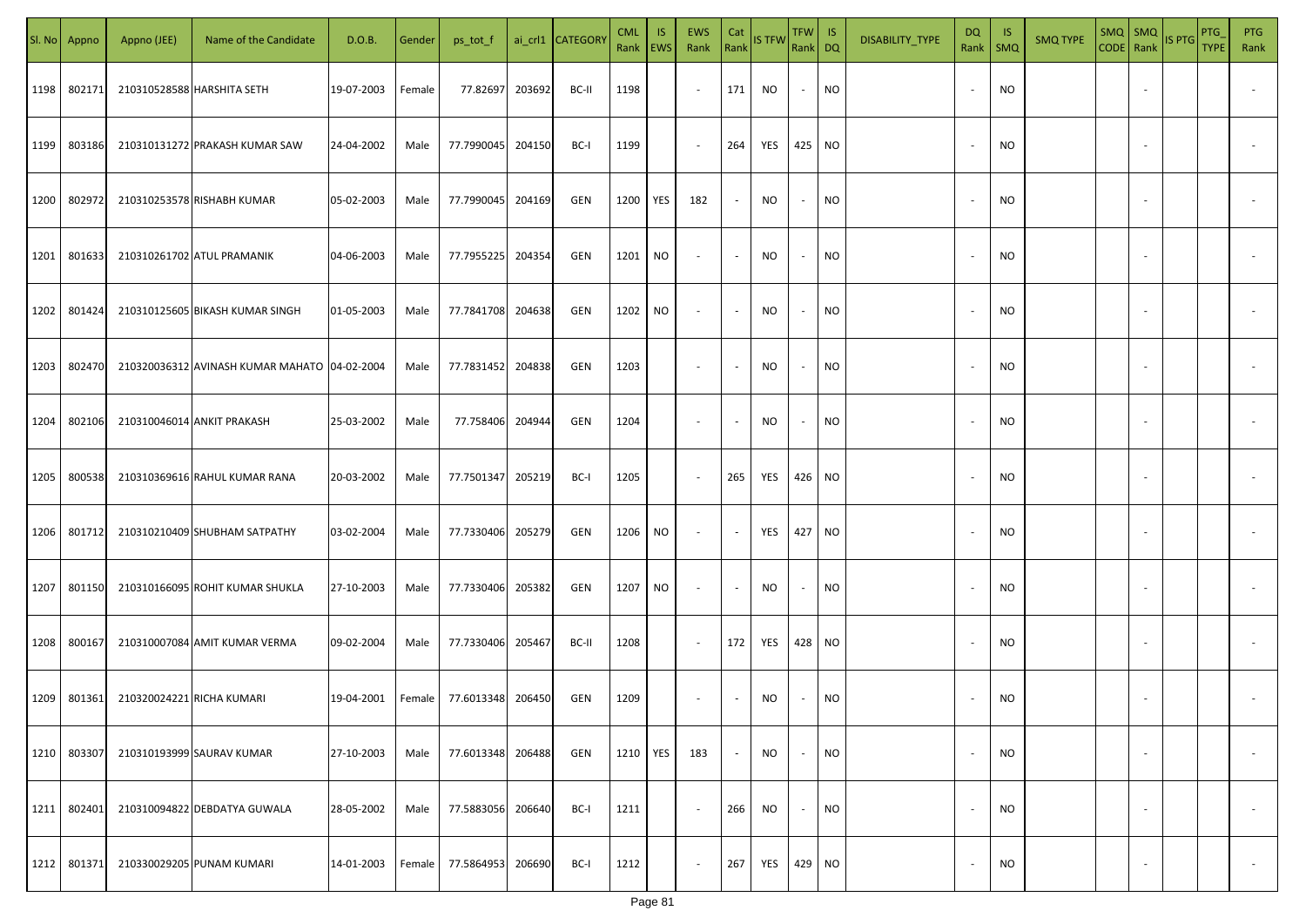| Sl. No | Appno | Appno (JEE) | Name of the Candidate | D.O.B. | Gender | ps_tot_f | ai_crl1 | CATEGORY | CML Rank | IS EWS | EWS Rank | Cat Rank | IS TFW | TFW Rank | IS DQ | DISABILITY_TYPE | DQ Rank | IS SMQ | SMQ TYPE | SMQ CODE | SMQ Rank | IS PTG | PTG_TYPE | PTG Rank |
|---|---|---|---|---|---|---|---|---|---|---|---|---|---|---|---|---|---|---|---|---|---|---|---|---|
| 1198 | 802171 | 210310528588 | HARSHITA SETH | 19-07-2003 | Female | 77.82697 | 203692 | BC-II | 1198 | | - | 171 | NO | - | NO | | - | NO | | | - | | | - |
| 1199 | 803186 | 210310131272 | PRAKASH KUMAR SAW | 24-04-2002 | Male | 77.7990045 | 204150 | BC-I | 1199 | | - | 264 | YES | 425 | NO | | - | NO | | | - | | | - |
| 1200 | 802972 | 210310253578 | RISHABH KUMAR | 05-02-2003 | Male | 77.7990045 | 204169 | GEN | 1200 | YES | 182 | - | NO | - | NO | | - | NO | | | - | | | - |
| 1201 | 801633 | 210310261702 | ATUL PRAMANIK | 04-06-2003 | Male | 77.7955225 | 204354 | GEN | 1201 | NO | - | - | NO | - | NO | | - | NO | | | - | | | - |
| 1202 | 801424 | 210310125605 | BIKASH KUMAR SINGH | 01-05-2003 | Male | 77.7841708 | 204638 | GEN | 1202 | NO | - | - | NO | - | NO | | - | NO | | | - | | | - |
| 1203 | 802470 | 210320036312 | AVINASH KUMAR MAHATO | 04-02-2004 | Male | 77.7831452 | 204838 | GEN | 1203 | | - | - | NO | - | NO | | - | NO | | | - | | | - |
| 1204 | 802106 | 210310046014 | ANKIT PRAKASH | 25-03-2002 | Male | 77.758406 | 204944 | GEN | 1204 | | - | - | NO | - | NO | | - | NO | | | - | | | - |
| 1205 | 800538 | 210310369616 | RAHUL KUMAR RANA | 20-03-2002 | Male | 77.7501347 | 205219 | BC-I | 1205 | | - | 265 | YES | 426 | NO | | - | NO | | | - | | | - |
| 1206 | 801712 | 210310210409 | SHUBHAM SATPATHY | 03-02-2004 | Male | 77.7330406 | 205279 | GEN | 1206 | NO | - | - | YES | 427 | NO | | - | NO | | | - | | | - |
| 1207 | 801150 | 210310166095 | ROHIT KUMAR SHUKLA | 27-10-2003 | Male | 77.7330406 | 205382 | GEN | 1207 | NO | - | - | NO | - | NO | | - | NO | | | - | | | - |
| 1208 | 800167 | 210310007084 | AMIT KUMAR VERMA | 09-02-2004 | Male | 77.7330406 | 205467 | BC-II | 1208 | | - | 172 | YES | 428 | NO | | - | NO | | | - | | | - |
| 1209 | 801361 | 210320024221 | RICHA KUMARI | 19-04-2001 | Female | 77.6013348 | 206450 | GEN | 1209 | | - | - | NO | - | NO | | - | NO | | | - | | | - |
| 1210 | 803307 | 210310193999 | SAURAV KUMAR | 27-10-2003 | Male | 77.6013348 | 206488 | GEN | 1210 | YES | 183 | - | NO | - | NO | | - | NO | | | - | | | - |
| 1211 | 802401 | 210310094822 | DEBDATYA GUWALA | 28-05-2002 | Male | 77.5883056 | 206640 | BC-I | 1211 | | - | 266 | NO | - | NO | | - | NO | | | - | | | - |
| 1212 | 801371 | 210330029205 | PUNAM KUMARI | 14-01-2003 | Female | 77.5864953 | 206690 | BC-I | 1212 | | - | 267 | YES | 429 | NO | | - | NO | | | - | | | - |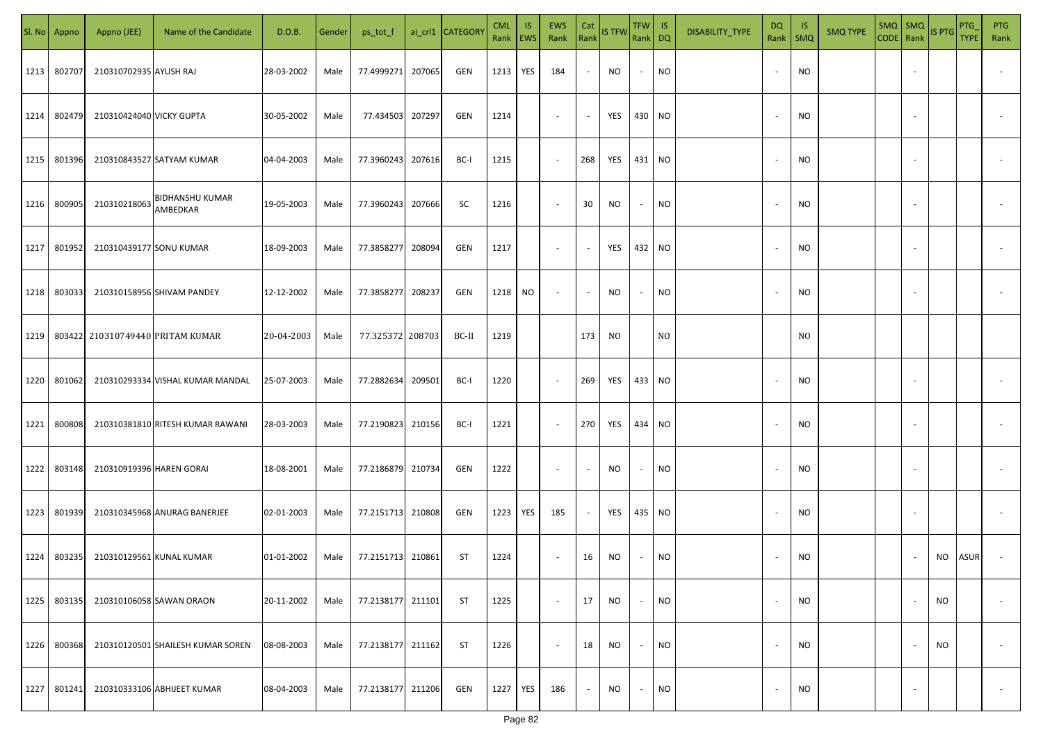| Sl. No | Appno | Appno (JEE) | Name of the Candidate | D.O.B. | Gender | ps_tot_f | ai_crl1 | CATEGORY | CML Rank | IS EWS | EWS Rank | Cat Rank | IS TFW | TFW Rank | IS DQ | DISABILITY_TYPE | DQ Rank | IS SMQ | SMQ TYPE | SMQ CODE | SMQ Rank | IS PTG | PTG_TYPE | PTG Rank |
|---|---|---|---|---|---|---|---|---|---|---|---|---|---|---|---|---|---|---|---|---|---|---|---|---|
| 1213 | 802707 | 210310702935 | AYUSH RAJ | 28-03-2002 | Male | 77.4999271 | 207065 | GEN | 1213 | YES | 184 | - | NO | - | NO | | - | NO | | | - | | | - |
| 1214 | 802479 | 210310424040 | VICKY GUPTA | 30-05-2002 | Male | 77.434503 | 207297 | GEN | 1214 | | - | - | YES | 430 | NO | | - | NO | | | - | | | - |
| 1215 | 801396 | 210310843527 | SATYAM KUMAR | 04-04-2003 | Male | 77.3960243 | 207616 | BC-I | 1215 | | - | 268 | YES | 431 | NO | | - | NO | | | - | | | - |
| 1216 | 800905 | 210310218063 | BIDHANSHU KUMAR AMBEDKAR | 19-05-2003 | Male | 77.3960243 | 207666 | SC | 1216 | | - | 30 | NO | - | NO | | - | NO | | | - | | | - |
| 1217 | 801952 | 210310439177 | SONU KUMAR | 18-09-2003 | Male | 77.3858277 | 208094 | GEN | 1217 | | - | - | YES | 432 | NO | | - | NO | | | - | | | - |
| 1218 | 803033 | 210310158956 | SHIVAM PANDEY | 12-12-2002 | Male | 77.3858277 | 208237 | GEN | 1218 | NO | - | - | NO | - | NO | | - | NO | | | - | | | - |
| 1219 | 803422 | 210310749440 | PRITAM KUMAR | 20-04-2003 | Male | 77.325372 | 208703 | BC-II | 1219 | | | 173 | NO | | NO | | | NO | | | | | | |
| 1220 | 801062 | 210310293334 | VISHAL KUMAR MANDAL | 25-07-2003 | Male | 77.2882634 | 209501 | BC-I | 1220 | | - | 269 | YES | 433 | NO | | - | NO | | | - | | | - |
| 1221 | 800808 | 210310381810 | RITESH KUMAR RAWANI | 28-03-2003 | Male | 77.2190823 | 210156 | BC-I | 1221 | | - | 270 | YES | 434 | NO | | - | NO | | | - | | | - |
| 1222 | 803148 | 210310919396 | HAREN GORAI | 18-08-2001 | Male | 77.2186879 | 210734 | GEN | 1222 | | - | - | NO | - | NO | | - | NO | | | - | | | - |
| 1223 | 801939 | 210310345968 | ANURAG BANERJEE | 02-01-2003 | Male | 77.2151713 | 210808 | GEN | 1223 | YES | 185 | - | YES | 435 | NO | | - | NO | | | - | | | - |
| 1224 | 803235 | 210310129561 | KUNAL KUMAR | 01-01-2002 | Male | 77.2151713 | 210861 | ST | 1224 | | - | 16 | NO | - | NO | | - | NO | | | - | NO | ASUR | - |
| 1225 | 803135 | 210310106058 | SAWAN ORAON | 20-11-2002 | Male | 77.2138177 | 211101 | ST | 1225 | | - | 17 | NO | - | NO | | - | NO | | | - | NO | | - |
| 1226 | 800368 | 210310120501 | SHAILESH KUMAR SOREN | 08-08-2003 | Male | 77.2138177 | 211162 | ST | 1226 | | - | 18 | NO | - | NO | | - | NO | | | - | NO | | - |
| 1227 | 801241 | 210310333106 | ABHIJEET KUMAR | 08-04-2003 | Male | 77.2138177 | 211206 | GEN | 1227 | YES | 186 | - | NO | - | NO | | - | NO | | | - | | | - |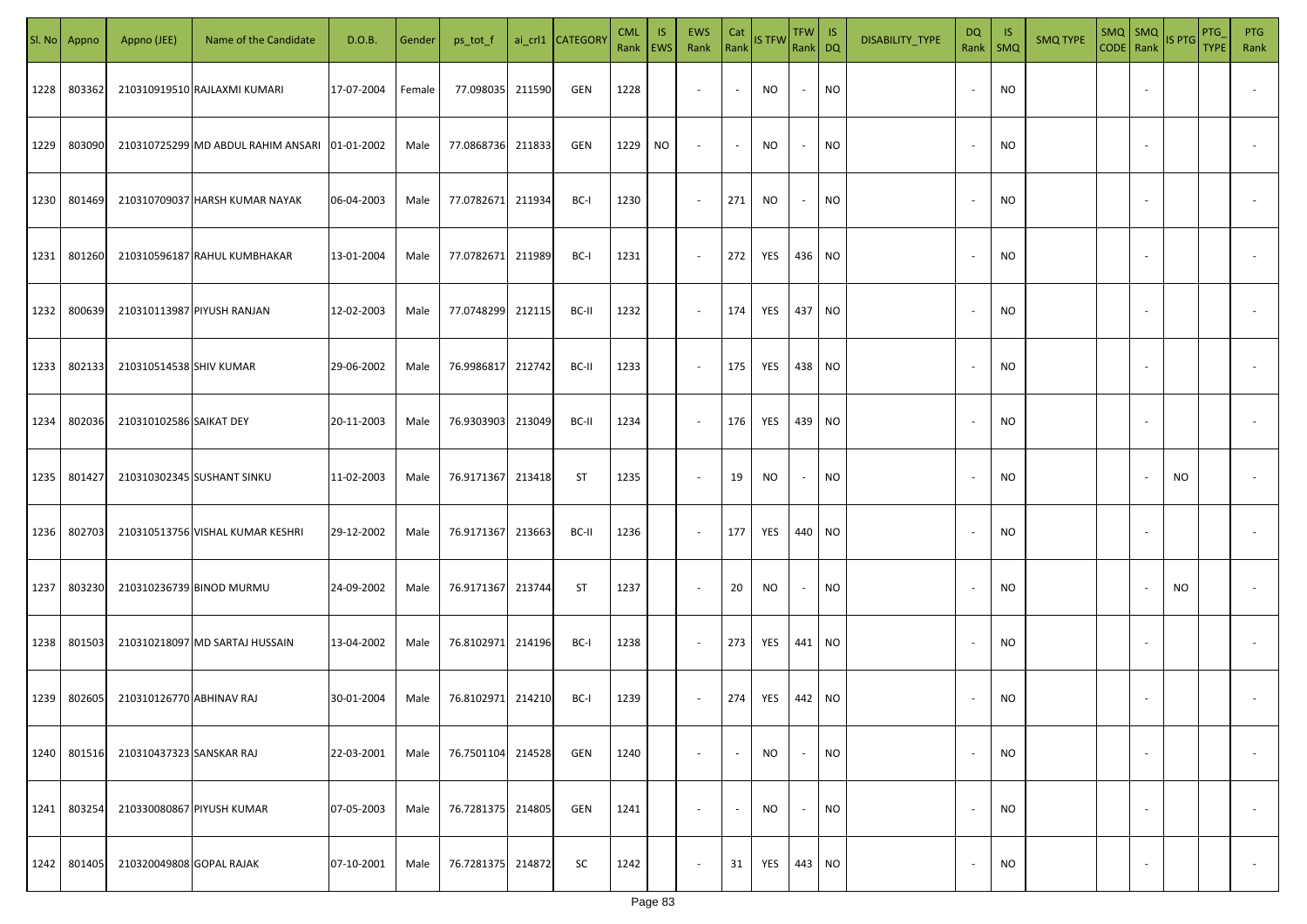| Sl. No | Appno | Appno (JEE) | Name of the Candidate | D.O.B. | Gender | ps_tot_f | ai_crl1 | CATEGORY | CML Rank | IS EWS | EWS Rank | Cat Rank | IS TFW | TFW Rank | IS DQ | DISABILITY_TYPE | DQ Rank | IS SMQ | SMQ TYPE | SMQ CODE | SMQ Rank | IS PTG | PTG_TYPE | PTG Rank |
|---|---|---|---|---|---|---|---|---|---|---|---|---|---|---|---|---|---|---|---|---|---|---|---|---|
| 1228 | 803362 | 210310919510 | RAJLAXMI KUMARI | 17-07-2004 | Female | 77.098035 | 211590 | GEN | 1228 | | - | - | NO | - | NO | | - | NO | | | - | | | - |
| 1229 | 803090 | 210310725299 | MD ABDUL RAHIM ANSARI | 01-01-2002 | Male | 77.0868736 | 211833 | GEN | 1229 | NO | - | - | NO | - | NO | | - | NO | | | - | | | - |
| 1230 | 801469 | 210310709037 | HARSH KUMAR NAYAK | 06-04-2003 | Male | 77.0782671 | 211934 | BC-I | 1230 | | - | 271 | NO | - | NO | | - | NO | | | - | | | - |
| 1231 | 801260 | 210310596187 | RAHUL KUMBHAKAR | 13-01-2004 | Male | 77.0782671 | 211989 | BC-I | 1231 | | - | 272 | YES | 436 | NO | | - | NO | | | - | | | - |
| 1232 | 800639 | 210310113987 | PIYUSH RANJAN | 12-02-2003 | Male | 77.0748299 | 212115 | BC-II | 1232 | | - | 174 | YES | 437 | NO | | - | NO | | | - | | | - |
| 1233 | 802133 | 210310514538 | SHIV KUMAR | 29-06-2002 | Male | 76.9986817 | 212742 | BC-II | 1233 | | - | 175 | YES | 438 | NO | | - | NO | | | - | | | - |
| 1234 | 802036 | 210310102586 | SAIKAT DEY | 20-11-2003 | Male | 76.9303903 | 213049 | BC-II | 1234 | | - | 176 | YES | 439 | NO | | - | NO | | | - | | | - |
| 1235 | 801427 | 210310302345 | SUSHANT SINKU | 11-02-2003 | Male | 76.9171367 | 213418 | ST | 1235 | | - | 19 | NO | - | NO | | - | NO | | | - | NO | | - |
| 1236 | 802703 | 210310513756 | VISHAL KUMAR KESHRI | 29-12-2002 | Male | 76.9171367 | 213663 | BC-II | 1236 | | - | 177 | YES | 440 | NO | | - | NO | | | - | | | - |
| 1237 | 803230 | 210310236739 | BINOD MURMU | 24-09-2002 | Male | 76.9171367 | 213744 | ST | 1237 | | - | 20 | NO | - | NO | | - | NO | | | - | NO | | - |
| 1238 | 801503 | 210310218097 | MD SARTAJ HUSSAIN | 13-04-2002 | Male | 76.8102971 | 214196 | BC-I | 1238 | | - | 273 | YES | 441 | NO | | - | NO | | | - | | | - |
| 1239 | 802605 | 210310126770 | ABHINAV RAJ | 30-01-2004 | Male | 76.8102971 | 214210 | BC-I | 1239 | | - | 274 | YES | 442 | NO | | - | NO | | | - | | | - |
| 1240 | 801516 | 210310437323 | SANSKAR RAJ | 22-03-2001 | Male | 76.7501104 | 214528 | GEN | 1240 | | - | - | NO | - | NO | | - | NO | | | - | | | - |
| 1241 | 803254 | 210330080867 | PIYUSH KUMAR | 07-05-2003 | Male | 76.7281375 | 214805 | GEN | 1241 | | - | - | NO | - | NO | | - | NO | | | - | | | - |
| 1242 | 801405 | 210320049808 | GOPAL RAJAK | 07-10-2001 | Male | 76.7281375 | 214872 | SC | 1242 | | - | 31 | YES | 443 | NO | | - | NO | | | - | | | - |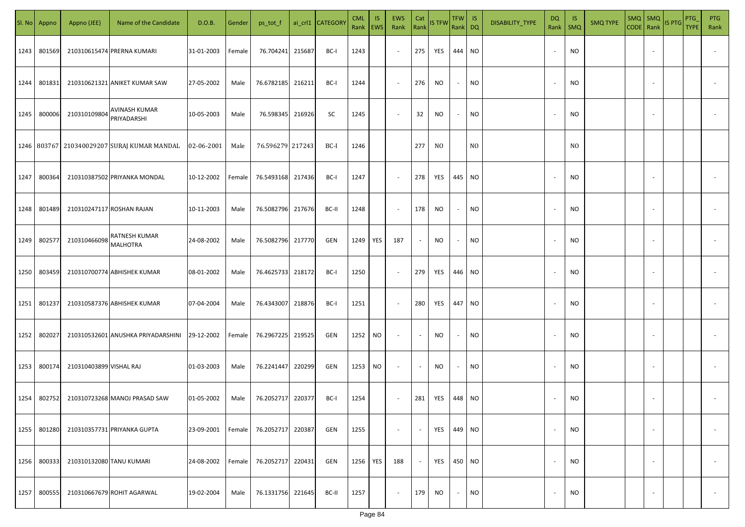| Sl. No | Appno | Appno (JEE) | Name of the Candidate | D.O.B. | Gender | ps_tot_f | ai_crl1 | CATEGORY | CML Rank | IS EWS | EWS Rank | Cat Rank | IS TFW | TFW Rank | IS DQ | DISABILITY_TYPE | DQ Rank | IS SMQ | SMQ TYPE | SMQ CODE | SMQ Rank | IS PTG | PTG_TYPE | PTG Rank |
|---|---|---|---|---|---|---|---|---|---|---|---|---|---|---|---|---|---|---|---|---|---|---|---|---|
| 1243 | 801569 | 210310615474 | PRERNA KUMARI | 31-01-2003 | Female | 76.704241 | 215687 | BC-I | 1243 | | - | 275 | YES | 444 | NO | | - | NO | | | - | | | - |
| 1244 | 801831 | 210310621321 | ANIKET KUMAR SAW | 27-05-2002 | Male | 76.6782185 | 216211 | BC-I | 1244 | | - | 276 | NO | - | NO | | - | NO | | | - | | | - |
| 1245 | 800006 | 210310109804 | AVINASH KUMAR PRIYADARSHI | 10-05-2003 | Male | 76.598345 | 216926 | SC | 1245 | | - | 32 | NO | - | NO | | - | NO | | | - | | | - |
| 1246 | 803767 | 210340029207 | SURAJ KUMAR MANDAL | 02-06-2001 | Male | 76.596279 | 217243 | BC-I | 1246 | | | 277 | NO | | NO | | | NO | | | | | | |
| 1247 | 800364 | 210310387502 | PRIYANKA MONDAL | 10-12-2002 | Female | 76.5493168 | 217436 | BC-I | 1247 | | - | 278 | YES | 445 | NO | | - | NO | | | - | | | - |
| 1248 | 801489 | 210310247117 | ROSHAN RAJAN | 10-11-2003 | Male | 76.5082796 | 217676 | BC-II | 1248 | | - | 178 | NO | - | NO | | - | NO | | | - | | | - |
| 1249 | 802577 | 210310466098 | RATNESH KUMAR MALHOTRA | 24-08-2002 | Male | 76.5082796 | 217770 | GEN | 1249 | YES | 187 | - | NO | - | NO | | - | NO | | | - | | | - |
| 1250 | 803459 | 210310700774 | ABHISHEK KUMAR | 08-01-2002 | Male | 76.4625733 | 218172 | BC-I | 1250 | | - | 279 | YES | 446 | NO | | - | NO | | | - | | | - |
| 1251 | 801237 | 210310587376 | ABHISHEK KUMAR | 07-04-2004 | Male | 76.4343007 | 218876 | BC-I | 1251 | | - | 280 | YES | 447 | NO | | - | NO | | | - | | | - |
| 1252 | 802027 | 210310532601 | ANUSHKA PRIYADARSHINI | 29-12-2002 | Female | 76.2967225 | 219525 | GEN | 1252 | NO | - | - | NO | - | NO | | - | NO | | | - | | | - |
| 1253 | 800174 | 210310403899 | VISHAL RAJ | 01-03-2003 | Male | 76.2241447 | 220299 | GEN | 1253 | NO | - | - | NO | - | NO | | - | NO | | | - | | | - |
| 1254 | 802752 | 210310723268 | MANOJ PRASAD SAW | 01-05-2002 | Male | 76.2052717 | 220377 | BC-I | 1254 | | - | 281 | YES | 448 | NO | | - | NO | | | - | | | - |
| 1255 | 801280 | 210310357731 | PRIYANKA GUPTA | 23-09-2001 | Female | 76.2052717 | 220387 | GEN | 1255 | | - | - | YES | 449 | NO | | - | NO | | | - | | | - |
| 1256 | 800333 | 210310132080 | TANU KUMARI | 24-08-2002 | Female | 76.2052717 | 220431 | GEN | 1256 | YES | 188 | - | YES | 450 | NO | | - | NO | | | - | | | - |
| 1257 | 800555 | 210310667679 | ROHIT AGARWAL | 19-02-2004 | Male | 76.1331756 | 221645 | BC-II | 1257 | | - | 179 | NO | - | NO | | - | NO | | | - | | | - |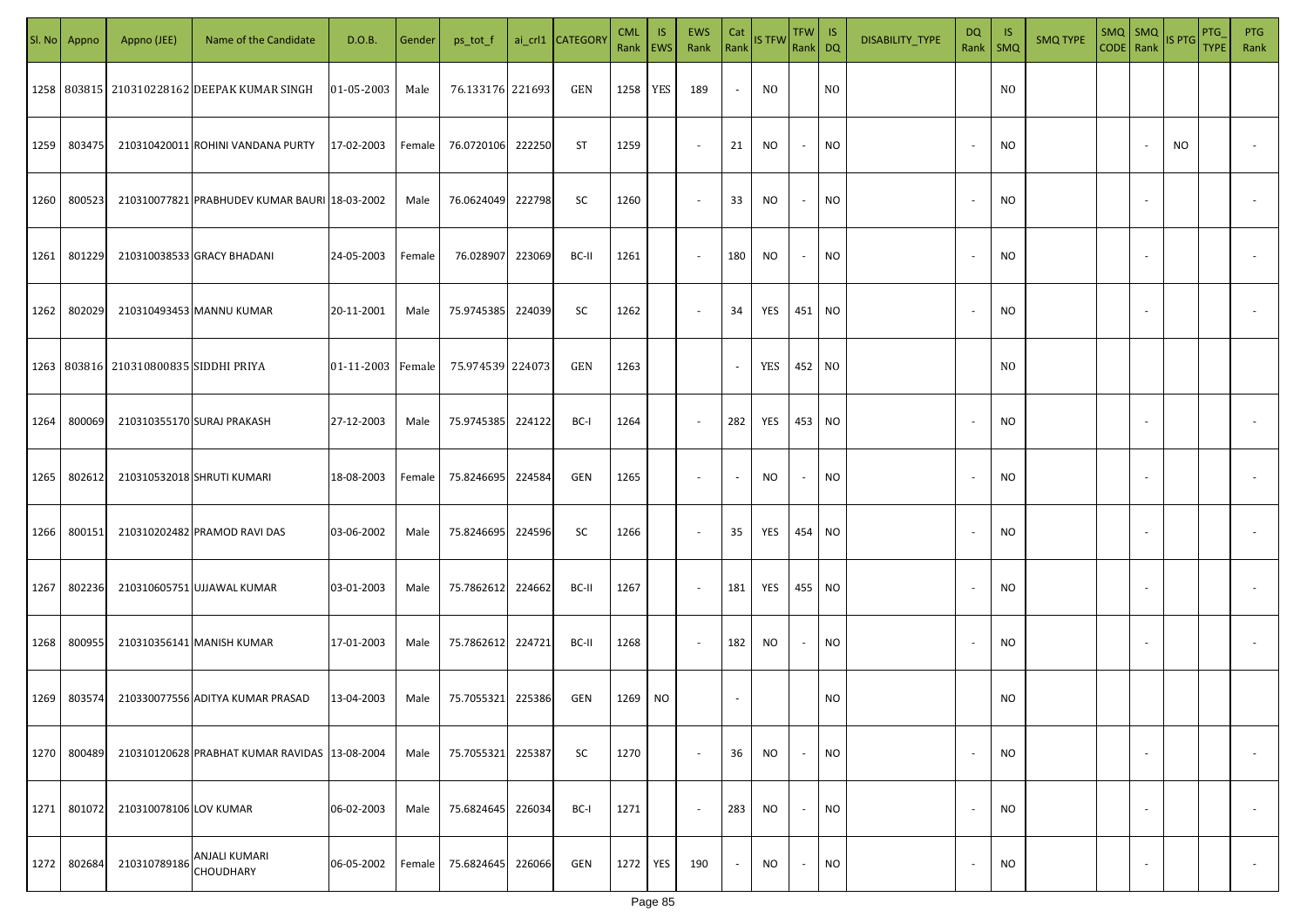| Sl. No | Appno | Appno (JEE) | Name of the Candidate | D.O.B. | Gender | ps_tot_f | ai_crl1 | CATEGORY | CML Rank | IS EWS | EWS Rank | Cat Rank | IS TFW | TFW Rank | IS DQ | DISABILITY_TYPE | DQ Rank | IS SMQ | SMQ TYPE | SMQ CODE | SMQ Rank | IS PTG | PTG_TYPE | PTG Rank |
|---|---|---|---|---|---|---|---|---|---|---|---|---|---|---|---|---|---|---|---|---|---|---|---|---|
| 1258 | 803815 | 210310228162 | DEEPAK KUMAR SINGH | 01-05-2003 | Male | 76.133176 | 221693 | GEN | 1258 | YES | 189 | - | NO | | NO | | | NO | | | | | | |
| 1259 | 803475 | 210310420011 | ROHINI VANDANA PURTY | 17-02-2003 | Female | 76.0720106 | 222250 | ST | 1259 | | - | 21 | NO | - | NO | | - | NO | | | - | NO | | - |
| 1260 | 800523 | 210310077821 | PRABHUDEV KUMAR BAURI | 18-03-2002 | Male | 76.0624049 | 222798 | SC | 1260 | | - | 33 | NO | - | NO | | - | NO | | | - | | | - |
| 1261 | 801229 | 210310038533 | GRACY BHADANI | 24-05-2003 | Female | 76.028907 | 223069 | BC-II | 1261 | | - | 180 | NO | - | NO | | - | NO | | | - | | | - |
| 1262 | 802029 | 210310493453 | MANNU KUMAR | 20-11-2001 | Male | 75.9745385 | 224039 | SC | 1262 | | - | 34 | YES | 451 | NO | | - | NO | | | - | | | - |
| 1263 | 803816 | 210310800835 | SIDDHI PRIYA | 01-11-2003 | Female | 75.974539 | 224073 | GEN | 1263 | | | - | YES | 452 | NO | | | NO | | | | | | |
| 1264 | 800069 | 210310355170 | SURAJ PRAKASH | 27-12-2003 | Male | 75.9745385 | 224122 | BC-I | 1264 | | - | 282 | YES | 453 | NO | | - | NO | | | - | | | - |
| 1265 | 802612 | 210310532018 | SHRUTI KUMARI | 18-08-2003 | Female | 75.8246695 | 224584 | GEN | 1265 | | - | - | NO | - | NO | | - | NO | | | - | | | - |
| 1266 | 800151 | 210310202482 | PRAMOD RAVI DAS | 03-06-2002 | Male | 75.8246695 | 224596 | SC | 1266 | | - | 35 | YES | 454 | NO | | - | NO | | | - | | | - |
| 1267 | 802236 | 210310605751 | UJJAWAL KUMAR | 03-01-2003 | Male | 75.7862612 | 224662 | BC-II | 1267 | | - | 181 | YES | 455 | NO | | - | NO | | | - | | | - |
| 1268 | 800955 | 210310356141 | MANISH KUMAR | 17-01-2003 | Male | 75.7862612 | 224721 | BC-II | 1268 | | - | 182 | NO | - | NO | | - | NO | | | - | | | - |
| 1269 | 803574 | 210330077556 | ADITYA KUMAR PRASAD | 13-04-2003 | Male | 75.7055321 | 225386 | GEN | 1269 | NO | | - | | | NO | | | NO | | | | | | |
| 1270 | 800489 | 210310120628 | PRABHAT KUMAR RAVIDAS | 13-08-2004 | Male | 75.7055321 | 225387 | SC | 1270 | | - | 36 | NO | - | NO | | - | NO | | | - | | | - |
| 1271 | 801072 | 210310078106 | LOV KUMAR | 06-02-2003 | Male | 75.6824645 | 226034 | BC-I | 1271 | | - | 283 | NO | - | NO | | - | NO | | | - | | | - |
| 1272 | 802684 | 210310789186 | ANJALI KUMARI CHOUDHARY | 06-05-2002 | Female | 75.6824645 | 226066 | GEN | 1272 | YES | 190 | - | NO | - | NO | | - | NO | | | - | | | - |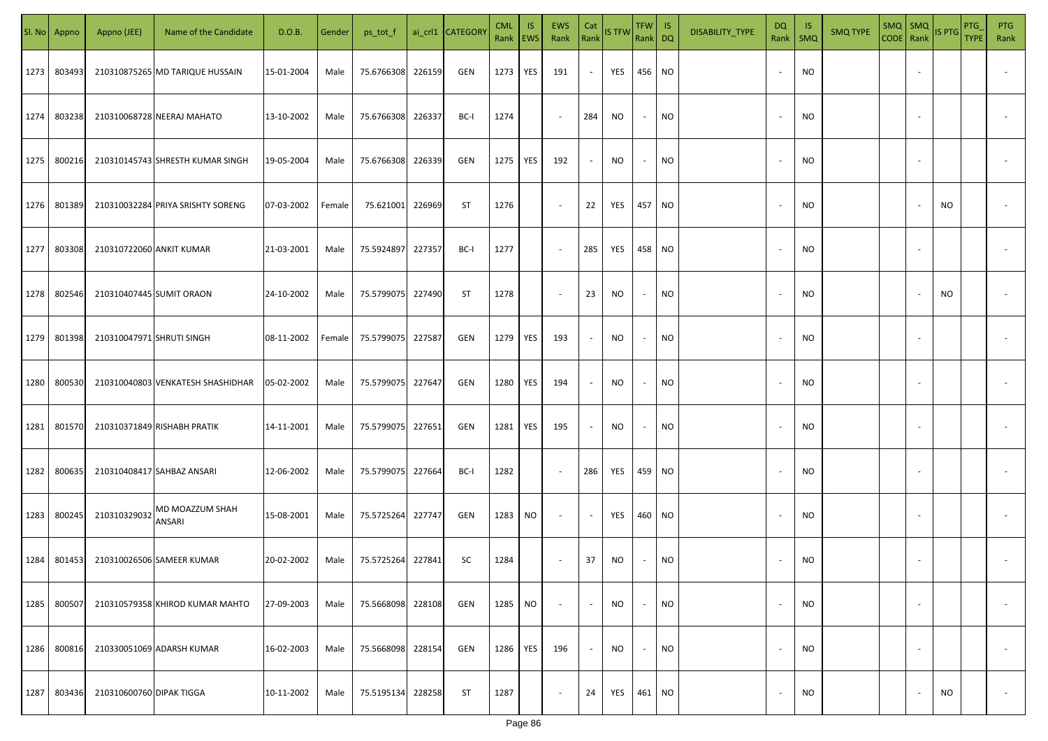| Sl. No | Appno | Appno (JEE) | Name of the Candidate | D.O.B. | Gender | ps_tot_f | ai_crl1 | CATEGORY | CML Rank | IS EWS | EWS Rank | Cat Rank | IS TFW | TFW Rank | IS DQ | DISABILITY_TYPE | DQ Rank | IS SMQ | SMQ TYPE | SMQ CODE | SMQ Rank | IS PTG | PTG_TYPE | PTG Rank |
|---|---|---|---|---|---|---|---|---|---|---|---|---|---|---|---|---|---|---|---|---|---|---|---|---|
| 1273 | 803493 | 210310875265 | MD TARIQUE HUSSAIN | 15-01-2004 | Male | 75.6766308 | 226159 | GEN | 1273 | YES | 191 | - | YES | 456 | NO | | - | NO | | | - | | | - |
| 1274 | 803238 | 210310068728 | NEERAJ MAHATO | 13-10-2002 | Male | 75.6766308 | 226337 | BC-I | 1274 | | - | 284 | NO | - | NO | | - | NO | | | - | | | - |
| 1275 | 800216 | 210310145743 | SHRESTH KUMAR SINGH | 19-05-2004 | Male | 75.6766308 | 226339 | GEN | 1275 | YES | 192 | - | NO | - | NO | | - | NO | | | - | | | - |
| 1276 | 801389 | 210310032284 | PRIYA SRISHTY SORENG | 07-03-2002 | Female | 75.621001 | 226969 | ST | 1276 | | - | 22 | YES | 457 | NO | | - | NO | | | - | NO | | - |
| 1277 | 803308 | 210310722060 | ANKIT KUMAR | 21-03-2001 | Male | 75.5924897 | 227357 | BC-I | 1277 | | - | 285 | YES | 458 | NO | | - | NO | | | - | | | - |
| 1278 | 802546 | 210310407445 | SUMIT ORAON | 24-10-2002 | Male | 75.5799075 | 227490 | ST | 1278 | | - | 23 | NO | - | NO | | - | NO | | | - | NO | | - |
| 1279 | 801398 | 210310047971 | SHRUTI SINGH | 08-11-2002 | Female | 75.5799075 | 227587 | GEN | 1279 | YES | 193 | - | NO | - | NO | | - | NO | | | - | | | - |
| 1280 | 800530 | 210310040803 | VENKATESH SHASHIDHAR | 05-02-2002 | Male | 75.5799075 | 227647 | GEN | 1280 | YES | 194 | - | NO | - | NO | | - | NO | | | - | | | - |
| 1281 | 801570 | 210310371849 | RISHABH PRATIK | 14-11-2001 | Male | 75.5799075 | 227651 | GEN | 1281 | YES | 195 | - | NO | - | NO | | - | NO | | | - | | | - |
| 1282 | 800635 | 210310408417 | SAHBAZ ANSARI | 12-06-2002 | Male | 75.5799075 | 227664 | BC-I | 1282 | | - | 286 | YES | 459 | NO | | - | NO | | | - | | | - |
| 1283 | 800245 | 210310329032 | MD MOAZZUM SHAH ANSARI | 15-08-2001 | Male | 75.5725264 | 227747 | GEN | 1283 | NO | - | - | YES | 460 | NO | | - | NO | | | - | | | - |
| 1284 | 801453 | 210310026506 | SAMEER KUMAR | 20-02-2002 | Male | 75.5725264 | 227841 | SC | 1284 | | - | 37 | NO | - | NO | | - | NO | | | - | | | - |
| 1285 | 800507 | 210310579358 | KHIROD KUMAR MAHTO | 27-09-2003 | Male | 75.5668098 | 228108 | GEN | 1285 | NO | - | - | NO | - | NO | | - | NO | | | - | | | - |
| 1286 | 800816 | 210330051069 | ADARSH KUMAR | 16-02-2003 | Male | 75.5668098 | 228154 | GEN | 1286 | YES | 196 | - | NO | - | NO | | - | NO | | | - | | | - |
| 1287 | 803436 | 210310600760 | DIPAK TIGGA | 10-11-2002 | Male | 75.5195134 | 228258 | ST | 1287 | | - | 24 | YES | 461 | NO | | - | NO | | | - | NO | | - |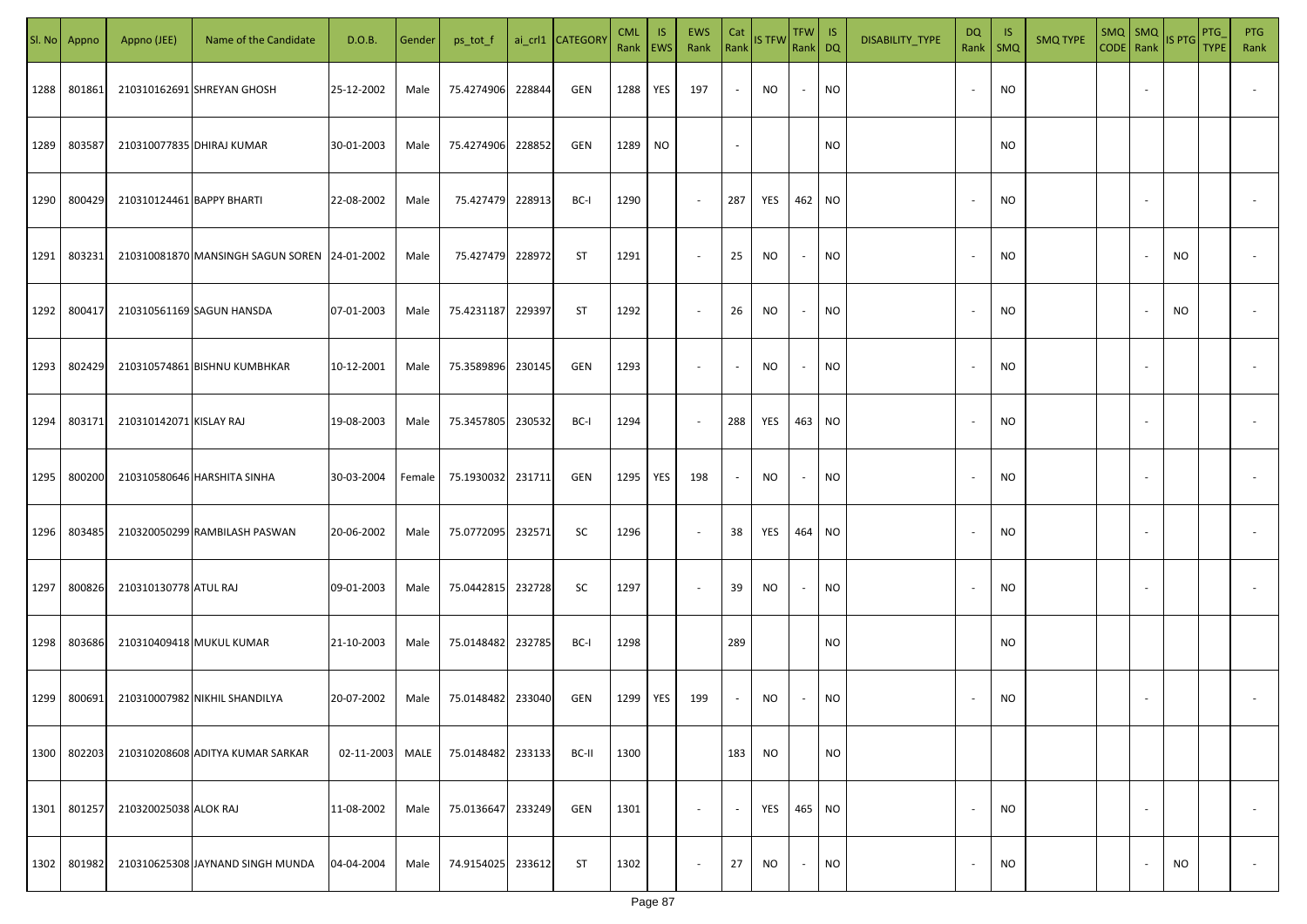| Sl. No | Appno | Appno (JEE) | Name of the Candidate | D.O.B. | Gender | ps_tot_f | ai_crl1 | CATEGORY | CML Rank | IS EWS | EWS Rank | Cat Rank | IS TFW | TFW Rank | IS DQ | DISABILITY_TYPE | DQ Rank | IS SMQ | SMQ TYPE | SMQ CODE | SMQ Rank | IS PTG | PTG_TYPE | PTG Rank |
|---|---|---|---|---|---|---|---|---|---|---|---|---|---|---|---|---|---|---|---|---|---|---|---|---|
| 1288 | 801861 | 210310162691 | SHREYAN GHOSH | 25-12-2002 | Male | 75.4274906 | 228844 | GEN | 1288 | YES | 197 | - | NO | - | NO | | - | NO | | | - | | | - |
| 1289 | 803587 | 210310077835 | DHIRAJ KUMAR | 30-01-2003 | Male | 75.4274906 | 228852 | GEN | 1289 | NO | | - | | | NO | | | NO | | | | | | |
| 1290 | 800429 | 210310124461 | BAPPY BHARTI | 22-08-2002 | Male | 75.427479 | 228913 | BC-I | 1290 | | - | 287 | YES | 462 | NO | | - | NO | | | - | | | - |
| 1291 | 803231 | 210310081870 | MANSINGH SAGUN SOREN | 24-01-2002 | Male | 75.427479 | 228972 | ST | 1291 | | - | 25 | NO | - | NO | | - | NO | | | - | NO | | - |
| 1292 | 800417 | 210310561169 | SAGUN HANSDA | 07-01-2003 | Male | 75.4231187 | 229397 | ST | 1292 | | - | 26 | NO | - | NO | | - | NO | | | - | NO | | - |
| 1293 | 802429 | 210310574861 | BISHNU KUMBHKAR | 10-12-2001 | Male | 75.3589896 | 230145 | GEN | 1293 | | - | - | NO | - | NO | | - | NO | | | - | | | - |
| 1294 | 803171 | 210310142071 | KISLAY RAJ | 19-08-2003 | Male | 75.3457805 | 230532 | BC-I | 1294 | | - | 288 | YES | 463 | NO | | - | NO | | | - | | | - |
| 1295 | 800200 | 210310580646 | HARSHITA SINHA | 30-03-2004 | Female | 75.1930032 | 231711 | GEN | 1295 | YES | 198 | - | NO | - | NO | | - | NO | | | - | | | - |
| 1296 | 803485 | 210320050299 | RAMBILASH PASWAN | 20-06-2002 | Male | 75.0772095 | 232571 | SC | 1296 | | - | 38 | YES | 464 | NO | | - | NO | | | - | | | - |
| 1297 | 800826 | 210310130778 | ATUL RAJ | 09-01-2003 | Male | 75.0442815 | 232728 | SC | 1297 | | - | 39 | NO | - | NO | | - | NO | | | - | | | - |
| 1298 | 803686 | 210310409418 | MUKUL KUMAR | 21-10-2003 | Male | 75.0148482 | 232785 | BC-I | 1298 | | | 289 | | | NO | | | NO | | | | | | |
| 1299 | 800691 | 210310007982 | NIKHIL SHANDILYA | 20-07-2002 | Male | 75.0148482 | 233040 | GEN | 1299 | YES | 199 | - | NO | - | NO | | - | NO | | | - | | | - |
| 1300 | 802203 | 210310208608 | ADITYA KUMAR SARKAR | 02-11-2003 | MALE | 75.0148482 | 233133 | BC-II | 1300 | | | 183 | NO | | NO | | | | | | | | | |
| 1301 | 801257 | 210320025038 | ALOK RAJ | 11-08-2002 | Male | 75.0136647 | 233249 | GEN | 1301 | | - | - | YES | 465 | NO | | - | NO | | | - | | | - |
| 1302 | 801982 | 210310625308 | JAYNAND SINGH MUNDA | 04-04-2004 | Male | 74.9154025 | 233612 | ST | 1302 | | - | 27 | NO | - | NO | | - | NO | | | - | NO | | - |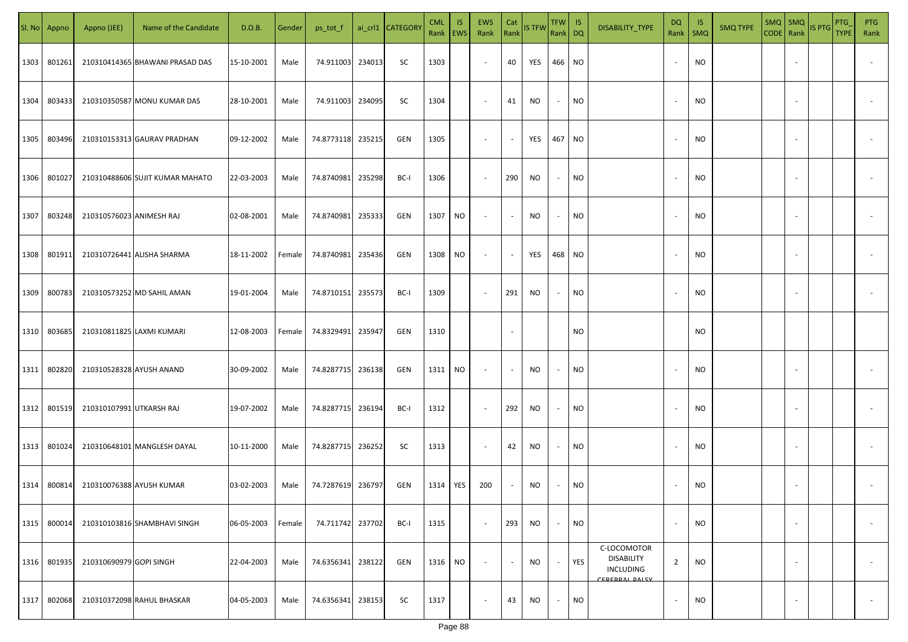| Sl. No | Appno | Appno (JEE) | Name of the Candidate | D.O.B. | Gender | ps_tot_f | ai_crl1 | CATEGORY | CML Rank | IS EWS | EWS Rank | Cat Rank | IS TFW | TFW Rank | IS DQ | DISABILITY_TYPE | DQ Rank | IS SMQ | SMQ TYPE | SMQ CODE | SMQ Rank | IS PTG | PTG_TYPE | PTG Rank |
|---|---|---|---|---|---|---|---|---|---|---|---|---|---|---|---|---|---|---|---|---|---|---|---|---|
| 1303 | 801261 | 210310414365 | BHAWANI PRASAD DAS | 15-10-2001 | Male | 74.911003 | 234013 | SC | 1303 | | - | 40 | YES | 466 | NO | | - | NO | | | - | | | - |
| 1304 | 803433 | 210310350587 | MONU KUMAR DAS | 28-10-2001 | Male | 74.911003 | 234095 | SC | 1304 | | - | 41 | NO | - | NO | | - | NO | | | - | | | - |
| 1305 | 803496 | 210310153313 | GAURAV PRADHAN | 09-12-2002 | Male | 74.8773118 | 235215 | GEN | 1305 | | - | - | YES | 467 | NO | | - | NO | | | - | | | - |
| 1306 | 801027 | 210310488606 | SUJIT KUMAR MAHATO | 22-03-2003 | Male | 74.8740981 | 235298 | BC-I | 1306 | | - | 290 | NO | - | NO | | - | NO | | | - | | | - |
| 1307 | 803248 | 210310576023 | ANIMESH RAJ | 02-08-2001 | Male | 74.8740981 | 235333 | GEN | 1307 | NO | - | - | NO | - | NO | | - | NO | | | - | | | - |
| 1308 | 801911 | 210310726441 | ALISHA SHARMA | 18-11-2002 | Female | 74.8740981 | 235436 | GEN | 1308 | NO | - | - | YES | 468 | NO | | - | NO | | | - | | | - |
| 1309 | 800783 | 210310573252 | MD SAHIL AMAN | 19-01-2004 | Male | 74.8710151 | 235573 | BC-I | 1309 | | - | 291 | NO | - | NO | | - | NO | | | - | | | - |
| 1310 | 803685 | 210310811825 | LAXMI KUMARI | 12-08-2003 | Female | 74.8329491 | 235947 | GEN | 1310 | | | - | | | NO | | | NO | | | | | | |
| 1311 | 802820 | 210310528328 | AYUSH ANAND | 30-09-2002 | Male | 74.8287715 | 236138 | GEN | 1311 | NO | - | - | NO | - | NO | | - | NO | | | - | | | - |
| 1312 | 801519 | 210310107991 | UTKARSH RAJ | 19-07-2002 | Male | 74.8287715 | 236194 | BC-I | 1312 | | - | 292 | NO | - | NO | | - | NO | | | - | | | - |
| 1313 | 801024 | 210310648101 | MANGLESH DAYAL | 10-11-2000 | Male | 74.8287715 | 236252 | SC | 1313 | | - | 42 | NO | - | NO | | - | NO | | | - | | | - |
| 1314 | 800814 | 210310076388 | AYUSH KUMAR | 03-02-2003 | Male | 74.7287619 | 236797 | GEN | 1314 | YES | 200 | - | NO | - | NO | | - | NO | | | - | | | - |
| 1315 | 800014 | 210310103816 | SHAMBHAVI SINGH | 06-05-2003 | Female | 74.711742 | 237702 | BC-I | 1315 | | - | 293 | NO | - | NO | | - | NO | | | - | | | - |
| 1316 | 801935 | 210310690979 | GOPI SINGH | 22-04-2003 | Male | 74.6356341 | 238122 | GEN | 1316 | NO | - | - | NO | - | YES | C-LOCOMOTOR DISABILITY INCLUDING CEREBRAL PALSY | 2 | NO | | | - | | | - |
| 1317 | 802068 | 210310372098 | RAHUL BHASKAR | 04-05-2003 | Male | 74.6356341 | 238153 | SC | 1317 | | - | 43 | NO | - | NO | | - | NO | | | - | | | - |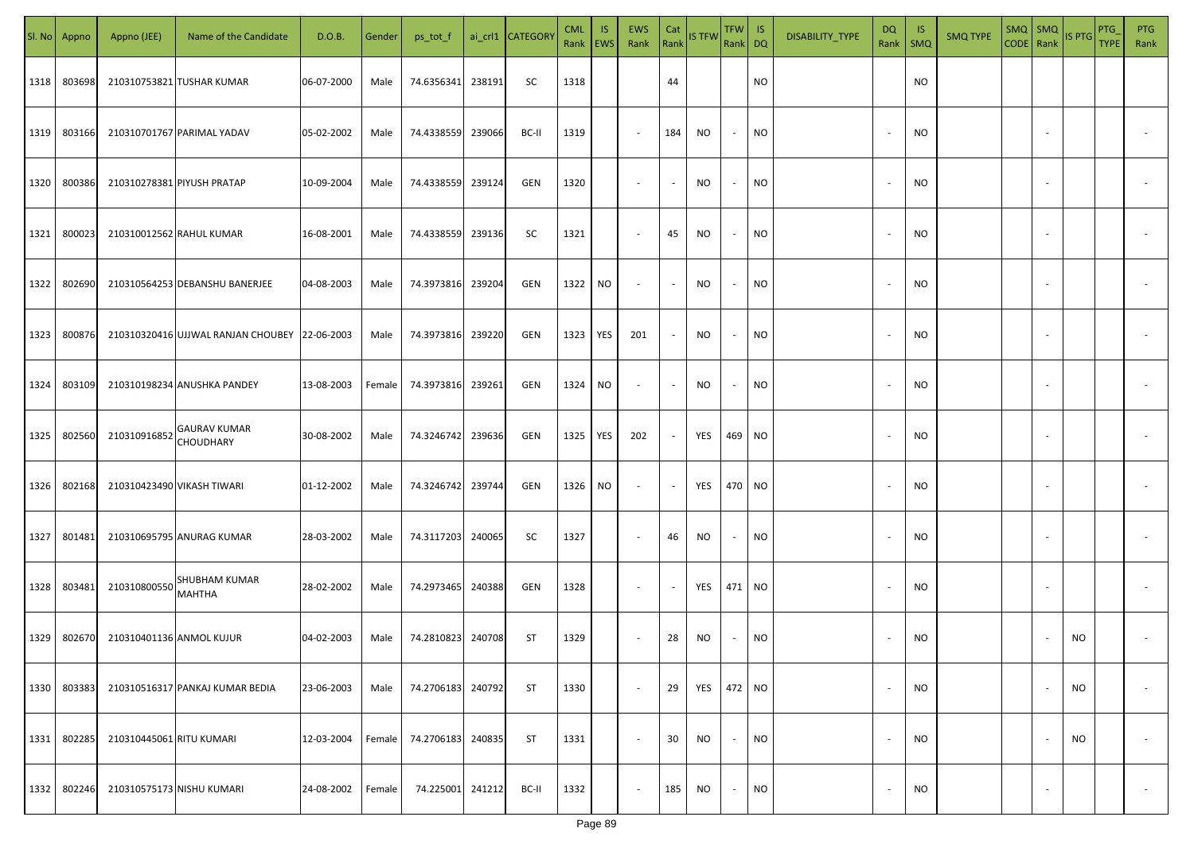| Sl. No | Appno | Appno (JEE) | Name of the Candidate | D.O.B. | Gender | ps_tot_f | ai_crl1 | CATEGORY | CML Rank | IS EWS | EWS Rank | Cat Rank | IS TFW | TFW Rank | IS DQ | DISABILITY_TYPE | DQ Rank | IS SMQ | SMQ TYPE | SMQ CODE | SMQ Rank | IS PTG | PTG_TYPE | PTG Rank |
|---|---|---|---|---|---|---|---|---|---|---|---|---|---|---|---|---|---|---|---|---|---|---|---|---|
| 1318 | 803698 | 210310753821 | TUSHAR KUMAR | 06-07-2000 | Male | 74.6356341 | 238191 | SC | 1318 | | | 44 | | | NO | | | NO | | | | | | |
| 1319 | 803166 | 210310701767 | PARIMAL YADAV | 05-02-2002 | Male | 74.4338559 | 239066 | BC-II | 1319 | | - | 184 | NO | - | NO | | - | NO | | | - | | | - |
| 1320 | 800386 | 210310278381 | PIYUSH PRATAP | 10-09-2004 | Male | 74.4338559 | 239124 | GEN | 1320 | | - | - | NO | - | NO | | - | NO | | | - | | | - |
| 1321 | 800023 | 210310012562 | RAHUL KUMAR | 16-08-2001 | Male | 74.4338559 | 239136 | SC | 1321 | | - | 45 | NO | - | NO | | - | NO | | | - | | | - |
| 1322 | 802690 | 210310564253 | DEBANSHU BANERJEE | 04-08-2003 | Male | 74.3973816 | 239204 | GEN | 1322 | NO | - | - | NO | - | NO | | - | NO | | | - | | | - |
| 1323 | 800876 | 210310320416 | UJJWAL RANJAN CHOUBEY | 22-06-2003 | Male | 74.3973816 | 239220 | GEN | 1323 | YES | 201 | - | NO | - | NO | | - | NO | | | - | | | - |
| 1324 | 803109 | 210310198234 | ANUSHKA PANDEY | 13-08-2003 | Female | 74.3973816 | 239261 | GEN | 1324 | NO | - | - | NO | - | NO | | - | NO | | | - | | | - |
| 1325 | 802560 | 210310916852 | GAURAV KUMAR CHOUDHARY | 30-08-2002 | Male | 74.3246742 | 239636 | GEN | 1325 | YES | 202 | - | YES | 469 | NO | | - | NO | | | - | | | - |
| 1326 | 802168 | 210310423490 | VIKASH TIWARI | 01-12-2002 | Male | 74.3246742 | 239744 | GEN | 1326 | NO | - | - | YES | 470 | NO | | - | NO | | | - | | | - |
| 1327 | 801481 | 210310695795 | ANURAG KUMAR | 28-03-2002 | Male | 74.3117203 | 240065 | SC | 1327 | | - | 46 | NO | - | NO | | - | NO | | | - | | | - |
| 1328 | 803481 | 210310800550 | SHUBHAM KUMAR MAHTHA | 28-02-2002 | Male | 74.2973465 | 240388 | GEN | 1328 | | - | - | YES | 471 | NO | | - | NO | | | - | | | - |
| 1329 | 802670 | 210310401136 | ANMOL KUJUR | 04-02-2003 | Male | 74.2810823 | 240708 | ST | 1329 | | - | 28 | NO | - | NO | | - | NO | | | - | NO | | - |
| 1330 | 803383 | 210310516317 | PANKAJ KUMAR BEDIA | 23-06-2003 | Male | 74.2706183 | 240792 | ST | 1330 | | - | 29 | YES | 472 | NO | | - | NO | | | - | NO | | - |
| 1331 | 802285 | 210310445061 | RITU KUMARI | 12-03-2004 | Female | 74.2706183 | 240835 | ST | 1331 | | - | 30 | NO | - | NO | | - | NO | | | - | NO | | - |
| 1332 | 802246 | 210310575173 | NISHU KUMARI | 24-08-2002 | Female | 74.225001 | 241212 | BC-II | 1332 | | - | 185 | NO | - | NO | | - | NO | | | - | | | - |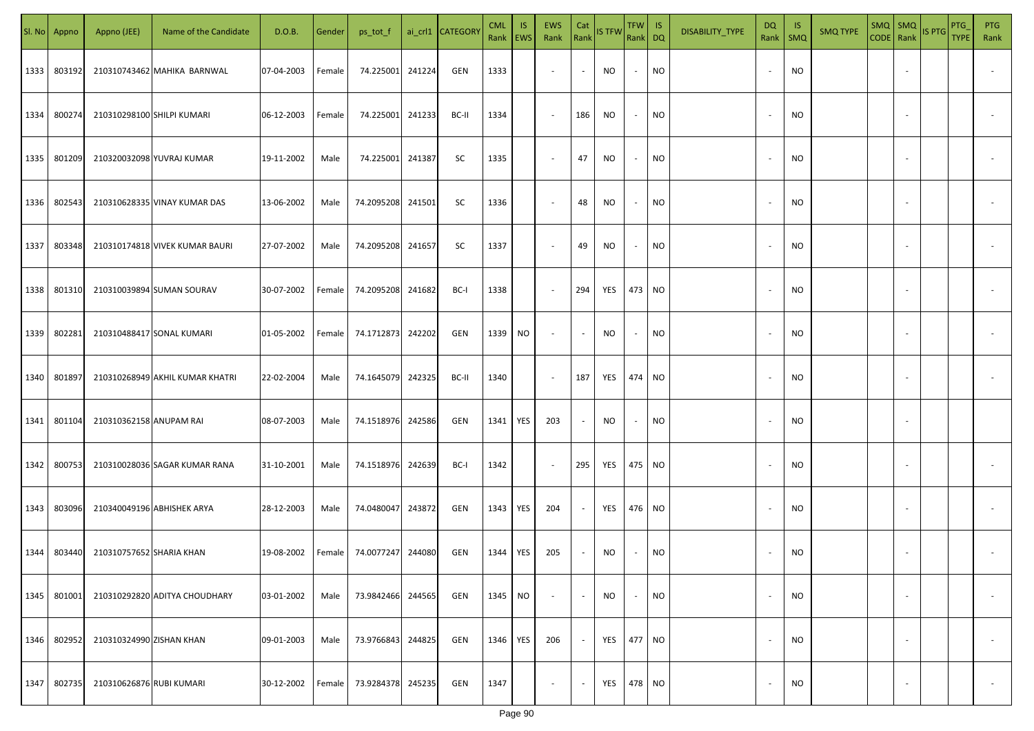| Sl. No | Appno | Appno (JEE) | Name of the Candidate | D.O.B. | Gender | ps_tot_f | ai_crl1 | CATEGORY | CML Rank | IS EWS | EWS Rank | Cat Rank | IS TFW | TFW Rank | IS DQ | DISABILITY_TYPE | DQ Rank | IS SMQ | SMQ TYPE | SMQ CODE | SMQ Rank | IS PTG | PTG_TYPE | PTG Rank |
|---|---|---|---|---|---|---|---|---|---|---|---|---|---|---|---|---|---|---|---|---|---|---|---|---|
| 1333 | 803192 | 210310743462 | MAHIKA BARNWAL | 07-04-2003 | Female | 74.225001 | 241224 | GEN | 1333 | | - | - | NO | - | NO | | - | NO | | | - | | | - |
| 1334 | 800274 | 210310298100 | SHILPI KUMARI | 06-12-2003 | Female | 74.225001 | 241233 | BC-II | 1334 | | - | 186 | NO | - | NO | | - | NO | | | - | | | - |
| 1335 | 801209 | 210320032098 | YUVRAJ KUMAR | 19-11-2002 | Male | 74.225001 | 241387 | SC | 1335 | | - | 47 | NO | - | NO | | - | NO | | | - | | | - |
| 1336 | 802543 | 210310628335 | VINAY KUMAR DAS | 13-06-2002 | Male | 74.2095208 | 241501 | SC | 1336 | | - | 48 | NO | - | NO | | - | NO | | | - | | | - |
| 1337 | 803348 | 210310174818 | VIVEK KUMAR BAURI | 27-07-2002 | Male | 74.2095208 | 241657 | SC | 1337 | | - | 49 | NO | - | NO | | - | NO | | | - | | | - |
| 1338 | 801310 | 210310039894 | SUMAN SOURAV | 30-07-2002 | Female | 74.2095208 | 241682 | BC-I | 1338 | | - | 294 | YES | 473 | NO | | - | NO | | | - | | | - |
| 1339 | 802281 | 210310488417 | SONAL KUMARI | 01-05-2002 | Female | 74.1712873 | 242202 | GEN | 1339 | NO | - | - | NO | - | NO | | - | NO | | | - | | | - |
| 1340 | 801897 | 210310268949 | AKHIL KUMAR KHATRI | 22-02-2004 | Male | 74.1645079 | 242325 | BC-II | 1340 | | - | 187 | YES | 474 | NO | | - | NO | | | - | | | - |
| 1341 | 801104 | 210310362158 | ANUPAM RAI | 08-07-2003 | Male | 74.1518976 | 242586 | GEN | 1341 | YES | 203 | - | NO | - | NO | | - | NO | | | - | | | |
| 1342 | 800753 | 210310028036 | SAGAR KUMAR RANA | 31-10-2001 | Male | 74.1518976 | 242639 | BC-I | 1342 | | - | 295 | YES | 475 | NO | | - | NO | | | - | | | - |
| 1343 | 803096 | 210340049196 | ABHISHEK ARYA | 28-12-2003 | Male | 74.0480047 | 243872 | GEN | 1343 | YES | 204 | - | YES | 476 | NO | | - | NO | | | - | | | - |
| 1344 | 803440 | 210310757652 | SHARIA KHAN | 19-08-2002 | Female | 74.0077247 | 244080 | GEN | 1344 | YES | 205 | - | NO | - | NO | | - | NO | | | - | | | - |
| 1345 | 801001 | 210310292820 | ADITYA CHOUDHARY | 03-01-2002 | Male | 73.9842466 | 244565 | GEN | 1345 | NO | - | - | NO | - | NO | | - | NO | | | - | | | - |
| 1346 | 802952 | 210310324990 | ZISHAN KHAN | 09-01-2003 | Male | 73.9766843 | 244825 | GEN | 1346 | YES | 206 | - | YES | 477 | NO | | - | NO | | | - | | | - |
| 1347 | 802735 | 210310626876 | RUBI KUMARI | 30-12-2002 | Female | 73.9284378 | 245235 | GEN | 1347 | | - | - | YES | 478 | NO | | - | NO | | | - | | | - |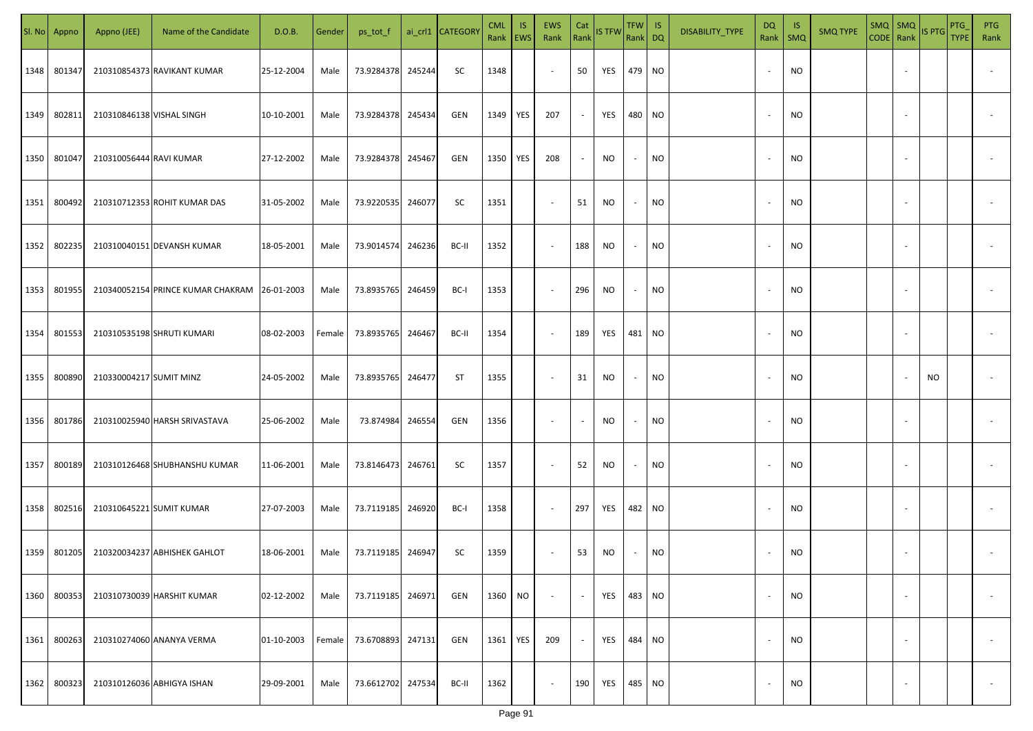| Sl. No | Appno | Appno (JEE) | Name of the Candidate | D.O.B. | Gender | ps_tot_f | ai_crl1 | CATEGORY | CML Rank | IS EWS | EWS Rank | Cat Rank | IS TFW | TFW Rank | IS DQ | DISABILITY_TYPE | DQ Rank | IS SMQ | SMQ TYPE | SMQ CODE | SMQ Rank | IS PTG | PTG_TYPE | PTG Rank |
|---|---|---|---|---|---|---|---|---|---|---|---|---|---|---|---|---|---|---|---|---|---|---|---|---|
| 1348 | 801347 | 210310854373 | RAVIKANT KUMAR | 25-12-2004 | Male | 73.9284378 | 245244 | SC | 1348 | | - | 50 | YES | 479 | NO | | - | NO | | | - | | | - |
| 1349 | 802811 | 210310846138 | VISHAL SINGH | 10-10-2001 | Male | 73.9284378 | 245434 | GEN | 1349 | YES | 207 | - | YES | 480 | NO | | - | NO | | | - | | | - |
| 1350 | 801047 | 210310056444 | RAVI KUMAR | 27-12-2002 | Male | 73.9284378 | 245467 | GEN | 1350 | YES | 208 | - | NO | - | NO | | - | NO | | | - | | | - |
| 1351 | 800492 | 210310712353 | ROHIT KUMAR DAS | 31-05-2002 | Male | 73.9220535 | 246077 | SC | 1351 | | - | 51 | NO | - | NO | | - | NO | | | - | | | - |
| 1352 | 802235 | 210310040151 | DEVANSH KUMAR | 18-05-2001 | Male | 73.9014574 | 246236 | BC-II | 1352 | | - | 188 | NO | - | NO | | - | NO | | | - | | | - |
| 1353 | 801955 | 210340052154 | PRINCE KUMAR CHAKRAM | 26-01-2003 | Male | 73.8935765 | 246459 | BC-I | 1353 | | - | 296 | NO | - | NO | | - | NO | | | - | | | - |
| 1354 | 801553 | 210310535198 | SHRUTI KUMARI | 08-02-2003 | Female | 73.8935765 | 246467 | BC-II | 1354 | | - | 189 | YES | 481 | NO | | - | NO | | | - | | | - |
| 1355 | 800890 | 210330004217 | SUMIT MINZ | 24-05-2002 | Male | 73.8935765 | 246477 | ST | 1355 | | - | 31 | NO | - | NO | | - | NO | | | - | NO | | - |
| 1356 | 801786 | 210310025940 | HARSH SRIVASTAVA | 25-06-2002 | Male | 73.874984 | 246554 | GEN | 1356 | | - | - | NO | - | NO | | - | NO | | | - | | | - |
| 1357 | 800189 | 210310126468 | SHUBHANSHU KUMAR | 11-06-2001 | Male | 73.8146473 | 246761 | SC | 1357 | | - | 52 | NO | - | NO | | - | NO | | | - | | | - |
| 1358 | 802516 | 210310645221 | SUMIT KUMAR | 27-07-2003 | Male | 73.7119185 | 246920 | BC-I | 1358 | | - | 297 | YES | 482 | NO | | - | NO | | | - | | | - |
| 1359 | 801205 | 210320034237 | ABHISHEK GAHLOT | 18-06-2001 | Male | 73.7119185 | 246947 | SC | 1359 | | - | 53 | NO | - | NO | | - | NO | | | - | | | - |
| 1360 | 800353 | 210310730039 | HARSHIT KUMAR | 02-12-2002 | Male | 73.7119185 | 246971 | GEN | 1360 | NO | - | - | YES | 483 | NO | | - | NO | | | - | | | - |
| 1361 | 800263 | 210310274060 | ANANYA VERMA | 01-10-2003 | Female | 73.6708893 | 247131 | GEN | 1361 | YES | 209 | - | YES | 484 | NO | | - | NO | | | - | | | - |
| 1362 | 800323 | 210310126036 | ABHIGYA ISHAN | 29-09-2001 | Male | 73.6612702 | 247534 | BC-II | 1362 | | - | 190 | YES | 485 | NO | | - | NO | | | - | | | - |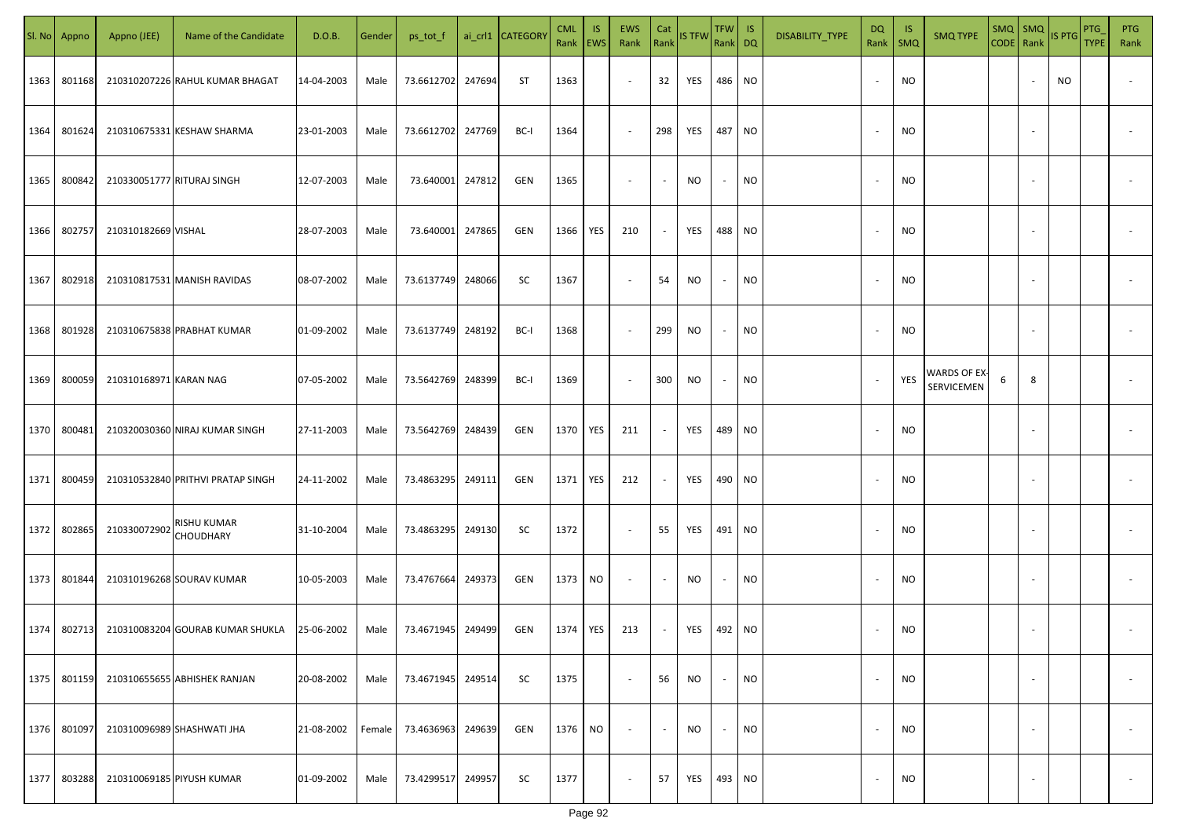| Sl. No | Appno | Appno (JEE) | Name of the Candidate | D.O.B. | Gender | ps_tot_f | ai_crl1 | CATEGORY | CML Rank | IS EWS | EWS Rank | Cat Rank | IS TFW | TFW Rank | IS DQ | DISABILITY_TYPE | DQ Rank | IS SMQ | SMQ TYPE | SMQ CODE | SMQ Rank | IS PTG | PTG_TYPE | PTG Rank |
|---|---|---|---|---|---|---|---|---|---|---|---|---|---|---|---|---|---|---|---|---|---|---|---|---|
| 1363 | 801168 | 210310207226 | RAHUL KUMAR BHAGAT | 14-04-2003 | Male | 73.6612702 | 247694 | ST | 1363 | | - | 32 | YES | 486 | NO | | - | NO | | | - | NO | | - |
| 1364 | 801624 | 210310675331 | KESHAW SHARMA | 23-01-2003 | Male | 73.6612702 | 247769 | BC-I | 1364 | | - | 298 | YES | 487 | NO | | - | NO | | | - | | | - |
| 1365 | 800842 | 210330051777 | RITURAJ SINGH | 12-07-2003 | Male | 73.640001 | 247812 | GEN | 1365 | | - | - | NO | - | NO | | - | NO | | | - | | | - |
| 1366 | 802757 | 210310182669 | VISHAL | 28-07-2003 | Male | 73.640001 | 247865 | GEN | 1366 | YES | 210 | - | YES | 488 | NO | | - | NO | | | - | | | - |
| 1367 | 802918 | 210310817531 | MANISH RAVIDAS | 08-07-2002 | Male | 73.6137749 | 248066 | SC | 1367 | | - | 54 | NO | - | NO | | - | NO | | | - | | | - |
| 1368 | 801928 | 210310675838 | PRABHAT KUMAR | 01-09-2002 | Male | 73.6137749 | 248192 | BC-I | 1368 | | - | 299 | NO | - | NO | | - | NO | | | - | | | - |
| 1369 | 800059 | 210310168971 | KARAN NAG | 07-05-2002 | Male | 73.5642769 | 248399 | BC-I | 1369 | | - | 300 | NO | - | NO | | - | YES | WARDS OF EX-SERVICEMEN | 6 | 8 | | | - |
| 1370 | 800481 | 210320030360 | NIRAJ KUMAR SINGH | 27-11-2003 | Male | 73.5642769 | 248439 | GEN | 1370 | YES | 211 | - | YES | 489 | NO | | - | NO | | | - | | | - |
| 1371 | 800459 | 210310532840 | PRITHVI PRATAP SINGH | 24-11-2002 | Male | 73.4863295 | 249111 | GEN | 1371 | YES | 212 | - | YES | 490 | NO | | - | NO | | | - | | | - |
| 1372 | 802865 | 210330072902 | RISHU KUMAR CHOUDHARY | 31-10-2004 | Male | 73.4863295 | 249130 | SC | 1372 | | - | 55 | YES | 491 | NO | | - | NO | | | - | | | - |
| 1373 | 801844 | 210310196268 | SOURAV KUMAR | 10-05-2003 | Male | 73.4767664 | 249373 | GEN | 1373 | NO | - | - | NO | - | NO | | - | NO | | | - | | | - |
| 1374 | 802713 | 210310083204 | GOURAB KUMAR SHUKLA | 25-06-2002 | Male | 73.4671945 | 249499 | GEN | 1374 | YES | 213 | - | YES | 492 | NO | | - | NO | | | - | | | - |
| 1375 | 801159 | 210310655655 | ABHISHEK RANJAN | 20-08-2002 | Male | 73.4671945 | 249514 | SC | 1375 | | - | 56 | NO | - | NO | | - | NO | | | - | | | - |
| 1376 | 801097 | 210310096989 | SHASHWATI JHA | 21-08-2002 | Female | 73.4636963 | 249639 | GEN | 1376 | NO | - | - | NO | - | NO | | - | NO | | | - | | | - |
| 1377 | 803288 | 210310069185 | PIYUSH KUMAR | 01-09-2002 | Male | 73.4299517 | 249957 | SC | 1377 | | - | 57 | YES | 493 | NO | | - | NO | | | - | | | - |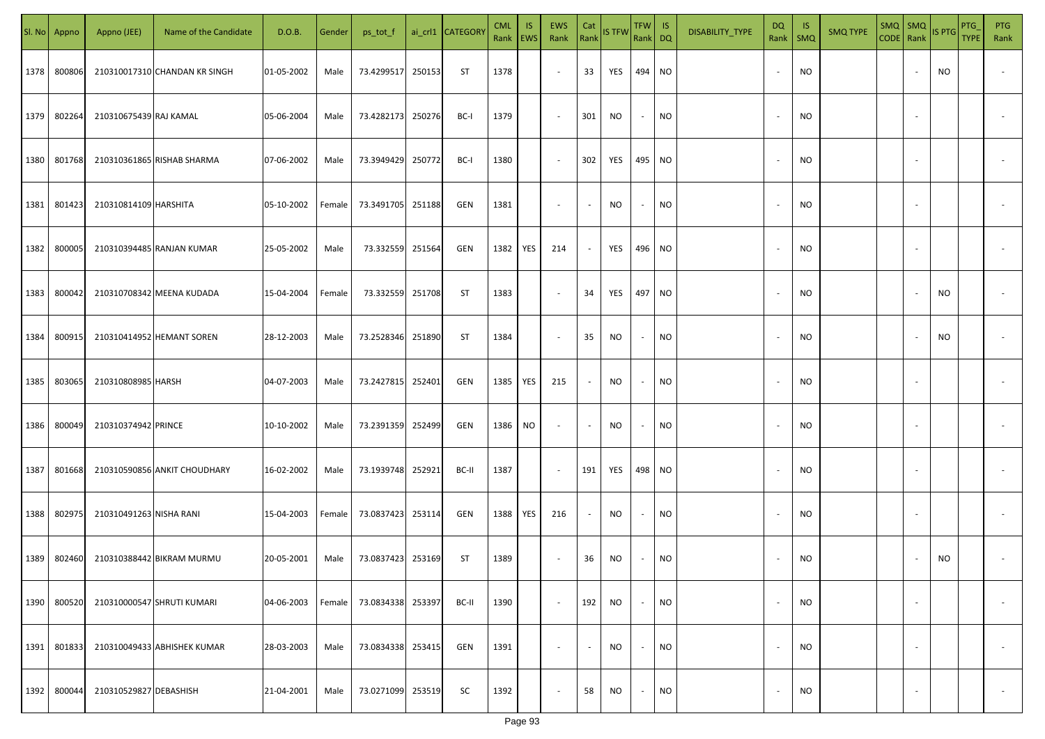| Sl. No | Appno | Appno (JEE) | Name of the Candidate | D.O.B. | Gender | ps_tot_f | ai_crl1 | CATEGORY | CML Rank | IS EWS | EWS Rank | Cat Rank | IS TFW | TFW Rank | IS DQ | DISABILITY_TYPE | DQ Rank | IS SMQ | SMQ TYPE | SMQ CODE | SMQ Rank | IS PTG | PTG_TYPE | PTG Rank |
|---|---|---|---|---|---|---|---|---|---|---|---|---|---|---|---|---|---|---|---|---|---|---|---|---|
| 1378 | 800806 | 210310017310 | CHANDAN KR SINGH | 01-05-2002 | Male | 73.4299517 | 250153 | ST | 1378 | | - | 33 | YES | 494 | NO | | - | NO | | | - | NO | | - |
| 1379 | 802264 | 210310675439 | RAJ KAMAL | 05-06-2004 | Male | 73.4282173 | 250276 | BC-I | 1379 | | - | 301 | NO | - | NO | | - | NO | | | - | | | - |
| 1380 | 801768 | 210310361865 | RISHAB SHARMA | 07-06-2002 | Male | 73.3949429 | 250772 | BC-I | 1380 | | - | 302 | YES | 495 | NO | | - | NO | | | - | | | - |
| 1381 | 801423 | 210310814109 | HARSHITA | 05-10-2002 | Female | 73.3491705 | 251188 | GEN | 1381 | | - | - | NO | - | NO | | - | NO | | | - | | | - |
| 1382 | 800005 | 210310394485 | RANJAN KUMAR | 25-05-2002 | Male | 73.332559 | 251564 | GEN | 1382 | YES | 214 | - | YES | 496 | NO | | - | NO | | | - | | | - |
| 1383 | 800042 | 210310708342 | MEENA KUDADA | 15-04-2004 | Female | 73.332559 | 251708 | ST | 1383 | | - | 34 | YES | 497 | NO | | - | NO | | | - | NO | | - |
| 1384 | 800915 | 210310414952 | HEMANT SOREN | 28-12-2003 | Male | 73.2528346 | 251890 | ST | 1384 | | - | 35 | NO | - | NO | | - | NO | | | - | NO | | - |
| 1385 | 803065 | 210310808985 | HARSH | 04-07-2003 | Male | 73.2427815 | 252401 | GEN | 1385 | YES | 215 | - | NO | - | NO | | - | NO | | | - | | | - |
| 1386 | 800049 | 210310374942 | PRINCE | 10-10-2002 | Male | 73.2391359 | 252499 | GEN | 1386 | NO | - | - | NO | - | NO | | - | NO | | | - | | | - |
| 1387 | 801668 | 210310590856 | ANKIT CHOUDHARY | 16-02-2002 | Male | 73.1939748 | 252921 | BC-II | 1387 | | - | 191 | YES | 498 | NO | | - | NO | | | - | | | - |
| 1388 | 802975 | 210310491263 | NISHA RANI | 15-04-2003 | Female | 73.0837423 | 253114 | GEN | 1388 | YES | 216 | - | NO | - | NO | | - | NO | | | - | | | - |
| 1389 | 802460 | 210310388442 | BIKRAM MURMU | 20-05-2001 | Male | 73.0837423 | 253169 | ST | 1389 | | - | 36 | NO | - | NO | | - | NO | | | - | NO | | - |
| 1390 | 800520 | 210310000547 | SHRUTI KUMARI | 04-06-2003 | Female | 73.0834338 | 253397 | BC-II | 1390 | | - | 192 | NO | - | NO | | - | NO | | | - | | | - |
| 1391 | 801833 | 210310049433 | ABHISHEK KUMAR | 28-03-2003 | Male | 73.0834338 | 253415 | GEN | 1391 | | - | - | NO | - | NO | | - | NO | | | - | | | - |
| 1392 | 800044 | 210310529827 | DEBASHISH | 21-04-2001 | Male | 73.0271099 | 253519 | SC | 1392 | | - | 58 | NO | - | NO | | - | NO | | | - | | | - |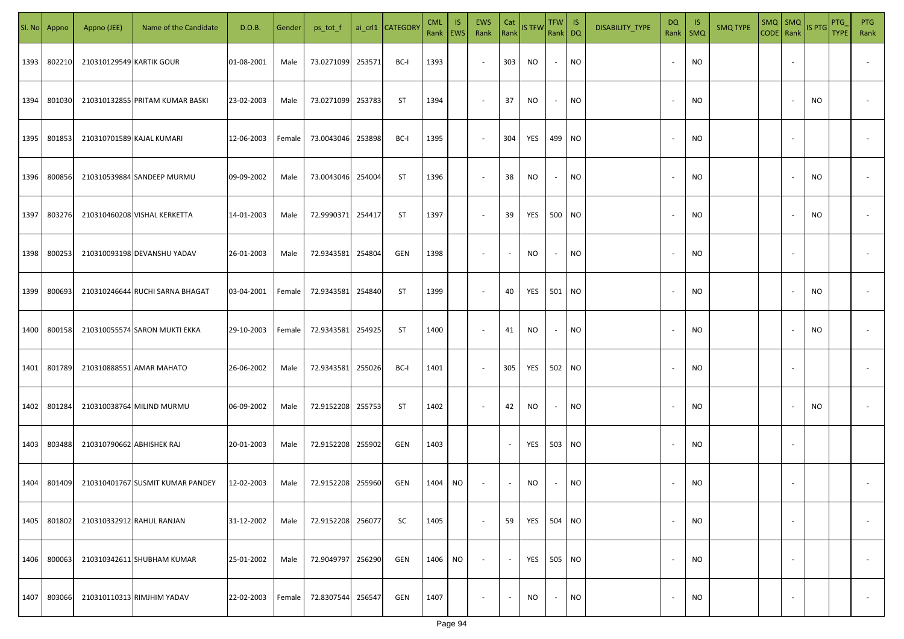| Sl. No | Appno | Appno (JEE) | Name of the Candidate | D.O.B. | Gender | ps_tot_f | ai_crl1 | CATEGORY | CML Rank | IS EWS | EWS Rank | Cat Rank | IS TFW | TFW Rank | IS DQ | DISABILITY_TYPE | DQ Rank | IS SMQ | SMQ TYPE | SMQ CODE | SMQ Rank | IS PTG | PTG_TYPE | PTG Rank |
|---|---|---|---|---|---|---|---|---|---|---|---|---|---|---|---|---|---|---|---|---|---|---|---|---|
| 1393 | 802210 | 210310129549 | KARTIK GOUR | 01-08-2001 | Male | 73.0271099 | 253571 | BC-I | 1393 | | - | 303 | NO | - | NO | | - | NO | | | - | | | - |
| 1394 | 801030 | 210310132855 | PRITAM KUMAR BASKI | 23-02-2003 | Male | 73.0271099 | 253783 | ST | 1394 | | - | 37 | NO | - | NO | | - | NO | | | - | NO | | - |
| 1395 | 801853 | 210310701589 | KAJAL KUMARI | 12-06-2003 | Female | 73.0043046 | 253898 | BC-I | 1395 | | - | 304 | YES | 499 | NO | | - | NO | | | - | | | - |
| 1396 | 800856 | 210310539884 | SANDEEP MURMU | 09-09-2002 | Male | 73.0043046 | 254004 | ST | 1396 | | - | 38 | NO | - | NO | | - | NO | | | - | NO | | - |
| 1397 | 803276 | 210310460208 | VISHAL KERKETTA | 14-01-2003 | Male | 72.9990371 | 254417 | ST | 1397 | | - | 39 | YES | 500 | NO | | - | NO | | | - | NO | | - |
| 1398 | 800253 | 210310093198 | DEVANSHU YADAV | 26-01-2003 | Male | 72.9343581 | 254804 | GEN | 1398 | | - | - | NO | - | NO | | - | NO | | | - | | | - |
| 1399 | 800693 | 210310246644 | RUCHI SARNA BHAGAT | 03-04-2001 | Female | 72.9343581 | 254840 | ST | 1399 | | - | 40 | YES | 501 | NO | | - | NO | | | - | NO | | - |
| 1400 | 800158 | 210310055574 | SARON MUKTI EKKA | 29-10-2003 | Female | 72.9343581 | 254925 | ST | 1400 | | - | 41 | NO | - | NO | | - | NO | | | - | NO | | - |
| 1401 | 801789 | 210310888551 | AMAR MAHATO | 26-06-2002 | Male | 72.9343581 | 255026 | BC-I | 1401 | | - | 305 | YES | 502 | NO | | - | NO | | | - | | | - |
| 1402 | 801284 | 210310038764 | MILIND MURMU | 06-09-2002 | Male | 72.9152208 | 255753 | ST | 1402 | | - | 42 | NO | - | NO | | - | NO | | | - | NO | | - |
| 1403 | 803488 | 210310790662 | ABHISHEK RAJ | 20-01-2003 | Male | 72.9152208 | 255902 | GEN | 1403 | | | - | YES | 503 | NO | | - | NO | | | - | | | |
| 1404 | 801409 | 210310401767 | SUSMIT KUMAR PANDEY | 12-02-2003 | Male | 72.9152208 | 255960 | GEN | 1404 | NO | - | - | NO | - | NO | | - | NO | | | - | | | - |
| 1405 | 801802 | 210310332912 | RAHUL RANJAN | 31-12-2002 | Male | 72.9152208 | 256077 | SC | 1405 | | - | 59 | YES | 504 | NO | | - | NO | | | - | | | - |
| 1406 | 800063 | 210310342611 | SHUBHAM KUMAR | 25-01-2002 | Male | 72.9049797 | 256290 | GEN | 1406 | NO | - | - | YES | 505 | NO | | - | NO | | | - | | | - |
| 1407 | 803066 | 210310110313 | RIMJHIM YADAV | 22-02-2003 | Female | 72.8307544 | 256547 | GEN | 1407 | | - | - | NO | - | NO | | - | NO | | | - | | | - |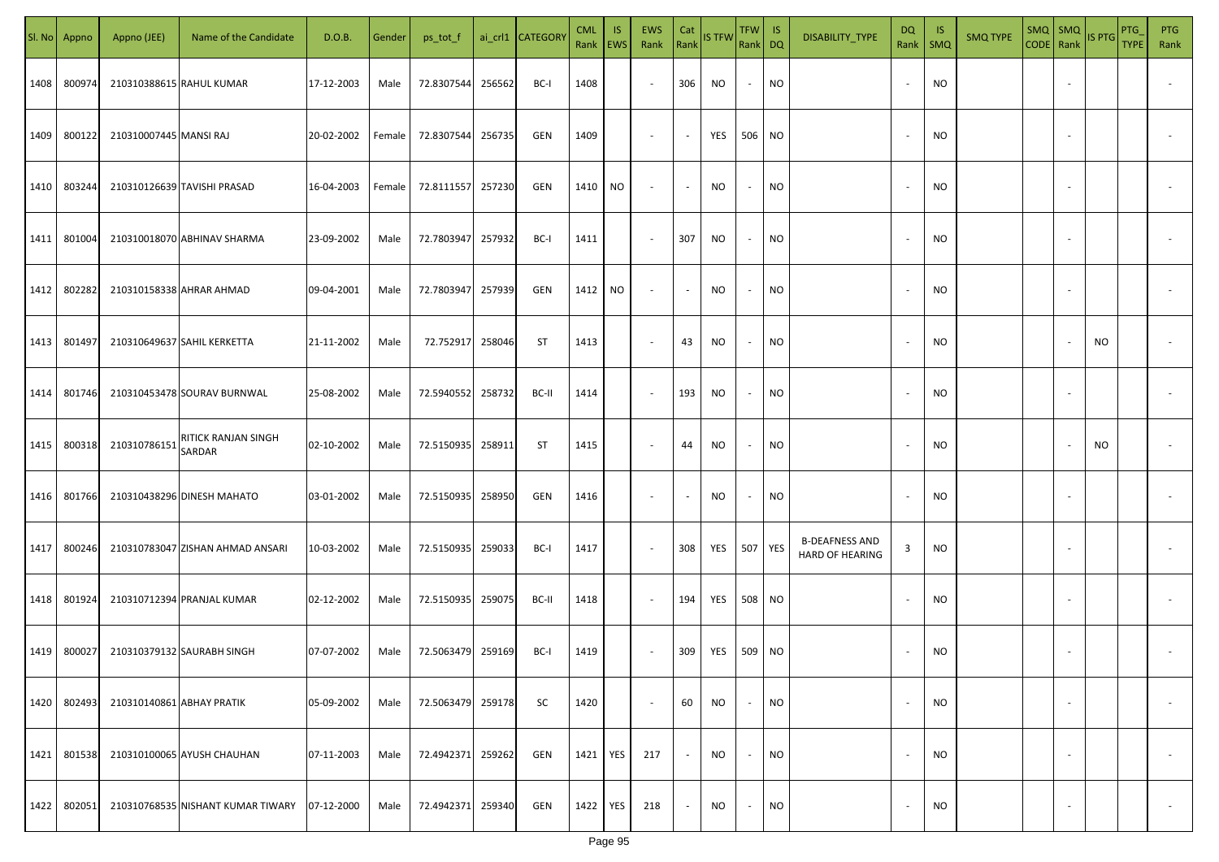| Sl. No | Appno | Appno (JEE) | Name of the Candidate | D.O.B. | Gender | ps_tot_f | ai_crl1 | CATEGORY | CML Rank | IS EWS | EWS Rank | Cat Rank | IS TFW | TFW Rank | IS DQ | DISABILITY_TYPE | DQ Rank | IS SMQ | SMQ TYPE | SMQ CODE | SMQ Rank | IS PTG | PTG_TYPE | PTG Rank |
|---|---|---|---|---|---|---|---|---|---|---|---|---|---|---|---|---|---|---|---|---|---|---|---|---|
| 1408 | 800974 | 210310388615 | RAHUL KUMAR | 17-12-2003 | Male | 72.8307544 | 256562 | BC-I | 1408 | | - | 306 | NO | - | NO | | - | NO | | | - | | | - |
| 1409 | 800122 | 210310007445 | MANSI RAJ | 20-02-2002 | Female | 72.8307544 | 256735 | GEN | 1409 | | - | - | YES | 506 | NO | | - | NO | | | - | | | - |
| 1410 | 803244 | 210310126639 | TAVISHI PRASAD | 16-04-2003 | Female | 72.8111557 | 257230 | GEN | 1410 | NO | - | - | NO | - | NO | | - | NO | | | - | | | - |
| 1411 | 801004 | 210310018070 | ABHINAV SHARMA | 23-09-2002 | Male | 72.7803947 | 257932 | BC-I | 1411 | | - | 307 | NO | - | NO | | - | NO | | | - | | | - |
| 1412 | 802282 | 210310158338 | AHRAR AHMAD | 09-04-2001 | Male | 72.7803947 | 257939 | GEN | 1412 | NO | - | - | NO | - | NO | | - | NO | | | - | | | - |
| 1413 | 801497 | 210310649637 | SAHIL KERKETTA | 21-11-2002 | Male | 72.752917 | 258046 | ST | 1413 | | - | 43 | NO | - | NO | | - | NO | | | - | NO | | - |
| 1414 | 801746 | 210310453478 | SOURAV BURNWAL | 25-08-2002 | Male | 72.5940552 | 258732 | BC-II | 1414 | | - | 193 | NO | - | NO | | - | NO | | | - | | | - |
| 1415 | 800318 | 210310786151 | RITICK RANJAN SINGH SARDAR | 02-10-2002 | Male | 72.5150935 | 258911 | ST | 1415 | | - | 44 | NO | - | NO | | - | NO | | | - | NO | | - |
| 1416 | 801766 | 210310438296 | DINESH MAHATO | 03-01-2002 | Male | 72.5150935 | 258950 | GEN | 1416 | | - | - | NO | - | NO | | - | NO | | | - | | | - |
| 1417 | 800246 | 210310783047 | ZISHAN AHMAD ANSARI | 10-03-2002 | Male | 72.5150935 | 259033 | BC-I | 1417 | | - | 308 | YES | 507 | YES | B-DEAFNESS AND HARD OF HEARING | 3 | NO | | | - | | | - |
| 1418 | 801924 | 210310712394 | PRANJAL KUMAR | 02-12-2002 | Male | 72.5150935 | 259075 | BC-II | 1418 | | - | 194 | YES | 508 | NO | | - | NO | | | - | | | - |
| 1419 | 800027 | 210310379132 | SAURABH SINGH | 07-07-2002 | Male | 72.5063479 | 259169 | BC-I | 1419 | | - | 309 | YES | 509 | NO | | - | NO | | | - | | | - |
| 1420 | 802493 | 210310140861 | ABHAY PRATIK | 05-09-2002 | Male | 72.5063479 | 259178 | SC | 1420 | | - | 60 | NO | - | NO | | - | NO | | | - | | | - |
| 1421 | 801538 | 210310100065 | AYUSH CHAUHAN | 07-11-2003 | Male | 72.4942371 | 259262 | GEN | 1421 | YES | 217 | - | NO | - | NO | | - | NO | | | - | | | - |
| 1422 | 802051 | 210310768535 | NISHANT KUMAR TIWARY | 07-12-2000 | Male | 72.4942371 | 259340 | GEN | 1422 | YES | 218 | - | NO | - | NO | | - | NO | | | - | | | - |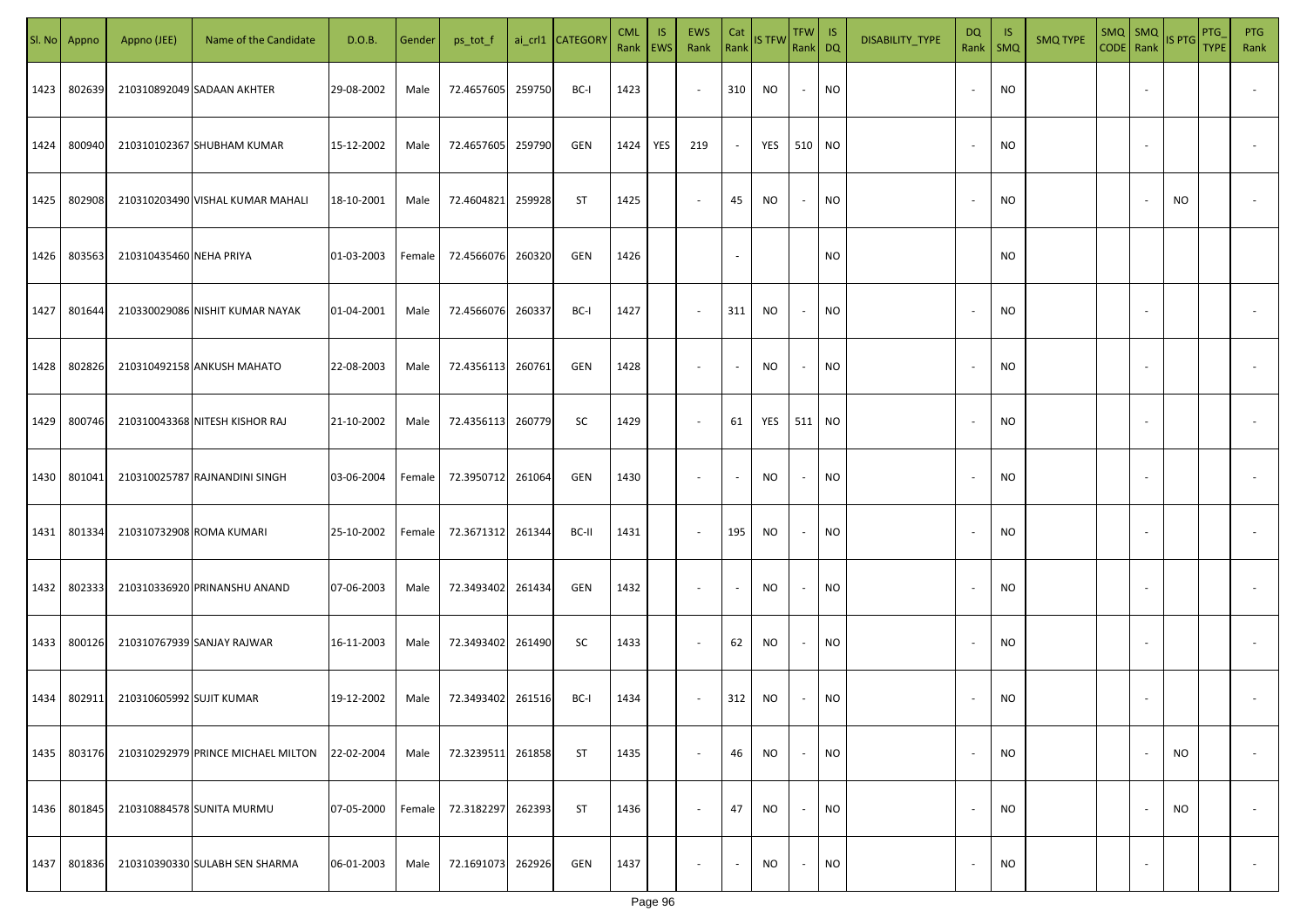| Sl. No | Appno | Appno (JEE) | Name of the Candidate | D.O.B. | Gender | ps_tot_f | ai_crl1 | CATEGORY | CML Rank | IS EWS | EWS Rank | Cat Rank | IS TFW | TFW Rank | IS DQ | DISABILITY_TYPE | DQ Rank | IS SMQ | SMQ TYPE | SMQ CODE | SMQ Rank | IS PTG | PTG_TYPE | PTG Rank |
|---|---|---|---|---|---|---|---|---|---|---|---|---|---|---|---|---|---|---|---|---|---|---|---|---|
| 1423 | 802639 | 210310892049 | SADAAN AKHTER | 29-08-2002 | Male | 72.4657605 | 259750 | BC-I | 1423 | | - | 310 | NO | - | NO | | - | NO | | | - | | | - |
| 1424 | 800940 | 210310102367 | SHUBHAM KUMAR | 15-12-2002 | Male | 72.4657605 | 259790 | GEN | 1424 | YES | 219 | - | YES | 510 | NO | | - | NO | | | - | | | - |
| 1425 | 802908 | 210310203490 | VISHAL KUMAR MAHALI | 18-10-2001 | Male | 72.4604821 | 259928 | ST | 1425 | | - | 45 | NO | - | NO | | - | NO | | | - | NO | | - |
| 1426 | 803563 | 210310435460 | NEHA PRIYA | 01-03-2003 | Female | 72.4566076 | 260320 | GEN | 1426 | | | - | | | NO | | | NO | | | | | | |
| 1427 | 801644 | 210330029086 | NISHIT KUMAR NAYAK | 01-04-2001 | Male | 72.4566076 | 260337 | BC-I | 1427 | | - | 311 | NO | - | NO | | - | NO | | | - | | | - |
| 1428 | 802826 | 210310492158 | ANKUSH MAHATO | 22-08-2003 | Male | 72.4356113 | 260761 | GEN | 1428 | | - | - | NO | - | NO | | - | NO | | | - | | | - |
| 1429 | 800746 | 210310043368 | NITESH KISHOR RAJ | 21-10-2002 | Male | 72.4356113 | 260779 | SC | 1429 | | - | 61 | YES | 511 | NO | | - | NO | | | - | | | - |
| 1430 | 801041 | 210310025787 | RAJNANDINI SINGH | 03-06-2004 | Female | 72.3950712 | 261064 | GEN | 1430 | | - | - | NO | - | NO | | - | NO | | | - | | | - |
| 1431 | 801334 | 210310732908 | ROMA KUMARI | 25-10-2002 | Female | 72.3671312 | 261344 | BC-II | 1431 | | - | 195 | NO | - | NO | | - | NO | | | - | | | - |
| 1432 | 802333 | 210310336920 | PRINANSHU ANAND | 07-06-2003 | Male | 72.3493402 | 261434 | GEN | 1432 | | - | - | NO | - | NO | | - | NO | | | - | | | - |
| 1433 | 800126 | 210310767939 | SANJAY RAJWAR | 16-11-2003 | Male | 72.3493402 | 261490 | SC | 1433 | | - | 62 | NO | - | NO | | - | NO | | | - | | | - |
| 1434 | 802911 | 210310605992 | SUJIT KUMAR | 19-12-2002 | Male | 72.3493402 | 261516 | BC-I | 1434 | | - | 312 | NO | - | NO | | - | NO | | | - | | | - |
| 1435 | 803176 | 210310292979 | PRINCE MICHAEL MILTON | 22-02-2004 | Male | 72.3239511 | 261858 | ST | 1435 | | - | 46 | NO | - | NO | | - | NO | | | - | NO | | - |
| 1436 | 801845 | 210310884578 | SUNITA MURMU | 07-05-2000 | Female | 72.3182297 | 262393 | ST | 1436 | | - | 47 | NO | - | NO | | - | NO | | | - | NO | | - |
| 1437 | 801836 | 210310390330 | SULABH SEN SHARMA | 06-01-2003 | Male | 72.1691073 | 262926 | GEN | 1437 | | - | - | NO | - | NO | | - | NO | | | - | | | - |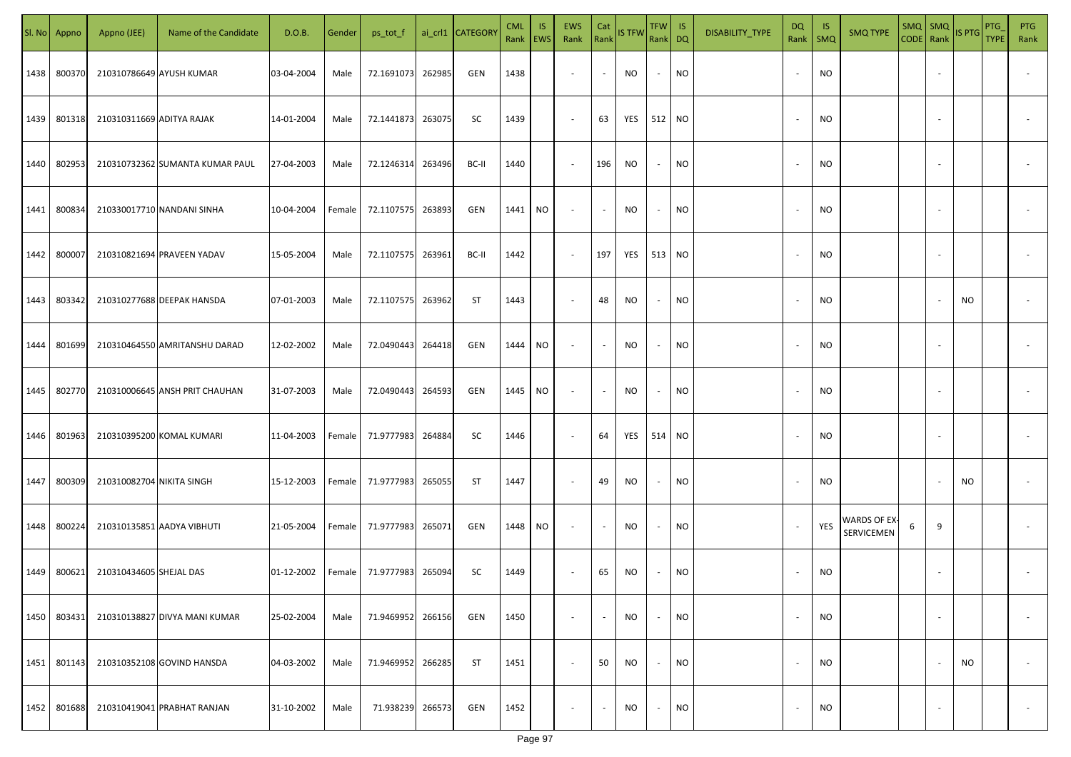| Sl. No | Appno | Appno (JEE) | Name of the Candidate | D.O.B. | Gender | ps_tot_f | ai_crl1 | CATEGORY | CML Rank | IS EWS | EWS Rank | Cat Rank | IS TFW | TFW Rank | IS DQ | DISABILITY_TYPE | DQ Rank | IS SMQ | SMQ TYPE | SMQ CODE | SMQ Rank | IS PTG | PTG_TYPE | PTG Rank |
|---|---|---|---|---|---|---|---|---|---|---|---|---|---|---|---|---|---|---|---|---|---|---|---|---|
| 1438 | 800370 | 210310786649 | AYUSH KUMAR | 03-04-2004 | Male | 72.1691073 | 262985 | GEN | 1438 | | - | - | NO | - | NO | | - | NO | | | - | | | - |
| 1439 | 801318 | 210310311669 | ADITYA RAJAK | 14-01-2004 | Male | 72.1441873 | 263075 | SC | 1439 | | - | 63 | YES | 512 | NO | | - | NO | | | - | | | - |
| 1440 | 802953 | 210310732362 | SUMANTA KUMAR PAUL | 27-04-2003 | Male | 72.1246314 | 263496 | BC-II | 1440 | | - | 196 | NO | - | NO | | - | NO | | | - | | | - |
| 1441 | 800834 | 210330017710 | NANDANI SINHA | 10-04-2004 | Female | 72.1107575 | 263893 | GEN | 1441 | NO | - | - | NO | - | NO | | - | NO | | | - | | | - |
| 1442 | 800007 | 210310821694 | PRAVEEN YADAV | 15-05-2004 | Male | 72.1107575 | 263961 | BC-II | 1442 | | - | 197 | YES | 513 | NO | | - | NO | | | - | | | - |
| 1443 | 803342 | 210310277688 | DEEPAK HANSDA | 07-01-2003 | Male | 72.1107575 | 263962 | ST | 1443 | | - | 48 | NO | - | NO | | - | NO | | | - | NO | | - |
| 1444 | 801699 | 210310464550 | AMRITANSHU DARAD | 12-02-2002 | Male | 72.0490443 | 264418 | GEN | 1444 | NO | - | - | NO | - | NO | | - | NO | | | - | | | - |
| 1445 | 802770 | 210310006645 | ANSH PRIT CHAUHAN | 31-07-2003 | Male | 72.0490443 | 264593 | GEN | 1445 | NO | - | - | NO | - | NO | | - | NO | | | - | | | - |
| 1446 | 801963 | 210310395200 | KOMAL KUMARI | 11-04-2003 | Female | 71.9777983 | 264884 | SC | 1446 | | - | 64 | YES | 514 | NO | | - | NO | | | - | | | - |
| 1447 | 800309 | 210310082704 | NIKITA SINGH | 15-12-2003 | Female | 71.9777983 | 265055 | ST | 1447 | | - | 49 | NO | - | NO | | - | NO | | | - | NO | | - |
| 1448 | 800224 | 210310135851 | AADYA VIBHUTI | 21-05-2004 | Female | 71.9777983 | 265071 | GEN | 1448 | NO | - | - | NO | - | NO | | - | YES | WARDS OF EX-SERVICEMEN | 6 | 9 | | | - |
| 1449 | 800621 | 210310434605 | SHEJAL DAS | 01-12-2002 | Female | 71.9777983 | 265094 | SC | 1449 | | - | 65 | NO | - | NO | | - | NO | | | - | | | - |
| 1450 | 803431 | 210310138827 | DIVYA MANI KUMAR | 25-02-2004 | Male | 71.9469952 | 266156 | GEN | 1450 | | - | - | NO | - | NO | | - | NO | | | - | | | - |
| 1451 | 801143 | 210310352108 | GOVIND HANSDA | 04-03-2002 | Male | 71.9469952 | 266285 | ST | 1451 | | - | 50 | NO | - | NO | | - | NO | | | - | NO | | - |
| 1452 | 801688 | 210310419041 | PRABHAT RANJAN | 31-10-2002 | Male | 71.938239 | 266573 | GEN | 1452 | | - | - | NO | - | NO | | - | NO | | | - | | | - |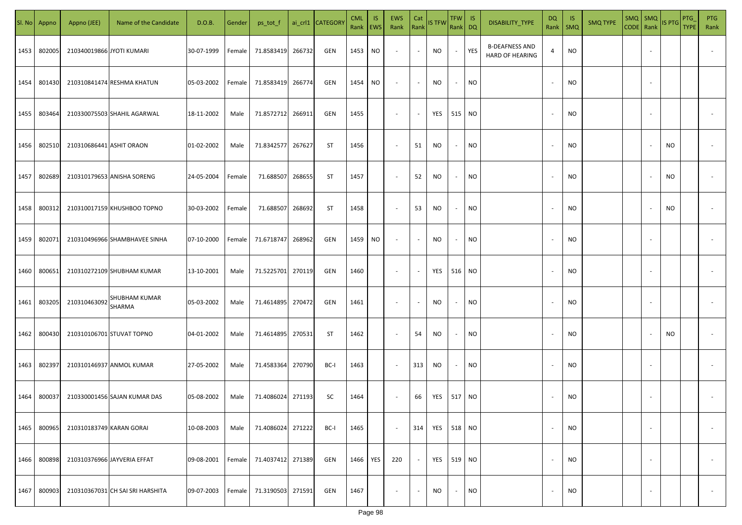| Sl. No | Appno | Appno (JEE) | Name of the Candidate | D.O.B. | Gender | ps_tot_f | ai_crl1 | CATEGORY | CML Rank | IS EWS | EWS Rank | Cat Rank | IS TFW | TFW Rank | IS DQ | DISABILITY_TYPE | DQ Rank | IS SMQ | SMQ TYPE | SMQ CODE | SMQ Rank | IS PTG | PTG_TYPE | PTG Rank |
|---|---|---|---|---|---|---|---|---|---|---|---|---|---|---|---|---|---|---|---|---|---|---|---|---|
| 1453 | 802005 | 210340019866 | JYOTI KUMARI | 30-07-1999 | Female | 71.8583419 | 266732 | GEN | 1453 | NO | - | - | NO | - | YES | B-DEAFNESS AND HARD OF HEARING | 4 | NO | | | - | | | - |
| 1454 | 801430 | 210310841474 | RESHMA KHATUN | 05-03-2002 | Female | 71.8583419 | 266774 | GEN | 1454 | NO | - | - | NO | - | NO | | - | NO | | | - | | | |
| 1455 | 803464 | 210330075503 | SHAHIL AGARWAL | 18-11-2002 | Male | 71.8572712 | 266911 | GEN | 1455 | | - | - | YES | 515 | NO | | - | NO | | | - | | | - |
| 1456 | 802510 | 210310686441 | ASHIT ORAON | 01-02-2002 | Male | 71.8342577 | 267627 | ST | 1456 | | - | 51 | NO | - | NO | | - | NO | | | - | NO | | - |
| 1457 | 802689 | 210310179653 | ANISHA SORENG | 24-05-2004 | Female | 71.688507 | 268655 | ST | 1457 | | - | 52 | NO | - | NO | | - | NO | | | - | NO | | - |
| 1458 | 800312 | 210310017159 | KHUSHBOO TOPNO | 30-03-2002 | Female | 71.688507 | 268692 | ST | 1458 | | - | 53 | NO | - | NO | | - | NO | | | - | NO | | - |
| 1459 | 802071 | 210310496966 | SHAMBHAVEE SINHA | 07-10-2000 | Female | 71.6718747 | 268962 | GEN | 1459 | NO | - | - | NO | - | NO | | - | NO | | | - | | | - |
| 1460 | 800651 | 210310272109 | SHUBHAM KUMAR | 13-10-2001 | Male | 71.5225701 | 270119 | GEN | 1460 | | - | - | YES | 516 | NO | | - | NO | | | - | | | - |
| 1461 | 803205 | 210310463092 | SHUBHAM KUMAR SHARMA | 05-03-2002 | Male | 71.4614895 | 270472 | GEN | 1461 | | - | - | NO | - | NO | | - | NO | | | - | | | - |
| 1462 | 800430 | 210310106701 | STUVAT TOPNO | 04-01-2002 | Male | 71.4614895 | 270531 | ST | 1462 | | - | 54 | NO | - | NO | | - | NO | | | - | NO | | - |
| 1463 | 802397 | 210310146937 | ANMOL KUMAR | 27-05-2002 | Male | 71.4583364 | 270790 | BC-I | 1463 | | - | 313 | NO | - | NO | | - | NO | | | - | | | - |
| 1464 | 800037 | 210330001456 | SAJAN KUMAR DAS | 05-08-2002 | Male | 71.4086024 | 271193 | SC | 1464 | | - | 66 | YES | 517 | NO | | - | NO | | | - | | | - |
| 1465 | 800965 | 210310183749 | KARAN GORAI | 10-08-2003 | Male | 71.4086024 | 271222 | BC-I | 1465 | | - | 314 | YES | 518 | NO | | - | NO | | | - | | | - |
| 1466 | 800898 | 210310376966 | JAYVERIA EFFAT | 09-08-2001 | Female | 71.4037412 | 271389 | GEN | 1466 | YES | 220 | - | YES | 519 | NO | | - | NO | | | - | | | - |
| 1467 | 800903 | 210310367031 | CH SAI SRI HARSHITA | 09-07-2003 | Female | 71.3190503 | 271591 | GEN | 1467 | | - | - | NO | - | NO | | - | NO | | | - | | | - |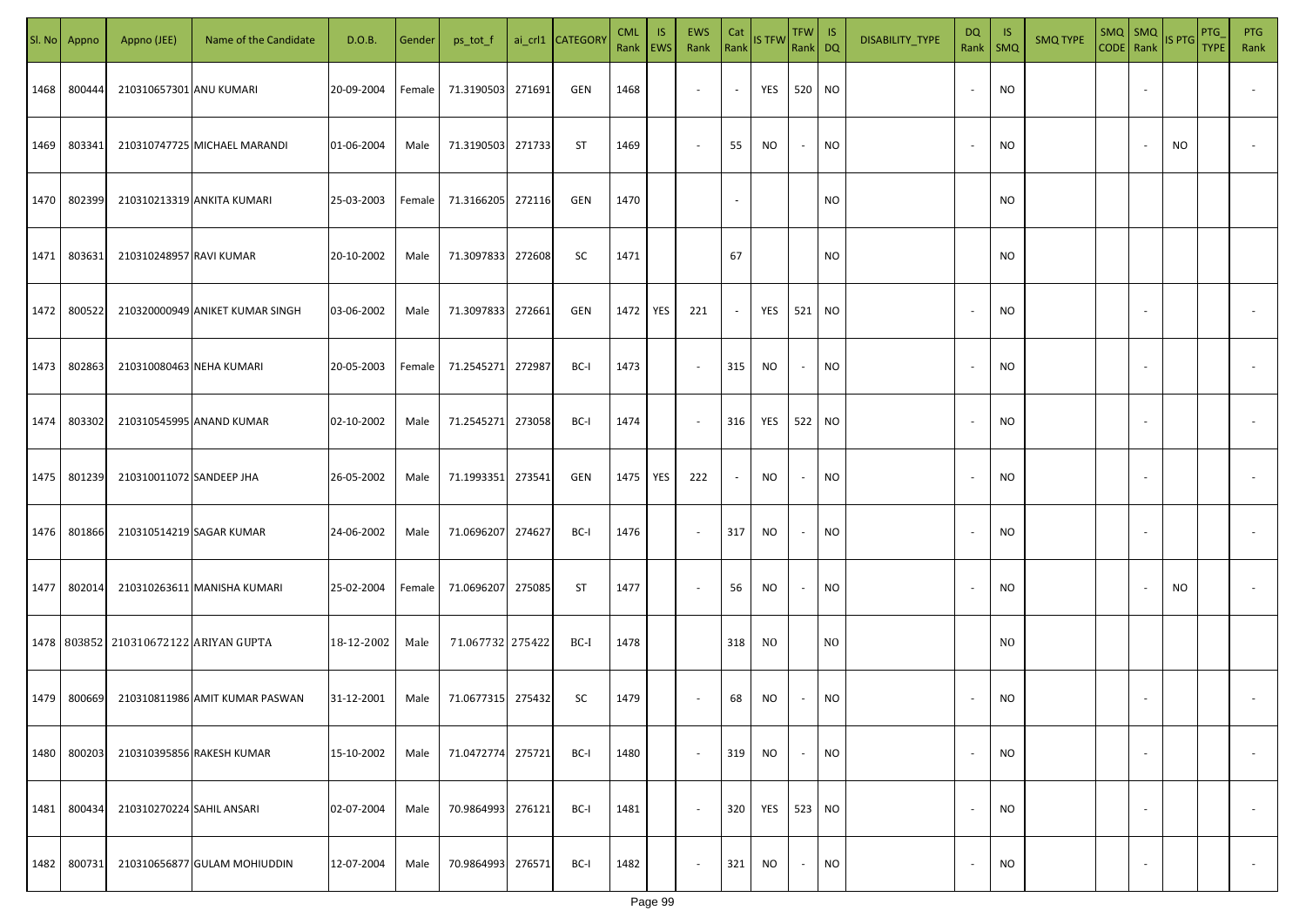| Sl. No | Appno | Appno (JEE) | Name of the Candidate | D.O.B. | Gender | ps_tot_f | ai_crl1 | CATEGORY | CML Rank | IS EWS | EWS Rank | Cat Rank | IS TFW | TFW Rank | IS DQ | DISABILITY_TYPE | DQ Rank | IS SMQ | SMQ TYPE | SMQ CODE | SMQ Rank | IS PTG | PTG_TYPE | PTG Rank |
|---|---|---|---|---|---|---|---|---|---|---|---|---|---|---|---|---|---|---|---|---|---|---|---|---|
| 1468 | 800444 | 210310657301 | ANU KUMARI | 20-09-2004 | Female | 71.3190503 | 271691 | GEN | 1468 | | - | - | YES | 520 | NO | | - | NO | | | - | | | - |
| 1469 | 803341 | 210310747725 | MICHAEL MARANDI | 01-06-2004 | Male | 71.3190503 | 271733 | ST | 1469 | | - | 55 | NO | - | NO | | - | NO | | | - | NO | | - |
| 1470 | 802399 | 210310213319 | ANKITA KUMARI | 25-03-2003 | Female | 71.3166205 | 272116 | GEN | 1470 | | | - | | | NO | | | NO | | | | | | |
| 1471 | 803631 | 210310248957 | RAVI KUMAR | 20-10-2002 | Male | 71.3097833 | 272608 | SC | 1471 | | | 67 | | | NO | | | NO | | | | | | |
| 1472 | 800522 | 210320000949 | ANIKET KUMAR SINGH | 03-06-2002 | Male | 71.3097833 | 272661 | GEN | 1472 | YES | 221 | - | YES | 521 | NO | | - | NO | | | - | | | - |
| 1473 | 802863 | 210310080463 | NEHA KUMARI | 20-05-2003 | Female | 71.2545271 | 272987 | BC-I | 1473 | | - | 315 | NO | - | NO | | - | NO | | | - | | | - |
| 1474 | 803302 | 210310545995 | ANAND KUMAR | 02-10-2002 | Male | 71.2545271 | 273058 | BC-I | 1474 | | - | 316 | YES | 522 | NO | | - | NO | | | - | | | - |
| 1475 | 801239 | 210310011072 | SANDEEP JHA | 26-05-2002 | Male | 71.1993351 | 273541 | GEN | 1475 | YES | 222 | - | NO | - | NO | | - | NO | | | - | | | - |
| 1476 | 801866 | 210310514219 | SAGAR KUMAR | 24-06-2002 | Male | 71.0696207 | 274627 | BC-I | 1476 | | - | 317 | NO | - | NO | | - | NO | | | - | | | - |
| 1477 | 802014 | 210310263611 | MANISHA KUMARI | 25-02-2004 | Female | 71.0696207 | 275085 | ST | 1477 | | - | 56 | NO | - | NO | | - | NO | | | - | NO | | - |
| 1478 | 803852 | 210310672122 | ARIYAN GUPTA | 18-12-2002 | Male | 71.067732 | 275422 | BC-I | 1478 | | | 318 | NO | | NO | | | NO | | | | | | |
| 1479 | 800669 | 210310811986 | AMIT KUMAR PASWAN | 31-12-2001 | Male | 71.0677315 | 275432 | SC | 1479 | | - | 68 | NO | - | NO | | - | NO | | | - | | | - |
| 1480 | 800203 | 210310395856 | RAKESH KUMAR | 15-10-2002 | Male | 71.0472774 | 275721 | BC-I | 1480 | | - | 319 | NO | - | NO | | - | NO | | | - | | | - |
| 1481 | 800434 | 210310270224 | SAHIL ANSARI | 02-07-2004 | Male | 70.9864993 | 276121 | BC-I | 1481 | | - | 320 | YES | 523 | NO | | - | NO | | | - | | | - |
| 1482 | 800731 | 210310656877 | GULAM MOHIUDDIN | 12-07-2004 | Male | 70.9864993 | 276571 | BC-I | 1482 | | - | 321 | NO | - | NO | | - | NO | | | - | | | - |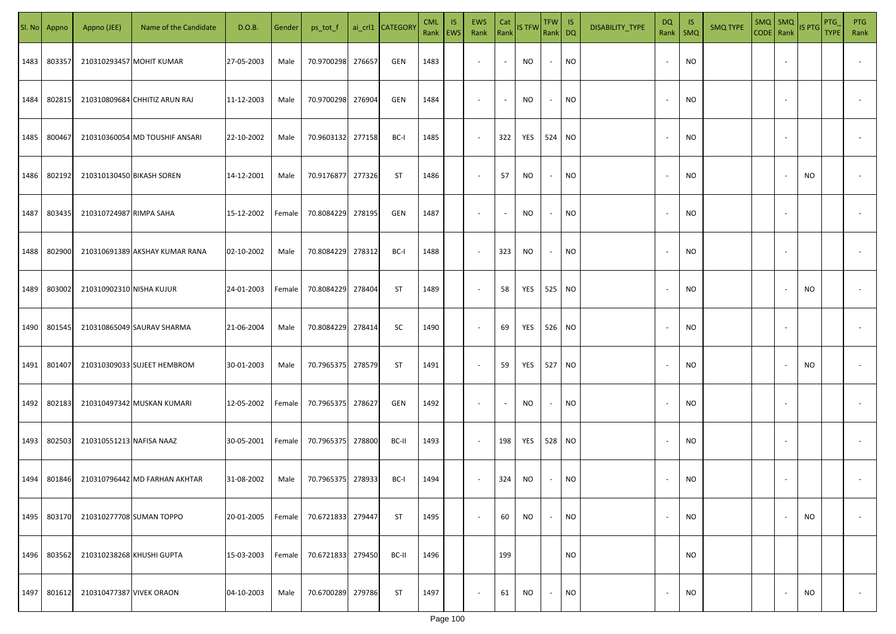| Sl. No | Appno | Appno (JEE) | Name of the Candidate | D.O.B. | Gender | ps_tot_f | ai_crl1 | CATEGORY | CML Rank | IS EWS | EWS Rank | Cat Rank | IS TFW | TFW Rank | IS DQ | DISABILITY_TYPE | DQ Rank | IS SMQ | SMQ TYPE | SMQ CODE | SMQ Rank | IS PTG | PTG_TYPE | PTG Rank |
|---|---|---|---|---|---|---|---|---|---|---|---|---|---|---|---|---|---|---|---|---|---|---|---|---|
| 1483 | 803357 | 210310293457 | MOHIT KUMAR | 27-05-2003 | Male | 70.9700298 | 276657 | GEN | 1483 | | - | - | NO | - | NO | | - | NO | | | - | | | - |
| 1484 | 802815 | 210310809684 | CHHITIZ ARUN RAJ | 11-12-2003 | Male | 70.9700298 | 276904 | GEN | 1484 | | - | - | NO | - | NO | | - | NO | | | - | | | - |
| 1485 | 800467 | 210310360054 | MD TOUSHIF ANSARI | 22-10-2002 | Male | 70.9603132 | 277158 | BC-I | 1485 | | - | 322 | YES | 524 | NO | | - | NO | | | - | | | - |
| 1486 | 802192 | 210310130450 | BIKASH SOREN | 14-12-2001 | Male | 70.9176877 | 277326 | ST | 1486 | | - | 57 | NO | - | NO | | - | NO | | | - | NO | | - |
| 1487 | 803435 | 210310724987 | RIMPA SAHA | 15-12-2002 | Female | 70.8084229 | 278195 | GEN | 1487 | | - | - | NO | - | NO | | - | NO | | | - | | | - |
| 1488 | 802900 | 210310691389 | AKSHAY KUMAR RANA | 02-10-2002 | Male | 70.8084229 | 278312 | BC-I | 1488 | | - | 323 | NO | - | NO | | - | NO | | | - | | | - |
| 1489 | 803002 | 210310902310 | NISHA KUJUR | 24-01-2003 | Female | 70.8084229 | 278404 | ST | 1489 | | - | 58 | YES | 525 | NO | | - | NO | | | - | NO | | - |
| 1490 | 801545 | 210310865049 | SAURAV SHARMA | 21-06-2004 | Male | 70.8084229 | 278414 | SC | 1490 | | - | 69 | YES | 526 | NO | | - | NO | | | - | | | - |
| 1491 | 801407 | 210310309033 | SUJEET HEMBROM | 30-01-2003 | Male | 70.7965375 | 278579 | ST | 1491 | | - | 59 | YES | 527 | NO | | - | NO | | | - | NO | | - |
| 1492 | 802183 | 210310497342 | MUSKAN KUMARI | 12-05-2002 | Female | 70.7965375 | 278627 | GEN | 1492 | | - | - | NO | - | NO | | - | NO | | | - | | | - |
| 1493 | 802503 | 210310551213 | NAFISA NAAZ | 30-05-2001 | Female | 70.7965375 | 278800 | BC-II | 1493 | | - | 198 | YES | 528 | NO | | - | NO | | | - | | | - |
| 1494 | 801846 | 210310796442 | MD FARHAN AKHTAR | 31-08-2002 | Male | 70.7965375 | 278933 | BC-I | 1494 | | - | 324 | NO | - | NO | | - | NO | | | - | | | - |
| 1495 | 803170 | 210310277708 | SUMAN TOPPO | 20-01-2005 | Female | 70.6721833 | 279447 | ST | 1495 | | - | 60 | NO | - | NO | | - | NO | | | - | NO | | - |
| 1496 | 803562 | 210310238268 | KHUSHI GUPTA | 15-03-2003 | Female | 70.6721833 | 279450 | BC-II | 1496 | | | 199 | | | NO | | | NO | | | | | | |
| 1497 | 801612 | 210310477387 | VIVEK ORAON | 04-10-2003 | Male | 70.6700289 | 279786 | ST | 1497 | | - | 61 | NO | - | NO | | - | NO | | | - | NO | | - |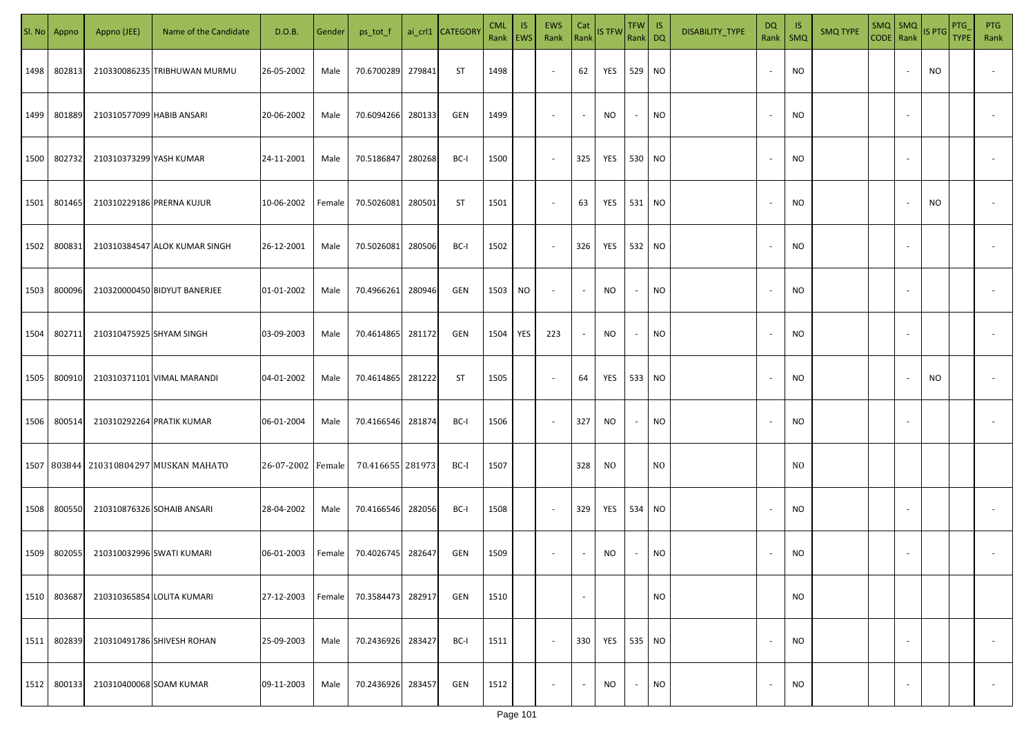| Sl. No | Appno | Appno (JEE) | Name of the Candidate | D.O.B. | Gender | ps_tot_f | ai_crl1 | CATEGORY | CML Rank | IS EWS | EWS Rank | Cat Rank | IS TFW | TFW Rank | IS DQ | DISABILITY_TYPE | DQ Rank | IS SMQ | SMQ TYPE | SMQ CODE | SMQ Rank | IS PTG | PTG_TYPE | PTG Rank |
|---|---|---|---|---|---|---|---|---|---|---|---|---|---|---|---|---|---|---|---|---|---|---|---|---|
| 1498 | 802813 | 210330086235 | TRIBHUWAN MURMU | 26-05-2002 | Male | 70.6700289 | 279841 | ST | 1498 | | - | 62 | YES | 529 | NO | | - | NO | | | - | NO | | - |
| 1499 | 801889 | 210310577099 | HABIB ANSARI | 20-06-2002 | Male | 70.6094266 | 280133 | GEN | 1499 | | - | - | NO | - | NO | | - | NO | | | - | | | - |
| 1500 | 802732 | 210310373299 | YASH KUMAR | 24-11-2001 | Male | 70.5186847 | 280268 | BC-I | 1500 | | - | 325 | YES | 530 | NO | | - | NO | | | - | | | - |
| 1501 | 801465 | 210310229186 | PRERNA KUJUR | 10-06-2002 | Female | 70.5026081 | 280501 | ST | 1501 | | - | 63 | YES | 531 | NO | | - | NO | | | - | NO | | - |
| 1502 | 800831 | 210310384547 | ALOK KUMAR SINGH | 26-12-2001 | Male | 70.5026081 | 280506 | BC-I | 1502 | | - | 326 | YES | 532 | NO | | - | NO | | | - | | | - |
| 1503 | 800096 | 210320000450 | BIDYUT BANERJEE | 01-01-2002 | Male | 70.4966261 | 280946 | GEN | 1503 | NO | - | - | NO | - | NO | | - | NO | | | - | | | - |
| 1504 | 802711 | 210310475925 | SHYAM SINGH | 03-09-2003 | Male | 70.4614865 | 281172 | GEN | 1504 | YES | 223 | - | NO | - | NO | | - | NO | | | - | | | - |
| 1505 | 800910 | 210310371101 | VIMAL MARANDI | 04-01-2002 | Male | 70.4614865 | 281222 | ST | 1505 | | - | 64 | YES | 533 | NO | | - | NO | | | - | NO | | - |
| 1506 | 800514 | 210310292264 | PRATIK KUMAR | 06-01-2004 | Male | 70.4166546 | 281874 | BC-I | 1506 | | - | 327 | NO | - | NO | | - | NO | | | - | | | - |
| 1507 | 803844 | 210310804297 | MUSKAN MAHATO | 26-07-2002 | Female | 70.416655 | 281973 | BC-I | 1507 | | | 328 | NO | | NO | | | NO | | | | | | |
| 1508 | 800550 | 210310876326 | SOHAIB ANSARI | 28-04-2002 | Male | 70.4166546 | 282056 | BC-I | 1508 | | - | 329 | YES | 534 | NO | | - | NO | | | - | | | - |
| 1509 | 802055 | 210310032996 | SWATI KUMARI | 06-01-2003 | Female | 70.4026745 | 282647 | GEN | 1509 | | - | - | NO | - | NO | | - | NO | | | - | | | - |
| 1510 | 803687 | 210310365854 | LOLITA KUMARI | 27-12-2003 | Female | 70.3584473 | 282917 | GEN | 1510 | | | - | | | NO | | | NO | | | | | | |
| 1511 | 802839 | 210310491786 | SHIVESH ROHAN | 25-09-2003 | Male | 70.2436926 | 283427 | BC-I | 1511 | | - | 330 | YES | 535 | NO | | - | NO | | | - | | | - |
| 1512 | 800133 | 210310400068 | SOAM KUMAR | 09-11-2003 | Male | 70.2436926 | 283457 | GEN | 1512 | | - | - | NO | - | NO | | - | NO | | | - | | | - |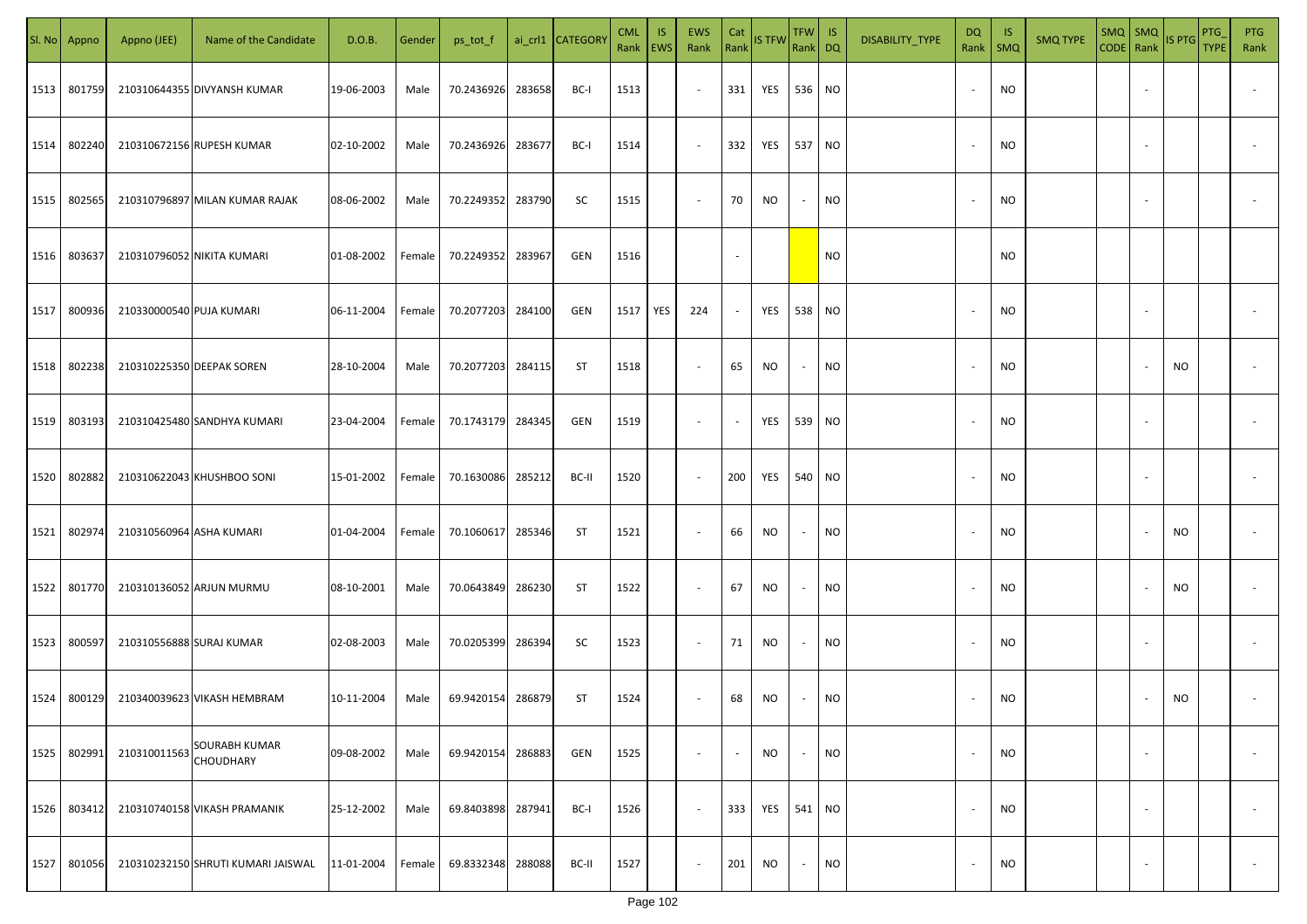| Sl. No | Appno | Appno (JEE) | Name of the Candidate | D.O.B. | Gender | ps_tot_f | ai_crl1 | CATEGORY | CML Rank | IS EWS | EWS Rank | Cat Rank | IS TFW | TFW Rank | IS DQ | DISABILITY_TYPE | DQ Rank | IS SMQ | SMQ TYPE | SMQ CODE | SMQ Rank | IS PTG | PTG_TYPE | PTG Rank |
|---|---|---|---|---|---|---|---|---|---|---|---|---|---|---|---|---|---|---|---|---|---|---|---|---|
| 1513 | 801759 | 210310644355 | DIVYANSH KUMAR | 19-06-2003 | Male | 70.2436926 | 283658 | BC-I | 1513 | | - | 331 | YES | 536 | NO | | - | NO | | | - | | | - |
| 1514 | 802240 | 210310672156 | RUPESH KUMAR | 02-10-2002 | Male | 70.2436926 | 283677 | BC-I | 1514 | | - | 332 | YES | 537 | NO | | - | NO | | | - | | | - |
| 1515 | 802565 | 210310796897 | MILAN KUMAR RAJAK | 08-06-2002 | Male | 70.2249352 | 283790 | SC | 1515 | | - | 70 | NO | - | NO | | - | NO | | | - | | | - |
| 1516 | 803637 | 210310796052 | NIKITA KUMARI | 01-08-2002 | Female | 70.2249352 | 283967 | GEN | 1516 | | | - | | | NO | | | NO | | | | | | |
| 1517 | 800936 | 210330000540 | PUJA KUMARI | 06-11-2004 | Female | 70.2077203 | 284100 | GEN | 1517 | YES | 224 | - | YES | 538 | NO | | - | NO | | | - | | | - |
| 1518 | 802238 | 210310225350 | DEEPAK SOREN | 28-10-2004 | Male | 70.2077203 | 284115 | ST | 1518 | | - | 65 | NO | - | NO | | - | NO | | | - | NO | | - |
| 1519 | 803193 | 210310425480 | SANDHYA KUMARI | 23-04-2004 | Female | 70.1743179 | 284345 | GEN | 1519 | | - | - | YES | 539 | NO | | - | NO | | | - | | | - |
| 1520 | 802882 | 210310622043 | KHUSHBOO SONI | 15-01-2002 | Female | 70.1630086 | 285212 | BC-II | 1520 | | - | 200 | YES | 540 | NO | | - | NO | | | - | | | - |
| 1521 | 802974 | 210310560964 | ASHA KUMARI | 01-04-2004 | Female | 70.1060617 | 285346 | ST | 1521 | | - | 66 | NO | - | NO | | - | NO | | | - | NO | | - |
| 1522 | 801770 | 210310136052 | ARJUN MURMU | 08-10-2001 | Male | 70.0643849 | 286230 | ST | 1522 | | - | 67 | NO | - | NO | | - | NO | | | - | NO | | - |
| 1523 | 800597 | 210310556888 | SURAJ KUMAR | 02-08-2003 | Male | 70.0205399 | 286394 | SC | 1523 | | - | 71 | NO | - | NO | | - | NO | | | - | | | - |
| 1524 | 800129 | 210340039623 | VIKASH HEMBRAM | 10-11-2004 | Male | 69.9420154 | 286879 | ST | 1524 | | - | 68 | NO | - | NO | | - | NO | | | - | NO | | - |
| 1525 | 802991 | 210310011563 | SOURABH KUMAR CHOUDHARY | 09-08-2002 | Male | 69.9420154 | 286883 | GEN | 1525 | | - | - | NO | - | NO | | - | NO | | | - | | | - |
| 1526 | 803412 | 210310740158 | VIKASH PRAMANIK | 25-12-2002 | Male | 69.8403898 | 287941 | BC-I | 1526 | | - | 333 | YES | 541 | NO | | - | NO | | | - | | | - |
| 1527 | 801056 | 210310232150 | SHRUTI KUMARI JAISWAL | 11-01-2004 | Female | 69.8332348 | 288088 | BC-II | 1527 | | - | 201 | NO | - | NO | | - | NO | | | - | | | - |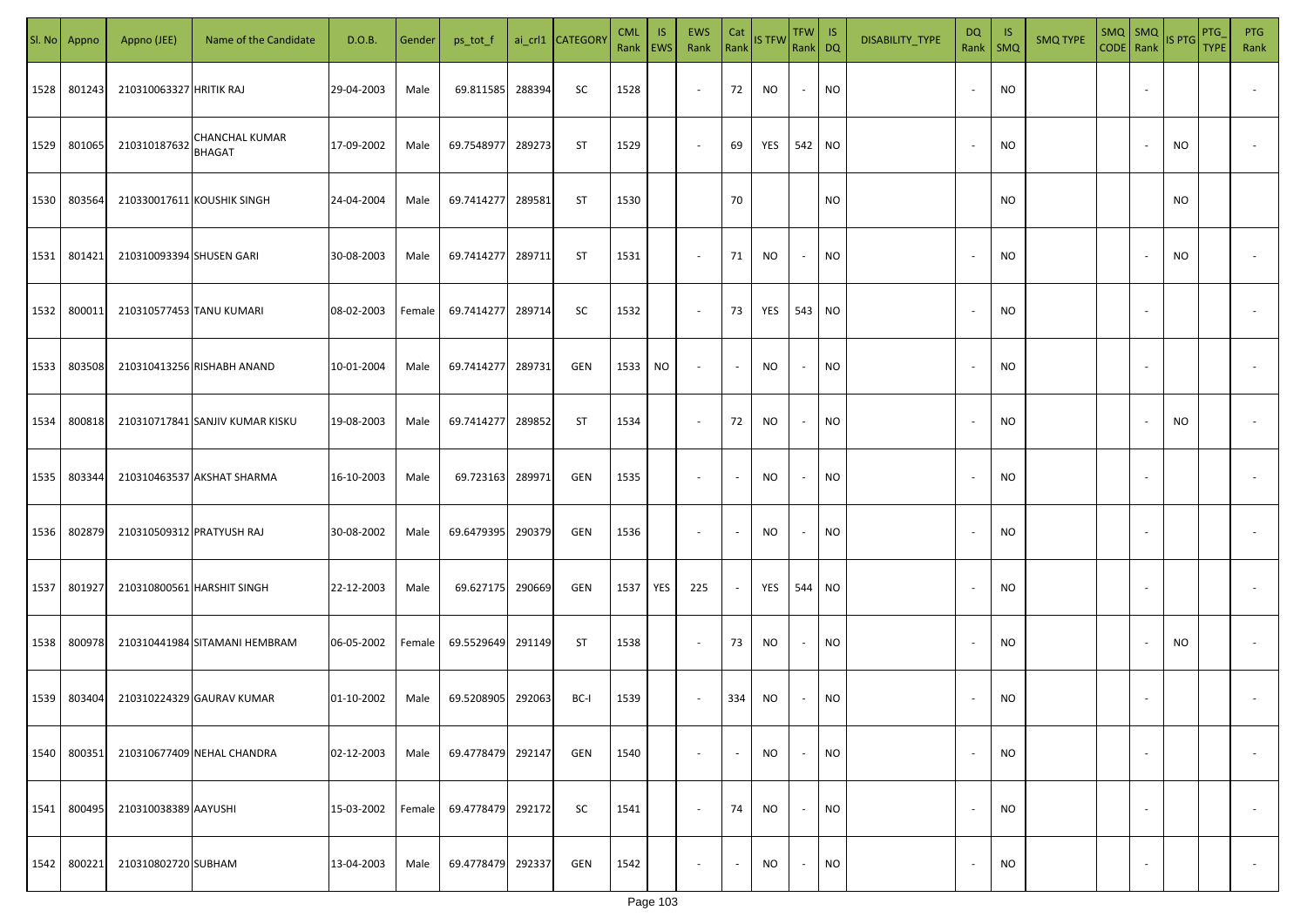| Sl. No | Appno | Appno (JEE) | Name of the Candidate | D.O.B. | Gender | ps_tot_f | ai_crl1 | CATEGORY | CML Rank | IS EWS | EWS Rank | Cat Rank | IS TFW | TFW Rank | IS DQ | DISABILITY_TYPE | DQ Rank | IS SMQ | SMQ TYPE | SMQ CODE | SMQ Rank | IS PTG | PTG_TYPE | PTG Rank |
|---|---|---|---|---|---|---|---|---|---|---|---|---|---|---|---|---|---|---|---|---|---|---|---|---|
| 1528 | 801243 | 210310063327 | HRITIK RAJ | 29-04-2003 | Male | 69.811585 | 288394 | SC | 1528 | | - | 72 | NO | - | NO | | - | NO | | | - | | | - |
| 1529 | 801065 | 210310187632 | CHANCHAL KUMAR BHAGAT | 17-09-2002 | Male | 69.7548977 | 289273 | ST | 1529 | | - | 69 | YES | 542 | NO | | - | NO | | | - | NO | | - |
| 1530 | 803564 | 210330017611 | KOUSHIK SINGH | 24-04-2004 | Male | 69.7414277 | 289581 | ST | 1530 | | | 70 | | | NO | | | NO | | | | NO | | |
| 1531 | 801421 | 210310093394 | SHUSEN GARI | 30-08-2003 | Male | 69.7414277 | 289711 | ST | 1531 | | - | 71 | NO | - | NO | | - | NO | | | - | NO | | - |
| 1532 | 800011 | 210310577453 | TANU KUMARI | 08-02-2003 | Female | 69.7414277 | 289714 | SC | 1532 | | - | 73 | YES | 543 | NO | | - | NO | | | - | | | - |
| 1533 | 803508 | 210310413256 | RISHABH ANAND | 10-01-2004 | Male | 69.7414277 | 289731 | GEN | 1533 | NO | - | - | NO | - | NO | | - | NO | | | - | | | - |
| 1534 | 800818 | 210310717841 | SANJIV KUMAR KISKU | 19-08-2003 | Male | 69.7414277 | 289852 | ST | 1534 | | - | 72 | NO | - | NO | | - | NO | | | - | NO | | - |
| 1535 | 803344 | 210310463537 | AKSHAT SHARMA | 16-10-2003 | Male | 69.723163 | 289971 | GEN | 1535 | | - | - | NO | - | NO | | - | NO | | | - | | | - |
| 1536 | 802879 | 210310509312 | PRATYUSH RAJ | 30-08-2002 | Male | 69.6479395 | 290379 | GEN | 1536 | | - | - | NO | - | NO | | - | NO | | | - | | | - |
| 1537 | 801927 | 210310800561 | HARSHIT SINGH | 22-12-2003 | Male | 69.627175 | 290669 | GEN | 1537 | YES | 225 | - | YES | 544 | NO | | - | NO | | | - | | | - |
| 1538 | 800978 | 210310441984 | SITAMANI HEMBRAM | 06-05-2002 | Female | 69.5529649 | 291149 | ST | 1538 | | - | 73 | NO | - | NO | | - | NO | | | - | NO | | - |
| 1539 | 803404 | 210310224329 | GAURAV KUMAR | 01-10-2002 | Male | 69.5208905 | 292063 | BC-I | 1539 | | - | 334 | NO | - | NO | | - | NO | | | - | | | - |
| 1540 | 800351 | 210310677409 | NEHAL CHANDRA | 02-12-2003 | Male | 69.4778479 | 292147 | GEN | 1540 | | - | - | NO | - | NO | | - | NO | | | - | | | - |
| 1541 | 800495 | 210310038389 | AAYUSHI | 15-03-2002 | Female | 69.4778479 | 292172 | SC | 1541 | | - | 74 | NO | - | NO | | - | NO | | | - | | | - |
| 1542 | 800221 | 210310802720 | SUBHAM | 13-04-2003 | Male | 69.4778479 | 292337 | GEN | 1542 | | - | - | NO | - | NO | | - | NO | | | - | | | - |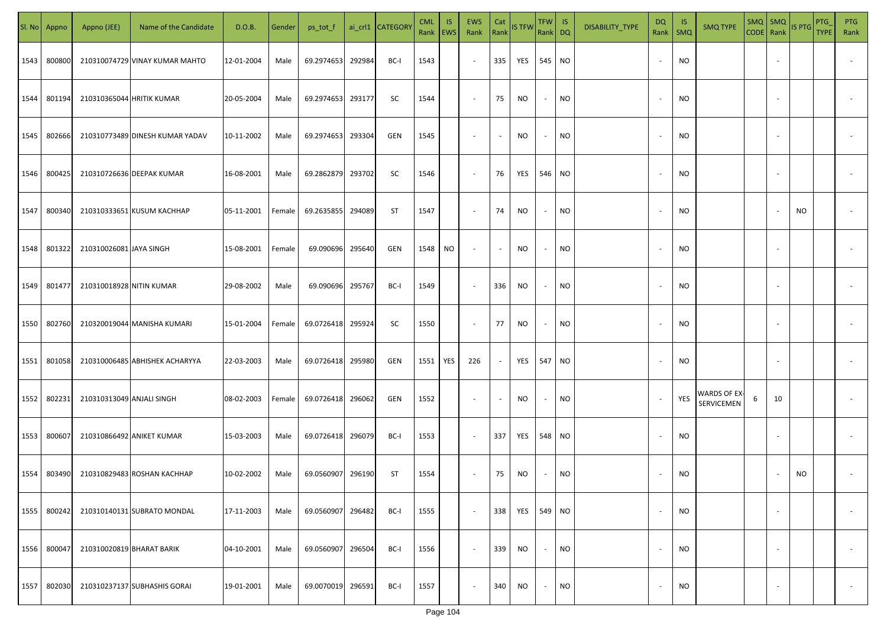| Sl. No | Appno | Appno (JEE) | Name of the Candidate | D.O.B. | Gender | ps_tot_f | ai_crl1 | CATEGORY | CML Rank | IS EWS | EWS Rank | Cat Rank | IS TFW | TFW Rank | IS DQ | DISABILITY_TYPE | DQ Rank | IS SMQ | SMQ TYPE | SMQ CODE | SMQ Rank | IS PTG | PTG_TYPE | PTG Rank |
|---|---|---|---|---|---|---|---|---|---|---|---|---|---|---|---|---|---|---|---|---|---|---|---|---|
| 1543 | 800800 | 210310074729 | VINAY KUMAR MAHTO | 12-01-2004 | Male | 69.2974653 | 292984 | BC-I | 1543 | | - | 335 | YES | 545 | NO | | - | NO | | | - | | | - |
| 1544 | 801194 | 210310365044 | HRITIK KUMAR | 20-05-2004 | Male | 69.2974653 | 293177 | SC | 1544 | | - | 75 | NO | - | NO | | - | NO | | | - | | | - |
| 1545 | 802666 | 210310773489 | DINESH KUMAR YADAV | 10-11-2002 | Male | 69.2974653 | 293304 | GEN | 1545 | | - | - | NO | - | NO | | - | NO | | | - | | | - |
| 1546 | 800425 | 210310726636 | DEEPAK KUMAR | 16-08-2001 | Male | 69.2862879 | 293702 | SC | 1546 | | - | 76 | YES | 546 | NO | | - | NO | | | - | | | - |
| 1547 | 800340 | 210310333651 | KUSUM KACHHAP | 05-11-2001 | Female | 69.2635855 | 294089 | ST | 1547 | | - | 74 | NO | - | NO | | - | NO | | | - | NO | | - |
| 1548 | 801322 | 210310026081 | JAYA SINGH | 15-08-2001 | Female | 69.090696 | 295640 | GEN | 1548 | NO | - | - | NO | - | NO | | - | NO | | | - | | | - |
| 1549 | 801477 | 210310018928 | NITIN KUMAR | 29-08-2002 | Male | 69.090696 | 295767 | BC-I | 1549 | | - | 336 | NO | - | NO | | - | NO | | | - | | | - |
| 1550 | 802760 | 210320019044 | MANISHA KUMARI | 15-01-2004 | Female | 69.0726418 | 295924 | SC | 1550 | | - | 77 | NO | - | NO | | - | NO | | | - | | | - |
| 1551 | 801058 | 210310006485 | ABHISHEK ACHARYYA | 22-03-2003 | Male | 69.0726418 | 295980 | GEN | 1551 | YES | 226 | - | YES | 547 | NO | | - | NO | | | - | | | - |
| 1552 | 802231 | 210310313049 | ANJALI SINGH | 08-02-2003 | Female | 69.0726418 | 296062 | GEN | 1552 | | - | - | NO | - | NO | | - | YES | WARDS OF EX-SERVICEMEN | 6 | 10 | | | - |
| 1553 | 800607 | 210310866492 | ANIKET KUMAR | 15-03-2003 | Male | 69.0726418 | 296079 | BC-I | 1553 | | - | 337 | YES | 548 | NO | | - | NO | | | - | | | - |
| 1554 | 803490 | 210310829483 | ROSHAN KACHHAP | 10-02-2002 | Male | 69.0560907 | 296190 | ST | 1554 | | - | 75 | NO | - | NO | | - | NO | | | - | NO | | - |
| 1555 | 800242 | 210310140131 | SUBRATO MONDAL | 17-11-2003 | Male | 69.0560907 | 296482 | BC-I | 1555 | | - | 338 | YES | 549 | NO | | - | NO | | | - | | | - |
| 1556 | 800047 | 210310020819 | BHARAT BARIK | 04-10-2001 | Male | 69.0560907 | 296504 | BC-I | 1556 | | - | 339 | NO | - | NO | | - | NO | | | - | | | - |
| 1557 | 802030 | 210310237137 | SUBHASHIS GORAI | 19-01-2001 | Male | 69.0070019 | 296591 | BC-I | 1557 | | - | 340 | NO | - | NO | | - | NO | | | - | | | - |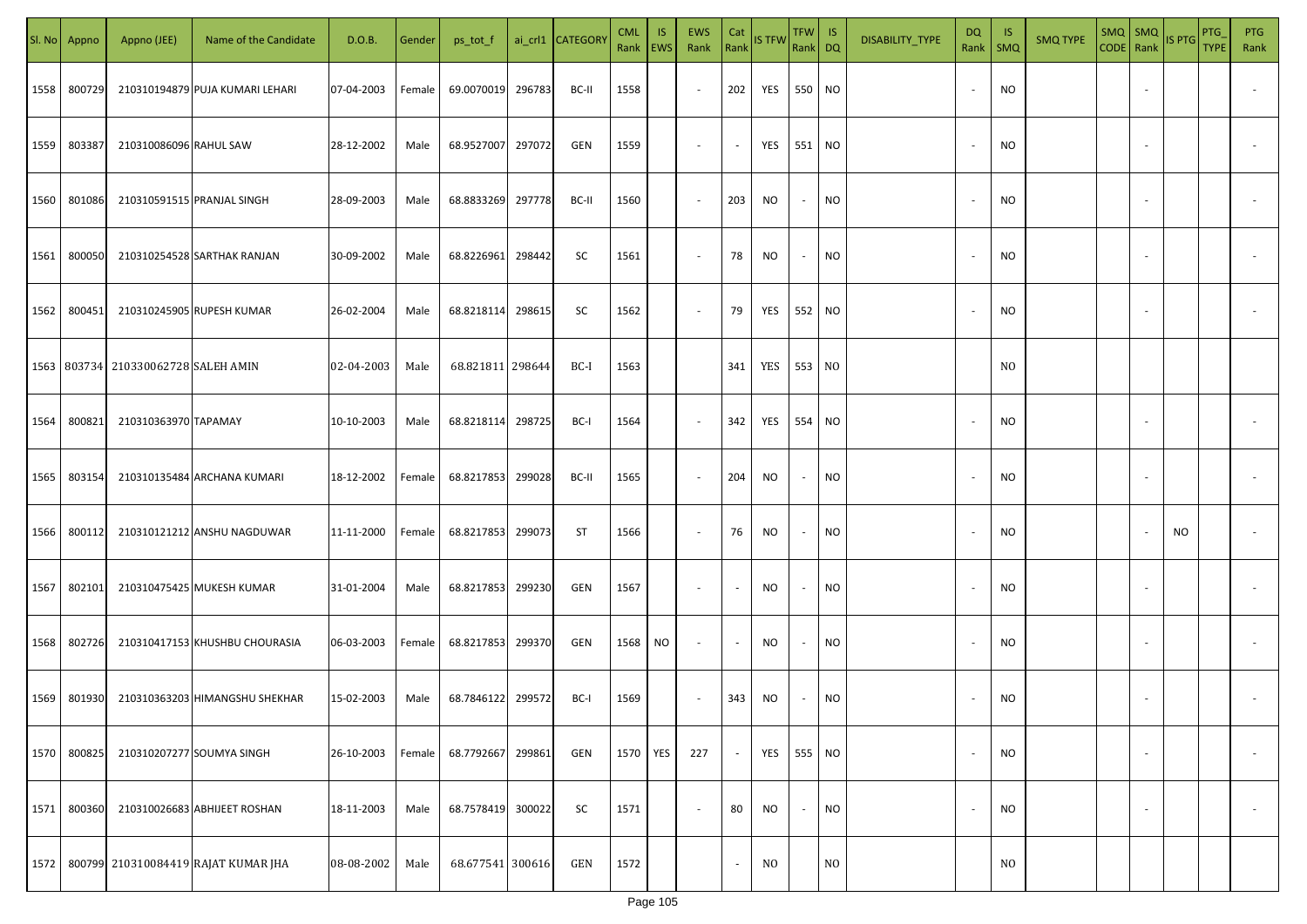| Sl. No | Appno | Appno (JEE) | Name of the Candidate | D.O.B. | Gender | ps_tot_f | ai_crl1 | CATEGORY | CML Rank | IS EWS | EWS Rank | Cat Rank | IS TFW | TFW Rank | IS DQ | DISABILITY_TYPE | DQ Rank | IS SMQ | SMQ TYPE | SMQ CODE | SMQ Rank | IS PTG | PTG_TYPE | PTG Rank |
|---|---|---|---|---|---|---|---|---|---|---|---|---|---|---|---|---|---|---|---|---|---|---|---|---|
| 1558 | 800729 | 210310194879 | PUJA KUMARI LEHARI | 07-04-2003 | Female | 69.0070019 | 296783 | BC-II | 1558 | | - | 202 | YES | 550 | NO | | - | NO | | | - | | | - |
| 1559 | 803387 | 210310086096 | RAHUL SAW | 28-12-2002 | Male | 68.9527007 | 297072 | GEN | 1559 | | - | - | YES | 551 | NO | | - | NO | | | - | | | - |
| 1560 | 801086 | 210310591515 | PRANJAL SINGH | 28-09-2003 | Male | 68.8833269 | 297778 | BC-II | 1560 | | - | 203 | NO | - | NO | | - | NO | | | - | | | - |
| 1561 | 800050 | 210310254528 | SARTHAK RANJAN | 30-09-2002 | Male | 68.8226961 | 298442 | SC | 1561 | | - | 78 | NO | - | NO | | - | NO | | | - | | | - |
| 1562 | 800451 | 210310245905 | RUPESH KUMAR | 26-02-2004 | Male | 68.8218114 | 298615 | SC | 1562 | | - | 79 | YES | 552 | NO | | - | NO | | | - | | | - |
| 1563 | 803734 | 210330062728 | SALEH AMIN | 02-04-2003 | Male | 68.821811 | 298644 | BC-I | 1563 | | | 341 | YES | 553 | NO | | | NO | | | | | | |
| 1564 | 800821 | 210310363970 | TAPAMAY | 10-10-2003 | Male | 68.8218114 | 298725 | BC-I | 1564 | | - | 342 | YES | 554 | NO | | - | NO | | | - | | | - |
| 1565 | 803154 | 210310135484 | ARCHANA KUMARI | 18-12-2002 | Female | 68.8217853 | 299028 | BC-II | 1565 | | - | 204 | NO | - | NO | | - | NO | | | - | | | - |
| 1566 | 800112 | 210310121212 | ANSHU NAGDUWAR | 11-11-2000 | Female | 68.8217853 | 299073 | ST | 1566 | | - | 76 | NO | - | NO | | - | NO | | | - | NO | | - |
| 1567 | 802101 | 210310475425 | MUKESH KUMAR | 31-01-2004 | Male | 68.8217853 | 299230 | GEN | 1567 | | - | - | NO | - | NO | | - | NO | | | - | | | - |
| 1568 | 802726 | 210310417153 | KHUSHBU CHOURASIA | 06-03-2003 | Female | 68.8217853 | 299370 | GEN | 1568 | NO | - | - | NO | - | NO | | - | NO | | | - | | | - |
| 1569 | 801930 | 210310363203 | HIMANGSHU SHEKHAR | 15-02-2003 | Male | 68.7846122 | 299572 | BC-I | 1569 | | - | 343 | NO | - | NO | | - | NO | | | - | | | - |
| 1570 | 800825 | 210310207277 | SOUMYA SINGH | 26-10-2003 | Female | 68.7792667 | 299861 | GEN | 1570 | YES | 227 | - | YES | 555 | NO | | - | NO | | | - | | | - |
| 1571 | 800360 | 210310026683 | ABHIJEET ROSHAN | 18-11-2003 | Male | 68.7578419 | 300022 | SC | 1571 | | - | 80 | NO | - | NO | | - | NO | | | - | | | - |
| 1572 | 800799 | 210310084419 | RAJAT KUMAR JHA | 08-08-2002 | Male | 68.677541 | 300616 | GEN | 1572 | | | - | NO | | NO | | | NO | | | | | | |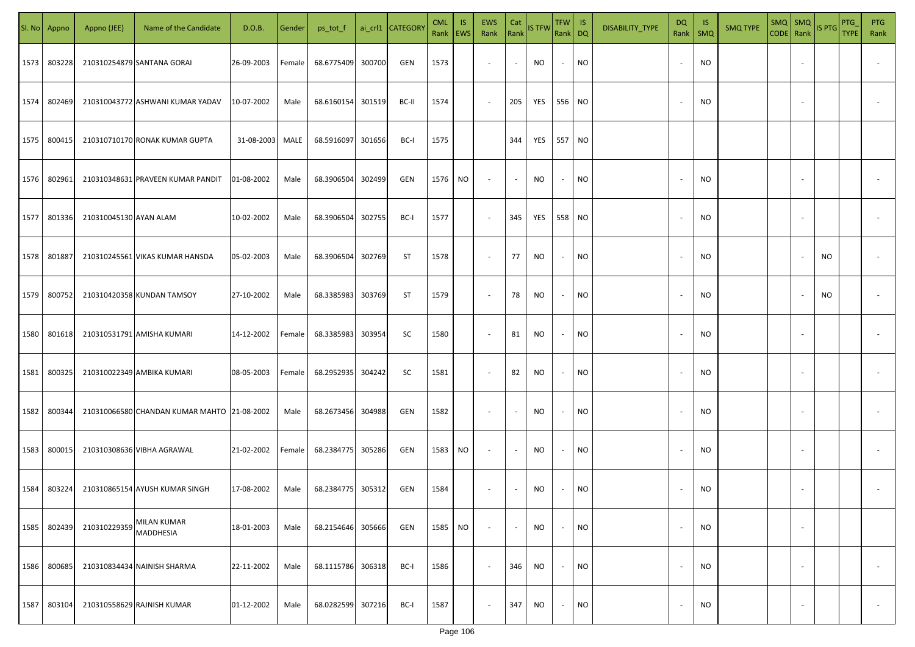| Sl. No | Appno | Appno (JEE) | Name of the Candidate | D.O.B. | Gender | ps_tot_f | ai_crl1 | CATEGORY | CML Rank | IS EWS | EWS Rank | Cat Rank | IS TFW | TFW Rank | IS DQ | DISABILITY_TYPE | DQ Rank | IS SMQ | SMQ TYPE | SMQ CODE | SMQ Rank | IS PTG | PTG_TYPE | PTG Rank |
|---|---|---|---|---|---|---|---|---|---|---|---|---|---|---|---|---|---|---|---|---|---|---|---|---|
| 1573 | 803228 | 210310254879 | SANTANA GORAI | 26-09-2003 | Female | 68.6775409 | 300700 | GEN | 1573 | | - | - | NO | - | NO | | - | NO | | | - | | | - |
| 1574 | 802469 | 210310043772 | ASHWANI KUMAR YADAV | 10-07-2002 | Male | 68.6160154 | 301519 | BC-II | 1574 | | - | 205 | YES | 556 | NO | | - | NO | | | - | | | - |
| 1575 | 800415 | 210310710170 | RONAK KUMAR GUPTA | 31-08-2003 | MALE | 68.5916097 | 301656 | BC-I | 1575 | | | 344 | YES | 557 | NO | | | | | | | | | |
| 1576 | 802961 | 210310348631 | PRAVEEN KUMAR PANDIT | 01-08-2002 | Male | 68.3906504 | 302499 | GEN | 1576 | NO | - | - | NO | - | NO | | - | NO | | | - | | | - |
| 1577 | 801336 | 210310045130 | AYAN ALAM | 10-02-2002 | Male | 68.3906504 | 302755 | BC-I | 1577 | | - | 345 | YES | 558 | NO | | - | NO | | | - | | | - |
| 1578 | 801887 | 210310245561 | VIKAS KUMAR HANSDA | 05-02-2003 | Male | 68.3906504 | 302769 | ST | 1578 | | - | 77 | NO | - | NO | | - | NO | | | - | NO | | - |
| 1579 | 800752 | 210310420358 | KUNDAN TAMSOY | 27-10-2002 | Male | 68.3385983 | 303769 | ST | 1579 | | - | 78 | NO | - | NO | | - | NO | | | - | NO | | - |
| 1580 | 801618 | 210310531791 | AMISHA KUMARI | 14-12-2002 | Female | 68.3385983 | 303954 | SC | 1580 | | - | 81 | NO | - | NO | | - | NO | | | - | | | - |
| 1581 | 800325 | 210310022349 | AMBIKA KUMARI | 08-05-2003 | Female | 68.2952935 | 304242 | SC | 1581 | | - | 82 | NO | - | NO | | - | NO | | | - | | | - |
| 1582 | 800344 | 210310066580 | CHANDAN KUMAR MAHTO | 21-08-2002 | Male | 68.2673456 | 304988 | GEN | 1582 | | - | - | NO | - | NO | | - | NO | | | - | | | - |
| 1583 | 800015 | 210310308636 | VIBHA AGRAWAL | 21-02-2002 | Female | 68.2384775 | 305286 | GEN | 1583 | NO | - | - | NO | - | NO | | - | NO | | | - | | | - |
| 1584 | 803224 | 210310865154 | AYUSH KUMAR SINGH | 17-08-2002 | Male | 68.2384775 | 305312 | GEN | 1584 | | - | - | NO | - | NO | | - | NO | | | - | | | - |
| 1585 | 802439 | 210310229359 | MILAN KUMAR MADDHESIA | 18-01-2003 | Male | 68.2154646 | 305666 | GEN | 1585 | NO | - | - | NO | - | NO | | - | NO | | | - | | | |
| 1586 | 800685 | 210310834434 | NAINISH SHARMA | 22-11-2002 | Male | 68.1115786 | 306318 | BC-I | 1586 | | - | 346 | NO | - | NO | | - | NO | | | - | | | - |
| 1587 | 803104 | 210310558629 | RAJNISH KUMAR | 01-12-2002 | Male | 68.0282599 | 307216 | BC-I | 1587 | | - | 347 | NO | - | NO | | - | NO | | | - | | | - |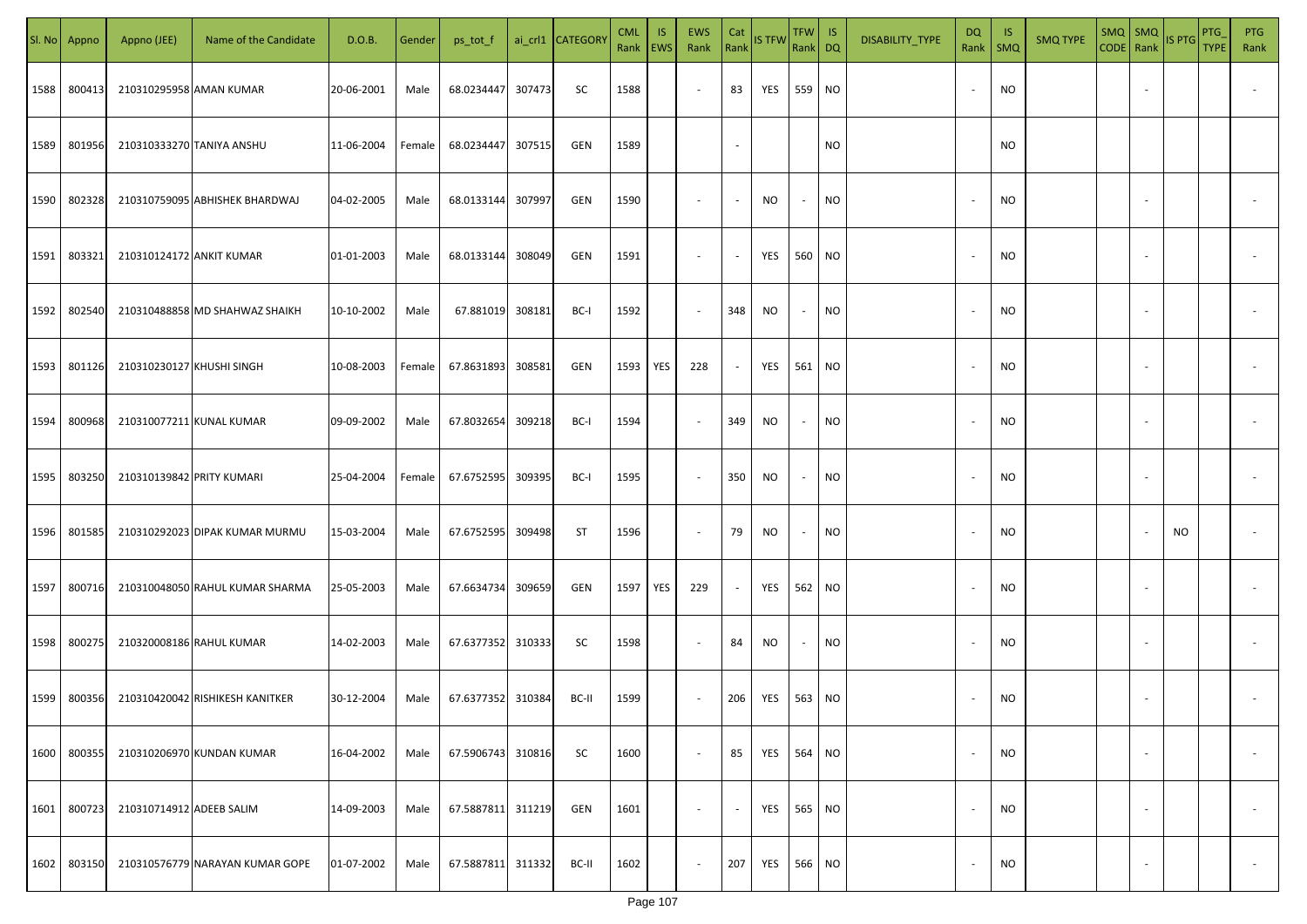| Sl. No | Appno | Appno (JEE) | Name of the Candidate | D.O.B. | Gender | ps_tot_f | ai_crl1 | CATEGORY | CML Rank | IS EWS | EWS Rank | Cat Rank | IS TFW | TFW Rank | IS DQ | DISABILITY_TYPE | DQ Rank | IS SMQ | SMQ TYPE | SMQ CODE | SMQ Rank | IS PTG | PTG_TYPE | PTG Rank |
|---|---|---|---|---|---|---|---|---|---|---|---|---|---|---|---|---|---|---|---|---|---|---|---|---|
| 1588 | 800413 | 210310295958 | AMAN KUMAR | 20-06-2001 | Male | 68.0234447 | 307473 | SC | 1588 | | - | 83 | YES | 559 | NO | | - | NO | | | - | | | - |
| 1589 | 801956 | 210310333270 | TANIYA ANSHU | 11-06-2004 | Female | 68.0234447 | 307515 | GEN | 1589 | | | - | | | NO | | | NO | | | | | | |
| 1590 | 802328 | 210310759095 | ABHISHEK BHARDWAJ | 04-02-2005 | Male | 68.0133144 | 307997 | GEN | 1590 | | - | - | NO | - | NO | | - | NO | | | - | | | - |
| 1591 | 803321 | 210310124172 | ANKIT KUMAR | 01-01-2003 | Male | 68.0133144 | 308049 | GEN | 1591 | | - | - | YES | 560 | NO | | - | NO | | | - | | | - |
| 1592 | 802540 | 210310488858 | MD SHAHWAZ SHAIKH | 10-10-2002 | Male | 67.881019 | 308181 | BC-I | 1592 | | - | 348 | NO | - | NO | | - | NO | | | - | | | - |
| 1593 | 801126 | 210310230127 | KHUSHI SINGH | 10-08-2003 | Female | 67.8631893 | 308581 | GEN | 1593 | YES | 228 | - | YES | 561 | NO | | - | NO | | | - | | | - |
| 1594 | 800968 | 210310077211 | KUNAL KUMAR | 09-09-2002 | Male | 67.8032654 | 309218 | BC-I | 1594 | | - | 349 | NO | - | NO | | - | NO | | | - | | | - |
| 1595 | 803250 | 210310139842 | PRITY KUMARI | 25-04-2004 | Female | 67.6752595 | 309395 | BC-I | 1595 | | - | 350 | NO | - | NO | | - | NO | | | - | | | - |
| 1596 | 801585 | 210310292023 | DIPAK KUMAR MURMU | 15-03-2004 | Male | 67.6752595 | 309498 | ST | 1596 | | - | 79 | NO | - | NO | | - | NO | | | - | NO | | - |
| 1597 | 800716 | 210310048050 | RAHUL KUMAR SHARMA | 25-05-2003 | Male | 67.6634734 | 309659 | GEN | 1597 | YES | 229 | - | YES | 562 | NO | | - | NO | | | - | | | - |
| 1598 | 800275 | 210320008186 | RAHUL KUMAR | 14-02-2003 | Male | 67.6377352 | 310333 | SC | 1598 | | - | 84 | NO | - | NO | | - | NO | | | - | | | - |
| 1599 | 800356 | 210310420042 | RISHIKESH KANITKER | 30-12-2004 | Male | 67.6377352 | 310384 | BC-II | 1599 | | - | 206 | YES | 563 | NO | | - | NO | | | - | | | - |
| 1600 | 800355 | 210310206970 | KUNDAN KUMAR | 16-04-2002 | Male | 67.5906743 | 310816 | SC | 1600 | | - | 85 | YES | 564 | NO | | - | NO | | | - | | | - |
| 1601 | 800723 | 210310714912 | ADEEB SALIM | 14-09-2003 | Male | 67.5887811 | 311219 | GEN | 1601 | | - | - | YES | 565 | NO | | - | NO | | | - | | | - |
| 1602 | 803150 | 210310576779 | NARAYAN KUMAR GOPE | 01-07-2002 | Male | 67.5887811 | 311332 | BC-II | 1602 | | - | 207 | YES | 566 | NO | | - | NO | | | - | | | - |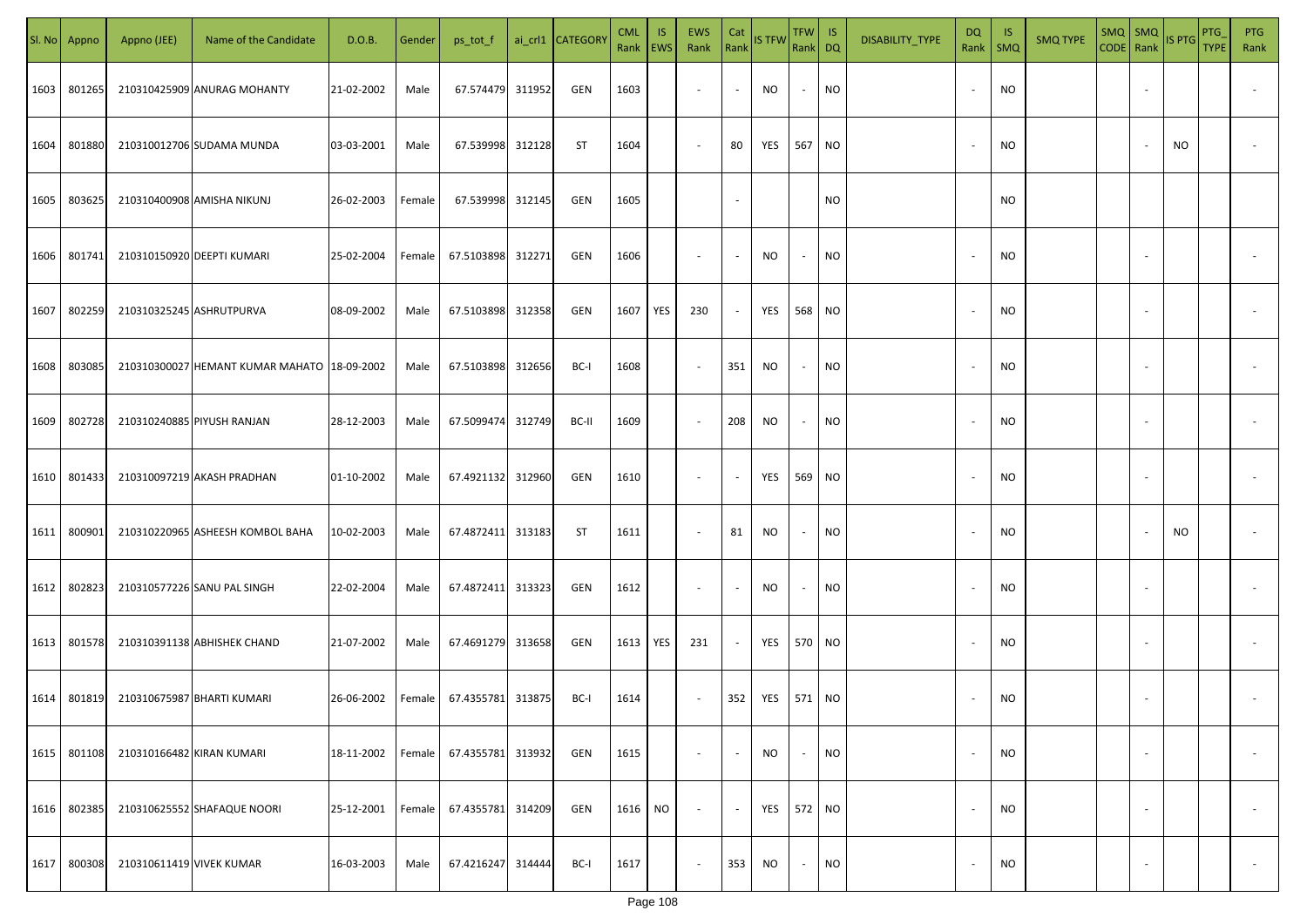| Sl. No | Appno | Appno (JEE) | Name of the Candidate | D.O.B. | Gender | ps_tot_f | ai_crl1 | CATEGORY | CML Rank | IS EWS | EWS Rank | Cat Rank | IS TFW | TFW Rank | IS DQ | DISABILITY_TYPE | DQ Rank | IS SMQ | SMQ TYPE | SMQ CODE | SMQ Rank | IS PTG | PTG_TYPE | PTG Rank |
|---|---|---|---|---|---|---|---|---|---|---|---|---|---|---|---|---|---|---|---|---|---|---|---|---|
| 1603 | 801265 | 210310425909 | ANURAG MOHANTY | 21-02-2002 | Male | 67.574479 | 311952 | GEN | 1603 | | - | - | NO | - | NO | | - | NO | | | - | | | - |
| 1604 | 801880 | 210310012706 | SUDAMA MUNDA | 03-03-2001 | Male | 67.539998 | 312128 | ST | 1604 | | - | 80 | YES | 567 | NO | | - | NO | | | - | NO | | - |
| 1605 | 803625 | 210310400908 | AMISHA NIKUNJ | 26-02-2003 | Female | 67.539998 | 312145 | GEN | 1605 | | | - | | | NO | | | NO | | | | | | |
| 1606 | 801741 | 210310150920 | DEEPTI KUMARI | 25-02-2004 | Female | 67.5103898 | 312271 | GEN | 1606 | | - | - | NO | - | NO | | - | NO | | | - | | | - |
| 1607 | 802259 | 210310325245 | ASHRUTPURVA | 08-09-2002 | Male | 67.5103898 | 312358 | GEN | 1607 | YES | 230 | - | YES | 568 | NO | | - | NO | | | - | | | - |
| 1608 | 803085 | 210310300027 | HEMANT KUMAR MAHATO | 18-09-2002 | Male | 67.5103898 | 312656 | BC-I | 1608 | | - | 351 | NO | - | NO | | - | NO | | | - | | | - |
| 1609 | 802728 | 210310240885 | PIYUSH RANJAN | 28-12-2003 | Male | 67.5099474 | 312749 | BC-II | 1609 | | - | 208 | NO | - | NO | | - | NO | | | - | | | - |
| 1610 | 801433 | 210310097219 | AKASH PRADHAN | 01-10-2002 | Male | 67.4921132 | 312960 | GEN | 1610 | | - | - | YES | 569 | NO | | - | NO | | | - | | | - |
| 1611 | 800901 | 210310220965 | ASHEESH KOMBOL BAHA | 10-02-2003 | Male | 67.4872411 | 313183 | ST | 1611 | | - | 81 | NO | - | NO | | - | NO | | | - | NO | | - |
| 1612 | 802823 | 210310577226 | SANU PAL SINGH | 22-02-2004 | Male | 67.4872411 | 313323 | GEN | 1612 | | - | - | NO | - | NO | | - | NO | | | - | | | - |
| 1613 | 801578 | 210310391138 | ABHISHEK CHAND | 21-07-2002 | Male | 67.4691279 | 313658 | GEN | 1613 | YES | 231 | - | YES | 570 | NO | | - | NO | | | - | | | - |
| 1614 | 801819 | 210310675987 | BHARTI KUMARI | 26-06-2002 | Female | 67.4355781 | 313875 | BC-I | 1614 | | - | 352 | YES | 571 | NO | | - | NO | | | - | | | - |
| 1615 | 801108 | 210310166482 | KIRAN KUMARI | 18-11-2002 | Female | 67.4355781 | 313932 | GEN | 1615 | | - | - | NO | - | NO | | - | NO | | | - | | | - |
| 1616 | 802385 | 210310625552 | SHAFAQUE NOORI | 25-12-2001 | Female | 67.4355781 | 314209 | GEN | 1616 | NO | - | - | YES | 572 | NO | | - | NO | | | - | | | - |
| 1617 | 800308 | 210310611419 | VIVEK KUMAR | 16-03-2003 | Male | 67.4216247 | 314444 | BC-I | 1617 | | - | 353 | NO | - | NO | | - | NO | | | - | | | - |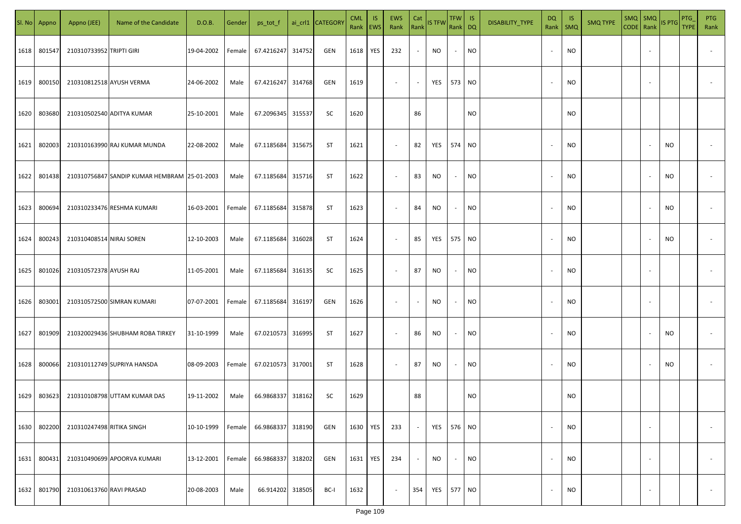| Sl. No | Appno | Appno (JEE) | Name of the Candidate | D.O.B. | Gender | ps_tot_f | ai_crl1 | CATEGORY | CML Rank | IS EWS | EWS Rank | Cat Rank | IS TFW | TFW Rank | IS DQ | DISABILITY_TYPE | DQ Rank | IS SMQ | SMQ TYPE | SMQ CODE | SMQ Rank | IS PTG | PTG_TYPE | PTG Rank |
|---|---|---|---|---|---|---|---|---|---|---|---|---|---|---|---|---|---|---|---|---|---|---|---|---|
| 1618 | 801547 | 210310733952 | TRIPTI GIRI | 19-04-2002 | Female | 67.4216247 | 314752 | GEN | 1618 | YES | 232 | - | NO | - | NO | | - | NO | | | - | | | - |
| 1619 | 800150 | 210310812518 | AYUSH VERMA | 24-06-2002 | Male | 67.4216247 | 314768 | GEN | 1619 | | - | - | YES | 573 | NO | | - | NO | | | - | | | - |
| 1620 | 803680 | 210310502540 | ADITYA KUMAR | 25-10-2001 | Male | 67.2096345 | 315537 | SC | 1620 | | | 86 | | | NO | | | NO | | | | | | |
| 1621 | 802003 | 210310163990 | RAJ KUMAR MUNDA | 22-08-2002 | Male | 67.1185684 | 315675 | ST | 1621 | | - | 82 | YES | 574 | NO | | - | NO | | | - | NO | | - |
| 1622 | 801438 | 210310756847 | SANDIP KUMAR HEMBRAM | 25-01-2003 | Male | 67.1185684 | 315716 | ST | 1622 | | - | 83 | NO | - | NO | | - | NO | | | - | NO | | - |
| 1623 | 800694 | 210310233476 | RESHMA KUMARI | 16-03-2001 | Female | 67.1185684 | 315878 | ST | 1623 | | - | 84 | NO | - | NO | | - | NO | | | - | NO | | - |
| 1624 | 800243 | 210310408514 | NIRAJ SOREN | 12-10-2003 | Male | 67.1185684 | 316028 | ST | 1624 | | - | 85 | YES | 575 | NO | | - | NO | | | - | NO | | - |
| 1625 | 801026 | 210310572378 | AYUSH RAJ | 11-05-2001 | Male | 67.1185684 | 316135 | SC | 1625 | | - | 87 | NO | - | NO | | - | NO | | | - | | | - |
| 1626 | 803001 | 210310572500 | SIMRAN KUMARI | 07-07-2001 | Female | 67.1185684 | 316197 | GEN | 1626 | | - | - | NO | - | NO | | - | NO | | | - | | | - |
| 1627 | 801909 | 210320029436 | SHUBHAM ROBA TIRKEY | 31-10-1999 | Male | 67.0210573 | 316995 | ST | 1627 | | - | 86 | NO | - | NO | | - | NO | | | - | NO | | - |
| 1628 | 800066 | 210310112749 | SUPRIYA HANSDA | 08-09-2003 | Female | 67.0210573 | 317001 | ST | 1628 | | - | 87 | NO | - | NO | | - | NO | | | - | NO | | - |
| 1629 | 803623 | 210310108798 | UTTAM KUMAR DAS | 19-11-2002 | Male | 66.9868337 | 318162 | SC | 1629 | | | 88 | | | NO | | | NO | | | | | | |
| 1630 | 802200 | 210310247498 | RITIKA SINGH | 10-10-1999 | Female | 66.9868337 | 318190 | GEN | 1630 | YES | 233 | - | YES | 576 | NO | | - | NO | | | - | | | - |
| 1631 | 800431 | 210310490699 | APOORVA KUMARI | 13-12-2001 | Female | 66.9868337 | 318202 | GEN | 1631 | YES | 234 | - | NO | - | NO | | - | NO | | | - | | | - |
| 1632 | 801790 | 210310613760 | RAVI PRASAD | 20-08-2003 | Male | 66.914202 | 318505 | BC-I | 1632 | | - | 354 | YES | 577 | NO | | - | NO | | | - | | | - |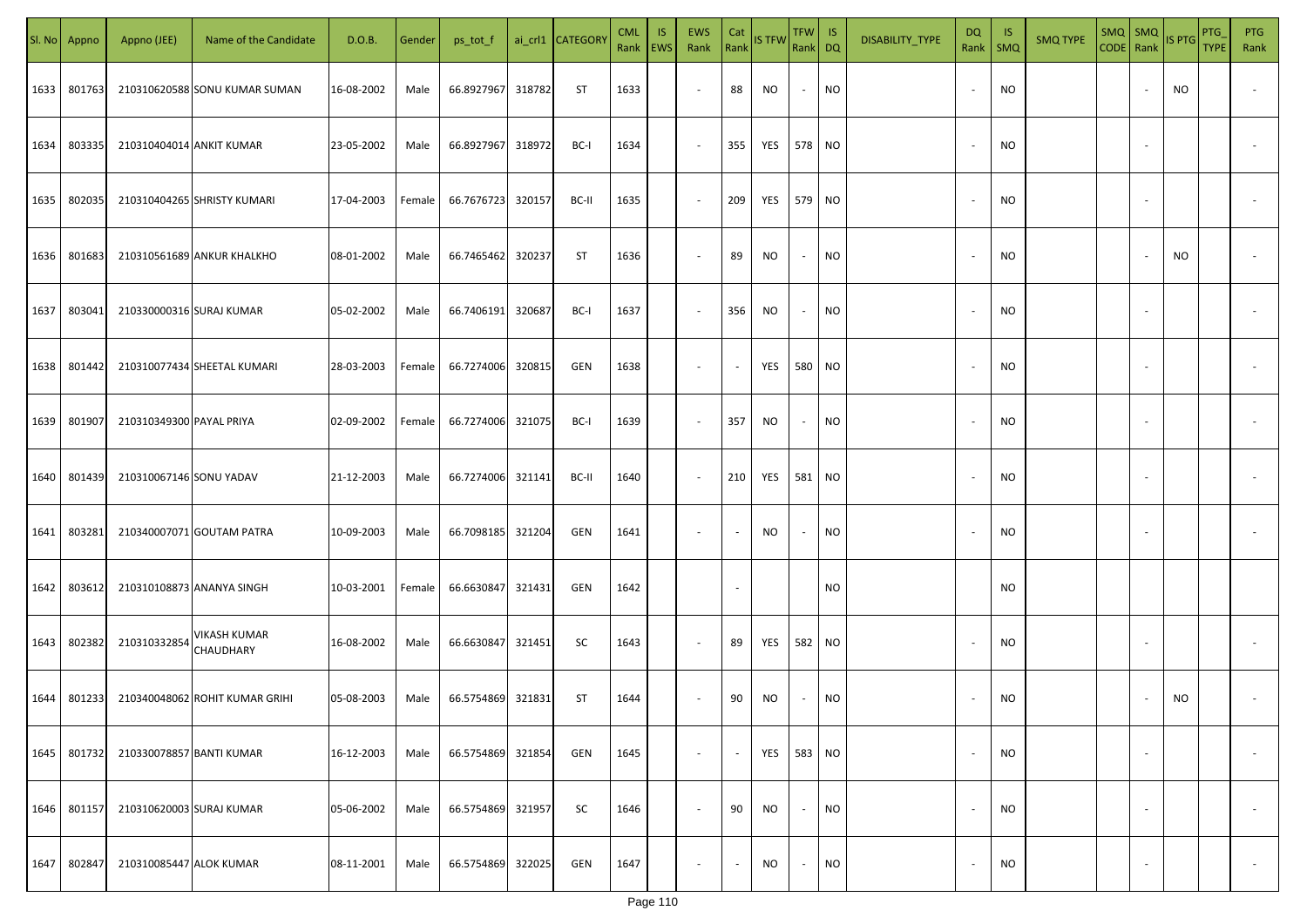| Sl. No | Appno | Appno (JEE) | Name of the Candidate | D.O.B. | Gender | ps_tot_f | ai_crl1 | CATEGORY | CML Rank | IS EWS | EWS Rank | Cat Rank | IS TFW | TFW Rank | IS DQ | DISABILITY_TYPE | DQ Rank | IS SMQ | SMQ TYPE | SMQ CODE | SMQ Rank | IS PTG | PTG_TYPE | PTG Rank |
|---|---|---|---|---|---|---|---|---|---|---|---|---|---|---|---|---|---|---|---|---|---|---|---|---|
| 1633 | 801763 | 210310620588 | SONU KUMAR SUMAN | 16-08-2002 | Male | 66.8927967 | 318782 | ST | 1633 | | - | 88 | NO | - | NO | | - | NO | | | - | NO | | - |
| 1634 | 803335 | 210310404014 | ANKIT KUMAR | 23-05-2002 | Male | 66.8927967 | 318972 | BC-I | 1634 | | - | 355 | YES | 578 | NO | | - | NO | | | - | | | - |
| 1635 | 802035 | 210310404265 | SHRISTY KUMARI | 17-04-2003 | Female | 66.7676723 | 320157 | BC-II | 1635 | | - | 209 | YES | 579 | NO | | - | NO | | | - | | | - |
| 1636 | 801683 | 210310561689 | ANKUR KHALKHO | 08-01-2002 | Male | 66.7465462 | 320237 | ST | 1636 | | - | 89 | NO | - | NO | | - | NO | | | - | NO | | - |
| 1637 | 803041 | 210330000316 | SURAJ KUMAR | 05-02-2002 | Male | 66.7406191 | 320687 | BC-I | 1637 | | - | 356 | NO | - | NO | | - | NO | | | - | | | - |
| 1638 | 801442 | 210310077434 | SHEETAL KUMARI | 28-03-2003 | Female | 66.7274006 | 320815 | GEN | 1638 | | - | - | YES | 580 | NO | | - | NO | | | - | | | - |
| 1639 | 801907 | 210310349300 | PAYAL PRIYA | 02-09-2002 | Female | 66.7274006 | 321075 | BC-I | 1639 | | - | 357 | NO | - | NO | | - | NO | | | - | | | - |
| 1640 | 801439 | 210310067146 | SONU YADAV | 21-12-2003 | Male | 66.7274006 | 321141 | BC-II | 1640 | | - | 210 | YES | 581 | NO | | - | NO | | | - | | | - |
| 1641 | 803281 | 210340007071 | GOUTAM PATRA | 10-09-2003 | Male | 66.7098185 | 321204 | GEN | 1641 | | - | - | NO | - | NO | | - | NO | | | - | | | - |
| 1642 | 803612 | 210310108873 | ANANYA SINGH | 10-03-2001 | Female | 66.6630847 | 321431 | GEN | 1642 | | | - | | | NO | | | NO | | | | | | |
| 1643 | 802382 | 210310332854 | VIKASH KUMAR CHAUDHARY | 16-08-2002 | Male | 66.6630847 | 321451 | SC | 1643 | | - | 89 | YES | 582 | NO | | - | NO | | | - | | | - |
| 1644 | 801233 | 210340048062 | ROHIT KUMAR GRIHI | 05-08-2003 | Male | 66.5754869 | 321831 | ST | 1644 | | - | 90 | NO | - | NO | | - | NO | | | - | NO | | - |
| 1645 | 801732 | 210330078857 | BANTI KUMAR | 16-12-2003 | Male | 66.5754869 | 321854 | GEN | 1645 | | - | - | YES | 583 | NO | | - | NO | | | - | | | - |
| 1646 | 801157 | 210310620003 | SURAJ KUMAR | 05-06-2002 | Male | 66.5754869 | 321957 | SC | 1646 | | - | 90 | NO | - | NO | | - | NO | | | - | | | - |
| 1647 | 802847 | 210310085447 | ALOK KUMAR | 08-11-2001 | Male | 66.5754869 | 322025 | GEN | 1647 | | - | - | NO | - | NO | | - | NO | | | - | | | - |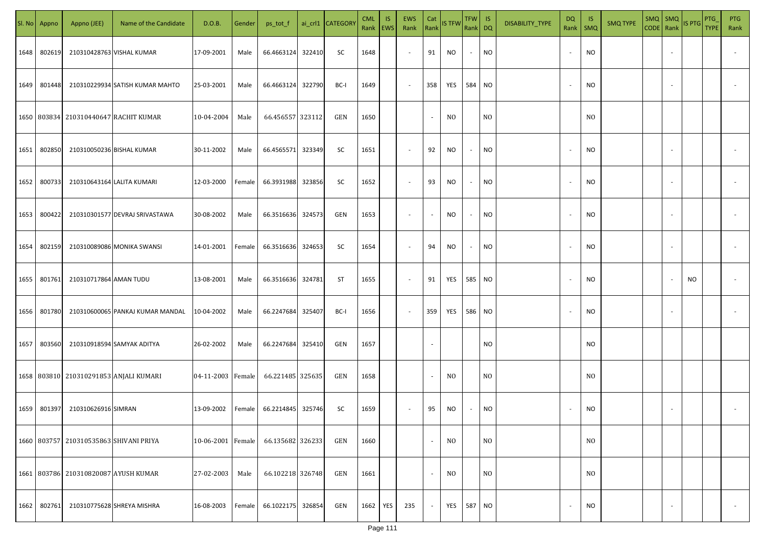| Sl. No | Appno | Appno (JEE) | Name of the Candidate | D.O.B. | Gender | ps_tot_f | ai_crl1 | CATEGORY | CML Rank | IS EWS | EWS Rank | Cat Rank | IS TFW | TFW Rank | IS DQ | DISABILITY_TYPE | DQ Rank | IS SMQ | SMQ TYPE | SMQ CODE | SMQ Rank | IS PTG | PTG_TYPE | PTG Rank |
|---|---|---|---|---|---|---|---|---|---|---|---|---|---|---|---|---|---|---|---|---|---|---|---|---|
| 1648 | 802619 | 210310428763 | VISHAL KUMAR | 17-09-2001 | Male | 66.4663124 | 322410 | SC | 1648 | | - | 91 | NO | - | NO | | - | NO | | | - | | | - |
| 1649 | 801448 | 210310229934 | SATISH KUMAR MAHTO | 25-03-2001 | Male | 66.4663124 | 322790 | BC-I | 1649 | | - | 358 | YES | 584 | NO | | - | NO | | | - | | | - |
| 1650 | 803834 | 210310440647 | RACHIT KUMAR | 10-04-2004 | Male | 66.456557 | 323112 | GEN | 1650 | | | - | NO | | NO | | | NO | | | | | | |
| 1651 | 802850 | 210310050236 | BISHAL KUMAR | 30-11-2002 | Male | 66.4565571 | 323349 | SC | 1651 | | - | 92 | NO | - | NO | | - | NO | | | - | | | - |
| 1652 | 800733 | 210310643164 | LALITA KUMARI | 12-03-2000 | Female | 66.3931988 | 323856 | SC | 1652 | | - | 93 | NO | - | NO | | - | NO | | | - | | | - |
| 1653 | 800422 | 210310301577 | DEVRAJ SRIVASTAWA | 30-08-2002 | Male | 66.3516636 | 324573 | GEN | 1653 | | - | - | NO | - | NO | | - | NO | | | - | | | - |
| 1654 | 802159 | 210310089086 | MONIKA SWANSI | 14-01-2001 | Female | 66.3516636 | 324653 | SC | 1654 | | - | 94 | NO | - | NO | | - | NO | | | - | | | - |
| 1655 | 801761 | 210310717864 | AMAN TUDU | 13-08-2001 | Male | 66.3516636 | 324781 | ST | 1655 | | - | 91 | YES | 585 | NO | | - | NO | | | - | NO | | - |
| 1656 | 801780 | 210310600065 | PANKAJ KUMAR MANDAL | 10-04-2002 | Male | 66.2247684 | 325407 | BC-I | 1656 | | - | 359 | YES | 586 | NO | | - | NO | | | - | | | - |
| 1657 | 803560 | 210310918594 | SAMYAK ADITYA | 26-02-2002 | Male | 66.2247684 | 325410 | GEN | 1657 | | | - | | | NO | | | NO | | | | | | |
| 1658 | 803810 | 210310291853 | ANJALI KUMARI | 04-11-2003 | Female | 66.221485 | 325635 | GEN | 1658 | | | - | NO | | NO | | | NO | | | | | | |
| 1659 | 801397 | 210310626916 | SIMRAN | 13-09-2002 | Female | 66.2214845 | 325746 | SC | 1659 | | - | 95 | NO | - | NO | | - | NO | | | - | | | - |
| 1660 | 803757 | 210310535863 | SHIVANI PRIYA | 10-06-2001 | Female | 66.135682 | 326233 | GEN | 1660 | | | - | NO | | NO | | | NO | | | | | | |
| 1661 | 803786 | 210310820087 | AYUSH KUMAR | 27-02-2003 | Male | 66.102218 | 326748 | GEN | 1661 | | | - | NO | | NO | | | NO | | | | | | |
| 1662 | 802761 | 210310775628 | SHREYA MISHRA | 16-08-2003 | Female | 66.1022175 | 326854 | GEN | 1662 | YES | 235 | - | YES | 587 | NO | | - | NO | | | - | | | - |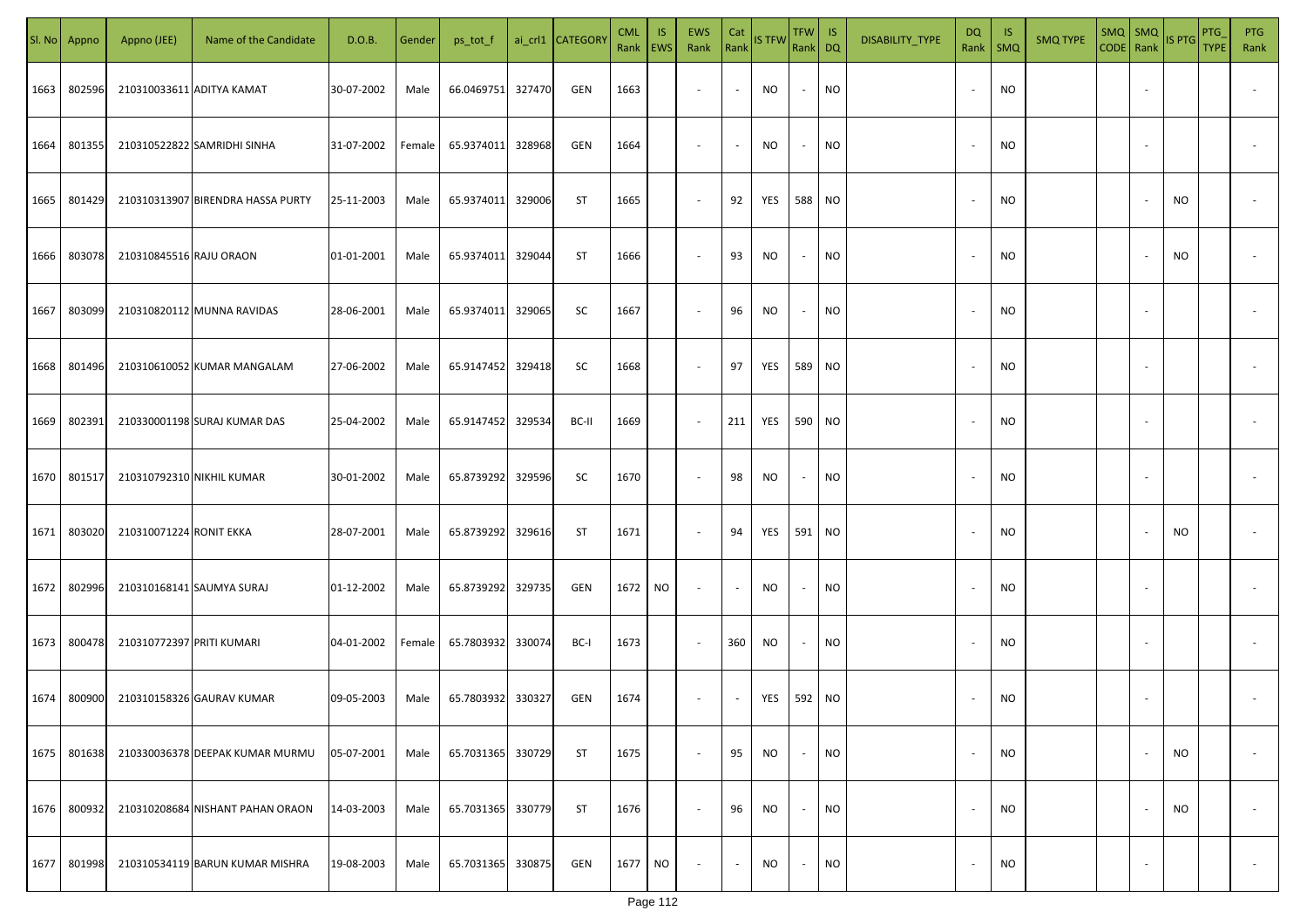| Sl. No | Appno | Appno (JEE) | Name of the Candidate | D.O.B. | Gender | ps_tot_f | ai_crl1 | CATEGORY | CML Rank | IS EWS | EWS Rank | Cat Rank | IS TFW | TFW Rank | IS DQ | DISABILITY_TYPE | DQ Rank | IS SMQ | SMQ TYPE | SMQ CODE | SMQ Rank | IS PTG | PTG_TYPE | PTG Rank |
|---|---|---|---|---|---|---|---|---|---|---|---|---|---|---|---|---|---|---|---|---|---|---|---|---|
| 1663 | 802596 | 210310033611 | ADITYA KAMAT | 30-07-2002 | Male | 66.0469751 | 327470 | GEN | 1663 | | - | - | NO | - | NO | | - | NO | | | - | | | - |
| 1664 | 801355 | 210310522822 | SAMRIDHI SINHA | 31-07-2002 | Female | 65.9374011 | 328968 | GEN | 1664 | | - | - | NO | - | NO | | - | NO | | | - | | | - |
| 1665 | 801429 | 210310313907 | BIRENDRA HASSA PURTY | 25-11-2003 | Male | 65.9374011 | 329006 | ST | 1665 | | - | 92 | YES | 588 | NO | | - | NO | | | - | NO | | - |
| 1666 | 803078 | 210310845516 | RAJU ORAON | 01-01-2001 | Male | 65.9374011 | 329044 | ST | 1666 | | - | 93 | NO | - | NO | | - | NO | | | - | NO | | - |
| 1667 | 803099 | 210310820112 | MUNNA RAVIDAS | 28-06-2001 | Male | 65.9374011 | 329065 | SC | 1667 | | - | 96 | NO | - | NO | | - | NO | | | - | | | - |
| 1668 | 801496 | 210310610052 | KUMAR MANGALAM | 27-06-2002 | Male | 65.9147452 | 329418 | SC | 1668 | | - | 97 | YES | 589 | NO | | - | NO | | | - | | | - |
| 1669 | 802391 | 210330001198 | SURAJ KUMAR DAS | 25-04-2002 | Male | 65.9147452 | 329534 | BC-II | 1669 | | - | 211 | YES | 590 | NO | | - | NO | | | - | | | - |
| 1670 | 801517 | 210310792310 | NIKHIL KUMAR | 30-01-2002 | Male | 65.8739292 | 329596 | SC | 1670 | | - | 98 | NO | - | NO | | - | NO | | | - | | | - |
| 1671 | 803020 | 210310071224 | RONIT EKKA | 28-07-2001 | Male | 65.8739292 | 329616 | ST | 1671 | | - | 94 | YES | 591 | NO | | - | NO | | | - | NO | | - |
| 1672 | 802996 | 210310168141 | SAUMYA SURAJ | 01-12-2002 | Male | 65.8739292 | 329735 | GEN | 1672 | NO | - | - | NO | - | NO | | - | NO | | | - | | | - |
| 1673 | 800478 | 210310772397 | PRITI KUMARI | 04-01-2002 | Female | 65.7803932 | 330074 | BC-I | 1673 | | - | 360 | NO | - | NO | | - | NO | | | - | | | - |
| 1674 | 800900 | 210310158326 | GAURAV KUMAR | 09-05-2003 | Male | 65.7803932 | 330327 | GEN | 1674 | | - | - | YES | 592 | NO | | - | NO | | | - | | | - |
| 1675 | 801638 | 210330036378 | DEEPAK KUMAR MURMU | 05-07-2001 | Male | 65.7031365 | 330729 | ST | 1675 | | - | 95 | NO | - | NO | | - | NO | | | - | NO | | - |
| 1676 | 800932 | 210310208684 | NISHANT PAHAN ORAON | 14-03-2003 | Male | 65.7031365 | 330779 | ST | 1676 | | - | 96 | NO | - | NO | | - | NO | | | - | NO | | - |
| 1677 | 801998 | 210310534119 | BARUN KUMAR MISHRA | 19-08-2003 | Male | 65.7031365 | 330875 | GEN | 1677 | NO | - | - | NO | - | NO | | - | NO | | | - | | | - |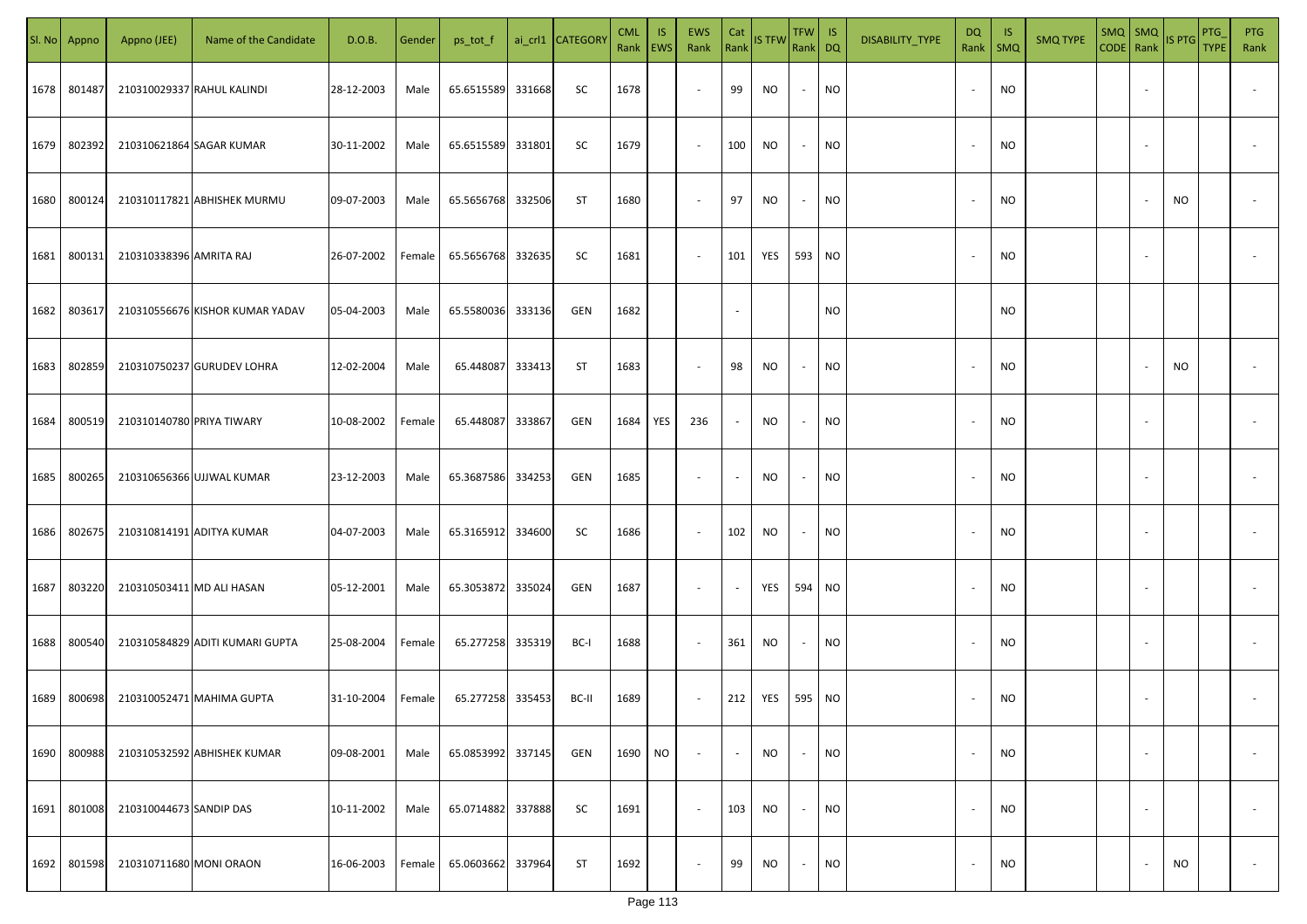| Sl. No | Appno | Appno (JEE) | Name of the Candidate | D.O.B. | Gender | ps_tot_f | ai_crl1 | CATEGORY | CML Rank | IS EWS | EWS Rank | Cat Rank | IS TFW | TFW Rank | IS DQ | DISABILITY_TYPE | DQ Rank | IS SMQ | SMQ TYPE | SMQ CODE | SMQ Rank | IS PTG | PTG_TYPE | PTG Rank |
|---|---|---|---|---|---|---|---|---|---|---|---|---|---|---|---|---|---|---|---|---|---|---|---|---|
| 1678 | 801487 | 210310029337 | RAHUL KALINDI | 28-12-2003 | Male | 65.6515589 | 331668 | SC | 1678 | | - | 99 | NO | - | NO | | - | NO | | | - | | | - |
| 1679 | 802392 | 210310621864 | SAGAR KUMAR | 30-11-2002 | Male | 65.6515589 | 331801 | SC | 1679 | | - | 100 | NO | - | NO | | - | NO | | | - | | | - |
| 1680 | 800124 | 210310117821 | ABHISHEK MURMU | 09-07-2003 | Male | 65.5656768 | 332506 | ST | 1680 | | - | 97 | NO | - | NO | | - | NO | | | - | NO | | - |
| 1681 | 800131 | 210310338396 | AMRITA RAJ | 26-07-2002 | Female | 65.5656768 | 332635 | SC | 1681 | | - | 101 | YES | 593 | NO | | - | NO | | | - | | | - |
| 1682 | 803617 | 210310556676 | KISHOR KUMAR YADAV | 05-04-2003 | Male | 65.5580036 | 333136 | GEN | 1682 | | | - | | | NO | | | NO | | | | | | |
| 1683 | 802859 | 210310750237 | GURUDEV LOHRA | 12-02-2004 | Male | 65.448087 | 333413 | ST | 1683 | | - | 98 | NO | - | NO | | - | NO | | | - | NO | | - |
| 1684 | 800519 | 210310140780 | PRIYA TIWARY | 10-08-2002 | Female | 65.448087 | 333867 | GEN | 1684 | YES | 236 | - | NO | - | NO | | - | NO | | | - | | | - |
| 1685 | 800265 | 210310656366 | UJJWAL KUMAR | 23-12-2003 | Male | 65.3687586 | 334253 | GEN | 1685 | | - | - | NO | - | NO | | - | NO | | | - | | | - |
| 1686 | 802675 | 210310814191 | ADITYA KUMAR | 04-07-2003 | Male | 65.3165912 | 334600 | SC | 1686 | | - | 102 | NO | - | NO | | - | NO | | | - | | | - |
| 1687 | 803220 | 210310503411 | MD ALI HASAN | 05-12-2001 | Male | 65.3053872 | 335024 | GEN | 1687 | | - | - | YES | 594 | NO | | - | NO | | | - | | | - |
| 1688 | 800540 | 210310584829 | ADITI KUMARI GUPTA | 25-08-2004 | Female | 65.277258 | 335319 | BC-I | 1688 | | - | 361 | NO | - | NO | | - | NO | | | - | | | - |
| 1689 | 800698 | 210310052471 | MAHIMA GUPTA | 31-10-2004 | Female | 65.277258 | 335453 | BC-II | 1689 | | - | 212 | YES | 595 | NO | | - | NO | | | - | | | - |
| 1690 | 800988 | 210310532592 | ABHISHEK KUMAR | 09-08-2001 | Male | 65.0853992 | 337145 | GEN | 1690 | NO | - | - | NO | - | NO | | - | NO | | | - | | | - |
| 1691 | 801008 | 210310044673 | SANDIP DAS | 10-11-2002 | Male | 65.0714882 | 337888 | SC | 1691 | | - | 103 | NO | - | NO | | - | NO | | | - | | | - |
| 1692 | 801598 | 210310711680 | MONI ORAON | 16-06-2003 | Female | 65.0603662 | 337964 | ST | 1692 | | - | 99 | NO | - | NO | | - | NO | | | - | NO | | - |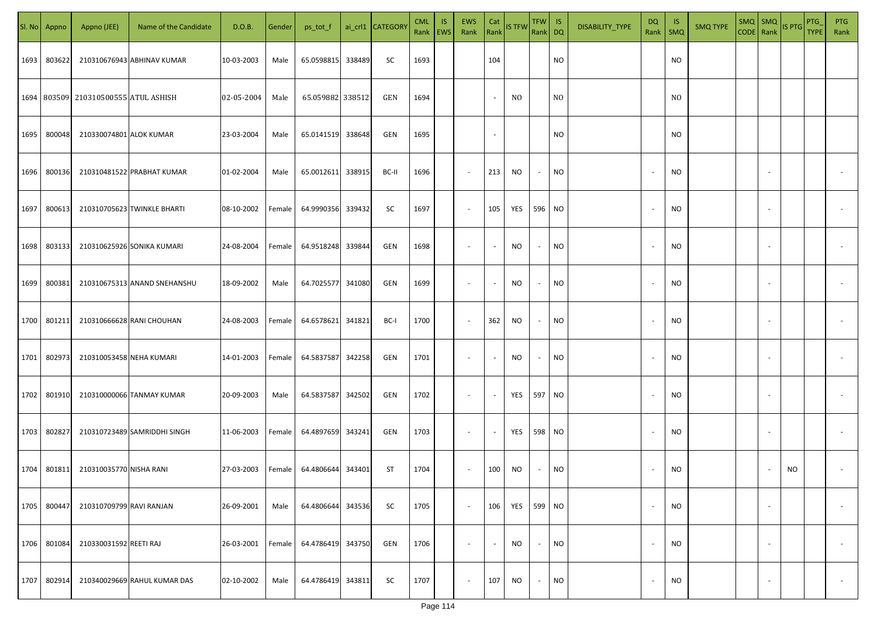| Sl. No | Appno | Appno (JEE) | Name of the Candidate | D.O.B. | Gender | ps_tot_f | ai_crl1 | CATEGORY | CML Rank | IS EWS | EWS Rank | Cat Rank | IS TFW | TFW Rank | IS DQ | DISABILITY_TYPE | DQ Rank | IS SMQ | SMQ TYPE | SMQ CODE | SMQ Rank | IS PTG | PTG_TYPE | PTG Rank |
|---|---|---|---|---|---|---|---|---|---|---|---|---|---|---|---|---|---|---|---|---|---|---|---|---|
| 1693 | 803622 | 210310676943 | ABHINAV KUMAR | 10-03-2003 | Male | 65.0598815 | 338489 | SC | 1693 | | | 104 | | | NO | | | NO | | | | | | |
| 1694 | 803509 | 210310500555 | ATUL ASHISH | 02-05-2004 | Male | 65.059882 | 338512 | GEN | 1694 | | | - | NO | | NO | | | NO | | | | | | |
| 1695 | 800048 | 210330074801 | ALOK KUMAR | 23-03-2004 | Male | 65.0141519 | 338648 | GEN | 1695 | | | - | | | NO | | | NO | | | | | | |
| 1696 | 800136 | 210310481522 | PRABHAT KUMAR | 01-02-2004 | Male | 65.0012611 | 338915 | BC-II | 1696 | | - | 213 | NO | - | NO | | - | NO | | | - | | | - |
| 1697 | 800613 | 210310705623 | TWINKLE BHARTI | 08-10-2002 | Female | 64.9990356 | 339432 | SC | 1697 | | - | 105 | YES | 596 | NO | | - | NO | | | - | | | - |
| 1698 | 803133 | 210310625926 | SONIKA KUMARI | 24-08-2004 | Female | 64.9518248 | 339844 | GEN | 1698 | | - | - | NO | - | NO | | - | NO | | | - | | | - |
| 1699 | 800381 | 210310675313 | ANAND SNEHANSHU | 18-09-2002 | Male | 64.7025577 | 341080 | GEN | 1699 | | - | - | NO | - | NO | | - | NO | | | - | | | - |
| 1700 | 801211 | 210310666628 | RANI CHOUHAN | 24-08-2003 | Female | 64.6578621 | 341821 | BC-I | 1700 | | - | 362 | NO | - | NO | | - | NO | | | - | | | - |
| 1701 | 802973 | 210310053458 | NEHA KUMARI | 14-01-2003 | Female | 64.5837587 | 342258 | GEN | 1701 | | - | - | NO | - | NO | | - | NO | | | - | | | - |
| 1702 | 801910 | 210310000066 | TANMAY KUMAR | 20-09-2003 | Male | 64.5837587 | 342502 | GEN | 1702 | | - | - | YES | 597 | NO | | - | NO | | | - | | | - |
| 1703 | 802827 | 210310723489 | SAMRIDDHI SINGH | 11-06-2003 | Female | 64.4897659 | 343241 | GEN | 1703 | | - | - | YES | 598 | NO | | - | NO | | | - | | | - |
| 1704 | 801811 | 210310035770 | NISHA RANI | 27-03-2003 | Female | 64.4806644 | 343401 | ST | 1704 | | - | 100 | NO | - | NO | | - | NO | | | - | NO | | - |
| 1705 | 800447 | 210310709799 | RAVI RANJAN | 26-09-2001 | Male | 64.4806644 | 343536 | SC | 1705 | | - | 106 | YES | 599 | NO | | - | NO | | | - | | | - |
| 1706 | 801084 | 210330031592 | REETI RAJ | 26-03-2001 | Female | 64.4786419 | 343750 | GEN | 1706 | | - | - | NO | - | NO | | - | NO | | | - | | | - |
| 1707 | 802914 | 210340029669 | RAHUL KUMAR DAS | 02-10-2002 | Male | 64.4786419 | 343811 | SC | 1707 | | - | 107 | NO | - | NO | | - | NO | | | - | | | - |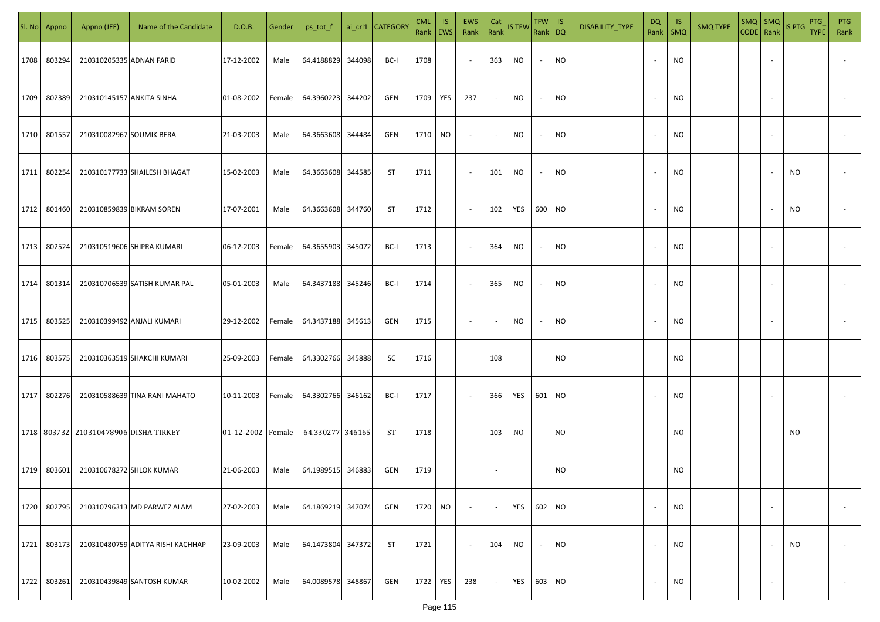| Sl. No | Appno | Appno (JEE) | Name of the Candidate | D.O.B. | Gender | ps_tot_f | ai_crl1 | CATEGORY | CML Rank | IS EWS | EWS Rank | Cat Rank | IS TFW | TFW Rank | IS DQ | DISABILITY_TYPE | DQ Rank | IS SMQ | SMQ TYPE | SMQ CODE | SMQ Rank | IS PTG | PTG_TYPE | PTG Rank |
|---|---|---|---|---|---|---|---|---|---|---|---|---|---|---|---|---|---|---|---|---|---|---|---|---|
| 1708 | 803294 | 210310205335 | ADNAN FARID | 17-12-2002 | Male | 64.4188829 | 344098 | BC-I | 1708 | | - | 363 | NO | - | NO | | - | NO | | | - | | | - |
| 1709 | 802389 | 210310145157 | ANKITA SINHA | 01-08-2002 | Female | 64.3960223 | 344202 | GEN | 1709 | YES | 237 | - | NO | - | NO | | - | NO | | | - | | | - |
| 1710 | 801557 | 210310082967 | SOUMIK BERA | 21-03-2003 | Male | 64.3663608 | 344484 | GEN | 1710 | NO | - | - | NO | - | NO | | - | NO | | | - | | | - |
| 1711 | 802254 | 210310177733 | SHAILESH BHAGAT | 15-02-2003 | Male | 64.3663608 | 344585 | ST | 1711 | | - | 101 | NO | - | NO | | - | NO | | | - | NO | | - |
| 1712 | 801460 | 210310859839 | BIKRAM SOREN | 17-07-2001 | Male | 64.3663608 | 344760 | ST | 1712 | | - | 102 | YES | 600 | NO | | - | NO | | | - | NO | | - |
| 1713 | 802524 | 210310519606 | SHIPRA KUMARI | 06-12-2003 | Female | 64.3655903 | 345072 | BC-I | 1713 | | - | 364 | NO | - | NO | | - | NO | | | - | | | - |
| 1714 | 801314 | 210310706539 | SATISH KUMAR PAL | 05-01-2003 | Male | 64.3437188 | 345246 | BC-I | 1714 | | - | 365 | NO | - | NO | | - | NO | | | - | | | - |
| 1715 | 803525 | 210310399492 | ANJALI KUMARI | 29-12-2002 | Female | 64.3437188 | 345613 | GEN | 1715 | | - | - | NO | - | NO | | - | NO | | | - | | | - |
| 1716 | 803575 | 210310363519 | SHAKCHI KUMARI | 25-09-2003 | Female | 64.3302766 | 345888 | SC | 1716 | | | 108 | | | NO | | | NO | | | | | | |
| 1717 | 802276 | 210310588639 | TINA RANI MAHATO | 10-11-2003 | Female | 64.3302766 | 346162 | BC-I | 1717 | | - | 366 | YES | 601 | NO | | - | NO | | | - | | | - |
| 1718 | 803732 | 210310478906 | DISHA TIRKEY | 01-12-2002 | Female | 64.330277 | 346165 | ST | 1718 | | | 103 | NO | | NO | | | NO | | | | NO | | |
| 1719 | 803601 | 210310678272 | SHLOK KUMAR | 21-06-2003 | Male | 64.1989515 | 346883 | GEN | 1719 | | | - | | | NO | | | NO | | | | | | |
| 1720 | 802795 | 210310796313 | MD PARWEZ ALAM | 27-02-2003 | Male | 64.1869219 | 347074 | GEN | 1720 | NO | - | - | YES | 602 | NO | | - | NO | | | - | | | - |
| 1721 | 803173 | 210310480759 | ADITYA RISHI KACHHAP | 23-09-2003 | Male | 64.1473804 | 347372 | ST | 1721 | | - | 104 | NO | - | NO | | - | NO | | | - | NO | | - |
| 1722 | 803261 | 210310439849 | SANTOSH KUMAR | 10-02-2002 | Male | 64.0089578 | 348867 | GEN | 1722 | YES | 238 | - | YES | 603 | NO | | - | NO | | | - | | | - |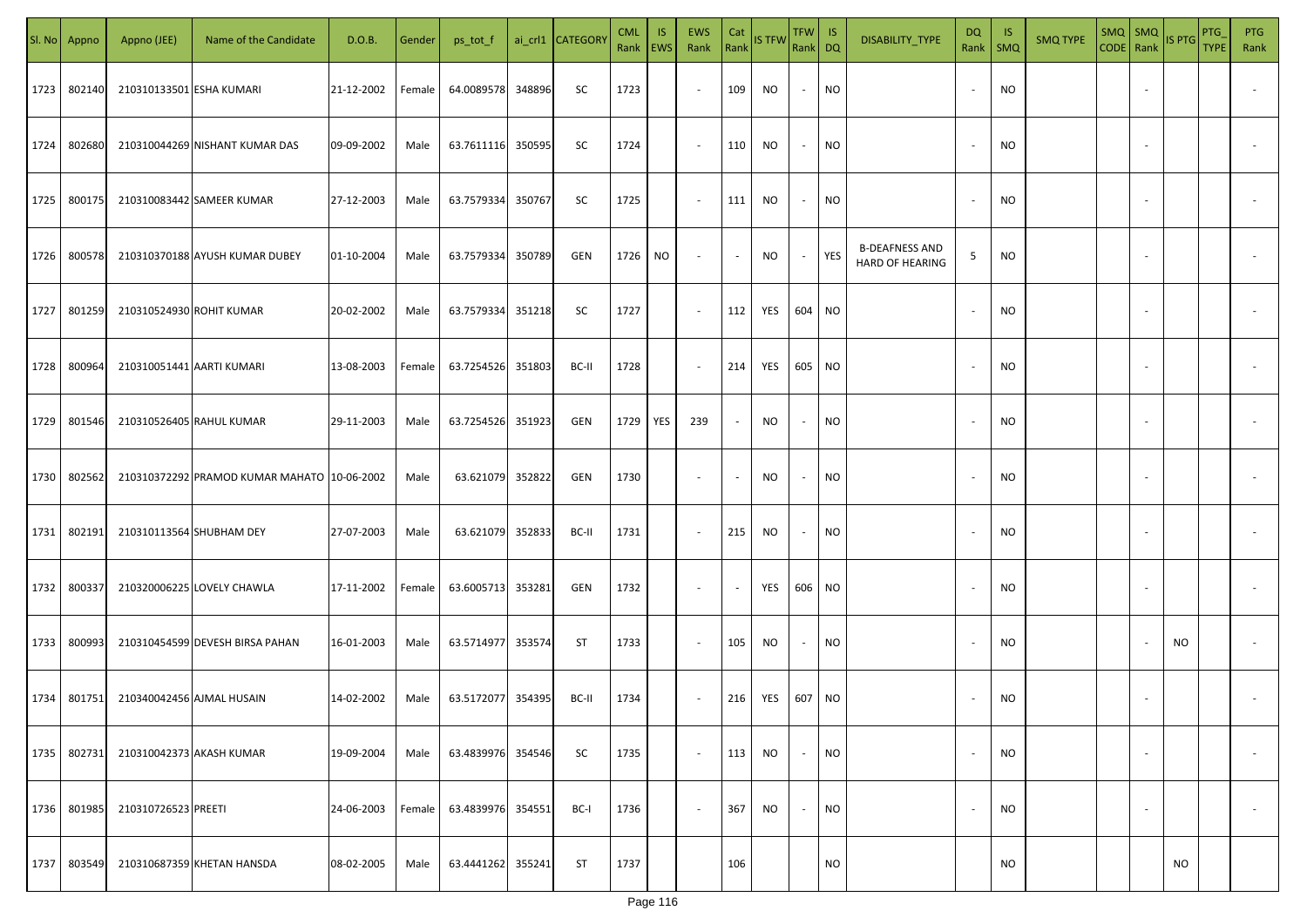| Sl. No | Appno | Appno (JEE) | Name of the Candidate | D.O.B. | Gender | ps_tot_f | ai_crl1 | CATEGORY | CML Rank | IS EWS | EWS Rank | Cat Rank | IS TFW | TFW Rank | IS DQ | DISABILITY_TYPE | DQ Rank | IS SMQ | SMQ TYPE | SMQ CODE | SMQ Rank | IS PTG | PTG_TYPE | PTG Rank |
|---|---|---|---|---|---|---|---|---|---|---|---|---|---|---|---|---|---|---|---|---|---|---|---|---|
| 1723 | 802140 | 210310133501 | ESHA KUMARI | 21-12-2002 | Female | 64.0089578 | 348896 | SC | 1723 | | - | 109 | NO | - | NO | | - | NO | | | - | | | - |
| 1724 | 802680 | 210310044269 | NISHANT KUMAR DAS | 09-09-2002 | Male | 63.7611116 | 350595 | SC | 1724 | | - | 110 | NO | - | NO | | - | NO | | | - | | | - |
| 1725 | 800175 | 210310083442 | SAMEER KUMAR | 27-12-2003 | Male | 63.7579334 | 350767 | SC | 1725 | | - | 111 | NO | - | NO | | - | NO | | | - | | | - |
| 1726 | 800578 | 210310370188 | AYUSH KUMAR DUBEY | 01-10-2004 | Male | 63.7579334 | 350789 | GEN | 1726 | NO | - | - | NO | - | YES | B-DEAFNESS AND HARD OF HEARING | 5 | NO | | | - | | | - |
| 1727 | 801259 | 210310524930 | ROHIT KUMAR | 20-02-2002 | Male | 63.7579334 | 351218 | SC | 1727 | | - | 112 | YES | 604 | NO | | - | NO | | | - | | | - |
| 1728 | 800964 | 210310051441 | AARTI KUMARI | 13-08-2003 | Female | 63.7254526 | 351803 | BC-II | 1728 | | - | 214 | YES | 605 | NO | | - | NO | | | - | | | - |
| 1729 | 801546 | 210310526405 | RAHUL KUMAR | 29-11-2003 | Male | 63.7254526 | 351923 | GEN | 1729 | YES | 239 | - | NO | - | NO | | - | NO | | | - | | | - |
| 1730 | 802562 | 210310372292 | PRAMOD KUMAR MAHATO | 10-06-2002 | Male | 63.621079 | 352822 | GEN | 1730 | | - | - | NO | - | NO | | - | NO | | | - | | | - |
| 1731 | 802191 | 210310113564 | SHUBHAM DEY | 27-07-2003 | Male | 63.621079 | 352833 | BC-II | 1731 | | - | 215 | NO | - | NO | | - | NO | | | - | | | - |
| 1732 | 800337 | 210320006225 | LOVELY CHAWLA | 17-11-2002 | Female | 63.6005713 | 353281 | GEN | 1732 | | - | - | YES | 606 | NO | | - | NO | | | - | | | - |
| 1733 | 800993 | 210310454599 | DEVESH BIRSA PAHAN | 16-01-2003 | Male | 63.5714977 | 353574 | ST | 1733 | | - | 105 | NO | - | NO | | - | NO | | | - | NO | | - |
| 1734 | 801751 | 210340042456 | AJMAL HUSAIN | 14-02-2002 | Male | 63.5172077 | 354395 | BC-II | 1734 | | - | 216 | YES | 607 | NO | | - | NO | | | - | | | - |
| 1735 | 802731 | 210310042373 | AKASH KUMAR | 19-09-2004 | Male | 63.4839976 | 354546 | SC | 1735 | | - | 113 | NO | - | NO | | - | NO | | | - | | | - |
| 1736 | 801985 | 210310726523 | PREETI | 24-06-2003 | Female | 63.4839976 | 354551 | BC-I | 1736 | | - | 367 | NO | - | NO | | - | NO | | | - | | | - |
| 1737 | 803549 | 210310687359 | KHETAN HANSDA | 08-02-2005 | Male | 63.4441262 | 355241 | ST | 1737 | | | 106 | | | NO | | | NO | | | | NO | | |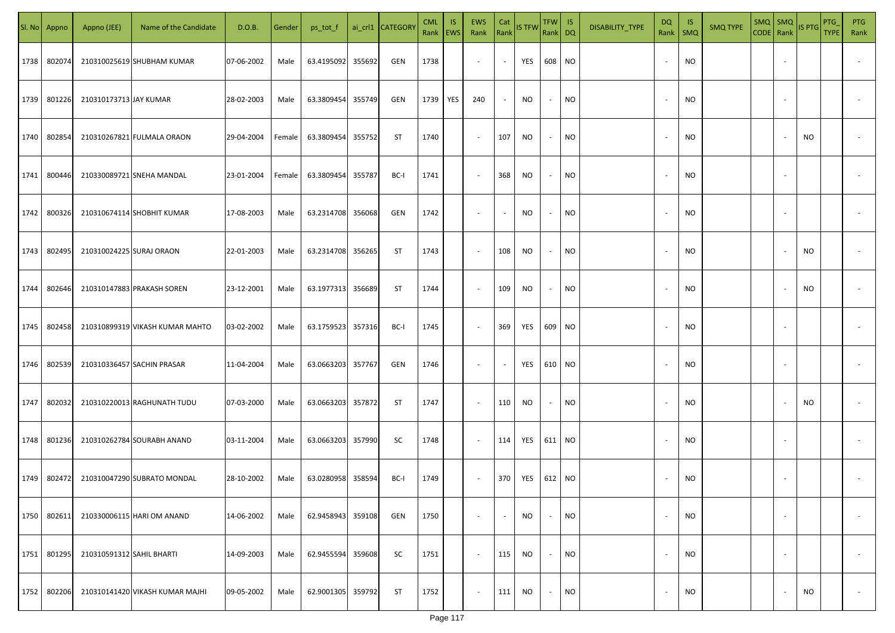| Sl. No | Appno | Appno (JEE) | Name of the Candidate | D.O.B. | Gender | ps_tot_f | ai_crl1 | CATEGORY | CML Rank | IS EWS | EWS Rank | Cat Rank | IS TFW | TFW Rank | IS DQ | DISABILITY_TYPE | DQ Rank | IS SMQ | SMQ TYPE | SMQ CODE | SMQ Rank | IS PTG | PTG_TYPE | PTG Rank |
|---|---|---|---|---|---|---|---|---|---|---|---|---|---|---|---|---|---|---|---|---|---|---|---|---|
| 1738 | 802074 | 210310025619 | SHUBHAM KUMAR | 07-06-2002 | Male | 63.4195092 | 355692 | GEN | 1738 | | - | - | YES | 608 | NO | | - | NO | | | - | | | - |
| 1739 | 801226 | 210310173713 | JAY KUMAR | 28-02-2003 | Male | 63.3809454 | 355749 | GEN | 1739 | YES | 240 | - | NO | - | NO | | - | NO | | | - | | | - |
| 1740 | 802854 | 210310267821 | FULMALA ORAON | 29-04-2004 | Female | 63.3809454 | 355752 | ST | 1740 | | - | 107 | NO | - | NO | | - | NO | | | - | NO | | - |
| 1741 | 800446 | 210330089721 | SNEHA MANDAL | 23-01-2004 | Female | 63.3809454 | 355787 | BC-I | 1741 | | - | 368 | NO | - | NO | | - | NO | | | - | | | - |
| 1742 | 800326 | 210310674114 | SHOBHIT KUMAR | 17-08-2003 | Male | 63.2314708 | 356068 | GEN | 1742 | | - | - | NO | - | NO | | - | NO | | | - | | | - |
| 1743 | 802495 | 210310024225 | SURAJ ORAON | 22-01-2003 | Male | 63.2314708 | 356265 | ST | 1743 | | - | 108 | NO | - | NO | | - | NO | | | - | NO | | - |
| 1744 | 802646 | 210310147883 | PRAKASH SOREN | 23-12-2001 | Male | 63.1977313 | 356689 | ST | 1744 | | - | 109 | NO | - | NO | | - | NO | | | - | NO | | - |
| 1745 | 802458 | 210310899319 | VIKASH KUMAR MAHTO | 03-02-2002 | Male | 63.1759523 | 357316 | BC-I | 1745 | | - | 369 | YES | 609 | NO | | - | NO | | | - | | | - |
| 1746 | 802539 | 210310336457 | SACHIN PRASAR | 11-04-2004 | Male | 63.0663203 | 357767 | GEN | 1746 | | - | - | YES | 610 | NO | | - | NO | | | - | | | - |
| 1747 | 802032 | 210310220013 | RAGHUNATH TUDU | 07-03-2000 | Male | 63.0663203 | 357872 | ST | 1747 | | - | 110 | NO | - | NO | | - | NO | | | - | NO | | - |
| 1748 | 801236 | 210310262784 | SOURABH ANAND | 03-11-2004 | Male | 63.0663203 | 357990 | SC | 1748 | | - | 114 | YES | 611 | NO | | - | NO | | | - | | | - |
| 1749 | 802472 | 210310047290 | SUBRATO MONDAL | 28-10-2002 | Male | 63.0280958 | 358594 | BC-I | 1749 | | - | 370 | YES | 612 | NO | | - | NO | | | - | | | - |
| 1750 | 802611 | 210330006115 | HARI OM ANAND | 14-06-2002 | Male | 62.9458943 | 359108 | GEN | 1750 | | - | - | NO | - | NO | | - | NO | | | - | | | - |
| 1751 | 801295 | 210310591312 | SAHIL BHARTI | 14-09-2003 | Male | 62.9455594 | 359608 | SC | 1751 | | - | 115 | NO | - | NO | | - | NO | | | - | | | - |
| 1752 | 802206 | 210310141420 | VIKASH KUMAR MAJHI | 09-05-2002 | Male | 62.9001305 | 359792 | ST | 1752 | | - | 111 | NO | - | NO | | - | NO | | | - | NO | | - |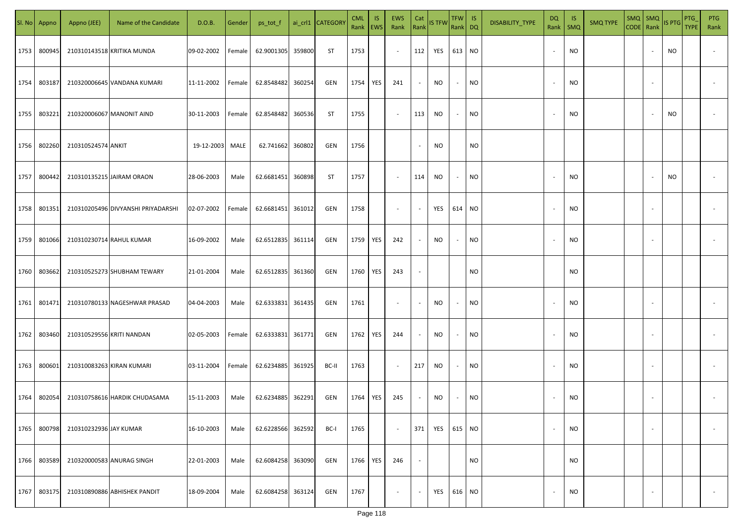| Sl. No | Appno | Appno (JEE) | Name of the Candidate | D.O.B. | Gender | ps_tot_f | ai_crl1 | CATEGORY | CML Rank | IS EWS | EWS Rank | Cat Rank | IS TFW | TFW Rank | IS DQ | DISABILITY_TYPE | DQ Rank | IS SMQ | SMQ TYPE | SMQ CODE | SMQ Rank | IS PTG | PTG_TYPE | PTG Rank |
|---|---|---|---|---|---|---|---|---|---|---|---|---|---|---|---|---|---|---|---|---|---|---|---|---|
| 1753 | 800945 | 210310143518 | KRITIKA MUNDA | 09-02-2002 | Female | 62.9001305 | 359800 | ST | 1753 | | - | 112 | YES | 613 | NO | | - | NO | | | - | NO | | - |
| 1754 | 803187 | 210320006645 | VANDANA KUMARI | 11-11-2002 | Female | 62.8548482 | 360254 | GEN | 1754 | YES | 241 | - | NO | - | NO | | - | NO | | | - | | | - |
| 1755 | 803221 | 210320006067 | MANONIT AIND | 30-11-2003 | Female | 62.8548482 | 360536 | ST | 1755 | | - | 113 | NO | - | NO | | - | NO | | | - | NO | | - |
| 1756 | 802260 | 210310524574 | ANKIT | 19-12-2003 | MALE | 62.741662 | 360802 | GEN | 1756 | | | - | NO | | NO | | | | | | | | | |
| 1757 | 800442 | 210310135215 | JAIRAM ORAON | 28-06-2003 | Male | 62.6681451 | 360898 | ST | 1757 | | - | 114 | NO | - | NO | | - | NO | | | - | NO | | - |
| 1758 | 801351 | 210310205496 | DIVYANSHI PRIYADARSHI | 02-07-2002 | Female | 62.6681451 | 361012 | GEN | 1758 | | - | - | YES | 614 | NO | | - | NO | | | - | | | - |
| 1759 | 801066 | 210310230714 | RAHUL KUMAR | 16-09-2002 | Male | 62.6512835 | 361114 | GEN | 1759 | YES | 242 | - | NO | - | NO | | - | NO | | | - | | | - |
| 1760 | 803662 | 210310525273 | SHUBHAM TEWARY | 21-01-2004 | Male | 62.6512835 | 361360 | GEN | 1760 | YES | 243 | - | | | NO | | | NO | | | | | | |
| 1761 | 801471 | 210310780133 | NAGESHWAR PRASAD | 04-04-2003 | Male | 62.6333831 | 361435 | GEN | 1761 | | - | - | NO | - | NO | | - | NO | | | - | | | - |
| 1762 | 803460 | 210310529556 | KRITI NANDAN | 02-05-2003 | Female | 62.6333831 | 361771 | GEN | 1762 | YES | 244 | - | NO | - | NO | | - | NO | | | - | | | - |
| 1763 | 800601 | 210310083263 | KIRAN KUMARI | 03-11-2004 | Female | 62.6234885 | 361925 | BC-II | 1763 | | - | 217 | NO | - | NO | | - | NO | | | - | | | - |
| 1764 | 802054 | 210310758616 | HARDIK CHUDASAMA | 15-11-2003 | Male | 62.6234885 | 362291 | GEN | 1764 | YES | 245 | - | NO | - | NO | | - | NO | | | - | | | - |
| 1765 | 800798 | 210310232936 | JAY KUMAR | 16-10-2003 | Male | 62.6228566 | 362592 | BC-I | 1765 | | - | 371 | YES | 615 | NO | | - | NO | | | - | | | - |
| 1766 | 803589 | 210320000583 | ANURAG SINGH | 22-01-2003 | Male | 62.6084258 | 363090 | GEN | 1766 | YES | 246 | - | | | NO | | | NO | | | | | | |
| 1767 | 803175 | 210310890886 | ABHISHEK PANDIT | 18-09-2004 | Male | 62.6084258 | 363124 | GEN | 1767 | | - | - | YES | 616 | NO | | - | NO | | | - | | | - |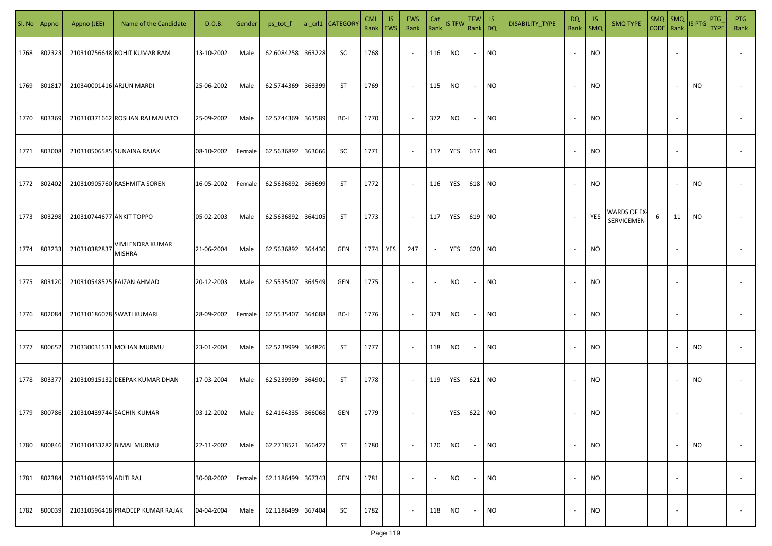| Sl. No | Appno | Appno (JEE) | Name of the Candidate | D.O.B. | Gender | ps_tot_f | ai_crl1 | CATEGORY | CML Rank | IS EWS | EWS Rank | Cat Rank | IS TFW | TFW Rank | IS DQ | DISABILITY_TYPE | DQ Rank | IS SMQ | SMQ TYPE | SMQ CODE | SMQ Rank | IS PTG | PTG_TYPE | PTG Rank |
|---|---|---|---|---|---|---|---|---|---|---|---|---|---|---|---|---|---|---|---|---|---|---|---|---|
| 1768 | 802323 | 210310756648 | ROHIT KUMAR RAM | 13-10-2002 | Male | 62.6084258 | 363228 | SC | 1768 | | - | 116 | NO | - | NO | | - | NO | | | - | | | - |
| 1769 | 801817 | 210340001416 | ARJUN MARDI | 25-06-2002 | Male | 62.5744369 | 363399 | ST | 1769 | | - | 115 | NO | - | NO | | - | NO | | | - | NO | | - |
| 1770 | 803369 | 210310371662 | ROSHAN RAJ MAHATO | 25-09-2002 | Male | 62.5744369 | 363589 | BC-I | 1770 | | - | 372 | NO | - | NO | | - | NO | | | - | | | - |
| 1771 | 803008 | 210310506585 | SUNAINA RAJAK | 08-10-2002 | Female | 62.5636892 | 363666 | SC | 1771 | | - | 117 | YES | 617 | NO | | - | NO | | | - | | | - |
| 1772 | 802402 | 210310905760 | RASHMITA SOREN | 16-05-2002 | Female | 62.5636892 | 363699 | ST | 1772 | | - | 116 | YES | 618 | NO | | - | NO | | | - | NO | | - |
| 1773 | 803298 | 210310744677 | ANKIT TOPPO | 05-02-2003 | Male | 62.5636892 | 364105 | ST | 1773 | | - | 117 | YES | 619 | NO | | - | YES | WARDS OF EX-SERVICEMEN | 6 | 11 | NO | | - |
| 1774 | 803233 | 210310382837 | VIMLENDRA KUMAR MISHRA | 21-06-2004 | Male | 62.5636892 | 364430 | GEN | 1774 | YES | 247 | - | YES | 620 | NO | | - | NO | | | - | | | - |
| 1775 | 803120 | 210310548525 | FAIZAN AHMAD | 20-12-2003 | Male | 62.5535407 | 364549 | GEN | 1775 | | - | - | NO | - | NO | | - | NO | | | - | | | - |
| 1776 | 802084 | 210310186078 | SWATI KUMARI | 28-09-2002 | Female | 62.5535407 | 364688 | BC-I | 1776 | | - | 373 | NO | - | NO | | - | NO | | | - | | | - |
| 1777 | 800652 | 210330031531 | MOHAN MURMU | 23-01-2004 | Male | 62.5239999 | 364826 | ST | 1777 | | - | 118 | NO | - | NO | | - | NO | | | - | NO | | - |
| 1778 | 803377 | 210310915132 | DEEPAK KUMAR DHAN | 17-03-2004 | Male | 62.5239999 | 364901 | ST | 1778 | | - | 119 | YES | 621 | NO | | - | NO | | | - | NO | | - |
| 1779 | 800786 | 210310439744 | SACHIN KUMAR | 03-12-2002 | Male | 62.4164335 | 366068 | GEN | 1779 | | - | - | YES | 622 | NO | | - | NO | | | - | | | - |
| 1780 | 800846 | 210310433282 | BIMAL MURMU | 22-11-2002 | Male | 62.2718521 | 366427 | ST | 1780 | | - | 120 | NO | - | NO | | - | NO | | | - | NO | | - |
| 1781 | 802384 | 210310845919 | ADITI RAJ | 30-08-2002 | Female | 62.1186499 | 367343 | GEN | 1781 | | - | - | NO | - | NO | | - | NO | | | - | | | - |
| 1782 | 800039 | 210310596418 | PRADEEP KUMAR RAJAK | 04-04-2004 | Male | 62.1186499 | 367404 | SC | 1782 | | - | 118 | NO | - | NO | | - | NO | | | - | | | - |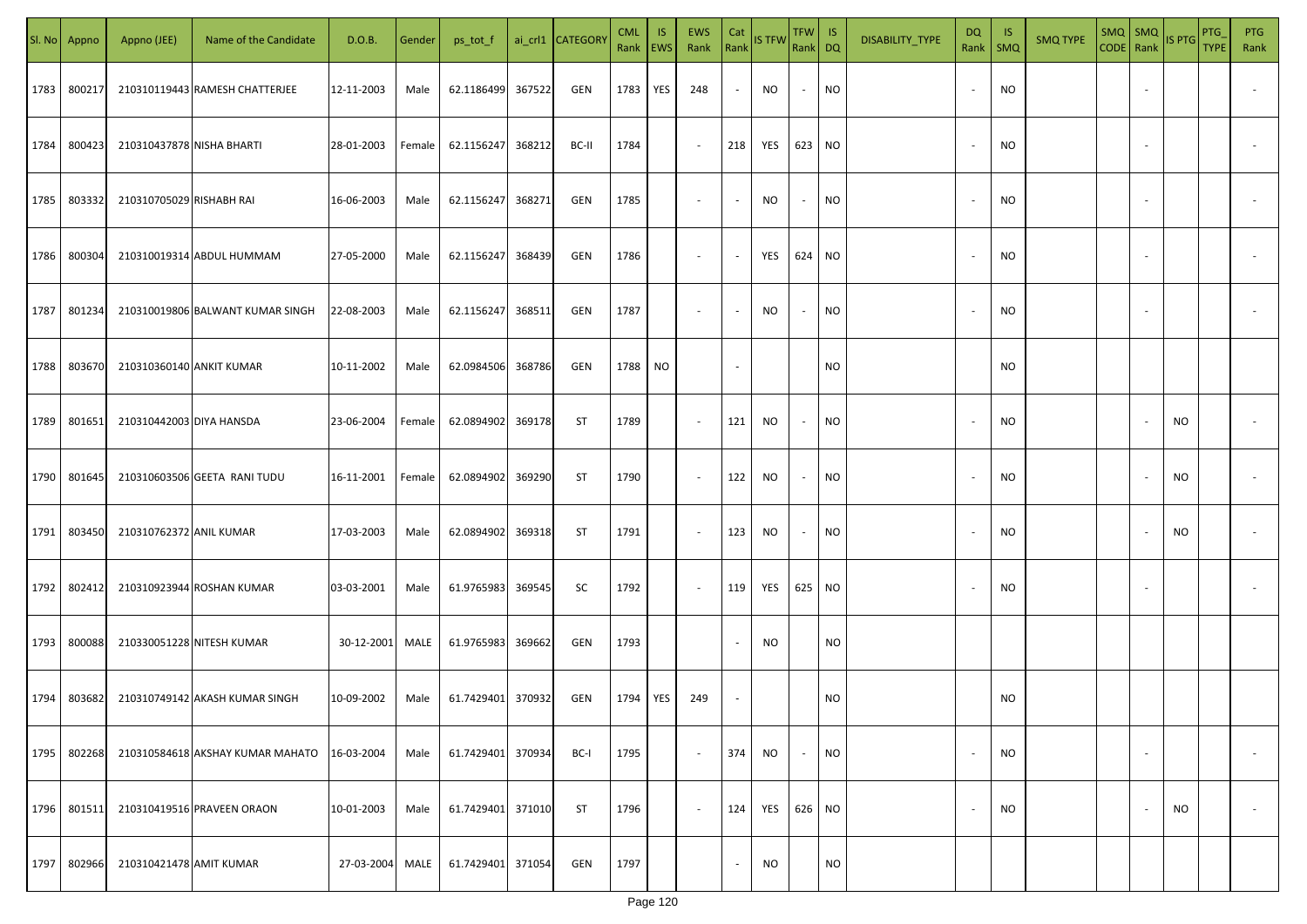| Sl. No | Appno | Appno (JEE) | Name of the Candidate | D.O.B. | Gender | ps_tot_f | ai_crl1 | CATEGORY | CML Rank | IS EWS | EWS Rank | Cat Rank | IS TFW | TFW Rank | IS DQ | DISABILITY_TYPE | DQ Rank | IS SMQ | SMQ TYPE | SMQ CODE | SMQ Rank | IS PTG | PTG_TYPE | PTG Rank |
|---|---|---|---|---|---|---|---|---|---|---|---|---|---|---|---|---|---|---|---|---|---|---|---|---|
| 1783 | 800217 | 210310119443 | RAMESH CHATTERJEE | 12-11-2003 | Male | 62.1186499 | 367522 | GEN | 1783 | YES | 248 | - | NO | - | NO | | - | NO | | | - | | | - |
| 1784 | 800423 | 210310437878 | NISHA BHARTI | 28-01-2003 | Female | 62.1156247 | 368212 | BC-II | 1784 | | - | 218 | YES | 623 | NO | | - | NO | | | - | | | - |
| 1785 | 803332 | 210310705029 | RISHABH RAI | 16-06-2003 | Male | 62.1156247 | 368271 | GEN | 1785 | | - | - | NO | - | NO | | - | NO | | | - | | | - |
| 1786 | 800304 | 210310019314 | ABDUL HUMMAM | 27-05-2000 | Male | 62.1156247 | 368439 | GEN | 1786 | | - | - | YES | 624 | NO | | - | NO | | | - | | | - |
| 1787 | 801234 | 210310019806 | BALWANT KUMAR SINGH | 22-08-2003 | Male | 62.1156247 | 368511 | GEN | 1787 | | - | - | NO | - | NO | | - | NO | | | - | | | - |
| 1788 | 803670 | 210310360140 | ANKIT KUMAR | 10-11-2002 | Male | 62.0984506 | 368786 | GEN | 1788 | NO | | - | | | NO | | | NO | | | | | | |
| 1789 | 801651 | 210310442003 | DIYA HANSDA | 23-06-2004 | Female | 62.0894902 | 369178 | ST | 1789 | | - | 121 | NO | - | NO | | - | NO | | | - | NO | | - |
| 1790 | 801645 | 210310603506 | GEETA RANI TUDU | 16-11-2001 | Female | 62.0894902 | 369290 | ST | 1790 | | - | 122 | NO | - | NO | | - | NO | | | - | NO | | - |
| 1791 | 803450 | 210310762372 | ANIL KUMAR | 17-03-2003 | Male | 62.0894902 | 369318 | ST | 1791 | | - | 123 | NO | - | NO | | - | NO | | | - | NO | | - |
| 1792 | 802412 | 210310923944 | ROSHAN KUMAR | 03-03-2001 | Male | 61.9765983 | 369545 | SC | 1792 | | - | 119 | YES | 625 | NO | | - | NO | | | - | | | - |
| 1793 | 800088 | 210330051228 | NITESH KUMAR | 30-12-2001 | MALE | 61.9765983 | 369662 | GEN | 1793 | | | - | NO | | NO | | | | | | | | | |
| 1794 | 803682 | 210310749142 | AKASH KUMAR SINGH | 10-09-2002 | Male | 61.7429401 | 370932 | GEN | 1794 | YES | 249 | - | | | NO | | | NO | | | | | | |
| 1795 | 802268 | 210310584618 | AKSHAY KUMAR MAHATO | 16-03-2004 | Male | 61.7429401 | 370934 | BC-I | 1795 | | - | 374 | NO | - | NO | | - | NO | | | - | | | - |
| 1796 | 801511 | 210310419516 | PRAVEEN ORAON | 10-01-2003 | Male | 61.7429401 | 371010 | ST | 1796 | | - | 124 | YES | 626 | NO | | - | NO | | | - | NO | | - |
| 1797 | 802966 | 210310421478 | AMIT KUMAR | 27-03-2004 | MALE | 61.7429401 | 371054 | GEN | 1797 | | | - | NO | | NO | | | | | | | | | |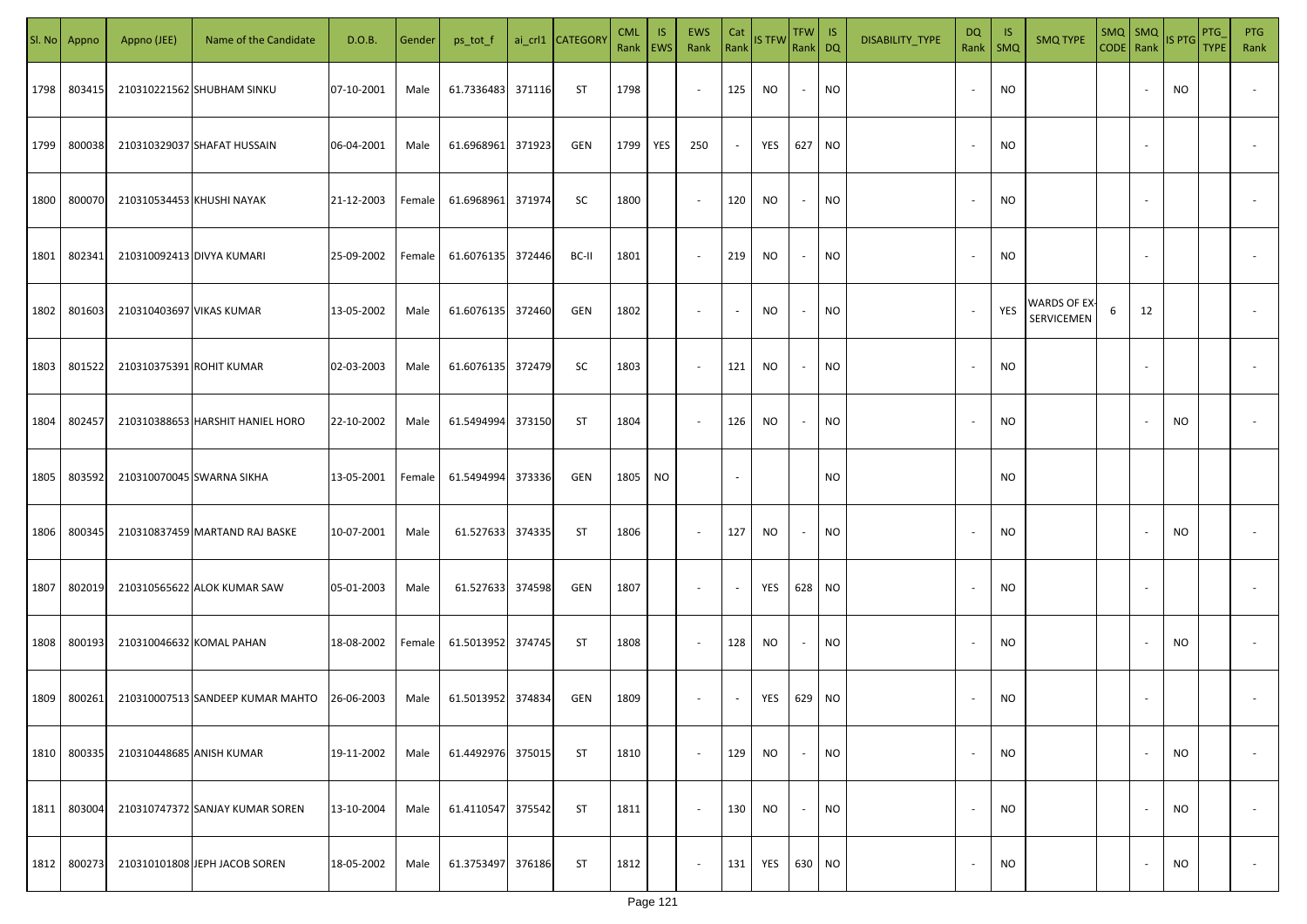| Sl. No | Appno | Appno (JEE) | Name of the Candidate | D.O.B. | Gender | ps_tot_f | ai_crl1 | CATEGORY | CML Rank | IS EWS | EWS Rank | Cat Rank | IS TFW | TFW Rank | IS DQ | DISABILITY_TYPE | DQ Rank | IS SMQ | SMQ TYPE | SMQ CODE | SMQ Rank | IS PTG | PTG_TYPE | PTG Rank |
|---|---|---|---|---|---|---|---|---|---|---|---|---|---|---|---|---|---|---|---|---|---|---|---|---|
| 1798 | 803415 | 210310221562 | SHUBHAM SINKU | 07-10-2001 | Male | 61.7336483 | 371116 | ST | 1798 | | - | 125 | NO | - | NO | | - | NO | | | - | NO | | - |
| 1799 | 800038 | 210310329037 | SHAFAT HUSSAIN | 06-04-2001 | Male | 61.6968961 | 371923 | GEN | 1799 | YES | 250 | - | YES | 627 | NO | | - | NO | | | - | | | - |
| 1800 | 800070 | 210310534453 | KHUSHI NAYAK | 21-12-2003 | Female | 61.6968961 | 371974 | SC | 1800 | | - | 120 | NO | - | NO | | - | NO | | | - | | | - |
| 1801 | 802341 | 210310092413 | DIVYA KUMARI | 25-09-2002 | Female | 61.6076135 | 372446 | BC-II | 1801 | | - | 219 | NO | - | NO | | - | NO | | | - | | | - |
| 1802 | 801603 | 210310403697 | VIKAS KUMAR | 13-05-2002 | Male | 61.6076135 | 372460 | GEN | 1802 | | - | - | NO | - | NO | | - | YES | WARDS OF EX-SERVICEMEN | 6 | 12 | | | - |
| 1803 | 801522 | 210310375391 | ROHIT KUMAR | 02-03-2003 | Male | 61.6076135 | 372479 | SC | 1803 | | - | 121 | NO | - | NO | | - | NO | | | - | | | - |
| 1804 | 802457 | 210310388653 | HARSHIT HANIEL HORO | 22-10-2002 | Male | 61.5494994 | 373150 | ST | 1804 | | - | 126 | NO | - | NO | | - | NO | | | - | NO | | - |
| 1805 | 803592 | 210310070045 | SWARNA SIKHA | 13-05-2001 | Female | 61.5494994 | 373336 | GEN | 1805 | NO | | - | | | NO | | | NO | | | | | | |
| 1806 | 800345 | 210310837459 | MARTAND RAJ BASKE | 10-07-2001 | Male | 61.527633 | 374335 | ST | 1806 | | - | 127 | NO | - | NO | | - | NO | | | - | NO | | - |
| 1807 | 802019 | 210310565622 | ALOK KUMAR SAW | 05-01-2003 | Male | 61.527633 | 374598 | GEN | 1807 | | - | - | YES | 628 | NO | | - | NO | | | - | | | - |
| 1808 | 800193 | 210310046632 | KOMAL PAHAN | 18-08-2002 | Female | 61.5013952 | 374745 | ST | 1808 | | - | 128 | NO | - | NO | | - | NO | | | - | NO | | - |
| 1809 | 800261 | 210310007513 | SANDEEP KUMAR MAHTO | 26-06-2003 | Male | 61.5013952 | 374834 | GEN | 1809 | | - | - | YES | 629 | NO | | - | NO | | | - | | | - |
| 1810 | 800335 | 210310448685 | ANISH KUMAR | 19-11-2002 | Male | 61.4492976 | 375015 | ST | 1810 | | - | 129 | NO | - | NO | | - | NO | | | - | NO | | - |
| 1811 | 803004 | 210310747372 | SANJAY KUMAR SOREN | 13-10-2004 | Male | 61.4110547 | 375542 | ST | 1811 | | - | 130 | NO | - | NO | | - | NO | | | - | NO | | - |
| 1812 | 800273 | 210310101808 | JEPH JACOB SOREN | 18-05-2002 | Male | 61.3753497 | 376186 | ST | 1812 | | - | 131 | YES | 630 | NO | | - | NO | | | - | NO | | - |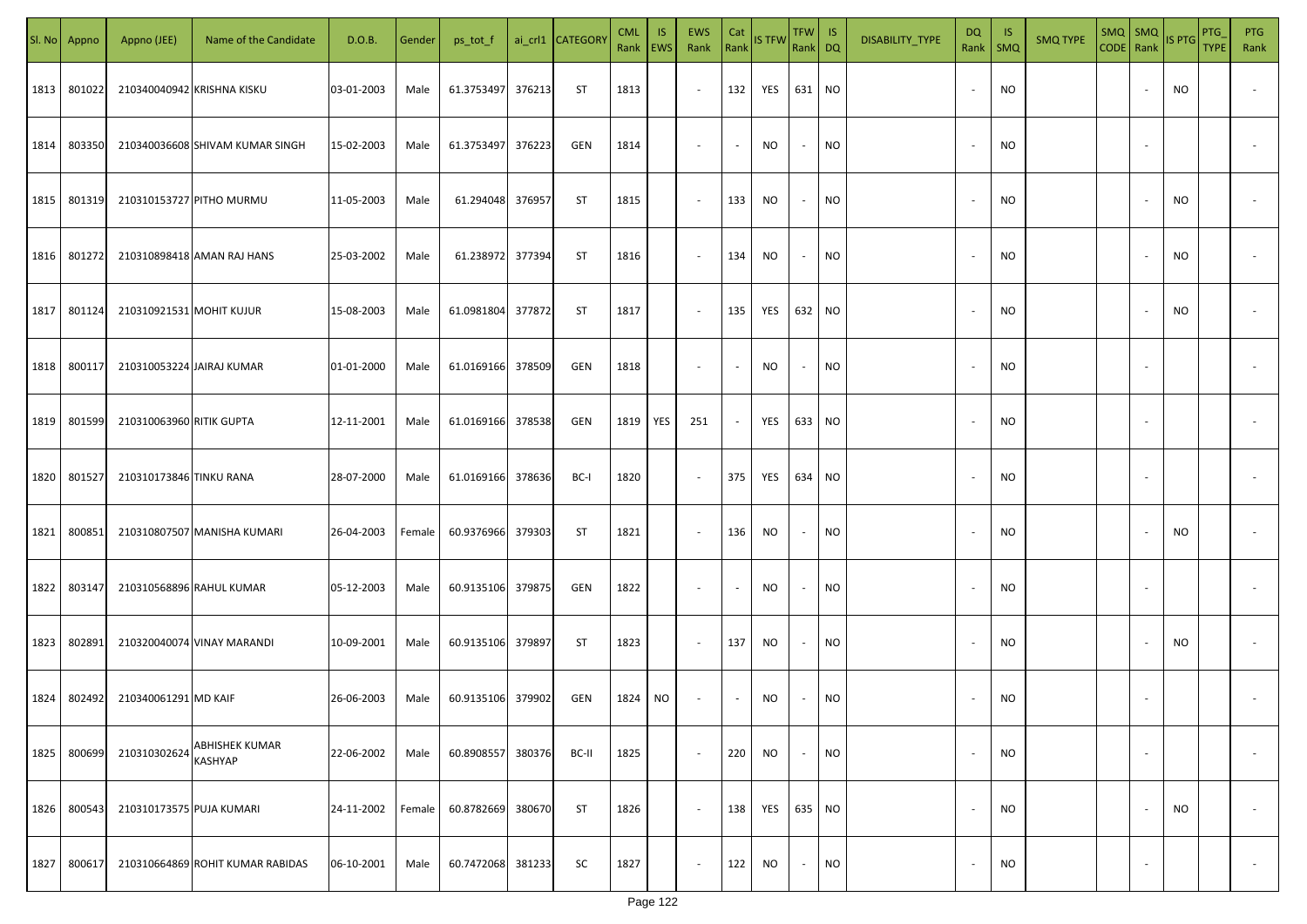| Sl. No | Appno | Appno (JEE) | Name of the Candidate | D.O.B. | Gender | ps_tot_f | ai_crl1 | CATEGORY | CML Rank | IS EWS | EWS Rank | Cat Rank | IS TFW | TFW Rank | IS DQ | DISABILITY_TYPE | DQ Rank | IS SMQ | SMQ TYPE | SMQ CODE | SMQ Rank | IS PTG | PTG_TYPE | PTG Rank |
|---|---|---|---|---|---|---|---|---|---|---|---|---|---|---|---|---|---|---|---|---|---|---|---|---|
| 1813 | 801022 | 210340040942 | KRISHNA KISKU | 03-01-2003 | Male | 61.3753497 | 376213 | ST | 1813 | | - | 132 | YES | 631 | NO | | - | NO | | | - | NO | | - |
| 1814 | 803350 | 210340036608 | SHIVAM KUMAR SINGH | 15-02-2003 | Male | 61.3753497 | 376223 | GEN | 1814 | | - | - | NO | - | NO | | - | NO | | | - | | | - |
| 1815 | 801319 | 210310153727 | PITHO MURMU | 11-05-2003 | Male | 61.294048 | 376957 | ST | 1815 | | - | 133 | NO | - | NO | | - | NO | | | - | NO | | - |
| 1816 | 801272 | 210310898418 | AMAN RAJ HANS | 25-03-2002 | Male | 61.238972 | 377394 | ST | 1816 | | - | 134 | NO | - | NO | | - | NO | | | - | NO | | - |
| 1817 | 801124 | 210310921531 | MOHIT KUJUR | 15-08-2003 | Male | 61.0981804 | 377872 | ST | 1817 | | - | 135 | YES | 632 | NO | | - | NO | | | - | NO | | - |
| 1818 | 800117 | 210310053224 | JAIRAJ KUMAR | 01-01-2000 | Male | 61.0169166 | 378509 | GEN | 1818 | | - | - | NO | - | NO | | - | NO | | | - | | | - |
| 1819 | 801599 | 210310063960 | RITIK GUPTA | 12-11-2001 | Male | 61.0169166 | 378538 | GEN | 1819 | YES | 251 | - | YES | 633 | NO | | - | NO | | | - | | | - |
| 1820 | 801527 | 210310173846 | TINKU RANA | 28-07-2000 | Male | 61.0169166 | 378636 | BC-I | 1820 | | - | 375 | YES | 634 | NO | | - | NO | | | - | | | - |
| 1821 | 800851 | 210310807507 | MANISHA KUMARI | 26-04-2003 | Female | 60.9376966 | 379303 | ST | 1821 | | - | 136 | NO | - | NO | | - | NO | | | - | NO | | - |
| 1822 | 803147 | 210310568896 | RAHUL KUMAR | 05-12-2003 | Male | 60.9135106 | 379875 | GEN | 1822 | | - | - | NO | - | NO | | - | NO | | | - | | | - |
| 1823 | 802891 | 210320040074 | VINAY MARANDI | 10-09-2001 | Male | 60.9135106 | 379897 | ST | 1823 | | - | 137 | NO | - | NO | | - | NO | | | - | NO | | - |
| 1824 | 802492 | 210340061291 | MD KAIF | 26-06-2003 | Male | 60.9135106 | 379902 | GEN | 1824 | NO | - | - | NO | - | NO | | - | NO | | | - | | | - |
| 1825 | 800699 | 210310302624 | ABHISHEK KUMAR KASHYAP | 22-06-2002 | Male | 60.8908557 | 380376 | BC-II | 1825 | | - | 220 | NO | - | NO | | - | NO | | | - | | | - |
| 1826 | 800543 | 210310173575 | PUJA KUMARI | 24-11-2002 | Female | 60.8782669 | 380670 | ST | 1826 | | - | 138 | YES | 635 | NO | | - | NO | | | - | NO | | - |
| 1827 | 800617 | 210310664869 | ROHIT KUMAR RABIDAS | 06-10-2001 | Male | 60.7472068 | 381233 | SC | 1827 | | - | 122 | NO | - | NO | | - | NO | | | - | | | - |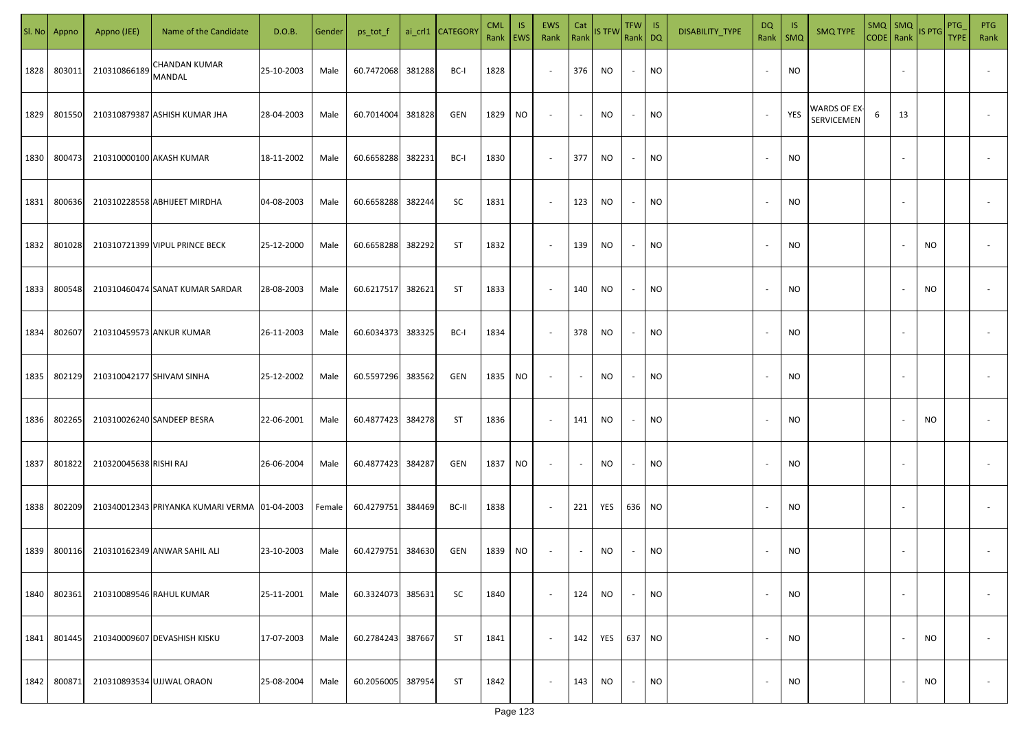| Sl. No | Appno | Appno (JEE) | Name of the Candidate | D.O.B. | Gender | ps_tot_f | ai_crl1 | CATEGORY | CML Rank | IS EWS | EWS Rank | Cat Rank | IS TFW | TFW Rank | IS DQ | DISABILITY_TYPE | DQ Rank | IS SMQ | SMQ TYPE | SMQ CODE | SMQ Rank | IS PTG | PTG_TYPE | PTG Rank |
|---|---|---|---|---|---|---|---|---|---|---|---|---|---|---|---|---|---|---|---|---|---|---|---|---|
| 1828 | 803011 | 210310866189 | CHANDAN KUMAR MANDAL | 25-10-2003 | Male | 60.7472068 | 381288 | BC-I | 1828 | | - | 376 | NO | - | NO | | - | NO | | | - | | | - |
| 1829 | 801550 | 210310879387 | ASHISH KUMAR JHA | 28-04-2003 | Male | 60.7014004 | 381828 | GEN | 1829 | NO | - | - | NO | - | NO | | - | YES | WARDS OF EX-SERVICEMEN | 6 | 13 | | | - |
| 1830 | 800473 | 210310000100 | AKASH KUMAR | 18-11-2002 | Male | 60.6658288 | 382231 | BC-I | 1830 | | - | 377 | NO | - | NO | | - | NO | | | - | | | - |
| 1831 | 800636 | 210310228558 | ABHIJEET MIRDHA | 04-08-2003 | Male | 60.6658288 | 382244 | SC | 1831 | | - | 123 | NO | - | NO | | - | NO | | | - | | | - |
| 1832 | 801028 | 210310721399 | VIPUL PRINCE BECK | 25-12-2000 | Male | 60.6658288 | 382292 | ST | 1832 | | - | 139 | NO | - | NO | | - | NO | | | - | NO | | - |
| 1833 | 800548 | 210310460474 | SANAT KUMAR SARDAR | 28-08-2003 | Male | 60.6217517 | 382621 | ST | 1833 | | - | 140 | NO | - | NO | | - | NO | | | - | NO | | - |
| 1834 | 802607 | 210310459573 | ANKUR KUMAR | 26-11-2003 | Male | 60.6034373 | 383325 | BC-I | 1834 | | - | 378 | NO | - | NO | | - | NO | | | - | | | - |
| 1835 | 802129 | 210310042177 | SHIVAM SINHA | 25-12-2002 | Male | 60.5597296 | 383562 | GEN | 1835 | NO | - | - | NO | - | NO | | - | NO | | | - | | | - |
| 1836 | 802265 | 210310026240 | SANDEEP BESRA | 22-06-2001 | Male | 60.4877423 | 384278 | ST | 1836 | | - | 141 | NO | - | NO | | - | NO | | | - | NO | | - |
| 1837 | 801822 | 210320045638 | RISHI RAJ | 26-06-2004 | Male | 60.4877423 | 384287 | GEN | 1837 | NO | - | - | NO | - | NO | | - | NO | | | - | | | - |
| 1838 | 802209 | 210340012343 | PRIYANKA KUMARI VERMA | 01-04-2003 | Female | 60.4279751 | 384469 | BC-II | 1838 | | - | 221 | YES | 636 | NO | | - | NO | | | - | | | - |
| 1839 | 800116 | 210310162349 | ANWAR SAHIL ALI | 23-10-2003 | Male | 60.4279751 | 384630 | GEN | 1839 | NO | - | - | NO | - | NO | | - | NO | | | - | | | - |
| 1840 | 802361 | 210310089546 | RAHUL KUMAR | 25-11-2001 | Male | 60.3324073 | 385631 | SC | 1840 | | - | 124 | NO | - | NO | | - | NO | | | - | | | - |
| 1841 | 801445 | 210340009607 | DEVASHISH KISKU | 17-07-2003 | Male | 60.2784243 | 387667 | ST | 1841 | | - | 142 | YES | 637 | NO | | - | NO | | | - | NO | | - |
| 1842 | 800871 | 210310893534 | UJJWAL ORAON | 25-08-2004 | Male | 60.2056005 | 387954 | ST | 1842 | | - | 143 | NO | - | NO | | - | NO | | | - | NO | | - |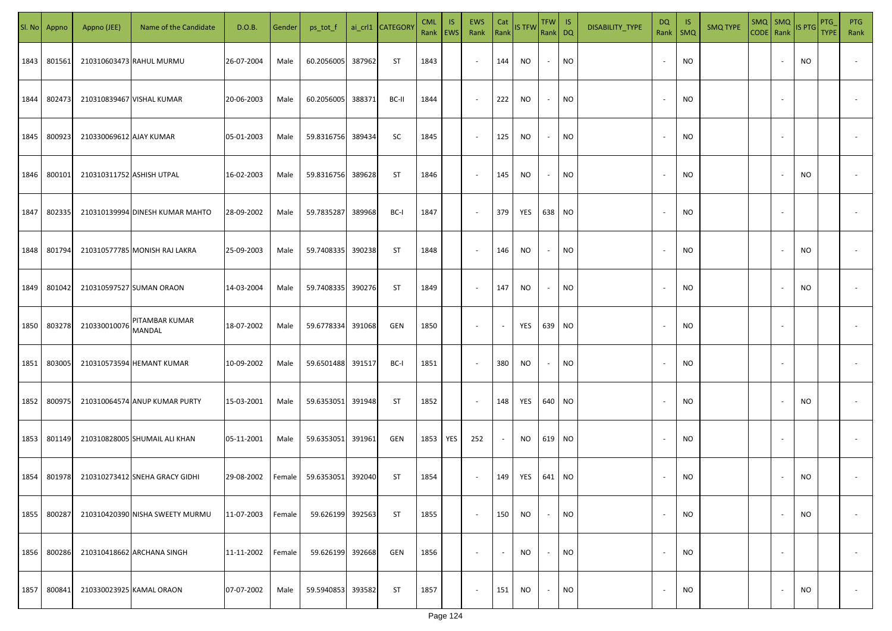| Sl. No | Appno | Appno (JEE) | Name of the Candidate | D.O.B. | Gender | ps_tot_f | ai_crl1 | CATEGORY | CML Rank | IS EWS | EWS Rank | Cat Rank | IS TFW | TFW Rank | IS DQ | DISABILITY_TYPE | DQ Rank | IS SMQ | SMQ TYPE | SMQ CODE | SMQ Rank | IS PTG | PTG_TYPE | PTG Rank |
|---|---|---|---|---|---|---|---|---|---|---|---|---|---|---|---|---|---|---|---|---|---|---|---|---|
| 1843 | 801561 | 210310603473 | RAHUL MURMU | 26-07-2004 | Male | 60.2056005 | 387962 | ST | 1843 | | - | 144 | NO | - | NO | | - | NO | | | - | NO | | - |
| 1844 | 802473 | 210310839467 | VISHAL KUMAR | 20-06-2003 | Male | 60.2056005 | 388371 | BC-II | 1844 | | - | 222 | NO | - | NO | | - | NO | | | - | | | - |
| 1845 | 800923 | 210330069612 | AJAY KUMAR | 05-01-2003 | Male | 59.8316756 | 389434 | SC | 1845 | | - | 125 | NO | - | NO | | - | NO | | | - | | | - |
| 1846 | 800101 | 210310311752 | ASHISH UTPAL | 16-02-2003 | Male | 59.8316756 | 389628 | ST | 1846 | | - | 145 | NO | - | NO | | - | NO | | | - | NO | | - |
| 1847 | 802335 | 210310139994 | DINESH KUMAR MAHTO | 28-09-2002 | Male | 59.7835287 | 389968 | BC-I | 1847 | | - | 379 | YES | 638 | NO | | - | NO | | | - | | | - |
| 1848 | 801794 | 210310577785 | MONISH RAJ LAKRA | 25-09-2003 | Male | 59.7408335 | 390238 | ST | 1848 | | - | 146 | NO | - | NO | | - | NO | | | - | NO | | - |
| 1849 | 801042 | 210310597527 | SUMAN ORAON | 14-03-2004 | Male | 59.7408335 | 390276 | ST | 1849 | | - | 147 | NO | - | NO | | - | NO | | | - | NO | | - |
| 1850 | 803278 | 210330010076 | PITAMBAR KUMAR MANDAL | 18-07-2002 | Male | 59.6778334 | 391068 | GEN | 1850 | | - | - | YES | 639 | NO | | - | NO | | | - | | | - |
| 1851 | 803005 | 210310573594 | HEMANT KUMAR | 10-09-2002 | Male | 59.6501488 | 391517 | BC-I | 1851 | | - | 380 | NO | - | NO | | - | NO | | | - | | | - |
| 1852 | 800975 | 210310064574 | ANUP KUMAR PURTY | 15-03-2001 | Male | 59.6353051 | 391948 | ST | 1852 | | - | 148 | YES | 640 | NO | | - | NO | | | - | NO | | - |
| 1853 | 801149 | 210310828005 | SHUMAIL ALI KHAN | 05-11-2001 | Male | 59.6353051 | 391961 | GEN | 1853 | YES | 252 | - | NO | 619 | NO | | - | NO | | | - | | | - |
| 1854 | 801978 | 210310273412 | SNEHA GRACY GIDHI | 29-08-2002 | Female | 59.6353051 | 392040 | ST | 1854 | | - | 149 | YES | 641 | NO | | - | NO | | | - | NO | | - |
| 1855 | 800287 | 210310420390 | NISHA SWEETY MURMU | 11-07-2003 | Female | 59.626199 | 392563 | ST | 1855 | | - | 150 | NO | - | NO | | - | NO | | | - | NO | | - |
| 1856 | 800286 | 210310418662 | ARCHANA SINGH | 11-11-2002 | Female | 59.626199 | 392668 | GEN | 1856 | | - | - | NO | - | NO | | - | NO | | | - | | | - |
| 1857 | 800841 | 210330023925 | KAMAL ORAON | 07-07-2002 | Male | 59.5940853 | 393582 | ST | 1857 | | - | 151 | NO | - | NO | | - | NO | | | - | NO | | - |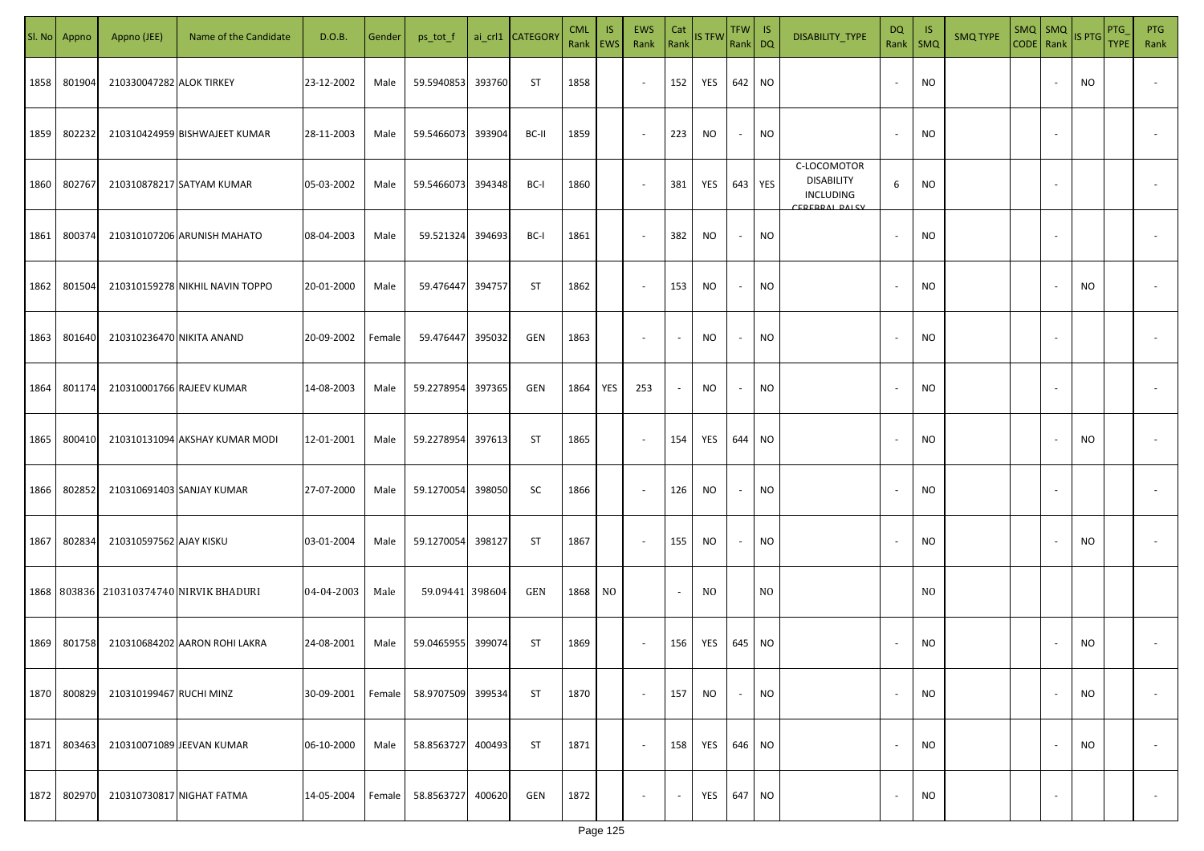| Sl. No | Appno | Appno (JEE) | Name of the Candidate | D.O.B. | Gender | ps_tot_f | ai_crl1 | CATEGORY | CML Rank | IS EWS | EWS Rank | Cat Rank | IS TFW | TFW Rank | IS DQ | DISABILITY_TYPE | DQ Rank | IS SMQ | SMQ TYPE | SMQ CODE | SMQ Rank | IS PTG | PTG_TYPE | PTG Rank |
|---|---|---|---|---|---|---|---|---|---|---|---|---|---|---|---|---|---|---|---|---|---|---|---|---|
| 1858 | 801904 | 210330047282 | ALOK TIRKEY | 23-12-2002 | Male | 59.5940853 | 393760 | ST | 1858 | | - | 152 | YES | 642 | NO | | - | NO | | | - | NO | | - |
| 1859 | 802232 | 210310424959 | BISHWAJEET KUMAR | 28-11-2003 | Male | 59.5466073 | 393904 | BC-II | 1859 | | - | 223 | NO | - | NO | | - | NO | | | - | | | - |
| 1860 | 802767 | 210310878217 | SATYAM KUMAR | 05-03-2002 | Male | 59.5466073 | 394348 | BC-I | 1860 | | - | 381 | YES | 643 | YES | C-LOCOMOTOR DISABILITY INCLUDING CEREBRAL PALSY | 6 | NO | | | - | | | - |
| 1861 | 800374 | 210310107206 | ARUNISH MAHATO | 08-04-2003 | Male | 59.521324 | 394693 | BC-I | 1861 | | - | 382 | NO | - | NO | | - | NO | | | - | | | - |
| 1862 | 801504 | 210310159278 | NIKHIL NAVIN TOPPO | 20-01-2000 | Male | 59.476447 | 394757 | ST | 1862 | | - | 153 | NO | - | NO | | - | NO | | | - | NO | | - |
| 1863 | 801640 | 210310236470 | NIKITA ANAND | 20-09-2002 | Female | 59.476447 | 395032 | GEN | 1863 | | - | - | NO | - | NO | | - | NO | | | - | | | - |
| 1864 | 801174 | 210310001766 | RAJEEV KUMAR | 14-08-2003 | Male | 59.2278954 | 397365 | GEN | 1864 | YES | 253 | - | NO | - | NO | | - | NO | | | - | | | - |
| 1865 | 800410 | 210310131094 | AKSHAY KUMAR MODI | 12-01-2001 | Male | 59.2278954 | 397613 | ST | 1865 | | - | 154 | YES | 644 | NO | | - | NO | | | - | NO | | - |
| 1866 | 802852 | 210310691403 | SANJAY KUMAR | 27-07-2000 | Male | 59.1270054 | 398050 | SC | 1866 | | - | 126 | NO | - | NO | | - | NO | | | - | | | - |
| 1867 | 802834 | 210310597562 | AJAY KISKU | 03-01-2004 | Male | 59.1270054 | 398127 | ST | 1867 | | - | 155 | NO | - | NO | | - | NO | | | - | NO | | - |
| 1868 | 803836 | 210310374740 | NIRVIK BHADURI | 04-04-2003 | Male | 59.09441 | 398604 | GEN | 1868 | NO | | - | NO | | NO | | | NO | | | | | | |
| 1869 | 801758 | 210310684202 | AARON ROHI LAKRA | 24-08-2001 | Male | 59.0465955 | 399074 | ST | 1869 | | - | 156 | YES | 645 | NO | | - | NO | | | - | NO | | - |
| 1870 | 800829 | 210310199467 | RUCHI MINZ | 30-09-2001 | Female | 58.9707509 | 399534 | ST | 1870 | | - | 157 | NO | - | NO | | - | NO | | | - | NO | | - |
| 1871 | 803463 | 210310071089 | JEEVAN KUMAR | 06-10-2000 | Male | 58.8563727 | 400493 | ST | 1871 | | - | 158 | YES | 646 | NO | | - | NO | | | - | NO | | - |
| 1872 | 802970 | 210310730817 | NIGHAT FATMA | 14-05-2004 | Female | 58.8563727 | 400620 | GEN | 1872 | | - | - | YES | 647 | NO | | - | NO | | | - | | | - |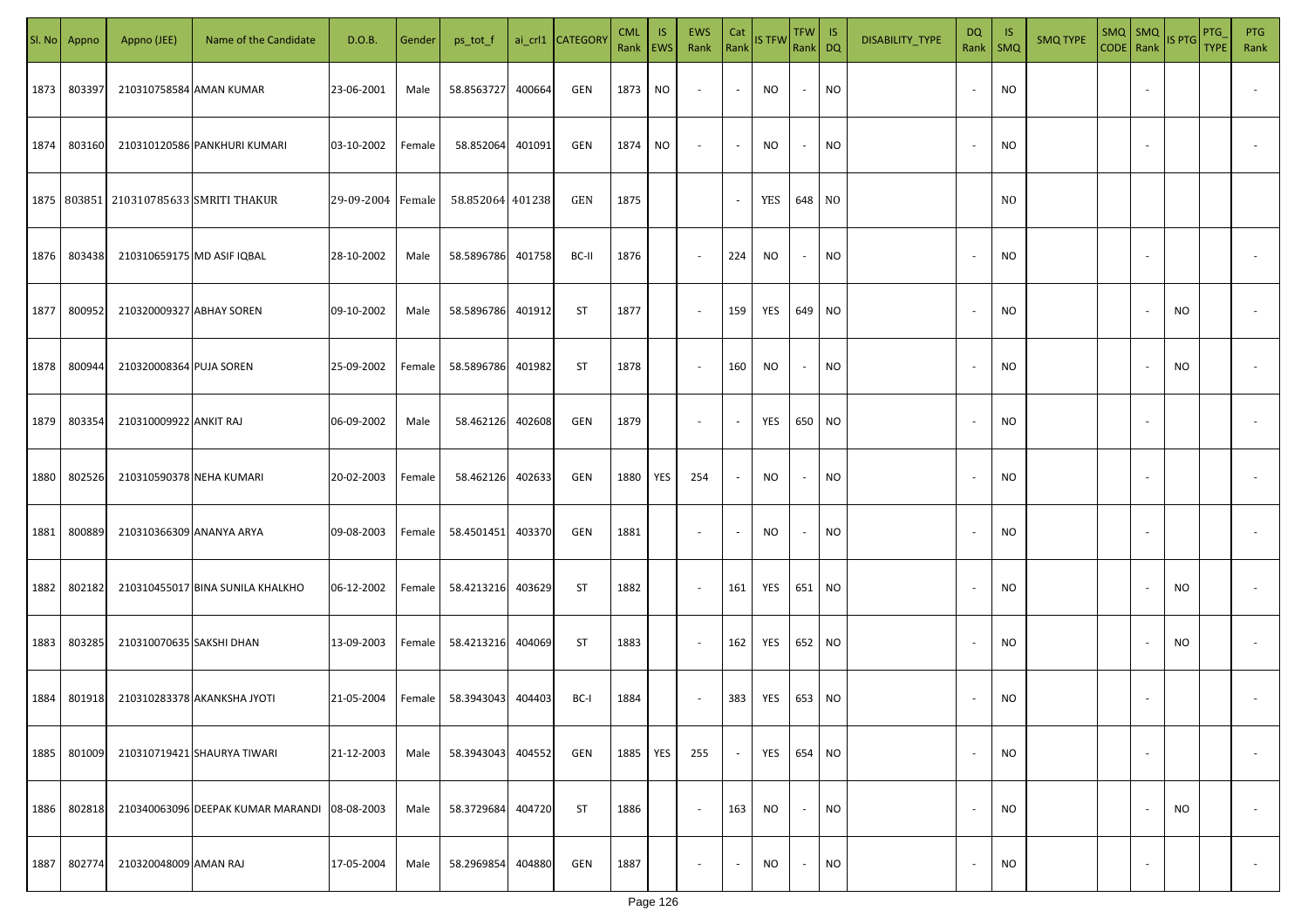| Sl. No | Appno | Appno (JEE) | Name of the Candidate | D.O.B. | Gender | ps_tot_f | ai_crl1 | CATEGORY | CML Rank | IS EWS | EWS Rank | Cat Rank | IS TFW | TFW Rank | IS DQ | DISABILITY_TYPE | DQ Rank | IS SMQ | SMQ TYPE | SMQ CODE | SMQ Rank | IS PTG | PTG_TYPE | PTG Rank |
|---|---|---|---|---|---|---|---|---|---|---|---|---|---|---|---|---|---|---|---|---|---|---|---|---|
| 1873 | 803397 | 210310758584 | AMAN KUMAR | 23-06-2001 | Male | 58.8563727 | 400664 | GEN | 1873 | NO | - | - | NO | - | NO | | - | NO | | | - | | | - |
| 1874 | 803160 | 210310120586 | PANKHURI KUMARI | 03-10-2002 | Female | 58.852064 | 401091 | GEN | 1874 | NO | - | - | NO | - | NO | | - | NO | | | - | | | - |
| 1875 | 803851 | 210310785633 | SMRITI THAKUR | 29-09-2004 | Female | 58.852064 | 401238 | GEN | 1875 | | | - | YES | 648 | NO | | | NO | | | | | | |
| 1876 | 803438 | 210310659175 | MD ASIF IQBAL | 28-10-2002 | Male | 58.5896786 | 401758 | BC-II | 1876 | | - | 224 | NO | - | NO | | - | NO | | | - | | | - |
| 1877 | 800952 | 210320009327 | ABHAY SOREN | 09-10-2002 | Male | 58.5896786 | 401912 | ST | 1877 | | - | 159 | YES | 649 | NO | | - | NO | | | - | NO | | - |
| 1878 | 800944 | 210320008364 | PUJA SOREN | 25-09-2002 | Female | 58.5896786 | 401982 | ST | 1878 | | - | 160 | NO | - | NO | | - | NO | | | - | NO | | - |
| 1879 | 803354 | 210310009922 | ANKIT RAJ | 06-09-2002 | Male | 58.462126 | 402608 | GEN | 1879 | | - | - | YES | 650 | NO | | - | NO | | | - | | | - |
| 1880 | 802526 | 210310590378 | NEHA KUMARI | 20-02-2003 | Female | 58.462126 | 402633 | GEN | 1880 | YES | 254 | - | NO | - | NO | | - | NO | | | - | | | - |
| 1881 | 800889 | 210310366309 | ANANYA ARYA | 09-08-2003 | Female | 58.4501451 | 403370 | GEN | 1881 | | - | - | NO | - | NO | | - | NO | | | - | | | - |
| 1882 | 802182 | 210310455017 | BINA SUNILA KHALKHO | 06-12-2002 | Female | 58.4213216 | 403629 | ST | 1882 | | - | 161 | YES | 651 | NO | | - | NO | | | - | NO | | - |
| 1883 | 803285 | 210310070635 | SAKSHI DHAN | 13-09-2003 | Female | 58.4213216 | 404069 | ST | 1883 | | - | 162 | YES | 652 | NO | | - | NO | | | - | NO | | - |
| 1884 | 801918 | 210310283378 | AKANKSHA JYOTI | 21-05-2004 | Female | 58.3943043 | 404403 | BC-I | 1884 | | - | 383 | YES | 653 | NO | | - | NO | | | - | | | - |
| 1885 | 801009 | 210310719421 | SHAURYA TIWARI | 21-12-2003 | Male | 58.3943043 | 404552 | GEN | 1885 | YES | 255 | - | YES | 654 | NO | | - | NO | | | - | | | - |
| 1886 | 802818 | 210340063096 | DEEPAK KUMAR MARANDI | 08-08-2003 | Male | 58.3729684 | 404720 | ST | 1886 | | - | 163 | NO | - | NO | | - | NO | | | - | NO | | - |
| 1887 | 802774 | 210320048009 | AMAN RAJ | 17-05-2004 | Male | 58.2969854 | 404880 | GEN | 1887 | | - | - | NO | - | NO | | - | NO | | | - | | | - |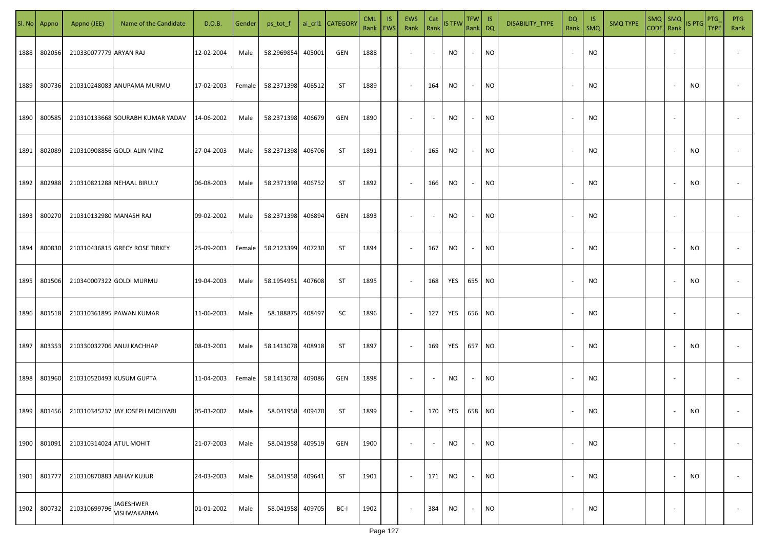| Sl. No | Appno | Appno (JEE) | Name of the Candidate | D.O.B. | Gender | ps_tot_f | ai_crl1 | CATEGORY | CML Rank | IS EWS | EWS Rank | Cat Rank | IS TFW | TFW Rank | IS DQ | DISABILITY_TYPE | DQ Rank | IS SMQ | SMQ TYPE | SMQ CODE | SMQ Rank | IS PTG | PTG_TYPE | PTG Rank |
|---|---|---|---|---|---|---|---|---|---|---|---|---|---|---|---|---|---|---|---|---|---|---|---|---|
| 1888 | 802056 | 210330077779 | ARYAN RAJ | 12-02-2004 | Male | 58.2969854 | 405001 | GEN | 1888 | | - | - | NO | - | NO | | - | NO | | | - | | | - |
| 1889 | 800736 | 210310248083 | ANUPAMA MURMU | 17-02-2003 | Female | 58.2371398 | 406512 | ST | 1889 | | - | 164 | NO | - | NO | | - | NO | | | - | NO | | - |
| 1890 | 800585 | 210310133668 | SOURABH KUMAR YADAV | 14-06-2002 | Male | 58.2371398 | 406679 | GEN | 1890 | | - | - | NO | - | NO | | - | NO | | | - | | | - |
| 1891 | 802089 | 210310908856 | GOLDI ALIN MINZ | 27-04-2003 | Male | 58.2371398 | 406706 | ST | 1891 | | - | 165 | NO | - | NO | | - | NO | | | - | NO | | - |
| 1892 | 802988 | 210310821288 | NEHAAL BIRULY | 06-08-2003 | Male | 58.2371398 | 406752 | ST | 1892 | | - | 166 | NO | - | NO | | - | NO | | | - | NO | | - |
| 1893 | 800270 | 210310132980 | MANASH RAJ | 09-02-2002 | Male | 58.2371398 | 406894 | GEN | 1893 | | - | - | NO | - | NO | | - | NO | | | - | | | - |
| 1894 | 800830 | 210310436815 | GRECY ROSE TIRKEY | 25-09-2003 | Female | 58.2123399 | 407230 | ST | 1894 | | - | 167 | NO | - | NO | | - | NO | | | - | NO | | - |
| 1895 | 801506 | 210340007322 | GOLDI MURMU | 19-04-2003 | Male | 58.1954951 | 407608 | ST | 1895 | | - | 168 | YES | 655 | NO | | - | NO | | | - | NO | | - |
| 1896 | 801518 | 210310361895 | PAWAN KUMAR | 11-06-2003 | Male | 58.188875 | 408497 | SC | 1896 | | - | 127 | YES | 656 | NO | | - | NO | | | - | | | - |
| 1897 | 803353 | 210330032706 | ANUJ KACHHAP | 08-03-2001 | Male | 58.1413078 | 408918 | ST | 1897 | | - | 169 | YES | 657 | NO | | - | NO | | | - | NO | | - |
| 1898 | 801960 | 210310520493 | KUSUM GUPTA | 11-04-2003 | Female | 58.1413078 | 409086 | GEN | 1898 | | - | - | NO | - | NO | | - | NO | | | - | | | - |
| 1899 | 801456 | 210310345237 | JAY JOSEPH MICHYARI | 05-03-2002 | Male | 58.041958 | 409470 | ST | 1899 | | - | 170 | YES | 658 | NO | | - | NO | | | - | NO | | - |
| 1900 | 801091 | 210310314024 | ATUL MOHIT | 21-07-2003 | Male | 58.041958 | 409519 | GEN | 1900 | | - | - | NO | - | NO | | - | NO | | | - | | | - |
| 1901 | 801777 | 210310870883 | ABHAY KUJUR | 24-03-2003 | Male | 58.041958 | 409641 | ST | 1901 | | - | 171 | NO | - | NO | | - | NO | | | - | NO | | - |
| 1902 | 800732 | 210310699796 | JAGESHWER VISHWAKARMA | 01-01-2002 | Male | 58.041958 | 409705 | BC-I | 1902 | | - | 384 | NO | - | NO | | - | NO | | | - | | | - |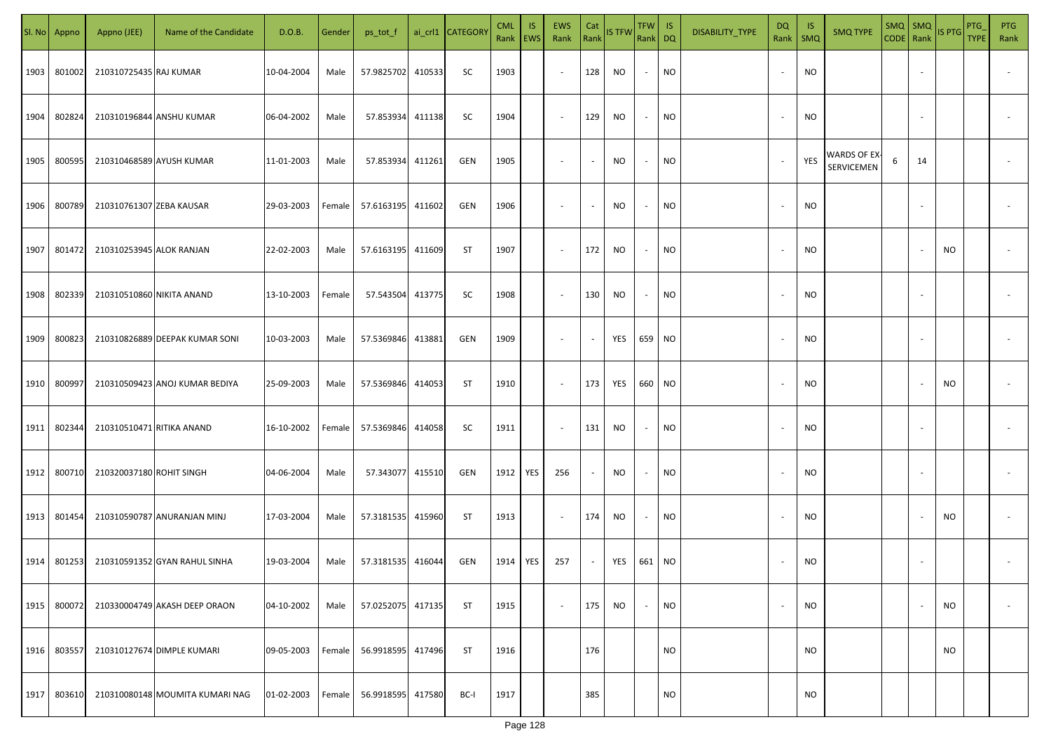| Sl. No | Appno | Appno (JEE) | Name of the Candidate | D.O.B. | Gender | ps_tot_f | ai_crl1 | CATEGORY | CML Rank | IS EWS | EWS Rank | Cat Rank | IS TFW | TFW Rank | IS DQ | DISABILITY_TYPE | DQ Rank | IS SMQ | SMQ TYPE | SMQ CODE | SMQ Rank | IS PTG | PTG_TYPE | PTG Rank |
|---|---|---|---|---|---|---|---|---|---|---|---|---|---|---|---|---|---|---|---|---|---|---|---|---|
| 1903 | 801002 | 210310725435 | RAJ KUMAR | 10-04-2004 | Male | 57.9825702 | 410533 | SC | 1903 | | - | 128 | NO | - | NO | | - | NO | | | - | | | - |
| 1904 | 802824 | 210310196844 | ANSHU KUMAR | 06-04-2002 | Male | 57.853934 | 411138 | SC | 1904 | | - | 129 | NO | - | NO | | - | NO | | | - | | | - |
| 1905 | 800595 | 210310468589 | AYUSH KUMAR | 11-01-2003 | Male | 57.853934 | 411261 | GEN | 1905 | | - | - | NO | - | NO | | - | YES | WARDS OF EX-SERVICEMEN | 6 | 14 | | | - |
| 1906 | 800789 | 210310761307 | ZEBA KAUSAR | 29-03-2003 | Female | 57.6163195 | 411602 | GEN | 1906 | | - | - | NO | - | NO | | - | NO | | | - | | | - |
| 1907 | 801472 | 210310253945 | ALOK RANJAN | 22-02-2003 | Male | 57.6163195 | 411609 | ST | 1907 | | - | 172 | NO | - | NO | | - | NO | | | - | NO | | - |
| 1908 | 802339 | 210310510860 | NIKITA ANAND | 13-10-2003 | Female | 57.543504 | 413775 | SC | 1908 | | - | 130 | NO | - | NO | | - | NO | | | - | | | - |
| 1909 | 800823 | 210310826889 | DEEPAK KUMAR SONI | 10-03-2003 | Male | 57.5369846 | 413881 | GEN | 1909 | | - | - | YES | 659 | NO | | - | NO | | | - | | | - |
| 1910 | 800997 | 210310509423 | ANOJ KUMAR BEDIYA | 25-09-2003 | Male | 57.5369846 | 414053 | ST | 1910 | | - | 173 | YES | 660 | NO | | - | NO | | | - | NO | | - |
| 1911 | 802344 | 210310510471 | RITIKA ANAND | 16-10-2002 | Female | 57.5369846 | 414058 | SC | 1911 | | - | 131 | NO | - | NO | | - | NO | | | - | | | - |
| 1912 | 800710 | 210320037180 | ROHIT SINGH | 04-06-2004 | Male | 57.343077 | 415510 | GEN | 1912 | YES | 256 | - | NO | - | NO | | - | NO | | | - | | | - |
| 1913 | 801454 | 210310590787 | ANURANJAN MINJ | 17-03-2004 | Male | 57.3181535 | 415960 | ST | 1913 | | - | 174 | NO | - | NO | | - | NO | | | - | NO | | - |
| 1914 | 801253 | 210310591352 | GYAN RAHUL SINHA | 19-03-2004 | Male | 57.3181535 | 416044 | GEN | 1914 | YES | 257 | - | YES | 661 | NO | | - | NO | | | - | | | - |
| 1915 | 800072 | 210330004749 | AKASH DEEP ORAON | 04-10-2002 | Male | 57.0252075 | 417135 | ST | 1915 | | - | 175 | NO | - | NO | | - | NO | | | - | NO | | - |
| 1916 | 803557 | 210310127674 | DIMPLE KUMARI | 09-05-2003 | Female | 56.9918595 | 417496 | ST | 1916 | | | 176 | | | NO | | | NO | | | | NO | | |
| 1917 | 803610 | 210310080148 | MOUMITA KUMARI NAG | 01-02-2003 | Female | 56.9918595 | 417580 | BC-I | 1917 | | | 385 | | | NO | | | NO | | | | | | |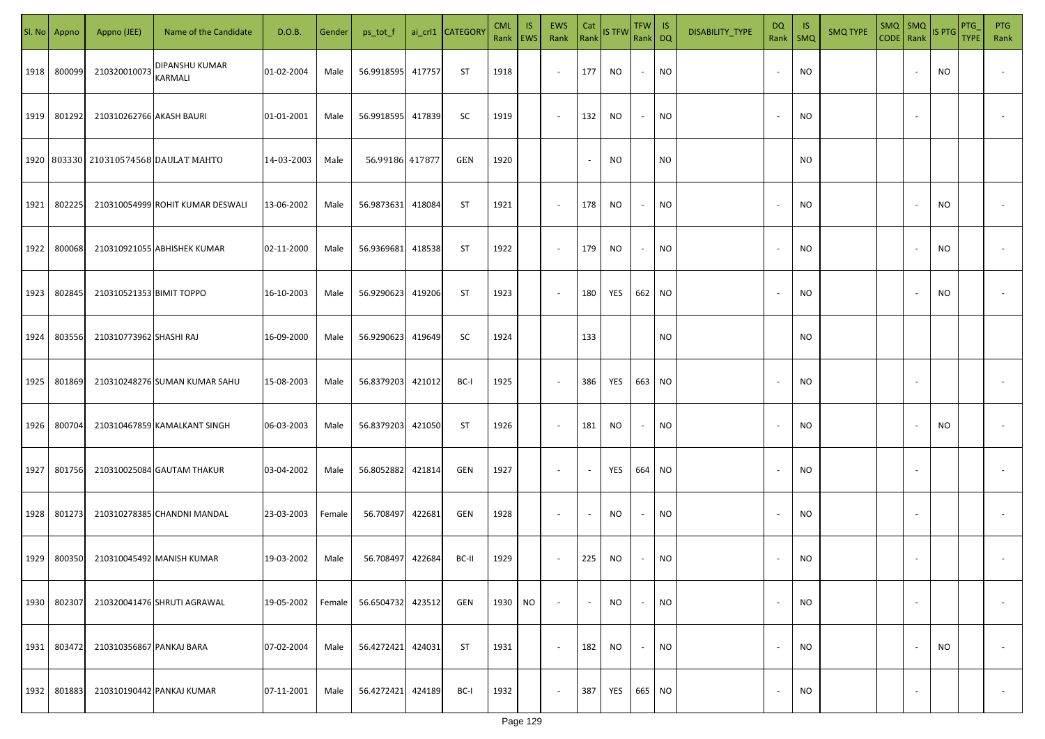| Sl. No | Appno | Appno (JEE) | Name of the Candidate | D.O.B. | Gender | ps_tot_f | ai_crl1 | CATEGORY | CML Rank | IS EWS | EWS Rank | Cat Rank | IS TFW | TFW Rank | IS DQ | DISABILITY_TYPE | DQ Rank | IS SMQ | SMQ TYPE | SMQ CODE | SMQ Rank | IS PTG | PTG_TYPE | PTG Rank |
|---|---|---|---|---|---|---|---|---|---|---|---|---|---|---|---|---|---|---|---|---|---|---|---|---|
| 1918 | 800099 | 210320010073 | DIPANSHU KUMAR KARMALI | 01-02-2004 | Male | 56.9918595 | 417757 | ST | 1918 | | - | 177 | NO | - | NO | | - | NO | | | - | NO | | - |
| 1919 | 801292 | 210310262766 | AKASH BAURI | 01-01-2001 | Male | 56.9918595 | 417839 | SC | 1919 | | - | 132 | NO | - | NO | | - | NO | | | - | | | - |
| 1920 | 803330 | 210310574568 | DAULAT MAHTO | 14-03-2003 | Male | 56.99186 | 417877 | GEN | 1920 | | | - | NO | | NO | | | NO | | | | | | |
| 1921 | 802225 | 210310054999 | ROHIT KUMAR DESWALI | 13-06-2002 | Male | 56.9873631 | 418084 | ST | 1921 | | - | 178 | NO | - | NO | | - | NO | | | - | NO | | - |
| 1922 | 800068 | 210310921055 | ABHISHEK KUMAR | 02-11-2000 | Male | 56.9369681 | 418538 | ST | 1922 | | - | 179 | NO | - | NO | | - | NO | | | - | NO | | - |
| 1923 | 802845 | 210310521353 | BIMIT TOPPO | 16-10-2003 | Male | 56.9290623 | 419206 | ST | 1923 | | - | 180 | YES | 662 | NO | | - | NO | | | - | NO | | - |
| 1924 | 803556 | 210310773962 | SHASHI RAJ | 16-09-2000 | Male | 56.9290623 | 419649 | SC | 1924 | | | 133 | | | NO | | | NO | | | | | | |
| 1925 | 801869 | 210310248276 | SUMAN KUMAR SAHU | 15-08-2003 | Male | 56.8379203 | 421012 | BC-I | 1925 | | - | 386 | YES | 663 | NO | | - | NO | | | - | | | - |
| 1926 | 800704 | 210310467859 | KAMALKANT SINGH | 06-03-2003 | Male | 56.8379203 | 421050 | ST | 1926 | | - | 181 | NO | - | NO | | - | NO | | | - | NO | | - |
| 1927 | 801756 | 210310025084 | GAUTAM THAKUR | 03-04-2002 | Male | 56.8052882 | 421814 | GEN | 1927 | | - | - | YES | 664 | NO | | - | NO | | | - | | | - |
| 1928 | 801273 | 210310278385 | CHANDNI MANDAL | 23-03-2003 | Female | 56.708497 | 422681 | GEN | 1928 | | - | - | NO | - | NO | | - | NO | | | - | | | - |
| 1929 | 800350 | 210310045492 | MANISH KUMAR | 19-03-2002 | Male | 56.708497 | 422684 | BC-II | 1929 | | - | 225 | NO | - | NO | | - | NO | | | - | | | - |
| 1930 | 802307 | 210320041476 | SHRUTI AGRAWAL | 19-05-2002 | Female | 56.6504732 | 423512 | GEN | 1930 | NO | - | - | NO | - | NO | | - | NO | | | - | | | - |
| 1931 | 803472 | 210310356867 | PANKAJ BARA | 07-02-2004 | Male | 56.4272421 | 424031 | ST | 1931 | | - | 182 | NO | - | NO | | - | NO | | | - | NO | | - |
| 1932 | 801883 | 210310190442 | PANKAJ KUMAR | 07-11-2001 | Male | 56.4272421 | 424189 | BC-I | 1932 | | - | 387 | YES | 665 | NO | | - | NO | | | - | | | - |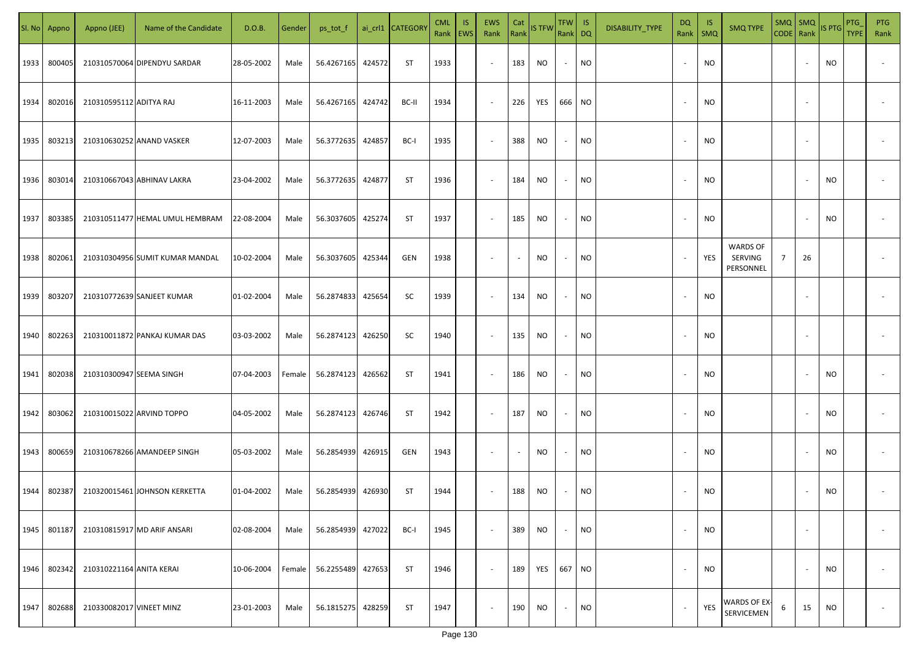| Sl. No | Appno | Appno (JEE) | Name of the Candidate | D.O.B. | Gender | ps_tot_f | ai_crl1 | CATEGORY | CML Rank | IS EWS | EWS Rank | Cat Rank | IS TFW | TFW Rank | IS DQ | DISABILITY_TYPE | DQ Rank | IS SMQ | SMQ TYPE | SMQ CODE | SMQ Rank | IS PTG | PTG_TYPE | PTG Rank |
|---|---|---|---|---|---|---|---|---|---|---|---|---|---|---|---|---|---|---|---|---|---|---|---|---|
| 1933 | 800405 | 210310570064 | DIPENDYU SARDAR | 28-05-2002 | Male | 56.4267165 | 424572 | ST | 1933 | | - | 183 | NO | - | NO | | - | NO | | | - | NO | | - |
| 1934 | 802016 | 210310595112 | ADITYA RAJ | 16-11-2003 | Male | 56.4267165 | 424742 | BC-II | 1934 | | - | 226 | YES | 666 | NO | | - | NO | | | - | | | - |
| 1935 | 803213 | 210310630252 | ANAND VASKER | 12-07-2003 | Male | 56.3772635 | 424857 | BC-I | 1935 | | - | 388 | NO | - | NO | | - | NO | | | - | | | - |
| 1936 | 803014 | 210310667043 | ABHINAV LAKRA | 23-04-2002 | Male | 56.3772635 | 424877 | ST | 1936 | | - | 184 | NO | - | NO | | - | NO | | | - | NO | | - |
| 1937 | 803385 | 210310511477 | HEMAL UMUL HEMBRAM | 22-08-2004 | Male | 56.3037605 | 425274 | ST | 1937 | | - | 185 | NO | - | NO | | - | NO | | | - | NO | | - |
| 1938 | 802061 | 210310304956 | SUMIT KUMAR MANDAL | 10-02-2004 | Male | 56.3037605 | 425344 | GEN | 1938 | | - | - | NO | - | NO | | - | YES | WARDS OF SERVING PERSONNEL | 7 | 26 | | | - |
| 1939 | 803207 | 210310772639 | SANJEET KUMAR | 01-02-2004 | Male | 56.2874833 | 425654 | SC | 1939 | | - | 134 | NO | - | NO | | - | NO | | | - | | | - |
| 1940 | 802263 | 210310011872 | PANKAJ KUMAR DAS | 03-03-2002 | Male | 56.2874123 | 426250 | SC | 1940 | | - | 135 | NO | - | NO | | - | NO | | | - | | | - |
| 1941 | 802038 | 210310300947 | SEEMA SINGH | 07-04-2003 | Female | 56.2874123 | 426562 | ST | 1941 | | - | 186 | NO | - | NO | | - | NO | | | - | NO | | - |
| 1942 | 803062 | 210310015022 | ARVIND TOPPO | 04-05-2002 | Male | 56.2874123 | 426746 | ST | 1942 | | - | 187 | NO | - | NO | | - | NO | | | - | NO | | - |
| 1943 | 800659 | 210310678266 | AMANDEEP SINGH | 05-03-2002 | Male | 56.2854939 | 426915 | GEN | 1943 | | - | - | NO | - | NO | | - | NO | | | - | NO | | - |
| 1944 | 802387 | 210320015461 | JOHNSON KERKETTA | 01-04-2002 | Male | 56.2854939 | 426930 | ST | 1944 | | - | 188 | NO | - | NO | | - | NO | | | - | NO | | - |
| 1945 | 801187 | 210310815917 | MD ARIF ANSARI | 02-08-2004 | Male | 56.2854939 | 427022 | BC-I | 1945 | | - | 389 | NO | - | NO | | - | NO | | | - | | | - |
| 1946 | 802342 | 210310221164 | ANITA KERAI | 10-06-2004 | Female | 56.2255489 | 427653 | ST | 1946 | | - | 189 | YES | 667 | NO | | - | NO | | | - | NO | | - |
| 1947 | 802688 | 210330082017 | VINEET MINZ | 23-01-2003 | Male | 56.1815275 | 428259 | ST | 1947 | | - | 190 | NO | - | NO | | - | YES | WARDS OF EX-SERVICEMEN | 6 | 15 | NO | | - |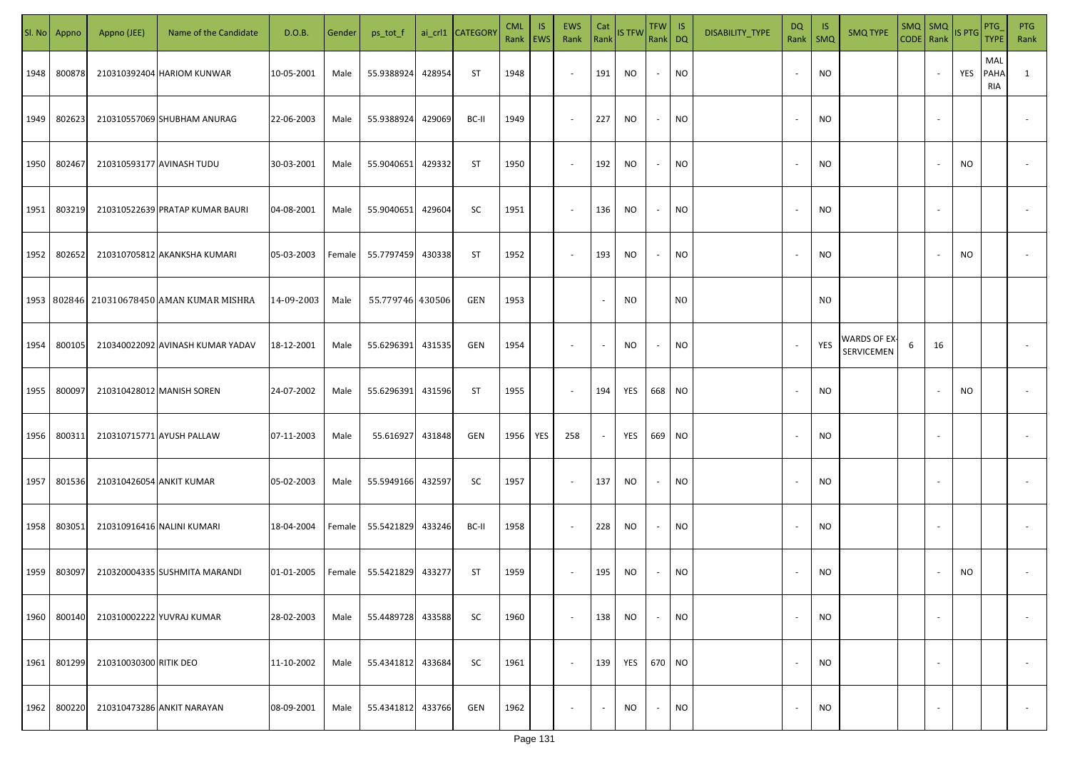| Sl. No | Appno | Appno (JEE) | Name of the Candidate | D.O.B. | Gender | ps_tot_f | ai_crl1 | CATEGORY | CML Rank | IS EWS | EWS Rank | Cat Rank | IS TFW | TFW Rank | IS DQ | DISABILITY_TYPE | DQ Rank | IS SMQ | SMQ TYPE | SMQ CODE | SMQ Rank | IS PTG | PTG_TYPE | PTG Rank |
|---|---|---|---|---|---|---|---|---|---|---|---|---|---|---|---|---|---|---|---|---|---|---|---|---|
| 1948 | 800878 | 210310392404 | HARIOM KUNWAR | 10-05-2001 | Male | 55.9388924 | 428954 | ST | 1948 | | - | 191 | NO | - | NO | | - | NO | | | - | YES | MAL PAHARIA | 1 |
| 1949 | 802623 | 210310557069 | SHUBHAM ANURAG | 22-06-2003 | Male | 55.9388924 | 429069 | BC-II | 1949 | | - | 227 | NO | - | NO | | - | NO | | | - | | | - |
| 1950 | 802467 | 210310593177 | AVINASH TUDU | 30-03-2001 | Male | 55.9040651 | 429332 | ST | 1950 | | - | 192 | NO | - | NO | | - | NO | | | - | NO | | - |
| 1951 | 803219 | 210310522639 | PRATAP KUMAR BAURI | 04-08-2001 | Male | 55.9040651 | 429604 | SC | 1951 | | - | 136 | NO | - | NO | | - | NO | | | - | | | - |
| 1952 | 802652 | 210310705812 | AKANKSHA KUMARI | 05-03-2003 | Female | 55.7797459 | 430338 | ST | 1952 | | - | 193 | NO | - | NO | | - | NO | | | - | NO | | - |
| 1953 | 802846 | 210310678450 | AMAN KUMAR MISHRA | 14-09-2003 | Male | 55.779746 | 430506 | GEN | 1953 | | | - | NO | | NO | | | NO | | | | | | |
| 1954 | 800105 | 210340022092 | AVINASH KUMAR YADAV | 18-12-2001 | Male | 55.6296391 | 431535 | GEN | 1954 | | - | - | NO | - | NO | | - | YES | WARDS OF EX-SERVICEMEN | 6 | 16 | | | - |
| 1955 | 800097 | 210310428012 | MANISH SOREN | 24-07-2002 | Male | 55.6296391 | 431596 | ST | 1955 | | - | 194 | YES | 668 | NO | | - | NO | | | - | NO | | - |
| 1956 | 800311 | 210310715771 | AYUSH PALLAW | 07-11-2003 | Male | 55.616927 | 431848 | GEN | 1956 | YES | 258 | - | YES | 669 | NO | | - | NO | | | - | | | - |
| 1957 | 801536 | 210310426054 | ANKIT KUMAR | 05-02-2003 | Male | 55.5949166 | 432597 | SC | 1957 | | - | 137 | NO | - | NO | | - | NO | | | - | | | - |
| 1958 | 803051 | 210310916416 | NALINI KUMARI | 18-04-2004 | Female | 55.5421829 | 433246 | BC-II | 1958 | | - | 228 | NO | - | NO | | - | NO | | | - | | | - |
| 1959 | 803097 | 210320004335 | SUSHMITA MARANDI | 01-01-2005 | Female | 55.5421829 | 433277 | ST | 1959 | | - | 195 | NO | - | NO | | - | NO | | | - | NO | | - |
| 1960 | 800140 | 210310002222 | YUVRAJ KUMAR | 28-02-2003 | Male | 55.4489728 | 433588 | SC | 1960 | | - | 138 | NO | - | NO | | - | NO | | | - | | | - |
| 1961 | 801299 | 210310030300 | RITIK DEO | 11-10-2002 | Male | 55.4341812 | 433684 | SC | 1961 | | - | 139 | YES | 670 | NO | | - | NO | | | - | | | - |
| 1962 | 800220 | 210310473286 | ANKIT NARAYAN | 08-09-2001 | Male | 55.4341812 | 433766 | GEN | 1962 | | - | - | NO | - | NO | | - | NO | | | - | | | - |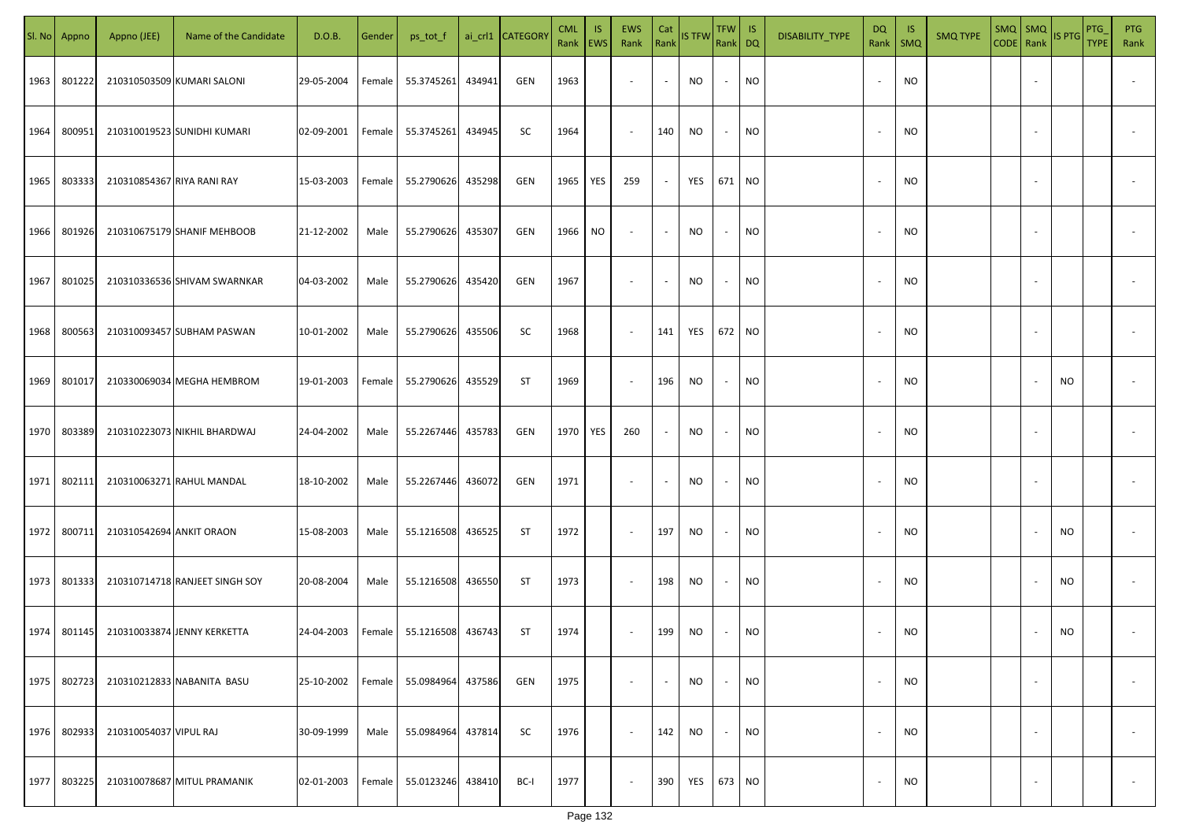| Sl. No | Appno | Appno (JEE) | Name of the Candidate | D.O.B. | Gender | ps_tot_f | ai_crl1 | CATEGORY | CML Rank | IS EWS | EWS Rank | Cat Rank | IS TFW | TFW Rank | IS DQ | DISABILITY_TYPE | DQ Rank | IS SMQ | SMQ TYPE | SMQ CODE | SMQ Rank | IS PTG | PTG_TYPE | PTG Rank |
|---|---|---|---|---|---|---|---|---|---|---|---|---|---|---|---|---|---|---|---|---|---|---|---|---|
| 1963 | 801222 | 210310503509 | KUMARI SALONI | 29-05-2004 | Female | 55.3745261 | 434941 | GEN | 1963 | | - | - | NO | - | NO | | - | NO | | | - | | | - |
| 1964 | 800951 | 210310019523 | SUNIDHI KUMARI | 02-09-2001 | Female | 55.3745261 | 434945 | SC | 1964 | | - | 140 | NO | - | NO | | - | NO | | | - | | | - |
| 1965 | 803333 | 210310854367 | RIYA RANI RAY | 15-03-2003 | Female | 55.2790626 | 435298 | GEN | 1965 | YES | 259 | - | YES | 671 | NO | | - | NO | | | - | | | - |
| 1966 | 801926 | 210310675179 | SHANIF MEHBOOB | 21-12-2002 | Male | 55.2790626 | 435307 | GEN | 1966 | NO | - | - | NO | - | NO | | - | NO | | | - | | | - |
| 1967 | 801025 | 210310336536 | SHIVAM SWARNKAR | 04-03-2002 | Male | 55.2790626 | 435420 | GEN | 1967 | | - | - | NO | - | NO | | - | NO | | | - | | | - |
| 1968 | 800563 | 210310093457 | SUBHAM PASWAN | 10-01-2002 | Male | 55.2790626 | 435506 | SC | 1968 | | - | 141 | YES | 672 | NO | | - | NO | | | - | | | - |
| 1969 | 801017 | 210330069034 | MEGHA HEMBROM | 19-01-2003 | Female | 55.2790626 | 435529 | ST | 1969 | | - | 196 | NO | - | NO | | - | NO | | | - | NO | | - |
| 1970 | 803389 | 210310223073 | NIKHIL BHARDWAJ | 24-04-2002 | Male | 55.2267446 | 435783 | GEN | 1970 | YES | 260 | - | NO | - | NO | | - | NO | | | - | | | - |
| 1971 | 802111 | 210310063271 | RAHUL MANDAL | 18-10-2002 | Male | 55.2267446 | 436072 | GEN | 1971 | | - | - | NO | - | NO | | - | NO | | | - | | | - |
| 1972 | 800711 | 210310542694 | ANKIT ORAON | 15-08-2003 | Male | 55.1216508 | 436525 | ST | 1972 | | - | 197 | NO | - | NO | | - | NO | | | - | NO | | - |
| 1973 | 801333 | 210310714718 | RANJEET SINGH SOY | 20-08-2004 | Male | 55.1216508 | 436550 | ST | 1973 | | - | 198 | NO | - | NO | | - | NO | | | - | NO | | - |
| 1974 | 801145 | 210310033874 | JENNY KERKETTA | 24-04-2003 | Female | 55.1216508 | 436743 | ST | 1974 | | - | 199 | NO | - | NO | | - | NO | | | - | NO | | - |
| 1975 | 802723 | 210310212833 | NABANITA BASU | 25-10-2002 | Female | 55.0984964 | 437586 | GEN | 1975 | | - | - | NO | - | NO | | - | NO | | | - | | | - |
| 1976 | 802933 | 210310054037 | VIPUL RAJ | 30-09-1999 | Male | 55.0984964 | 437814 | SC | 1976 | | - | 142 | NO | - | NO | | - | NO | | | - | | | - |
| 1977 | 803225 | 210310078687 | MITUL PRAMANIK | 02-01-2003 | Female | 55.0123246 | 438410 | BC-I | 1977 | | - | 390 | YES | 673 | NO | | - | NO | | | - | | | - |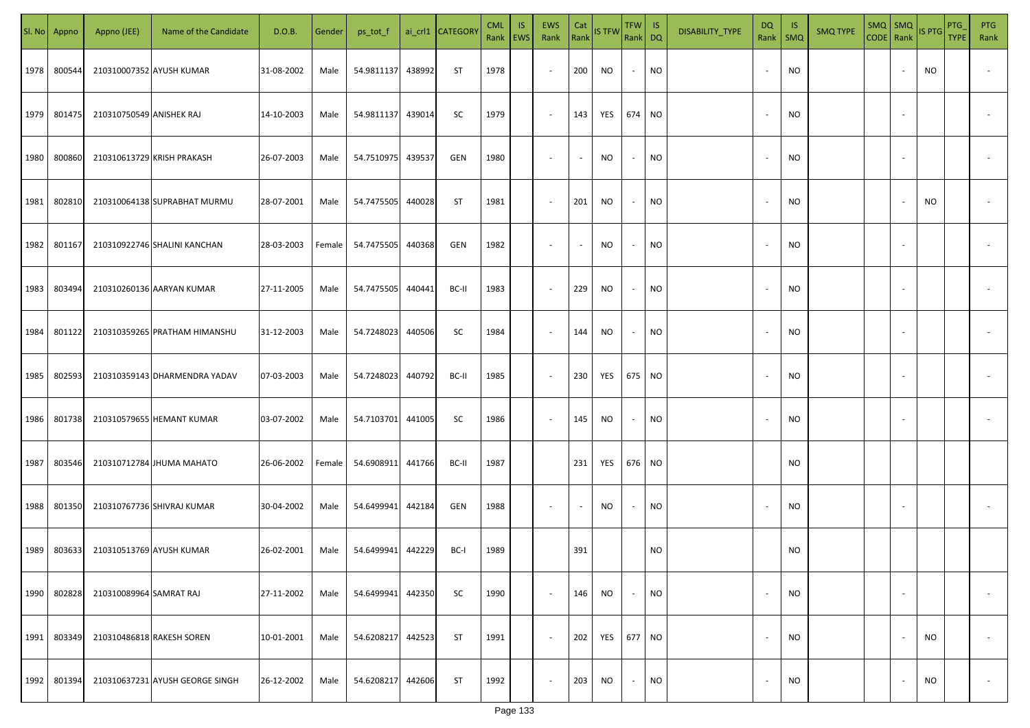| Sl. No | Appno | Appno (JEE) | Name of the Candidate | D.O.B. | Gender | ps_tot_f | ai_crl1 | CATEGORY | CML Rank | IS EWS | EWS Rank | Cat Rank | IS TFW | TFW Rank | IS DQ | DISABILITY_TYPE | DQ Rank | IS SMQ | SMQ TYPE | SMQ CODE | SMQ Rank | IS PTG | PTG_TYPE | PTG Rank |
|---|---|---|---|---|---|---|---|---|---|---|---|---|---|---|---|---|---|---|---|---|---|---|---|---|
| 1978 | 800544 | 210310007352 | AYUSH KUMAR | 31-08-2002 | Male | 54.9811137 | 438992 | ST | 1978 | | - | 200 | NO | - | NO | | - | NO | | | - | NO | | - |
| 1979 | 801475 | 210310750549 | ANISHEK RAJ | 14-10-2003 | Male | 54.9811137 | 439014 | SC | 1979 | | - | 143 | YES | 674 | NO | | - | NO | | | - | | | - |
| 1980 | 800860 | 210310613729 | KRISH PRAKASH | 26-07-2003 | Male | 54.7510975 | 439537 | GEN | 1980 | | - | - | NO | - | NO | | - | NO | | | - | | | - |
| 1981 | 802810 | 210310064138 | SUPRABHAT MURMU | 28-07-2001 | Male | 54.7475505 | 440028 | ST | 1981 | | - | 201 | NO | - | NO | | - | NO | | | - | NO | | - |
| 1982 | 801167 | 210310922746 | SHALINI KANCHAN | 28-03-2003 | Female | 54.7475505 | 440368 | GEN | 1982 | | - | - | NO | - | NO | | - | NO | | | - | | | - |
| 1983 | 803494 | 210310260136 | AARYAN KUMAR | 27-11-2005 | Male | 54.7475505 | 440441 | BC-II | 1983 | | - | 229 | NO | - | NO | | - | NO | | | - | | | - |
| 1984 | 801122 | 210310359265 | PRATHAM HIMANSHU | 31-12-2003 | Male | 54.7248023 | 440506 | SC | 1984 | | - | 144 | NO | - | NO | | - | NO | | | - | | | - |
| 1985 | 802593 | 210310359143 | DHARMENDRA YADAV | 07-03-2003 | Male | 54.7248023 | 440792 | BC-II | 1985 | | - | 230 | YES | 675 | NO | | - | NO | | | - | | | - |
| 1986 | 801738 | 210310579655 | HEMANT KUMAR | 03-07-2002 | Male | 54.7103701 | 441005 | SC | 1986 | | - | 145 | NO | - | NO | | - | NO | | | - | | | - |
| 1987 | 803546 | 210310712784 | JHUMA MAHATO | 26-06-2002 | Female | 54.6908911 | 441766 | BC-II | 1987 | | | 231 | YES | 676 | NO | | | NO | | | | | | |
| 1988 | 801350 | 210310767736 | SHIVRAJ KUMAR | 30-04-2002 | Male | 54.6499941 | 442184 | GEN | 1988 | | - | - | NO | - | NO | | - | NO | | | - | | | - |
| 1989 | 803633 | 210310513769 | AYUSH KUMAR | 26-02-2001 | Male | 54.6499941 | 442229 | BC-I | 1989 | | | 391 | | | NO | | | NO | | | | | | |
| 1990 | 802828 | 210310089964 | SAMRAT RAJ | 27-11-2002 | Male | 54.6499941 | 442350 | SC | 1990 | | - | 146 | NO | - | NO | | - | NO | | | - | | | - |
| 1991 | 803349 | 210310486818 | RAKESH SOREN | 10-01-2001 | Male | 54.6208217 | 442523 | ST | 1991 | | - | 202 | YES | 677 | NO | | - | NO | | | - | NO | | - |
| 1992 | 801394 | 210310637231 | AYUSH GEORGE SINGH | 26-12-2002 | Male | 54.6208217 | 442606 | ST | 1992 | | - | 203 | NO | - | NO | | - | NO | | | - | NO | | - |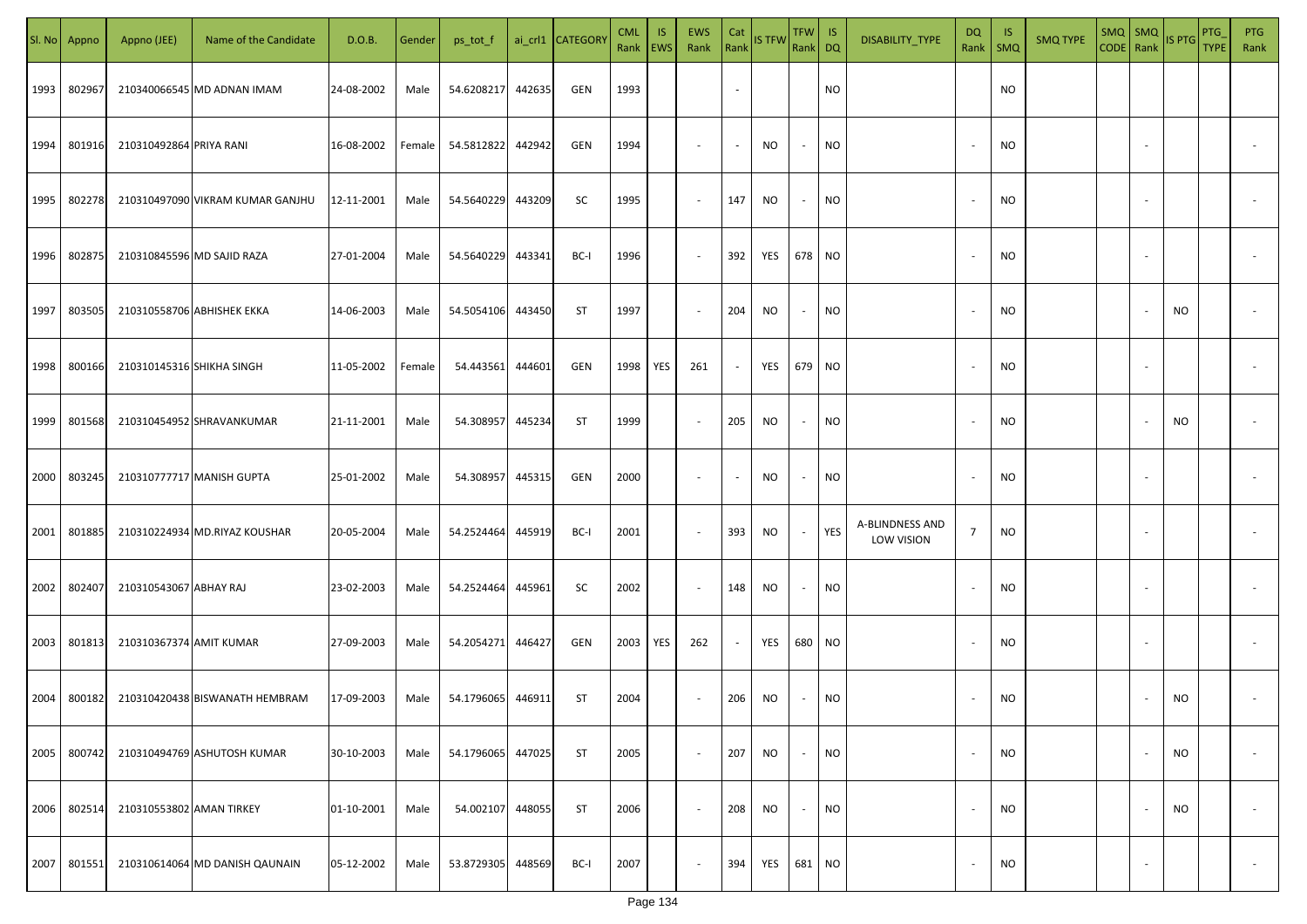| Sl. No | Appno | Appno (JEE) | Name of the Candidate | D.O.B. | Gender | ps_tot_f | ai_crl1 | CATEGORY | CML Rank | IS EWS | EWS Rank | Cat Rank | IS TFW | TFW Rank | IS DQ | DISABILITY_TYPE | DQ Rank | IS SMQ | SMQ TYPE | SMQ CODE | SMQ Rank | IS PTG | PTG_TYPE | PTG Rank |
|---|---|---|---|---|---|---|---|---|---|---|---|---|---|---|---|---|---|---|---|---|---|---|---|---|
| 1993 | 802967 | 210340066545 | MD ADNAN IMAM | 24-08-2002 | Male | 54.6208217 | 442635 | GEN | 1993 | | | - | | | NO | | | NO | | | | | | |
| 1994 | 801916 | 210310492864 | PRIYA RANI | 16-08-2002 | Female | 54.5812822 | 442942 | GEN | 1994 | | - | - | NO | - | NO | | - | NO | | | - | | | - |
| 1995 | 802278 | 210310497090 | VIKRAM KUMAR GANJHU | 12-11-2001 | Male | 54.5640229 | 443209 | SC | 1995 | | - | 147 | NO | - | NO | | - | NO | | | - | | | - |
| 1996 | 802875 | 210310845596 | MD SAJID RAZA | 27-01-2004 | Male | 54.5640229 | 443341 | BC-I | 1996 | | - | 392 | YES | 678 | NO | | - | NO | | | - | | | - |
| 1997 | 803505 | 210310558706 | ABHISHEK EKKA | 14-06-2003 | Male | 54.5054106 | 443450 | ST | 1997 | | - | 204 | NO | - | NO | | - | NO | | | - | NO | | - |
| 1998 | 800166 | 210310145316 | SHIKHA SINGH | 11-05-2002 | Female | 54.443561 | 444601 | GEN | 1998 | YES | 261 | - | YES | 679 | NO | | - | NO | | | - | | | - |
| 1999 | 801568 | 210310454952 | SHRAVANKUMAR | 21-11-2001 | Male | 54.308957 | 445234 | ST | 1999 | | - | 205 | NO | - | NO | | - | NO | | | - | NO | | - |
| 2000 | 803245 | 210310777717 | MANISH GUPTA | 25-01-2002 | Male | 54.308957 | 445315 | GEN | 2000 | | - | - | NO | - | NO | | - | NO | | | - | | | - |
| 2001 | 801885 | 210310224934 | MD.RIYAZ KOUSHAR | 20-05-2004 | Male | 54.2524464 | 445919 | BC-I | 2001 | | - | 393 | NO | - | YES | A-BLINDNESS AND LOW VISION | 7 | NO | | | - | | | - |
| 2002 | 802407 | 210310543067 | ABHAY RAJ | 23-02-2003 | Male | 54.2524464 | 445961 | SC | 2002 | | - | 148 | NO | - | NO | | - | NO | | | - | | | - |
| 2003 | 801813 | 210310367374 | AMIT KUMAR | 27-09-2003 | Male | 54.2054271 | 446427 | GEN | 2003 | YES | 262 | - | YES | 680 | NO | | - | NO | | | - | | | - |
| 2004 | 800182 | 210310420438 | BISWANATH HEMBRAM | 17-09-2003 | Male | 54.1796065 | 446911 | ST | 2004 | | - | 206 | NO | - | NO | | - | NO | | | - | NO | | - |
| 2005 | 800742 | 210310494769 | ASHUTOSH KUMAR | 30-10-2003 | Male | 54.1796065 | 447025 | ST | 2005 | | - | 207 | NO | - | NO | | - | NO | | | - | NO | | - |
| 2006 | 802514 | 210310553802 | AMAN TIRKEY | 01-10-2001 | Male | 54.002107 | 448055 | ST | 2006 | | - | 208 | NO | - | NO | | - | NO | | | - | NO | | - |
| 2007 | 801551 | 210310614064 | MD DANISH QAUNAIN | 05-12-2002 | Male | 53.8729305 | 448569 | BC-I | 2007 | | - | 394 | YES | 681 | NO | | - | NO | | | - | | | - |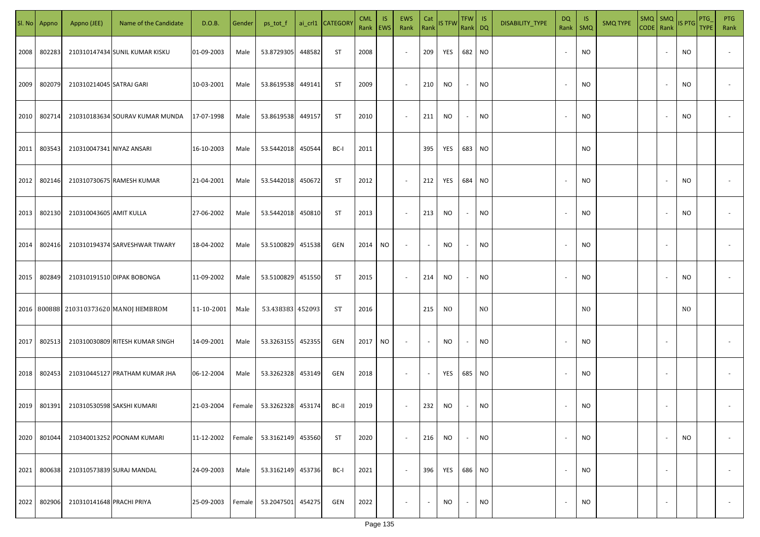| Sl. No | Appno | Appno (JEE) | Name of the Candidate | D.O.B. | Gender | ps_tot_f | ai_crl1 | CATEGORY | CML Rank | IS EWS | EWS Rank | Cat Rank | IS TFW | TFW Rank | IS DQ | DISABILITY_TYPE | DQ Rank | IS SMQ | SMQ TYPE | SMQ CODE | SMQ Rank | IS PTG | PTG_TYPE | PTG Rank |
|---|---|---|---|---|---|---|---|---|---|---|---|---|---|---|---|---|---|---|---|---|---|---|---|---|
| 2008 | 802283 | 210310147434 | SUNIL KUMAR KISKU | 01-09-2003 | Male | 53.8729305 | 448582 | ST | 2008 | | - | 209 | YES | 682 | NO | | - | NO | | | - | NO | | - |
| 2009 | 802079 | 210310214045 | SATRAJ GARI | 10-03-2001 | Male | 53.8619538 | 449141 | ST | 2009 | | - | 210 | NO | - | NO | | - | NO | | | - | NO | | - |
| 2010 | 802714 | 210310183634 | SOURAV KUMAR MUNDA | 17-07-1998 | Male | 53.8619538 | 449157 | ST | 2010 | | - | 211 | NO | - | NO | | - | NO | | | - | NO | | - |
| 2011 | 803543 | 210310047341 | NIYAZ ANSARI | 16-10-2003 | Male | 53.5442018 | 450544 | BC-I | 2011 | | | 395 | YES | 683 | NO | | | NO | | | | | | |
| 2012 | 802146 | 210310730675 | RAMESH KUMAR | 21-04-2001 | Male | 53.5442018 | 450672 | ST | 2012 | | - | 212 | YES | 684 | NO | | - | NO | | | - | NO | | - |
| 2013 | 802130 | 210310043605 | AMIT KULLA | 27-06-2002 | Male | 53.5442018 | 450810 | ST | 2013 | | - | 213 | NO | - | NO | | - | NO | | | - | NO | | - |
| 2014 | 802416 | 210310194374 | SARVESHWAR TIWARY | 18-04-2002 | Male | 53.5100829 | 451538 | GEN | 2014 | NO | - | - | NO | - | NO | | - | NO | | | - | | | - |
| 2015 | 802849 | 210310191510 | DIPAK BOBONGA | 11-09-2002 | Male | 53.5100829 | 451550 | ST | 2015 | | - | 214 | NO | - | NO | | - | NO | | | - | NO | | - |
| 2016 | 800888 | 210310373620 | MANOJ HEMBROM | 11-10-2001 | Male | 53.438383 | 452093 | ST | 2016 | | | 215 | NO | | NO | | | NO | | | | NO | | |
| 2017 | 802513 | 210310030809 | RITESH KUMAR SINGH | 14-09-2001 | Male | 53.3263155 | 452355 | GEN | 2017 | NO | - | - | NO | - | NO | | - | NO | | | - | | | - |
| 2018 | 802453 | 210310445127 | PRATHAM KUMAR JHA | 06-12-2004 | Male | 53.3262328 | 453149 | GEN | 2018 | | - | - | YES | 685 | NO | | - | NO | | | - | | | - |
| 2019 | 801391 | 210310530598 | SAKSHI KUMARI | 21-03-2004 | Female | 53.3262328 | 453174 | BC-II | 2019 | | - | 232 | NO | - | NO | | - | NO | | | - | | | - |
| 2020 | 801044 | 210340013252 | POONAM KUMARI | 11-12-2002 | Female | 53.3162149 | 453560 | ST | 2020 | | - | 216 | NO | - | NO | | - | NO | | | - | NO | | - |
| 2021 | 800638 | 210310573839 | SURAJ MANDAL | 24-09-2003 | Male | 53.3162149 | 453736 | BC-I | 2021 | | - | 396 | YES | 686 | NO | | - | NO | | | - | | | - |
| 2022 | 802906 | 210310141648 | PRACHI PRIYA | 25-09-2003 | Female | 53.2047501 | 454275 | GEN | 2022 | | - | - | NO | - | NO | | - | NO | | | - | | | - |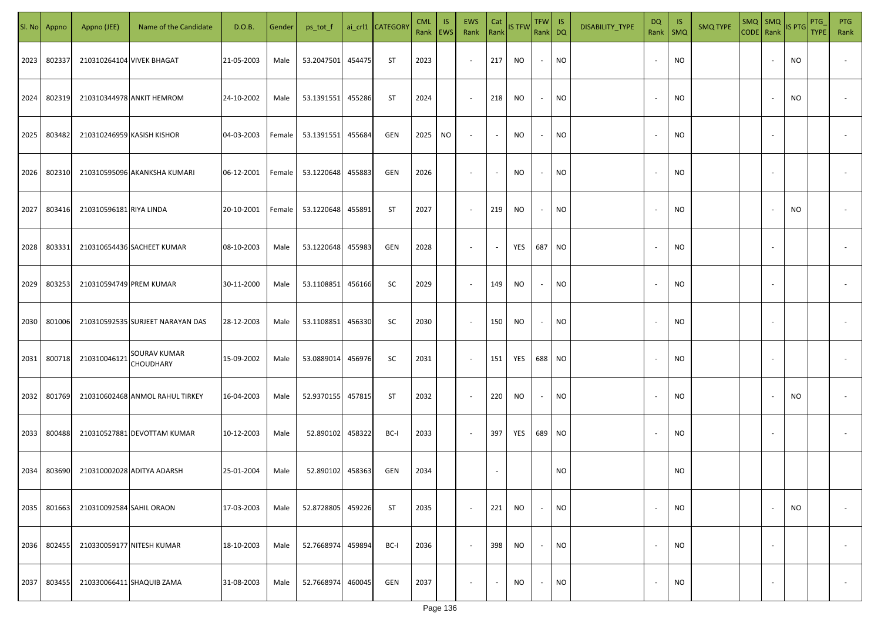| Sl. No | Appno | Appno (JEE) | Name of the Candidate | D.O.B. | Gender | ps_tot_f | ai_crl1 | CATEGORY | CML Rank | IS EWS | EWS Rank | Cat Rank | IS TFW | TFW Rank | IS DQ | DISABILITY_TYPE | DQ Rank | IS SMQ | SMQ TYPE | SMQ CODE | SMQ Rank | IS PTG | PTG_TYPE | PTG Rank |
|---|---|---|---|---|---|---|---|---|---|---|---|---|---|---|---|---|---|---|---|---|---|---|---|---|
| 2023 | 802337 | 210310264104 | VIVEK BHAGAT | 21-05-2003 | Male | 53.2047501 | 454475 | ST | 2023 | | - | 217 | NO | - | NO | | - | NO | | | - | NO | | - |
| 2024 | 802319 | 210310344978 | ANKIT HEMROM | 24-10-2002 | Male | 53.1391551 | 455286 | ST | 2024 | | - | 218 | NO | - | NO | | - | NO | | | - | NO | | - |
| 2025 | 803482 | 210310246959 | KASISH KISHOR | 04-03-2003 | Female | 53.1391551 | 455684 | GEN | 2025 | NO | - | - | NO | - | NO | | - | NO | | | - | | | - |
| 2026 | 802310 | 210310595096 | AKANKSHA KUMARI | 06-12-2001 | Female | 53.1220648 | 455883 | GEN | 2026 | | - | - | NO | - | NO | | - | NO | | | - | | | - |
| 2027 | 803416 | 210310596181 | RIYA LINDA | 20-10-2001 | Female | 53.1220648 | 455891 | ST | 2027 | | - | 219 | NO | - | NO | | - | NO | | | - | NO | | - |
| 2028 | 803331 | 210310654436 | SACHEET KUMAR | 08-10-2003 | Male | 53.1220648 | 455983 | GEN | 2028 | | - | - | YES | 687 | NO | | - | NO | | | - | | | - |
| 2029 | 803253 | 210310594749 | PREM KUMAR | 30-11-2000 | Male | 53.1108851 | 456166 | SC | 2029 | | - | 149 | NO | - | NO | | - | NO | | | - | | | - |
| 2030 | 801006 | 210310592535 | SURJEET NARAYAN DAS | 28-12-2003 | Male | 53.1108851 | 456330 | SC | 2030 | | - | 150 | NO | - | NO | | - | NO | | | - | | | - |
| 2031 | 800718 | 210310046121 | SOURAV KUMAR CHOUDHARY | 15-09-2002 | Male | 53.0889014 | 456976 | SC | 2031 | | - | 151 | YES | 688 | NO | | - | NO | | | - | | | - |
| 2032 | 801769 | 210310602468 | ANMOL RAHUL TIRKEY | 16-04-2003 | Male | 52.9370155 | 457815 | ST | 2032 | | - | 220 | NO | - | NO | | - | NO | | | - | NO | | - |
| 2033 | 800488 | 210310527881 | DEVOTTAM KUMAR | 10-12-2003 | Male | 52.890102 | 458322 | BC-I | 2033 | | - | 397 | YES | 689 | NO | | - | NO | | | - | | | - |
| 2034 | 803690 | 210310002028 | ADITYA ADARSH | 25-01-2004 | Male | 52.890102 | 458363 | GEN | 2034 | | | - | | | NO | | | NO | | | | | | |
| 2035 | 801663 | 210310092584 | SAHIL ORAON | 17-03-2003 | Male | 52.8728805 | 459226 | ST | 2035 | | - | 221 | NO | - | NO | | - | NO | | | - | NO | | - |
| 2036 | 802455 | 210330059177 | NITESH KUMAR | 18-10-2003 | Male | 52.7668974 | 459894 | BC-I | 2036 | | - | 398 | NO | - | NO | | - | NO | | | - | | | - |
| 2037 | 803455 | 210330066411 | SHAQUIB ZAMA | 31-08-2003 | Male | 52.7668974 | 460045 | GEN | 2037 | | - | - | NO | - | NO | | - | NO | | | - | | | - |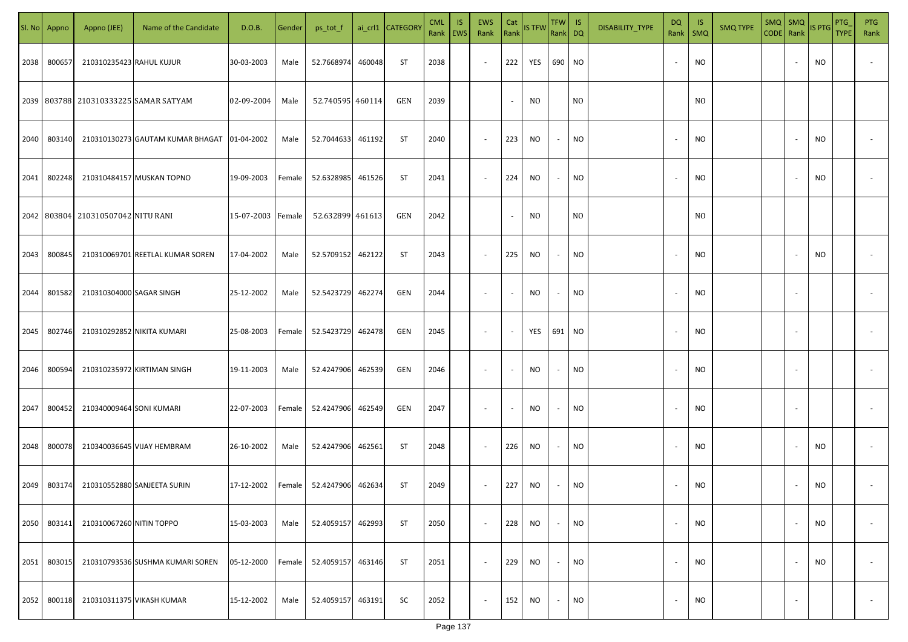| Sl. No | Appno | Appno (JEE) | Name of the Candidate | D.O.B. | Gender | ps_tot_f | ai_crl1 | CATEGORY | CML Rank | IS EWS | EWS Rank | Cat Rank | IS TFW | TFW Rank | IS DQ | DISABILITY_TYPE | DQ Rank | IS SMQ | SMQ TYPE | SMQ CODE | SMQ Rank | IS PTG | PTG_TYPE | PTG Rank |
|---|---|---|---|---|---|---|---|---|---|---|---|---|---|---|---|---|---|---|---|---|---|---|---|---|
| 2038 | 800657 | 210310235423 | RAHUL KUJUR | 30-03-2003 | Male | 52.7668974 | 460048 | ST | 2038 | | - | 222 | YES | 690 | NO | | - | NO | | | - | NO | | - |
| 2039 | 803788 | 210310333225 | SAMAR SATYAM | 02-09-2004 | Male | 52.740595 | 460114 | GEN | 2039 | | | - | NO | | NO | | | NO | | | | | | |
| 2040 | 803140 | 210310130273 | GAUTAM KUMAR BHAGAT | 01-04-2002 | Male | 52.7044633 | 461192 | ST | 2040 | | - | 223 | NO | - | NO | | - | NO | | | - | NO | | - |
| 2041 | 802248 | 210310484157 | MUSKAN TOPNO | 19-09-2003 | Female | 52.6328985 | 461526 | ST | 2041 | | - | 224 | NO | - | NO | | - | NO | | | - | NO | | - |
| 2042 | 803804 | 210310507042 | NITU RANI | 15-07-2003 | Female | 52.632899 | 461613 | GEN | 2042 | | | - | NO | | NO | | | NO | | | | | | |
| 2043 | 800845 | 210310069701 | REETLAL KUMAR SOREN | 17-04-2002 | Male | 52.5709152 | 462122 | ST | 2043 | | - | 225 | NO | - | NO | | - | NO | | | - | NO | | - |
| 2044 | 801582 | 210310304000 | SAGAR SINGH | 25-12-2002 | Male | 52.5423729 | 462274 | GEN | 2044 | | - | - | NO | - | NO | | - | NO | | | - | | | - |
| 2045 | 802746 | 210310292852 | NIKITA KUMARI | 25-08-2003 | Female | 52.5423729 | 462478 | GEN | 2045 | | - | - | YES | 691 | NO | | - | NO | | | - | | | - |
| 2046 | 800594 | 210310235972 | KIRTIMAN SINGH | 19-11-2003 | Male | 52.4247906 | 462539 | GEN | 2046 | | - | - | NO | - | NO | | - | NO | | | - | | | - |
| 2047 | 800452 | 210340009464 | SONI KUMARI | 22-07-2003 | Female | 52.4247906 | 462549 | GEN | 2047 | | - | - | NO | - | NO | | - | NO | | | - | | | - |
| 2048 | 800078 | 210340036645 | VIJAY HEMBRAM | 26-10-2002 | Male | 52.4247906 | 462561 | ST | 2048 | | - | 226 | NO | - | NO | | - | NO | | | - | NO | | - |
| 2049 | 803174 | 210310552880 | SANJEETA SURIN | 17-12-2002 | Female | 52.4247906 | 462634 | ST | 2049 | | - | 227 | NO | - | NO | | - | NO | | | - | NO | | - |
| 2050 | 803141 | 210310067260 | NITIN TOPPO | 15-03-2003 | Male | 52.4059157 | 462993 | ST | 2050 | | - | 228 | NO | - | NO | | - | NO | | | - | NO | | - |
| 2051 | 803015 | 210310793536 | SUSHMA KUMARI SOREN | 05-12-2000 | Female | 52.4059157 | 463146 | ST | 2051 | | - | 229 | NO | - | NO | | - | NO | | | - | NO | | - |
| 2052 | 800118 | 210310311375 | VIKASH KUMAR | 15-12-2002 | Male | 52.4059157 | 463191 | SC | 2052 | | - | 152 | NO | - | NO | | - | NO | | | - | | | - |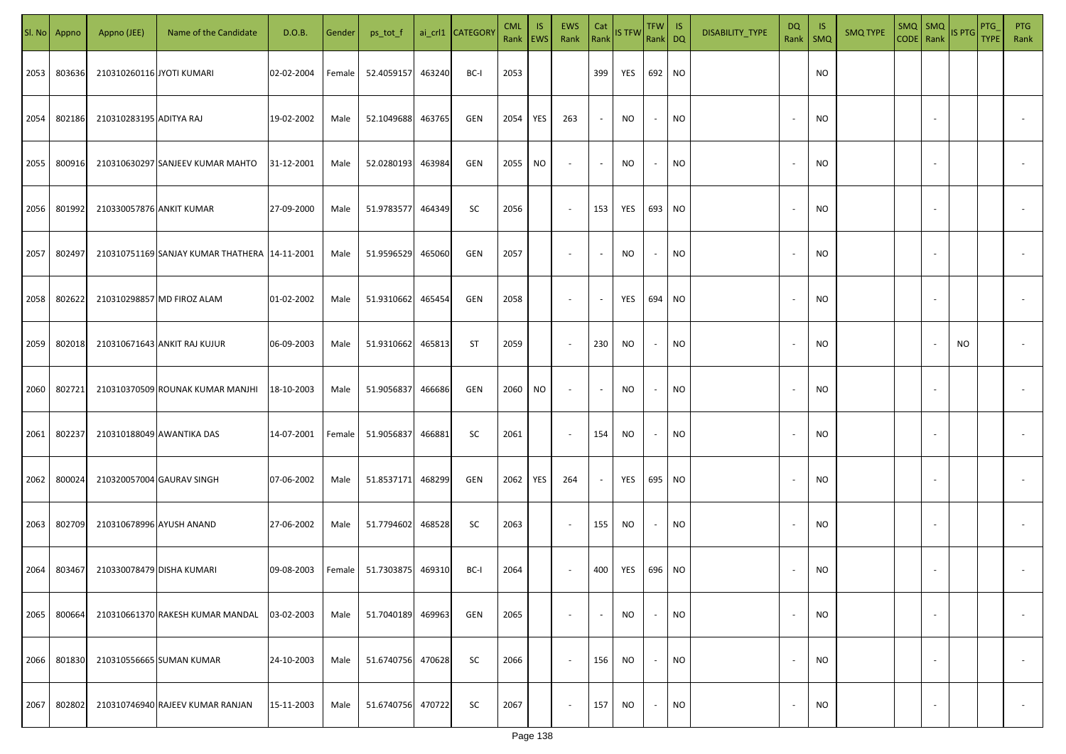| Sl. No | Appno | Appno (JEE) | Name of the Candidate | D.O.B. | Gender | ps_tot_f | ai_crl1 | CATEGORY | CML Rank | IS EWS | EWS Rank | Cat Rank | IS TFW | TFW Rank | IS DQ | DISABILITY_TYPE | DQ Rank | IS SMQ | SMQ TYPE | SMQ CODE | SMQ Rank | IS PTG | PTG_TYPE | PTG Rank |
|---|---|---|---|---|---|---|---|---|---|---|---|---|---|---|---|---|---|---|---|---|---|---|---|---|
| 2053 | 803636 | 210310260116 | JYOTI KUMARI | 02-02-2004 | Female | 52.4059157 | 463240 | BC-I | 2053 | | | 399 | YES | 692 | NO | | | NO | | | | | | |
| 2054 | 802186 | 210310283195 | ADITYA RAJ | 19-02-2002 | Male | 52.1049688 | 463765 | GEN | 2054 | YES | 263 | - | NO | - | NO | | - | NO | | | - | | | - |
| 2055 | 800916 | 210310630297 | SANJEEV KUMAR MAHTO | 31-12-2001 | Male | 52.0280193 | 463984 | GEN | 2055 | NO | - | - | NO | - | NO | | - | NO | | | - | | | - |
| 2056 | 801992 | 210330057876 | ANKIT KUMAR | 27-09-2000 | Male | 51.9783577 | 464349 | SC | 2056 | | - | 153 | YES | 693 | NO | | - | NO | | | - | | | - |
| 2057 | 802497 | 210310751169 | SANJAY KUMAR THATHERA | 14-11-2001 | Male | 51.9596529 | 465060 | GEN | 2057 | | - | - | NO | - | NO | | - | NO | | | - | | | - |
| 2058 | 802622 | 210310298857 | MD FIROZ ALAM | 01-02-2002 | Male | 51.9310662 | 465454 | GEN | 2058 | | - | - | YES | 694 | NO | | - | NO | | | - | | | - |
| 2059 | 802018 | 210310671643 | ANKIT RAJ KUJUR | 06-09-2003 | Male | 51.9310662 | 465813 | ST | 2059 | | - | 230 | NO | - | NO | | - | NO | | | - | NO | | - |
| 2060 | 802721 | 210310370509 | ROUNAK KUMAR MANJHI | 18-10-2003 | Male | 51.9056837 | 466686 | GEN | 2060 | NO | - | - | NO | - | NO | | - | NO | | | - | | | - |
| 2061 | 802237 | 210310188049 | AWANTIKA DAS | 14-07-2001 | Female | 51.9056837 | 466881 | SC | 2061 | | - | 154 | NO | - | NO | | - | NO | | | - | | | - |
| 2062 | 800024 | 210320057004 | GAURAV SINGH | 07-06-2002 | Male | 51.8537171 | 468299 | GEN | 2062 | YES | 264 | - | YES | 695 | NO | | - | NO | | | - | | | - |
| 2063 | 802709 | 210310678996 | AYUSH ANAND | 27-06-2002 | Male | 51.7794602 | 468528 | SC | 2063 | | - | 155 | NO | - | NO | | - | NO | | | - | | | - |
| 2064 | 803467 | 210330078479 | DISHA KUMARI | 09-08-2003 | Female | 51.7303875 | 469310 | BC-I | 2064 | | - | 400 | YES | 696 | NO | | - | NO | | | - | | | - |
| 2065 | 800664 | 210310661370 | RAKESH KUMAR MANDAL | 03-02-2003 | Male | 51.7040189 | 469963 | GEN | 2065 | | - | - | NO | - | NO | | - | NO | | | - | | | - |
| 2066 | 801830 | 210310556665 | SUMAN KUMAR | 24-10-2003 | Male | 51.6740756 | 470628 | SC | 2066 | | - | 156 | NO | - | NO | | - | NO | | | - | | | - |
| 2067 | 802802 | 210310746940 | RAJEEV KUMAR RANJAN | 15-11-2003 | Male | 51.6740756 | 470722 | SC | 2067 | | - | 157 | NO | - | NO | | - | NO | | | - | | | - |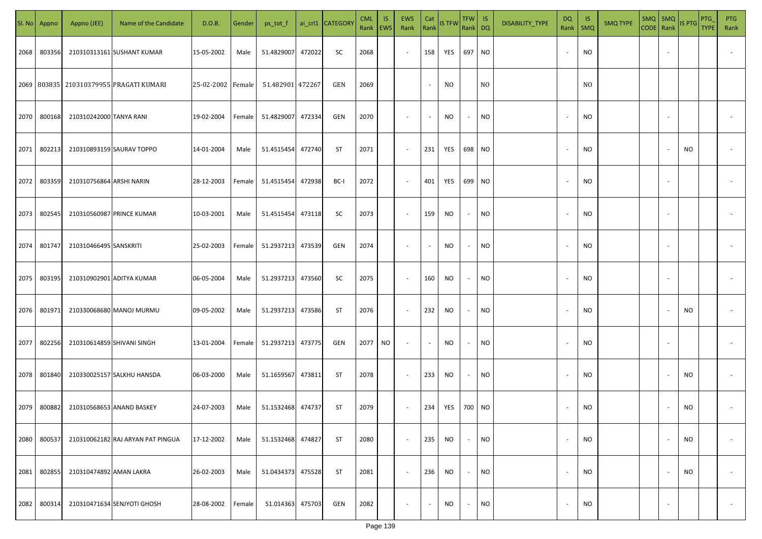| Sl. No | Appno | Appno (JEE) | Name of the Candidate | D.O.B. | Gender | ps_tot_f | ai_crl1 | CATEGORY | CML Rank | IS EWS | EWS Rank | Cat Rank | IS TFW | TFW Rank | IS DQ | DISABILITY_TYPE | DQ Rank | IS SMQ | SMQ TYPE | SMQ CODE | SMQ Rank | IS PTG | PTG_TYPE | PTG Rank |
|---|---|---|---|---|---|---|---|---|---|---|---|---|---|---|---|---|---|---|---|---|---|---|---|---|
| 2068 | 803356 | 210310313161 | SUSHANT KUMAR | 15-05-2002 | Male | 51.4829007 | 472022 | SC | 2068 | | - | 158 | YES | 697 | NO | | - | NO | | | - | | | - |
| 2069 | 803835 | 210310379955 | PRAGATI KUMARI | 25-02-2002 | Female | 51.482901 | 472267 | GEN | 2069 | | | - | NO | | NO | | | NO | | | | | | |
| 2070 | 800168 | 210310242000 | TANYA RANI | 19-02-2004 | Female | 51.4829007 | 472334 | GEN | 2070 | | - | - | NO | - | NO | | - | NO | | | - | | | - |
| 2071 | 802213 | 210310893159 | SAURAV TOPPO | 14-01-2004 | Male | 51.4515454 | 472740 | ST | 2071 | | - | 231 | YES | 698 | NO | | - | NO | | | - | NO | | - |
| 2072 | 803359 | 210310756864 | ARSHI NARIN | 28-12-2003 | Female | 51.4515454 | 472938 | BC-I | 2072 | | - | 401 | YES | 699 | NO | | - | NO | | | - | | | - |
| 2073 | 802545 | 210310560987 | PRINCE KUMAR | 10-03-2001 | Male | 51.4515454 | 473118 | SC | 2073 | | - | 159 | NO | - | NO | | - | NO | | | - | | | - |
| 2074 | 801747 | 210310466495 | SANSKRITI | 25-02-2003 | Female | 51.2937213 | 473539 | GEN | 2074 | | - | - | NO | - | NO | | - | NO | | | - | | | - |
| 2075 | 803195 | 210310902901 | ADITYA KUMAR | 06-05-2004 | Male | 51.2937213 | 473560 | SC | 2075 | | - | 160 | NO | - | NO | | - | NO | | | - | | | - |
| 2076 | 801971 | 210330068680 | MANOJ MURMU | 09-05-2002 | Male | 51.2937213 | 473586 | ST | 2076 | | - | 232 | NO | - | NO | | - | NO | | | - | NO | | - |
| 2077 | 802256 | 210310614859 | SHIVANI SINGH | 13-01-2004 | Female | 51.2937213 | 473775 | GEN | 2077 | NO | - | - | NO | - | NO | | - | NO | | | - | | | - |
| 2078 | 801840 | 210330025157 | SALKHU HANSDA | 06-03-2000 | Male | 51.1659567 | 473811 | ST | 2078 | | - | 233 | NO | - | NO | | - | NO | | | - | NO | | - |
| 2079 | 800882 | 210310568653 | ANAND BASKEY | 24-07-2003 | Male | 51.1532468 | 474737 | ST | 2079 | | - | 234 | YES | 700 | NO | | - | NO | | | - | NO | | - |
| 2080 | 800537 | 210310062182 | RAJ ARYAN PAT PINGUA | 17-12-2002 | Male | 51.1532468 | 474827 | ST | 2080 | | - | 235 | NO | - | NO | | - | NO | | | - | NO | | - |
| 2081 | 802855 | 210310474892 | AMAN LAKRA | 26-02-2003 | Male | 51.0434373 | 475528 | ST | 2081 | | - | 236 | NO | - | NO | | - | NO | | | - | NO | | - |
| 2082 | 800314 | 210310471634 | SENJYOTI GHOSH | 28-08-2002 | Female | 51.014363 | 475703 | GEN | 2082 | | - | - | NO | - | NO | | - | NO | | | - | | | - |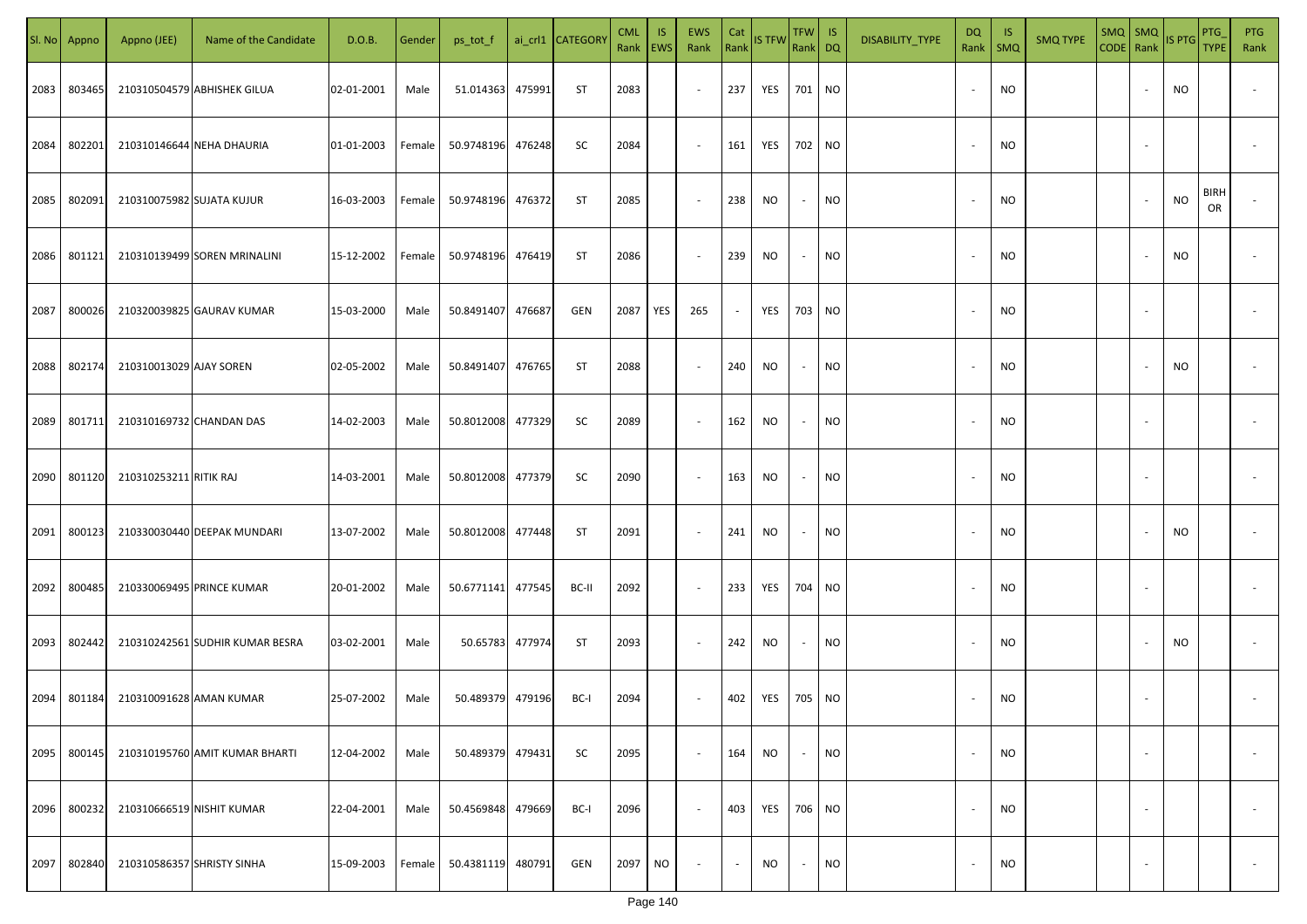| Sl. No | Appno | Appno (JEE) | Name of the Candidate | D.O.B. | Gender | ps_tot_f | ai_crl1 | CATEGORY | CML Rank | IS EWS | EWS Rank | Cat Rank | IS TFW | TFW Rank | IS DQ | DISABILITY_TYPE | DQ Rank | IS SMQ | SMQ TYPE | SMQ CODE | SMQ Rank | IS PTG | PTG_TYPE | PTG Rank |
|---|---|---|---|---|---|---|---|---|---|---|---|---|---|---|---|---|---|---|---|---|---|---|---|---|
| 2083 | 803465 | 210310504579 | ABHISHEK GILUA | 02-01-2001 | Male | 51.014363 | 475991 | ST | 2083 | | - | 237 | YES | 701 | NO | | - | NO | | | - | NO | | - |
| 2084 | 802201 | 210310146644 | NEHA DHAURIA | 01-01-2003 | Female | 50.9748196 | 476248 | SC | 2084 | | - | 161 | YES | 702 | NO | | - | NO | | | - | | | - |
| 2085 | 802091 | 210310075982 | SUJATA KUJUR | 16-03-2003 | Female | 50.9748196 | 476372 | ST | 2085 | | - | 238 | NO | - | NO | | - | NO | | | - | NO | BIRHOR | - |
| 2086 | 801121 | 210310139499 | SOREN MRINALINI | 15-12-2002 | Female | 50.9748196 | 476419 | ST | 2086 | | - | 239 | NO | - | NO | | - | NO | | | - | NO | | - |
| 2087 | 800026 | 210320039825 | GAURAV KUMAR | 15-03-2000 | Male | 50.8491407 | 476687 | GEN | 2087 | YES | 265 | - | YES | 703 | NO | | - | NO | | | - | | | - |
| 2088 | 802174 | 210310013029 | AJAY SOREN | 02-05-2002 | Male | 50.8491407 | 476765 | ST | 2088 | | - | 240 | NO | - | NO | | - | NO | | | - | NO | | - |
| 2089 | 801711 | 210310169732 | CHANDAN DAS | 14-02-2003 | Male | 50.8012008 | 477329 | SC | 2089 | | - | 162 | NO | - | NO | | - | NO | | | - | | | - |
| 2090 | 801120 | 210310253211 | RITIK RAJ | 14-03-2001 | Male | 50.8012008 | 477379 | SC | 2090 | | - | 163 | NO | - | NO | | - | NO | | | - | | | - |
| 2091 | 800123 | 210330030440 | DEEPAK MUNDARI | 13-07-2002 | Male | 50.8012008 | 477448 | ST | 2091 | | - | 241 | NO | - | NO | | - | NO | | | - | NO | | - |
| 2092 | 800485 | 210330069495 | PRINCE KUMAR | 20-01-2002 | Male | 50.6771141 | 477545 | BC-II | 2092 | | - | 233 | YES | 704 | NO | | - | NO | | | - | | | - |
| 2093 | 802442 | 210310242561 | SUDHIR KUMAR BESRA | 03-02-2001 | Male | 50.65783 | 477974 | ST | 2093 | | - | 242 | NO | - | NO | | - | NO | | | - | NO | | - |
| 2094 | 801184 | 210310091628 | AMAN KUMAR | 25-07-2002 | Male | 50.489379 | 479196 | BC-I | 2094 | | - | 402 | YES | 705 | NO | | - | NO | | | - | | | - |
| 2095 | 800145 | 210310195760 | AMIT KUMAR BHARTI | 12-04-2002 | Male | 50.489379 | 479431 | SC | 2095 | | - | 164 | NO | - | NO | | - | NO | | | - | | | - |
| 2096 | 800232 | 210310666519 | NISHIT KUMAR | 22-04-2001 | Male | 50.4569848 | 479669 | BC-I | 2096 | | - | 403 | YES | 706 | NO | | - | NO | | | - | | | - |
| 2097 | 802840 | 210310586357 | SHRISTY SINHA | 15-09-2003 | Female | 50.4381119 | 480791 | GEN | 2097 | NO | - | - | NO | - | NO | | - | NO | | | - | | | - |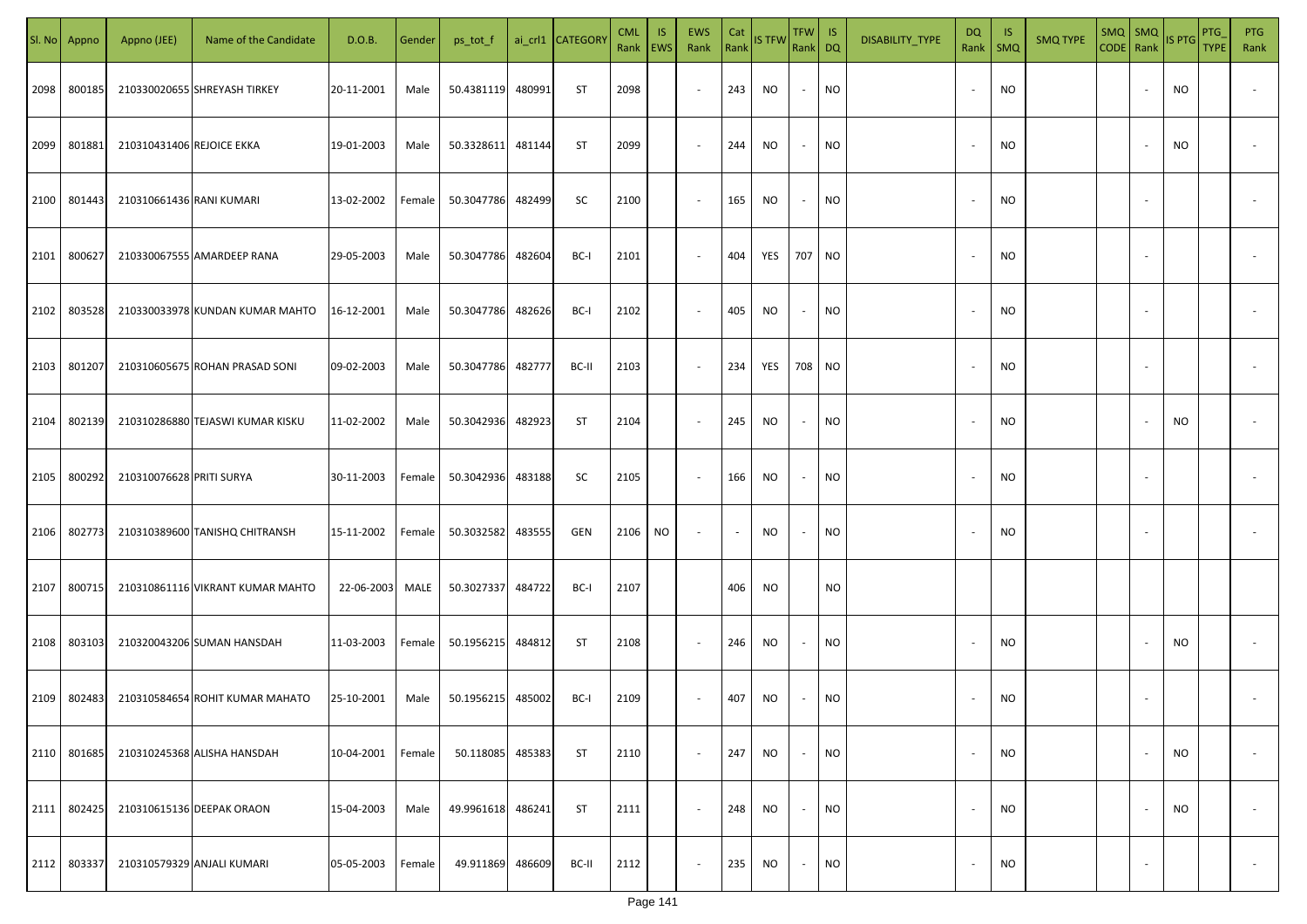| Sl. No | Appno | Appno (JEE) | Name of the Candidate | D.O.B. | Gender | ps_tot_f | ai_crl1 | CATEGORY | CML Rank | IS EWS | EWS Rank | Cat Rank | IS TFW | TFW Rank | IS DQ | DISABILITY_TYPE | DQ Rank | IS SMQ | SMQ TYPE | SMQ CODE | SMQ Rank | IS PTG | PTG_TYPE | PTG Rank |
|---|---|---|---|---|---|---|---|---|---|---|---|---|---|---|---|---|---|---|---|---|---|---|---|---|
| 2098 | 800185 | 210330020655 | SHREYASH TIRKEY | 20-11-2001 | Male | 50.4381119 | 480991 | ST | 2098 | | - | 243 | NO | - | NO | | - | NO | | | - | NO | | - |
| 2099 | 801881 | 210310431406 | REJOICE EKKA | 19-01-2003 | Male | 50.3328611 | 481144 | ST | 2099 | | - | 244 | NO | - | NO | | - | NO | | | - | NO | | - |
| 2100 | 801443 | 210310661436 | RANI KUMARI | 13-02-2002 | Female | 50.3047786 | 482499 | SC | 2100 | | - | 165 | NO | - | NO | | - | NO | | | - | | | - |
| 2101 | 800627 | 210330067555 | AMARDEEP RANA | 29-05-2003 | Male | 50.3047786 | 482604 | BC-I | 2101 | | - | 404 | YES | 707 | NO | | - | NO | | | - | | | - |
| 2102 | 803528 | 210330033978 | KUNDAN KUMAR MAHTO | 16-12-2001 | Male | 50.3047786 | 482626 | BC-I | 2102 | | - | 405 | NO | - | NO | | - | NO | | | - | | | - |
| 2103 | 801207 | 210310605675 | ROHAN PRASAD SONI | 09-02-2003 | Male | 50.3047786 | 482777 | BC-II | 2103 | | - | 234 | YES | 708 | NO | | - | NO | | | - | | | - |
| 2104 | 802139 | 210310286880 | TEJASWI KUMAR KISKU | 11-02-2002 | Male | 50.3042936 | 482923 | ST | 2104 | | - | 245 | NO | - | NO | | - | NO | | | - | NO | | - |
| 2105 | 800292 | 210310076628 | PRITI SURYA | 30-11-2003 | Female | 50.3042936 | 483188 | SC | 2105 | | - | 166 | NO | - | NO | | - | NO | | | - | | | - |
| 2106 | 802773 | 210310389600 | TANISHQ CHITRANSH | 15-11-2002 | Female | 50.3032582 | 483555 | GEN | 2106 | NO | - | - | NO | - | NO | | - | NO | | | - | | | - |
| 2107 | 800715 | 210310861116 | VIKRANT KUMAR MAHTO | 22-06-2003 | MALE | 50.3027337 | 484722 | BC-I | 2107 | | | 406 | NO | | NO | | | | | | | | | |
| 2108 | 803103 | 210320043206 | SUMAN HANSDAH | 11-03-2003 | Female | 50.1956215 | 484812 | ST | 2108 | | - | 246 | NO | - | NO | | - | NO | | | - | NO | | - |
| 2109 | 802483 | 210310584654 | ROHIT KUMAR MAHATO | 25-10-2001 | Male | 50.1956215 | 485002 | BC-I | 2109 | | - | 407 | NO | - | NO | | - | NO | | | - | | | - |
| 2110 | 801685 | 210310245368 | ALISHA HANSDAH | 10-04-2001 | Female | 50.118085 | 485383 | ST | 2110 | | - | 247 | NO | - | NO | | - | NO | | | - | NO | | - |
| 2111 | 802425 | 210310615136 | DEEPAK ORAON | 15-04-2003 | Male | 49.9961618 | 486241 | ST | 2111 | | - | 248 | NO | - | NO | | - | NO | | | - | NO | | - |
| 2112 | 803337 | 210310579329 | ANJALI KUMARI | 05-05-2003 | Female | 49.911869 | 486609 | BC-II | 2112 | | - | 235 | NO | - | NO | | - | NO | | | - | | | - |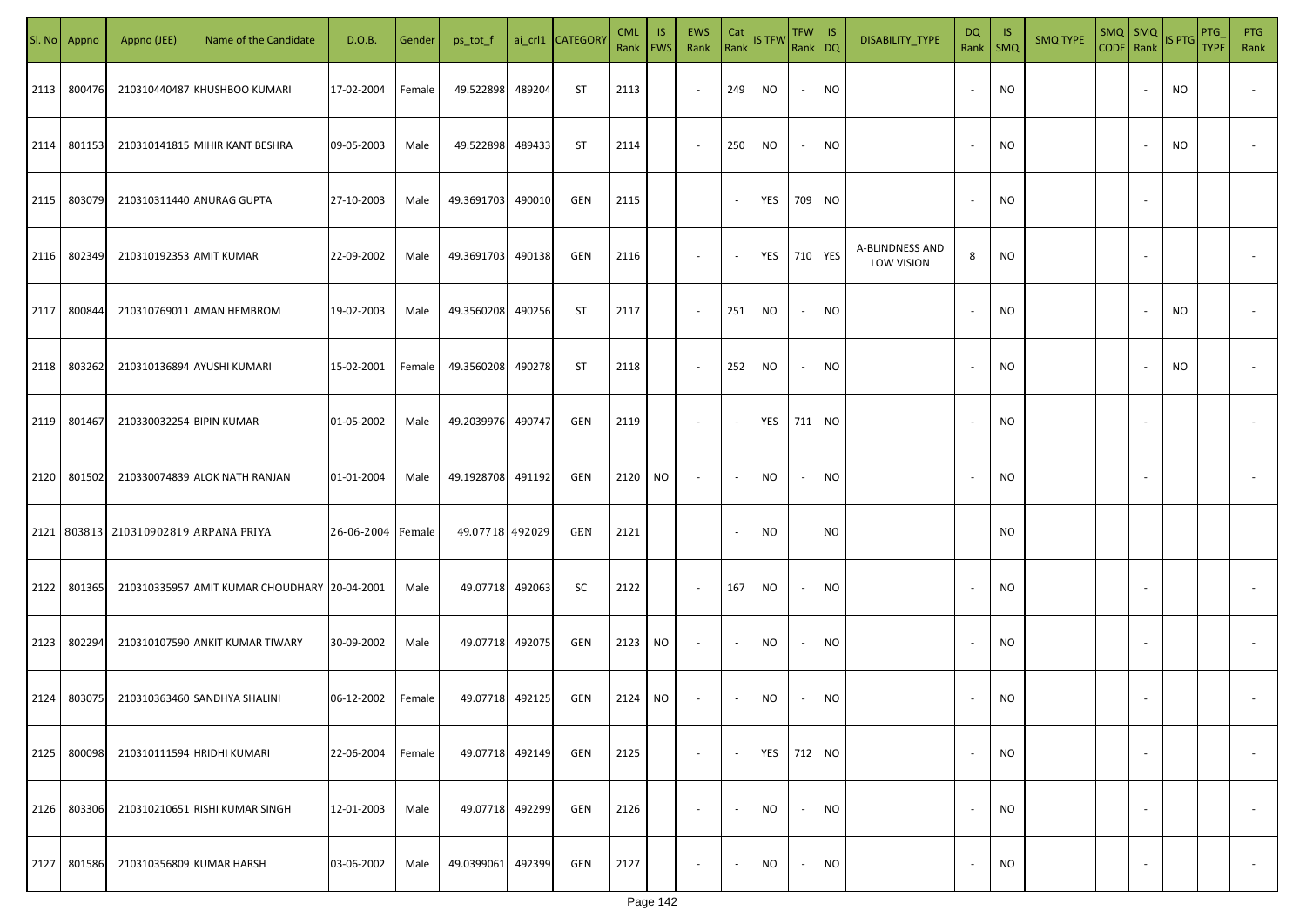| Sl. No | Appno | Appno (JEE) | Name of the Candidate | D.O.B. | Gender | ps_tot_f | ai_crl1 | CATEGORY | CML Rank | IS EWS | EWS Rank | Cat Rank | IS TFW | TFW Rank | IS DQ | DISABILITY_TYPE | DQ Rank | IS SMQ | SMQ TYPE | SMQ CODE | SMQ Rank | IS PTG | PTG_TYPE | PTG Rank |
|---|---|---|---|---|---|---|---|---|---|---|---|---|---|---|---|---|---|---|---|---|---|---|---|---|
| 2113 | 800476 | 210310440487 | KHUSHBOO KUMARI | 17-02-2004 | Female | 49.522898 | 489204 | ST | 2113 | | - | 249 | NO | - | NO | | - | NO | | | - | NO | | - |
| 2114 | 801153 | 210310141815 | MIHIR KANT BESHRA | 09-05-2003 | Male | 49.522898 | 489433 | ST | 2114 | | - | 250 | NO | - | NO | | - | NO | | | - | NO | | - |
| 2115 | 803079 | 210310311440 | ANURAG GUPTA | 27-10-2003 | Male | 49.3691703 | 490010 | GEN | 2115 | | | - | YES | 709 | NO | | - | NO | | | - | | | |
| 2116 | 802349 | 210310192353 | AMIT KUMAR | 22-09-2002 | Male | 49.3691703 | 490138 | GEN | 2116 | | - | - | YES | 710 | YES | A-BLINDNESS AND LOW VISION | 8 | NO | | | - | | | - |
| 2117 | 800844 | 210310769011 | AMAN HEMBROM | 19-02-2003 | Male | 49.3560208 | 490256 | ST | 2117 | | - | 251 | NO | - | NO | | - | NO | | | - | NO | | - |
| 2118 | 803262 | 210310136894 | AYUSHI KUMARI | 15-02-2001 | Female | 49.3560208 | 490278 | ST | 2118 | | - | 252 | NO | - | NO | | - | NO | | | - | NO | | - |
| 2119 | 801467 | 210330032254 | BIPIN KUMAR | 01-05-2002 | Male | 49.2039976 | 490747 | GEN | 2119 | | - | - | YES | 711 | NO | | - | NO | | | - | | | - |
| 2120 | 801502 | 210330074839 | ALOK NATH RANJAN | 01-01-2004 | Male | 49.1928708 | 491192 | GEN | 2120 | NO | - | - | NO | - | NO | | - | NO | | | - | | | - |
| 2121 | 803813 | 210310902819 | ARPANA PRIYA | 26-06-2004 | Female | 49.07718 | 492029 | GEN | 2121 | | | - | NO | | NO | | | NO | | | | | | |
| 2122 | 801365 | 210310335957 | AMIT KUMAR CHOUDHARY | 20-04-2001 | Male | 49.07718 | 492063 | SC | 2122 | | - | 167 | NO | - | NO | | - | NO | | | - | | | - |
| 2123 | 802294 | 210310107590 | ANKIT KUMAR TIWARY | 30-09-2002 | Male | 49.07718 | 492075 | GEN | 2123 | NO | - | - | NO | - | NO | | - | NO | | | - | | | - |
| 2124 | 803075 | 210310363460 | SANDHYA SHALINI | 06-12-2002 | Female | 49.07718 | 492125 | GEN | 2124 | NO | - | - | NO | - | NO | | - | NO | | | - | | | - |
| 2125 | 800098 | 210310111594 | HRIDHI KUMARI | 22-06-2004 | Female | 49.07718 | 492149 | GEN | 2125 | | - | - | YES | 712 | NO | | - | NO | | | - | | | - |
| 2126 | 803306 | 210310210651 | RISHI KUMAR SINGH | 12-01-2003 | Male | 49.07718 | 492299 | GEN | 2126 | | - | - | NO | - | NO | | - | NO | | | - | | | - |
| 2127 | 801586 | 210310356809 | KUMAR HARSH | 03-06-2002 | Male | 49.0399061 | 492399 | GEN | 2127 | | - | - | NO | - | NO | | - | NO | | | - | | | - |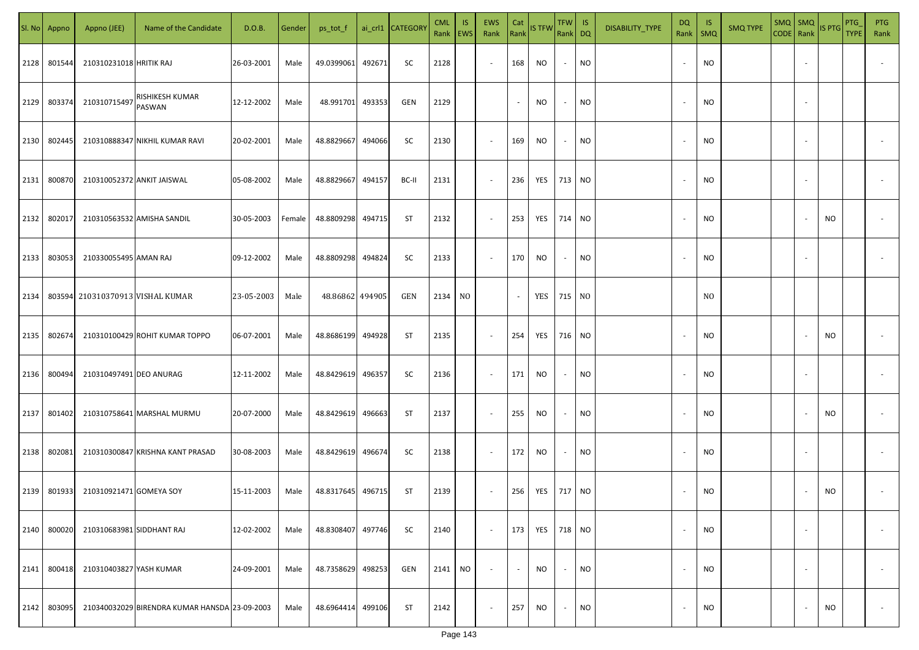| Sl. No | Appno | Appno (JEE) | Name of the Candidate | D.O.B. | Gender | ps_tot_f | ai_crl1 | CATEGORY | CML Rank | IS EWS | EWS Rank | Cat Rank | IS TFW | TFW Rank | IS DQ | DISABILITY_TYPE | DQ Rank | IS SMQ | SMQ TYPE | SMQ CODE | SMQ Rank | IS PTG | PTG_TYPE | PTG Rank |
|---|---|---|---|---|---|---|---|---|---|---|---|---|---|---|---|---|---|---|---|---|---|---|---|---|
| 2128 | 801544 | 210310231018 | HRITIK RAJ | 26-03-2001 | Male | 49.0399061 | 492671 | SC | 2128 | | - | 168 | NO | - | NO | | - | NO | | | - | | | - |
| 2129 | 803374 | 210310715497 | RISHIKESH KUMAR PASWAN | 12-12-2002 | Male | 48.991701 | 493353 | GEN | 2129 | | | - | NO | - | NO | | - | NO | | | - | | | |
| 2130 | 802445 | 210310888347 | NIKHIL KUMAR RAVI | 20-02-2001 | Male | 48.8829667 | 494066 | SC | 2130 | | - | 169 | NO | - | NO | | - | NO | | | - | | | - |
| 2131 | 800870 | 210310052372 | ANKIT JAISWAL | 05-08-2002 | Male | 48.8829667 | 494157 | BC-II | 2131 | | - | 236 | YES | 713 | NO | | - | NO | | | - | | | - |
| 2132 | 802017 | 210310563532 | AMISHA SANDIL | 30-05-2003 | Female | 48.8809298 | 494715 | ST | 2132 | | - | 253 | YES | 714 | NO | | - | NO | | | - | NO | | - |
| 2133 | 803053 | 210330055495 | AMAN RAJ | 09-12-2002 | Male | 48.8809298 | 494824 | SC | 2133 | | - | 170 | NO | - | NO | | - | NO | | | - | | | - |
| 2134 | 803594 | 210310370913 | VISHAL KUMAR | 23-05-2003 | Male | 48.86862 | 494905 | GEN | 2134 | NO | | - | YES | 715 | NO | | | NO | | | | | | |
| 2135 | 802674 | 210310100429 | ROHIT KUMAR TOPPO | 06-07-2001 | Male | 48.8686199 | 494928 | ST | 2135 | | - | 254 | YES | 716 | NO | | - | NO | | | - | NO | | - |
| 2136 | 800494 | 210310497491 | DEO ANURAG | 12-11-2002 | Male | 48.8429619 | 496357 | SC | 2136 | | - | 171 | NO | - | NO | | - | NO | | | - | | | - |
| 2137 | 801402 | 210310758641 | MARSHAL MURMU | 20-07-2000 | Male | 48.8429619 | 496663 | ST | 2137 | | - | 255 | NO | - | NO | | - | NO | | | - | NO | | - |
| 2138 | 802081 | 210310300847 | KRISHNA KANT PRASAD | 30-08-2003 | Male | 48.8429619 | 496674 | SC | 2138 | | - | 172 | NO | - | NO | | - | NO | | | - | | | - |
| 2139 | 801933 | 210310921471 | GOMEYA SOY | 15-11-2003 | Male | 48.8317645 | 496715 | ST | 2139 | | - | 256 | YES | 717 | NO | | - | NO | | | - | NO | | - |
| 2140 | 800020 | 210310683981 | SIDDHANT RAJ | 12-02-2002 | Male | 48.8308407 | 497746 | SC | 2140 | | - | 173 | YES | 718 | NO | | - | NO | | | - | | | - |
| 2141 | 800418 | 210310403827 | YASH KUMAR | 24-09-2001 | Male | 48.7358629 | 498253 | GEN | 2141 | NO | - | - | NO | - | NO | | - | NO | | | - | | | - |
| 2142 | 803095 | 210340032029 | BIRENDRA KUMAR HANSDA | 23-09-2003 | Male | 48.6964414 | 499106 | ST | 2142 | | - | 257 | NO | - | NO | | - | NO | | | - | NO | | - |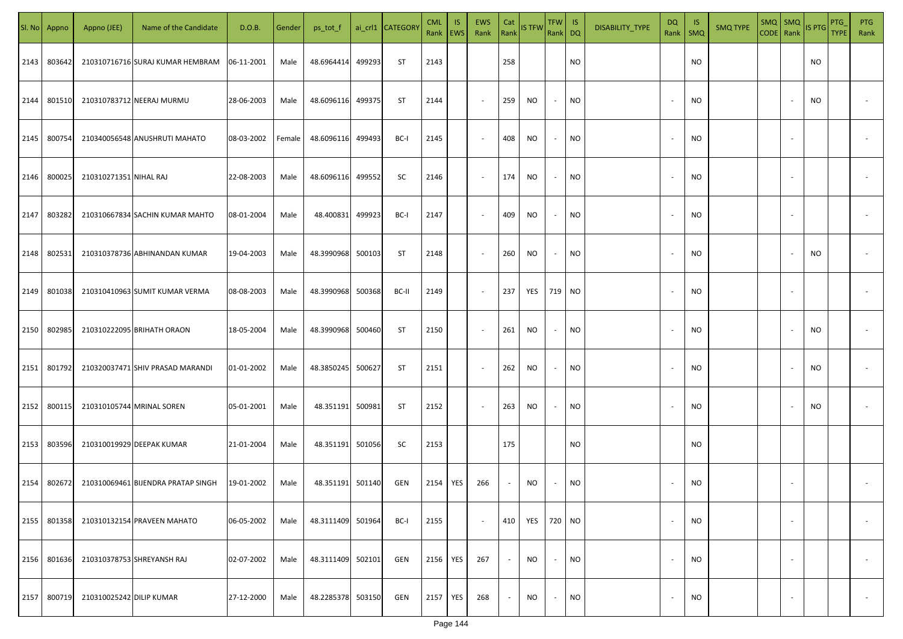| Sl. No | Appno | Appno (JEE) | Name of the Candidate | D.O.B. | Gender | ps_tot_f | ai_crl1 | CATEGORY | CML Rank | IS EWS | EWS Rank | Cat Rank | IS TFW | TFW Rank | IS DQ | DISABILITY_TYPE | DQ Rank | IS SMQ | SMQ TYPE | SMQ CODE | SMQ Rank | IS PTG | PTG_TYPE | PTG Rank |
|---|---|---|---|---|---|---|---|---|---|---|---|---|---|---|---|---|---|---|---|---|---|---|---|---|
| 2143 | 803642 | 210310716716 | SURAJ KUMAR HEMBRAM | 06-11-2001 | Male | 48.6964414 | 499293 | ST | 2143 | | | 258 | | | NO | | | NO | | | | NO | | |
| 2144 | 801510 | 210310783712 | NEERAJ MURMU | 28-06-2003 | Male | 48.6096116 | 499375 | ST | 2144 | | - | 259 | NO | - | NO | | - | NO | | | - | NO | | - |
| 2145 | 800754 | 210340056548 | ANUSHRUTI MAHATO | 08-03-2002 | Female | 48.6096116 | 499493 | BC-I | 2145 | | - | 408 | NO | - | NO | | - | NO | | | - | | | - |
| 2146 | 800025 | 210310271351 | NIHAL RAJ | 22-08-2003 | Male | 48.6096116 | 499552 | SC | 2146 | | - | 174 | NO | - | NO | | - | NO | | | - | | | - |
| 2147 | 803282 | 210310667834 | SACHIN KUMAR MAHTO | 08-01-2004 | Male | 48.400831 | 499923 | BC-I | 2147 | | - | 409 | NO | - | NO | | - | NO | | | - | | | - |
| 2148 | 802531 | 210310378736 | ABHINANDAN KUMAR | 19-04-2003 | Male | 48.3990968 | 500103 | ST | 2148 | | - | 260 | NO | - | NO | | - | NO | | | - | NO | | - |
| 2149 | 801038 | 210310410963 | SUMIT KUMAR VERMA | 08-08-2003 | Male | 48.3990968 | 500368 | BC-II | 2149 | | - | 237 | YES | 719 | NO | | - | NO | | | - | | | - |
| 2150 | 802985 | 210310222095 | BRIHATH ORAON | 18-05-2004 | Male | 48.3990968 | 500460 | ST | 2150 | | - | 261 | NO | - | NO | | - | NO | | | - | NO | | - |
| 2151 | 801792 | 210320037471 | SHIV PRASAD MARANDI | 01-01-2002 | Male | 48.3850245 | 500627 | ST | 2151 | | - | 262 | NO | - | NO | | - | NO | | | - | NO | | - |
| 2152 | 800115 | 210310105744 | MRINAL SOREN | 05-01-2001 | Male | 48.351191 | 500981 | ST | 2152 | | - | 263 | NO | - | NO | | - | NO | | | - | NO | | - |
| 2153 | 803596 | 210310019929 | DEEPAK KUMAR | 21-01-2004 | Male | 48.351191 | 501056 | SC | 2153 | | | 175 | | | NO | | | NO | | | | | | |
| 2154 | 802672 | 210310069461 | BIJENDRA PRATAP SINGH | 19-01-2002 | Male | 48.351191 | 501140 | GEN | 2154 | YES | 266 | - | NO | - | NO | | - | NO | | | - | | | - |
| 2155 | 801358 | 210310132154 | PRAVEEN MAHATO | 06-05-2002 | Male | 48.3111409 | 501964 | BC-I | 2155 | | - | 410 | YES | 720 | NO | | - | NO | | | - | | | - |
| 2156 | 801636 | 210310378753 | SHREYANSH RAJ | 02-07-2002 | Male | 48.3111409 | 502101 | GEN | 2156 | YES | 267 | - | NO | - | NO | | - | NO | | | - | | | - |
| 2157 | 800719 | 210310025242 | DILIP KUMAR | 27-12-2000 | Male | 48.2285378 | 503150 | GEN | 2157 | YES | 268 | - | NO | - | NO | | - | NO | | | - | | | - |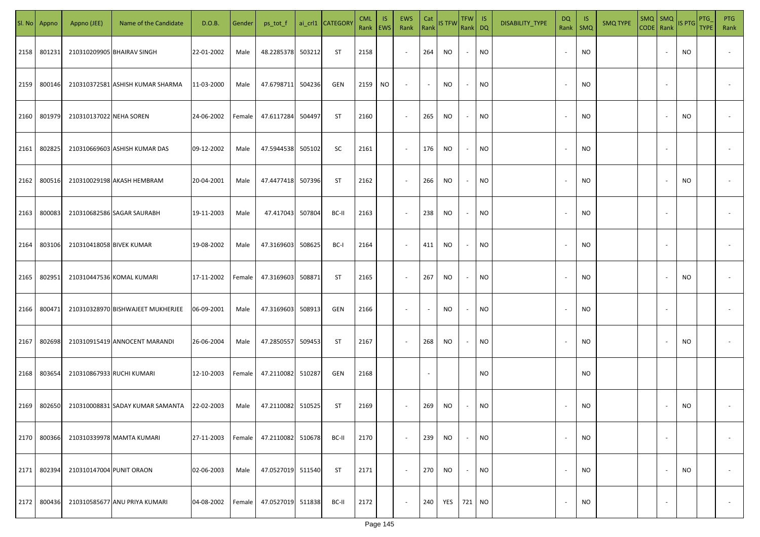| Sl. No | Appno | Appno (JEE) | Name of the Candidate | D.O.B. | Gender | ps_tot_f | ai_crl1 | CATEGORY | CML Rank | IS EWS | EWS Rank | Cat Rank | IS TFW | TFW Rank | IS DQ | DISABILITY_TYPE | DQ Rank | IS SMQ | SMQ TYPE | SMQ CODE | SMQ Rank | IS PTG | PTG_TYPE | PTG Rank |
|---|---|---|---|---|---|---|---|---|---|---|---|---|---|---|---|---|---|---|---|---|---|---|---|---|
| 2158 | 801231 | 210310209905 | BHAIRAV SINGH | 22-01-2002 | Male | 48.2285378 | 503212 | ST | 2158 | | - | 264 | NO | - | NO | | - | NO | | | - | NO | | - |
| 2159 | 800146 | 210310372581 | ASHISH KUMAR SHARMA | 11-03-2000 | Male | 47.6798711 | 504236 | GEN | 2159 | NO | - | - | NO | - | NO | | - | NO | | | - | | | - |
| 2160 | 801979 | 210310137022 | NEHA SOREN | 24-06-2002 | Female | 47.6117284 | 504497 | ST | 2160 | | - | 265 | NO | - | NO | | - | NO | | | - | NO | | - |
| 2161 | 802825 | 210310669603 | ASHISH KUMAR DAS | 09-12-2002 | Male | 47.5944538 | 505102 | SC | 2161 | | - | 176 | NO | - | NO | | - | NO | | | - | | | - |
| 2162 | 800516 | 210310029198 | AKASH HEMBRAM | 20-04-2001 | Male | 47.4477418 | 507396 | ST | 2162 | | - | 266 | NO | - | NO | | - | NO | | | - | NO | | - |
| 2163 | 800083 | 210310682586 | SAGAR SAURABH | 19-11-2003 | Male | 47.417043 | 507804 | BC-II | 2163 | | - | 238 | NO | - | NO | | - | NO | | | - | | | - |
| 2164 | 803106 | 210310418058 | BIVEK KUMAR | 19-08-2002 | Male | 47.3169603 | 508625 | BC-I | 2164 | | - | 411 | NO | - | NO | | - | NO | | | - | | | - |
| 2165 | 802951 | 210310447536 | KOMAL KUMARI | 17-11-2002 | Female | 47.3169603 | 508871 | ST | 2165 | | - | 267 | NO | - | NO | | - | NO | | | - | NO | | - |
| 2166 | 800471 | 210310328970 | BISHWAJEET MUKHERJEE | 06-09-2001 | Male | 47.3169603 | 508913 | GEN | 2166 | | - | - | NO | - | NO | | - | NO | | | - | | | - |
| 2167 | 802698 | 210310915419 | ANNOCENT MARANDI | 26-06-2004 | Male | 47.2850557 | 509453 | ST | 2167 | | - | 268 | NO | - | NO | | - | NO | | | - | NO | | - |
| 2168 | 803654 | 210310867933 | RUCHI KUMARI | 12-10-2003 | Female | 47.2110082 | 510287 | GEN | 2168 | | | - | | | NO | | | NO | | | | | | |
| 2169 | 802650 | 210310008831 | SADAY KUMAR SAMANTA | 22-02-2003 | Male | 47.2110082 | 510525 | ST | 2169 | | - | 269 | NO | - | NO | | - | NO | | | - | NO | | - |
| 2170 | 800366 | 210310339978 | MAMTA KUMARI | 27-11-2003 | Female | 47.2110082 | 510678 | BC-II | 2170 | | - | 239 | NO | - | NO | | - | NO | | | - | | | - |
| 2171 | 802394 | 210310147004 | PUNIT ORAON | 02-06-2003 | Male | 47.0527019 | 511540 | ST | 2171 | | - | 270 | NO | - | NO | | - | NO | | | - | NO | | - |
| 2172 | 800436 | 210310585677 | ANU PRIYA KUMARI | 04-08-2002 | Female | 47.0527019 | 511838 | BC-II | 2172 | | - | 240 | YES | 721 | NO | | - | NO | | | - | | | - |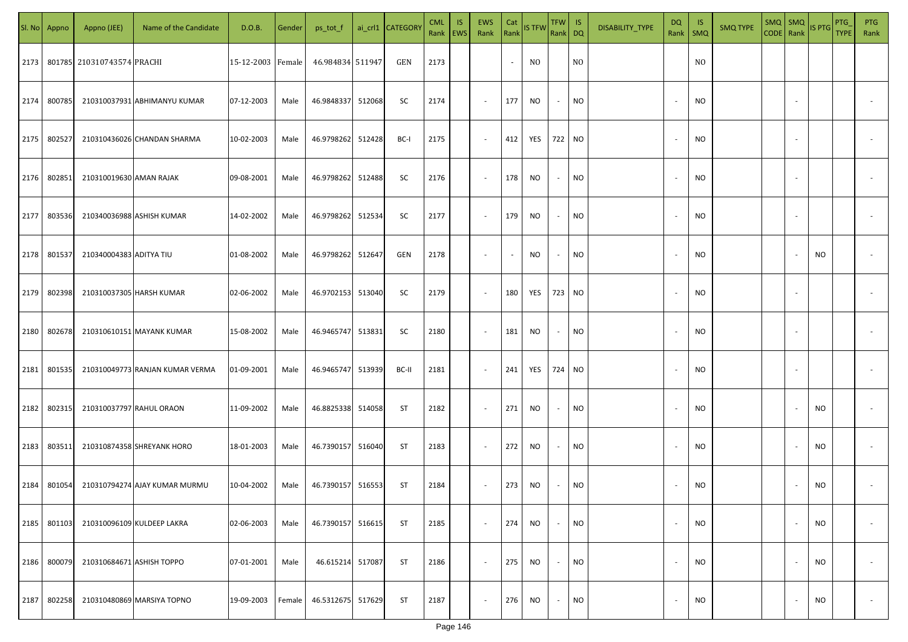| Sl. No | Appno | Appno (JEE) | Name of the Candidate | D.O.B. | Gender | ps_tot_f | ai_crl1 | CATEGORY | CML Rank | IS EWS | EWS Rank | Cat Rank | IS TFW | TFW Rank | IS DQ | DISABILITY_TYPE | DQ Rank | IS SMQ | SMQ TYPE | SMQ CODE | SMQ Rank | IS PTG | PTG_TYPE | PTG Rank |
|---|---|---|---|---|---|---|---|---|---|---|---|---|---|---|---|---|---|---|---|---|---|---|---|---|
| 2173 | 801785 | 210310743574 | PRACHI | 15-12-2003 | Female | 46.984834 | 511947 | GEN | 2173 | | | - | NO | | NO | | | NO | | | | | | |
| 2174 | 800785 | 210310037931 | ABHIMANYU KUMAR | 07-12-2003 | Male | 46.9848337 | 512068 | SC | 2174 | | - | 177 | NO | - | NO | | - | NO | | | - | | | - |
| 2175 | 802527 | 210310436026 | CHANDAN SHARMA | 10-02-2003 | Male | 46.9798262 | 512428 | BC-I | 2175 | | - | 412 | YES | 722 | NO | | - | NO | | | - | | | - |
| 2176 | 802851 | 210310019630 | AMAN RAJAK | 09-08-2001 | Male | 46.9798262 | 512488 | SC | 2176 | | - | 178 | NO | - | NO | | - | NO | | | - | | | - |
| 2177 | 803536 | 210340036988 | ASHISH KUMAR | 14-02-2002 | Male | 46.9798262 | 512534 | SC | 2177 | | - | 179 | NO | - | NO | | - | NO | | | - | | | - |
| 2178 | 801537 | 210340004383 | ADITYA TIU | 01-08-2002 | Male | 46.9798262 | 512647 | GEN | 2178 | | - | - | NO | - | NO | | - | NO | | | - | NO | | - |
| 2179 | 802398 | 210310037305 | HARSH KUMAR | 02-06-2002 | Male | 46.9702153 | 513040 | SC | 2179 | | - | 180 | YES | 723 | NO | | - | NO | | | - | | | - |
| 2180 | 802678 | 210310610151 | MAYANK KUMAR | 15-08-2002 | Male | 46.9465747 | 513831 | SC | 2180 | | - | 181 | NO | - | NO | | - | NO | | | - | | | - |
| 2181 | 801535 | 210310049773 | RANJAN KUMAR VERMA | 01-09-2001 | Male | 46.9465747 | 513939 | BC-II | 2181 | | - | 241 | YES | 724 | NO | | - | NO | | | - | | | - |
| 2182 | 802315 | 210310037797 | RAHUL ORAON | 11-09-2002 | Male | 46.8825338 | 514058 | ST | 2182 | | - | 271 | NO | - | NO | | - | NO | | | - | NO | | - |
| 2183 | 803511 | 210310874358 | SHREYANK HORO | 18-01-2003 | Male | 46.7390157 | 516040 | ST | 2183 | | - | 272 | NO | - | NO | | - | NO | | | - | NO | | - |
| 2184 | 801054 | 210310794274 | AJAY KUMAR MURMU | 10-04-2002 | Male | 46.7390157 | 516553 | ST | 2184 | | - | 273 | NO | - | NO | | - | NO | | | - | NO | | - |
| 2185 | 801103 | 210310096109 | KULDEEP LAKRA | 02-06-2003 | Male | 46.7390157 | 516615 | ST | 2185 | | - | 274 | NO | - | NO | | - | NO | | | - | NO | | - |
| 2186 | 800079 | 210310684671 | ASHISH TOPPO | 07-01-2001 | Male | 46.615214 | 517087 | ST | 2186 | | - | 275 | NO | - | NO | | - | NO | | | - | NO | | - |
| 2187 | 802258 | 210310480869 | MARSIYA TOPNO | 19-09-2003 | Female | 46.5312675 | 517629 | ST | 2187 | | - | 276 | NO | - | NO | | - | NO | | | - | NO | | - |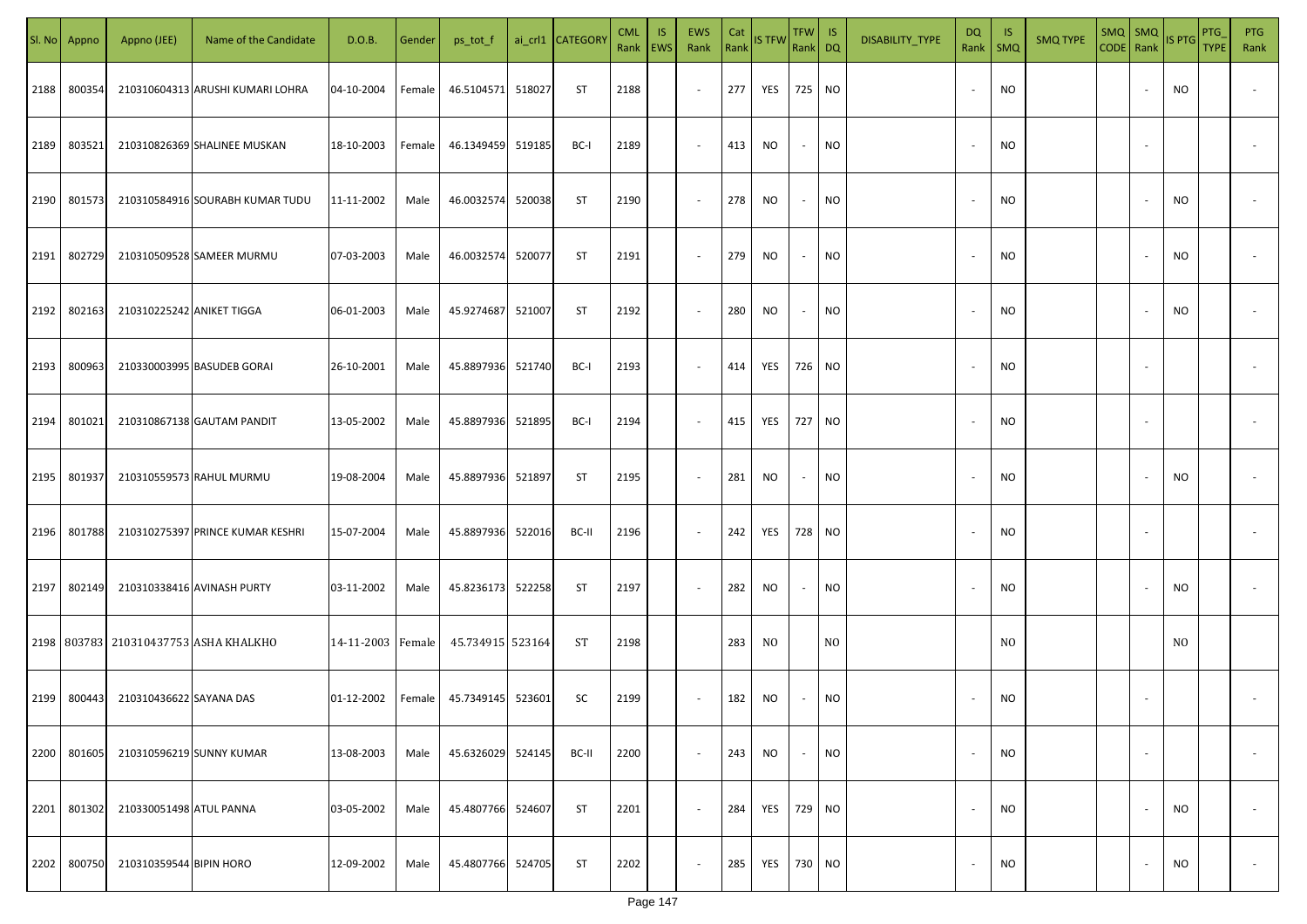| Sl. No | Appno | Appno (JEE) | Name of the Candidate | D.O.B. | Gender | ps_tot_f | ai_crl1 | CATEGORY | CML Rank | IS EWS | EWS Rank | Cat Rank | IS TFW | TFW Rank | IS DQ | DISABILITY_TYPE | DQ Rank | IS SMQ | SMQ TYPE | SMQ CODE | SMQ Rank | IS PTG | PTG_TYPE | PTG Rank |
|---|---|---|---|---|---|---|---|---|---|---|---|---|---|---|---|---|---|---|---|---|---|---|---|---|
| 2188 | 800354 | 210310604313 | ARUSHI KUMARI LOHRA | 04-10-2004 | Female | 46.5104571 | 518027 | ST | 2188 | | - | 277 | YES | 725 | NO | | - | NO | | | - | NO | | - |
| 2189 | 803521 | 210310826369 | SHALINEE MUSKAN | 18-10-2003 | Female | 46.1349459 | 519185 | BC-I | 2189 | | - | 413 | NO | - | NO | | - | NO | | | - | | | - |
| 2190 | 801573 | 210310584916 | SOURABH KUMAR TUDU | 11-11-2002 | Male | 46.0032574 | 520038 | ST | 2190 | | - | 278 | NO | - | NO | | - | NO | | | - | NO | | - |
| 2191 | 802729 | 210310509528 | SAMEER MURMU | 07-03-2003 | Male | 46.0032574 | 520077 | ST | 2191 | | - | 279 | NO | - | NO | | - | NO | | | - | NO | | - |
| 2192 | 802163 | 210310225242 | ANIKET TIGGA | 06-01-2003 | Male | 45.9274687 | 521007 | ST | 2192 | | - | 280 | NO | - | NO | | - | NO | | | - | NO | | - |
| 2193 | 800963 | 210330003995 | BASUDEB GORAI | 26-10-2001 | Male | 45.8897936 | 521740 | BC-I | 2193 | | - | 414 | YES | 726 | NO | | - | NO | | | - | | | - |
| 2194 | 801021 | 210310867138 | GAUTAM PANDIT | 13-05-2002 | Male | 45.8897936 | 521895 | BC-I | 2194 | | - | 415 | YES | 727 | NO | | - | NO | | | - | | | - |
| 2195 | 801937 | 210310559573 | RAHUL MURMU | 19-08-2004 | Male | 45.8897936 | 521897 | ST | 2195 | | - | 281 | NO | - | NO | | - | NO | | | - | NO | | - |
| 2196 | 801788 | 210310275397 | PRINCE KUMAR KESHRI | 15-07-2004 | Male | 45.8897936 | 522016 | BC-II | 2196 | | - | 242 | YES | 728 | NO | | - | NO | | | - | | | - |
| 2197 | 802149 | 210310338416 | AVINASH PURTY | 03-11-2002 | Male | 45.8236173 | 522258 | ST | 2197 | | - | 282 | NO | - | NO | | - | NO | | | - | NO | | - |
| 2198 | 803783 | 210310437753 | ASHA KHALKHO | 14-11-2003 | Female | 45.734915 | 523164 | ST | 2198 | | | 283 | NO | | NO | | | NO | | | | NO | | |
| 2199 | 800443 | 210310436622 | SAYANA DAS | 01-12-2002 | Female | 45.7349145 | 523601 | SC | 2199 | | - | 182 | NO | - | NO | | - | NO | | | - | | | - |
| 2200 | 801605 | 210310596219 | SUNNY KUMAR | 13-08-2003 | Male | 45.6326029 | 524145 | BC-II | 2200 | | - | 243 | NO | - | NO | | - | NO | | | - | | | - |
| 2201 | 801302 | 210330051498 | ATUL PANNA | 03-05-2002 | Male | 45.4807766 | 524607 | ST | 2201 | | - | 284 | YES | 729 | NO | | - | NO | | | - | NO | | - |
| 2202 | 800750 | 210310359544 | BIPIN HORO | 12-09-2002 | Male | 45.4807766 | 524705 | ST | 2202 | | - | 285 | YES | 730 | NO | | - | NO | | | - | NO | | - |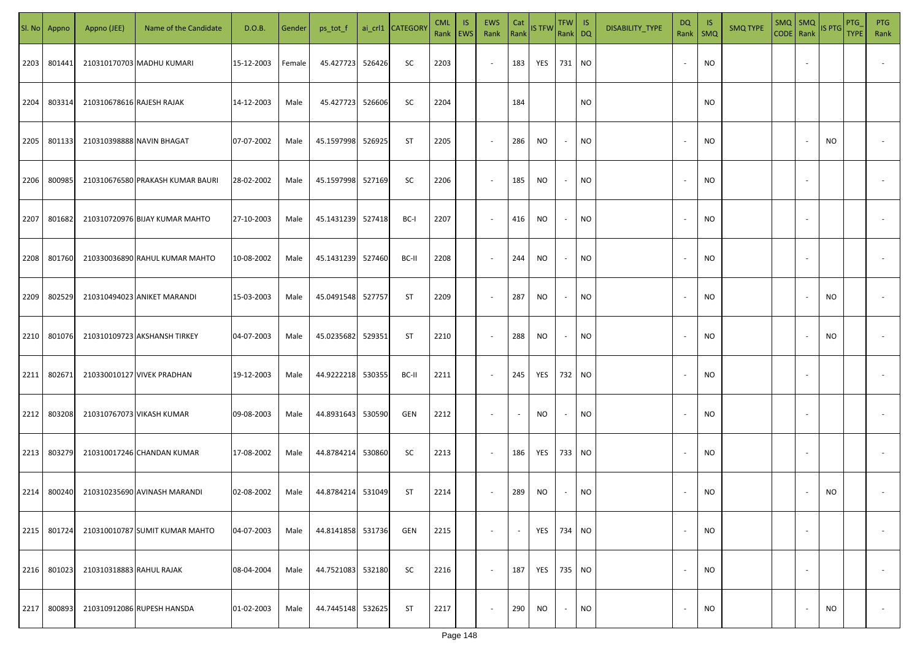| Sl. No | Appno | Appno (JEE) | Name of the Candidate | D.O.B. | Gender | ps_tot_f | ai_crl1 | CATEGORY | CML Rank | IS EWS | EWS Rank | Cat Rank | IS TFW | TFW Rank | IS DQ | DISABILITY_TYPE | DQ Rank | IS SMQ | SMQ TYPE | SMQ CODE | SMQ Rank | IS PTG | PTG_TYPE | PTG Rank |
|---|---|---|---|---|---|---|---|---|---|---|---|---|---|---|---|---|---|---|---|---|---|---|---|---|
| 2203 | 801441 | 210310170703 | MADHU KUMARI | 15-12-2003 | Female | 45.427723 | 526426 | SC | 2203 | | - | 183 | YES | 731 | NO | | - | NO | | | - | | | - |
| 2204 | 803314 | 210310678616 | RAJESH RAJAK | 14-12-2003 | Male | 45.427723 | 526606 | SC | 2204 | | | 184 | | | NO | | | NO | | | | | | |
| 2205 | 801133 | 210310398888 | NAVIN BHAGAT | 07-07-2002 | Male | 45.1597998 | 526925 | ST | 2205 | | - | 286 | NO | - | NO | | - | NO | | | - | NO | | - |
| 2206 | 800985 | 210310676580 | PRAKASH KUMAR BAURI | 28-02-2002 | Male | 45.1597998 | 527169 | SC | 2206 | | - | 185 | NO | - | NO | | - | NO | | | - | | | - |
| 2207 | 801682 | 210310720976 | BIJAY KUMAR MAHTO | 27-10-2003 | Male | 45.1431239 | 527418 | BC-I | 2207 | | - | 416 | NO | - | NO | | - | NO | | | - | | | - |
| 2208 | 801760 | 210330036890 | RAHUL KUMAR MAHTO | 10-08-2002 | Male | 45.1431239 | 527460 | BC-II | 2208 | | - | 244 | NO | - | NO | | - | NO | | | - | | | - |
| 2209 | 802529 | 210310494023 | ANIKET MARANDI | 15-03-2003 | Male | 45.0491548 | 527757 | ST | 2209 | | - | 287 | NO | - | NO | | - | NO | | | - | NO | | - |
| 2210 | 801076 | 210310109723 | AKSHANSH TIRKEY | 04-07-2003 | Male | 45.0235682 | 529351 | ST | 2210 | | - | 288 | NO | - | NO | | - | NO | | | - | NO | | - |
| 2211 | 802671 | 210330010127 | VIVEK PRADHAN | 19-12-2003 | Male | 44.9222218 | 530355 | BC-II | 2211 | | - | 245 | YES | 732 | NO | | - | NO | | | - | | | - |
| 2212 | 803208 | 210310767073 | VIKASH KUMAR | 09-08-2003 | Male | 44.8931643 | 530590 | GEN | 2212 | | - | - | NO | - | NO | | - | NO | | | - | | | - |
| 2213 | 803279 | 210310017246 | CHANDAN KUMAR | 17-08-2002 | Male | 44.8784214 | 530860 | SC | 2213 | | - | 186 | YES | 733 | NO | | - | NO | | | - | | | - |
| 2214 | 800240 | 210310235690 | AVINASH MARANDI | 02-08-2002 | Male | 44.8784214 | 531049 | ST | 2214 | | - | 289 | NO | - | NO | | - | NO | | | - | NO | | - |
| 2215 | 801724 | 210310010787 | SUMIT KUMAR MAHTO | 04-07-2003 | Male | 44.8141858 | 531736 | GEN | 2215 | | - | - | YES | 734 | NO | | - | NO | | | - | | | - |
| 2216 | 801023 | 210310318883 | RAHUL RAJAK | 08-04-2004 | Male | 44.7521083 | 532180 | SC | 2216 | | - | 187 | YES | 735 | NO | | - | NO | | | - | | | - |
| 2217 | 800893 | 210310912086 | RUPESH HANSDA | 01-02-2003 | Male | 44.7445148 | 532625 | ST | 2217 | | - | 290 | NO | - | NO | | - | NO | | | - | NO | | - |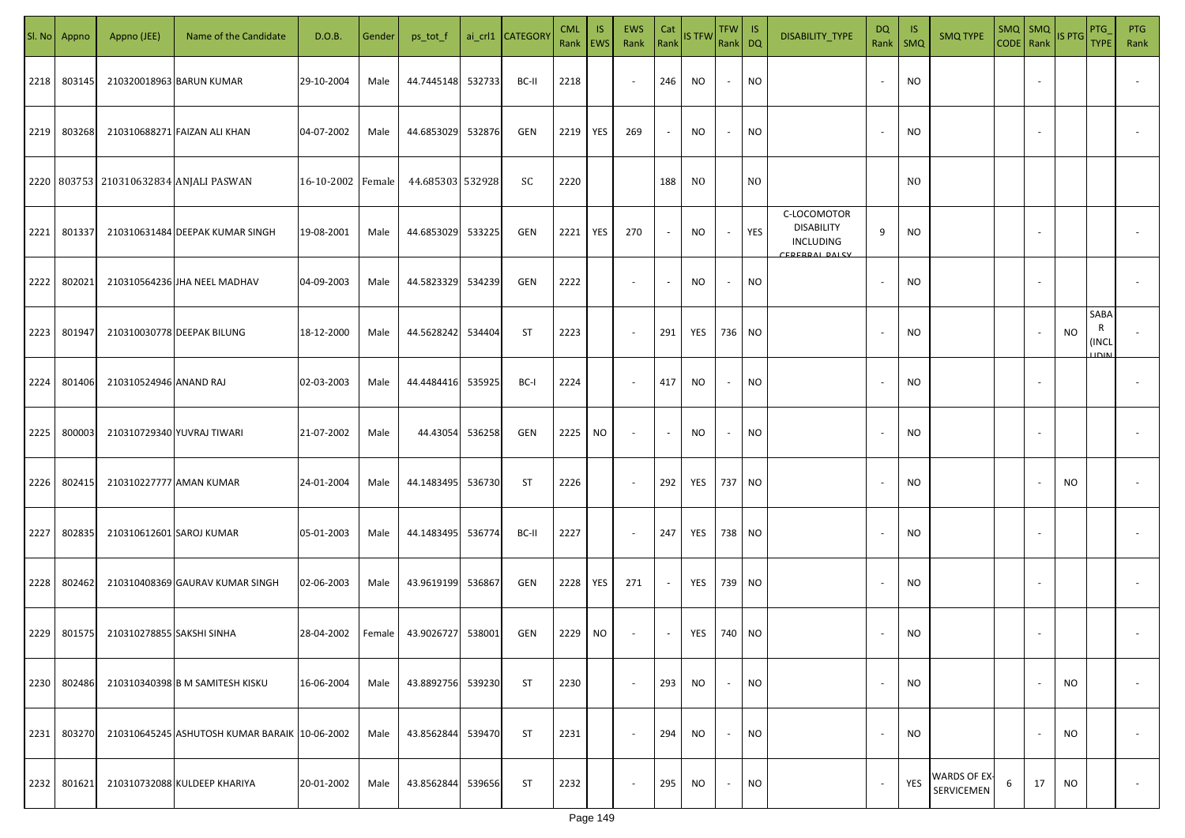| Sl. No | Appno | Appno (JEE) | Name of the Candidate | D.O.B. | Gender | ps_tot_f | ai_crl1 | CATEGORY | CML Rank | IS EWS | EWS Rank | Cat Rank | IS TFW | TFW Rank | IS DQ | DISABILITY_TYPE | DQ Rank | IS SMQ | SMQ TYPE | SMQ CODE | SMQ Rank | IS PTG | PTG_TYPE | PTG Rank |
|---|---|---|---|---|---|---|---|---|---|---|---|---|---|---|---|---|---|---|---|---|---|---|---|---|
| 2218 | 803145 | 210320018963 | BARUN KUMAR | 29-10-2004 | Male | 44.7445148 | 532733 | BC-II | 2218 | | - | 246 | NO | - | NO | | - | NO | | | - | | | - |
| 2219 | 803268 | 210310688271 | FAIZAN ALI KHAN | 04-07-2002 | Male | 44.6853029 | 532876 | GEN | 2219 | YES | 269 | - | NO | - | NO | | - | NO | | | - | | | - |
| 2220 | 803753 | 210310632834 | ANJALI PASWAN | 16-10-2002 | Female | 44.685303 | 532928 | SC | 2220 | | | 188 | NO | | NO | | | NO | | | | | | |
| 2221 | 801337 | 210310631484 | DEEPAK KUMAR SINGH | 19-08-2001 | Male | 44.6853029 | 533225 | GEN | 2221 | YES | 270 | - | NO | - | YES | C-LOCOMOTOR DISABILITY INCLUDING CEREBRAL PALSY | 9 | NO | | | - | | | - |
| 2222 | 802021 | 210310564236 | JHA NEEL MADHAV | 04-09-2003 | Male | 44.5823329 | 534239 | GEN | 2222 | | - | - | NO | - | NO | | - | NO | | | - | | | - |
| 2223 | 801947 | 210310030778 | DEEPAK BILUNG | 18-12-2000 | Male | 44.5628242 | 534404 | ST | 2223 | | - | 291 | YES | 736 | NO | | - | NO | | | - | NO | SABAR (INCLUDIN | - |
| 2224 | 801406 | 210310524946 | ANAND RAJ | 02-03-2003 | Male | 44.4484416 | 535925 | BC-I | 2224 | | - | 417 | NO | - | NO | | - | NO | | | - | | | - |
| 2225 | 800003 | 210310729340 | YUVRAJ TIWARI | 21-07-2002 | Male | 44.43054 | 536258 | GEN | 2225 | NO | - | - | NO | - | NO | | - | NO | | | - | | | - |
| 2226 | 802415 | 210310227777 | AMAN KUMAR | 24-01-2004 | Male | 44.1483495 | 536730 | ST | 2226 | | - | 292 | YES | 737 | NO | | - | NO | | | - | NO | | - |
| 2227 | 802835 | 210310612601 | SAROJ KUMAR | 05-01-2003 | Male | 44.1483495 | 536774 | BC-II | 2227 | | - | 247 | YES | 738 | NO | | - | NO | | | - | | | - |
| 2228 | 802462 | 210310408369 | GAURAV KUMAR SINGH | 02-06-2003 | Male | 43.9619199 | 536867 | GEN | 2228 | YES | 271 | - | YES | 739 | NO | | - | NO | | | - | | | - |
| 2229 | 801575 | 210310278855 | SAKSHI SINHA | 28-04-2002 | Female | 43.9026727 | 538001 | GEN | 2229 | NO | - | - | YES | 740 | NO | | - | NO | | | - | | | - |
| 2230 | 802486 | 210310340398 | B M SAMITESH KISKU | 16-06-2004 | Male | 43.8892756 | 539230 | ST | 2230 | | - | 293 | NO | - | NO | | - | NO | | | - | NO | | - |
| 2231 | 803270 | 210310645245 | ASHUTOSH KUMAR BARAIK | 10-06-2002 | Male | 43.8562844 | 539470 | ST | 2231 | | - | 294 | NO | - | NO | | - | NO | | | - | NO | | - |
| 2232 | 801621 | 210310732088 | KULDEEP KHARIYA | 20-01-2002 | Male | 43.8562844 | 539656 | ST | 2232 | | - | 295 | NO | - | NO | | - | YES | WARDS OF EX-SERVICEMEN | 6 | 17 | NO | | - |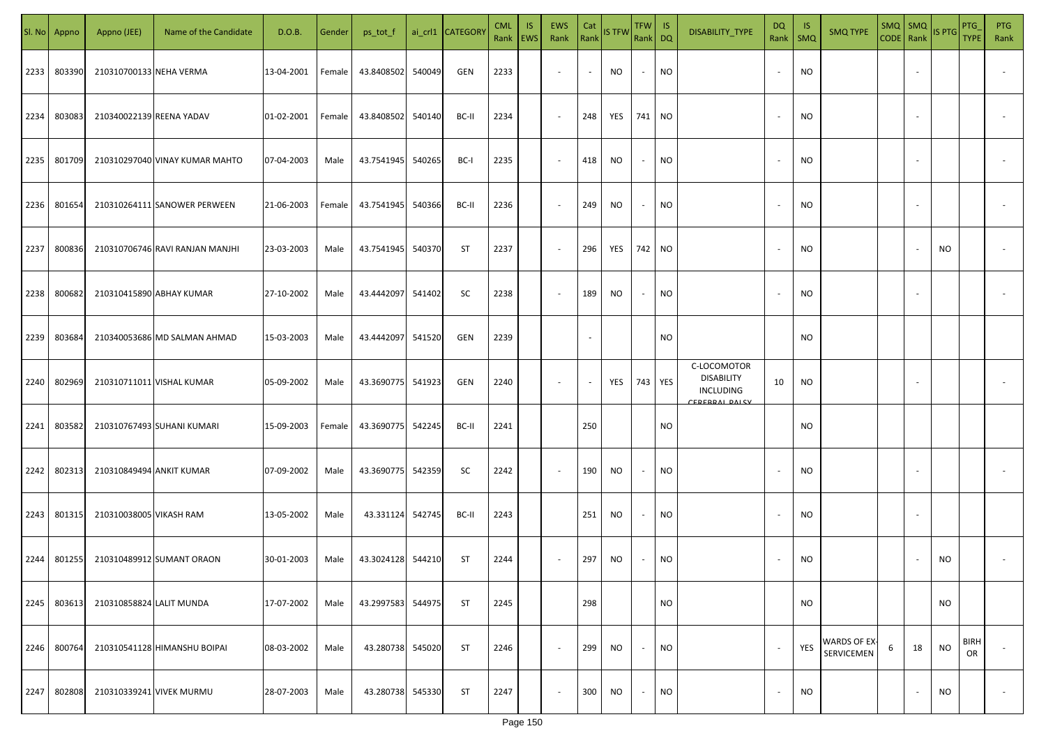| Sl. No | Appno | Appno (JEE) | Name of the Candidate | D.O.B. | Gender | ps_tot_f | ai_crl1 | CATEGORY | CML Rank | IS EWS | EWS Rank | Cat Rank | IS TFW | TFW Rank | IS DQ | DISABILITY_TYPE | DQ Rank | IS SMQ | SMQ TYPE | SMQ CODE | SMQ Rank | IS PTG | PTG_TYPE | PTG Rank |
|---|---|---|---|---|---|---|---|---|---|---|---|---|---|---|---|---|---|---|---|---|---|---|---|---|
| 2233 | 803390 | 210310700133 | NEHA VERMA | 13-04-2001 | Female | 43.8408502 | 540049 | GEN | 2233 | | - | - | NO | - | NO | | - | NO | | | - | | | - |
| 2234 | 803083 | 210340022139 | REENA YADAV | 01-02-2001 | Female | 43.8408502 | 540140 | BC-II | 2234 | | - | 248 | YES | 741 | NO | | - | NO | | | - | | | - |
| 2235 | 801709 | 210310297040 | VINAY KUMAR MAHTO | 07-04-2003 | Male | 43.7541945 | 540265 | BC-I | 2235 | | - | 418 | NO | - | NO | | - | NO | | | - | | | - |
| 2236 | 801654 | 210310264111 | SANOWER PERWEEN | 21-06-2003 | Female | 43.7541945 | 540366 | BC-II | 2236 | | - | 249 | NO | - | NO | | - | NO | | | - | | | - |
| 2237 | 800836 | 210310706746 | RAVI RANJAN MANJHI | 23-03-2003 | Male | 43.7541945 | 540370 | ST | 2237 | | - | 296 | YES | 742 | NO | | - | NO | | | - | NO | | - |
| 2238 | 800682 | 210310415890 | ABHAY KUMAR | 27-10-2002 | Male | 43.4442097 | 541402 | SC | 2238 | | - | 189 | NO | - | NO | | - | NO | | | - | | | - |
| 2239 | 803684 | 210340053686 | MD SALMAN AHMAD | 15-03-2003 | Male | 43.4442097 | 541520 | GEN | 2239 | | | - | | | NO | | | NO | | | | | | |
| 2240 | 802969 | 210310711011 | VISHAL KUMAR | 05-09-2002 | Male | 43.3690775 | 541923 | GEN | 2240 | | - | - | YES | 743 | YES | C-LOCOMOTOR DISABILITY INCLUDING CEREBRAL PALSY | 10 | NO | | | - | | | - |
| 2241 | 803582 | 210310767493 | SUHANI KUMARI | 15-09-2003 | Female | 43.3690775 | 542245 | BC-II | 2241 | | | 250 | | | NO | | | NO | | | | | | |
| 2242 | 802313 | 210310849494 | ANKIT KUMAR | 07-09-2002 | Male | 43.3690775 | 542359 | SC | 2242 | | - | 190 | NO | - | NO | | - | NO | | | - | | | - |
| 2243 | 801315 | 210310038005 | VIKASH RAM | 13-05-2002 | Male | 43.331124 | 542745 | BC-II | 2243 | | | 251 | NO | - | NO | | - | NO | | | - | | | |
| 2244 | 801255 | 210310489912 | SUMANT ORAON | 30-01-2003 | Male | 43.3024128 | 544210 | ST | 2244 | | - | 297 | NO | - | NO | | - | NO | | | - | NO | | - |
| 2245 | 803613 | 210310858824 | LALIT MUNDA | 17-07-2002 | Male | 43.2997583 | 544975 | ST | 2245 | | | 298 | | | NO | | | NO | | | | NO | | |
| 2246 | 800764 | 210310541128 | HIMANSHU BOIPAI | 08-03-2002 | Male | 43.280738 | 545020 | ST | 2246 | | - | 299 | NO | - | NO | | - | YES | WARDS OF EX-SERVICEMEN | 6 | 18 | NO | BIRHOR | - |
| 2247 | 802808 | 210310339241 | VIVEK MURMU | 28-07-2003 | Male | 43.280738 | 545330 | ST | 2247 | | - | 300 | NO | - | NO | | - | NO | | | - | NO | | - |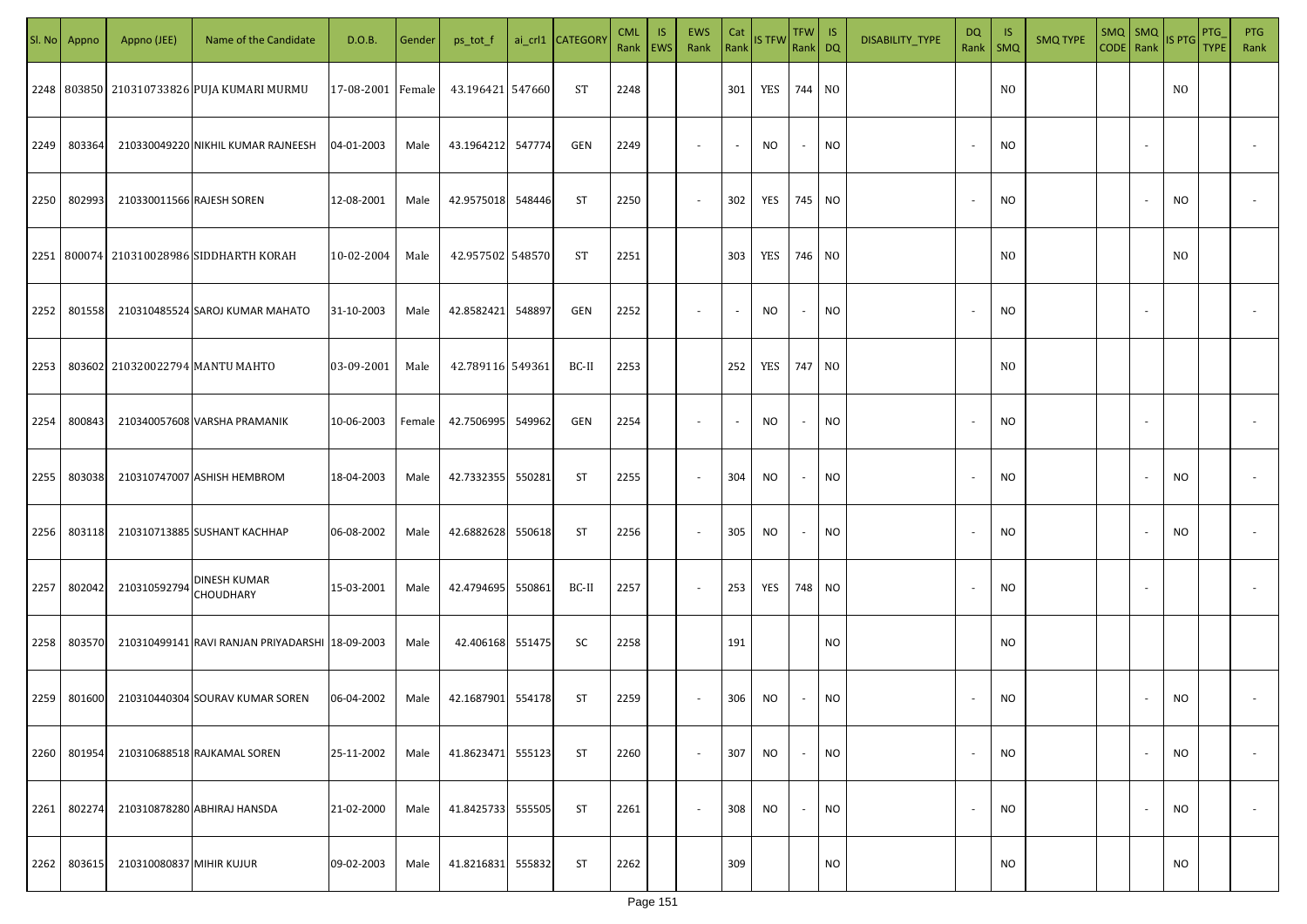| Sl. No | Appno | Appno (JEE) | Name of the Candidate | D.O.B. | Gender | ps_tot_f | ai_crl1 | CATEGORY | CML Rank | IS EWS | EWS Rank | Cat Rank | IS TFW | TFW Rank | IS DQ | DISABILITY_TYPE | DQ Rank | IS SMQ | SMQ TYPE | SMQ CODE | SMQ Rank | IS PTG | PTG_TYPE | PTG Rank |
|---|---|---|---|---|---|---|---|---|---|---|---|---|---|---|---|---|---|---|---|---|---|---|---|---|
| 2248 | 803850 | 210310733826 | PUJA KUMARI MURMU | 17-08-2001 | Female | 43.196421 | 547660 | ST | 2248 | | | 301 | YES | 744 | NO | | | NO | | | | NO | | |
| 2249 | 803364 | 210330049220 | NIKHIL KUMAR RAJNEESH | 04-01-2003 | Male | 43.1964212 | 547774 | GEN | 2249 | | - | - | NO | - | NO | | - | NO | | | - | | | - |
| 2250 | 802993 | 210330011566 | RAJESH SOREN | 12-08-2001 | Male | 42.9575018 | 548446 | ST | 2250 | | - | 302 | YES | 745 | NO | | - | NO | | | - | NO | | - |
| 2251 | 800074 | 210310028986 | SIDDHARTH KORAH | 10-02-2004 | Male | 42.957502 | 548570 | ST | 2251 | | | 303 | YES | 746 | NO | | | NO | | | | NO | | |
| 2252 | 801558 | 210310485524 | SAROJ KUMAR MAHATO | 31-10-2003 | Male | 42.8582421 | 548897 | GEN | 2252 | | - | - | NO | - | NO | | - | NO | | | - | | | - |
| 2253 | 803602 | 210320022794 | MANTU MAHTO | 03-09-2001 | Male | 42.789116 | 549361 | BC-II | 2253 | | | 252 | YES | 747 | NO | | | NO | | | | | | |
| 2254 | 800843 | 210340057608 | VARSHA PRAMANIK | 10-06-2003 | Female | 42.7506995 | 549962 | GEN | 2254 | | - | - | NO | - | NO | | - | NO | | | - | | | - |
| 2255 | 803038 | 210310747007 | ASHISH HEMBROM | 18-04-2003 | Male | 42.7332355 | 550281 | ST | 2255 | | - | 304 | NO | - | NO | | - | NO | | | - | NO | | - |
| 2256 | 803118 | 210310713885 | SUSHANT KACHHAP | 06-08-2002 | Male | 42.6882628 | 550618 | ST | 2256 | | - | 305 | NO | - | NO | | - | NO | | | - | NO | | - |
| 2257 | 802042 | 210310592794 | DINESH KUMAR CHOUDHARY | 15-03-2001 | Male | 42.4794695 | 550861 | BC-II | 2257 | | - | 253 | YES | 748 | NO | | - | NO | | | - | | | - |
| 2258 | 803570 | 210310499141 | RAVI RANJAN PRIYADARSHI | 18-09-2003 | Male | 42.406168 | 551475 | SC | 2258 | | | 191 | | | NO | | | NO | | | | | | |
| 2259 | 801600 | 210310440304 | SOURAV KUMAR SOREN | 06-04-2002 | Male | 42.1687901 | 554178 | ST | 2259 | | - | 306 | NO | - | NO | | - | NO | | | - | NO | | - |
| 2260 | 801954 | 210310688518 | RAJKAMAL SOREN | 25-11-2002 | Male | 41.8623471 | 555123 | ST | 2260 | | - | 307 | NO | - | NO | | - | NO | | | - | NO | | - |
| 2261 | 802274 | 210310878280 | ABHIRAJ HANSDA | 21-02-2000 | Male | 41.8425733 | 555505 | ST | 2261 | | - | 308 | NO | - | NO | | - | NO | | | - | NO | | - |
| 2262 | 803615 | 210310080837 | MIHIR KUJUR | 09-02-2003 | Male | 41.8216831 | 555832 | ST | 2262 | | | 309 | | | NO | | | NO | | | | NO | | |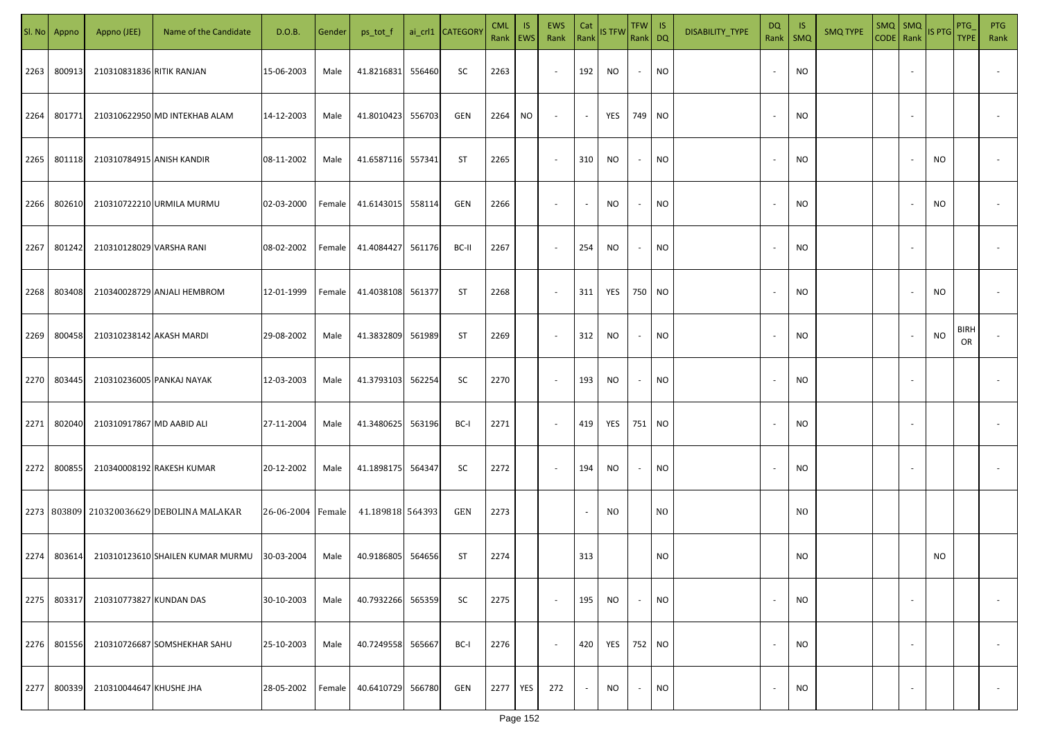| Sl. No | Appno | Appno (JEE) | Name of the Candidate | D.O.B. | Gender | ps_tot_f | ai_crl1 | CATEGORY | CML Rank | IS EWS | EWS Rank | Cat Rank | IS TFW | TFW Rank | IS DQ | DISABILITY_TYPE | DQ Rank | IS SMQ | SMQ TYPE | SMQ CODE | SMQ Rank | IS PTG | PTG_TYPE | PTG Rank |
|---|---|---|---|---|---|---|---|---|---|---|---|---|---|---|---|---|---|---|---|---|---|---|---|---|
| 2263 | 800913 | 210310831836 | RITIK RANJAN | 15-06-2003 | Male | 41.8216831 | 556460 | SC | 2263 | | - | 192 | NO | - | NO | | - | NO | | | - | | | - |
| 2264 | 801771 | 210310622950 | MD INTEKHAB ALAM | 14-12-2003 | Male | 41.8010423 | 556703 | GEN | 2264 | NO | - | - | YES | 749 | NO | | - | NO | | | - | | | - |
| 2265 | 801118 | 210310784915 | ANISH KANDIR | 08-11-2002 | Male | 41.6587116 | 557341 | ST | 2265 | | - | 310 | NO | - | NO | | - | NO | | | - | NO | | - |
| 2266 | 802610 | 210310722210 | URMILA MURMU | 02-03-2000 | Female | 41.6143015 | 558114 | GEN | 2266 | | - | - | NO | - | NO | | - | NO | | | - | NO | | - |
| 2267 | 801242 | 210310128029 | VARSHA RANI | 08-02-2002 | Female | 41.4084427 | 561176 | BC-II | 2267 | | - | 254 | NO | - | NO | | - | NO | | | - | | | - |
| 2268 | 803408 | 210340028729 | ANJALI HEMBROM | 12-01-1999 | Female | 41.4038108 | 561377 | ST | 2268 | | - | 311 | YES | 750 | NO | | - | NO | | | - | NO | | - |
| 2269 | 800458 | 210310238142 | AKASH MARDI | 29-08-2002 | Male | 41.3832809 | 561989 | ST | 2269 | | - | 312 | NO | - | NO | | - | NO | | | - | NO | BIRHOR | - |
| 2270 | 803445 | 210310236005 | PANKAJ NAYAK | 12-03-2003 | Male | 41.3793103 | 562254 | SC | 2270 | | - | 193 | NO | - | NO | | - | NO | | | - | | | - |
| 2271 | 802040 | 210310917867 | MD AABID ALI | 27-11-2004 | Male | 41.3480625 | 563196 | BC-I | 2271 | | - | 419 | YES | 751 | NO | | - | NO | | | - | | | - |
| 2272 | 800855 | 210340008192 | RAKESH KUMAR | 20-12-2002 | Male | 41.1898175 | 564347 | SC | 2272 | | - | 194 | NO | - | NO | | - | NO | | | - | | | - |
| 2273 | 803809 | 210320036629 | DEBOLINA MALAKAR | 26-06-2004 | Female | 41.189818 | 564393 | GEN | 2273 | | | - | NO | | NO | | | NO | | | | | | |
| 2274 | 803614 | 210310123610 | SHAILEN KUMAR MURMU | 30-03-2004 | Male | 40.9186805 | 564656 | ST | 2274 | | | 313 | | | NO | | | NO | | | | NO | | |
| 2275 | 803317 | 210310773827 | KUNDAN DAS | 30-10-2003 | Male | 40.7932266 | 565359 | SC | 2275 | | - | 195 | NO | - | NO | | - | NO | | | - | | | - |
| 2276 | 801556 | 210310726687 | SOMSHEKHAR SAHU | 25-10-2003 | Male | 40.7249558 | 565667 | BC-I | 2276 | | - | 420 | YES | 752 | NO | | - | NO | | | - | | | - |
| 2277 | 800339 | 210310044647 | KHUSHE JHA | 28-05-2002 | Female | 40.6410729 | 566780 | GEN | 2277 | YES | 272 | - | NO | - | NO | | - | NO | | | - | | | - |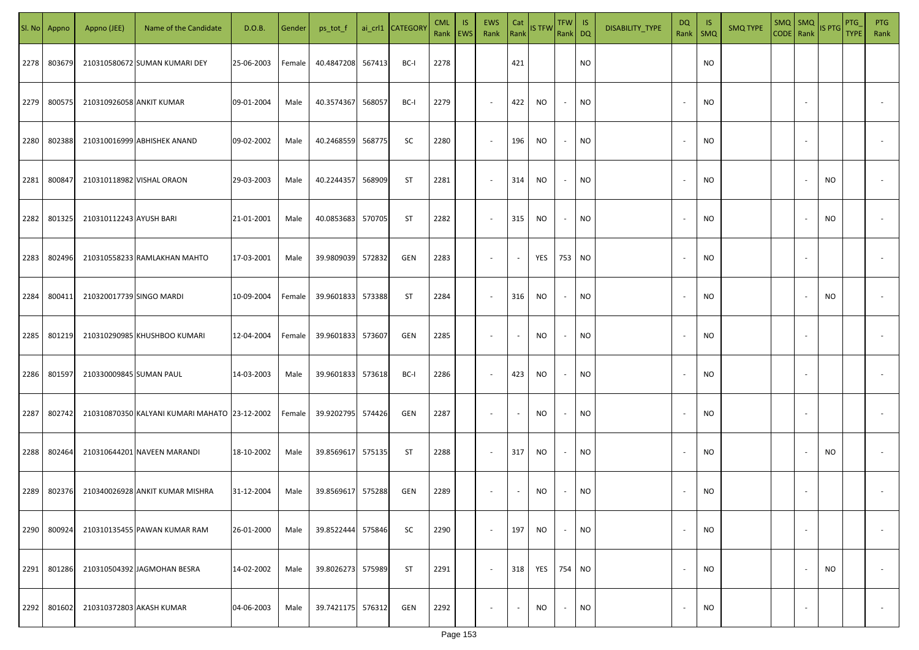| Sl. No | Appno | Appno (JEE) | Name of the Candidate | D.O.B. | Gender | ps_tot_f | ai_crl1 | CATEGORY | CML Rank | IS EWS | EWS Rank | Cat Rank | IS TFW | TFW Rank | IS DQ | DISABILITY_TYPE | DQ Rank | IS SMQ | SMQ TYPE | SMQ CODE | SMQ Rank | IS PTG | PTG_TYPE | PTG Rank |
|---|---|---|---|---|---|---|---|---|---|---|---|---|---|---|---|---|---|---|---|---|---|---|---|---|
| 2278 | 803679 | 210310580672 | SUMAN KUMARI DEY | 25-06-2003 | Female | 40.4847208 | 567413 | BC-I | 2278 | | | 421 | | | NO | | | NO | | | | | | |
| 2279 | 800575 | 210310926058 | ANKIT KUMAR | 09-01-2004 | Male | 40.3574367 | 568057 | BC-I | 2279 | | - | 422 | NO | - | NO | | - | NO | | | - | | | - |
| 2280 | 802388 | 210310016999 | ABHISHEK ANAND | 09-02-2002 | Male | 40.2468559 | 568775 | SC | 2280 | | - | 196 | NO | - | NO | | - | NO | | | - | | | - |
| 2281 | 800847 | 210310118982 | VISHAL ORAON | 29-03-2003 | Male | 40.2244357 | 568909 | ST | 2281 | | - | 314 | NO | - | NO | | - | NO | | | - | NO | | - |
| 2282 | 801325 | 210310112243 | AYUSH BARI | 21-01-2001 | Male | 40.0853683 | 570705 | ST | 2282 | | - | 315 | NO | - | NO | | - | NO | | | - | NO | | - |
| 2283 | 802496 | 210310558233 | RAMLAKHAN MAHTO | 17-03-2001 | Male | 39.9809039 | 572832 | GEN | 2283 | | - | - | YES | 753 | NO | | - | NO | | | - | | | - |
| 2284 | 800411 | 210320017739 | SINGO MARDI | 10-09-2004 | Female | 39.9601833 | 573388 | ST | 2284 | | - | 316 | NO | - | NO | | - | NO | | | - | NO | | - |
| 2285 | 801219 | 210310290985 | KHUSHBOO KUMARI | 12-04-2004 | Female | 39.9601833 | 573607 | GEN | 2285 | | - | - | NO | - | NO | | - | NO | | | - | | | - |
| 2286 | 801597 | 210330009845 | SUMAN PAUL | 14-03-2003 | Male | 39.9601833 | 573618 | BC-I | 2286 | | - | 423 | NO | - | NO | | - | NO | | | - | | | - |
| 2287 | 802742 | 210310870350 | KALYANI KUMARI MAHATO | 23-12-2002 | Female | 39.9202795 | 574426 | GEN | 2287 | | - | - | NO | - | NO | | - | NO | | | - | | | - |
| 2288 | 802464 | 210310644201 | NAVEEN MARANDI | 18-10-2002 | Male | 39.8569617 | 575135 | ST | 2288 | | - | 317 | NO | - | NO | | - | NO | | | - | NO | | - |
| 2289 | 802376 | 210340026928 | ANKIT KUMAR MISHRA | 31-12-2004 | Male | 39.8569617 | 575288 | GEN | 2289 | | - | - | NO | - | NO | | - | NO | | | - | | | - |
| 2290 | 800924 | 210310135455 | PAWAN KUMAR RAM | 26-01-2000 | Male | 39.8522444 | 575846 | SC | 2290 | | - | 197 | NO | - | NO | | - | NO | | | - | | | - |
| 2291 | 801286 | 210310504392 | JAGMOHAN BESRA | 14-02-2002 | Male | 39.8026273 | 575989 | ST | 2291 | | - | 318 | YES | 754 | NO | | - | NO | | | - | NO | | - |
| 2292 | 801602 | 210310372803 | AKASH KUMAR | 04-06-2003 | Male | 39.7421175 | 576312 | GEN | 2292 | | - | - | NO | - | NO | | - | NO | | | - | | | - |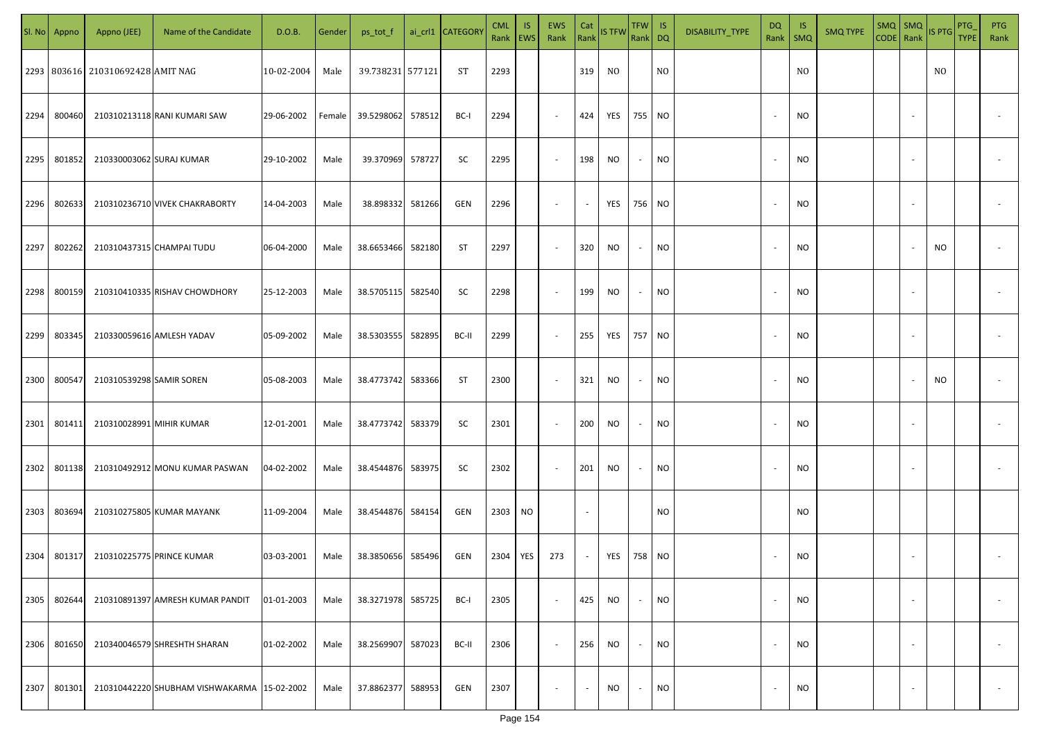| Sl. No | Appno | Appno (JEE) | Name of the Candidate | D.O.B. | Gender | ps_tot_f | ai_crl1 | CATEGORY | CML Rank | IS EWS | EWS Rank | Cat Rank | IS TFW | TFW Rank | IS DQ | DISABILITY_TYPE | DQ Rank | IS SMQ | SMQ TYPE | SMQ CODE | SMQ Rank | IS PTG | PTG_TYPE | PTG Rank |
|---|---|---|---|---|---|---|---|---|---|---|---|---|---|---|---|---|---|---|---|---|---|---|---|---|
| 2293 | 803616 | 210310692428 | AMIT NAG | 10-02-2004 | Male | 39.738231 | 577121 | ST | 2293 | | | 319 | NO | | NO | | | NO | | | | NO | | |
| 2294 | 800460 | 210310213118 | RANI KUMARI SAW | 29-06-2002 | Female | 39.5298062 | 578512 | BC-I | 2294 | | - | 424 | YES | 755 | NO | | - | NO | | | - | | | - |
| 2295 | 801852 | 210330003062 | SURAJ KUMAR | 29-10-2002 | Male | 39.370969 | 578727 | SC | 2295 | | - | 198 | NO | - | NO | | - | NO | | | - | | | - |
| 2296 | 802633 | 210310236710 | VIVEK CHAKRABORTY | 14-04-2003 | Male | 38.898332 | 581266 | GEN | 2296 | | - | - | YES | 756 | NO | | - | NO | | | - | | | - |
| 2297 | 802262 | 210310437315 | CHAMPAI TUDU | 06-04-2000 | Male | 38.6653466 | 582180 | ST | 2297 | | - | 320 | NO | - | NO | | - | NO | | | - | NO | | - |
| 2298 | 800159 | 210310410335 | RISHAV CHOWDHORY | 25-12-2003 | Male | 38.5705115 | 582540 | SC | 2298 | | - | 199 | NO | - | NO | | - | NO | | | - | | | - |
| 2299 | 803345 | 210330059616 | AMLESH YADAV | 05-09-2002 | Male | 38.5303555 | 582895 | BC-II | 2299 | | - | 255 | YES | 757 | NO | | - | NO | | | - | | | - |
| 2300 | 800547 | 210310539298 | SAMIR SOREN | 05-08-2003 | Male | 38.4773742 | 583366 | ST | 2300 | | - | 321 | NO | - | NO | | - | NO | | | - | NO | | - |
| 2301 | 801411 | 210310028991 | MIHIR KUMAR | 12-01-2001 | Male | 38.4773742 | 583379 | SC | 2301 | | - | 200 | NO | - | NO | | - | NO | | | - | | | - |
| 2302 | 801138 | 210310492912 | MONU KUMAR PASWAN | 04-02-2002 | Male | 38.4544876 | 583975 | SC | 2302 | | - | 201 | NO | - | NO | | - | NO | | | - | | | - |
| 2303 | 803694 | 210310275805 | KUMAR MAYANK | 11-09-2004 | Male | 38.4544876 | 584154 | GEN | 2303 | NO | | - | | | NO | | | NO | | | | | | |
| 2304 | 801317 | 210310225775 | PRINCE KUMAR | 03-03-2001 | Male | 38.3850656 | 585496 | GEN | 2304 | YES | 273 | - | YES | 758 | NO | | - | NO | | | - | | | - |
| 2305 | 802644 | 210310891397 | AMRESH KUMAR PANDIT | 01-01-2003 | Male | 38.3271978 | 585725 | BC-I | 2305 | | - | 425 | NO | - | NO | | - | NO | | | - | | | - |
| 2306 | 801650 | 210340046579 | SHRESHTH SHARAN | 01-02-2002 | Male | 38.2569907 | 587023 | BC-II | 2306 | | - | 256 | NO | - | NO | | - | NO | | | - | | | - |
| 2307 | 801301 | 210310442220 | SHUBHAM VISHWAKARMA | 15-02-2002 | Male | 37.8862377 | 588953 | GEN | 2307 | | - | - | NO | - | NO | | - | NO | | | - | | | - |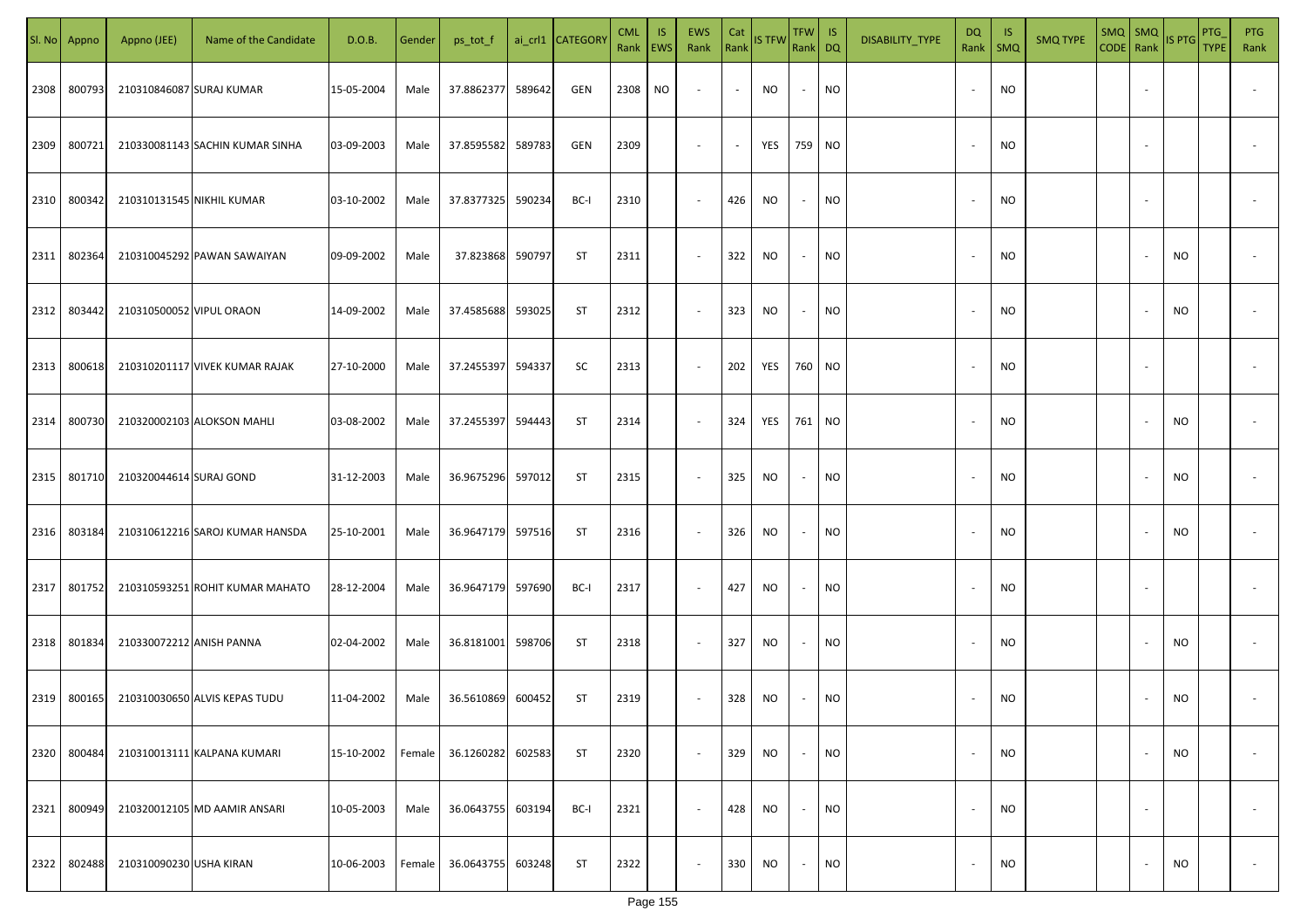| Sl. No | Appno | Appno (JEE) | Name of the Candidate | D.O.B. | Gender | ps_tot_f | ai_crl1 | CATEGORY | CML Rank | IS EWS | EWS Rank | Cat Rank | IS TFW | TFW Rank | IS DQ | DISABILITY_TYPE | DQ Rank | IS SMQ | SMQ TYPE | SMQ CODE | SMQ Rank | IS PTG | PTG_TYPE | PTG Rank |
|---|---|---|---|---|---|---|---|---|---|---|---|---|---|---|---|---|---|---|---|---|---|---|---|---|
| 2308 | 800793 | 210310846087 | SURAJ KUMAR | 15-05-2004 | Male | 37.8862377 | 589642 | GEN | 2308 | NO | - | - | NO | - | NO | | - | NO | | | - | | | - |
| 2309 | 800721 | 210330081143 | SACHIN KUMAR SINHA | 03-09-2003 | Male | 37.8595582 | 589783 | GEN | 2309 | | - | - | YES | 759 | NO | | - | NO | | | - | | | - |
| 2310 | 800342 | 210310131545 | NIKHIL KUMAR | 03-10-2002 | Male | 37.8377325 | 590234 | BC-I | 2310 | | - | 426 | NO | - | NO | | - | NO | | | - | | | - |
| 2311 | 802364 | 210310045292 | PAWAN SAWAIYAN | 09-09-2002 | Male | 37.823868 | 590797 | ST | 2311 | | - | 322 | NO | - | NO | | - | NO | | | - | NO | | - |
| 2312 | 803442 | 210310500052 | VIPUL ORAON | 14-09-2002 | Male | 37.4585688 | 593025 | ST | 2312 | | - | 323 | NO | - | NO | | - | NO | | | - | NO | | - |
| 2313 | 800618 | 210310201117 | VIVEK KUMAR RAJAK | 27-10-2000 | Male | 37.2455397 | 594337 | SC | 2313 | | - | 202 | YES | 760 | NO | | - | NO | | | - | | | - |
| 2314 | 800730 | 210320002103 | ALOKSON MAHLI | 03-08-2002 | Male | 37.2455397 | 594443 | ST | 2314 | | - | 324 | YES | 761 | NO | | - | NO | | | - | NO | | - |
| 2315 | 801710 | 210320044614 | SURAJ GOND | 31-12-2003 | Male | 36.9675296 | 597012 | ST | 2315 | | - | 325 | NO | - | NO | | - | NO | | | - | NO | | - |
| 2316 | 803184 | 210310612216 | SAROJ KUMAR HANSDA | 25-10-2001 | Male | 36.9647179 | 597516 | ST | 2316 | | - | 326 | NO | - | NO | | - | NO | | | - | NO | | - |
| 2317 | 801752 | 210310593251 | ROHIT KUMAR MAHATO | 28-12-2004 | Male | 36.9647179 | 597690 | BC-I | 2317 | | - | 427 | NO | - | NO | | - | NO | | | - | | | - |
| 2318 | 801834 | 210330072212 | ANISH PANNA | 02-04-2002 | Male | 36.8181001 | 598706 | ST | 2318 | | - | 327 | NO | - | NO | | - | NO | | | - | NO | | - |
| 2319 | 800165 | 210310030650 | ALVIS KEPAS TUDU | 11-04-2002 | Male | 36.5610869 | 600452 | ST | 2319 | | - | 328 | NO | - | NO | | - | NO | | | - | NO | | - |
| 2320 | 800484 | 210310013111 | KALPANA KUMARI | 15-10-2002 | Female | 36.1260282 | 602583 | ST | 2320 | | - | 329 | NO | - | NO | | - | NO | | | - | NO | | - |
| 2321 | 800949 | 210320012105 | MD AAMIR ANSARI | 10-05-2003 | Male | 36.0643755 | 603194 | BC-I | 2321 | | - | 428 | NO | - | NO | | - | NO | | | - | | | - |
| 2322 | 802488 | 210310090230 | USHA KIRAN | 10-06-2003 | Female | 36.0643755 | 603248 | ST | 2322 | | - | 330 | NO | - | NO | | - | NO | | | - | NO | | - |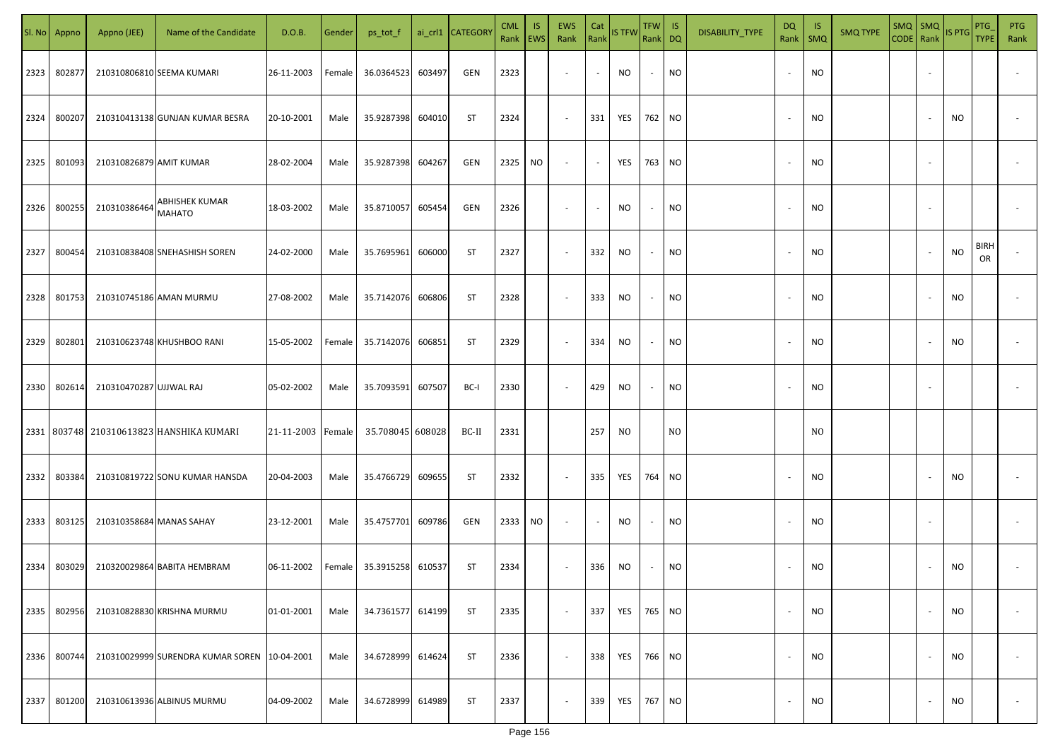| Sl. No | Appno | Appno (JEE) | Name of the Candidate | D.O.B. | Gender | ps_tot_f | ai_crl1 | CATEGORY | CML Rank | IS EWS | EWS Rank | Cat Rank | IS TFW | TFW Rank | IS DQ | DISABILITY_TYPE | DQ Rank | IS SMQ | SMQ TYPE | SMQ CODE | SMQ Rank | IS PTG | PTG_TYPE | PTG Rank |
|---|---|---|---|---|---|---|---|---|---|---|---|---|---|---|---|---|---|---|---|---|---|---|---|---|
| 2323 | 802877 | 210310806810 | SEEMA KUMARI | 26-11-2003 | Female | 36.0364523 | 603497 | GEN | 2323 | | - | - | NO | - | NO | | - | NO | | | - | | | - |
| 2324 | 800207 | 210310413138 | GUNJAN KUMAR BESRA | 20-10-2001 | Male | 35.9287398 | 604010 | ST | 2324 | | - | 331 | YES | 762 | NO | | - | NO | | | - | NO | | - |
| 2325 | 801093 | 210310826879 | AMIT KUMAR | 28-02-2004 | Male | 35.9287398 | 604267 | GEN | 2325 | NO | - | - | YES | 763 | NO | | - | NO | | | - | | | - |
| 2326 | 800255 | 210310386464 | ABHISHEK KUMAR MAHATO | 18-03-2002 | Male | 35.8710057 | 605454 | GEN | 2326 | | - | - | NO | - | NO | | - | NO | | | - | | | - |
| 2327 | 800454 | 210310838408 | SNEHASHISH SOREN | 24-02-2000 | Male | 35.7695961 | 606000 | ST | 2327 | | - | 332 | NO | - | NO | | - | NO | | | - | NO | BIRHOR | - |
| 2328 | 801753 | 210310745186 | AMAN MURMU | 27-08-2002 | Male | 35.7142076 | 606806 | ST | 2328 | | - | 333 | NO | - | NO | | - | NO | | | - | NO | | - |
| 2329 | 802801 | 210310623748 | KHUSHBOO RANI | 15-05-2002 | Female | 35.7142076 | 606851 | ST | 2329 | | - | 334 | NO | - | NO | | - | NO | | | - | NO | | - |
| 2330 | 802614 | 210310470287 | UJJWAL RAJ | 05-02-2002 | Male | 35.7093591 | 607507 | BC-I | 2330 | | - | 429 | NO | - | NO | | - | NO | | | - | | | - |
| 2331 | 803748 | 210310613823 | HANSHIKA KUMARI | 21-11-2003 | Female | 35.708045 | 608028 | BC-II | 2331 | | | 257 | NO | | NO | | | NO | | | | | | |
| 2332 | 803384 | 210310819722 | SONU KUMAR HANSDA | 20-04-2003 | Male | 35.4766729 | 609655 | ST | 2332 | | - | 335 | YES | 764 | NO | | - | NO | | | - | NO | | - |
| 2333 | 803125 | 210310358684 | MANAS SAHAY | 23-12-2001 | Male | 35.4757701 | 609786 | GEN | 2333 | NO | - | - | NO | - | NO | | - | NO | | | - | | | - |
| 2334 | 803029 | 210320029864 | BABITA HEMBRAM | 06-11-2002 | Female | 35.3915258 | 610537 | ST | 2334 | | - | 336 | NO | - | NO | | - | NO | | | - | NO | | - |
| 2335 | 802956 | 210310828830 | KRISHNA MURMU | 01-01-2001 | Male | 34.7361577 | 614199 | ST | 2335 | | - | 337 | YES | 765 | NO | | - | NO | | | - | NO | | - |
| 2336 | 800744 | 210310029999 | SURENDRA KUMAR SOREN | 10-04-2001 | Male | 34.6728999 | 614624 | ST | 2336 | | - | 338 | YES | 766 | NO | | - | NO | | | - | NO | | - |
| 2337 | 801200 | 210310613936 | ALBINUS MURMU | 04-09-2002 | Male | 34.6728999 | 614989 | ST | 2337 | | - | 339 | YES | 767 | NO | | - | NO | | | - | NO | | - |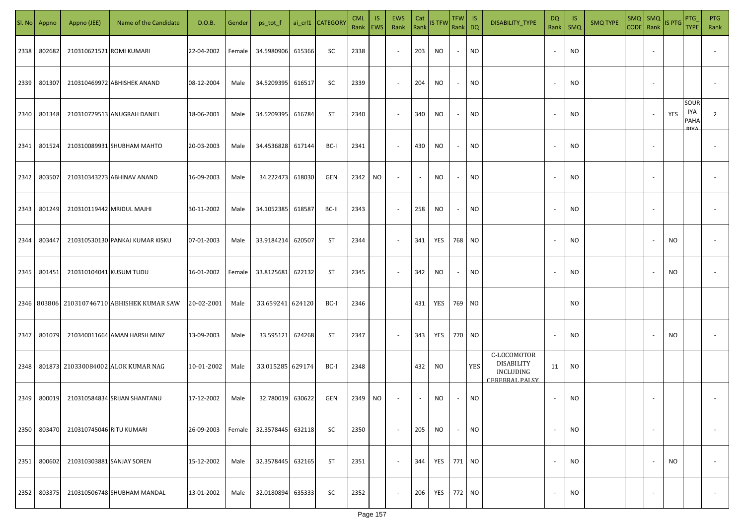| Sl. No | Appno | Appno (JEE) | Name of the Candidate | D.O.B. | Gender | ps_tot_f | ai_crl1 | CATEGORY | CML Rank | IS EWS | EWS Rank | Cat Rank | IS TFW | TFW Rank | IS DQ | DISABILITY_TYPE | DQ Rank | IS SMQ | SMQ TYPE | SMQ CODE | SMQ Rank | IS PTG | PTG_TYPE | PTG Rank |
|---|---|---|---|---|---|---|---|---|---|---|---|---|---|---|---|---|---|---|---|---|---|---|---|---|
| 2338 | 802682 | 210310621521 | ROMI KUMARI | 22-04-2002 | Female | 34.5980906 | 615366 | SC | 2338 | | - | 203 | NO | - | NO | | - | NO | | | - | | | - |
| 2339 | 801307 | 210310469972 | ABHISHEK ANAND | 08-12-2004 | Male | 34.5209395 | 616517 | SC | 2339 | | - | 204 | NO | - | NO | | - | NO | | | - | | | - |
| 2340 | 801348 | 210310729513 | ANUGRAH DANIEL | 18-06-2001 | Male | 34.5209395 | 616784 | ST | 2340 | | - | 340 | NO | - | NO | | - | NO | | | - | YES | SOURIYA PAHARIYA | 2 |
| 2341 | 801524 | 210310089931 | SHUBHAM MAHTO | 20-03-2003 | Male | 34.4536828 | 617144 | BC-I | 2341 | | - | 430 | NO | - | NO | | - | NO | | | - | | | - |
| 2342 | 803507 | 210310343273 | ABHINAV ANAND | 16-09-2003 | Male | 34.222473 | 618030 | GEN | 2342 | NO | - | - | NO | - | NO | | - | NO | | | - | | | - |
| 2343 | 801249 | 210310119442 | MRIDUL MAJHI | 30-11-2002 | Male | 34.1052385 | 618587 | BC-II | 2343 | | - | 258 | NO | - | NO | | - | NO | | | - | | | - |
| 2344 | 803447 | 210310530130 | PANKAJ KUMAR KISKU | 07-01-2003 | Male | 33.9184214 | 620507 | ST | 2344 | | - | 341 | YES | 768 | NO | | - | NO | | | - | NO | | - |
| 2345 | 801451 | 210310104041 | KUSUM TUDU | 16-01-2002 | Female | 33.8125681 | 622132 | ST | 2345 | | - | 342 | NO | - | NO | | - | NO | | | - | NO | | - |
| 2346 | 803806 | 210310746710 | ABHISHEK KUMAR SAW | 20-02-2001 | Male | 33.659241 | 624120 | BC-I | 2346 | | | 431 | YES | 769 | NO | | | NO | | | | | | |
| 2347 | 801079 | 210340011664 | AMAN HARSH MINZ | 13-09-2003 | Male | 33.595121 | 624268 | ST | 2347 | | - | 343 | YES | 770 | NO | | - | NO | | | - | NO | | - |
| 2348 | 801873 | 210330084002 | ALOK KUMAR NAG | 10-01-2002 | Male | 33.015285 | 629174 | BC-I | 2348 | | | 432 | NO | | YES | C-LOCOMOTOR DISABILITY INCLUDING CEREBRAL PALSY | 11 | NO | | | | | | |
| 2349 | 800019 | 210310584834 | SRIJAN SHANTANU | 17-12-2002 | Male | 32.780019 | 630622 | GEN | 2349 | NO | - | - | NO | - | NO | | - | NO | | | - | | | - |
| 2350 | 803470 | 210310745046 | RITU KUMARI | 26-09-2003 | Female | 32.3578445 | 632118 | SC | 2350 | | - | 205 | NO | - | NO | | - | NO | | | - | | | - |
| 2351 | 800602 | 210310303881 | SANJAY SOREN | 15-12-2002 | Male | 32.3578445 | 632165 | ST | 2351 | | - | 344 | YES | 771 | NO | | - | NO | | | - | NO | | - |
| 2352 | 803375 | 210310506748 | SHUBHAM MANDAL | 13-01-2002 | Male | 32.0180894 | 635333 | SC | 2352 | | - | 206 | YES | 772 | NO | | - | NO | | | - | | | - |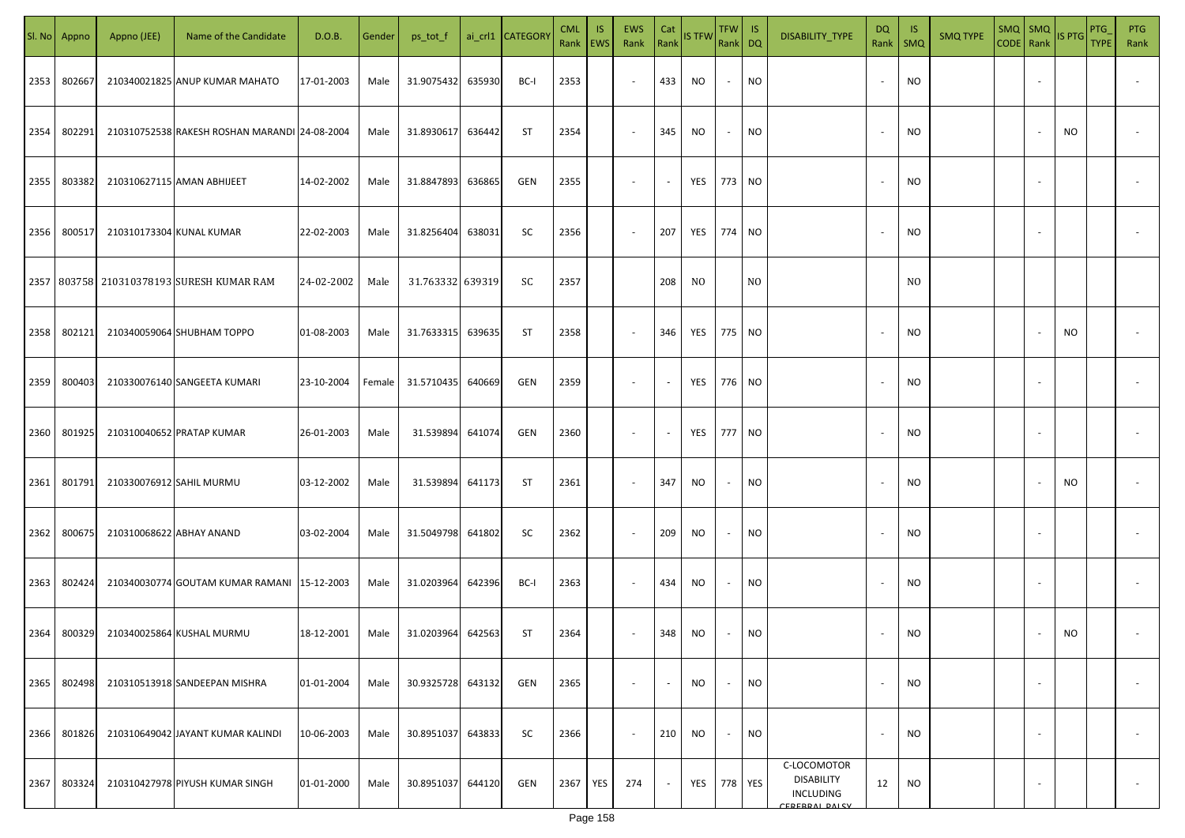| Sl. No | Appno | Appno (JEE) | Name of the Candidate | D.O.B. | Gender | ps_tot_f | ai_crl1 | CATEGORY | CML Rank | IS EWS | EWS Rank | Cat Rank | IS TFW | TFW Rank | IS DQ | DISABILITY_TYPE | DQ Rank | IS SMQ | SMQ TYPE | SMQ CODE | SMQ Rank | IS PTG | PTG_TYPE | PTG Rank |
|---|---|---|---|---|---|---|---|---|---|---|---|---|---|---|---|---|---|---|---|---|---|---|---|---|
| 2353 | 802667 | 210340021825 | ANUP KUMAR MAHATO | 17-01-2003 | Male | 31.9075432 | 635930 | BC-I | 2353 | | - | 433 | NO | - | NO | | - | NO | | | - | | | - |
| 2354 | 802291 | 210310752538 | RAKESH ROSHAN MARANDI | 24-08-2004 | Male | 31.8930617 | 636442 | ST | 2354 | | - | 345 | NO | - | NO | | - | NO | | | - | NO | | - |
| 2355 | 803382 | 210310627115 | AMAN ABHIJEET | 14-02-2002 | Male | 31.8847893 | 636865 | GEN | 2355 | | - | - | YES | 773 | NO | | - | NO | | | - | | | - |
| 2356 | 800517 | 210310173304 | KUNAL KUMAR | 22-02-2003 | Male | 31.8256404 | 638031 | SC | 2356 | | - | 207 | YES | 774 | NO | | - | NO | | | - | | | - |
| 2357 | 803758 | 210310378193 | SURESH KUMAR RAM | 24-02-2002 | Male | 31.763332 | 639319 | SC | 2357 | | | 208 | NO | | NO | | | NO | | | | | | |
| 2358 | 802121 | 210340059064 | SHUBHAM TOPPO | 01-08-2003 | Male | 31.7633315 | 639635 | ST | 2358 | | - | 346 | YES | 775 | NO | | - | NO | | | - | NO | | - |
| 2359 | 800403 | 210330076140 | SANGEETA KUMARI | 23-10-2004 | Female | 31.5710435 | 640669 | GEN | 2359 | | - | - | YES | 776 | NO | | - | NO | | | - | | | - |
| 2360 | 801925 | 210310040652 | PRATAP KUMAR | 26-01-2003 | Male | 31.539894 | 641074 | GEN | 2360 | | - | - | YES | 777 | NO | | - | NO | | | - | | | - |
| 2361 | 801791 | 210330076912 | SAHIL MURMU | 03-12-2002 | Male | 31.539894 | 641173 | ST | 2361 | | - | 347 | NO | - | NO | | - | NO | | | - | NO | | - |
| 2362 | 800675 | 210310068622 | ABHAY ANAND | 03-02-2004 | Male | 31.5049798 | 641802 | SC | 2362 | | - | 209 | NO | - | NO | | - | NO | | | - | | | - |
| 2363 | 802424 | 210340030774 | GOUTAM KUMAR RAMANI | 15-12-2003 | Male | 31.0203964 | 642396 | BC-I | 2363 | | - | 434 | NO | - | NO | | - | NO | | | - | | | - |
| 2364 | 800329 | 210340025864 | KUSHAL MURMU | 18-12-2001 | Male | 31.0203964 | 642563 | ST | 2364 | | - | 348 | NO | - | NO | | - | NO | | | - | NO | | - |
| 2365 | 802498 | 210310513918 | SANDEEPAN MISHRA | 01-01-2004 | Male | 30.9325728 | 643132 | GEN | 2365 | | - | - | NO | - | NO | | - | NO | | | - | | | - |
| 2366 | 801826 | 210310649042 | JAYANT KUMAR KALINDI | 10-06-2003 | Male | 30.8951037 | 643833 | SC | 2366 | | - | 210 | NO | - | NO | | - | NO | | | - | | | - |
| 2367 | 803324 | 210310427978 | PIYUSH KUMAR SINGH | 01-01-2000 | Male | 30.8951037 | 644120 | GEN | 2367 | YES | 274 | - | YES | 778 | YES | C-LOCOMOTOR DISABILITY INCLUDING CEREBRAL PALSY | 12 | NO | | | - | | | - |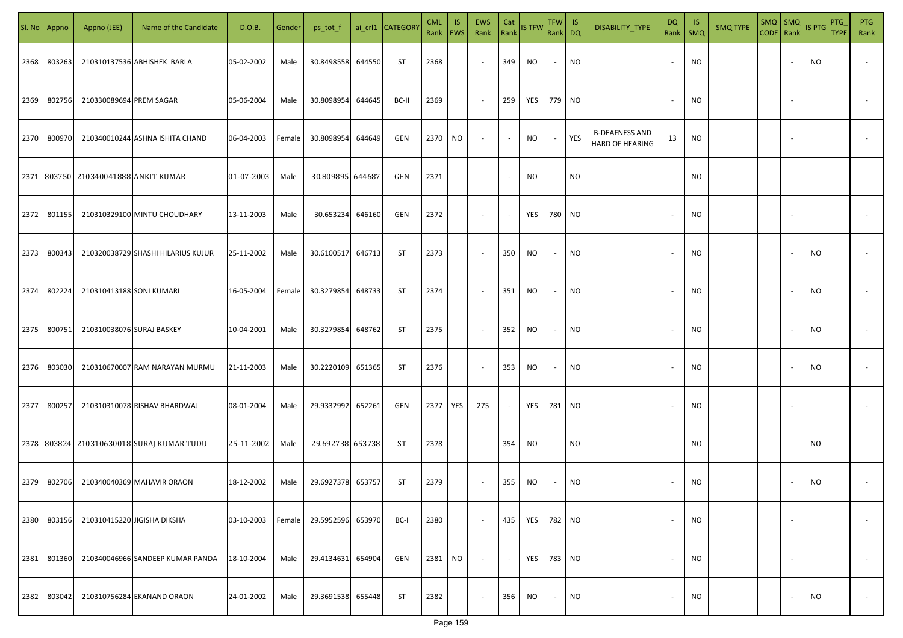| Sl. No | Appno | Appno (JEE) | Name of the Candidate | D.O.B. | Gender | ps_tot_f | ai_crl1 | CATEGORY | CML Rank | IS EWS | EWS Rank | Cat Rank | IS TFW | TFW Rank | IS DQ | DISABILITY_TYPE | DQ Rank | IS SMQ | SMQ TYPE | SMQ CODE | SMQ Rank | IS PTG | PTG_TYPE | PTG Rank |
|---|---|---|---|---|---|---|---|---|---|---|---|---|---|---|---|---|---|---|---|---|---|---|---|---|
| 2368 | 803263 | 210310137536 | ABHISHEK BARLA | 05-02-2002 | Male | 30.8498558 | 644550 | ST | 2368 | | - | 349 | NO | - | NO | | - | NO | | | - | NO | | - |
| 2369 | 802756 | 210330089694 | PREM SAGAR | 05-06-2004 | Male | 30.8098954 | 644645 | BC-II | 2369 | | - | 259 | YES | 779 | NO | | - | NO | | | - | | | - |
| 2370 | 800970 | 210340010244 | ASHNA ISHITA CHAND | 06-04-2003 | Female | 30.8098954 | 644649 | GEN | 2370 | NO | - | - | NO | - | YES | B-DEAFNESS AND HARD OF HEARING | 13 | NO | | | - | | | - |
| 2371 | 803750 | 210340041888 | ANKIT KUMAR | 01-07-2003 | Male | 30.809895 | 644687 | GEN | 2371 | | | - | NO | | NO | | | NO | | | | | | |
| 2372 | 801155 | 210310329100 | MINTU CHOUDHARY | 13-11-2003 | Male | 30.653234 | 646160 | GEN | 2372 | | - | - | YES | 780 | NO | | - | NO | | | - | | | - |
| 2373 | 800343 | 210320038729 | SHASHI HILARIUS KUJUR | 25-11-2002 | Male | 30.6100517 | 646713 | ST | 2373 | | - | 350 | NO | - | NO | | - | NO | | | - | NO | | - |
| 2374 | 802224 | 210310413188 | SONI KUMARI | 16-05-2004 | Female | 30.3279854 | 648733 | ST | 2374 | | - | 351 | NO | - | NO | | - | NO | | | - | NO | | - |
| 2375 | 800751 | 210310038076 | SURAJ BASKEY | 10-04-2001 | Male | 30.3279854 | 648762 | ST | 2375 | | - | 352 | NO | - | NO | | - | NO | | | - | NO | | - |
| 2376 | 803030 | 210310670007 | RAM NARAYAN MURMU | 21-11-2003 | Male | 30.2220109 | 651365 | ST | 2376 | | - | 353 | NO | - | NO | | - | NO | | | - | NO | | - |
| 2377 | 800257 | 210310310078 | RISHAV BHARDWAJ | 08-01-2004 | Male | 29.9332992 | 652261 | GEN | 2377 | YES | 275 | - | YES | 781 | NO | | - | NO | | | - | | | - |
| 2378 | 803824 | 210310630018 | SURAJ KUMAR TUDU | 25-11-2002 | Male | 29.692738 | 653738 | ST | 2378 | | | 354 | NO | | NO | | | NO | | | | NO | | |
| 2379 | 802706 | 210340040369 | MAHAVIR ORAON | 18-12-2002 | Male | 29.6927378 | 653757 | ST | 2379 | | - | 355 | NO | - | NO | | - | NO | | | - | NO | | - |
| 2380 | 803156 | 210310415220 | JIGISHA DIKSHA | 03-10-2003 | Female | 29.5952596 | 653970 | BC-I | 2380 | | - | 435 | YES | 782 | NO | | - | NO | | | - | | | - |
| 2381 | 801360 | 210340046966 | SANDEEP KUMAR PANDA | 18-10-2004 | Male | 29.4134631 | 654904 | GEN | 2381 | NO | - | - | YES | 783 | NO | | - | NO | | | - | | | - |
| 2382 | 803042 | 210310756284 | EKANAND ORAON | 24-01-2002 | Male | 29.3691538 | 655448 | ST | 2382 | | - | 356 | NO | - | NO | | - | NO | | | - | NO | | - |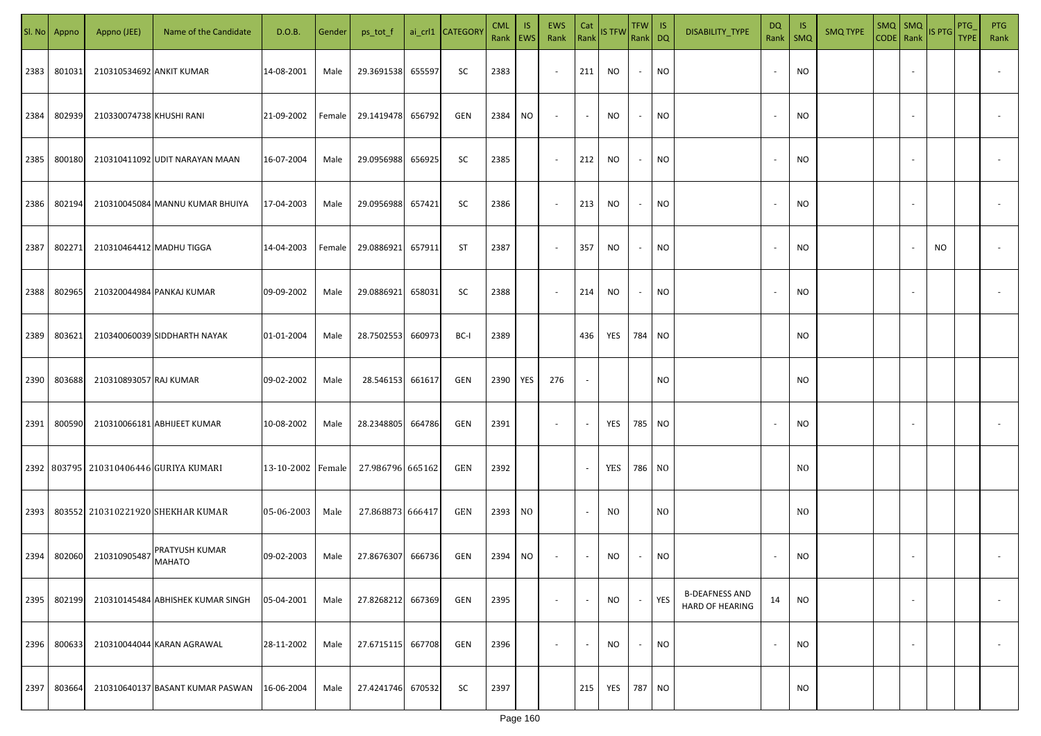| Sl. No | Appno | Appno (JEE) | Name of the Candidate | D.O.B. | Gender | ps_tot_f | ai_crl1 | CATEGORY | CML Rank | IS EWS | EWS Rank | Cat Rank | IS TFW | TFW Rank | IS DQ | DISABILITY_TYPE | DQ Rank | IS SMQ | SMQ TYPE | SMQ CODE | SMQ Rank | IS PTG | PTG_TYPE | PTG Rank |
|---|---|---|---|---|---|---|---|---|---|---|---|---|---|---|---|---|---|---|---|---|---|---|---|---|
| 2383 | 801031 | 210310534692 | ANKIT KUMAR | 14-08-2001 | Male | 29.3691538 | 655597 | SC | 2383 | | - | 211 | NO | - | NO | | - | NO | | | - | | | - |
| 2384 | 802939 | 210330074738 | KHUSHI RANI | 21-09-2002 | Female | 29.1419478 | 656792 | GEN | 2384 | NO | - | - | NO | - | NO | | - | NO | | | - | | | - |
| 2385 | 800180 | 210310411092 | UDIT NARAYAN MAAN | 16-07-2004 | Male | 29.0956988 | 656925 | SC | 2385 | | - | 212 | NO | - | NO | | - | NO | | | - | | | - |
| 2386 | 802194 | 210310045084 | MANNU KUMAR BHUIYA | 17-04-2003 | Male | 29.0956988 | 657421 | SC | 2386 | | - | 213 | NO | - | NO | | - | NO | | | - | | | - |
| 2387 | 802271 | 210310464412 | MADHU TIGGA | 14-04-2003 | Female | 29.0886921 | 657911 | ST | 2387 | | - | 357 | NO | - | NO | | - | NO | | | - | NO | | - |
| 2388 | 802965 | 210320044984 | PANKAJ KUMAR | 09-09-2002 | Male | 29.0886921 | 658031 | SC | 2388 | | - | 214 | NO | - | NO | | - | NO | | | - | | | - |
| 2389 | 803621 | 210340060039 | SIDDHARTH NAYAK | 01-01-2004 | Male | 28.7502553 | 660973 | BC-I | 2389 | | | 436 | YES | 784 | NO | | | NO | | | | | | |
| 2390 | 803688 | 210310893057 | RAJ KUMAR | 09-02-2002 | Male | 28.546153 | 661617 | GEN | 2390 | YES | 276 | - | | | NO | | | NO | | | | | | |
| 2391 | 800590 | 210310066181 | ABHIJEET KUMAR | 10-08-2002 | Male | 28.2348805 | 664786 | GEN | 2391 | | - | - | YES | 785 | NO | | - | NO | | | - | | | - |
| 2392 | 803795 | 210310406446 | GURIYA KUMARI | 13-10-2002 | Female | 27.986796 | 665162 | GEN | 2392 | | | - | YES | 786 | NO | | | NO | | | | | | |
| 2393 | 803552 | 210310221920 | SHEKHAR KUMAR | 05-06-2003 | Male | 27.868873 | 666417 | GEN | 2393 | NO | | - | NO | | NO | | | NO | | | | | | |
| 2394 | 802060 | 210310905487 | PRATYUSH KUMAR MAHATO | 09-02-2003 | Male | 27.8676307 | 666736 | GEN | 2394 | NO | - | - | NO | - | NO | | - | NO | | | - | | | - |
| 2395 | 802199 | 210310145484 | ABHISHEK KUMAR SINGH | 05-04-2001 | Male | 27.8268212 | 667369 | GEN | 2395 | | - | - | NO | - | YES | B-DEAFNESS AND HARD OF HEARING | 14 | NO | | | - | | | - |
| 2396 | 800633 | 210310044044 | KARAN AGRAWAL | 28-11-2002 | Male | 27.6715115 | 667708 | GEN | 2396 | | - | - | NO | - | NO | | - | NO | | | - | | | - |
| 2397 | 803664 | 210310640137 | BASANT KUMAR PASWAN | 16-06-2004 | Male | 27.4241746 | 670532 | SC | 2397 | | | 215 | YES | 787 | NO | | | NO | | | | | | |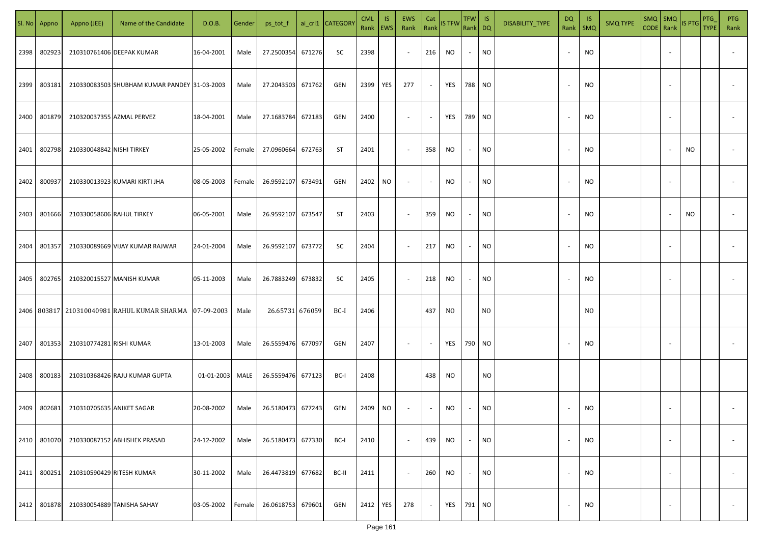| Sl. No | Appno | Appno (JEE) | Name of the Candidate | D.O.B. | Gender | ps_tot_f | ai_crl1 | CATEGORY | CML Rank | IS EWS | EWS Rank | Cat Rank | IS TFW | TFW Rank | IS DQ | DISABILITY_TYPE | DQ Rank | IS SMQ | SMQ TYPE | SMQ CODE | SMQ Rank | IS PTG | PTG_TYPE | PTG Rank |
|---|---|---|---|---|---|---|---|---|---|---|---|---|---|---|---|---|---|---|---|---|---|---|---|---|
| 2398 | 802923 | 210310761406 | DEEPAK KUMAR | 16-04-2001 | Male | 27.2500354 | 671276 | SC | 2398 | | - | 216 | NO | - | NO | | - | NO | | | - | | | - |
| 2399 | 803181 | 210330083503 | SHUBHAM KUMAR PANDEY | 31-03-2003 | Male | 27.2043503 | 671762 | GEN | 2399 | YES | 277 | - | YES | 788 | NO | | - | NO | | | - | | | - |
| 2400 | 801879 | 210320037355 | AZMAL PERVEZ | 18-04-2001 | Male | 27.1683784 | 672183 | GEN | 2400 | | - | - | YES | 789 | NO | | - | NO | | | - | | | - |
| 2401 | 802798 | 210330048842 | NISHI TIRKEY | 25-05-2002 | Female | 27.0960664 | 672763 | ST | 2401 | | - | 358 | NO | - | NO | | - | NO | | | - | NO | | - |
| 2402 | 800937 | 210330013923 | KUMARI KIRTI JHA | 08-05-2003 | Female | 26.9592107 | 673491 | GEN | 2402 | NO | - | - | NO | - | NO | | - | NO | | | - | | | - |
| 2403 | 801666 | 210330058606 | RAHUL TIRKEY | 06-05-2001 | Male | 26.9592107 | 673547 | ST | 2403 | | - | 359 | NO | - | NO | | - | NO | | | - | NO | | - |
| 2404 | 801357 | 210330089669 | VIJAY KUMAR RAJWAR | 24-01-2004 | Male | 26.9592107 | 673772 | SC | 2404 | | - | 217 | NO | - | NO | | - | NO | | | - | | | - |
| 2405 | 802765 | 210320015527 | MANISH KUMAR | 05-11-2003 | Male | 26.7883249 | 673832 | SC | 2405 | | - | 218 | NO | - | NO | | - | NO | | | - | | | - |
| 2406 | 803817 | 210310040981 | RAHUL KUMAR SHARMA | 07-09-2003 | Male | 26.65731 | 676059 | BC-I | 2406 | | | 437 | NO | | NO | | | NO | | | | | | |
| 2407 | 801353 | 210310774281 | RISHI KUMAR | 13-01-2003 | Male | 26.5559476 | 677097 | GEN | 2407 | | - | - | YES | 790 | NO | | - | NO | | | - | | | - |
| 2408 | 800183 | 210310368426 | RAJU KUMAR GUPTA | 01-01-2003 | MALE | 26.5559476 | 677123 | BC-I | 2408 | | | 438 | NO | | NO | | | | | | | | | |
| 2409 | 802681 | 210310705635 | ANIKET SAGAR | 20-08-2002 | Male | 26.5180473 | 677243 | GEN | 2409 | NO | - | - | NO | - | NO | | - | NO | | | - | | | - |
| 2410 | 801070 | 210330087152 | ABHISHEK PRASAD | 24-12-2002 | Male | 26.5180473 | 677330 | BC-I | 2410 | | - | 439 | NO | - | NO | | - | NO | | | - | | | - |
| 2411 | 800251 | 210310590429 | RITESH KUMAR | 30-11-2002 | Male | 26.4473819 | 677682 | BC-II | 2411 | | - | 260 | NO | - | NO | | - | NO | | | - | | | - |
| 2412 | 801878 | 210330054889 | TANISHA SAHAY | 03-05-2002 | Female | 26.0618753 | 679601 | GEN | 2412 | YES | 278 | - | YES | 791 | NO | | - | NO | | | - | | | - |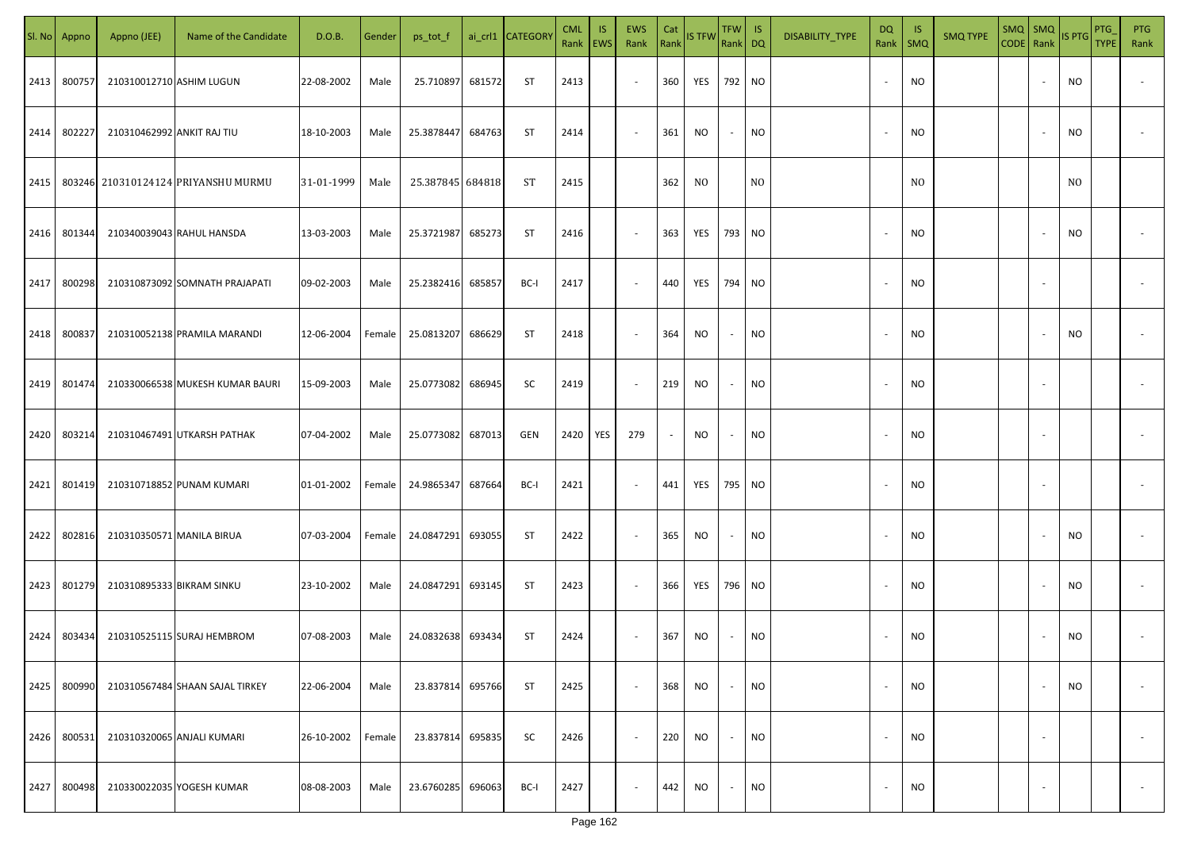| Sl. No | Appno | Appno (JEE) | Name of the Candidate | D.O.B. | Gender | ps_tot_f | ai_crl1 | CATEGORY | CML Rank | IS EWS | EWS Rank | Cat Rank | IS TFW | TFW Rank | IS DQ | DISABILITY_TYPE | DQ Rank | IS SMQ | SMQ TYPE | SMQ CODE | SMQ Rank | IS PTG | PTG_TYPE | PTG Rank |
|---|---|---|---|---|---|---|---|---|---|---|---|---|---|---|---|---|---|---|---|---|---|---|---|---|
| 2413 | 800757 | 210310012710 | ASHIM LUGUN | 22-08-2002 | Male | 25.710897 | 681572 | ST | 2413 | | - | 360 | YES | 792 | NO | | - | NO | | | - | NO | | - |
| 2414 | 802227 | 210310462992 | ANKIT RAJ TIU | 18-10-2003 | Male | 25.3878447 | 684763 | ST | 2414 | | - | 361 | NO | - | NO | | - | NO | | | - | NO | | - |
| 2415 | 803246 | 210310124124 | PRIYANSHU MURMU | 31-01-1999 | Male | 25.387845 | 684818 | ST | 2415 | | | 362 | NO | | NO | | | NO | | | | NO | | |
| 2416 | 801344 | 210340039043 | RAHUL HANSDA | 13-03-2003 | Male | 25.3721987 | 685273 | ST | 2416 | | - | 363 | YES | 793 | NO | | - | NO | | | - | NO | | - |
| 2417 | 800298 | 210310873092 | SOMNATH PRAJAPATI | 09-02-2003 | Male | 25.2382416 | 685857 | BC-I | 2417 | | - | 440 | YES | 794 | NO | | - | NO | | | - | | | - |
| 2418 | 800837 | 210310052138 | PRAMILA MARANDI | 12-06-2004 | Female | 25.0813207 | 686629 | ST | 2418 | | - | 364 | NO | - | NO | | - | NO | | | - | NO | | - |
| 2419 | 801474 | 210330066538 | MUKESH KUMAR BAURI | 15-09-2003 | Male | 25.0773082 | 686945 | SC | 2419 | | - | 219 | NO | - | NO | | - | NO | | | - | | | - |
| 2420 | 803214 | 210310467491 | UTKARSH PATHAK | 07-04-2002 | Male | 25.0773082 | 687013 | GEN | 2420 | YES | 279 | - | NO | - | NO | | - | NO | | | - | | | - |
| 2421 | 801419 | 210310718852 | PUNAM KUMARI | 01-01-2002 | Female | 24.9865347 | 687664 | BC-I | 2421 | | - | 441 | YES | 795 | NO | | - | NO | | | - | | | - |
| 2422 | 802816 | 210310350571 | MANILA BIRUA | 07-03-2004 | Female | 24.0847291 | 693055 | ST | 2422 | | - | 365 | NO | - | NO | | - | NO | | | - | NO | | - |
| 2423 | 801279 | 210310895333 | BIKRAM SINKU | 23-10-2002 | Male | 24.0847291 | 693145 | ST | 2423 | | - | 366 | YES | 796 | NO | | - | NO | | | - | NO | | - |
| 2424 | 803434 | 210310525115 | SURAJ HEMBROM | 07-08-2003 | Male | 24.0832638 | 693434 | ST | 2424 | | - | 367 | NO | - | NO | | - | NO | | | - | NO | | - |
| 2425 | 800990 | 210310567484 | SHAAN SAJAL TIRKEY | 22-06-2004 | Male | 23.837814 | 695766 | ST | 2425 | | - | 368 | NO | - | NO | | - | NO | | | - | NO | | - |
| 2426 | 800531 | 210310320065 | ANJALI KUMARI | 26-10-2002 | Female | 23.837814 | 695835 | SC | 2426 | | - | 220 | NO | - | NO | | - | NO | | | - | | | - |
| 2427 | 800498 | 210330022035 | YOGESH KUMAR | 08-08-2003 | Male | 23.6760285 | 696063 | BC-I | 2427 | | - | 442 | NO | - | NO | | - | NO | | | - | | | - |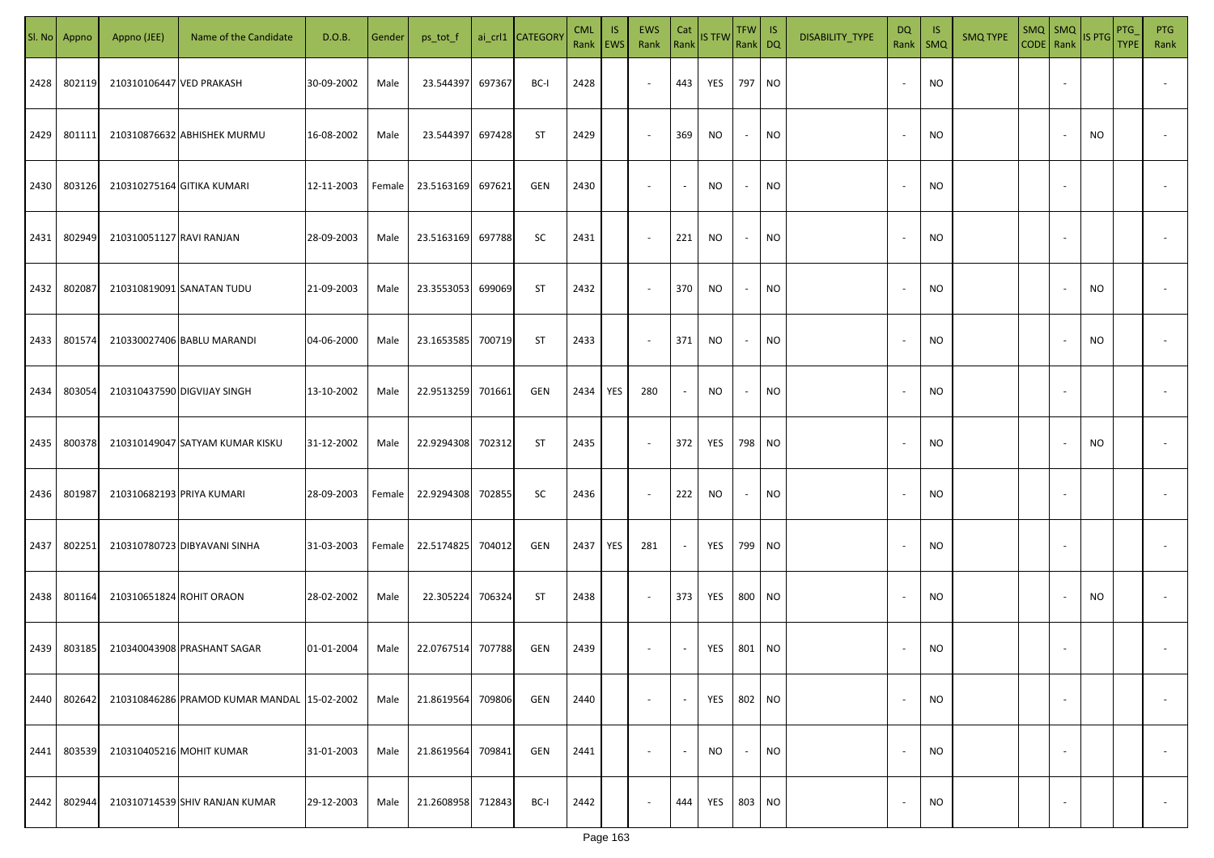| Sl. No | Appno | Appno (JEE) | Name of the Candidate | D.O.B. | Gender | ps_tot_f | ai_crl1 | CATEGORY | CML Rank | IS EWS | EWS Rank | Cat Rank | IS TFW | TFW Rank | IS DQ | DISABILITY_TYPE | DQ Rank | IS SMQ | SMQ TYPE | SMQ CODE | SMQ Rank | IS PTG | PTG_TYPE | PTG Rank |
|---|---|---|---|---|---|---|---|---|---|---|---|---|---|---|---|---|---|---|---|---|---|---|---|---|
| 2428 | 802119 | 210310106447 | VED PRAKASH | 30-09-2002 | Male | 23.544397 | 697367 | BC-I | 2428 | | - | 443 | YES | 797 | NO | | - | NO | | | - | | | - |
| 2429 | 801111 | 210310876632 | ABHISHEK MURMU | 16-08-2002 | Male | 23.544397 | 697428 | ST | 2429 | | - | 369 | NO | - | NO | | - | NO | | | - | NO | | - |
| 2430 | 803126 | 210310275164 | GITIKA KUMARI | 12-11-2003 | Female | 23.5163169 | 697621 | GEN | 2430 | | - | - | NO | - | NO | | - | NO | | | - | | | - |
| 2431 | 802949 | 210310051127 | RAVI RANJAN | 28-09-2003 | Male | 23.5163169 | 697788 | SC | 2431 | | - | 221 | NO | - | NO | | - | NO | | | - | | | - |
| 2432 | 802087 | 210310819091 | SANATAN TUDU | 21-09-2003 | Male | 23.3553053 | 699069 | ST | 2432 | | - | 370 | NO | - | NO | | - | NO | | | - | NO | | - |
| 2433 | 801574 | 210330027406 | BABLU MARANDI | 04-06-2000 | Male | 23.1653585 | 700719 | ST | 2433 | | - | 371 | NO | - | NO | | - | NO | | | - | NO | | - |
| 2434 | 803054 | 210310437590 | DIGVIJAY SINGH | 13-10-2002 | Male | 22.9513259 | 701661 | GEN | 2434 | YES | 280 | - | NO | - | NO | | - | NO | | | - | | | - |
| 2435 | 800378 | 210310149047 | SATYAM KUMAR KISKU | 31-12-2002 | Male | 22.9294308 | 702312 | ST | 2435 | | - | 372 | YES | 798 | NO | | - | NO | | | - | NO | | - |
| 2436 | 801987 | 210310682193 | PRIYA KUMARI | 28-09-2003 | Female | 22.9294308 | 702855 | SC | 2436 | | - | 222 | NO | - | NO | | - | NO | | | - | | | - |
| 2437 | 802251 | 210310780723 | DIBYAVANI SINHA | 31-03-2003 | Female | 22.5174825 | 704012 | GEN | 2437 | YES | 281 | - | YES | 799 | NO | | - | NO | | | - | | | - |
| 2438 | 801164 | 210310651824 | ROHIT ORAON | 28-02-2002 | Male | 22.305224 | 706324 | ST | 2438 | | - | 373 | YES | 800 | NO | | - | NO | | | - | NO | | - |
| 2439 | 803185 | 210340043908 | PRASHANT SAGAR | 01-01-2004 | Male | 22.0767514 | 707788 | GEN | 2439 | | - | - | YES | 801 | NO | | - | NO | | | - | | | - |
| 2440 | 802642 | 210310846286 | PRAMOD KUMAR MANDAL | 15-02-2002 | Male | 21.8619564 | 709806 | GEN | 2440 | | - | - | YES | 802 | NO | | - | NO | | | - | | | - |
| 2441 | 803539 | 210310405216 | MOHIT KUMAR | 31-01-2003 | Male | 21.8619564 | 709841 | GEN | 2441 | | - | - | NO | - | NO | | - | NO | | | - | | | - |
| 2442 | 802944 | 210310714539 | SHIV RANJAN KUMAR | 29-12-2003 | Male | 21.2608958 | 712843 | BC-I | 2442 | | - | 444 | YES | 803 | NO | | - | NO | | | - | | | - |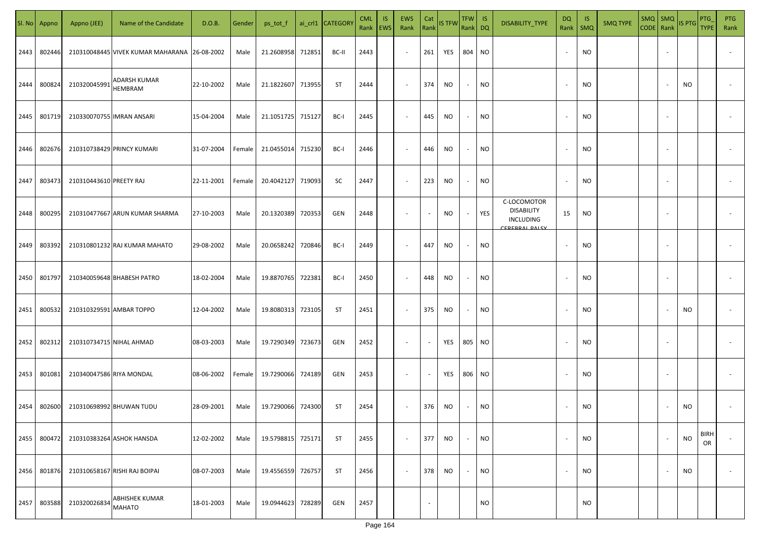| Sl. No | Appno | Appno (JEE) | Name of the Candidate | D.O.B. | Gender | ps_tot_f | ai_crl1 | CATEGORY | CML Rank | IS EWS | EWS Rank | Cat Rank | IS TFW | TFW Rank | IS DQ | DISABILITY_TYPE | DQ Rank | IS SMQ | SMQ TYPE | SMQ CODE | SMQ Rank | IS PTG | PTG_TYPE | PTG Rank |
|---|---|---|---|---|---|---|---|---|---|---|---|---|---|---|---|---|---|---|---|---|---|---|---|---|
| 2443 | 802446 | 210310048445 | VIVEK KUMAR MAHARANA | 26-08-2002 | Male | 21.2608958 | 712851 | BC-II | 2443 | | - | 261 | YES | 804 | NO | | - | NO | | | - | | | - |
| 2444 | 800824 | 210320045991 | ADARSH KUMAR HEMBRAM | 22-10-2002 | Male | 21.1822607 | 713955 | ST | 2444 | | - | 374 | NO | - | NO | | - | NO | | | - | NO | | - |
| 2445 | 801719 | 210330070755 | IMRAN ANSARI | 15-04-2004 | Male | 21.1051725 | 715127 | BC-I | 2445 | | - | 445 | NO | - | NO | | - | NO | | | - | | | - |
| 2446 | 802676 | 210310738429 | PRINCY KUMARI | 31-07-2004 | Female | 21.0455014 | 715230 | BC-I | 2446 | | - | 446 | NO | - | NO | | - | NO | | | - | | | - |
| 2447 | 803473 | 210310443610 | PREETY RAJ | 22-11-2001 | Female | 20.4042127 | 719093 | SC | 2447 | | - | 223 | NO | - | NO | | - | NO | | | - | | | - |
| 2448 | 800295 | 210310477667 | ARUN KUMAR SHARMA | 27-10-2003 | Male | 20.1320389 | 720353 | GEN | 2448 | | - | - | NO | - | YES | C-LOCOMOTOR DISABILITY INCLUDING CEREBRAL PALSY | 15 | NO | | | - | | | - |
| 2449 | 803392 | 210310801232 | RAJ KUMAR MAHATO | 29-08-2002 | Male | 20.0658242 | 720846 | BC-I | 2449 | | - | 447 | NO | - | NO | | - | NO | | | - | | | - |
| 2450 | 801797 | 210340059648 | BHABESH PATRO | 18-02-2004 | Male | 19.8870765 | 722381 | BC-I | 2450 | | - | 448 | NO | - | NO | | - | NO | | | - | | | - |
| 2451 | 800532 | 210310329591 | AMBAR TOPPO | 12-04-2002 | Male | 19.8080313 | 723105 | ST | 2451 | | - | 375 | NO | - | NO | | - | NO | | | - | NO | | - |
| 2452 | 802312 | 210310734715 | NIHAL AHMAD | 08-03-2003 | Male | 19.7290349 | 723673 | GEN | 2452 | | - | - | YES | 805 | NO | | - | NO | | | - | | | - |
| 2453 | 801081 | 210340047586 | RIYA MONDAL | 08-06-2002 | Female | 19.7290066 | 724189 | GEN | 2453 | | - | - | YES | 806 | NO | | - | NO | | | - | | | - |
| 2454 | 802600 | 210310698992 | BHUWAN TUDU | 28-09-2001 | Male | 19.7290066 | 724300 | ST | 2454 | | - | 376 | NO | - | NO | | - | NO | | | - | NO | | - |
| 2455 | 800472 | 210310383264 | ASHOK HANSDA | 12-02-2002 | Male | 19.5798815 | 725171 | ST | 2455 | | - | 377 | NO | - | NO | | - | NO | | | - | NO | BIRHOR | - |
| 2456 | 801876 | 210310658167 | RISHI RAJ BOIPAI | 08-07-2003 | Male | 19.4556559 | 726757 | ST | 2456 | | - | 378 | NO | - | NO | | - | NO | | | - | NO | | - |
| 2457 | 803588 | 210320026834 | ABHISHEK KUMAR MAHATO | 18-01-2003 | Male | 19.0944623 | 728289 | GEN | 2457 | | | - | | | NO | | | NO | | | | | | |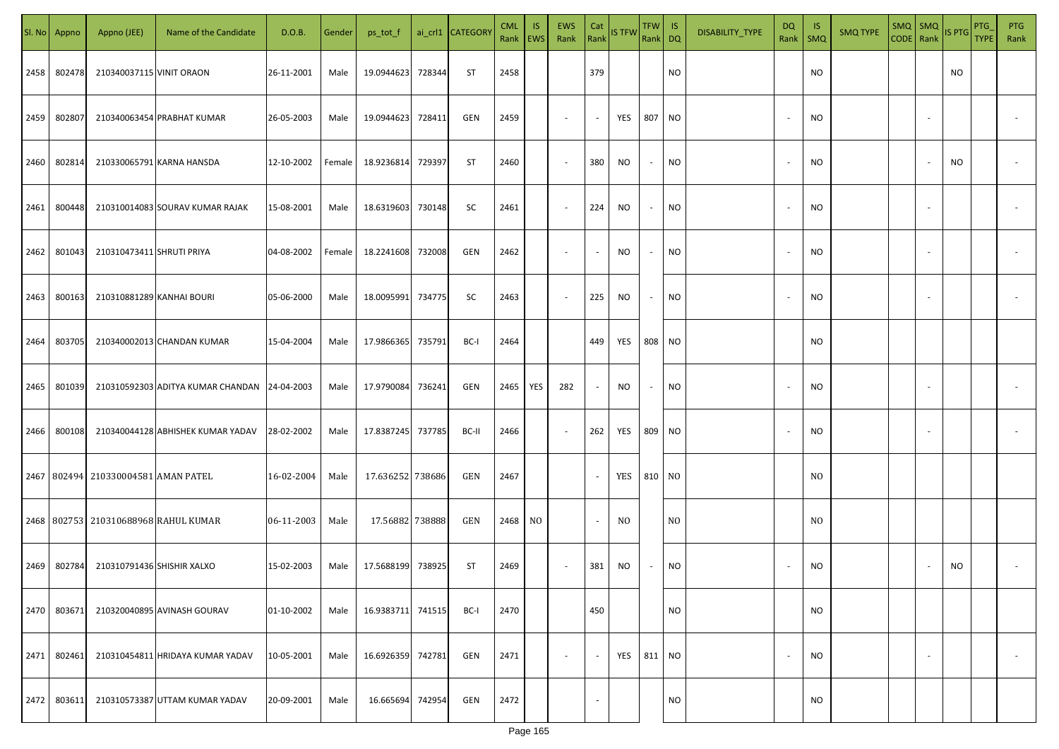| Sl. No | Appno | Appno (JEE) | Name of the Candidate | D.O.B. | Gender | ps_tot_f | ai_crl1 | CATEGORY | CML Rank | IS EWS | EWS Rank | Cat Rank | IS TFW | TFW Rank | IS DQ | DISABILITY_TYPE | DQ Rank | IS SMQ | SMQ TYPE | SMQ CODE | SMQ Rank | IS PTG | PTG_TYPE | PTG Rank |
|---|---|---|---|---|---|---|---|---|---|---|---|---|---|---|---|---|---|---|---|---|---|---|---|---|
| 2458 | 802478 | 210340037115 | VINIT ORAON | 26-11-2001 | Male | 19.0944623 | 728344 | ST | 2458 | | | 379 | | | NO | | | NO | | | | NO | | |
| 2459 | 802807 | 210340063454 | PRABHAT KUMAR | 26-05-2003 | Male | 19.0944623 | 728411 | GEN | 2459 | | - | - | YES | 807 | NO | | - | NO | | | - | | | - |
| 2460 | 802814 | 210330065791 | KARNA HANSDA | 12-10-2002 | Female | 18.9236814 | 729397 | ST | 2460 | | - | 380 | NO | - | NO | | - | NO | | | - | NO | | - |
| 2461 | 800448 | 210310014083 | SOURAV KUMAR RAJAK | 15-08-2001 | Male | 18.6319603 | 730148 | SC | 2461 | | - | 224 | NO | - | NO | | - | NO | | | - | | | - |
| 2462 | 801043 | 210310473411 | SHRUTI PRIYA | 04-08-2002 | Female | 18.2241608 | 732008 | GEN | 2462 | | - | - | NO | - | NO | | - | NO | | | - | | | - |
| 2463 | 800163 | 210310881289 | KANHAI BOURI | 05-06-2000 | Male | 18.0095991 | 734775 | SC | 2463 | | - | 225 | NO | - | NO | | - | NO | | | - | | | - |
| 2464 | 803705 | 210340002013 | CHANDAN KUMAR | 15-04-2004 | Male | 17.9866365 | 735791 | BC-I | 2464 | | | 449 | YES | 808 | NO | | | NO | | | | | | |
| 2465 | 801039 | 210310592303 | ADITYA KUMAR CHANDAN | 24-04-2003 | Male | 17.9790084 | 736241 | GEN | 2465 | YES | 282 | - | NO | - | NO | | - | NO | | | - | | | - |
| 2466 | 800108 | 210340044128 | ABHISHEK KUMAR YADAV | 28-02-2002 | Male | 17.8387245 | 737785 | BC-II | 2466 | | - | 262 | YES | 809 | NO | | - | NO | | | - | | | - |
| 2467 | 802494 | 210330004581 | AMAN PATEL | 16-02-2004 | Male | 17.636252 | 738686 | GEN | 2467 | | | - | YES | 810 | NO | | | NO | | | | | | |
| 2468 | 802753 | 210310688968 | RAHUL KUMAR | 06-11-2003 | Male | 17.56882 | 738888 | GEN | 2468 | NO | | - | NO | | NO | | | NO | | | | | | |
| 2469 | 802784 | 210310791436 | SHISHIR XALXO | 15-02-2003 | Male | 17.5688199 | 738925 | ST | 2469 | | - | 381 | NO | - | NO | | - | NO | | | - | NO | | - |
| 2470 | 803671 | 210320040895 | AVINASH GOURAV | 01-10-2002 | Male | 16.9383711 | 741515 | BC-I | 2470 | | | 450 | | | NO | | | NO | | | | | | |
| 2471 | 802461 | 210310454811 | HRIDAYA KUMAR YADAV | 10-05-2001 | Male | 16.6926359 | 742781 | GEN | 2471 | | - | - | YES | 811 | NO | | - | NO | | | - | | | - |
| 2472 | 803611 | 210310573387 | UTTAM KUMAR YADAV | 20-09-2001 | Male | 16.665694 | 742954 | GEN | 2472 | | | - | | | NO | | | NO | | | | | | |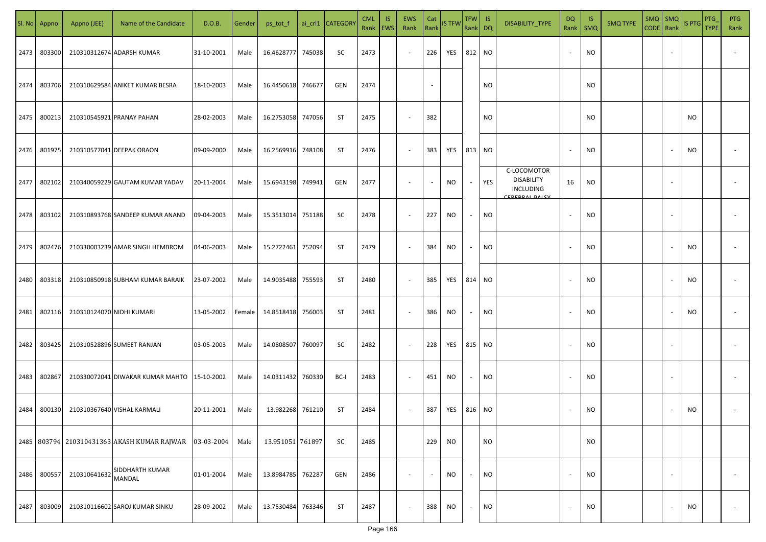| Sl. No | Appno | Appno (JEE) | Name of the Candidate | D.O.B. | Gender | ps_tot_f | ai_crl1 | CATEGORY | CML Rank | IS EWS | EWS Rank | Cat Rank | IS TFW | TFW Rank | IS DQ | DISABILITY_TYPE | DQ Rank | IS SMQ | SMQ TYPE | SMQ CODE | SMQ Rank | IS PTG | PTG_TYPE | PTG Rank |
|---|---|---|---|---|---|---|---|---|---|---|---|---|---|---|---|---|---|---|---|---|---|---|---|---|
| 2473 | 803300 | 210310312674 | ADARSH KUMAR | 31-10-2001 | Male | 16.4628777 | 745038 | SC | 2473 | | - | 226 | YES | 812 | NO | | - | NO | | | - | | | - |
| 2474 | 803706 | 210310629584 | ANIKET KUMAR BESRA | 18-10-2003 | Male | 16.4450618 | 746677 | GEN | 2474 | | | - | | | NO | | | NO | | | | | | |
| 2475 | 800213 | 210310545921 | PRANAY PAHAN | 28-02-2003 | Male | 16.2753058 | 747056 | ST | 2475 | | - | 382 | | | NO | | | NO | | | | NO | | |
| 2476 | 801975 | 210310577041 | DEEPAK ORAON | 09-09-2000 | Male | 16.2569916 | 748108 | ST | 2476 | | - | 383 | YES | 813 | NO | | - | NO | | | - | NO | | - |
| 2477 | 802102 | 210340059229 | GAUTAM KUMAR YADAV | 20-11-2004 | Male | 15.6943198 | 749941 | GEN | 2477 | | - | - | NO | - | YES | C-LOCOMOTOR DISABILITY INCLUDING CEREBRAL PALSY | 16 | NO | | | - | | | - |
| 2478 | 803102 | 210310893768 | SANDEEP KUMAR ANAND | 09-04-2003 | Male | 15.3513014 | 751188 | SC | 2478 | | - | 227 | NO | - | NO | | - | NO | | | - | | | - |
| 2479 | 802476 | 210330003239 | AMAR SINGH HEMBROM | 04-06-2003 | Male | 15.2722461 | 752094 | ST | 2479 | | - | 384 | NO | - | NO | | - | NO | | | - | NO | | - |
| 2480 | 803318 | 210310850918 | SUBHAM KUMAR BARAIK | 23-07-2002 | Male | 14.9035488 | 755593 | ST | 2480 | | - | 385 | YES | 814 | NO | | - | NO | | | - | NO | | - |
| 2481 | 802116 | 210310124070 | NIDHI KUMARI | 13-05-2002 | Female | 14.8518418 | 756003 | ST | 2481 | | - | 386 | NO | - | NO | | - | NO | | | - | NO | | - |
| 2482 | 803425 | 210310528896 | SUMEET RANJAN | 03-05-2003 | Male | 14.0808507 | 760097 | SC | 2482 | | - | 228 | YES | 815 | NO | | - | NO | | | - | | | - |
| 2483 | 802867 | 210330072041 | DIWAKAR KUMAR MAHTO | 15-10-2002 | Male | 14.0311432 | 760330 | BC-I | 2483 | | - | 451 | NO | - | NO | | - | NO | | | - | | | - |
| 2484 | 800130 | 210310367640 | VISHAL KARMALI | 20-11-2001 | Male | 13.982268 | 761210 | ST | 2484 | | - | 387 | YES | 816 | NO | | - | NO | | | - | NO | | - |
| 2485 | 803794 | 210310431363 | AKASH KUMAR RAJWAR | 03-03-2004 | Male | 13.951051 | 761897 | SC | 2485 | | | 229 | NO | | NO | | | NO | | | | | | |
| 2486 | 800557 | 210310641632 | SIDDHARTH KUMAR MANDAL | 01-01-2004 | Male | 13.8984785 | 762287 | GEN | 2486 | | - | - | NO | - | NO | | - | NO | | | - | | | - |
| 2487 | 803009 | 210310116602 | SAROJ KUMAR SINKU | 28-09-2002 | Male | 13.7530484 | 763346 | ST | 2487 | | - | 388 | NO | - | NO | | - | NO | | | - | NO | | - |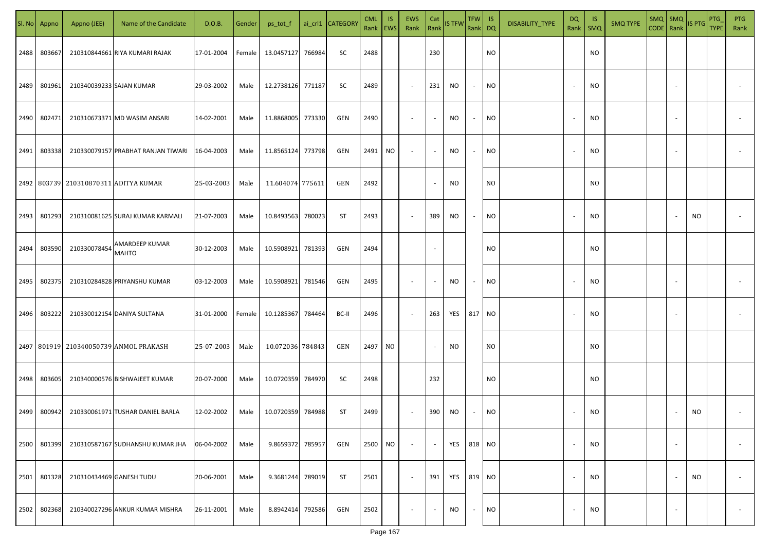| Sl. No | Appno | Appno (JEE) | Name of the Candidate | D.O.B. | Gender | ps_tot_f | ai_crl1 | CATEGORY | CML Rank | IS EWS | EWS Rank | Cat Rank | IS TFW | TFW Rank | IS DQ | DISABILITY_TYPE | DQ Rank | IS SMQ | SMQ TYPE | SMQ CODE | SMQ Rank | IS PTG | PTG_TYPE | PTG Rank |
|---|---|---|---|---|---|---|---|---|---|---|---|---|---|---|---|---|---|---|---|---|---|---|---|---|
| 2488 | 803667 | 210310844661 | RIYA KUMARI RAJAK | 17-01-2004 | Female | 13.0457127 | 766984 | SC | 2488 | | | 230 | | | NO | | | NO | | | | | | |
| 2489 | 801961 | 210340039233 | SAJAN KUMAR | 29-03-2002 | Male | 12.2738126 | 771187 | SC | 2489 | | - | 231 | NO | - | NO | | - | NO | | | - | | | - |
| 2490 | 802471 | 210310673371 | MD WASIM ANSARI | 14-02-2001 | Male | 11.8868005 | 773330 | GEN | 2490 | | - | - | NO | - | NO | | - | NO | | | - | | | - |
| 2491 | 803338 | 210330079157 | PRABHAT RANJAN TIWARI | 16-04-2003 | Male | 11.8565124 | 773798 | GEN | 2491 | NO | - | - | NO | - | NO | | - | NO | | | - | | | - |
| 2492 | 803739 | 210310870311 | ADITYA KUMAR | 25-03-2003 | Male | 11.604074 | 775611 | GEN | 2492 | | | - | NO | | NO | | | NO | | | | | | |
| 2493 | 801293 | 210310081625 | SURAJ KUMAR KARMALI | 21-07-2003 | Male | 10.8493563 | 780023 | ST | 2493 | | - | 389 | NO | - | NO | | - | NO | | | - | NO | | - |
| 2494 | 803590 | 210330078454 | AMARDEEP KUMAR MAHTO | 30-12-2003 | Male | 10.5908921 | 781393 | GEN | 2494 | | | - | | | NO | | | NO | | | | | | |
| 2495 | 802375 | 210310284828 | PRIYANSHU KUMAR | 03-12-2003 | Male | 10.5908921 | 781546 | GEN | 2495 | | - | - | NO | - | NO | | - | NO | | | - | | | - |
| 2496 | 803222 | 210330012154 | DANIYA SULTANA | 31-01-2000 | Female | 10.1285367 | 784464 | BC-II | 2496 | | - | 263 | YES | 817 | NO | | - | NO | | | - | | | - |
| 2497 | 801919 | 210340050739 | ANMOL PRAKASH | 25-07-2003 | Male | 10.072036 | 784843 | GEN | 2497 | NO | | - | NO | | NO | | | NO | | | | | | |
| 2498 | 803605 | 210340000576 | BISHWAJEET KUMAR | 20-07-2000 | Male | 10.0720359 | 784970 | SC | 2498 | | | 232 | | | NO | | | NO | | | | | | |
| 2499 | 800942 | 210330061971 | TUSHAR DANIEL BARLA | 12-02-2002 | Male | 10.0720359 | 784988 | ST | 2499 | | - | 390 | NO | - | NO | | - | NO | | | - | NO | | - |
| 2500 | 801399 | 210310587167 | SUDHANSHU KUMAR JHA | 06-04-2002 | Male | 9.8659372 | 785957 | GEN | 2500 | NO | - | - | YES | 818 | NO | | - | NO | | | - | | | - |
| 2501 | 801328 | 210310434469 | GANESH TUDU | 20-06-2001 | Male | 9.3681244 | 789019 | ST | 2501 | | - | 391 | YES | 819 | NO | | - | NO | | | - | NO | | - |
| 2502 | 802368 | 210340027296 | ANKUR KUMAR MISHRA | 26-11-2001 | Male | 8.8942414 | 792586 | GEN | 2502 | | - | - | NO | - | NO | | - | NO | | | - | | | - |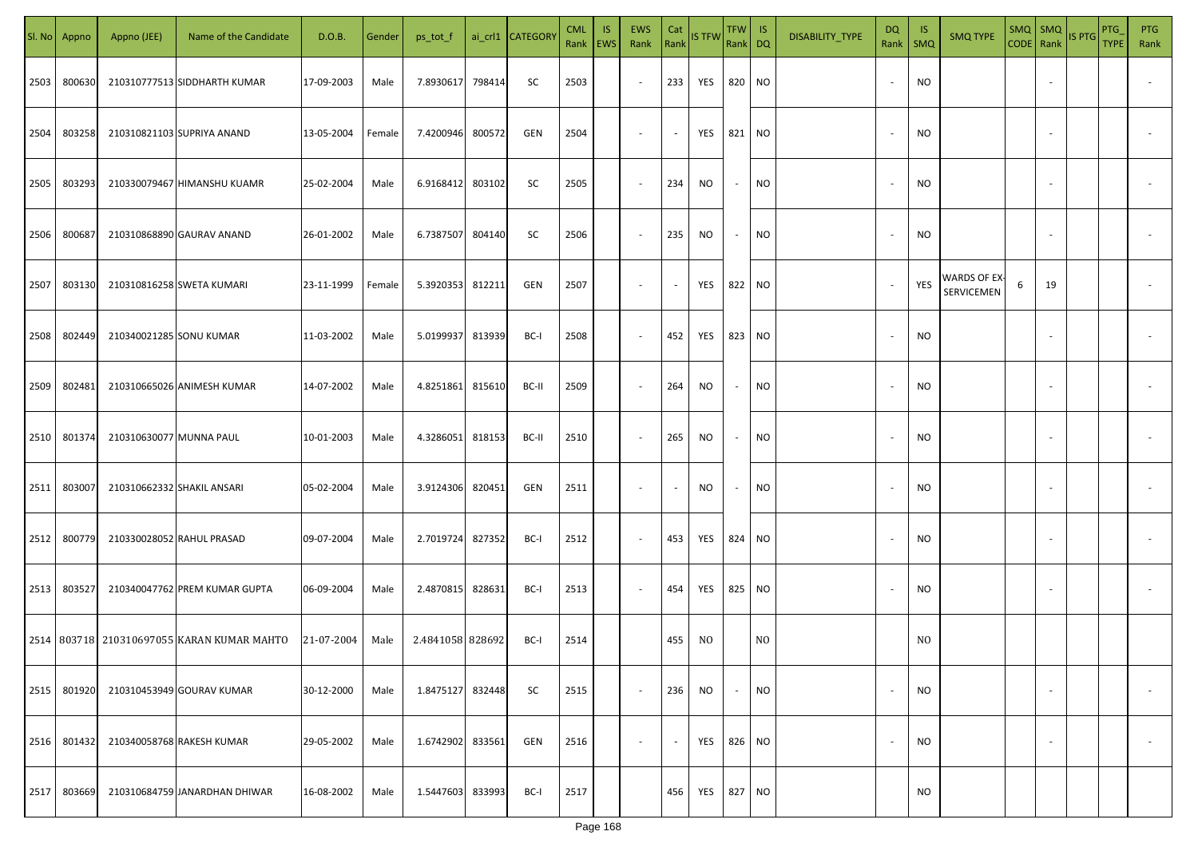| Sl. No | Appno | Appno (JEE) | Name of the Candidate | D.O.B. | Gender | ps_tot_f | ai_crl1 | CATEGORY | CML Rank | IS EWS | EWS Rank | Cat Rank | IS TFW | TFW Rank | IS DQ | DISABILITY_TYPE | DQ Rank | IS SMQ | SMQ TYPE | SMQ CODE | SMQ Rank | IS PTG | PTG_TYPE | PTG Rank |
|---|---|---|---|---|---|---|---|---|---|---|---|---|---|---|---|---|---|---|---|---|---|---|---|---|
| 2503 | 800630 | 210310777513 | SIDDHARTH KUMAR | 17-09-2003 | Male | 7.8930617 | 798414 | SC | 2503 | | - | 233 | YES | 820 | NO | | - | NO | | | - | | | - |
| 2504 | 803258 | 210310821103 | SUPRIYA ANAND | 13-05-2004 | Female | 7.4200946 | 800572 | GEN | 2504 | | - | - | YES | 821 | NO | | - | NO | | | - | | | - |
| 2505 | 803293 | 210330079467 | HIMANSHU KUAMR | 25-02-2004 | Male | 6.9168412 | 803102 | SC | 2505 | | - | 234 | NO | - | NO | | - | NO | | | - | | | - |
| 2506 | 800687 | 210310868890 | GAURAV ANAND | 26-01-2002 | Male | 6.7387507 | 804140 | SC | 2506 | | - | 235 | NO | - | NO | | - | NO | | | - | | | - |
| 2507 | 803130 | 210310816258 | SWETA KUMARI | 23-11-1999 | Female | 5.3920353 | 812211 | GEN | 2507 | | - | - | YES | 822 | NO | | - | YES | WARDS OF EX-SERVICEMEN | 6 | 19 | | | - |
| 2508 | 802449 | 210340021285 | SONU KUMAR | 11-03-2002 | Male | 5.0199937 | 813939 | BC-I | 2508 | | - | 452 | YES | 823 | NO | | - | NO | | | - | | | - |
| 2509 | 802481 | 210310665026 | ANIMESH KUMAR | 14-07-2002 | Male | 4.8251861 | 815610 | BC-II | 2509 | | - | 264 | NO | - | NO | | - | NO | | | - | | | - |
| 2510 | 801374 | 210310630077 | MUNNA PAUL | 10-01-2003 | Male | 4.3286051 | 818153 | BC-II | 2510 | | - | 265 | NO | - | NO | | - | NO | | | - | | | - |
| 2511 | 803007 | 210310662332 | SHAKIL ANSARI | 05-02-2004 | Male | 3.9124306 | 820451 | GEN | 2511 | | - | - | NO | - | NO | | - | NO | | | - | | | - |
| 2512 | 800779 | 210330028052 | RAHUL PRASAD | 09-07-2004 | Male | 2.7019724 | 827352 | BC-I | 2512 | | - | 453 | YES | 824 | NO | | - | NO | | | - | | | - |
| 2513 | 803527 | 210340047762 | PREM KUMAR GUPTA | 06-09-2004 | Male | 2.4870815 | 828631 | BC-I | 2513 | | - | 454 | YES | 825 | NO | | - | NO | | | - | | | - |
| 2514 | 803718 | 210310697055 | KARAN KUMAR MAHTO | 21-07-2004 | Male | 2.4841058 | 828692 | BC-I | 2514 | | | 455 | NO | | NO | | | NO | | | | | | |
| 2515 | 801920 | 210310453949 | GOURAV KUMAR | 30-12-2000 | Male | 1.8475127 | 832448 | SC | 2515 | | - | 236 | NO | - | NO | | - | NO | | | - | | | - |
| 2516 | 801432 | 210340058768 | RAKESH KUMAR | 29-05-2002 | Male | 1.6742902 | 833561 | GEN | 2516 | | - | - | YES | 826 | NO | | - | NO | | | - | | | - |
| 2517 | 803669 | 210310684759 | JANARDHAN DHIWAR | 16-08-2002 | Male | 1.5447603 | 833993 | BC-I | 2517 | | | 456 | YES | 827 | NO | | | NO | | | | | | |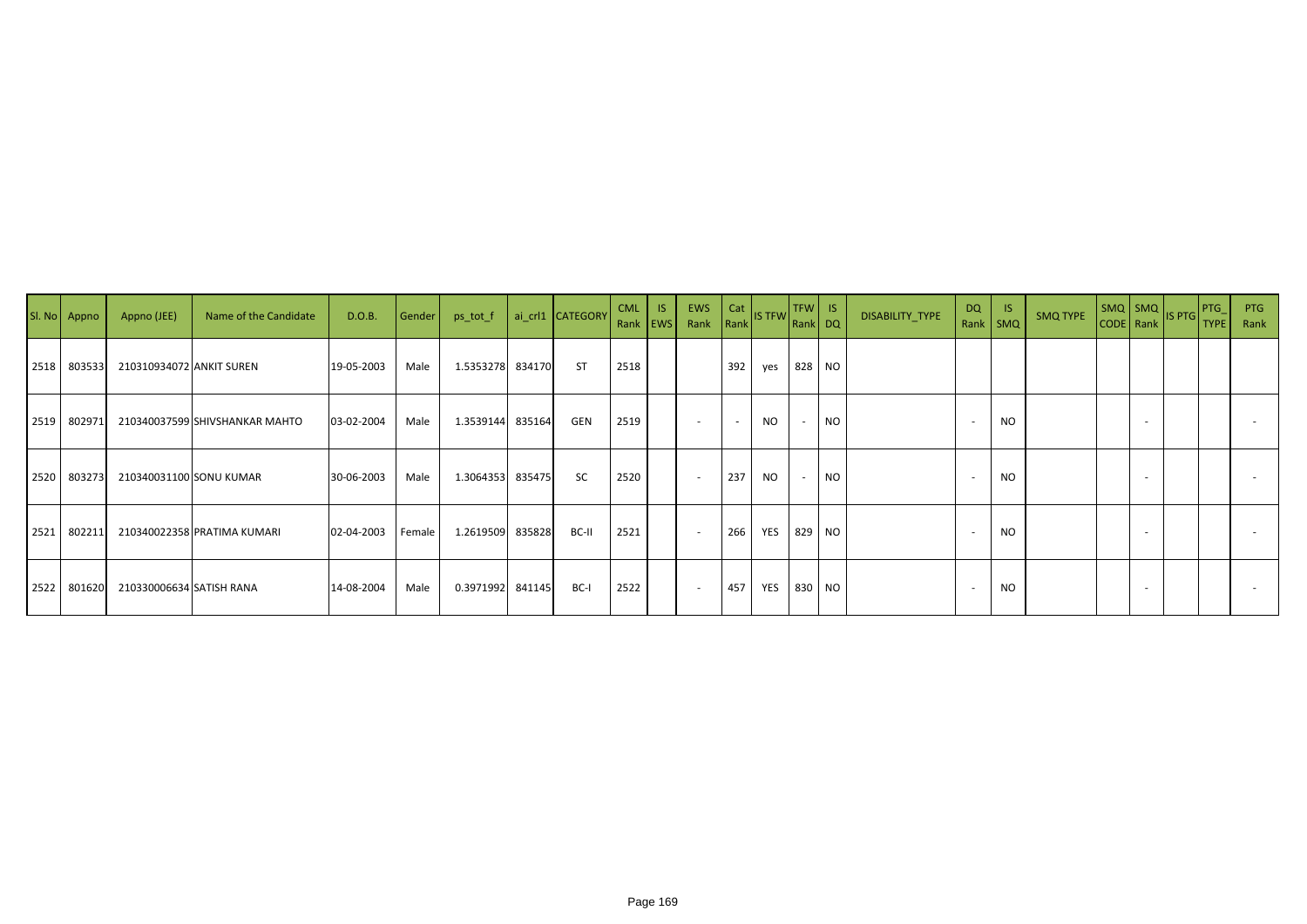| Sl. No | Appno | Appno (JEE) | Name of the Candidate | D.O.B. | Gender | ps_tot_f | ai_crl1 | CATEGORY | CML Rank | IS EWS | EWS Rank | Cat Rank | IS TFW | TFW Rank | IS DQ | DISABILITY_TYPE | DQ Rank | IS SMQ | SMQ TYPE | SMQ CODE | SMQ Rank | IS PTG | PTG_TYPE | PTG Rank |
|---|---|---|---|---|---|---|---|---|---|---|---|---|---|---|---|---|---|---|---|---|---|---|---|---|
| 2518 | 803533 | 210310934072 | ANKIT SUREN | 19-05-2003 | Male | 1.5353278 | 834170 | ST | 2518 | | | 392 | yes | 828 | NO | | | | | | | | | |
| 2519 | 802971 | 210340037599 | SHIVSHANKAR MAHTO | 03-02-2004 | Male | 1.3539144 | 835164 | GEN | 2519 | | - | - | NO | - | NO | | - | NO | | | - | | | - |
| 2520 | 803273 | 210340031100 | SONU KUMAR | 30-06-2003 | Male | 1.3064353 | 835475 | SC | 2520 | | - | 237 | NO | - | NO | | - | NO | | | - | | | - |
| 2521 | 802211 | 210340022358 | PRATIMA KUMARI | 02-04-2003 | Female | 1.2619509 | 835828 | BC-II | 2521 | | - | 266 | YES | 829 | NO | | - | NO | | | - | | | - |
| 2522 | 801620 | 210330006634 | SATISH RANA | 14-08-2004 | Male | 0.3971992 | 841145 | BC-I | 2522 | | - | 457 | YES | 830 | NO | | - | NO | | | - | | | - |